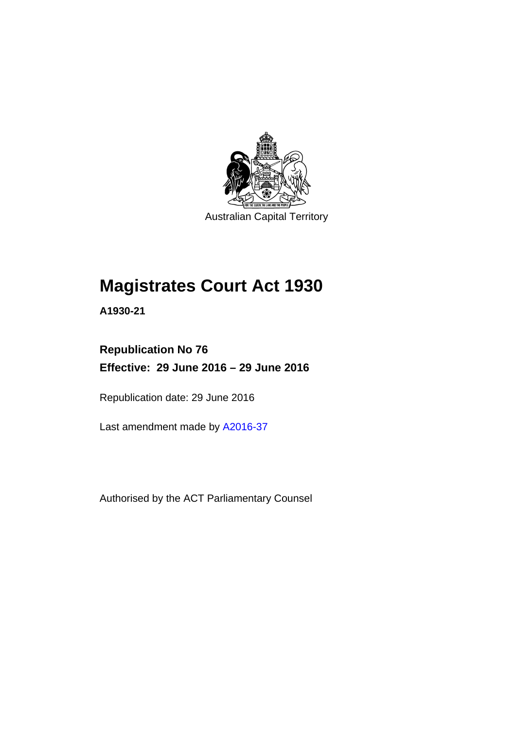Australian Capital Territory

# Magistrates Court Act 1930

**A1930-21**

**Republication No 76**

**Effective: 29 June 2016 – 29 June 2016**

Republication date: 29 June 2016

Last amendment made by A2016-37

Authorised by the ACT Parliamentary Counsel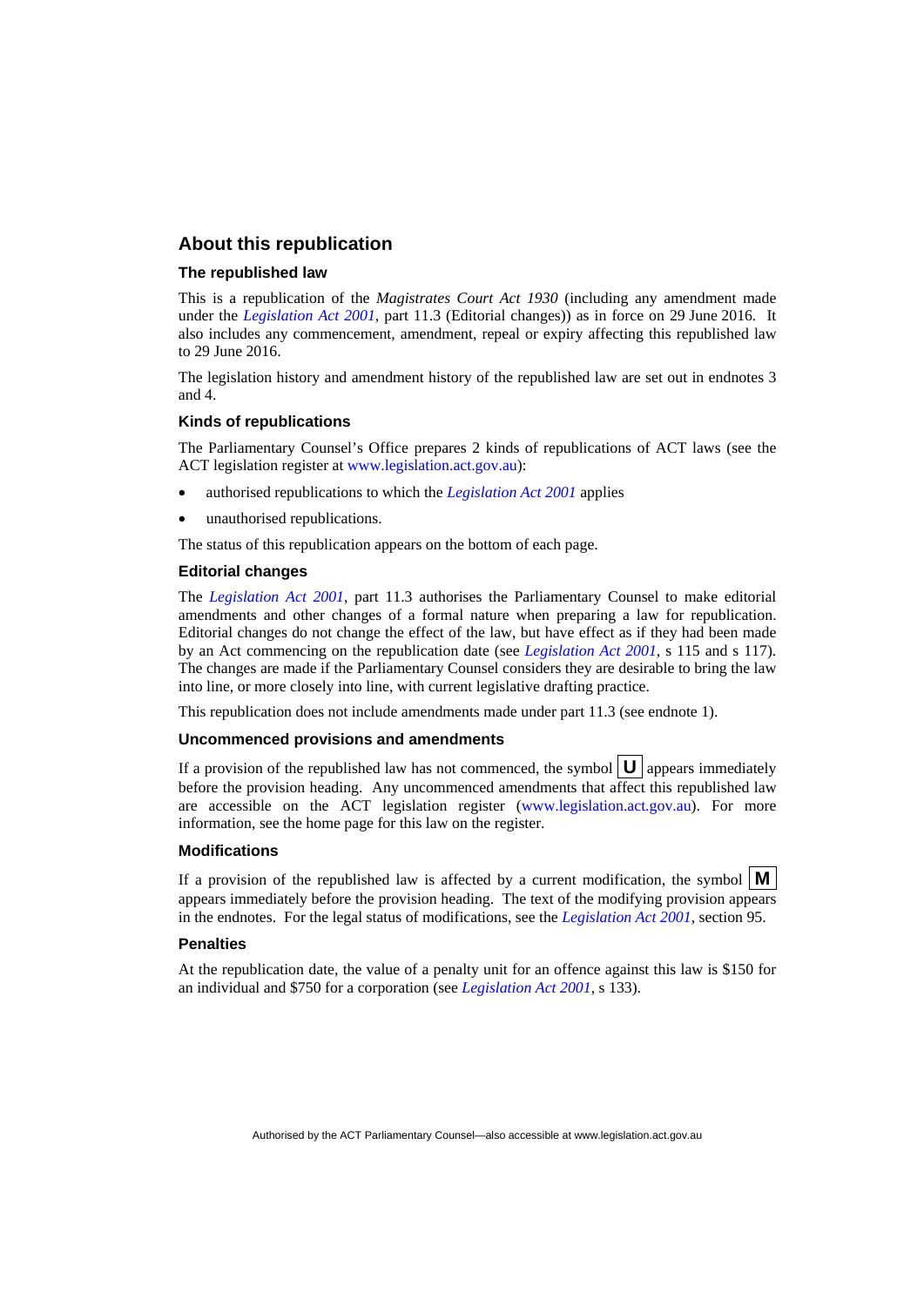## About this republication

### The republished law

This is a republication of the *Magistrates Court Act 1930* (including any amendment made under the *Legislation Act 2001*, part 11.3 (Editorial changes)) as in force on 29 June 2016. It also includes any commencement, amendment, repeal or expiry affecting this republished law to 29 June 2016.

The legislation history and amendment history of the republished law are set out in endnotes 3 and 4.

### Kinds of republications

The Parliamentary Counsel's Office prepares 2 kinds of republications of ACT laws (see the ACT legislation register at www.legislation.act.gov.au):

- authorised republications to which the *Legislation Act 2001* applies
- unauthorised republications.

The status of this republication appears on the bottom of each page.

### Editorial changes

The *Legislation Act 2001*, part 11.3 authorises the Parliamentary Counsel to make editorial amendments and other changes of a formal nature when preparing a law for republication. Editorial changes do not change the effect of the law, but have effect as if they had been made by an Act commencing on the republication date (see *Legislation Act 2001*, s 115 and s 117). The changes are made if the Parliamentary Counsel considers they are desirable to bring the law into line, or more closely into line, with current legislative drafting practice.

This republication does not include amendments made under part 11.3 (see endnote 1).

### Uncommenced provisions and amendments

If a provision of the republished law has not commenced, the symbol **U** appears immediately before the provision heading. Any uncommenced amendments that affect this republished law are accessible on the ACT legislation register (www.legislation.act.gov.au). For more information, see the home page for this law on the register.

### Modifications

If a provision of the republished law is affected by a current modification, the symbol **M** appears immediately before the provision heading. The text of the modifying provision appears in the endnotes. For the legal status of modifications, see the *Legislation Act 2001*, section 95.

### Penalties

At the republication date, the value of a penalty unit for an offence against this law is $150 for an individual and $750 for a corporation (see *Legislation Act 2001*, s 133).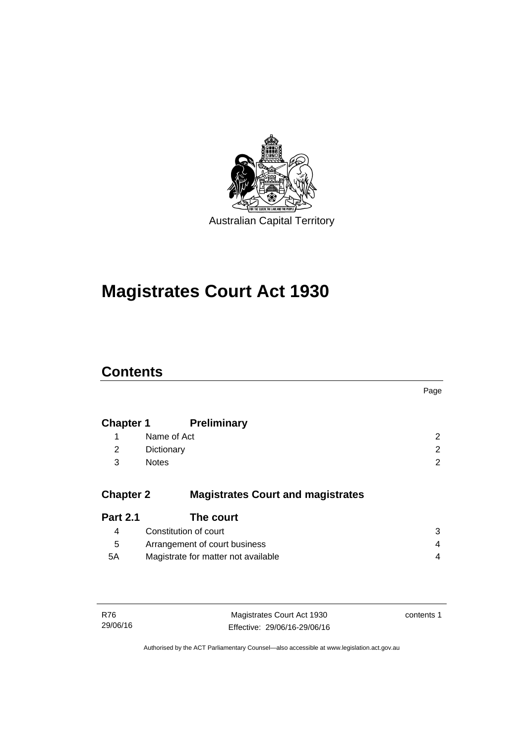Australian Capital Territory

# Magistrates Court Act 1930

## Contents

| | | Page |
|---|---|---|
| **Chapter 1** | **Preliminary** | |
| 1 | Name of Act | 2 |
| 2 | Dictionary | 2 |
| 3 | Notes | 2 |
| **Chapter 2** | **Magistrates Court and magistrates** | |
| **Part 2.1** | **The court** | |
| 4 | Constitution of court | 3 |
| 5 | Arrangement of court business | 4 |
| 5A | Magistrate for matter not available | 4 |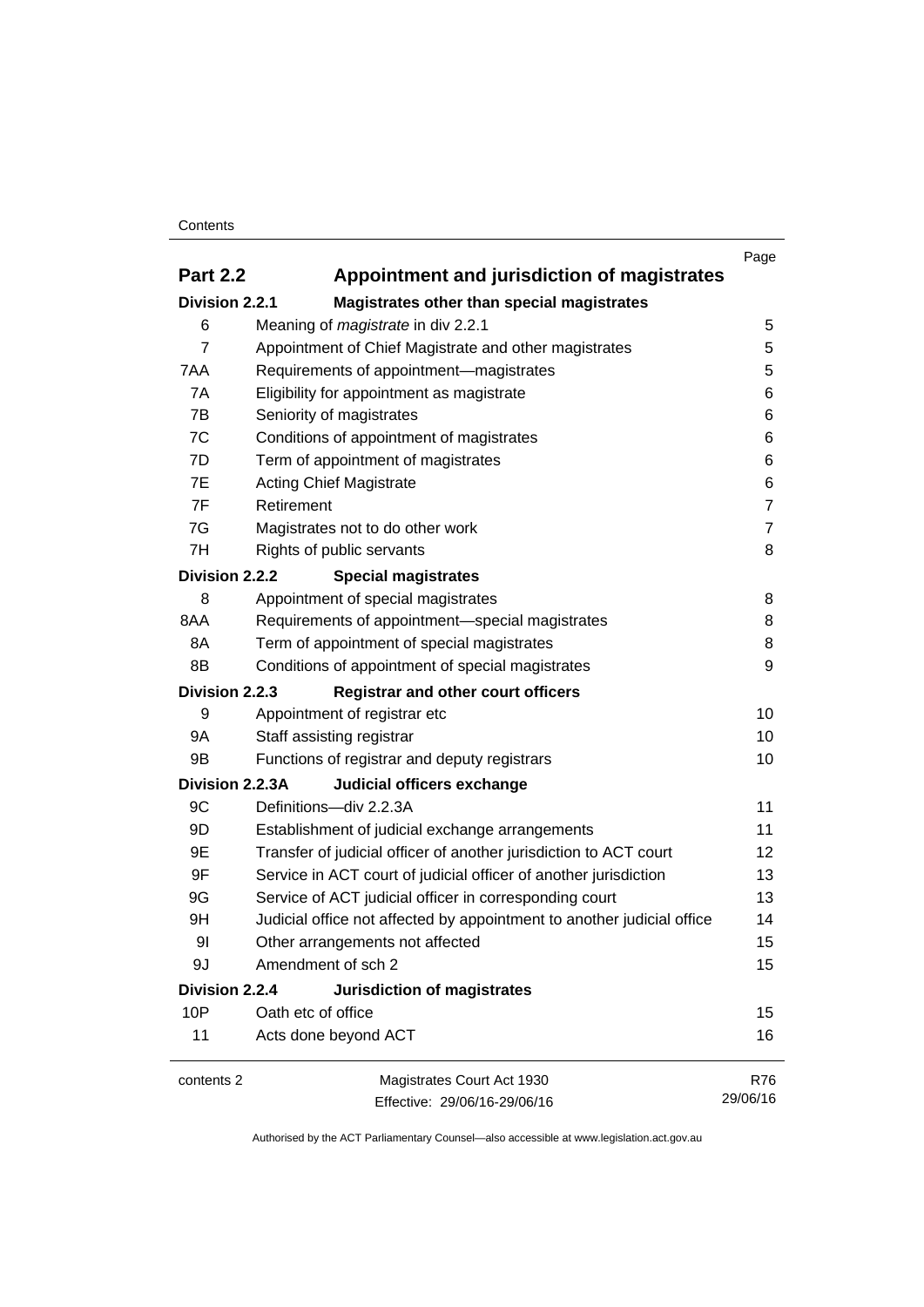| | | Page |
|---|---|---|
| **Part 2.2** | **Appointment and jurisdiction of magistrates** | |
| **Division 2.2.1** | **Magistrates other than special magistrates** | |
| 6 | Meaning of *magistrate* in div 2.2.1 | 5 |
| 7 | Appointment of Chief Magistrate and other magistrates | 5 |
| 7AA | Requirements of appointment—magistrates | 5 |
| 7A | Eligibility for appointment as magistrate | 6 |
| 7B | Seniority of magistrates | 6 |
| 7C | Conditions of appointment of magistrates | 6 |
| 7D | Term of appointment of magistrates | 6 |
| 7E | Acting Chief Magistrate | 6 |
| 7F | Retirement | 7 |
| 7G | Magistrates not to do other work | 7 |
| 7H | Rights of public servants | 8 |
| **Division 2.2.2** | **Special magistrates** | |
| 8 | Appointment of special magistrates | 8 |
| 8AA | Requirements of appointment—special magistrates | 8 |
| 8A | Term of appointment of special magistrates | 8 |
| 8B | Conditions of appointment of special magistrates | 9 |
| **Division 2.2.3** | **Registrar and other court officers** | |
| 9 | Appointment of registrar etc | 10 |
| 9A | Staff assisting registrar | 10 |
| 9B | Functions of registrar and deputy registrars | 10 |
| **Division 2.2.3A** | **Judicial officers exchange** | |
| 9C | Definitions—div 2.2.3A | 11 |
| 9D | Establishment of judicial exchange arrangements | 11 |
| 9E | Transfer of judicial officer of another jurisdiction to ACT court | 12 |
| 9F | Service in ACT court of judicial officer of another jurisdiction | 13 |
| 9G | Service of ACT judicial officer in corresponding court | 13 |
| 9H | Judicial office not affected by appointment to another judicial office | 14 |
| 9I | Other arrangements not affected | 15 |
| 9J | Amendment of sch 2 | 15 |
| **Division 2.2.4** | **Jurisdiction of magistrates** | |
| 10P | Oath etc of office | 15 |
| 11 | Acts done beyond ACT | 16 |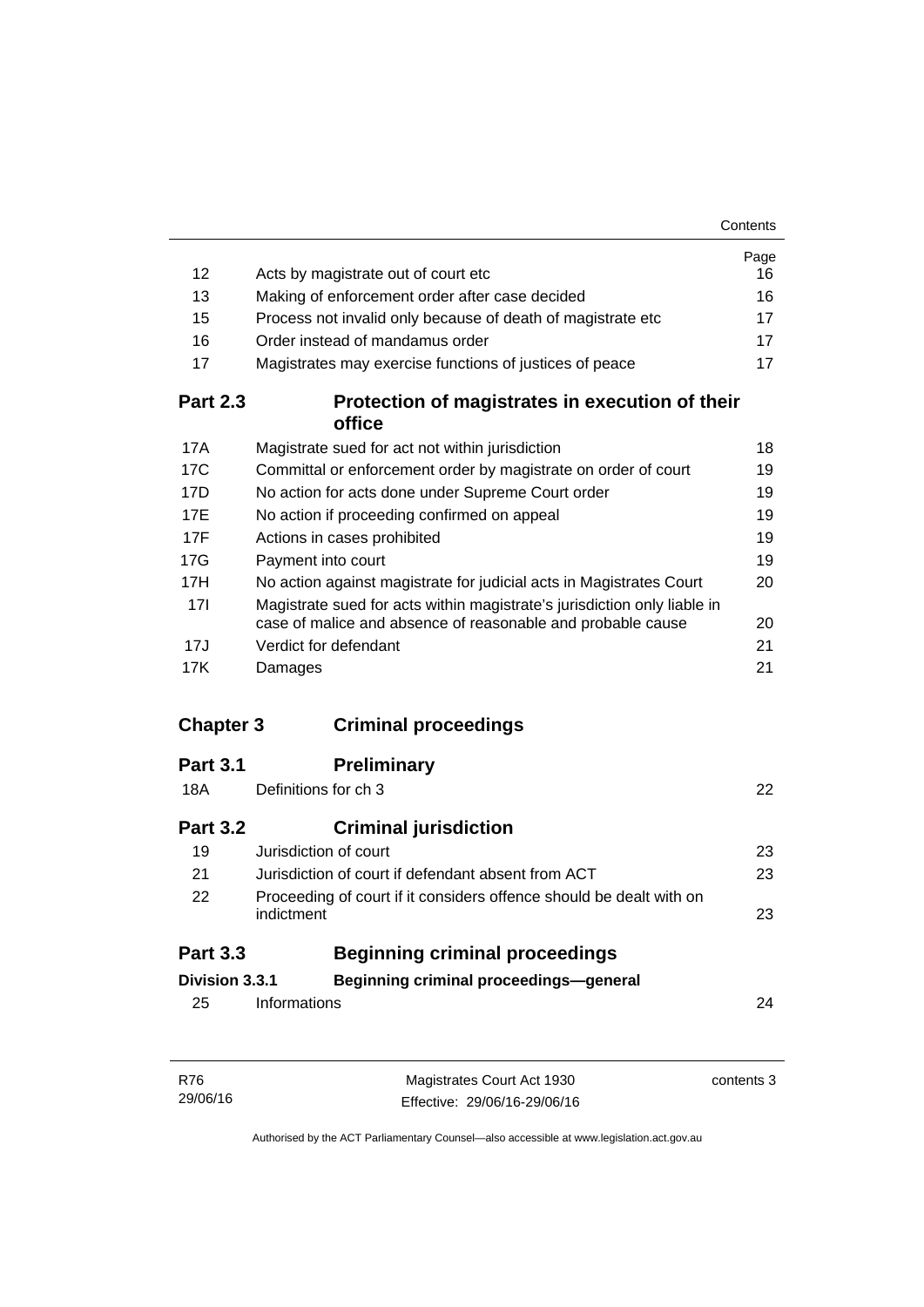| | | Page |
|---|---|---|
| 12 | Acts by magistrate out of court etc | 16 |
| 13 | Making of enforcement order after case decided | 16 |
| 15 | Process not invalid only because of death of magistrate etc | 17 |
| 16 | Order instead of mandamus order | 17 |
| 17 | Magistrates may exercise functions of justices of peace | 17 |

**Part 2.3 Protection of magistrates in execution of their office**

| | | |
|---|---|---|
| 17A | Magistrate sued for act not within jurisdiction | 18 |
| 17C | Committal or enforcement order by magistrate on order of court | 19 |
| 17D | No action for acts done under Supreme Court order | 19 |
| 17E | No action if proceeding confirmed on appeal | 19 |
| 17F | Actions in cases prohibited | 19 |
| 17G | Payment into court | 19 |
| 17H | No action against magistrate for judicial acts in Magistrates Court | 20 |
| 17I | Magistrate sued for acts within magistrate's jurisdiction only liable in case of malice and absence of reasonable and probable cause | 20 |
| 17J | Verdict for defendant | 21 |
| 17K | Damages | 21 |

**Chapter 3 Criminal proceedings**

**Part 3.1 Preliminary**

| | | |
|---|---|---|
| 18A | Definitions for ch 3 | 22 |

**Part 3.2 Criminal jurisdiction**

| | | |
|---|---|---|
| 19 | Jurisdiction of court | 23 |
| 21 | Jurisdiction of court if defendant absent from ACT | 23 |
| 22 | Proceeding of court if it considers offence should be dealt with on indictment | 23 |

**Part 3.3 Beginning criminal proceedings**

**Division 3.3.1 Beginning criminal proceedings—general**

| | | |
|---|---|---|
| 25 | Informations | 24 |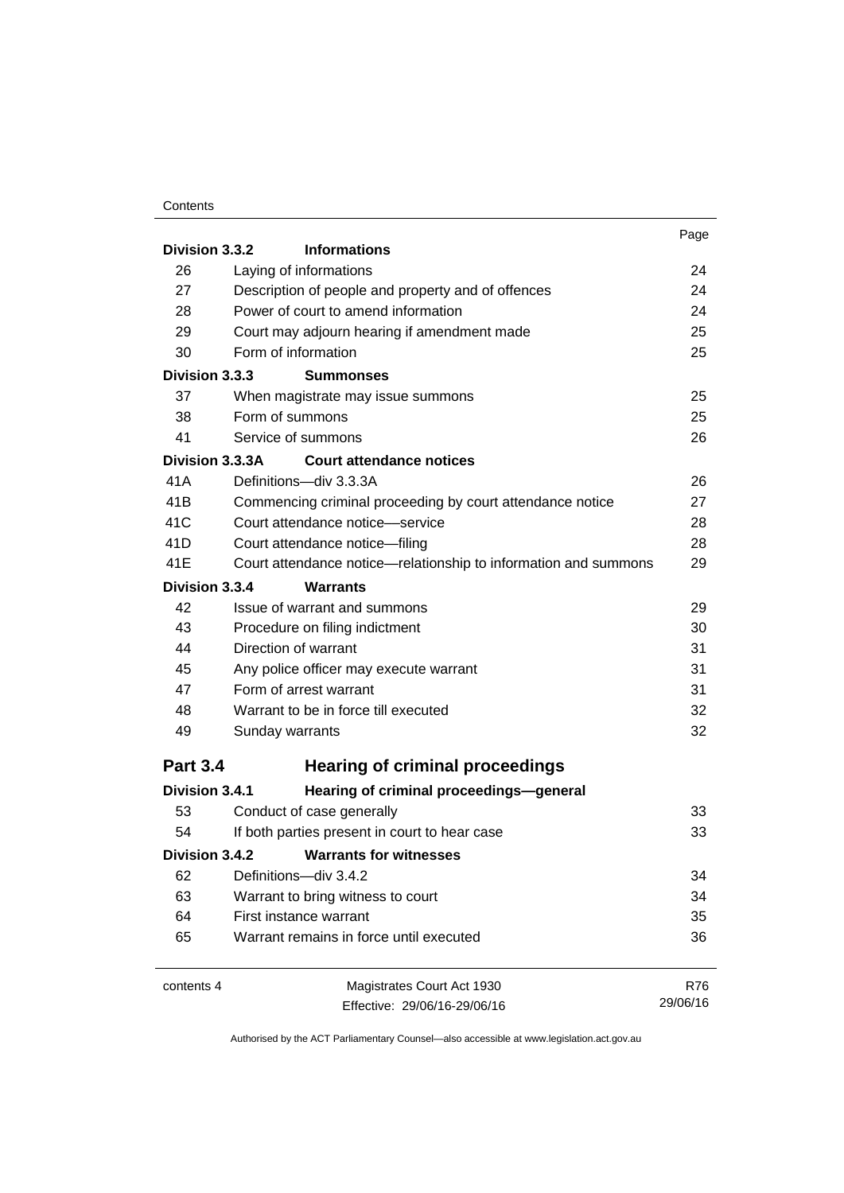| | | Page |
|---|---|---|
| **Division 3.3.2** | **Informations** | |
| 26 | Laying of informations | 24 |
| 27 | Description of people and property and of offences | 24 |
| 28 | Power of court to amend information | 24 |
| 29 | Court may adjourn hearing if amendment made | 25 |
| 30 | Form of information | 25 |
| **Division 3.3.3** | **Summonses** | |
| 37 | When magistrate may issue summons | 25 |
| 38 | Form of summons | 25 |
| 41 | Service of summons | 26 |
| **Division 3.3.3A** | **Court attendance notices** | |
| 41A | Definitions—div 3.3.3A | 26 |
| 41B | Commencing criminal proceeding by court attendance notice | 27 |
| 41C | Court attendance notice—service | 28 |
| 41D | Court attendance notice—filing | 28 |
| 41E | Court attendance notice—relationship to information and summons | 29 |
| **Division 3.3.4** | **Warrants** | |
| 42 | Issue of warrant and summons | 29 |
| 43 | Procedure on filing indictment | 30 |
| 44 | Direction of warrant | 31 |
| 45 | Any police officer may execute warrant | 31 |
| 47 | Form of arrest warrant | 31 |
| 48 | Warrant to be in force till executed | 32 |
| 49 | Sunday warrants | 32 |
| **Part 3.4** | **Hearing of criminal proceedings** | |
| **Division 3.4.1** | **Hearing of criminal proceedings—general** | |
| 53 | Conduct of case generally | 33 |
| 54 | If both parties present in court to hear case | 33 |
| **Division 3.4.2** | **Warrants for witnesses** | |
| 62 | Definitions—div 3.4.2 | 34 |
| 63 | Warrant to bring witness to court | 34 |
| 64 | First instance warrant | 35 |
| 65 | Warrant remains in force until executed | 36 |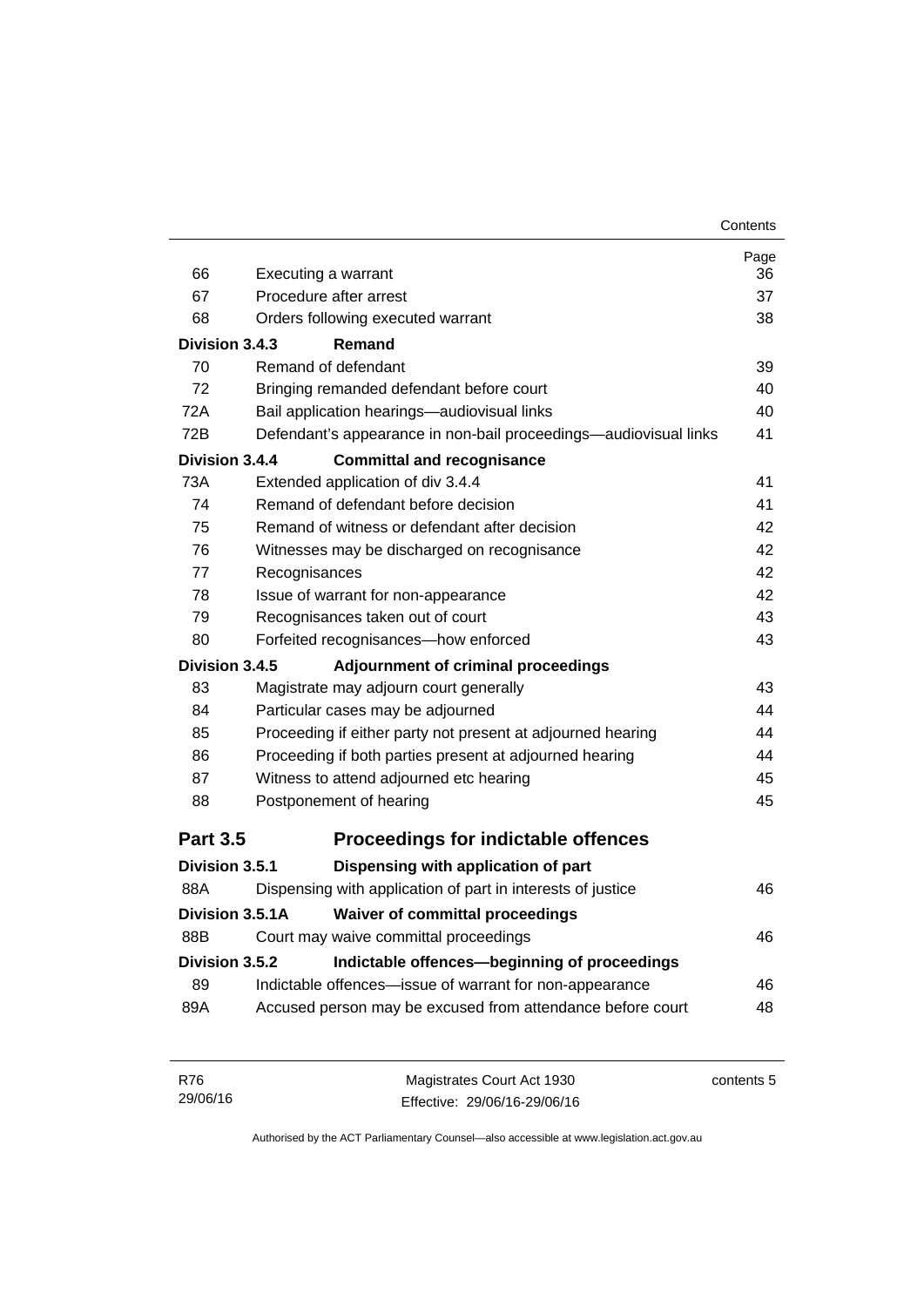| | | Page |
|---|---|---|
| 66 | Executing a warrant | 36 |
| 67 | Procedure after arrest | 37 |
| 68 | Orders following executed warrant | 38 |
| **Division 3.4.3** | **Remand** | |
| 70 | Remand of defendant | 39 |
| 72 | Bringing remanded defendant before court | 40 |
| 72A | Bail application hearings—audiovisual links | 40 |
| 72B | Defendant's appearance in non-bail proceedings—audiovisual links | 41 |
| **Division 3.4.4** | **Committal and recognisance** | |
| 73A | Extended application of div 3.4.4 | 41 |
| 74 | Remand of defendant before decision | 41 |
| 75 | Remand of witness or defendant after decision | 42 |
| 76 | Witnesses may be discharged on recognisance | 42 |
| 77 | Recognisances | 42 |
| 78 | Issue of warrant for non-appearance | 42 |
| 79 | Recognisances taken out of court | 43 |
| 80 | Forfeited recognisances—how enforced | 43 |
| **Division 3.4.5** | **Adjournment of criminal proceedings** | |
| 83 | Magistrate may adjourn court generally | 43 |
| 84 | Particular cases may be adjourned | 44 |
| 85 | Proceeding if either party not present at adjourned hearing | 44 |
| 86 | Proceeding if both parties present at adjourned hearing | 44 |
| 87 | Witness to attend adjourned etc hearing | 45 |
| 88 | Postponement of hearing | 45 |
| **Part 3.5** | **Proceedings for indictable offences** | |
| **Division 3.5.1** | **Dispensing with application of part** | |
| 88A | Dispensing with application of part in interests of justice | 46 |
| **Division 3.5.1A** | **Waiver of committal proceedings** | |
| 88B | Court may waive committal proceedings | 46 |
| **Division 3.5.2** | **Indictable offences—beginning of proceedings** | |
| 89 | Indictable offences—issue of warrant for non-appearance | 46 |
| 89A | Accused person may be excused from attendance before court | 48 |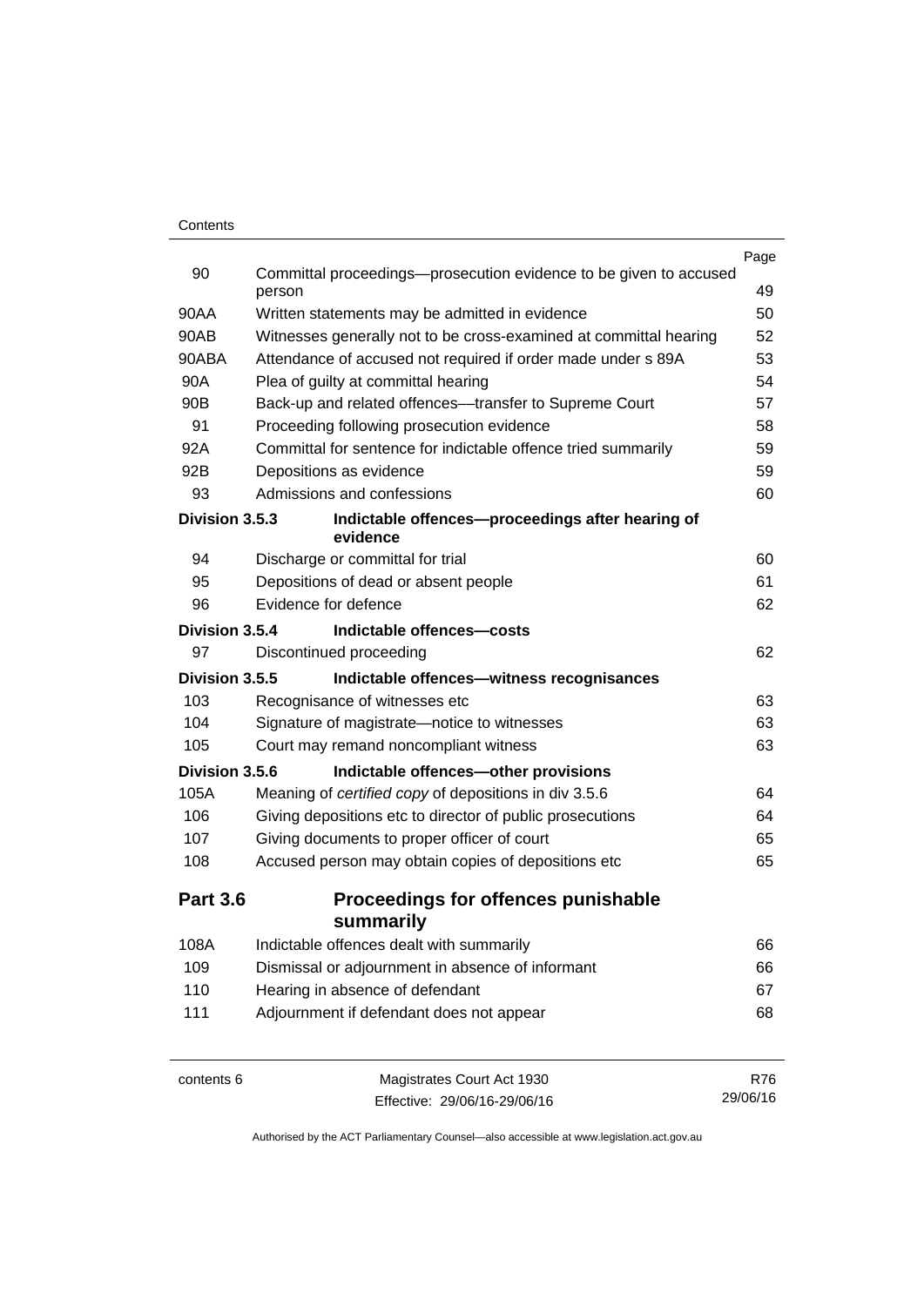| | | Page |
|---|---|---|
| 90 | Committal proceedings—prosecution evidence to be given to accused person | 49 |
| 90AA | Written statements may be admitted in evidence | 50 |
| 90AB | Witnesses generally not to be cross-examined at committal hearing | 52 |
| 90ABA | Attendance of accused not required if order made under s 89A | 53 |
| 90A | Plea of guilty at committal hearing | 54 |
| 90B | Back-up and related offences—transfer to Supreme Court | 57 |
| 91 | Proceeding following prosecution evidence | 58 |
| 92A | Committal for sentence for indictable offence tried summarily | 59 |
| 92B | Depositions as evidence | 59 |
| 93 | Admissions and confessions | 60 |
| **Division 3.5.3** | **Indictable offences—proceedings after hearing of evidence** | |
| 94 | Discharge or committal for trial | 60 |
| 95 | Depositions of dead or absent people | 61 |
| 96 | Evidence for defence | 62 |
| **Division 3.5.4** | **Indictable offences—costs** | |
| 97 | Discontinued proceeding | 62 |
| **Division 3.5.5** | **Indictable offences—witness recognisances** | |
| 103 | Recognisance of witnesses etc | 63 |
| 104 | Signature of magistrate—notice to witnesses | 63 |
| 105 | Court may remand noncompliant witness | 63 |
| **Division 3.5.6** | **Indictable offences—other provisions** | |
| 105A | Meaning of *certified copy* of depositions in div 3.5.6 | 64 |
| 106 | Giving depositions etc to director of public prosecutions | 64 |
| 107 | Giving documents to proper officer of court | 65 |
| 108 | Accused person may obtain copies of depositions etc | 65 |
| **Part 3.6** | **Proceedings for offences punishable summarily** | |
| 108A | Indictable offences dealt with summarily | 66 |
| 109 | Dismissal or adjournment in absence of informant | 66 |
| 110 | Hearing in absence of defendant | 67 |
| 111 | Adjournment if defendant does not appear | 68 |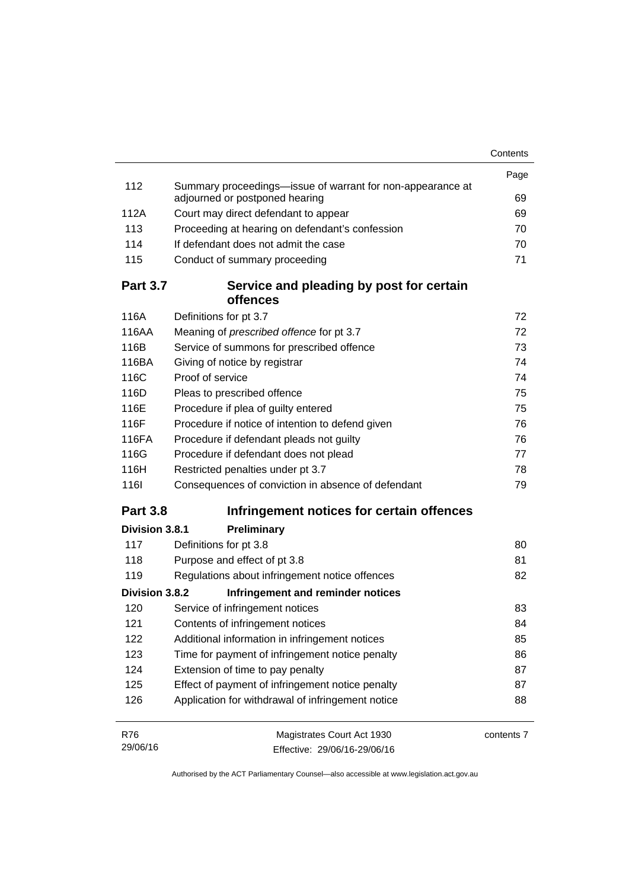| | | Page |
|---|---|---|
| 112 | Summary proceedings—issue of warrant for non-appearance at adjourned or postponed hearing | 69 |
| 112A | Court may direct defendant to appear | 69 |
| 113 | Proceeding at hearing on defendant's confession | 70 |
| 114 | If defendant does not admit the case | 70 |
| 115 | Conduct of summary proceeding | 71 |

## Part 3.7 Service and pleading by post for certain offences

| | | |
|---|---|---|
| 116A | Definitions for pt 3.7 | 72 |
| 116AA | Meaning of *prescribed offence* for pt 3.7 | 72 |
| 116B | Service of summons for prescribed offence | 73 |
| 116BA | Giving of notice by registrar | 74 |
| 116C | Proof of service | 74 |
| 116D | Pleas to prescribed offence | 75 |
| 116E | Procedure if plea of guilty entered | 75 |
| 116F | Procedure if notice of intention to defend given | 76 |
| 116FA | Procedure if defendant pleads not guilty | 76 |
| 116G | Procedure if defendant does not plead | 77 |
| 116H | Restricted penalties under pt 3.7 | 78 |
| 116I | Consequences of conviction in absence of defendant | 79 |

## Part 3.8 Infringement notices for certain offences

### Division 3.8.1 Preliminary

| | | |
|---|---|---|
| 117 | Definitions for pt 3.8 | 80 |
| 118 | Purpose and effect of pt 3.8 | 81 |
| 119 | Regulations about infringement notice offences | 82 |

### Division 3.8.2 Infringement and reminder notices

| | | |
|---|---|---|
| 120 | Service of infringement notices | 83 |
| 121 | Contents of infringement notices | 84 |
| 122 | Additional information in infringement notices | 85 |
| 123 | Time for payment of infringement notice penalty | 86 |
| 124 | Extension of time to pay penalty | 87 |
| 125 | Effect of payment of infringement notice penalty | 87 |
| 126 | Application for withdrawal of infringement notice | 88 |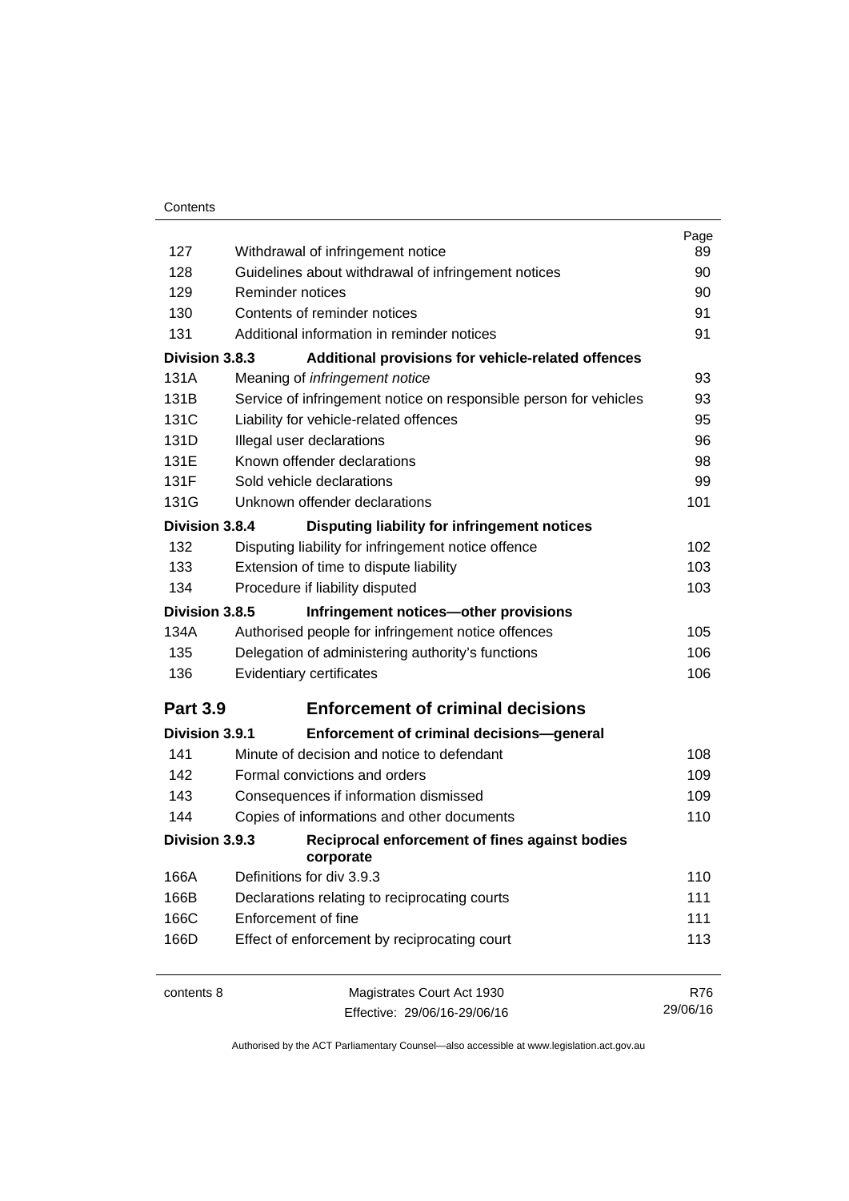| | | Page |
|---|---|---|
| 127 | Withdrawal of infringement notice | 89 |
| 128 | Guidelines about withdrawal of infringement notices | 90 |
| 129 | Reminder notices | 90 |
| 130 | Contents of reminder notices | 91 |
| 131 | Additional information in reminder notices | 91 |
| **Division 3.8.3** | **Additional provisions for vehicle-related offences** | |
| 131A | Meaning of *infringement notice* | 93 |
| 131B | Service of infringement notice on responsible person for vehicles | 93 |
| 131C | Liability for vehicle-related offences | 95 |
| 131D | Illegal user declarations | 96 |
| 131E | Known offender declarations | 98 |
| 131F | Sold vehicle declarations | 99 |
| 131G | Unknown offender declarations | 101 |
| **Division 3.8.4** | **Disputing liability for infringement notices** | |
| 132 | Disputing liability for infringement notice offence | 102 |
| 133 | Extension of time to dispute liability | 103 |
| 134 | Procedure if liability disputed | 103 |
| **Division 3.8.5** | **Infringement notices—other provisions** | |
| 134A | Authorised people for infringement notice offences | 105 |
| 135 | Delegation of administering authority's functions | 106 |
| 136 | Evidentiary certificates | 106 |
| **Part 3.9** | **Enforcement of criminal decisions** | |
| **Division 3.9.1** | **Enforcement of criminal decisions—general** | |
| 141 | Minute of decision and notice to defendant | 108 |
| 142 | Formal convictions and orders | 109 |
| 143 | Consequences if information dismissed | 109 |
| 144 | Copies of informations and other documents | 110 |
| **Division 3.9.3** | **Reciprocal enforcement of fines against bodies corporate** | |
| 166A | Definitions for div 3.9.3 | 110 |
| 166B | Declarations relating to reciprocating courts | 111 |
| 166C | Enforcement of fine | 111 |
| 166D | Effect of enforcement by reciprocating court | 113 |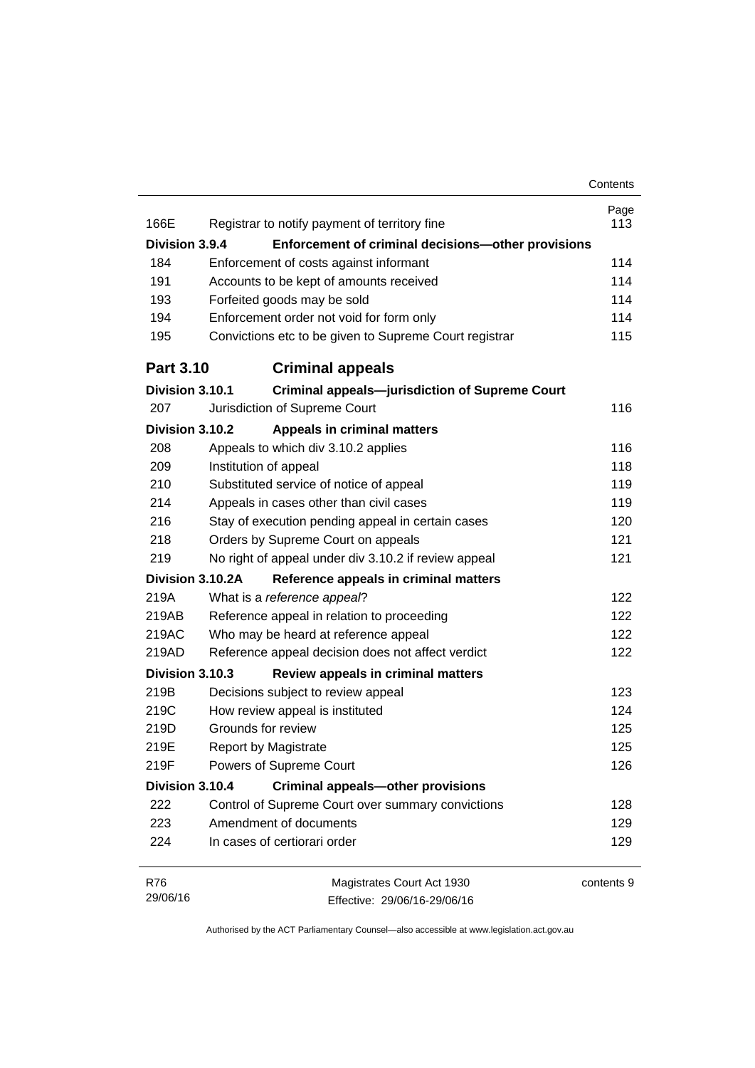| | | Page |
|---|---|---|
| 166E | Registrar to notify payment of territory fine | 113 |
| **Division 3.9.4** | **Enforcement of criminal decisions—other provisions** | |
| 184 | Enforcement of costs against informant | 114 |
| 191 | Accounts to be kept of amounts received | 114 |
| 193 | Forfeited goods may be sold | 114 |
| 194 | Enforcement order not void for form only | 114 |
| 195 | Convictions etc to be given to Supreme Court registrar | 115 |
| **Part 3.10** | **Criminal appeals** | |
| **Division 3.10.1** | **Criminal appeals—jurisdiction of Supreme Court** | |
| 207 | Jurisdiction of Supreme Court | 116 |
| **Division 3.10.2** | **Appeals in criminal matters** | |
| 208 | Appeals to which div 3.10.2 applies | 116 |
| 209 | Institution of appeal | 118 |
| 210 | Substituted service of notice of appeal | 119 |
| 214 | Appeals in cases other than civil cases | 119 |
| 216 | Stay of execution pending appeal in certain cases | 120 |
| 218 | Orders by Supreme Court on appeals | 121 |
| 219 | No right of appeal under div 3.10.2 if review appeal | 121 |
| **Division 3.10.2A** | **Reference appeals in criminal matters** | |
| 219A | What is a *reference appeal*? | 122 |
| 219AB | Reference appeal in relation to proceeding | 122 |
| 219AC | Who may be heard at reference appeal | 122 |
| 219AD | Reference appeal decision does not affect verdict | 122 |
| **Division 3.10.3** | **Review appeals in criminal matters** | |
| 219B | Decisions subject to review appeal | 123 |
| 219C | How review appeal is instituted | 124 |
| 219D | Grounds for review | 125 |
| 219E | Report by Magistrate | 125 |
| 219F | Powers of Supreme Court | 126 |
| **Division 3.10.4** | **Criminal appeals—other provisions** | |
| 222 | Control of Supreme Court over summary convictions | 128 |
| 223 | Amendment of documents | 129 |
| 224 | In cases of certiorari order | 129 |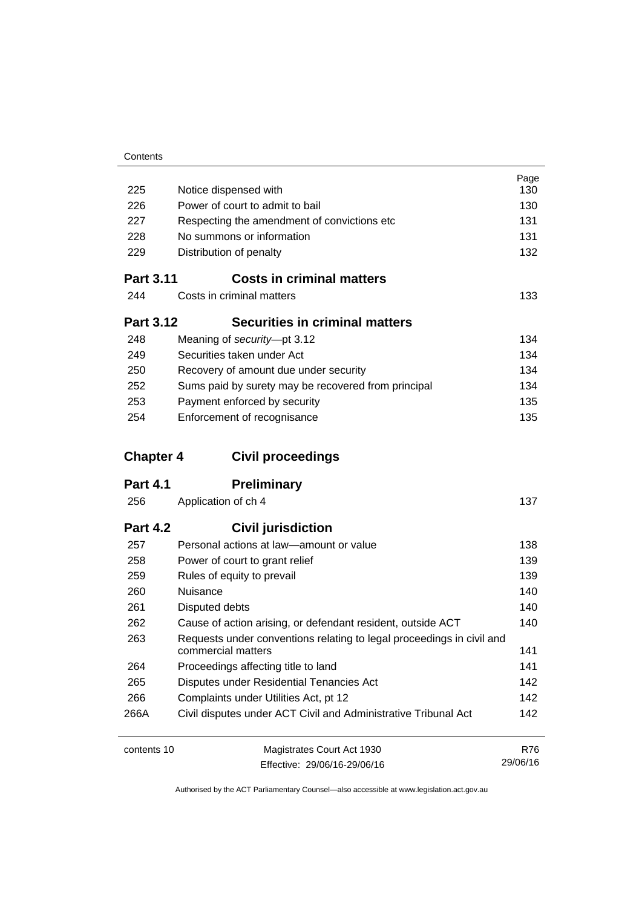| | | Page |
|---|---|---|
| 225 | Notice dispensed with | 130 |
| 226 | Power of court to admit to bail | 130 |
| 227 | Respecting the amendment of convictions etc | 131 |
| 228 | No summons or information | 131 |
| 229 | Distribution of penalty | 132 |

## Part 3.11 Costs in criminal matters

| | | |
|---|---|---|
| 244 | Costs in criminal matters | 133 |

## Part 3.12 Securities in criminal matters

| | | |
|---|---|---|
| 248 | Meaning of *security*—pt 3.12 | 134 |
| 249 | Securities taken under Act | 134 |
| 250 | Recovery of amount due under security | 134 |
| 252 | Sums paid by surety may be recovered from principal | 134 |
| 253 | Payment enforced by security | 135 |
| 254 | Enforcement of recognisance | 135 |

# Chapter 4 Civil proceedings

## Part 4.1 Preliminary

| | | |
|---|---|---|
| 256 | Application of ch 4 | 137 |

## Part 4.2 Civil jurisdiction

| | | |
|---|---|---|
| 257 | Personal actions at law—amount or value | 138 |
| 258 | Power of court to grant relief | 139 |
| 259 | Rules of equity to prevail | 139 |
| 260 | Nuisance | 140 |
| 261 | Disputed debts | 140 |
| 262 | Cause of action arising, or defendant resident, outside ACT | 140 |
| 263 | Requests under conventions relating to legal proceedings in civil and commercial matters | 141 |
| 264 | Proceedings affecting title to land | 141 |
| 265 | Disputes under Residential Tenancies Act | 142 |
| 266 | Complaints under Utilities Act, pt 12 | 142 |
| 266A | Civil disputes under ACT Civil and Administrative Tribunal Act | 142 |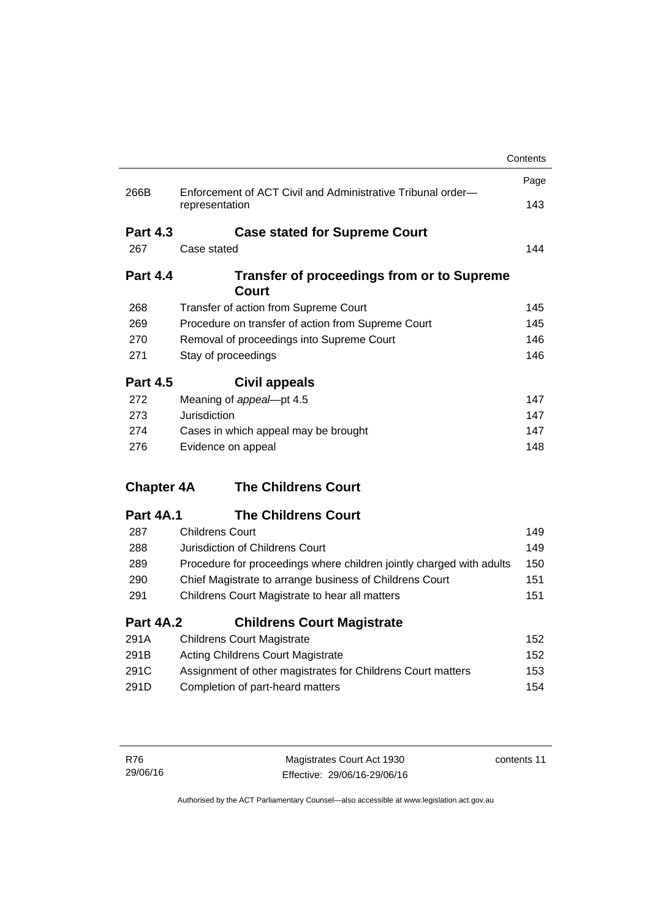| | | Page |
|---|---|---|
| 266B | Enforcement of ACT Civil and Administrative Tribunal order—representation | 143 |

**Part 4.3 Case stated for Supreme Court**

| | | |
|---|---|---|
| 267 | Case stated | 144 |

**Part 4.4 Transfer of proceedings from or to Supreme Court**

| | | |
|---|---|---|
| 268 | Transfer of action from Supreme Court | 145 |
| 269 | Procedure on transfer of action from Supreme Court | 145 |
| 270 | Removal of proceedings into Supreme Court | 146 |
| 271 | Stay of proceedings | 146 |

**Part 4.5 Civil appeals**

| | | |
|---|---|---|
| 272 | Meaning of *appeal*—pt 4.5 | 147 |
| 273 | Jurisdiction | 147 |
| 274 | Cases in which appeal may be brought | 147 |
| 276 | Evidence on appeal | 148 |

**Chapter 4A The Childrens Court**

**Part 4A.1 The Childrens Court**

| | | |
|---|---|---|
| 287 | Childrens Court | 149 |
| 288 | Jurisdiction of Childrens Court | 149 |
| 289 | Procedure for proceedings where children jointly charged with adults | 150 |
| 290 | Chief Magistrate to arrange business of Childrens Court | 151 |
| 291 | Childrens Court Magistrate to hear all matters | 151 |

**Part 4A.2 Childrens Court Magistrate**

| | | |
|---|---|---|
| 291A | Childrens Court Magistrate | 152 |
| 291B | Acting Childrens Court Magistrate | 152 |
| 291C | Assignment of other magistrates for Childrens Court matters | 153 |
| 291D | Completion of part-heard matters | 154 |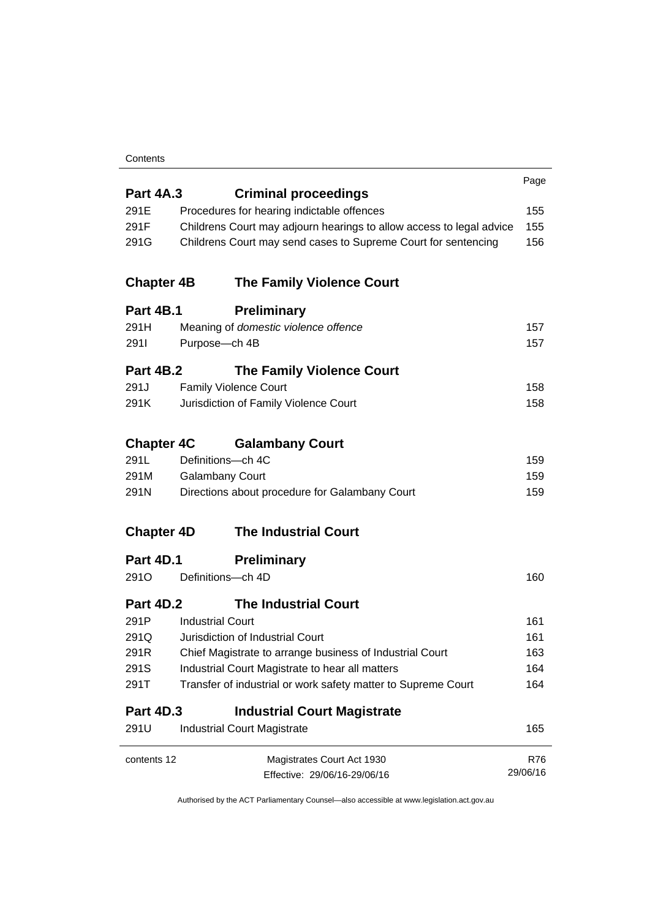| | | Page |
|---|---|---|
| **Part 4A.3** | **Criminal proceedings** | |
| 291E | Procedures for hearing indictable offences | 155 |
| 291F | Childrens Court may adjourn hearings to allow access to legal advice | 155 |
| 291G | Childrens Court may send cases to Supreme Court for sentencing | 156 |
| **Chapter 4B** | **The Family Violence Court** | |
| **Part 4B.1** | **Preliminary** | |
| 291H | Meaning of *domestic violence offence* | 157 |
| 291I | Purpose—ch 4B | 157 |
| **Part 4B.2** | **The Family Violence Court** | |
| 291J | Family Violence Court | 158 |
| 291K | Jurisdiction of Family Violence Court | 158 |
| **Chapter 4C** | **Galambany Court** | |
| 291L | Definitions—ch 4C | 159 |
| 291M | Galambany Court | 159 |
| 291N | Directions about procedure for Galambany Court | 159 |
| **Chapter 4D** | **The Industrial Court** | |
| **Part 4D.1** | **Preliminary** | |
| 291O | Definitions—ch 4D | 160 |
| **Part 4D.2** | **The Industrial Court** | |
| 291P | Industrial Court | 161 |
| 291Q | Jurisdiction of Industrial Court | 161 |
| 291R | Chief Magistrate to arrange business of Industrial Court | 163 |
| 291S | Industrial Court Magistrate to hear all matters | 164 |
| 291T | Transfer of industrial or work safety matter to Supreme Court | 164 |
| **Part 4D.3** | **Industrial Court Magistrate** | |
| 291U | Industrial Court Magistrate | 165 |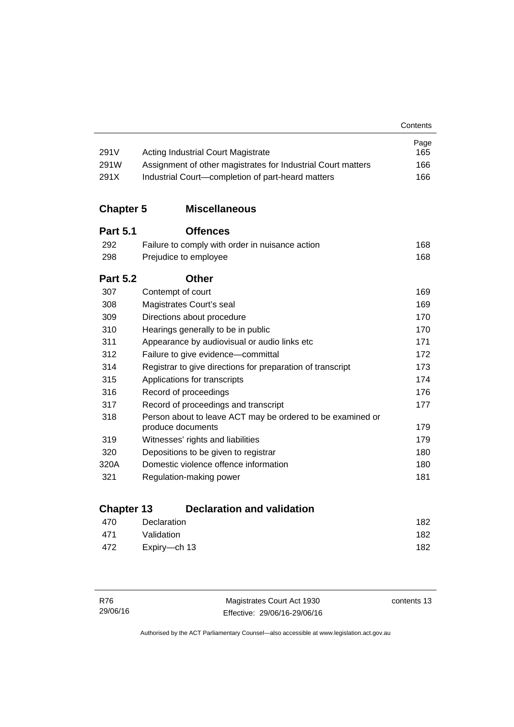| | | Page |
|---|---|---|
| 291V | Acting Industrial Court Magistrate | 165 |
| 291W | Assignment of other magistrates for Industrial Court matters | 166 |
| 291X | Industrial Court—completion of part-heard matters | 166 |

## Chapter 5 Miscellaneous

### Part 5.1 Offences

| | | |
|---|---|---|
| 292 | Failure to comply with order in nuisance action | 168 |
| 298 | Prejudice to employee | 168 |

### Part 5.2 Other

| | | |
|---|---|---|
| 307 | Contempt of court | 169 |
| 308 | Magistrates Court's seal | 169 |
| 309 | Directions about procedure | 170 |
| 310 | Hearings generally to be in public | 170 |
| 311 | Appearance by audiovisual or audio links etc | 171 |
| 312 | Failure to give evidence—committal | 172 |
| 314 | Registrar to give directions for preparation of transcript | 173 |
| 315 | Applications for transcripts | 174 |
| 316 | Record of proceedings | 176 |
| 317 | Record of proceedings and transcript | 177 |
| 318 | Person about to leave ACT may be ordered to be examined or produce documents | 179 |
| 319 | Witnesses' rights and liabilities | 179 |
| 320 | Depositions to be given to registrar | 180 |
| 320A | Domestic violence offence information | 180 |
| 321 | Regulation-making power | 181 |

## Chapter 13 Declaration and validation

| | | |
|---|---|---|
| 470 | Declaration | 182 |
| 471 | Validation | 182 |
| 472 | Expiry—ch 13 | 182 |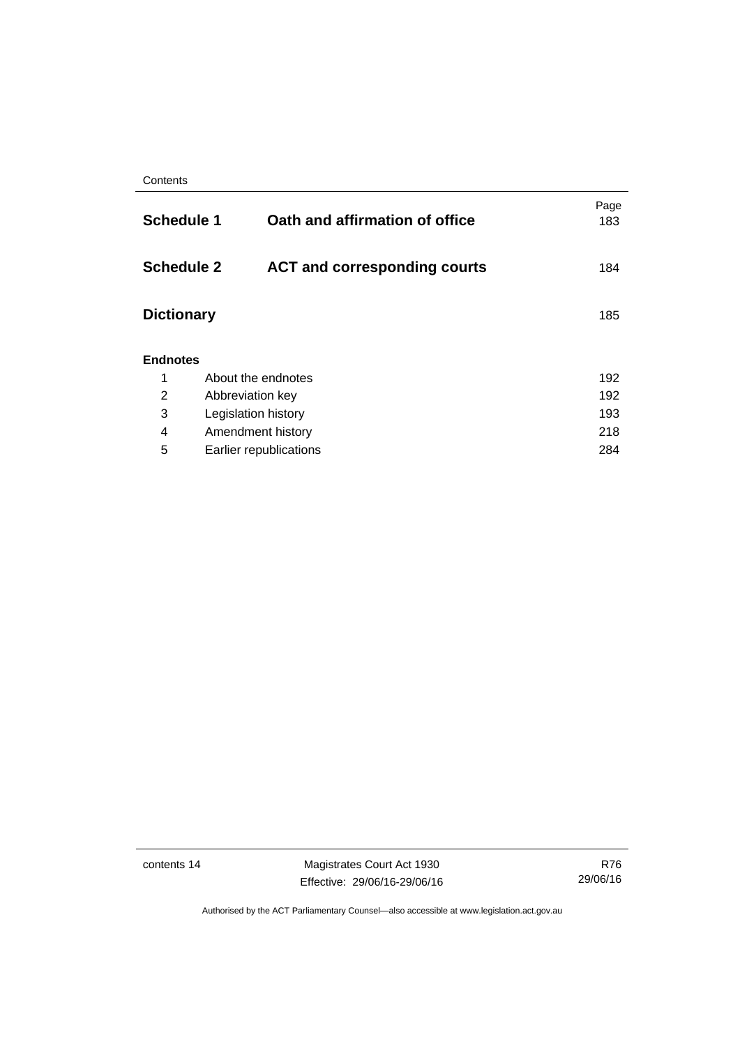| | | Page |
|---|---|---|
| **Schedule 1** | **Oath and affirmation of office** | 183 |
| **Schedule 2** | **ACT and corresponding courts** | 184 |
| **Dictionary** | | 185 |

**Endnotes**

| | | |
|---|---|---|
| 1 | About the endnotes | 192 |
| 2 | Abbreviation key | 192 |
| 3 | Legislation history | 193 |
| 4 | Amendment history | 218 |
| 5 | Earlier republications | 284 |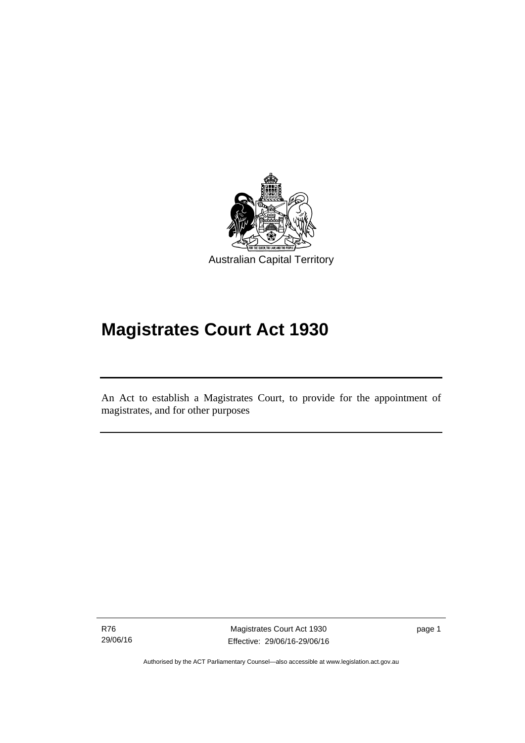Australian Capital Territory

# Magistrates Court Act 1930

An Act to establish a Magistrates Court, to provide for the appointment of magistrates, and for other purposes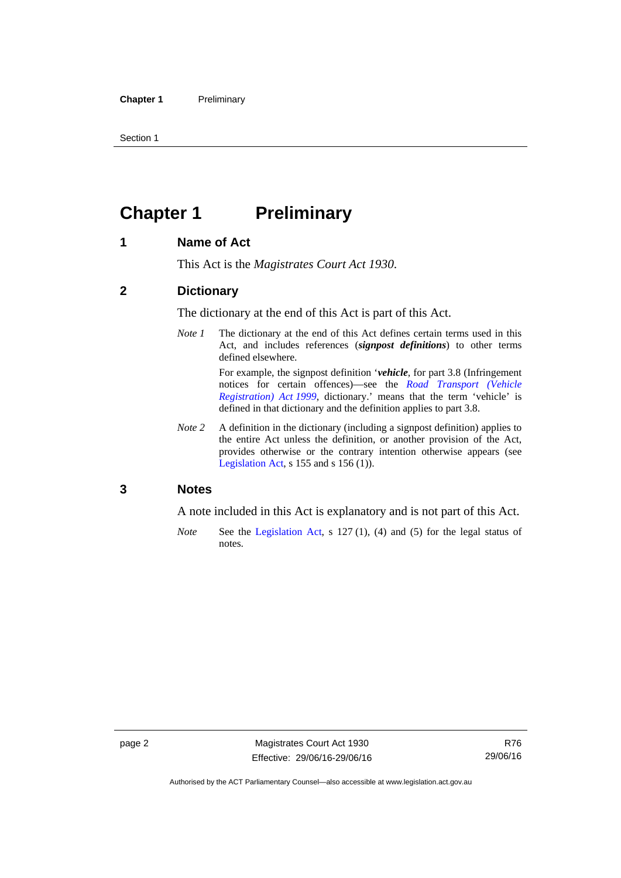# Chapter 1 Preliminary

## 1 Name of Act

This Act is the *Magistrates Court Act 1930*.

## 2 Dictionary

The dictionary at the end of this Act is part of this Act.

*Note 1* The dictionary at the end of this Act defines certain terms used in this Act, and includes references (***signpost definitions***) to other terms defined elsewhere.

For example, the signpost definition '***vehicle***, for part 3.8 (Infringement notices for certain offences)—see the *Road Transport (Vehicle Registration) Act 1999*, dictionary.' means that the term 'vehicle' is defined in that dictionary and the definition applies to part 3.8.

*Note 2* A definition in the dictionary (including a signpost definition) applies to the entire Act unless the definition, or another provision of the Act, provides otherwise or the contrary intention otherwise appears (see Legislation Act, s 155 and s 156 (1)).

## 3 Notes

A note included in this Act is explanatory and is not part of this Act.

*Note* See the Legislation Act, s 127 (1), (4) and (5) for the legal status of notes.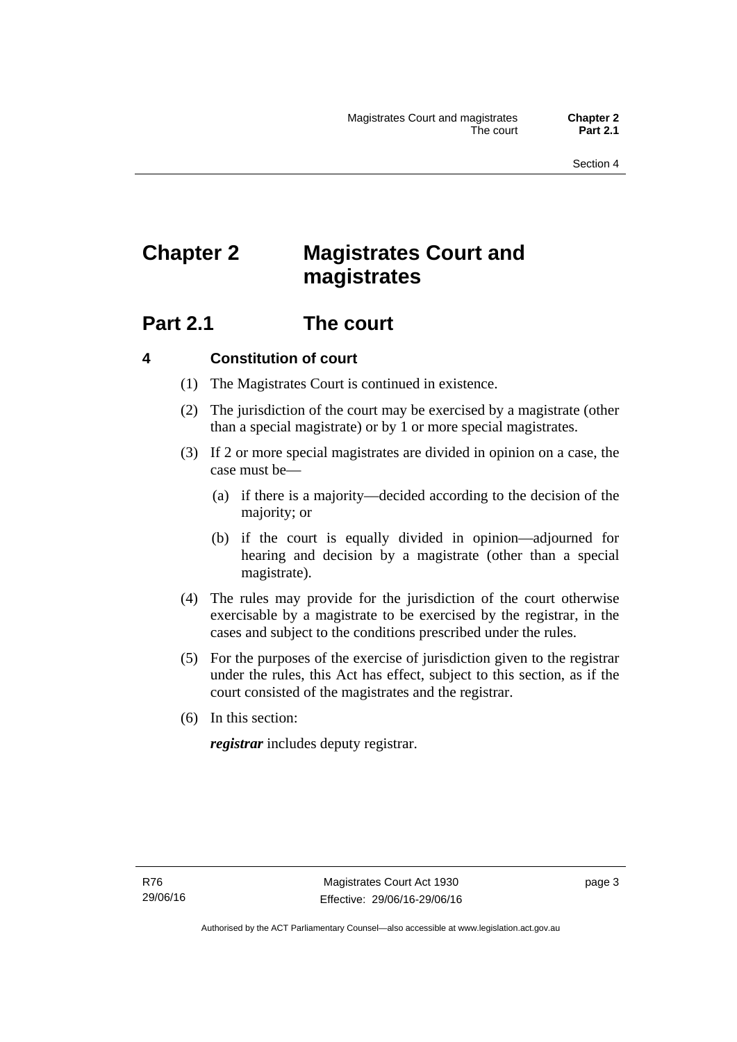# Chapter 2 Magistrates Court and magistrates

## Part 2.1 The court

### 4 Constitution of court

(1) The Magistrates Court is continued in existence.

(2) The jurisdiction of the court may be exercised by a magistrate (other than a special magistrate) or by 1 or more special magistrates.

(3) If 2 or more special magistrates are divided in opinion on a case, the case must be—

(a) if there is a majority—decided according to the decision of the majority; or

(b) if the court is equally divided in opinion—adjourned for hearing and decision by a magistrate (other than a special magistrate).

(4) The rules may provide for the jurisdiction of the court otherwise exercisable by a magistrate to be exercised by the registrar, in the cases and subject to the conditions prescribed under the rules.

(5) For the purposes of the exercise of jurisdiction given to the registrar under the rules, this Act has effect, subject to this section, as if the court consisted of the magistrates and the registrar.

(6) In this section:

***registrar*** includes deputy registrar.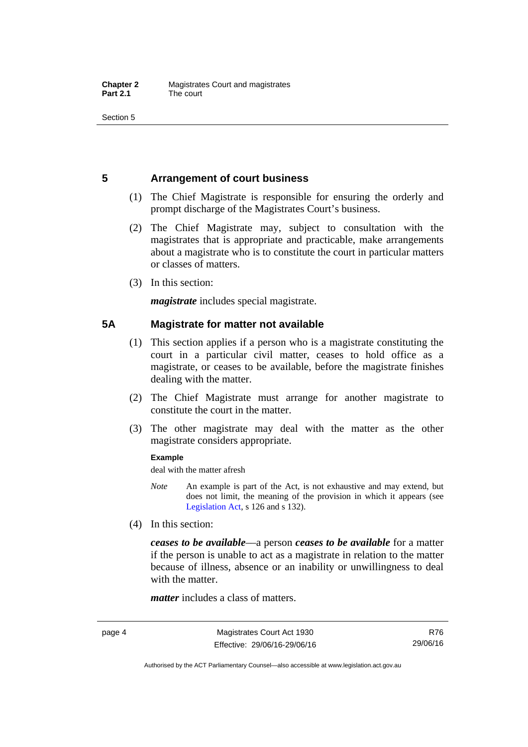## 5 Arrangement of court business

(1) The Chief Magistrate is responsible for ensuring the orderly and prompt discharge of the Magistrates Court's business.

(2) The Chief Magistrate may, subject to consultation with the magistrates that is appropriate and practicable, make arrangements about a magistrate who is to constitute the court in particular matters or classes of matters.

(3) In this section:

***magistrate*** includes special magistrate.

## 5A Magistrate for matter not available

(1) This section applies if a person who is a magistrate constituting the court in a particular civil matter, ceases to hold office as a magistrate, or ceases to be available, before the magistrate finishes dealing with the matter.

(2) The Chief Magistrate must arrange for another magistrate to constitute the court in the matter.

(3) The other magistrate may deal with the matter as the other magistrate considers appropriate.

**Example**

deal with the matter afresh

*Note* An example is part of the Act, is not exhaustive and may extend, but does not limit, the meaning of the provision in which it appears (see Legislation Act, s 126 and s 132).

(4) In this section:

***ceases to be available***—a person ***ceases to be available*** for a matter if the person is unable to act as a magistrate in relation to the matter because of illness, absence or an inability or unwillingness to deal with the matter.

***matter*** includes a class of matters.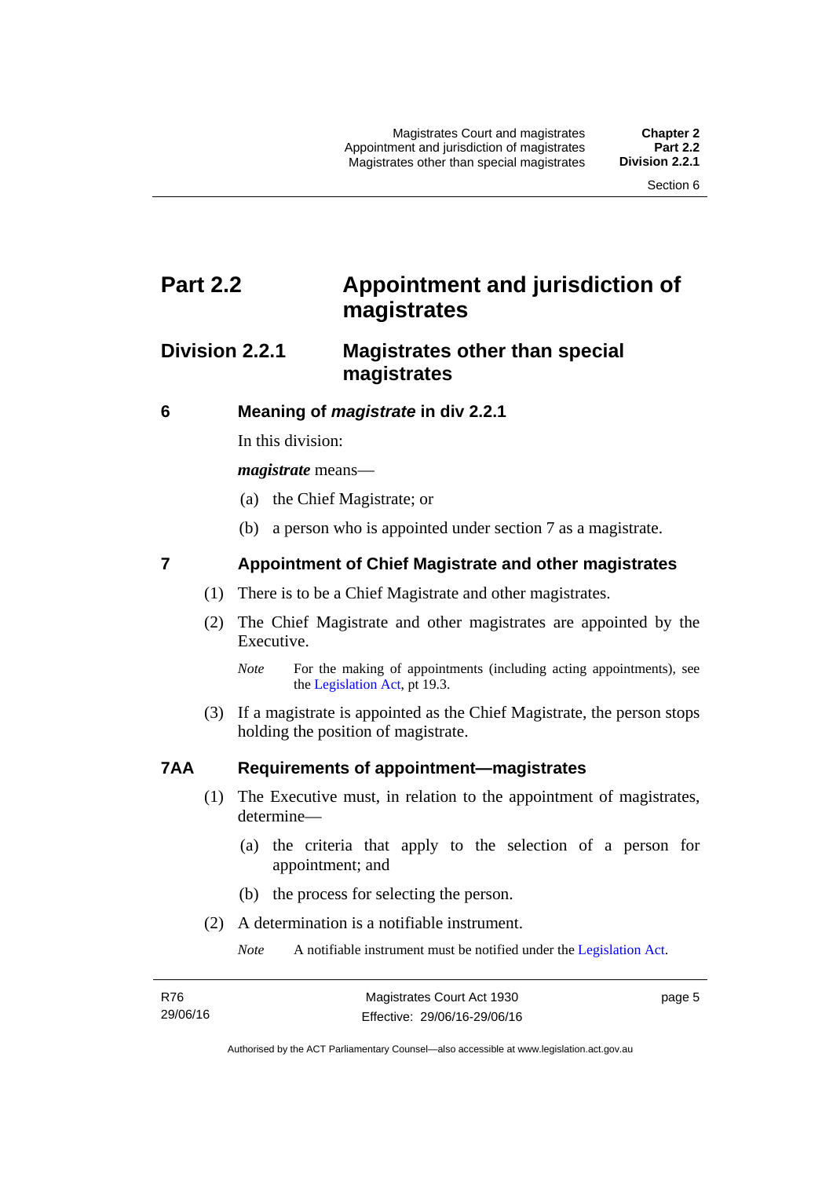# Part 2.2 Appointment and jurisdiction of magistrates

## Division 2.2.1 Magistrates other than special magistrates

### 6 Meaning of *magistrate* in div 2.2.1

In this division:

***magistrate*** means—

(a) the Chief Magistrate; or

(b) a person who is appointed under section 7 as a magistrate.

### 7 Appointment of Chief Magistrate and other magistrates

(1) There is to be a Chief Magistrate and other magistrates.

(2) The Chief Magistrate and other magistrates are appointed by the Executive.

*Note* For the making of appointments (including acting appointments), see the Legislation Act, pt 19.3.

(3) If a magistrate is appointed as the Chief Magistrate, the person stops holding the position of magistrate.

### 7AA Requirements of appointment—magistrates

(1) The Executive must, in relation to the appointment of magistrates, determine—

(a) the criteria that apply to the selection of a person for appointment; and

(b) the process for selecting the person.

(2) A determination is a notifiable instrument.

*Note* A notifiable instrument must be notified under the Legislation Act.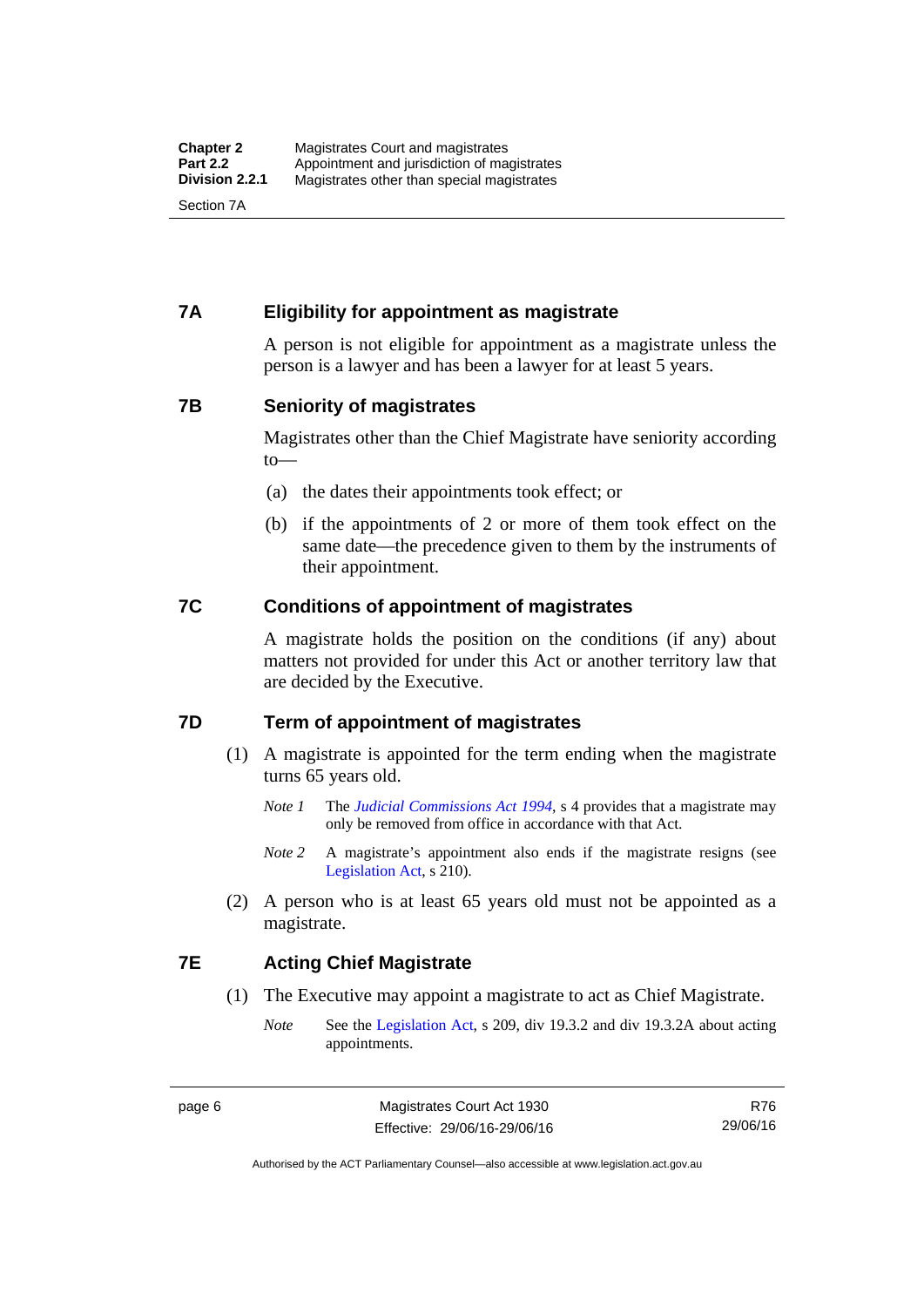## 7A Eligibility for appointment as magistrate

A person is not eligible for appointment as a magistrate unless the person is a lawyer and has been a lawyer for at least 5 years.

## 7B Seniority of magistrates

Magistrates other than the Chief Magistrate have seniority according to—

(a) the dates their appointments took effect; or

(b) if the appointments of 2 or more of them took effect on the same date—the precedence given to them by the instruments of their appointment.

## 7C Conditions of appointment of magistrates

A magistrate holds the position on the conditions (if any) about matters not provided for under this Act or another territory law that are decided by the Executive.

## 7D Term of appointment of magistrates

(1) A magistrate is appointed for the term ending when the magistrate turns 65 years old.

*Note 1* The *Judicial Commissions Act 1994*, s 4 provides that a magistrate may only be removed from office in accordance with that Act.

*Note 2* A magistrate's appointment also ends if the magistrate resigns (see Legislation Act, s 210).

(2) A person who is at least 65 years old must not be appointed as a magistrate.

## 7E Acting Chief Magistrate

(1) The Executive may appoint a magistrate to act as Chief Magistrate.

*Note* See the Legislation Act, s 209, div 19.3.2 and div 19.3.2A about acting appointments.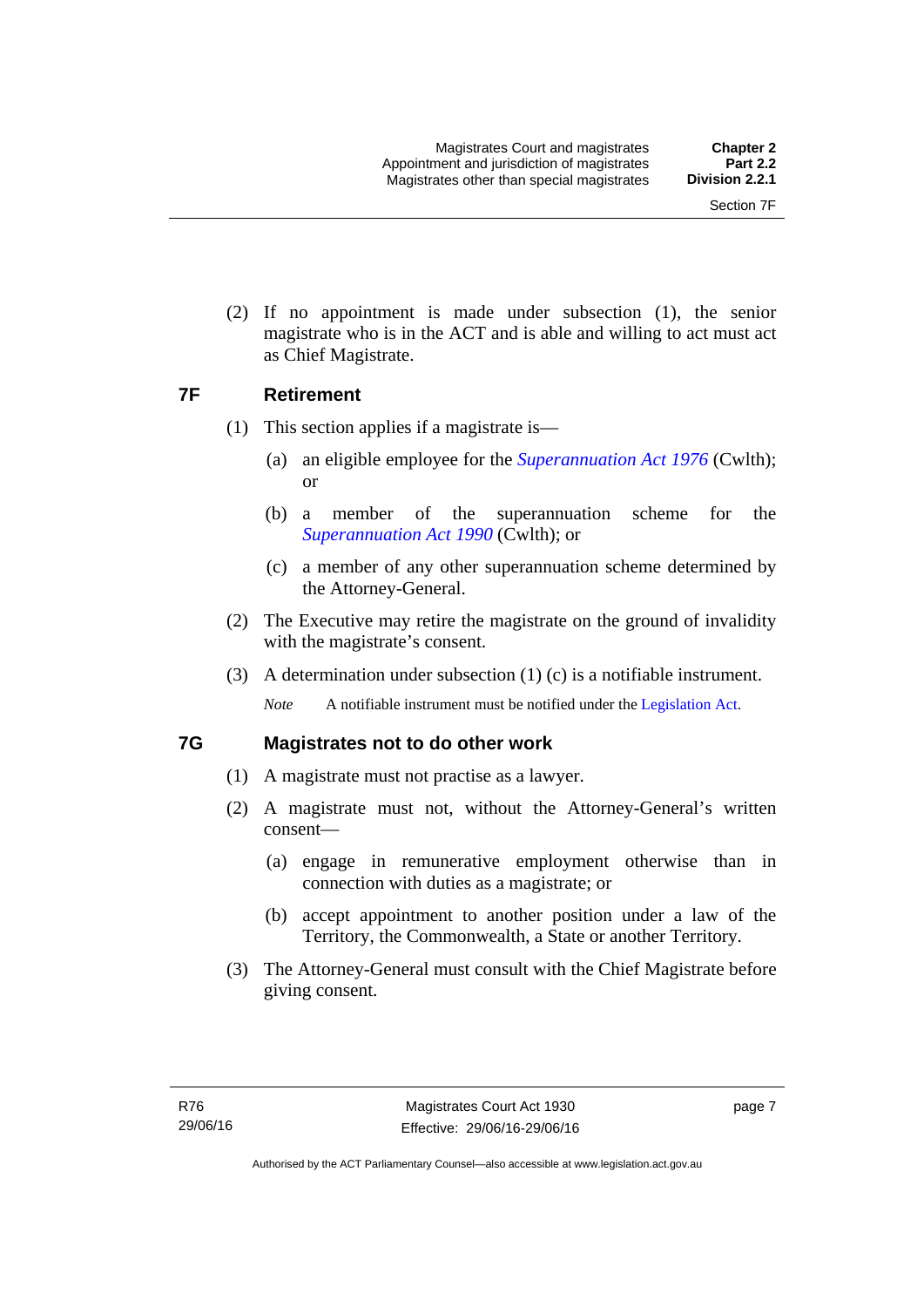(2) If no appointment is made under subsection (1), the senior magistrate who is in the ACT and is able and willing to act must act as Chief Magistrate.

## 7F Retirement

(1) This section applies if a magistrate is—

(a) an eligible employee for the *Superannuation Act 1976* (Cwlth); or

(b) a member of the superannuation scheme for the *Superannuation Act 1990* (Cwlth); or

(c) a member of any other superannuation scheme determined by the Attorney-General.

(2) The Executive may retire the magistrate on the ground of invalidity with the magistrate's consent.

(3) A determination under subsection (1) (c) is a notifiable instrument.

*Note* A notifiable instrument must be notified under the Legislation Act.

## 7G Magistrates not to do other work

(1) A magistrate must not practise as a lawyer.

(2) A magistrate must not, without the Attorney-General's written consent—

(a) engage in remunerative employment otherwise than in connection with duties as a magistrate; or

(b) accept appointment to another position under a law of the Territory, the Commonwealth, a State or another Territory.

(3) The Attorney-General must consult with the Chief Magistrate before giving consent.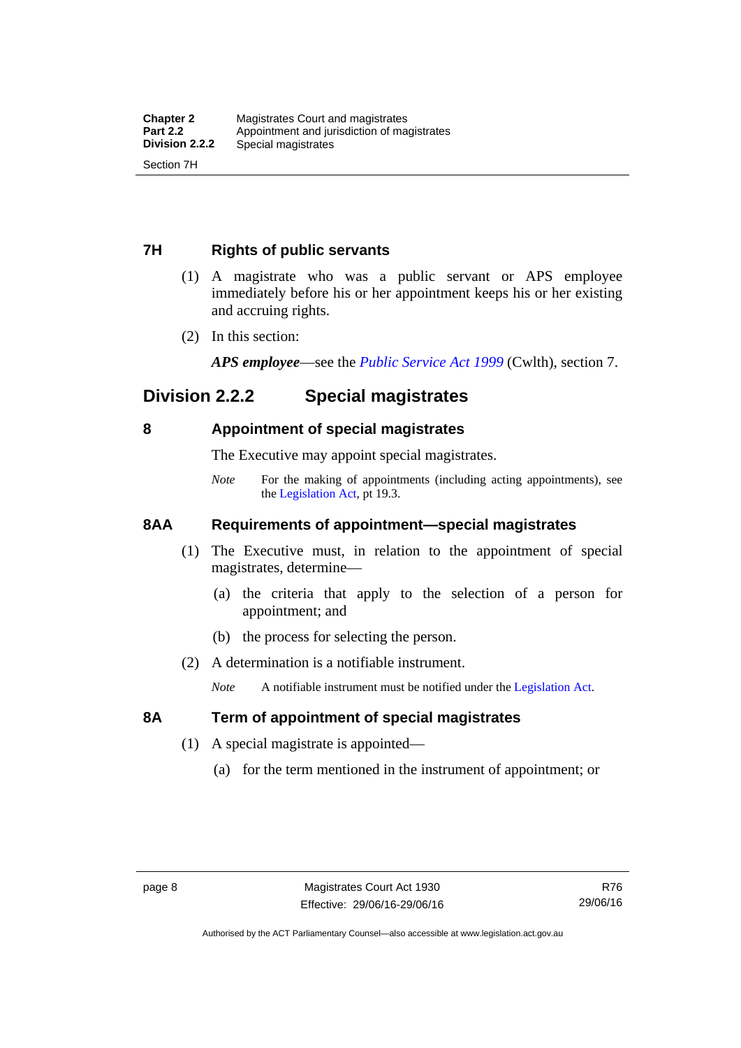### 7H Rights of public servants

(1) A magistrate who was a public servant or APS employee immediately before his or her appointment keeps his or her existing and accruing rights.

(2) In this section:

***APS employee***—see the *Public Service Act 1999* (Cwlth), section 7.

## Division 2.2.2 Special magistrates

### 8 Appointment of special magistrates

The Executive may appoint special magistrates.

*Note* For the making of appointments (including acting appointments), see the Legislation Act, pt 19.3.

### 8AA Requirements of appointment—special magistrates

(1) The Executive must, in relation to the appointment of special magistrates, determine—

(a) the criteria that apply to the selection of a person for appointment; and

(b) the process for selecting the person.

(2) A determination is a notifiable instrument.

*Note* A notifiable instrument must be notified under the Legislation Act.

### 8A Term of appointment of special magistrates

(1) A special magistrate is appointed—

(a) for the term mentioned in the instrument of appointment; or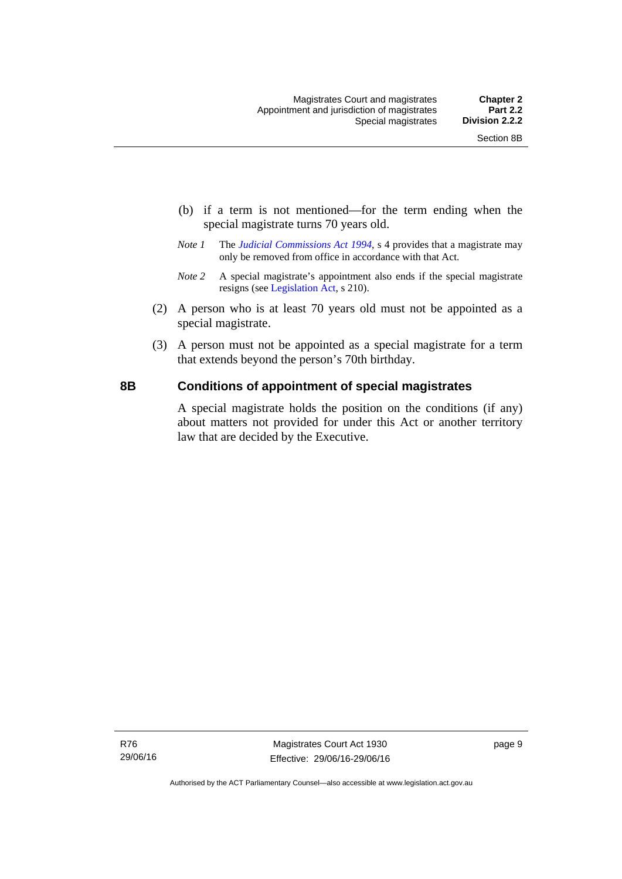(b) if a term is not mentioned—for the term ending when the special magistrate turns 70 years old.

*Note 1* The *Judicial Commissions Act 1994*, s 4 provides that a magistrate may only be removed from office in accordance with that Act.

*Note 2* A special magistrate's appointment also ends if the special magistrate resigns (see Legislation Act, s 210).

(2) A person who is at least 70 years old must not be appointed as a special magistrate.

(3) A person must not be appointed as a special magistrate for a term that extends beyond the person's 70th birthday.

## 8B Conditions of appointment of special magistrates

A special magistrate holds the position on the conditions (if any) about matters not provided for under this Act or another territory law that are decided by the Executive.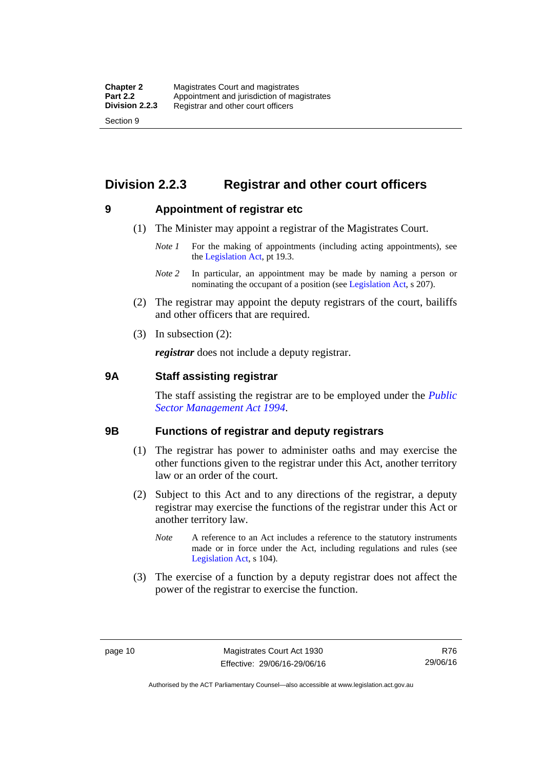## Division 2.2.3 Registrar and other court officers

### 9 Appointment of registrar etc

(1) The Minister may appoint a registrar of the Magistrates Court.

*Note 1* For the making of appointments (including acting appointments), see the Legislation Act, pt 19.3.

*Note 2* In particular, an appointment may be made by naming a person or nominating the occupant of a position (see Legislation Act, s 207).

(2) The registrar may appoint the deputy registrars of the court, bailiffs and other officers that are required.

(3) In subsection (2):

***registrar*** does not include a deputy registrar.

### 9A Staff assisting registrar

The staff assisting the registrar are to be employed under the *Public Sector Management Act 1994*.

### 9B Functions of registrar and deputy registrars

(1) The registrar has power to administer oaths and may exercise the other functions given to the registrar under this Act, another territory law or an order of the court.

(2) Subject to this Act and to any directions of the registrar, a deputy registrar may exercise the functions of the registrar under this Act or another territory law.

*Note* A reference to an Act includes a reference to the statutory instruments made or in force under the Act, including regulations and rules (see Legislation Act, s 104).

(3) The exercise of a function by a deputy registrar does not affect the power of the registrar to exercise the function.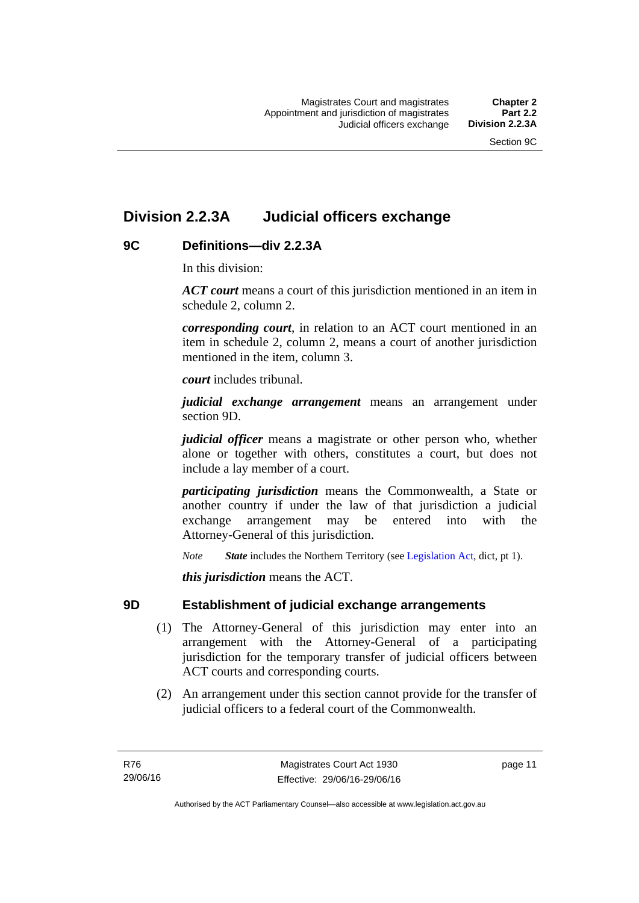## Division 2.2.3A Judicial officers exchange

### 9C Definitions—div 2.2.3A

In this division:

***ACT court*** means a court of this jurisdiction mentioned in an item in schedule 2, column 2.

***corresponding court***, in relation to an ACT court mentioned in an item in schedule 2, column 2, means a court of another jurisdiction mentioned in the item, column 3.

***court*** includes tribunal.

***judicial exchange arrangement*** means an arrangement under section 9D.

***judicial officer*** means a magistrate or other person who, whether alone or together with others, constitutes a court, but does not include a lay member of a court.

***participating jurisdiction*** means the Commonwealth, a State or another country if under the law of that jurisdiction a judicial exchange arrangement may be entered into with the Attorney-General of this jurisdiction.

*Note* ***State*** includes the Northern Territory (see Legislation Act, dict, pt 1).

***this jurisdiction*** means the ACT.

### 9D Establishment of judicial exchange arrangements

(1) The Attorney-General of this jurisdiction may enter into an arrangement with the Attorney-General of a participating jurisdiction for the temporary transfer of judicial officers between ACT courts and corresponding courts.

(2) An arrangement under this section cannot provide for the transfer of judicial officers to a federal court of the Commonwealth.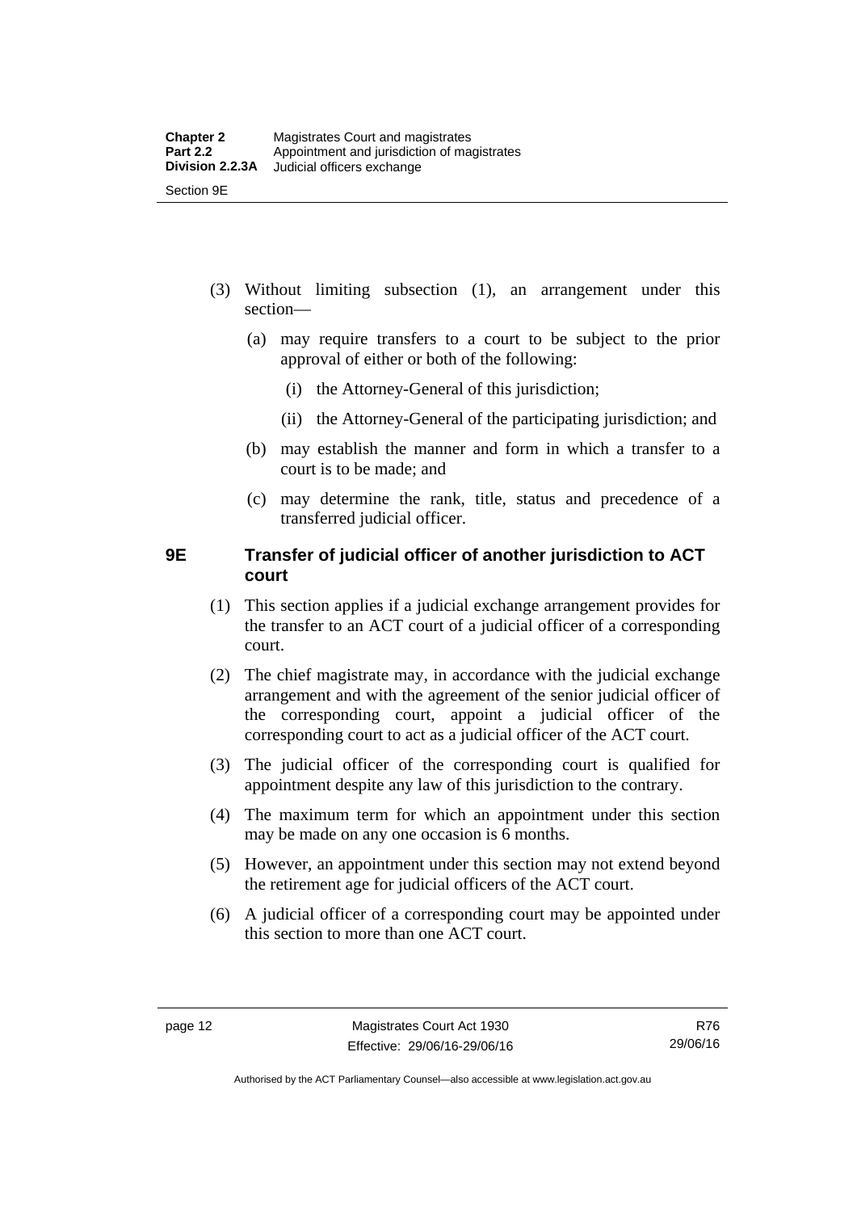(3) Without limiting subsection (1), an arrangement under this section—

(a) may require transfers to a court to be subject to the prior approval of either or both of the following:

(i) the Attorney-General of this jurisdiction;

(ii) the Attorney-General of the participating jurisdiction; and

(b) may establish the manner and form in which a transfer to a court is to be made; and

(c) may determine the rank, title, status and precedence of a transferred judicial officer.

### 9E Transfer of judicial officer of another jurisdiction to ACT court

(1) This section applies if a judicial exchange arrangement provides for the transfer to an ACT court of a judicial officer of a corresponding court.

(2) The chief magistrate may, in accordance with the judicial exchange arrangement and with the agreement of the senior judicial officer of the corresponding court, appoint a judicial officer of the corresponding court to act as a judicial officer of the ACT court.

(3) The judicial officer of the corresponding court is qualified for appointment despite any law of this jurisdiction to the contrary.

(4) The maximum term for which an appointment under this section may be made on any one occasion is 6 months.

(5) However, an appointment under this section may not extend beyond the retirement age for judicial officers of the ACT court.

(6) A judicial officer of a corresponding court may be appointed under this section to more than one ACT court.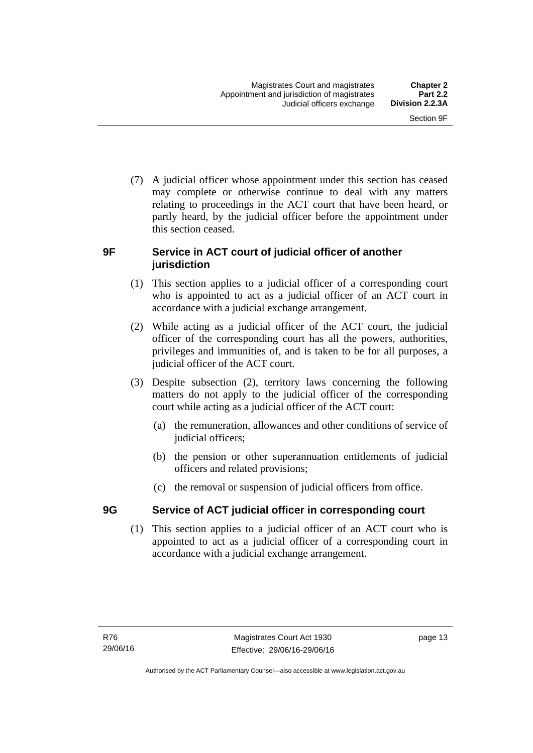(7) A judicial officer whose appointment under this section has ceased may complete or otherwise continue to deal with any matters relating to proceedings in the ACT court that have been heard, or partly heard, by the judicial officer before the appointment under this section ceased.

### 9F Service in ACT court of judicial officer of another jurisdiction

(1) This section applies to a judicial officer of a corresponding court who is appointed to act as a judicial officer of an ACT court in accordance with a judicial exchange arrangement.

(2) While acting as a judicial officer of the ACT court, the judicial officer of the corresponding court has all the powers, authorities, privileges and immunities of, and is taken to be for all purposes, a judicial officer of the ACT court.

(3) Despite subsection (2), territory laws concerning the following matters do not apply to the judicial officer of the corresponding court while acting as a judicial officer of the ACT court:

- (a) the remuneration, allowances and other conditions of service of judicial officers;
- (b) the pension or other superannuation entitlements of judicial officers and related provisions;
- (c) the removal or suspension of judicial officers from office.

### 9G Service of ACT judicial officer in corresponding court

(1) This section applies to a judicial officer of an ACT court who is appointed to act as a judicial officer of a corresponding court in accordance with a judicial exchange arrangement.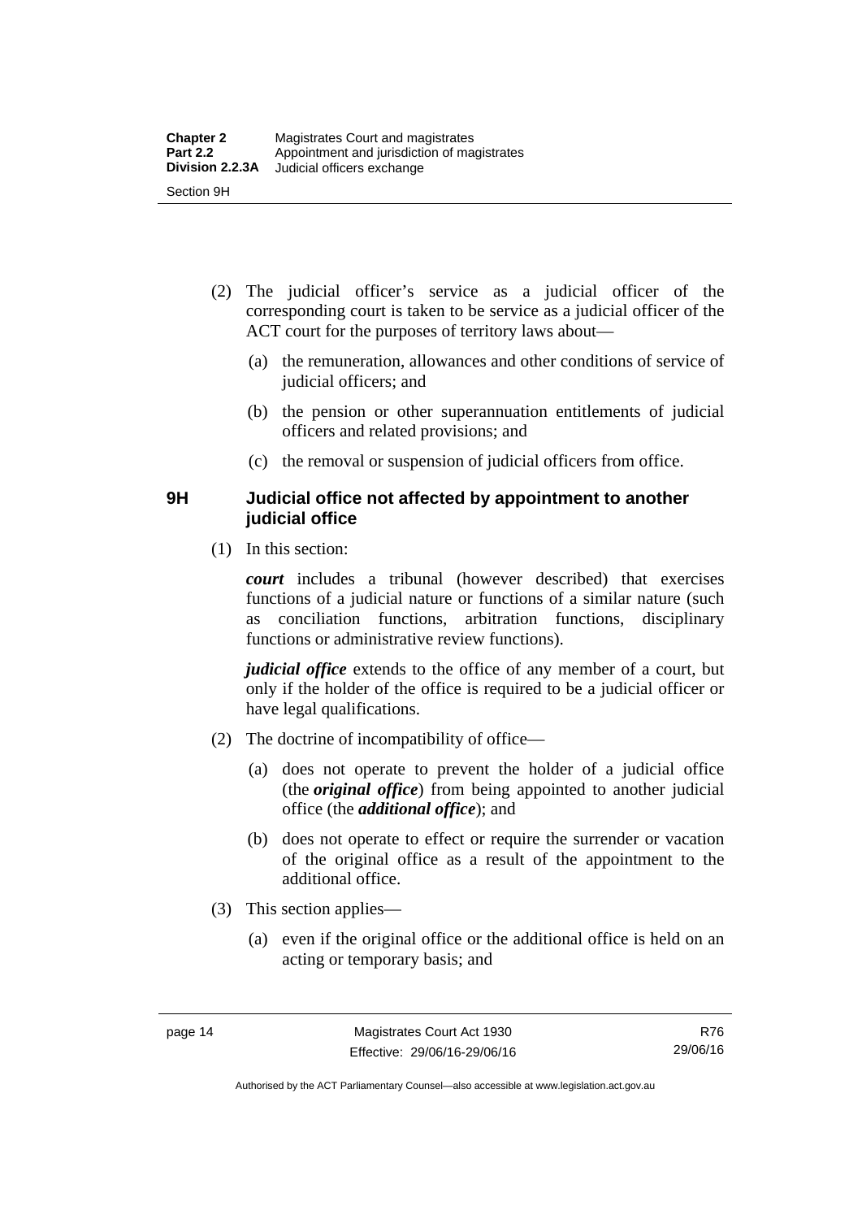(2) The judicial officer's service as a judicial officer of the corresponding court is taken to be service as a judicial officer of the ACT court for the purposes of territory laws about—

(a) the remuneration, allowances and other conditions of service of judicial officers; and

(b) the pension or other superannuation entitlements of judicial officers and related provisions; and

(c) the removal or suspension of judicial officers from office.

### 9H Judicial office not affected by appointment to another judicial office

(1) In this section:

***court*** includes a tribunal (however described) that exercises functions of a judicial nature or functions of a similar nature (such as conciliation functions, arbitration functions, disciplinary functions or administrative review functions).

***judicial office*** extends to the office of any member of a court, but only if the holder of the office is required to be a judicial officer or have legal qualifications.

(2) The doctrine of incompatibility of office—

(a) does not operate to prevent the holder of a judicial office (the ***original office***) from being appointed to another judicial office (the ***additional office***); and

(b) does not operate to effect or require the surrender or vacation of the original office as a result of the appointment to the additional office.

(3) This section applies—

(a) even if the original office or the additional office is held on an acting or temporary basis; and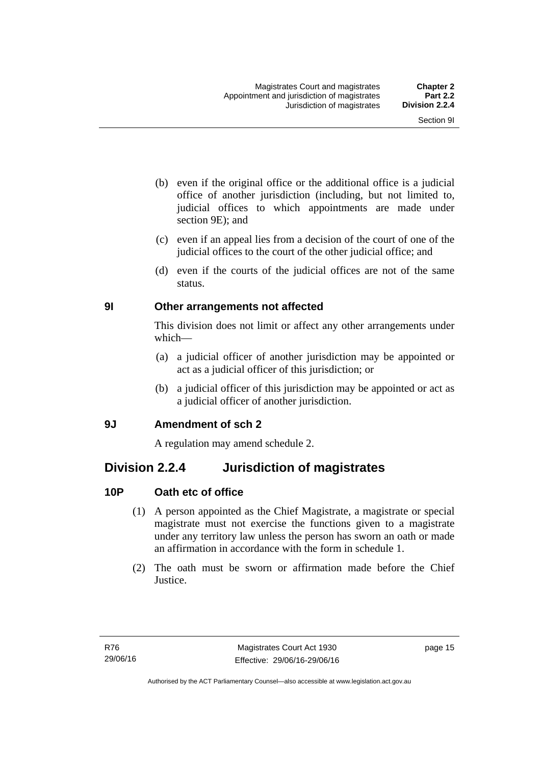(b) even if the original office or the additional office is a judicial office of another jurisdiction (including, but not limited to, judicial offices to which appointments are made under section 9E); and

(c) even if an appeal lies from a decision of the court of one of the judicial offices to the court of the other judicial office; and

(d) even if the courts of the judicial offices are not of the same status.

### 9I Other arrangements not affected

This division does not limit or affect any other arrangements under which—

(a) a judicial officer of another jurisdiction may be appointed or act as a judicial officer of this jurisdiction; or

(b) a judicial officer of this jurisdiction may be appointed or act as a judicial officer of another jurisdiction.

### 9J Amendment of sch 2

A regulation may amend schedule 2.

## Division 2.2.4 Jurisdiction of magistrates

### 10P Oath etc of office

(1) A person appointed as the Chief Magistrate, a magistrate or special magistrate must not exercise the functions given to a magistrate under any territory law unless the person has sworn an oath or made an affirmation in accordance with the form in schedule 1.

(2) The oath must be sworn or affirmation made before the Chief Justice.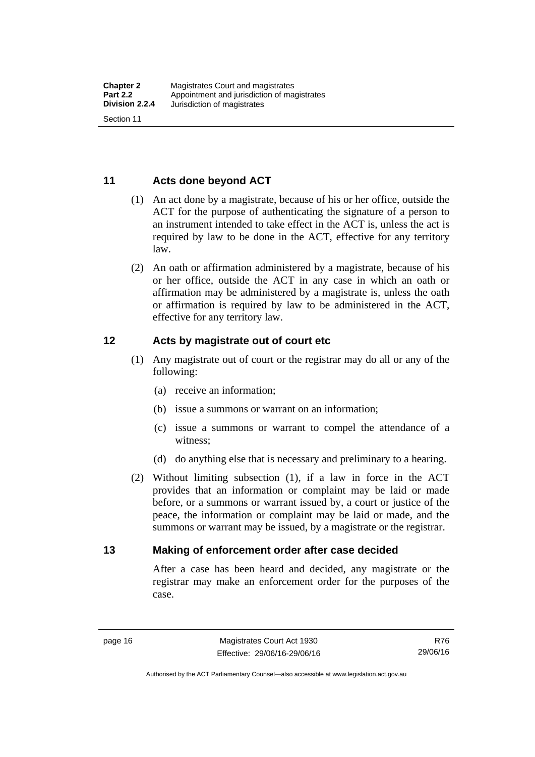## 11 Acts done beyond ACT

(1) An act done by a magistrate, because of his or her office, outside the ACT for the purpose of authenticating the signature of a person to an instrument intended to take effect in the ACT is, unless the act is required by law to be done in the ACT, effective for any territory law.

(2) An oath or affirmation administered by a magistrate, because of his or her office, outside the ACT in any case in which an oath or affirmation may be administered by a magistrate is, unless the oath or affirmation is required by law to be administered in the ACT, effective for any territory law.

## 12 Acts by magistrate out of court etc

(1) Any magistrate out of court or the registrar may do all or any of the following:

- (a) receive an information;
- (b) issue a summons or warrant on an information;
- (c) issue a summons or warrant to compel the attendance of a witness;
- (d) do anything else that is necessary and preliminary to a hearing.

(2) Without limiting subsection (1), if a law in force in the ACT provides that an information or complaint may be laid or made before, or a summons or warrant issued by, a court or justice of the peace, the information or complaint may be laid or made, and the summons or warrant may be issued, by a magistrate or the registrar.

## 13 Making of enforcement order after case decided

After a case has been heard and decided, any magistrate or the registrar may make an enforcement order for the purposes of the case.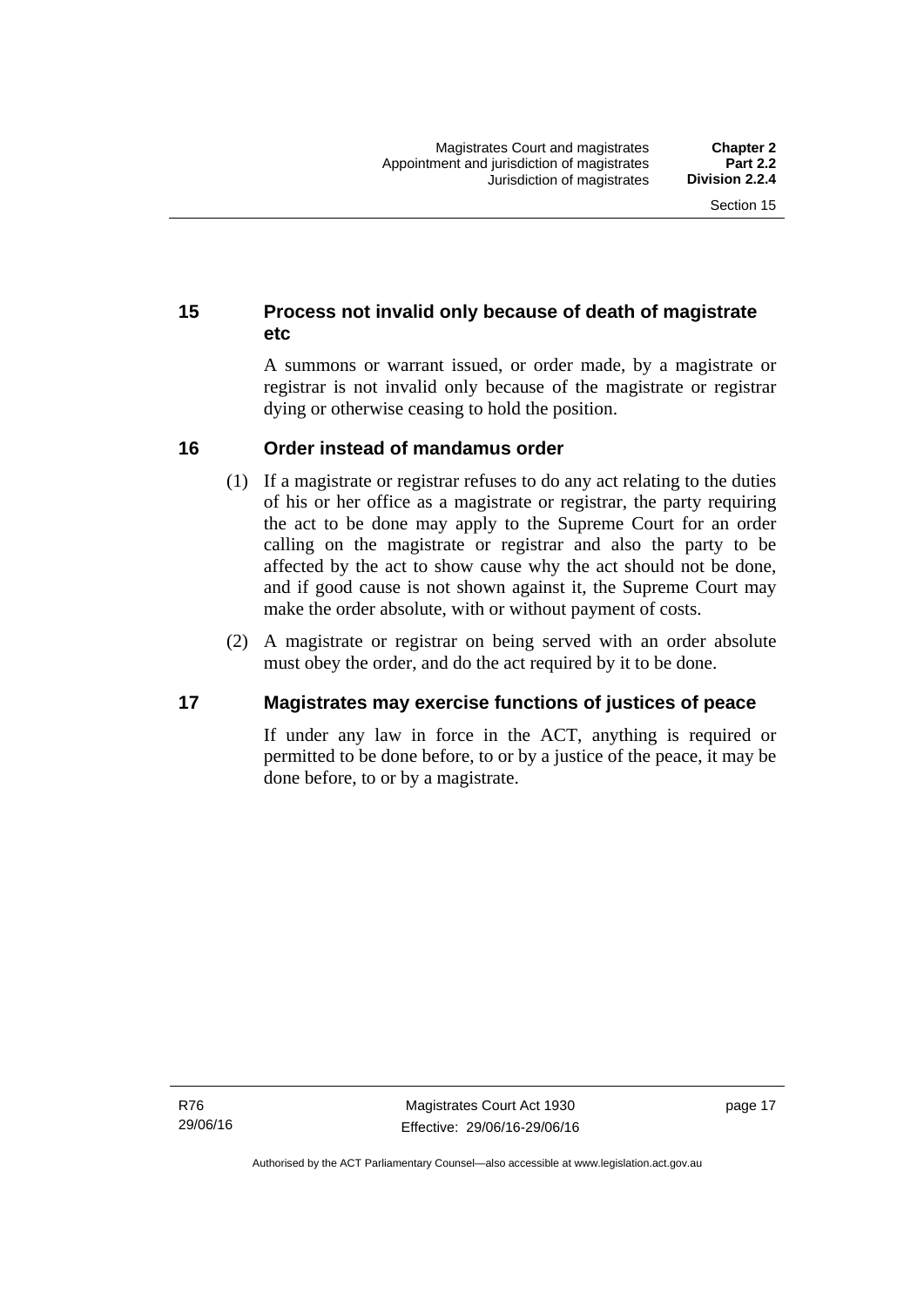## 15 Process not invalid only because of death of magistrate etc

A summons or warrant issued, or order made, by a magistrate or registrar is not invalid only because of the magistrate or registrar dying or otherwise ceasing to hold the position.

## 16 Order instead of mandamus order

(1) If a magistrate or registrar refuses to do any act relating to the duties of his or her office as a magistrate or registrar, the party requiring the act to be done may apply to the Supreme Court for an order calling on the magistrate or registrar and also the party to be affected by the act to show cause why the act should not be done, and if good cause is not shown against it, the Supreme Court may make the order absolute, with or without payment of costs.

(2) A magistrate or registrar on being served with an order absolute must obey the order, and do the act required by it to be done.

## 17 Magistrates may exercise functions of justices of peace

If under any law in force in the ACT, anything is required or permitted to be done before, to or by a justice of the peace, it may be done before, to or by a magistrate.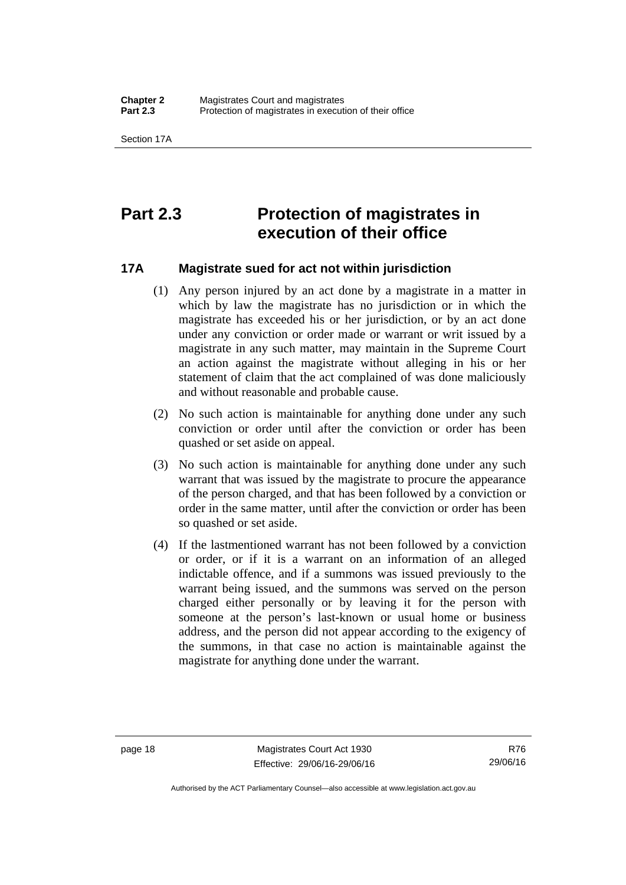# Part 2.3 Protection of magistrates in execution of their office

## 17A Magistrate sued for act not within jurisdiction

(1) Any person injured by an act done by a magistrate in a matter in which by law the magistrate has no jurisdiction or in which the magistrate has exceeded his or her jurisdiction, or by an act done under any conviction or order made or warrant or writ issued by a magistrate in any such matter, may maintain in the Supreme Court an action against the magistrate without alleging in his or her statement of claim that the act complained of was done maliciously and without reasonable and probable cause.

(2) No such action is maintainable for anything done under any such conviction or order until after the conviction or order has been quashed or set aside on appeal.

(3) No such action is maintainable for anything done under any such warrant that was issued by the magistrate to procure the appearance of the person charged, and that has been followed by a conviction or order in the same matter, until after the conviction or order has been so quashed or set aside.

(4) If the lastmentioned warrant has not been followed by a conviction or order, or if it is a warrant on an information of an alleged indictable offence, and if a summons was issued previously to the warrant being issued, and the summons was served on the person charged either personally or by leaving it for the person with someone at the person's last-known or usual home or business address, and the person did not appear according to the exigency of the summons, in that case no action is maintainable against the magistrate for anything done under the warrant.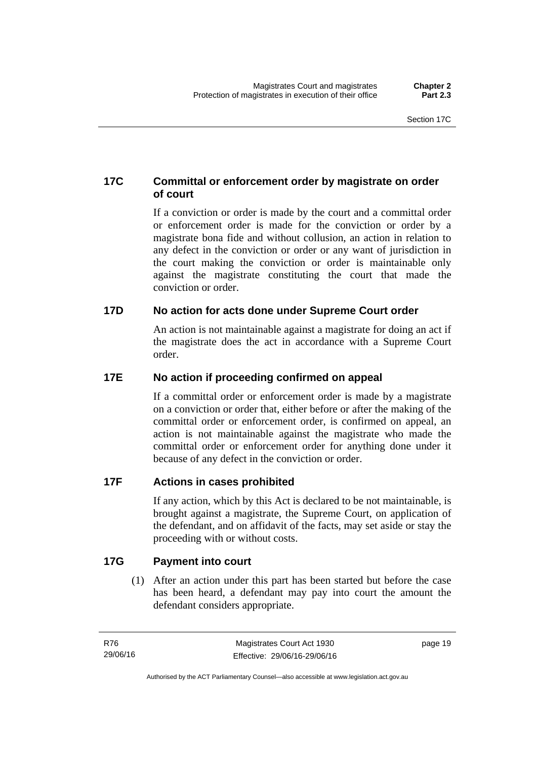### 17C Committal or enforcement order by magistrate on order of court

If a conviction or order is made by the court and a committal order or enforcement order is made for the conviction or order by a magistrate bona fide and without collusion, an action in relation to any defect in the conviction or order or any want of jurisdiction in the court making the conviction or order is maintainable only against the magistrate constituting the court that made the conviction or order.

### 17D No action for acts done under Supreme Court order

An action is not maintainable against a magistrate for doing an act if the magistrate does the act in accordance with a Supreme Court order.

### 17E No action if proceeding confirmed on appeal

If a committal order or enforcement order is made by a magistrate on a conviction or order that, either before or after the making of the committal order or enforcement order, is confirmed on appeal, an action is not maintainable against the magistrate who made the committal order or enforcement order for anything done under it because of any defect in the conviction or order.

### 17F Actions in cases prohibited

If any action, which by this Act is declared to be not maintainable, is brought against a magistrate, the Supreme Court, on application of the defendant, and on affidavit of the facts, may set aside or stay the proceeding with or without costs.

### 17G Payment into court

(1) After an action under this part has been started but before the case has been heard, a defendant may pay into court the amount the defendant considers appropriate.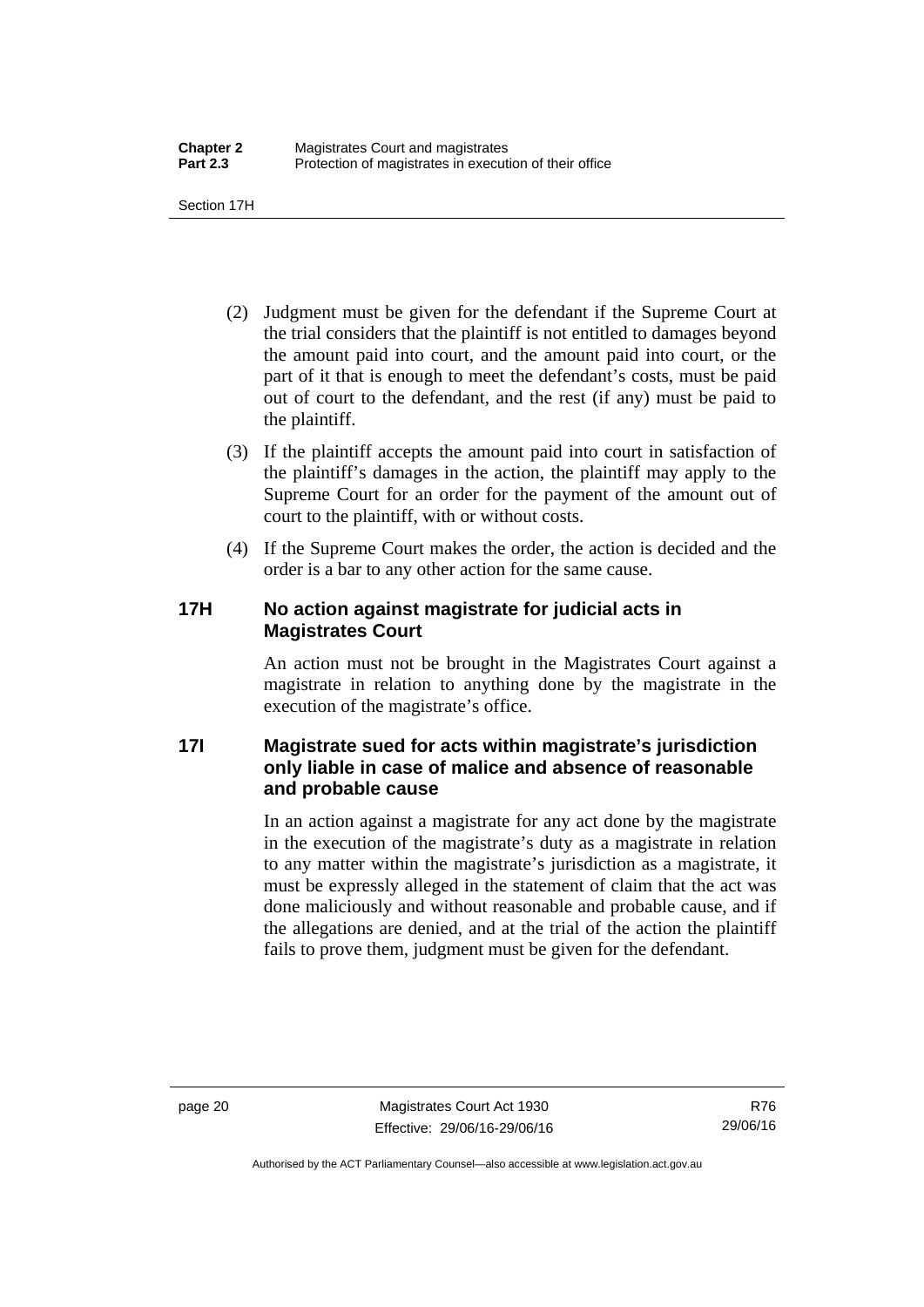(2) Judgment must be given for the defendant if the Supreme Court at the trial considers that the plaintiff is not entitled to damages beyond the amount paid into court, and the amount paid into court, or the part of it that is enough to meet the defendant's costs, must be paid out of court to the defendant, and the rest (if any) must be paid to the plaintiff.

(3) If the plaintiff accepts the amount paid into court in satisfaction of the plaintiff's damages in the action, the plaintiff may apply to the Supreme Court for an order for the payment of the amount out of court to the plaintiff, with or without costs.

(4) If the Supreme Court makes the order, the action is decided and the order is a bar to any other action for the same cause.

### 17H No action against magistrate for judicial acts in Magistrates Court

An action must not be brought in the Magistrates Court against a magistrate in relation to anything done by the magistrate in the execution of the magistrate's office.

### 17I Magistrate sued for acts within magistrate's jurisdiction only liable in case of malice and absence of reasonable and probable cause

In an action against a magistrate for any act done by the magistrate in the execution of the magistrate's duty as a magistrate in relation to any matter within the magistrate's jurisdiction as a magistrate, it must be expressly alleged in the statement of claim that the act was done maliciously and without reasonable and probable cause, and if the allegations are denied, and at the trial of the action the plaintiff fails to prove them, judgment must be given for the defendant.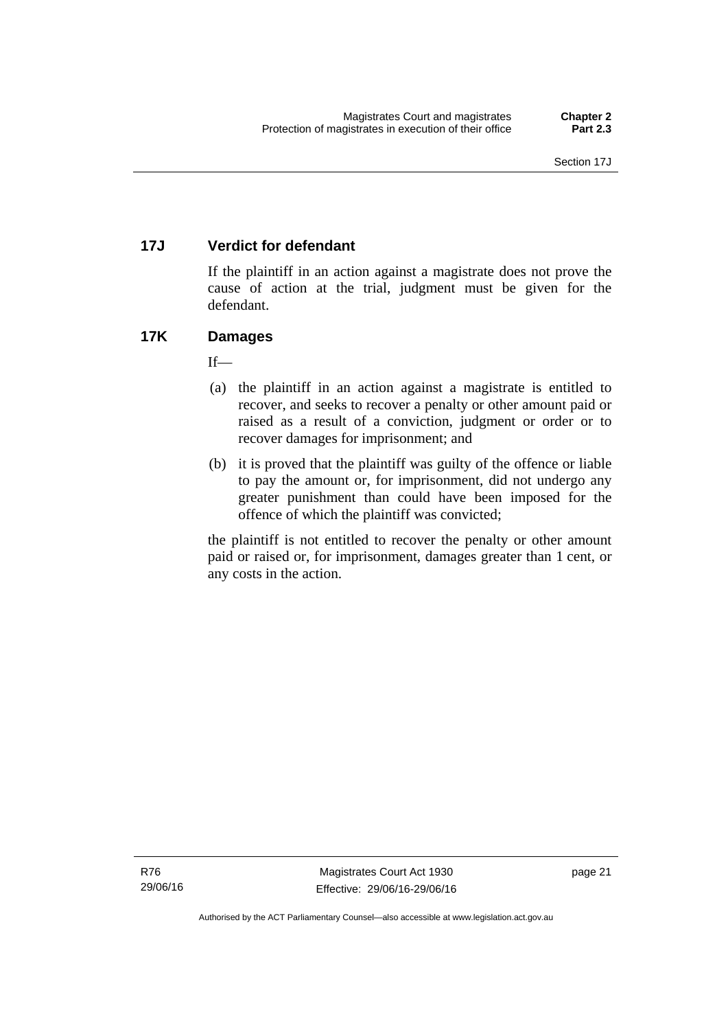### 17J Verdict for defendant

If the plaintiff in an action against a magistrate does not prove the cause of action at the trial, judgment must be given for the defendant.

### 17K Damages

If—

(a) the plaintiff in an action against a magistrate is entitled to recover, and seeks to recover a penalty or other amount paid or raised as a result of a conviction, judgment or order or to recover damages for imprisonment; and

(b) it is proved that the plaintiff was guilty of the offence or liable to pay the amount or, for imprisonment, did not undergo any greater punishment than could have been imposed for the offence of which the plaintiff was convicted;

the plaintiff is not entitled to recover the penalty or other amount paid or raised or, for imprisonment, damages greater than 1 cent, or any costs in the action.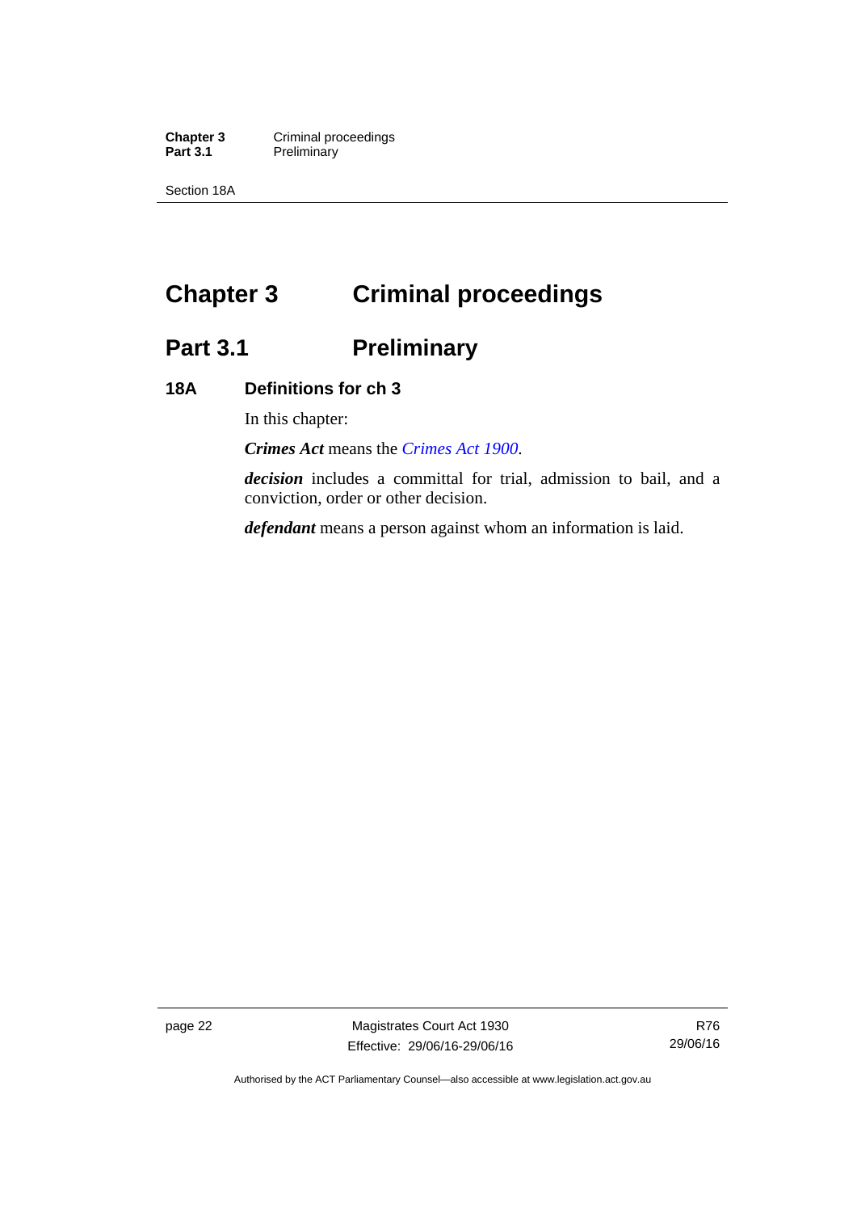# Chapter 3 Criminal proceedings

## Part 3.1 Preliminary

### 18A Definitions for ch 3

In this chapter:

***Crimes Act*** means the *Crimes Act 1900*.

***decision*** includes a committal for trial, admission to bail, and a conviction, order or other decision.

***defendant*** means a person against whom an information is laid.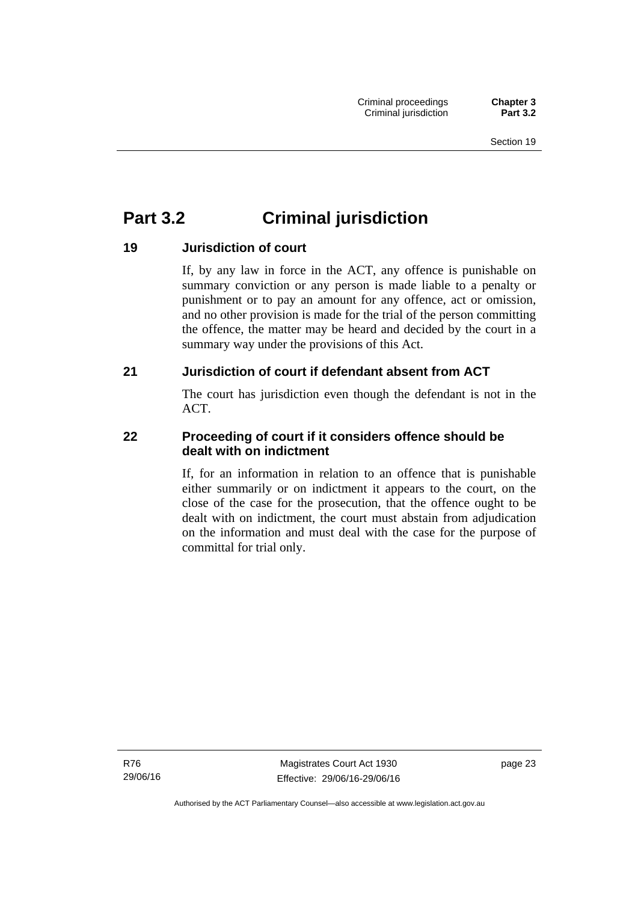# Part 3.2 Criminal jurisdiction

### 19 Jurisdiction of court

If, by any law in force in the ACT, any offence is punishable on summary conviction or any person is made liable to a penalty or punishment or to pay an amount for any offence, act or omission, and no other provision is made for the trial of the person committing the offence, the matter may be heard and decided by the court in a summary way under the provisions of this Act.

### 21 Jurisdiction of court if defendant absent from ACT

The court has jurisdiction even though the defendant is not in the ACT.

### 22 Proceeding of court if it considers offence should be dealt with on indictment

If, for an information in relation to an offence that is punishable either summarily or on indictment it appears to the court, on the close of the case for the prosecution, that the offence ought to be dealt with on indictment, the court must abstain from adjudication on the information and must deal with the case for the purpose of committal for trial only.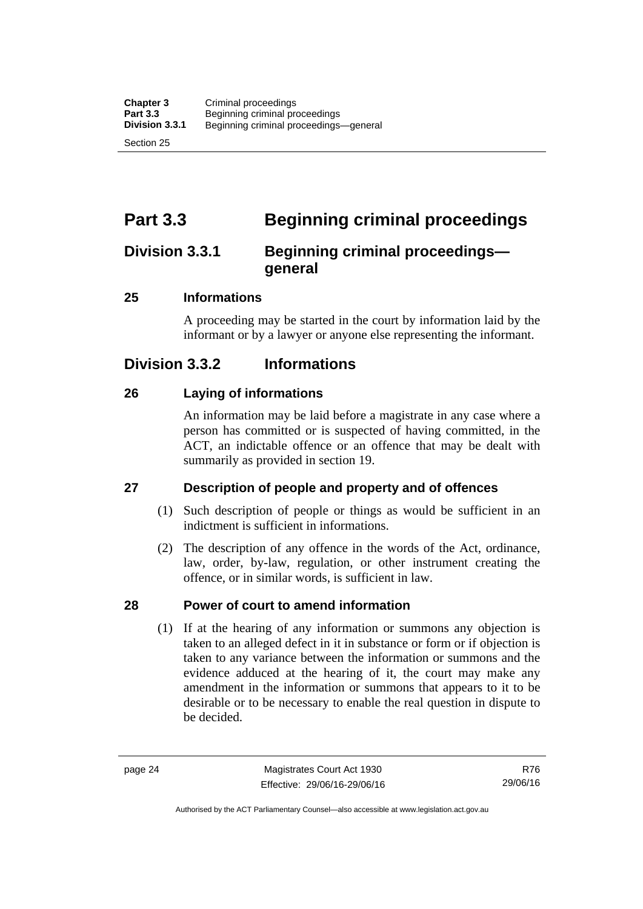# Part 3.3 Beginning criminal proceedings

## Division 3.3.1 Beginning criminal proceedings—general

### 25 Informations

A proceeding may be started in the court by information laid by the informant or by a lawyer or anyone else representing the informant.

## Division 3.3.2 Informations

### 26 Laying of informations

An information may be laid before a magistrate in any case where a person has committed or is suspected of having committed, in the ACT, an indictable offence or an offence that may be dealt with summarily as provided in section 19.

### 27 Description of people and property and of offences

(1) Such description of people or things as would be sufficient in an indictment is sufficient in informations.

(2) The description of any offence in the words of the Act, ordinance, law, order, by-law, regulation, or other instrument creating the offence, or in similar words, is sufficient in law.

### 28 Power of court to amend information

(1) If at the hearing of any information or summons any objection is taken to an alleged defect in it in substance or form or if objection is taken to any variance between the information or summons and the evidence adduced at the hearing of it, the court may make any amendment in the information or summons that appears to it to be desirable or to be necessary to enable the real question in dispute to be decided.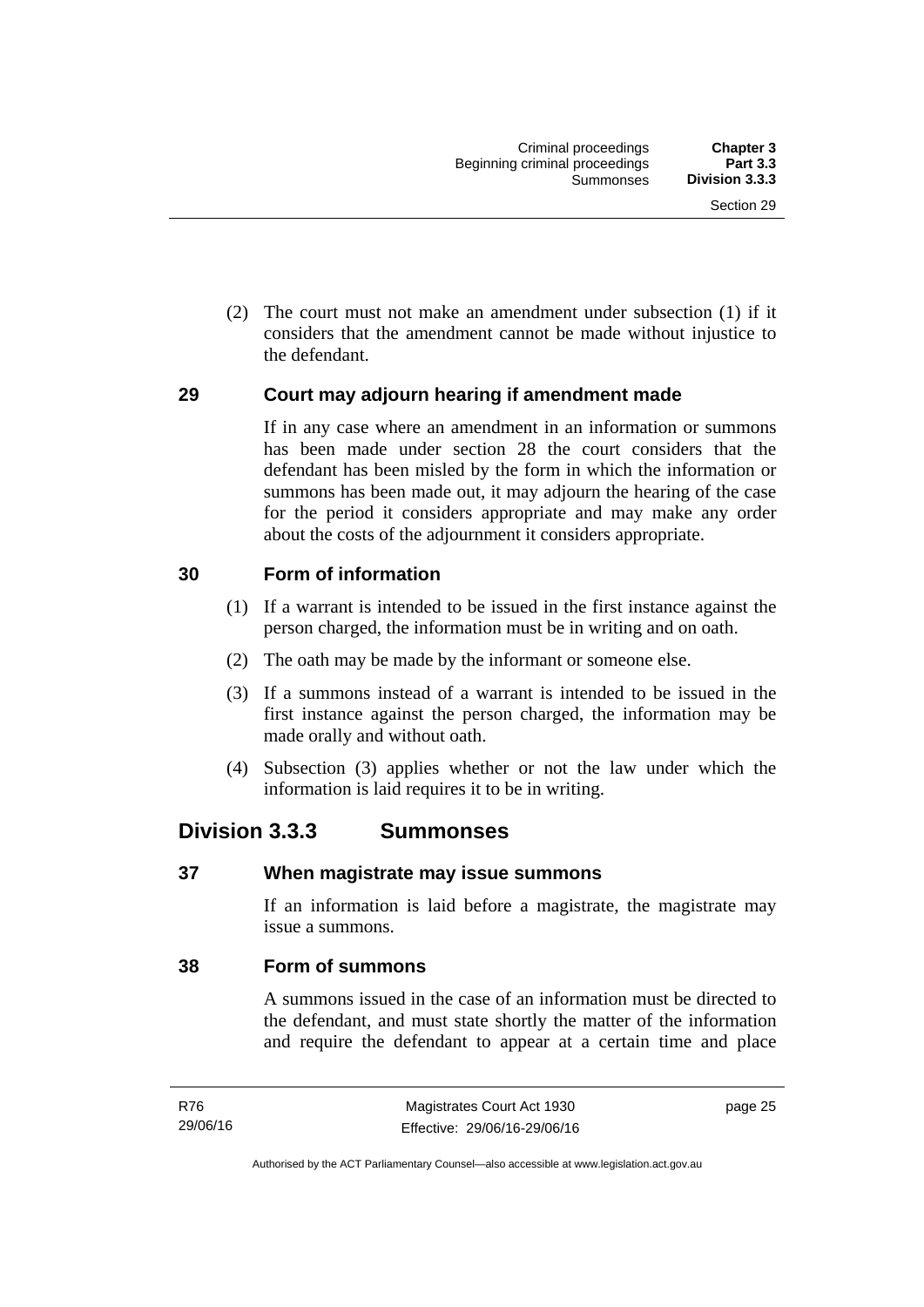(2) The court must not make an amendment under subsection (1) if it considers that the amendment cannot be made without injustice to the defendant.

### 29 Court may adjourn hearing if amendment made

If in any case where an amendment in an information or summons has been made under section 28 the court considers that the defendant has been misled by the form in which the information or summons has been made out, it may adjourn the hearing of the case for the period it considers appropriate and may make any order about the costs of the adjournment it considers appropriate.

### 30 Form of information

(1) If a warrant is intended to be issued in the first instance against the person charged, the information must be in writing and on oath.

(2) The oath may be made by the informant or someone else.

(3) If a summons instead of a warrant is intended to be issued in the first instance against the person charged, the information may be made orally and without oath.

(4) Subsection (3) applies whether or not the law under which the information is laid requires it to be in writing.

## Division 3.3.3 Summonses

### 37 When magistrate may issue summons

If an information is laid before a magistrate, the magistrate may issue a summons.

### 38 Form of summons

A summons issued in the case of an information must be directed to the defendant, and must state shortly the matter of the information and require the defendant to appear at a certain time and place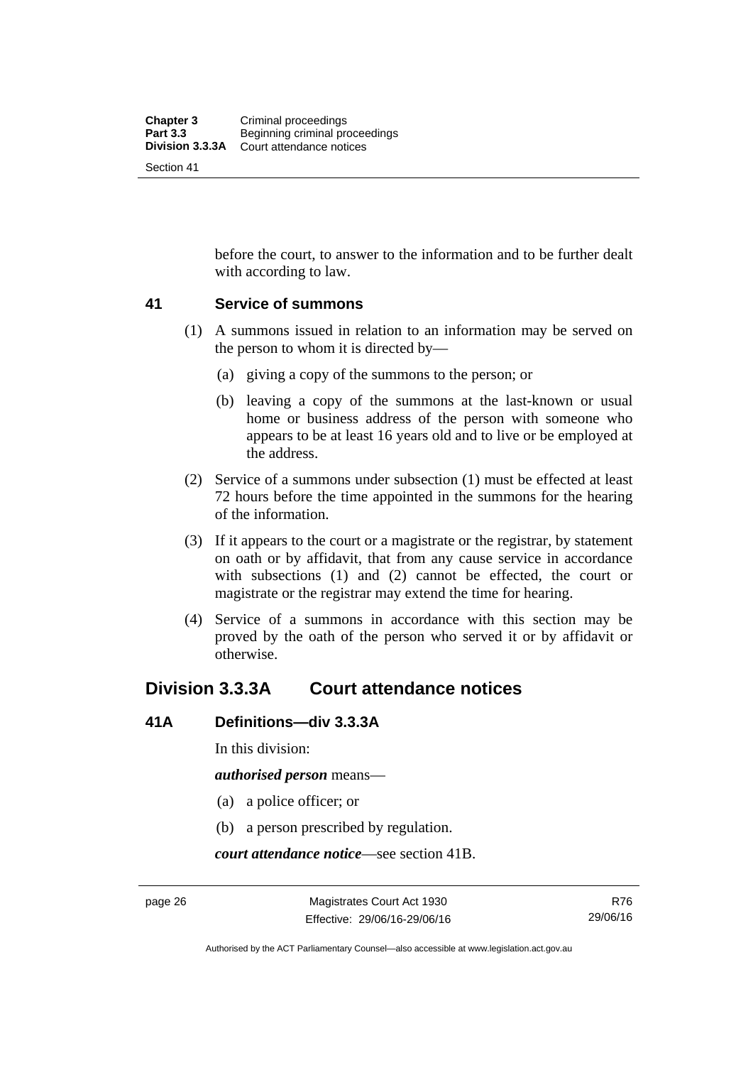before the court, to answer to the information and to be further dealt with according to law.

### 41 Service of summons

(1) A summons issued in relation to an information may be served on the person to whom it is directed by—

(a) giving a copy of the summons to the person; or

(b) leaving a copy of the summons at the last-known or usual home or business address of the person with someone who appears to be at least 16 years old and to live or be employed at the address.

(2) Service of a summons under subsection (1) must be effected at least 72 hours before the time appointed in the summons for the hearing of the information.

(3) If it appears to the court or a magistrate or the registrar, by statement on oath or by affidavit, that from any cause service in accordance with subsections (1) and (2) cannot be effected, the court or magistrate or the registrar may extend the time for hearing.

(4) Service of a summons in accordance with this section may be proved by the oath of the person who served it or by affidavit or otherwise.

## Division 3.3.3A Court attendance notices

### 41A Definitions—div 3.3.3A

In this division:

***authorised person*** means—

(a) a police officer; or

(b) a person prescribed by regulation.

***court attendance notice***—see section 41B.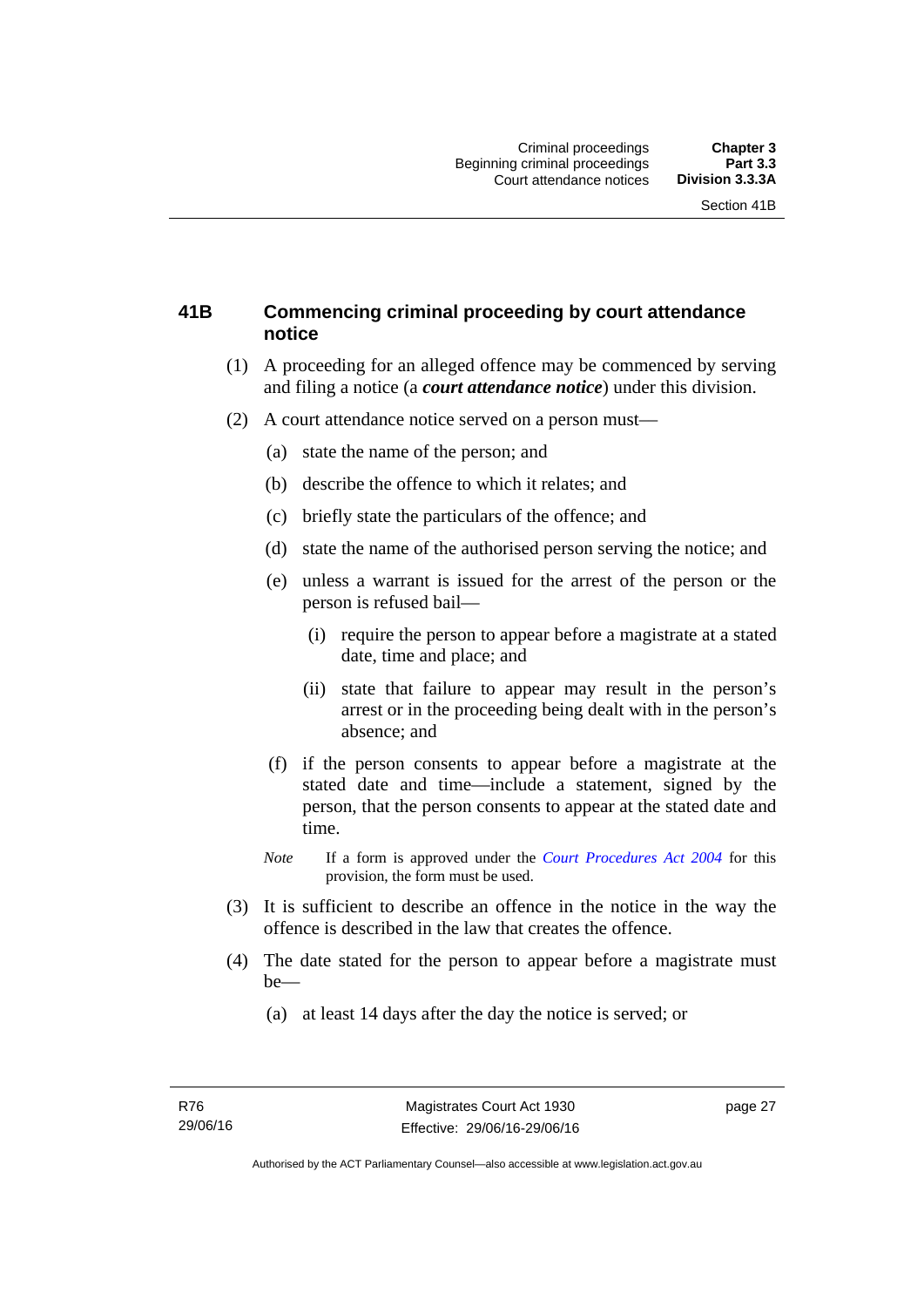## 41B Commencing criminal proceeding by court attendance notice

(1) A proceeding for an alleged offence may be commenced by serving and filing a notice (a ***court attendance notice***) under this division.

(2) A court attendance notice served on a person must—

(a) state the name of the person; and

(b) describe the offence to which it relates; and

(c) briefly state the particulars of the offence; and

(d) state the name of the authorised person serving the notice; and

(e) unless a warrant is issued for the arrest of the person or the person is refused bail—

(i) require the person to appear before a magistrate at a stated date, time and place; and

(ii) state that failure to appear may result in the person's arrest or in the proceeding being dealt with in the person's absence; and

(f) if the person consents to appear before a magistrate at the stated date and time—include a statement, signed by the person, that the person consents to appear at the stated date and time.

*Note* If a form is approved under the *Court Procedures Act 2004* for this provision, the form must be used.

(3) It is sufficient to describe an offence in the notice in the way the offence is described in the law that creates the offence.

(4) The date stated for the person to appear before a magistrate must be—

(a) at least 14 days after the day the notice is served; or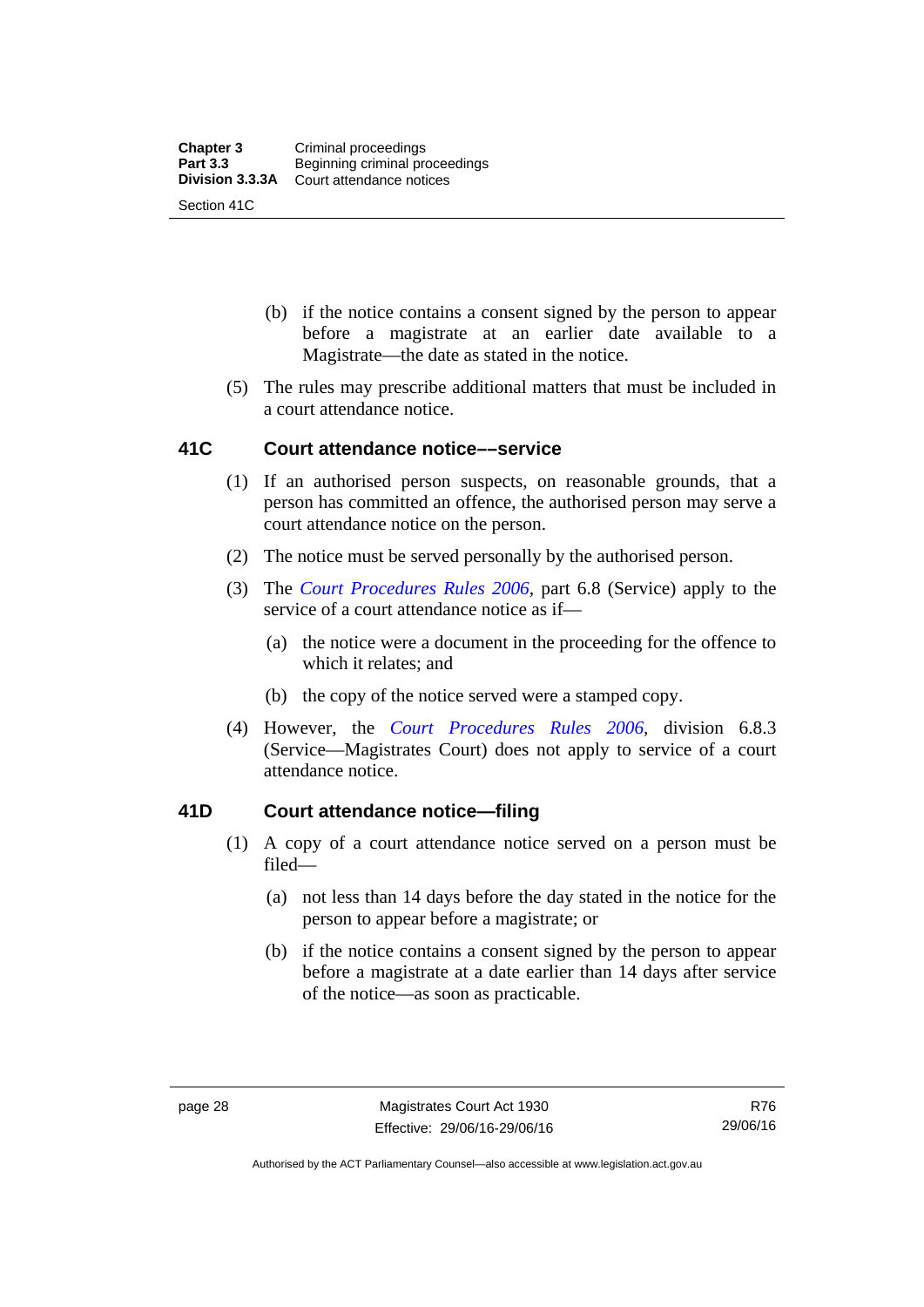(b) if the notice contains a consent signed by the person to appear before a magistrate at an earlier date available to a Magistrate—the date as stated in the notice.

(5) The rules may prescribe additional matters that must be included in a court attendance notice.

### 41C Court attendance notice––service

(1) If an authorised person suspects, on reasonable grounds, that a person has committed an offence, the authorised person may serve a court attendance notice on the person.

(2) The notice must be served personally by the authorised person.

(3) The *Court Procedures Rules 2006*, part 6.8 (Service) apply to the service of a court attendance notice as if—

(a) the notice were a document in the proceeding for the offence to which it relates; and

(b) the copy of the notice served were a stamped copy.

(4) However, the *Court Procedures Rules 2006*, division 6.8.3 (Service—Magistrates Court) does not apply to service of a court attendance notice.

### 41D Court attendance notice—filing

(1) A copy of a court attendance notice served on a person must be filed—

(a) not less than 14 days before the day stated in the notice for the person to appear before a magistrate; or

(b) if the notice contains a consent signed by the person to appear before a magistrate at a date earlier than 14 days after service of the notice—as soon as practicable.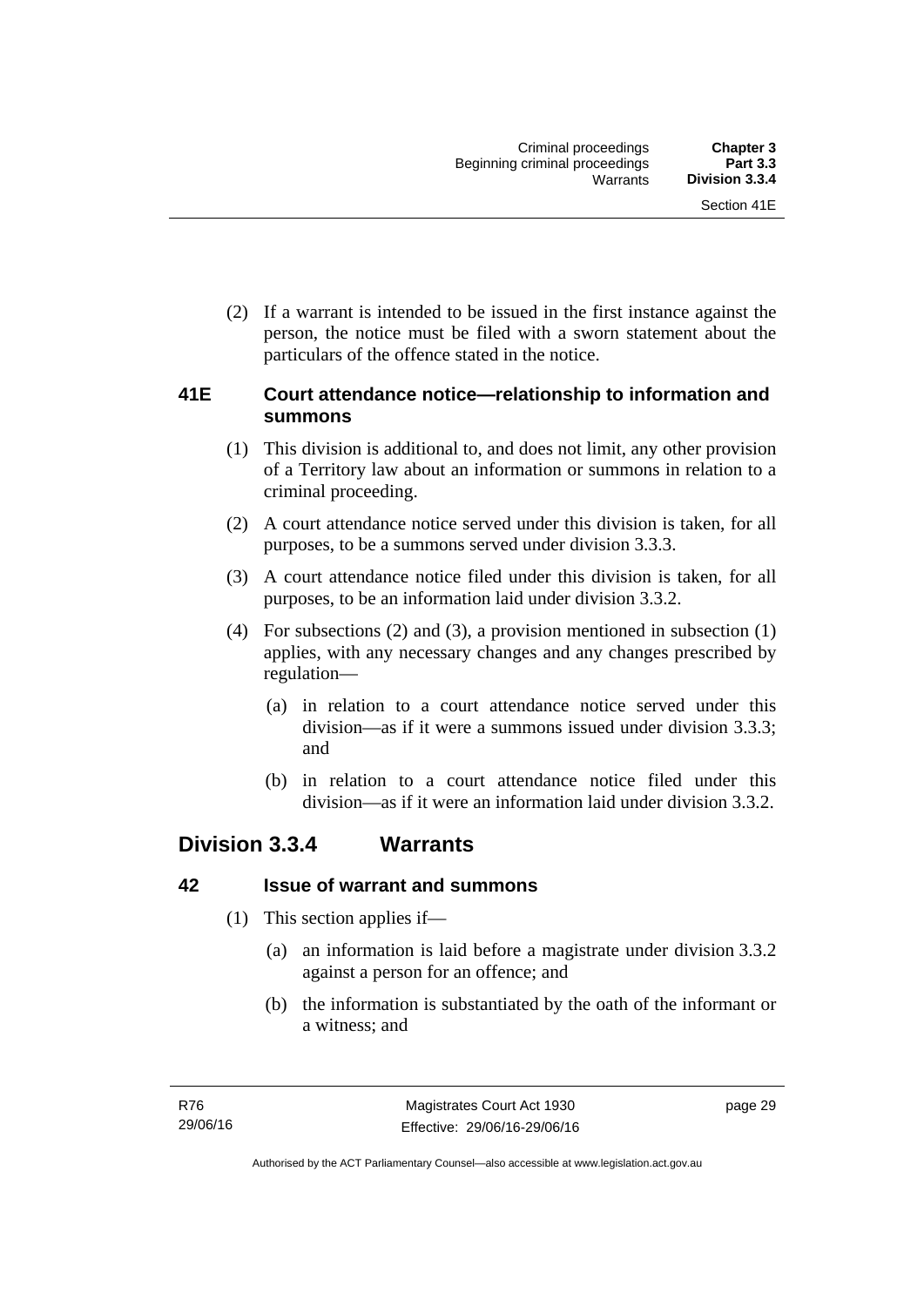(2) If a warrant is intended to be issued in the first instance against the person, the notice must be filed with a sworn statement about the particulars of the offence stated in the notice.

### 41E Court attendance notice—relationship to information and summons

(1) This division is additional to, and does not limit, any other provision of a Territory law about an information or summons in relation to a criminal proceeding.

(2) A court attendance notice served under this division is taken, for all purposes, to be a summons served under division 3.3.3.

(3) A court attendance notice filed under this division is taken, for all purposes, to be an information laid under division 3.3.2.

(4) For subsections (2) and (3), a provision mentioned in subsection (1) applies, with any necessary changes and any changes prescribed by regulation—

(a) in relation to a court attendance notice served under this division—as if it were a summons issued under division 3.3.3; and

(b) in relation to a court attendance notice filed under this division—as if it were an information laid under division 3.3.2.

## Division 3.3.4 Warrants

### 42 Issue of warrant and summons

(1) This section applies if—

(a) an information is laid before a magistrate under division 3.3.2 against a person for an offence; and

(b) the information is substantiated by the oath of the informant or a witness; and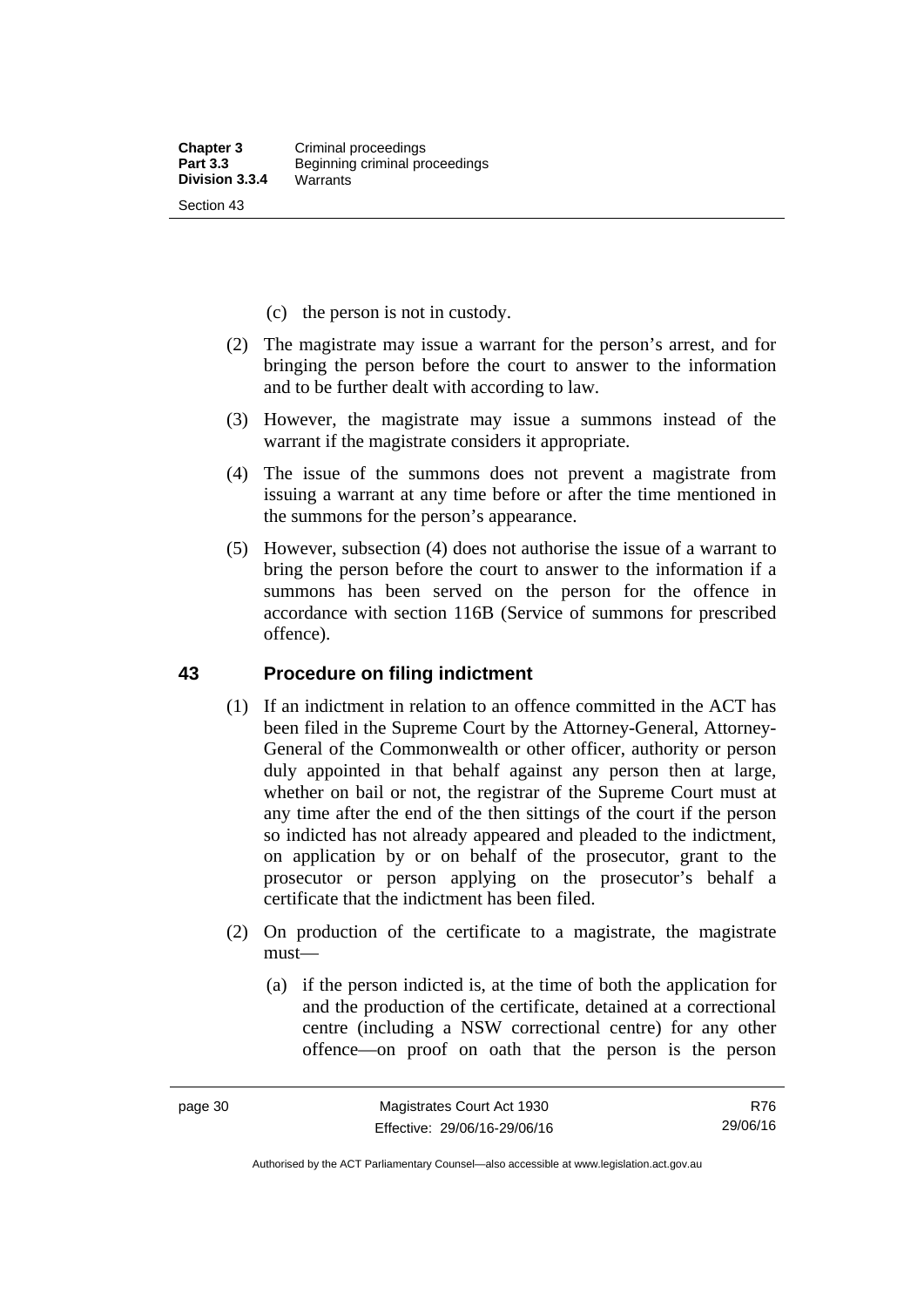(c) the person is not in custody.

(2) The magistrate may issue a warrant for the person's arrest, and for bringing the person before the court to answer to the information and to be further dealt with according to law.

(3) However, the magistrate may issue a summons instead of the warrant if the magistrate considers it appropriate.

(4) The issue of the summons does not prevent a magistrate from issuing a warrant at any time before or after the time mentioned in the summons for the person's appearance.

(5) However, subsection (4) does not authorise the issue of a warrant to bring the person before the court to answer to the information if a summons has been served on the person for the offence in accordance with section 116B (Service of summons for prescribed offence).

## 43 Procedure on filing indictment

(1) If an indictment in relation to an offence committed in the ACT has been filed in the Supreme Court by the Attorney-General, Attorney-General of the Commonwealth or other officer, authority or person duly appointed in that behalf against any person then at large, whether on bail or not, the registrar of the Supreme Court must at any time after the end of the then sittings of the court if the person so indicted has not already appeared and pleaded to the indictment, on application by or on behalf of the prosecutor, grant to the prosecutor or person applying on the prosecutor's behalf a certificate that the indictment has been filed.

(2) On production of the certificate to a magistrate, the magistrate must—

(a) if the person indicted is, at the time of both the application for and the production of the certificate, detained at a correctional centre (including a NSW correctional centre) for any other offence—on proof on oath that the person is the person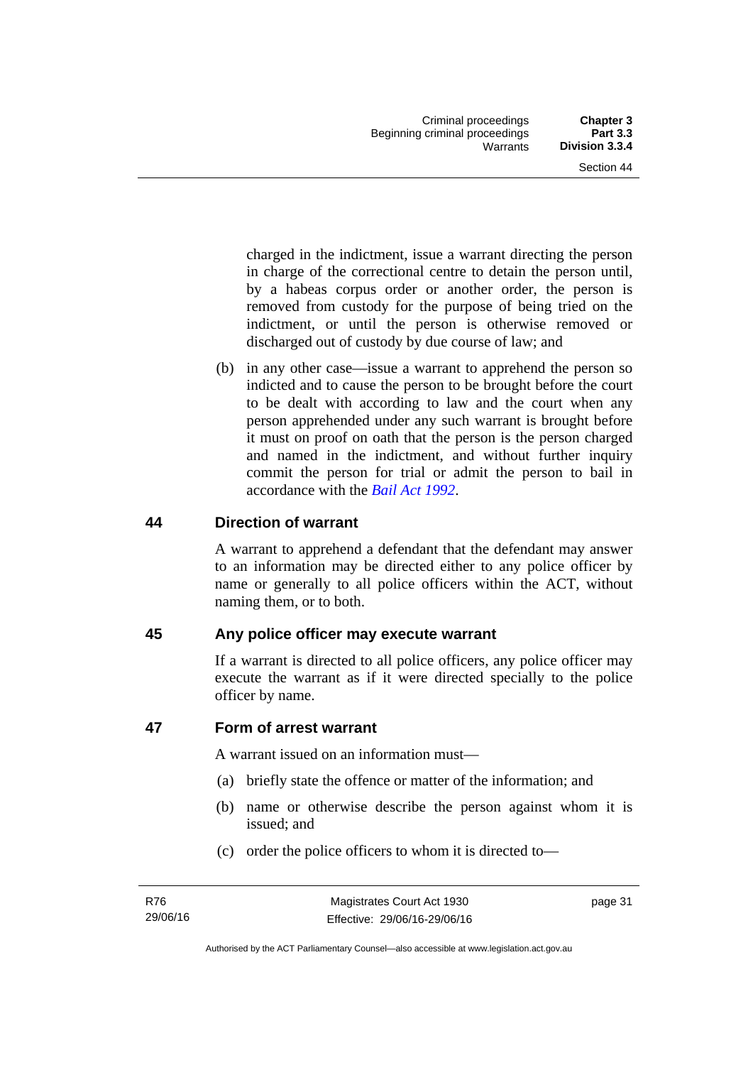charged in the indictment, issue a warrant directing the person in charge of the correctional centre to detain the person until, by a habeas corpus order or another order, the person is removed from custody for the purpose of being tried on the indictment, or until the person is otherwise removed or discharged out of custody by due course of law; and

(b) in any other case—issue a warrant to apprehend the person so indicted and to cause the person to be brought before the court to be dealt with according to law and the court when any person apprehended under any such warrant is brought before it must on proof on oath that the person is the person charged and named in the indictment, and without further inquiry commit the person for trial or admit the person to bail in accordance with the *Bail Act 1992*.

## 44 Direction of warrant

A warrant to apprehend a defendant that the defendant may answer to an information may be directed either to any police officer by name or generally to all police officers within the ACT, without naming them, or to both.

## 45 Any police officer may execute warrant

If a warrant is directed to all police officers, any police officer may execute the warrant as if it were directed specially to the police officer by name.

## 47 Form of arrest warrant

A warrant issued on an information must—

(a) briefly state the offence or matter of the information; and

(b) name or otherwise describe the person against whom it is issued; and

(c) order the police officers to whom it is directed to—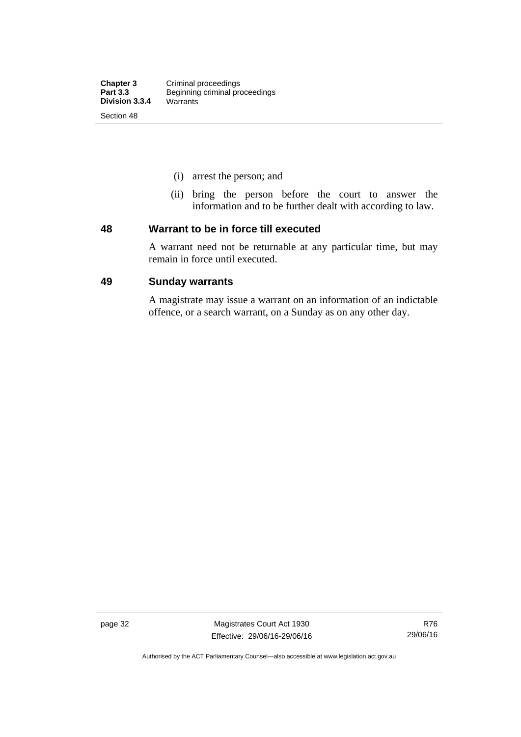(i) arrest the person; and

(ii) bring the person before the court to answer the information and to be further dealt with according to law.

## 48 Warrant to be in force till executed

A warrant need not be returnable at any particular time, but may remain in force until executed.

## 49 Sunday warrants

A magistrate may issue a warrant on an information of an indictable offence, or a search warrant, on a Sunday as on any other day.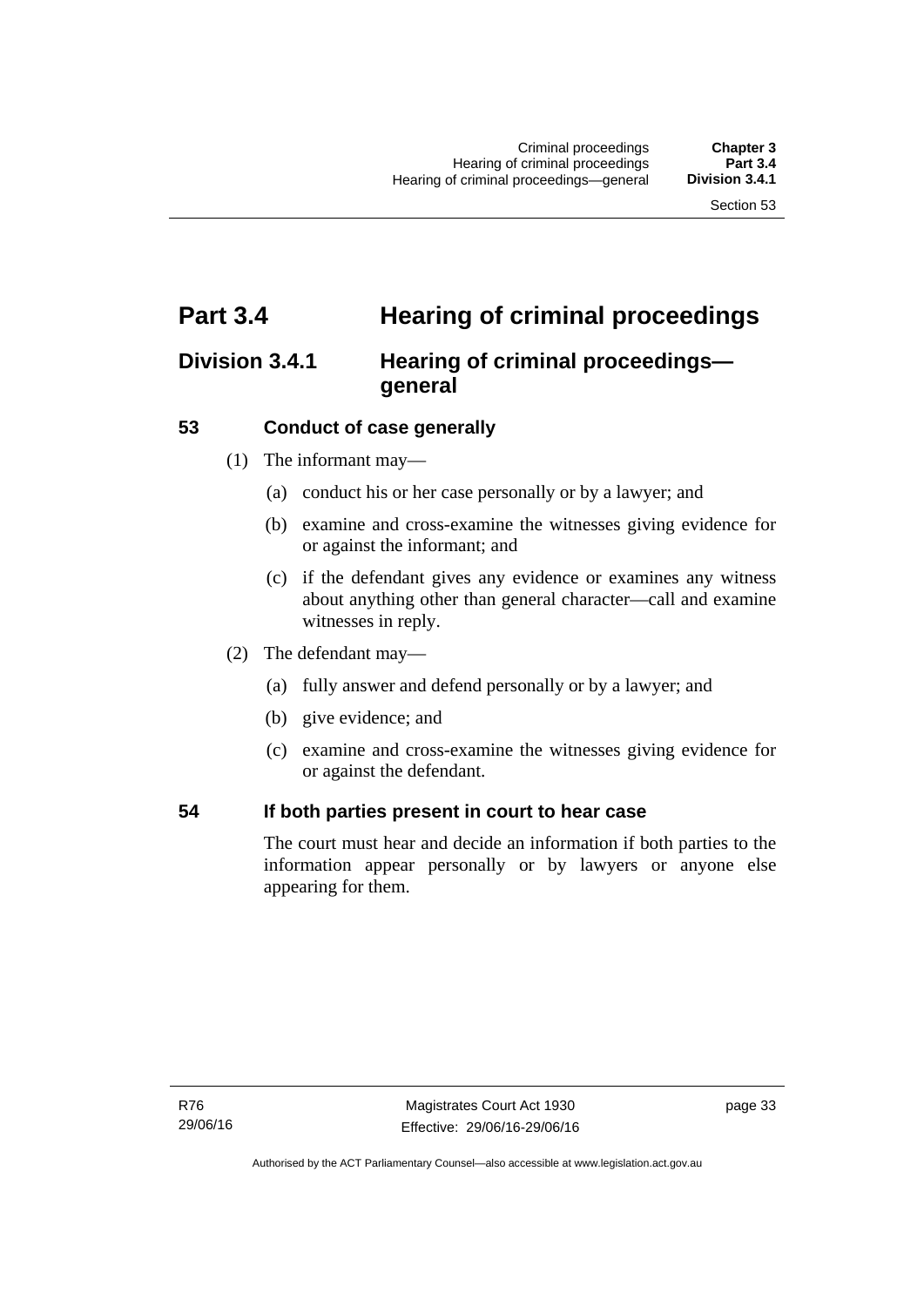# Part 3.4 Hearing of criminal proceedings

## Division 3.4.1 Hearing of criminal proceedings—general

### 53 Conduct of case generally

(1) The informant may—

(a) conduct his or her case personally or by a lawyer; and

(b) examine and cross-examine the witnesses giving evidence for or against the informant; and

(c) if the defendant gives any evidence or examines any witness about anything other than general character—call and examine witnesses in reply.

(2) The defendant may—

(a) fully answer and defend personally or by a lawyer; and

(b) give evidence; and

(c) examine and cross-examine the witnesses giving evidence for or against the defendant.

### 54 If both parties present in court to hear case

The court must hear and decide an information if both parties to the information appear personally or by lawyers or anyone else appearing for them.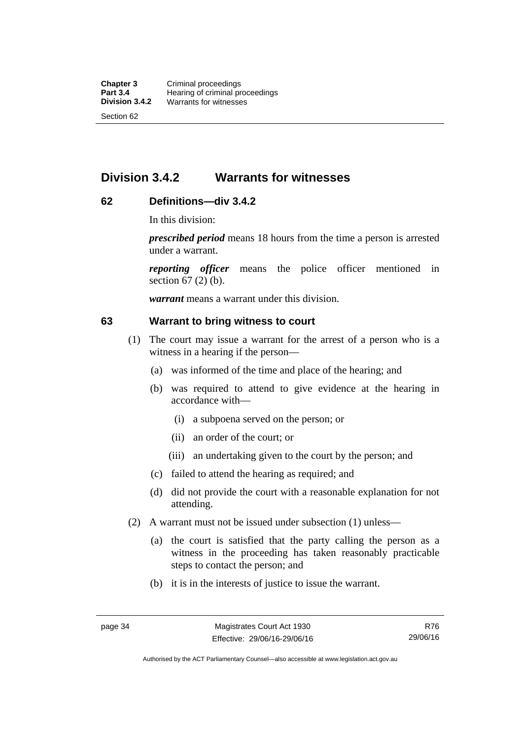## Division 3.4.2 Warrants for witnesses

### 62 Definitions—div 3.4.2

In this division:

***prescribed period*** means 18 hours from the time a person is arrested under a warrant.

***reporting officer*** means the police officer mentioned in section 67 (2) (b).

***warrant*** means a warrant under this division.

### 63 Warrant to bring witness to court

(1) The court may issue a warrant for the arrest of a person who is a witness in a hearing if the person—

(a) was informed of the time and place of the hearing; and

(b) was required to attend to give evidence at the hearing in accordance with—

(i) a subpoena served on the person; or

(ii) an order of the court; or

(iii) an undertaking given to the court by the person; and

(c) failed to attend the hearing as required; and

(d) did not provide the court with a reasonable explanation for not attending.

(2) A warrant must not be issued under subsection (1) unless—

(a) the court is satisfied that the party calling the person as a witness in the proceeding has taken reasonably practicable steps to contact the person; and

(b) it is in the interests of justice to issue the warrant.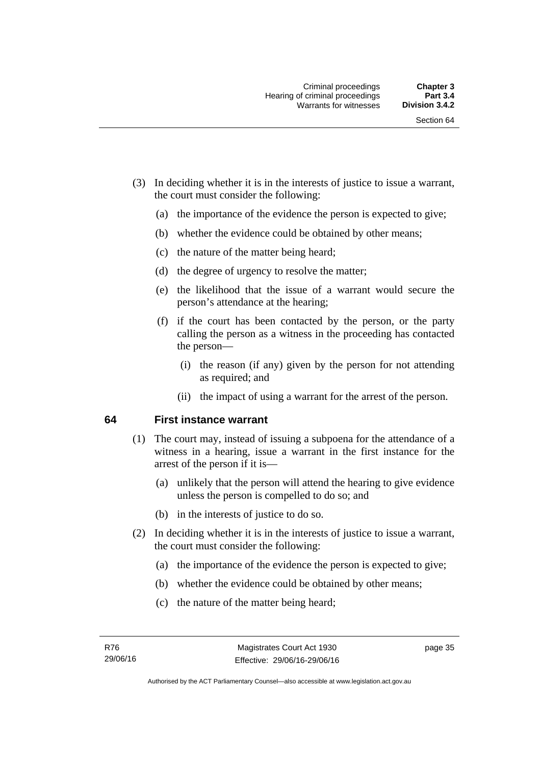(3) In deciding whether it is in the interests of justice to issue a warrant, the court must consider the following:

(a) the importance of the evidence the person is expected to give;

(b) whether the evidence could be obtained by other means;

(c) the nature of the matter being heard;

(d) the degree of urgency to resolve the matter;

(e) the likelihood that the issue of a warrant would secure the person's attendance at the hearing;

(f) if the court has been contacted by the person, or the party calling the person as a witness in the proceeding has contacted the person—

(i) the reason (if any) given by the person for not attending as required; and

(ii) the impact of using a warrant for the arrest of the person.

## 64 First instance warrant

(1) The court may, instead of issuing a subpoena for the attendance of a witness in a hearing, issue a warrant in the first instance for the arrest of the person if it is—

(a) unlikely that the person will attend the hearing to give evidence unless the person is compelled to do so; and

(b) in the interests of justice to do so.

(2) In deciding whether it is in the interests of justice to issue a warrant, the court must consider the following:

(a) the importance of the evidence the person is expected to give;

(b) whether the evidence could be obtained by other means;

(c) the nature of the matter being heard;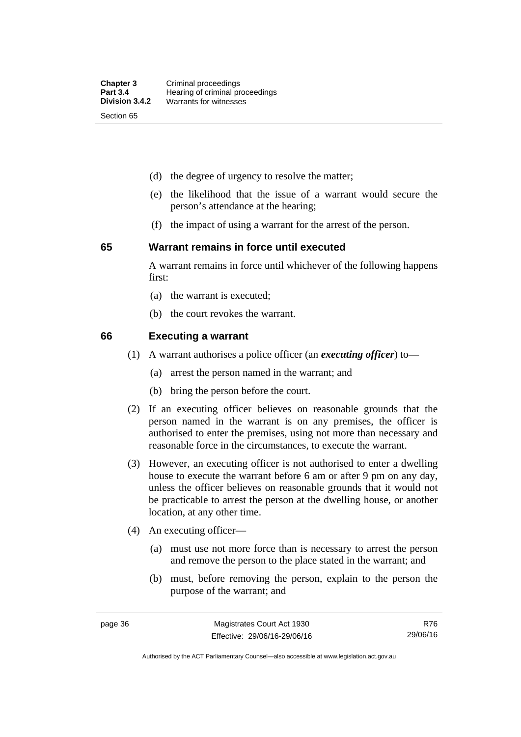(d) the degree of urgency to resolve the matter;

(e) the likelihood that the issue of a warrant would secure the person's attendance at the hearing;

(f) the impact of using a warrant for the arrest of the person.

## 65 Warrant remains in force until executed

A warrant remains in force until whichever of the following happens first:

(a) the warrant is executed;

(b) the court revokes the warrant.

## 66 Executing a warrant

(1) A warrant authorises a police officer (an ***executing officer***) to—

(a) arrest the person named in the warrant; and

(b) bring the person before the court.

(2) If an executing officer believes on reasonable grounds that the person named in the warrant is on any premises, the officer is authorised to enter the premises, using not more than necessary and reasonable force in the circumstances, to execute the warrant.

(3) However, an executing officer is not authorised to enter a dwelling house to execute the warrant before 6 am or after 9 pm on any day, unless the officer believes on reasonable grounds that it would not be practicable to arrest the person at the dwelling house, or another location, at any other time.

(4) An executing officer—

(a) must use not more force than is necessary to arrest the person and remove the person to the place stated in the warrant; and

(b) must, before removing the person, explain to the person the purpose of the warrant; and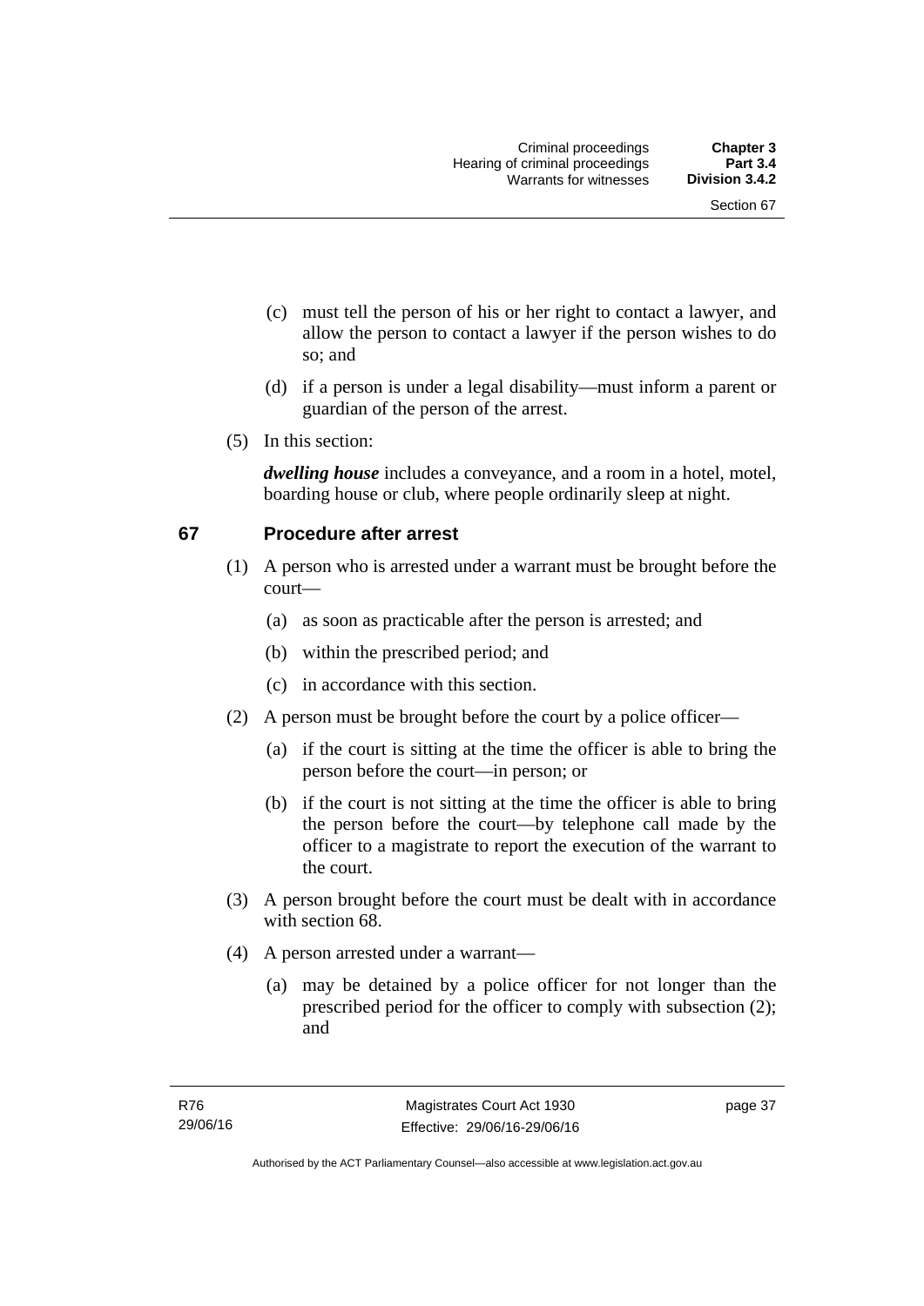(c) must tell the person of his or her right to contact a lawyer, and allow the person to contact a lawyer if the person wishes to do so; and

(d) if a person is under a legal disability—must inform a parent or guardian of the person of the arrest.

(5) In this section:

***dwelling house*** includes a conveyance, and a room in a hotel, motel, boarding house or club, where people ordinarily sleep at night.

## 67 Procedure after arrest

(1) A person who is arrested under a warrant must be brought before the court—

(a) as soon as practicable after the person is arrested; and

(b) within the prescribed period; and

(c) in accordance with this section.

(2) A person must be brought before the court by a police officer—

(a) if the court is sitting at the time the officer is able to bring the person before the court—in person; or

(b) if the court is not sitting at the time the officer is able to bring the person before the court—by telephone call made by the officer to a magistrate to report the execution of the warrant to the court.

(3) A person brought before the court must be dealt with in accordance with section 68.

(4) A person arrested under a warrant—

(a) may be detained by a police officer for not longer than the prescribed period for the officer to comply with subsection (2); and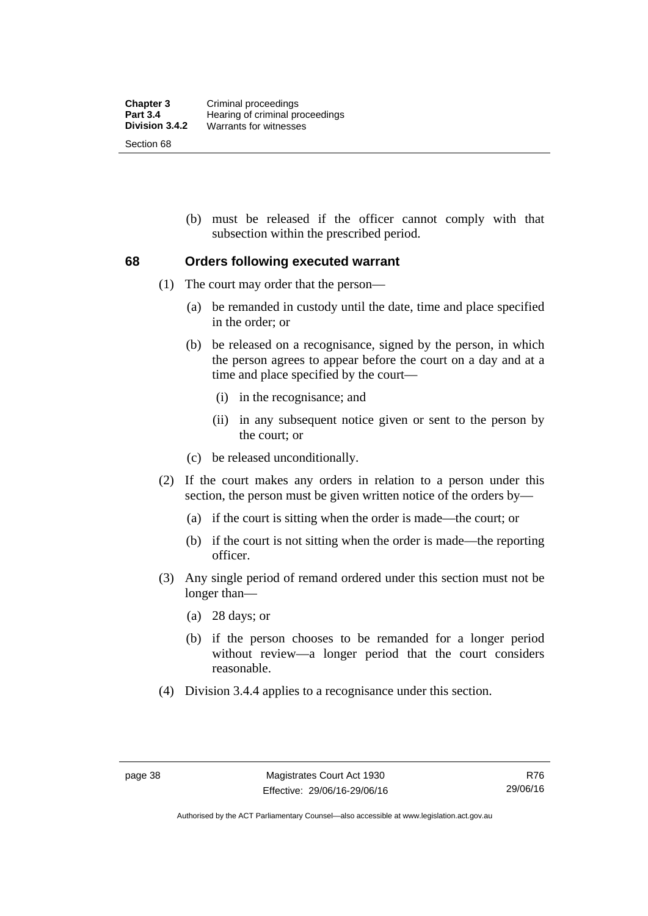(b) must be released if the officer cannot comply with that subsection within the prescribed period.

## 68 Orders following executed warrant

(1) The court may order that the person—

(a) be remanded in custody until the date, time and place specified in the order; or

(b) be released on a recognisance, signed by the person, in which the person agrees to appear before the court on a day and at a time and place specified by the court—

(i) in the recognisance; and

(ii) in any subsequent notice given or sent to the person by the court; or

(c) be released unconditionally.

(2) If the court makes any orders in relation to a person under this section, the person must be given written notice of the orders by—

(a) if the court is sitting when the order is made—the court; or

(b) if the court is not sitting when the order is made—the reporting officer.

(3) Any single period of remand ordered under this section must not be longer than—

(a) 28 days; or

(b) if the person chooses to be remanded for a longer period without review—a longer period that the court considers reasonable.

(4) Division 3.4.4 applies to a recognisance under this section.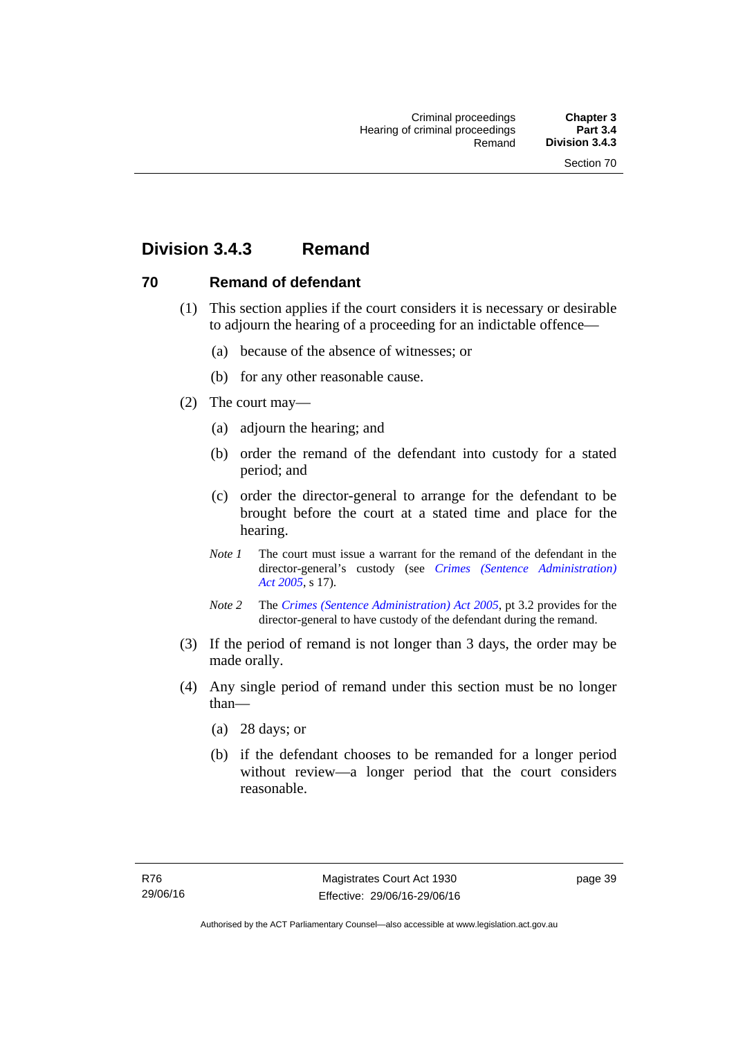## Division 3.4.3 Remand

### 70 Remand of defendant

(1) This section applies if the court considers it is necessary or desirable to adjourn the hearing of a proceeding for an indictable offence—

(a) because of the absence of witnesses; or

(b) for any other reasonable cause.

(2) The court may—

(a) adjourn the hearing; and

(b) order the remand of the defendant into custody for a stated period; and

(c) order the director-general to arrange for the defendant to be brought before the court at a stated time and place for the hearing.

*Note 1* The court must issue a warrant for the remand of the defendant in the director-general's custody (see *Crimes (Sentence Administration) Act 2005*, s 17).

*Note 2* The *Crimes (Sentence Administration) Act 2005*, pt 3.2 provides for the director-general to have custody of the defendant during the remand.

(3) If the period of remand is not longer than 3 days, the order may be made orally.

(4) Any single period of remand under this section must be no longer than—

(a) 28 days; or

(b) if the defendant chooses to be remanded for a longer period without review—a longer period that the court considers reasonable.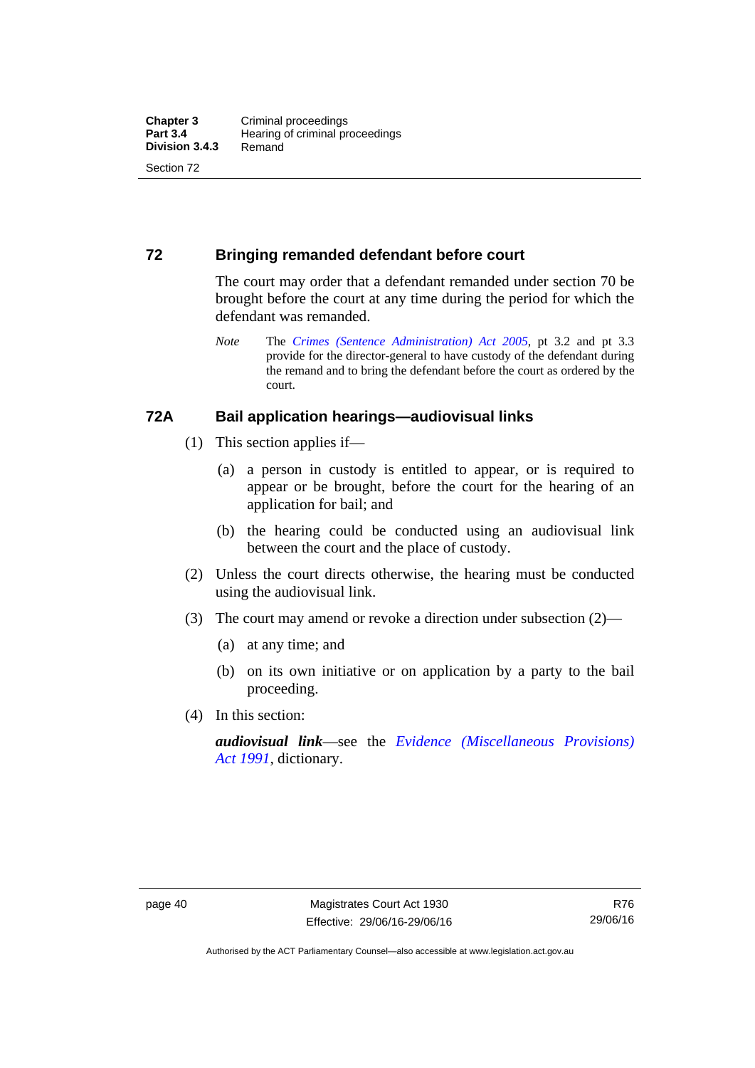## 72 Bringing remanded defendant before court

The court may order that a defendant remanded under section 70 be brought before the court at any time during the period for which the defendant was remanded.

*Note* The *Crimes (Sentence Administration) Act 2005*, pt 3.2 and pt 3.3 provide for the director-general to have custody of the defendant during the remand and to bring the defendant before the court as ordered by the court.

## 72A Bail application hearings—audiovisual links

(1) This section applies if—

(a) a person in custody is entitled to appear, or is required to appear or be brought, before the court for the hearing of an application for bail; and

(b) the hearing could be conducted using an audiovisual link between the court and the place of custody.

(2) Unless the court directs otherwise, the hearing must be conducted using the audiovisual link.

(3) The court may amend or revoke a direction under subsection (2)—

(a) at any time; and

(b) on its own initiative or on application by a party to the bail proceeding.

(4) In this section:

***audiovisual link***—see the *Evidence (Miscellaneous Provisions) Act 1991*, dictionary.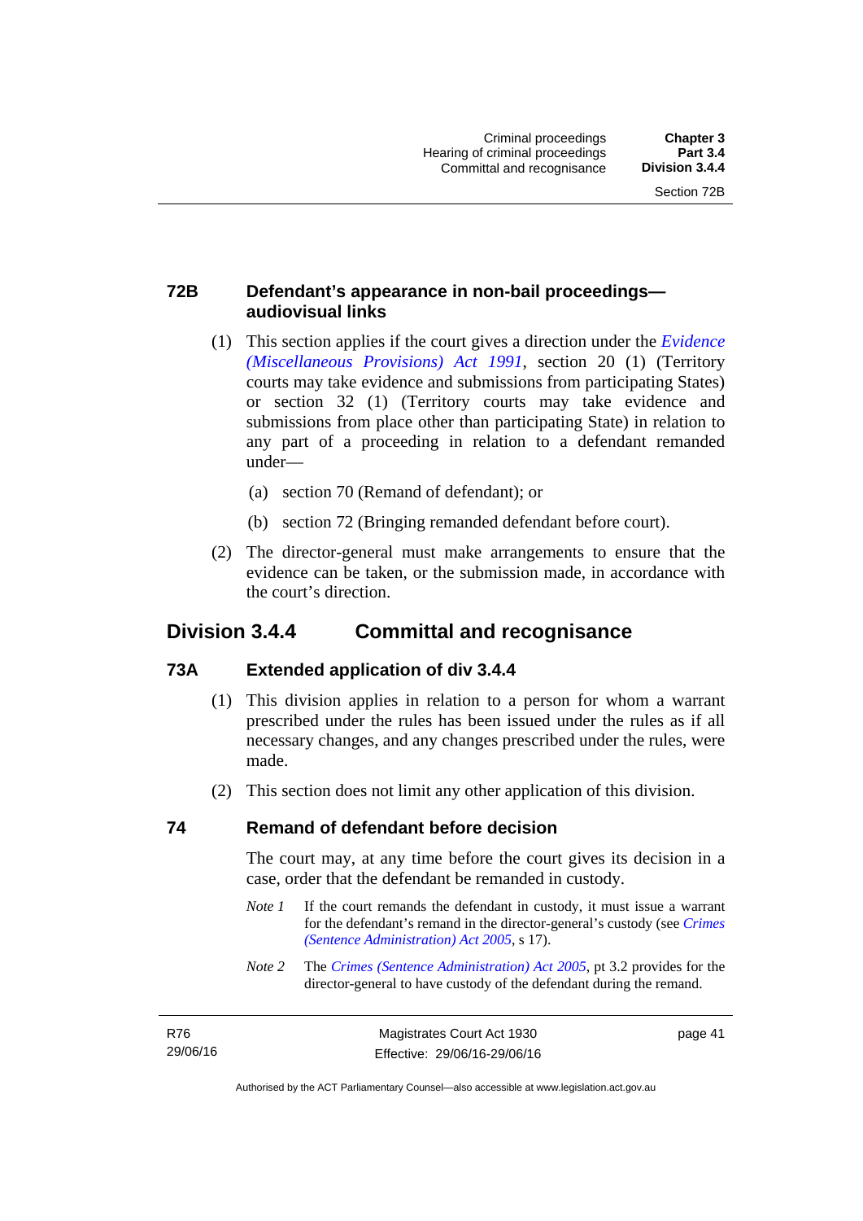### 72B Defendant's appearance in non-bail proceedings—audiovisual links

(1) This section applies if the court gives a direction under the *Evidence (Miscellaneous Provisions) Act 1991*, section 20 (1) (Territory courts may take evidence and submissions from participating States) or section 32 (1) (Territory courts may take evidence and submissions from place other than participating State) in relation to any part of a proceeding in relation to a defendant remanded under—

(a) section 70 (Remand of defendant); or

(b) section 72 (Bringing remanded defendant before court).

(2) The director-general must make arrangements to ensure that the evidence can be taken, or the submission made, in accordance with the court's direction.

## Division 3.4.4 Committal and recognisance

### 73A Extended application of div 3.4.4

(1) This division applies in relation to a person for whom a warrant prescribed under the rules has been issued under the rules as if all necessary changes, and any changes prescribed under the rules, were made.

(2) This section does not limit any other application of this division.

### 74 Remand of defendant before decision

The court may, at any time before the court gives its decision in a case, order that the defendant be remanded in custody.

*Note 1* If the court remands the defendant in custody, it must issue a warrant for the defendant's remand in the director-general's custody (see *Crimes (Sentence Administration) Act 2005*, s 17).

*Note 2* The *Crimes (Sentence Administration) Act 2005*, pt 3.2 provides for the director-general to have custody of the defendant during the remand.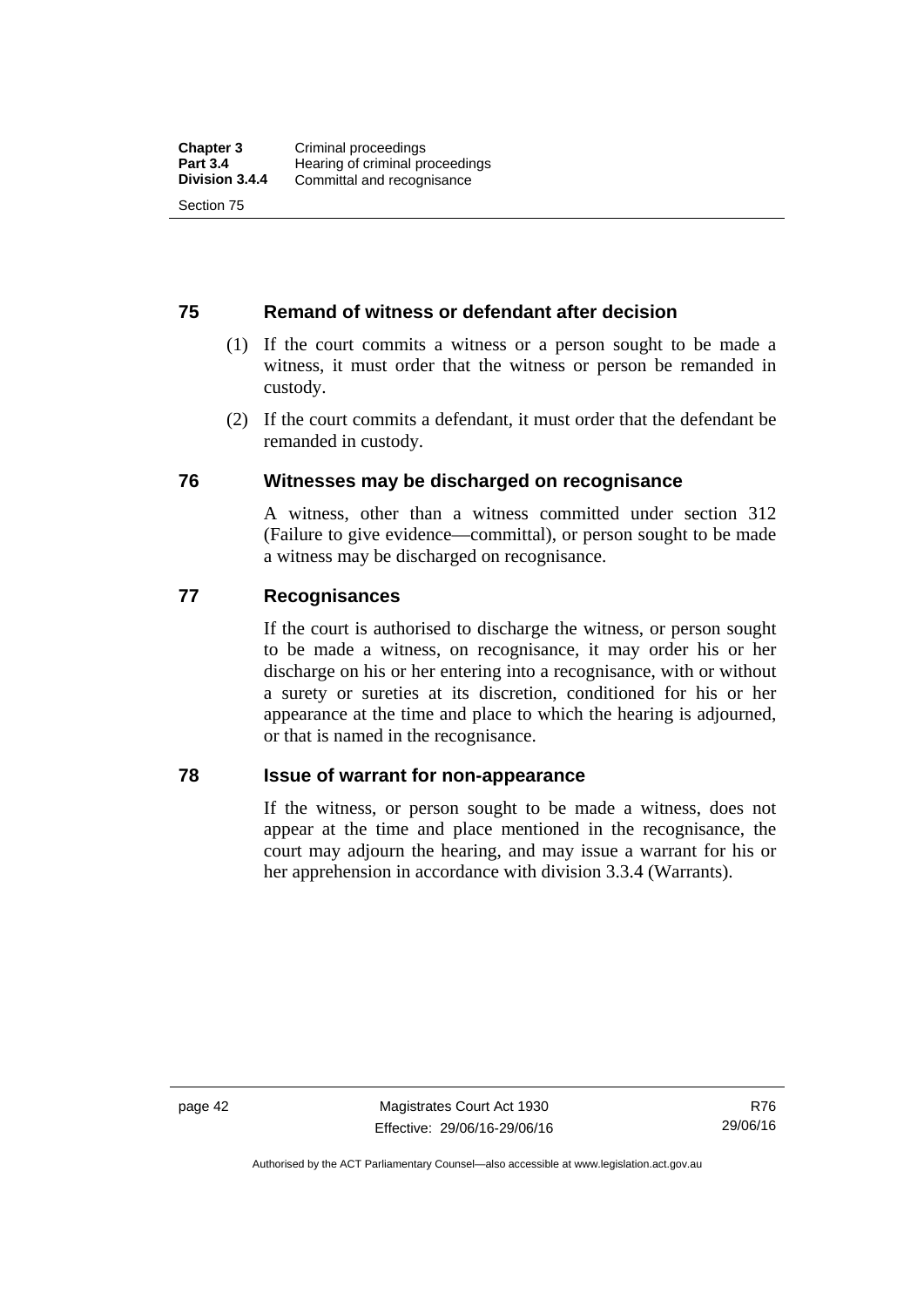## 75 Remand of witness or defendant after decision

(1) If the court commits a witness or a person sought to be made a witness, it must order that the witness or person be remanded in custody.

(2) If the court commits a defendant, it must order that the defendant be remanded in custody.

## 76 Witnesses may be discharged on recognisance

A witness, other than a witness committed under section 312 (Failure to give evidence—committal), or person sought to be made a witness may be discharged on recognisance.

## 77 Recognisances

If the court is authorised to discharge the witness, or person sought to be made a witness, on recognisance, it may order his or her discharge on his or her entering into a recognisance, with or without a surety or sureties at its discretion, conditioned for his or her appearance at the time and place to which the hearing is adjourned, or that is named in the recognisance.

## 78 Issue of warrant for non-appearance

If the witness, or person sought to be made a witness, does not appear at the time and place mentioned in the recognisance, the court may adjourn the hearing, and may issue a warrant for his or her apprehension in accordance with division 3.3.4 (Warrants).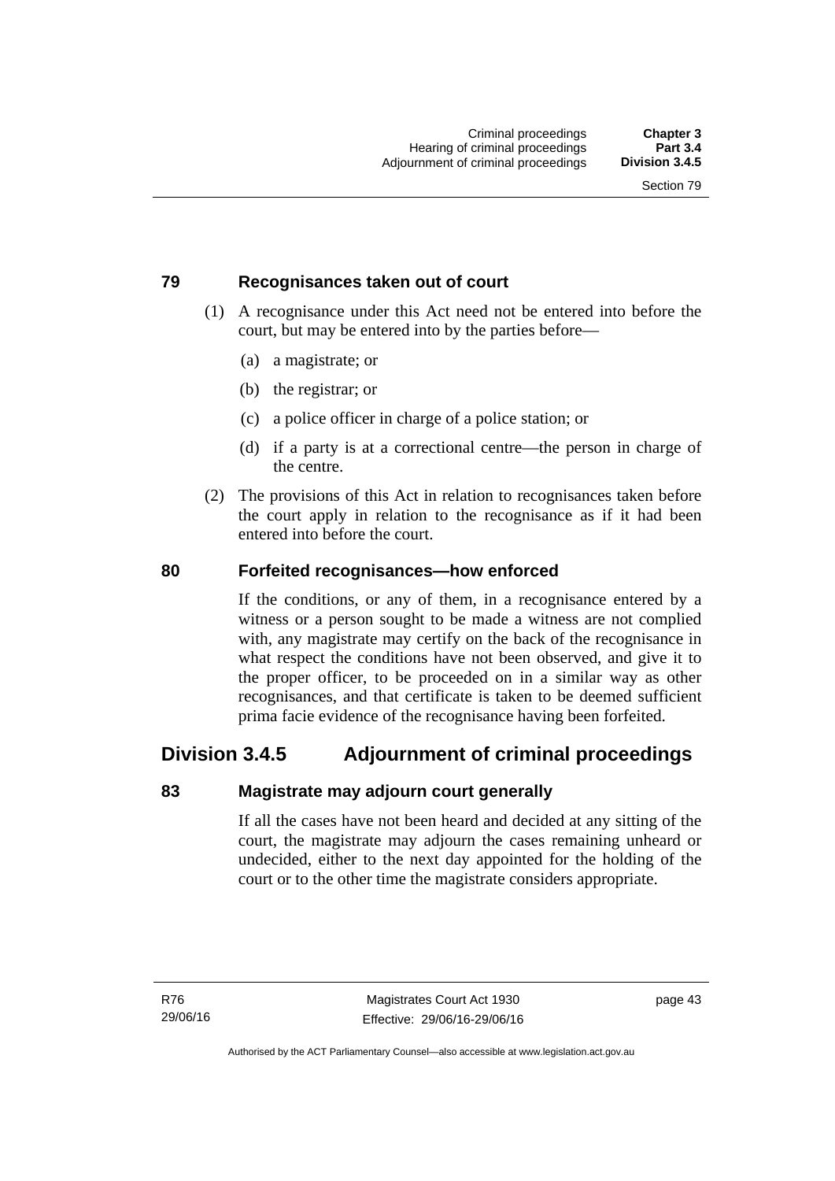### 79 Recognisances taken out of court

(1) A recognisance under this Act need not be entered into before the court, but may be entered into by the parties before—

(a) a magistrate; or

(b) the registrar; or

(c) a police officer in charge of a police station; or

(d) if a party is at a correctional centre—the person in charge of the centre.

(2) The provisions of this Act in relation to recognisances taken before the court apply in relation to the recognisance as if it had been entered into before the court.

### 80 Forfeited recognisances—how enforced

If the conditions, or any of them, in a recognisance entered by a witness or a person sought to be made a witness are not complied with, any magistrate may certify on the back of the recognisance in what respect the conditions have not been observed, and give it to the proper officer, to be proceeded on in a similar way as other recognisances, and that certificate is taken to be deemed sufficient prima facie evidence of the recognisance having been forfeited.

## Division 3.4.5 Adjournment of criminal proceedings

### 83 Magistrate may adjourn court generally

If all the cases have not been heard and decided at any sitting of the court, the magistrate may adjourn the cases remaining unheard or undecided, either to the next day appointed for the holding of the court or to the other time the magistrate considers appropriate.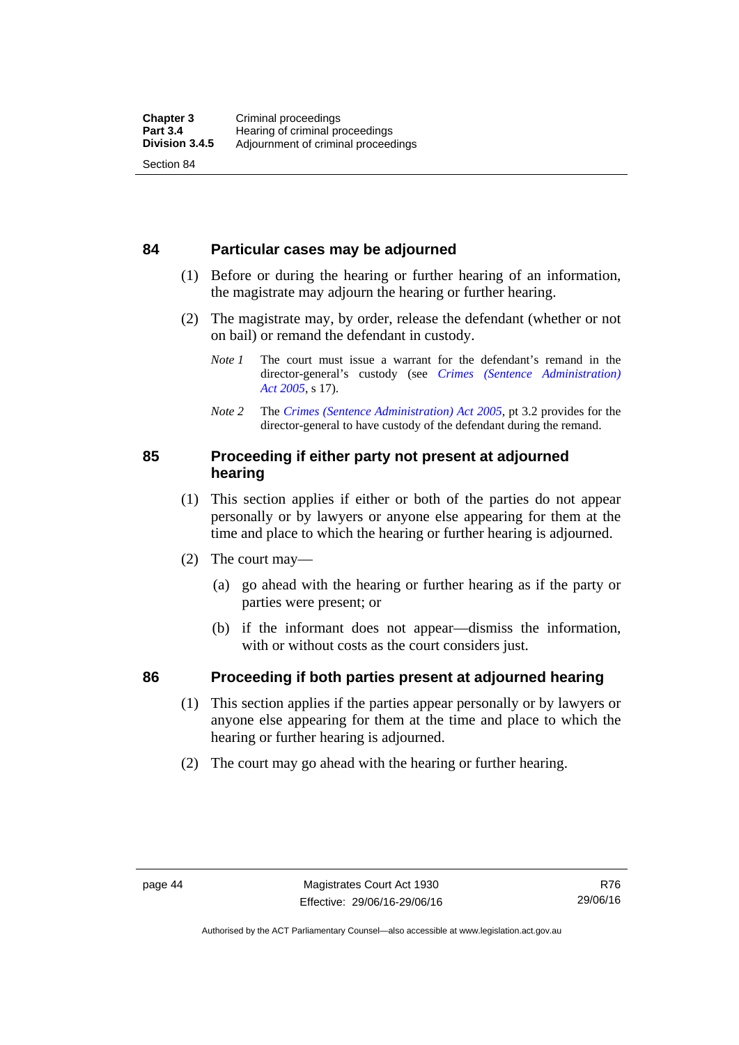## 84 Particular cases may be adjourned

(1) Before or during the hearing or further hearing of an information, the magistrate may adjourn the hearing or further hearing.

(2) The magistrate may, by order, release the defendant (whether or not on bail) or remand the defendant in custody.

*Note 1* The court must issue a warrant for the defendant's remand in the director-general's custody (see *Crimes (Sentence Administration) Act 2005*, s 17).

*Note 2* The *Crimes (Sentence Administration) Act 2005*, pt 3.2 provides for the director-general to have custody of the defendant during the remand.

## 85 Proceeding if either party not present at adjourned hearing

(1) This section applies if either or both of the parties do not appear personally or by lawyers or anyone else appearing for them at the time and place to which the hearing or further hearing is adjourned.

(2) The court may—

(a) go ahead with the hearing or further hearing as if the party or parties were present; or

(b) if the informant does not appear—dismiss the information, with or without costs as the court considers just.

## 86 Proceeding if both parties present at adjourned hearing

(1) This section applies if the parties appear personally or by lawyers or anyone else appearing for them at the time and place to which the hearing or further hearing is adjourned.

(2) The court may go ahead with the hearing or further hearing.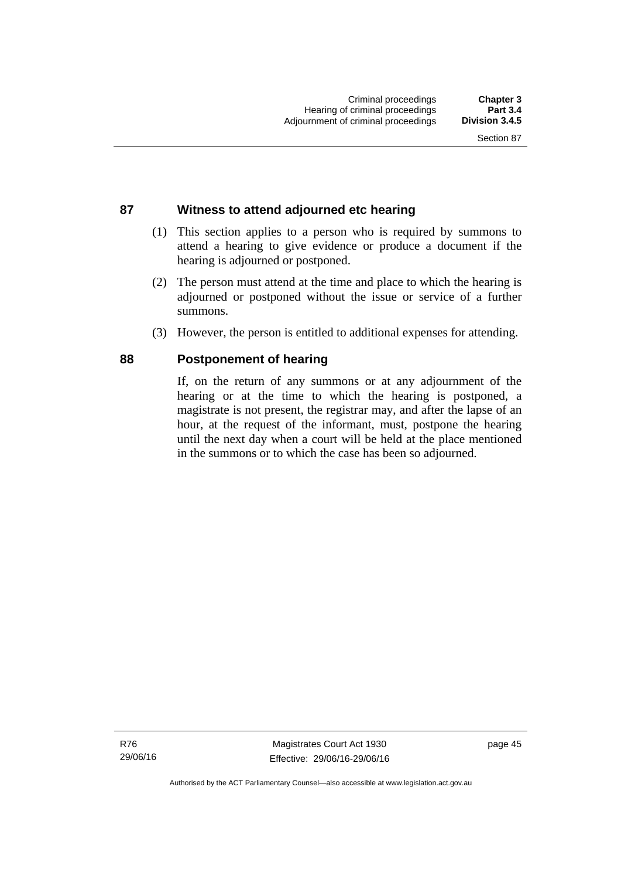## 87 Witness to attend adjourned etc hearing

(1) This section applies to a person who is required by summons to attend a hearing to give evidence or produce a document if the hearing is adjourned or postponed.

(2) The person must attend at the time and place to which the hearing is adjourned or postponed without the issue or service of a further summons.

(3) However, the person is entitled to additional expenses for attending.

## 88 Postponement of hearing

If, on the return of any summons or at any adjournment of the hearing or at the time to which the hearing is postponed, a magistrate is not present, the registrar may, and after the lapse of an hour, at the request of the informant, must, postpone the hearing until the next day when a court will be held at the place mentioned in the summons or to which the case has been so adjourned.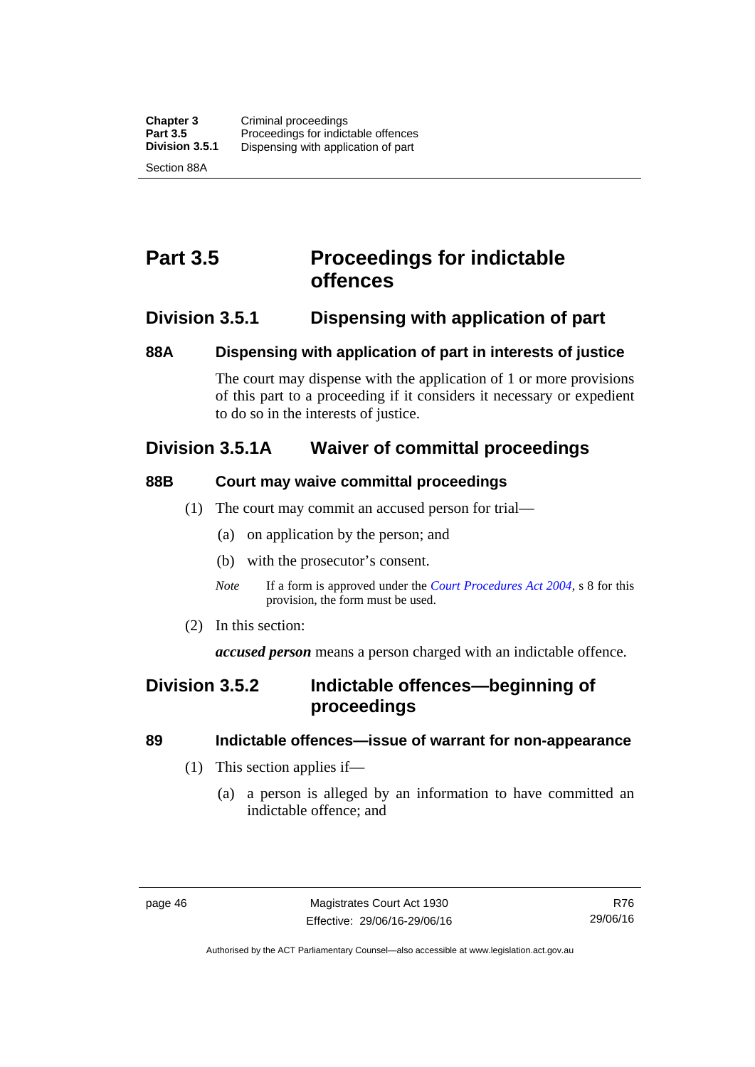# Part 3.5 Proceedings for indictable offences

## Division 3.5.1 Dispensing with application of part

### 88A Dispensing with application of part in interests of justice

The court may dispense with the application of 1 or more provisions of this part to a proceeding if it considers it necessary or expedient to do so in the interests of justice.

## Division 3.5.1A Waiver of committal proceedings

### 88B Court may waive committal proceedings

(1) The court may commit an accused person for trial—

(a) on application by the person; and

(b) with the prosecutor's consent.

*Note* If a form is approved under the *Court Procedures Act 2004*, s 8 for this provision, the form must be used.

(2) In this section:

***accused person*** means a person charged with an indictable offence.

## Division 3.5.2 Indictable offences—beginning of proceedings

### 89 Indictable offences—issue of warrant for non-appearance

(1) This section applies if—

(a) a person is alleged by an information to have committed an indictable offence; and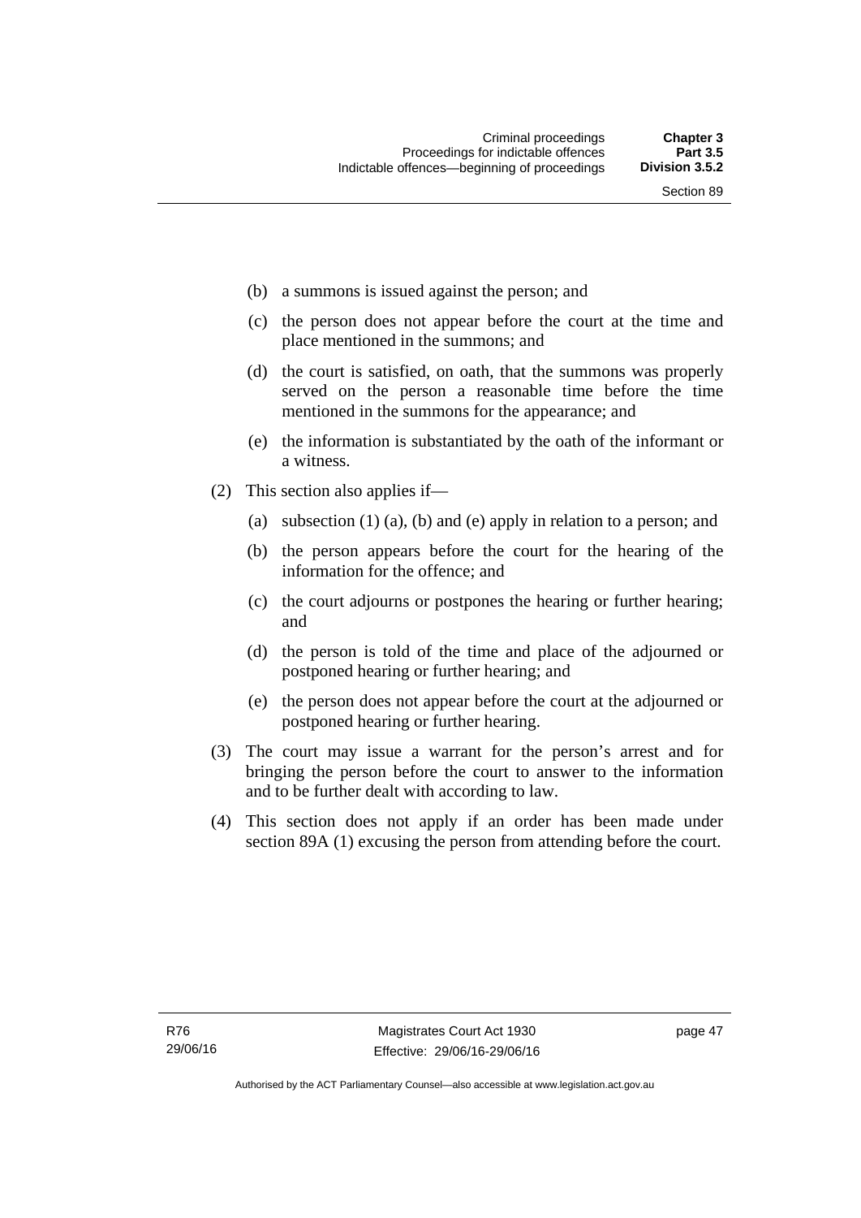(b) a summons is issued against the person; and

(c) the person does not appear before the court at the time and place mentioned in the summons; and

(d) the court is satisfied, on oath, that the summons was properly served on the person a reasonable time before the time mentioned in the summons for the appearance; and

(e) the information is substantiated by the oath of the informant or a witness.

(2) This section also applies if—

(a) subsection (1) (a), (b) and (e) apply in relation to a person; and

(b) the person appears before the court for the hearing of the information for the offence; and

(c) the court adjourns or postpones the hearing or further hearing; and

(d) the person is told of the time and place of the adjourned or postponed hearing or further hearing; and

(e) the person does not appear before the court at the adjourned or postponed hearing or further hearing.

(3) The court may issue a warrant for the person's arrest and for bringing the person before the court to answer to the information and to be further dealt with according to law.

(4) This section does not apply if an order has been made under section 89A (1) excusing the person from attending before the court.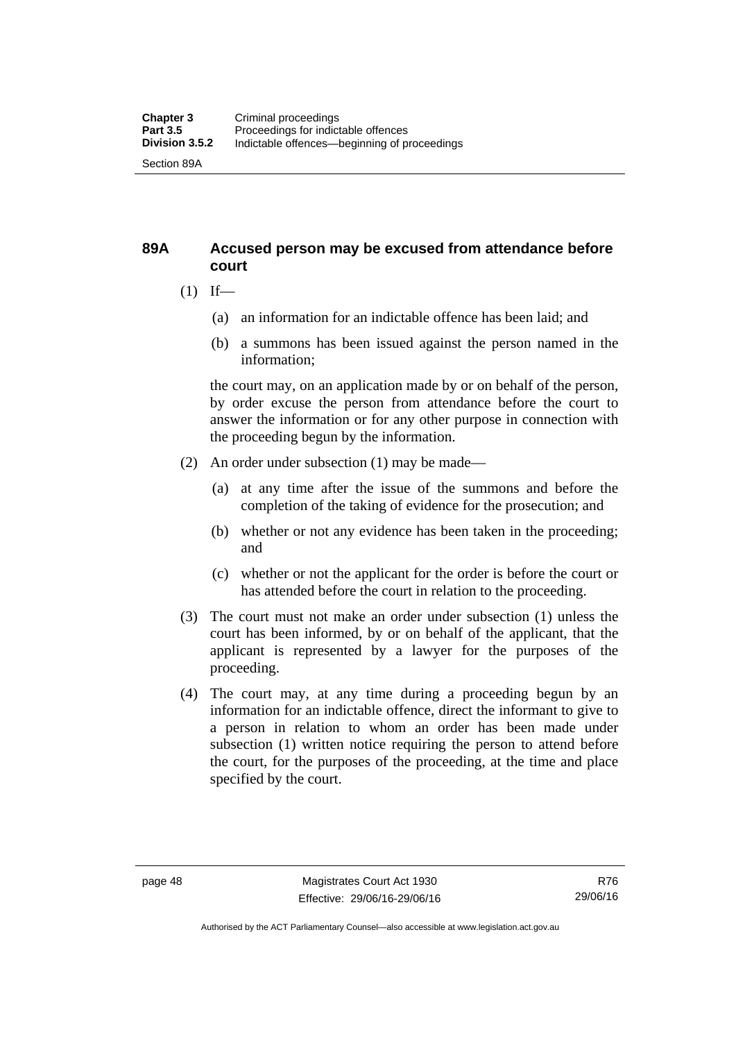## 89A Accused person may be excused from attendance before court

(1) If—

(a) an information for an indictable offence has been laid; and

(b) a summons has been issued against the person named in the information;

the court may, on an application made by or on behalf of the person, by order excuse the person from attendance before the court to answer the information or for any other purpose in connection with the proceeding begun by the information.

(2) An order under subsection (1) may be made—

(a) at any time after the issue of the summons and before the completion of the taking of evidence for the prosecution; and

(b) whether or not any evidence has been taken in the proceeding; and

(c) whether or not the applicant for the order is before the court or has attended before the court in relation to the proceeding.

(3) The court must not make an order under subsection (1) unless the court has been informed, by or on behalf of the applicant, that the applicant is represented by a lawyer for the purposes of the proceeding.

(4) The court may, at any time during a proceeding begun by an information for an indictable offence, direct the informant to give to a person in relation to whom an order has been made under subsection (1) written notice requiring the person to attend before the court, for the purposes of the proceeding, at the time and place specified by the court.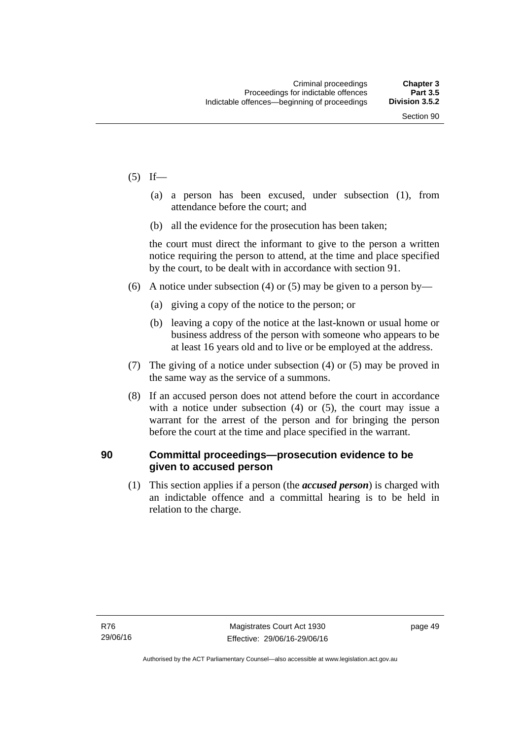(5) If—

  (a) a person has been excused, under subsection (1), from attendance before the court; and

  (b) all the evidence for the prosecution has been taken;

the court must direct the informant to give to the person a written notice requiring the person to attend, at the time and place specified by the court, to be dealt with in accordance with section 91.

(6) A notice under subsection (4) or (5) may be given to a person by—

  (a) giving a copy of the notice to the person; or

  (b) leaving a copy of the notice at the last-known or usual home or business address of the person with someone who appears to be at least 16 years old and to live or be employed at the address.

(7) The giving of a notice under subsection (4) or (5) may be proved in the same way as the service of a summons.

(8) If an accused person does not attend before the court in accordance with a notice under subsection (4) or (5), the court may issue a warrant for the arrest of the person and for bringing the person before the court at the time and place specified in the warrant.

### 90 Committal proceedings—prosecution evidence to be given to accused person

(1) This section applies if a person (the ***accused person***) is charged with an indictable offence and a committal hearing is to be held in relation to the charge.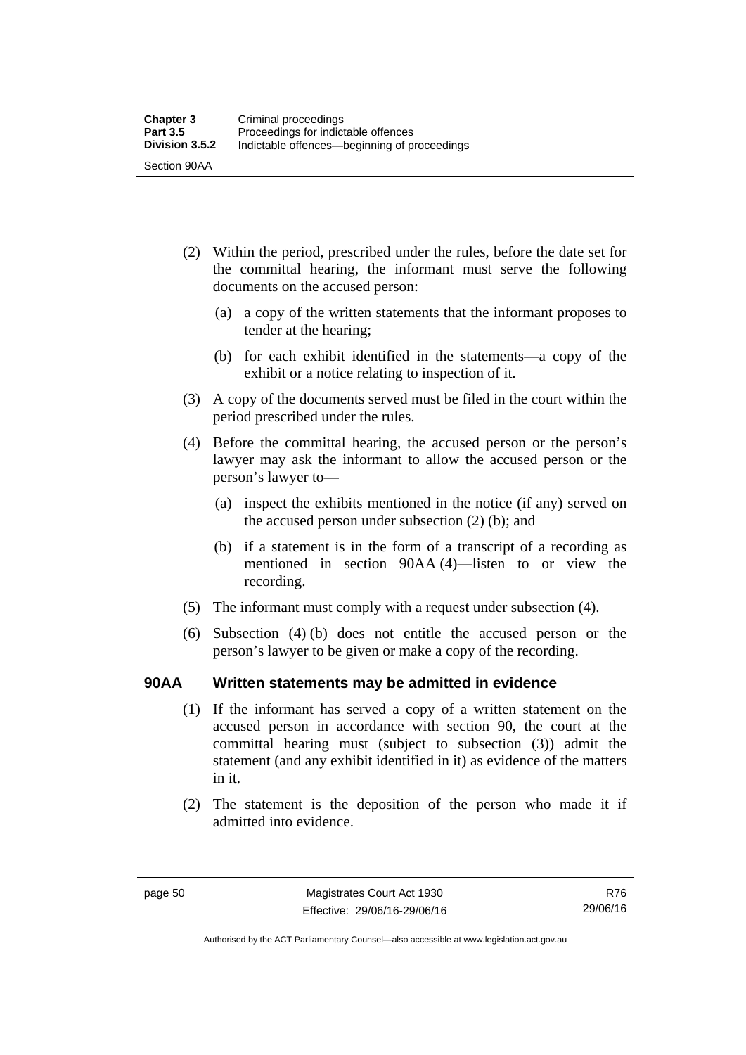(2) Within the period, prescribed under the rules, before the date set for the committal hearing, the informant must serve the following documents on the accused person:

(a) a copy of the written statements that the informant proposes to tender at the hearing;

(b) for each exhibit identified in the statements—a copy of the exhibit or a notice relating to inspection of it.

(3) A copy of the documents served must be filed in the court within the period prescribed under the rules.

(4) Before the committal hearing, the accused person or the person's lawyer may ask the informant to allow the accused person or the person's lawyer to—

(a) inspect the exhibits mentioned in the notice (if any) served on the accused person under subsection (2) (b); and

(b) if a statement is in the form of a transcript of a recording as mentioned in section 90AA (4)—listen to or view the recording.

(5) The informant must comply with a request under subsection (4).

(6) Subsection (4) (b) does not entitle the accused person or the person's lawyer to be given or make a copy of the recording.

### 90AA Written statements may be admitted in evidence

(1) If the informant has served a copy of a written statement on the accused person in accordance with section 90, the court at the committal hearing must (subject to subsection (3)) admit the statement (and any exhibit identified in it) as evidence of the matters in it.

(2) The statement is the deposition of the person who made it if admitted into evidence.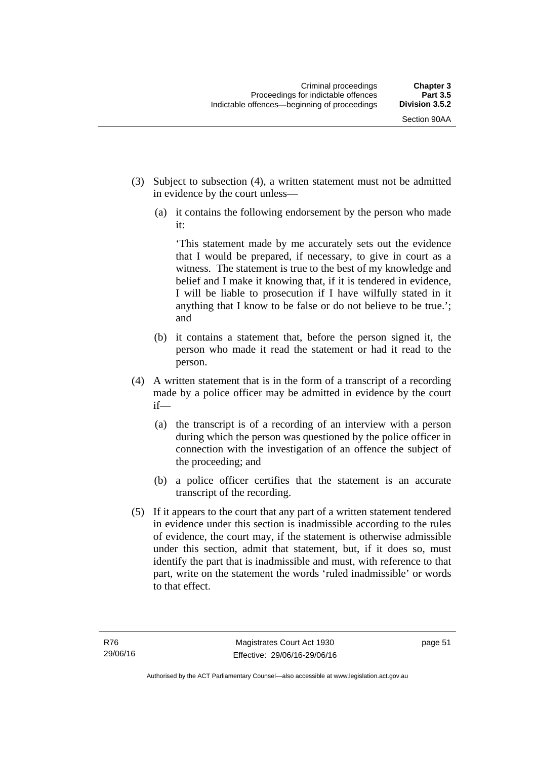(3) Subject to subsection (4), a written statement must not be admitted in evidence by the court unless—

(a) it contains the following endorsement by the person who made it:

'This statement made by me accurately sets out the evidence that I would be prepared, if necessary, to give in court as a witness. The statement is true to the best of my knowledge and belief and I make it knowing that, if it is tendered in evidence, I will be liable to prosecution if I have wilfully stated in it anything that I know to be false or do not believe to be true.'; and

(b) it contains a statement that, before the person signed it, the person who made it read the statement or had it read to the person.

(4) A written statement that is in the form of a transcript of a recording made by a police officer may be admitted in evidence by the court if—

(a) the transcript is of a recording of an interview with a person during which the person was questioned by the police officer in connection with the investigation of an offence the subject of the proceeding; and

(b) a police officer certifies that the statement is an accurate transcript of the recording.

(5) If it appears to the court that any part of a written statement tendered in evidence under this section is inadmissible according to the rules of evidence, the court may, if the statement is otherwise admissible under this section, admit that statement, but, if it does so, must identify the part that is inadmissible and must, with reference to that part, write on the statement the words 'ruled inadmissible' or words to that effect.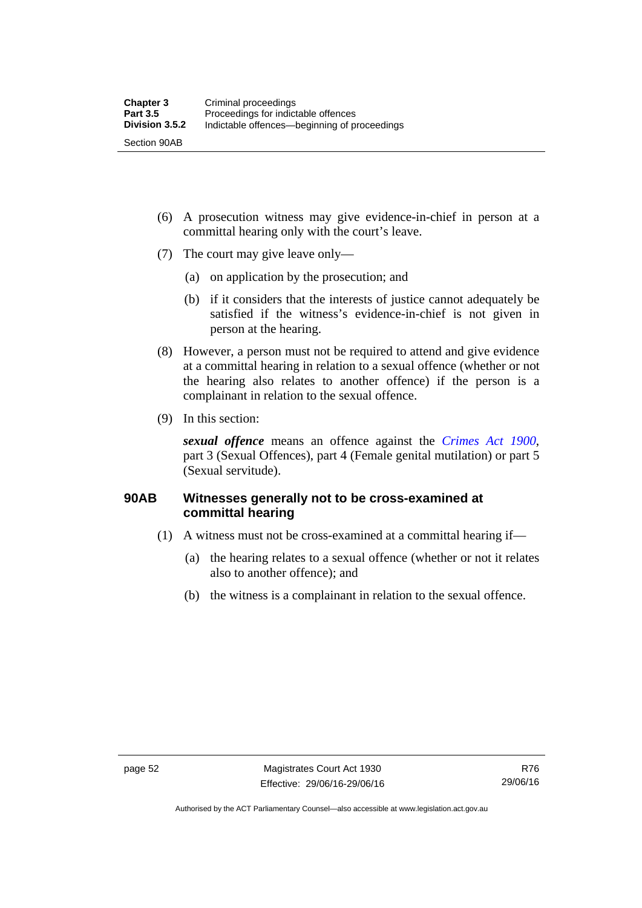(6) A prosecution witness may give evidence-in-chief in person at a committal hearing only with the court's leave.

(7) The court may give leave only—

(a) on application by the prosecution; and

(b) if it considers that the interests of justice cannot adequately be satisfied if the witness's evidence-in-chief is not given in person at the hearing.

(8) However, a person must not be required to attend and give evidence at a committal hearing in relation to a sexual offence (whether or not the hearing also relates to another offence) if the person is a complainant in relation to the sexual offence.

(9) In this section:

***sexual offence*** means an offence against the *Crimes Act 1900*, part 3 (Sexual Offences), part 4 (Female genital mutilation) or part 5 (Sexual servitude).

### 90AB Witnesses generally not to be cross-examined at committal hearing

(1) A witness must not be cross-examined at a committal hearing if—

(a) the hearing relates to a sexual offence (whether or not it relates also to another offence); and

(b) the witness is a complainant in relation to the sexual offence.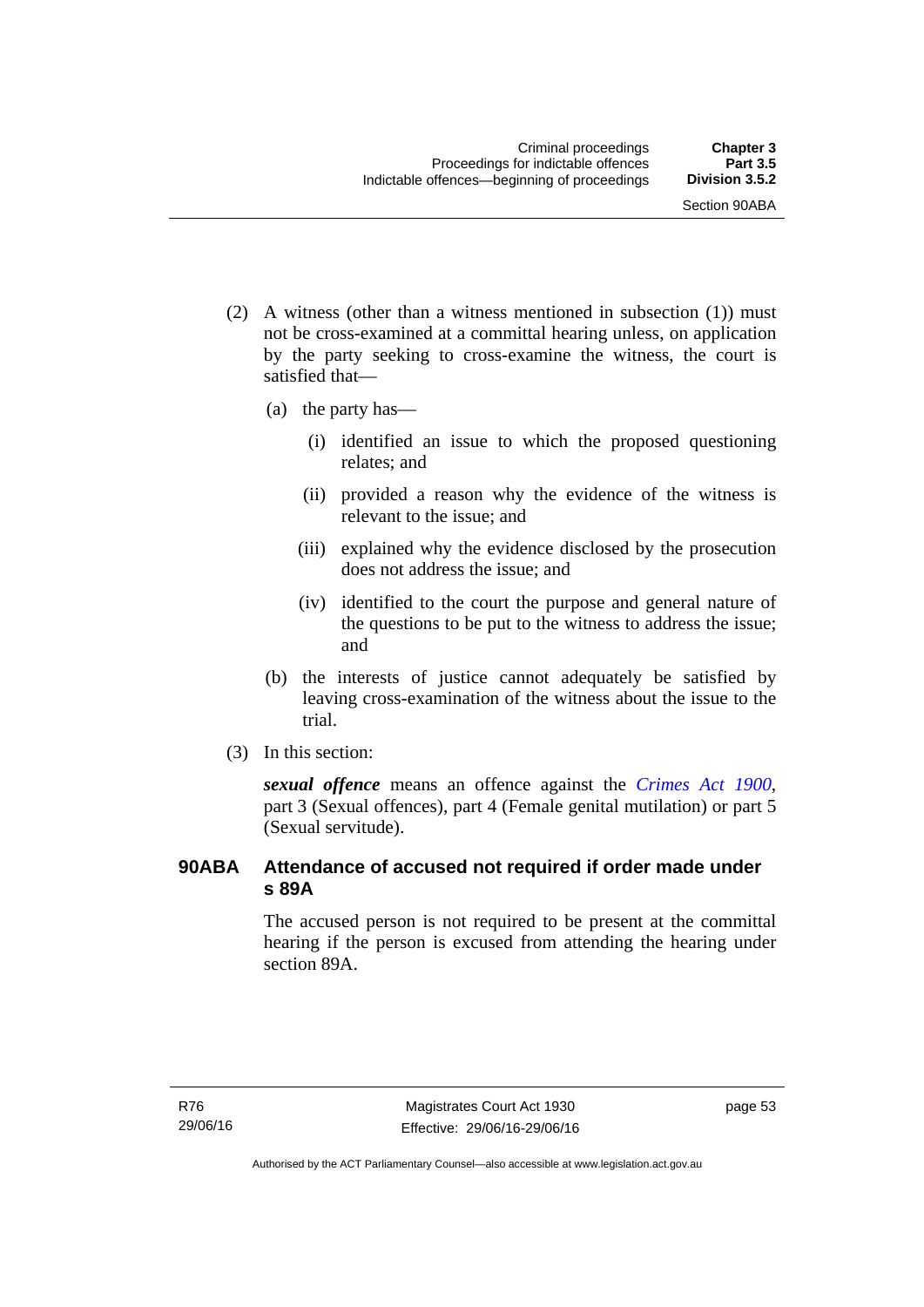(2) A witness (other than a witness mentioned in subsection (1)) must not be cross-examined at a committal hearing unless, on application by the party seeking to cross-examine the witness, the court is satisfied that—

(a) the party has—

(i) identified an issue to which the proposed questioning relates; and

(ii) provided a reason why the evidence of the witness is relevant to the issue; and

(iii) explained why the evidence disclosed by the prosecution does not address the issue; and

(iv) identified to the court the purpose and general nature of the questions to be put to the witness to address the issue; and

(b) the interests of justice cannot adequately be satisfied by leaving cross-examination of the witness about the issue to the trial.

(3) In this section:

***sexual offence*** means an offence against the *Crimes Act 1900*, part 3 (Sexual offences), part 4 (Female genital mutilation) or part 5 (Sexual servitude).

## 90ABA Attendance of accused not required if order made under s 89A

The accused person is not required to be present at the committal hearing if the person is excused from attending the hearing under section 89A.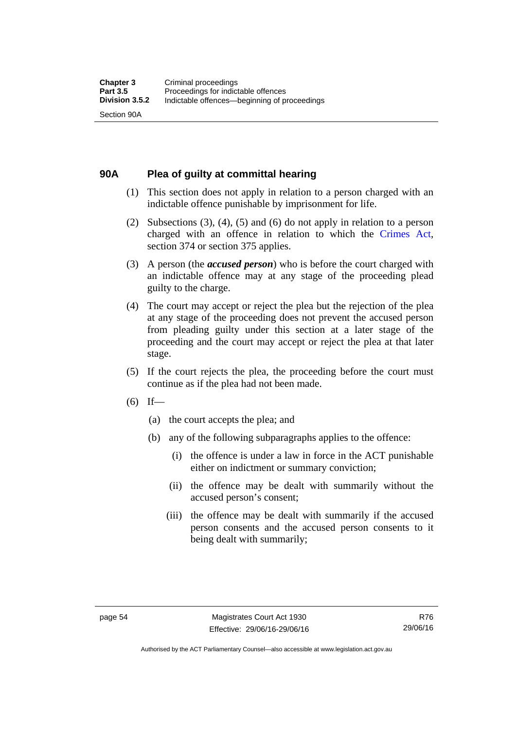## 90A Plea of guilty at committal hearing

(1) This section does not apply in relation to a person charged with an indictable offence punishable by imprisonment for life.

(2) Subsections (3), (4), (5) and (6) do not apply in relation to a person charged with an offence in relation to which the Crimes Act, section 374 or section 375 applies.

(3) A person (the ***accused person***) who is before the court charged with an indictable offence may at any stage of the proceeding plead guilty to the charge.

(4) The court may accept or reject the plea but the rejection of the plea at any stage of the proceeding does not prevent the accused person from pleading guilty under this section at a later stage of the proceeding and the court may accept or reject the plea at that later stage.

(5) If the court rejects the plea, the proceeding before the court must continue as if the plea had not been made.

(6) If—

(a) the court accepts the plea; and

(b) any of the following subparagraphs applies to the offence:

(i) the offence is under a law in force in the ACT punishable either on indictment or summary conviction;

(ii) the offence may be dealt with summarily without the accused person's consent;

(iii) the offence may be dealt with summarily if the accused person consents and the accused person consents to it being dealt with summarily;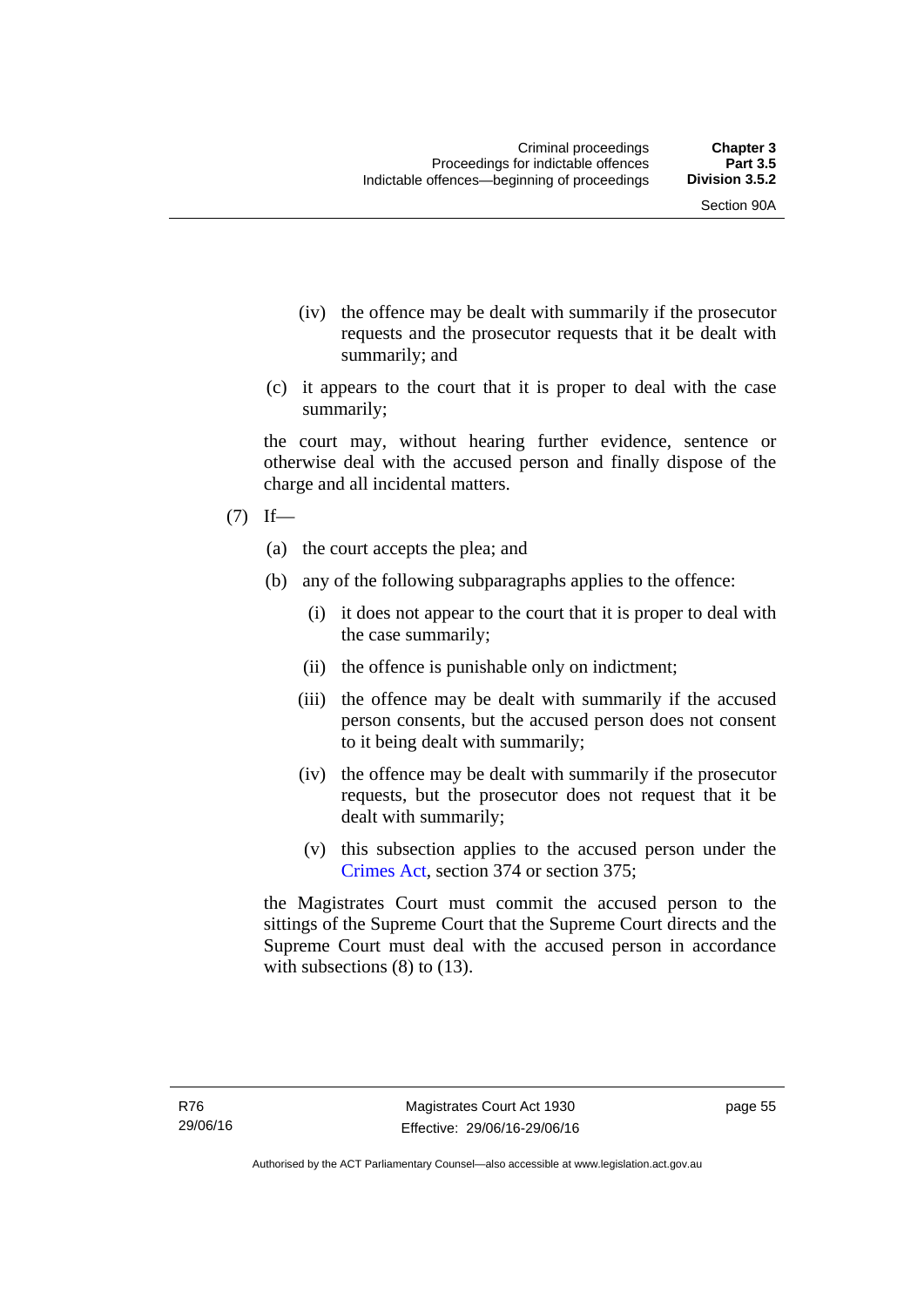(iv) the offence may be dealt with summarily if the prosecutor requests and the prosecutor requests that it be dealt with summarily; and

(c) it appears to the court that it is proper to deal with the case summarily;

the court may, without hearing further evidence, sentence or otherwise deal with the accused person and finally dispose of the charge and all incidental matters.

(7) If—

(a) the court accepts the plea; and

(b) any of the following subparagraphs applies to the offence:

(i) it does not appear to the court that it is proper to deal with the case summarily;

(ii) the offence is punishable only on indictment;

(iii) the offence may be dealt with summarily if the accused person consents, but the accused person does not consent to it being dealt with summarily;

(iv) the offence may be dealt with summarily if the prosecutor requests, but the prosecutor does not request that it be dealt with summarily;

(v) this subsection applies to the accused person under the Crimes Act, section 374 or section 375;

the Magistrates Court must commit the accused person to the sittings of the Supreme Court that the Supreme Court directs and the Supreme Court must deal with the accused person in accordance with subsections (8) to (13).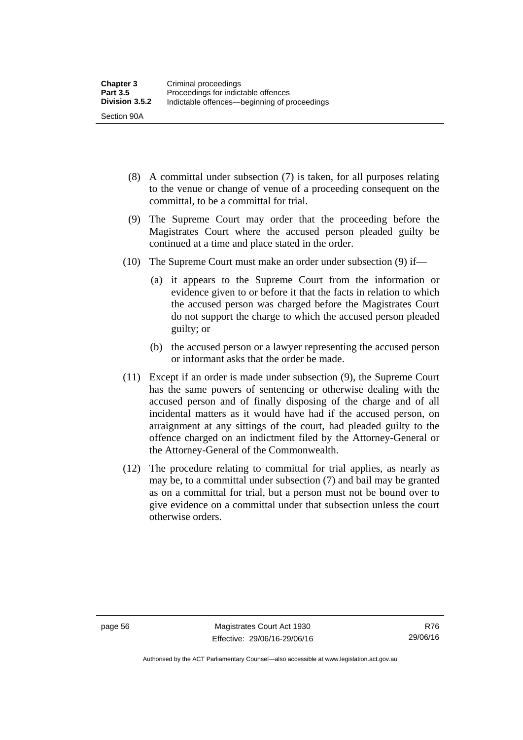(8) A committal under subsection (7) is taken, for all purposes relating to the venue or change of venue of a proceeding consequent on the committal, to be a committal for trial.

(9) The Supreme Court may order that the proceeding before the Magistrates Court where the accused person pleaded guilty be continued at a time and place stated in the order.

(10) The Supreme Court must make an order under subsection (9) if—

(a) it appears to the Supreme Court from the information or evidence given to or before it that the facts in relation to which the accused person was charged before the Magistrates Court do not support the charge to which the accused person pleaded guilty; or

(b) the accused person or a lawyer representing the accused person or informant asks that the order be made.

(11) Except if an order is made under subsection (9), the Supreme Court has the same powers of sentencing or otherwise dealing with the accused person and of finally disposing of the charge and of all incidental matters as it would have had if the accused person, on arraignment at any sittings of the court, had pleaded guilty to the offence charged on an indictment filed by the Attorney-General or the Attorney-General of the Commonwealth.

(12) The procedure relating to committal for trial applies, as nearly as may be, to a committal under subsection (7) and bail may be granted as on a committal for trial, but a person must not be bound over to give evidence on a committal under that subsection unless the court otherwise orders.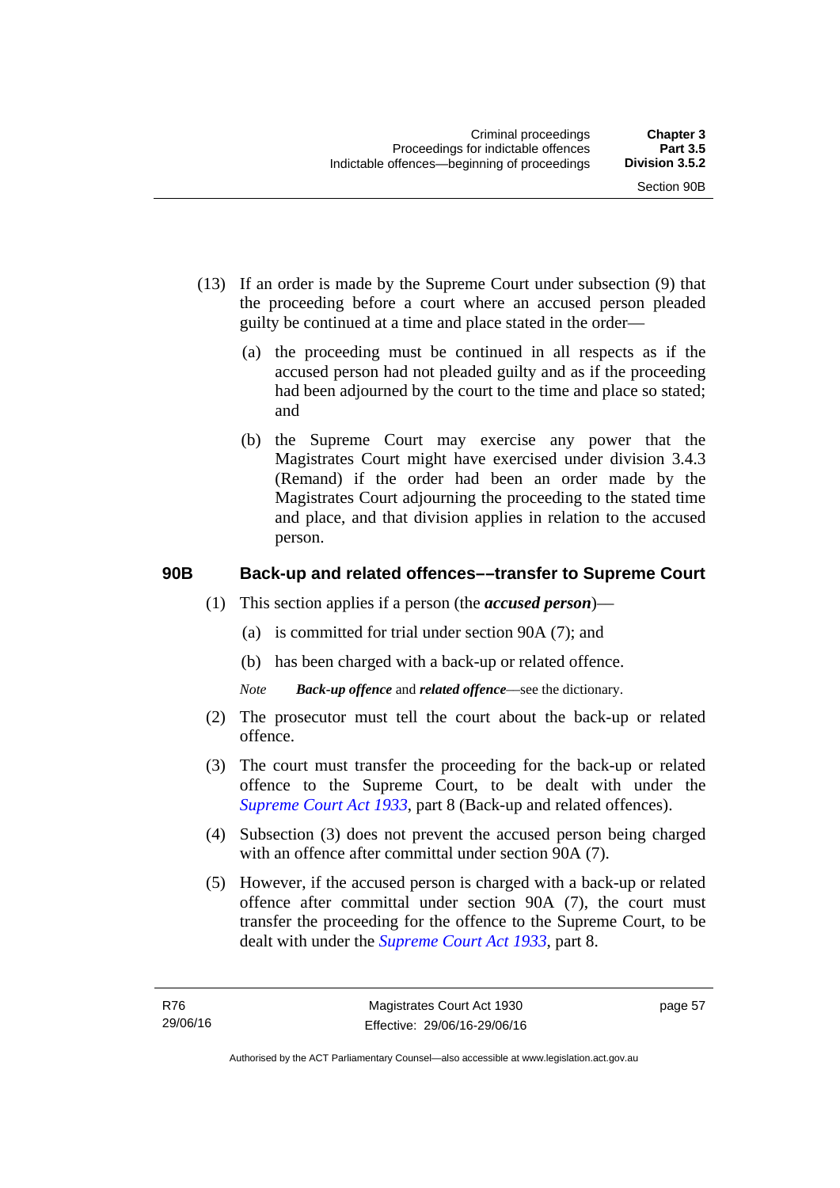(13) If an order is made by the Supreme Court under subsection (9) that the proceeding before a court where an accused person pleaded guilty be continued at a time and place stated in the order—

(a) the proceeding must be continued in all respects as if the accused person had not pleaded guilty and as if the proceeding had been adjourned by the court to the time and place so stated; and

(b) the Supreme Court may exercise any power that the Magistrates Court might have exercised under division 3.4.3 (Remand) if the order had been an order made by the Magistrates Court adjourning the proceeding to the stated time and place, and that division applies in relation to the accused person.

### 90B Back-up and related offences––transfer to Supreme Court

(1) This section applies if a person (the ***accused person***)—

(a) is committed for trial under section 90A (7); and

(b) has been charged with a back-up or related offence.

*Note* ***Back-up offence*** and ***related offence***—see the dictionary.

(2) The prosecutor must tell the court about the back-up or related offence.

(3) The court must transfer the proceeding for the back-up or related offence to the Supreme Court, to be dealt with under the *Supreme Court Act 1933*, part 8 (Back-up and related offences).

(4) Subsection (3) does not prevent the accused person being charged with an offence after committal under section 90A (7).

(5) However, if the accused person is charged with a back-up or related offence after committal under section 90A (7), the court must transfer the proceeding for the offence to the Supreme Court, to be dealt with under the *Supreme Court Act 1933*, part 8.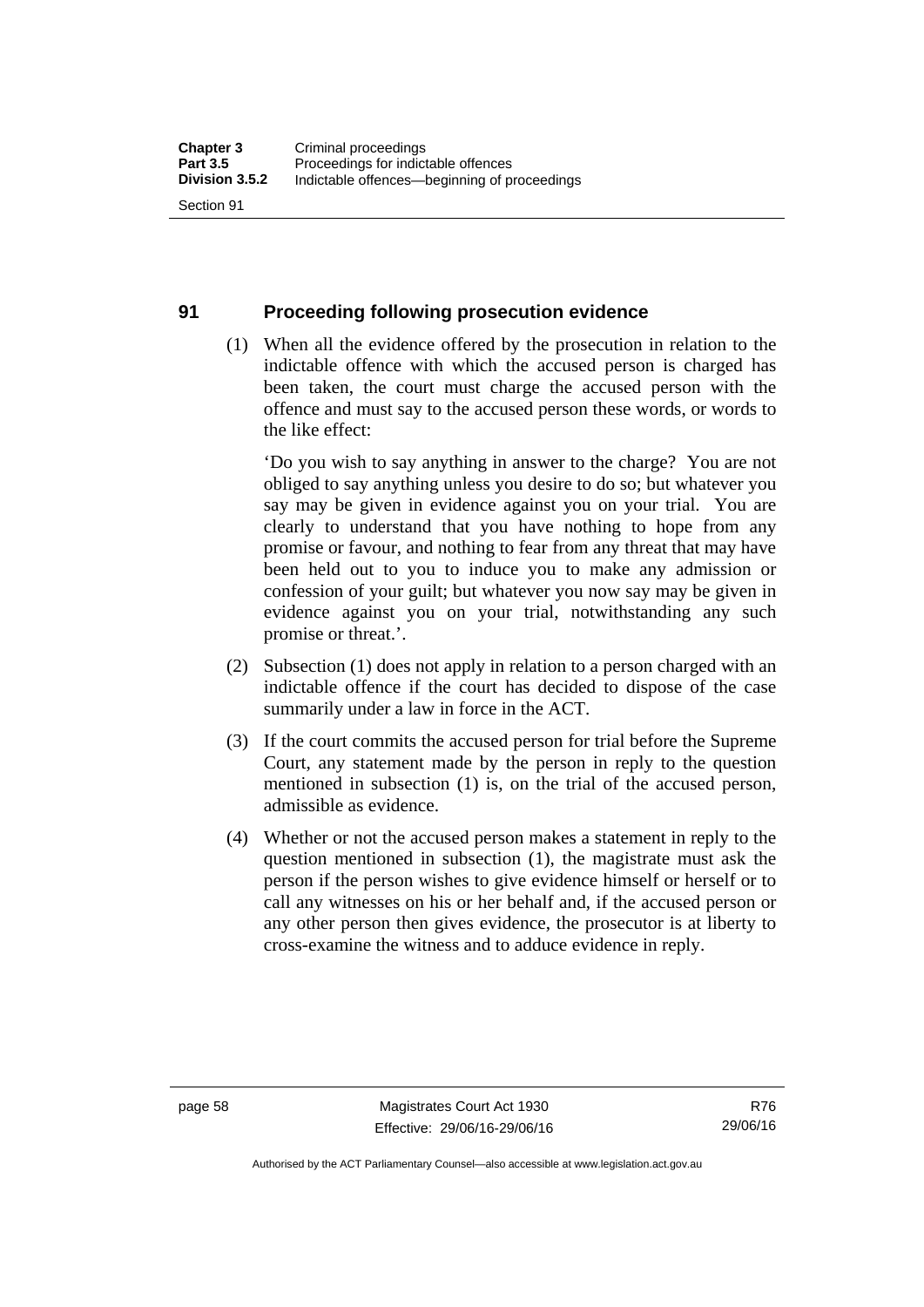## 91 Proceeding following prosecution evidence

(1) When all the evidence offered by the prosecution in relation to the indictable offence with which the accused person is charged has been taken, the court must charge the accused person with the offence and must say to the accused person these words, or words to the like effect:

'Do you wish to say anything in answer to the charge? You are not obliged to say anything unless you desire to do so; but whatever you say may be given in evidence against you on your trial. You are clearly to understand that you have nothing to hope from any promise or favour, and nothing to fear from any threat that may have been held out to you to induce you to make any admission or confession of your guilt; but whatever you now say may be given in evidence against you on your trial, notwithstanding any such promise or threat.'.

(2) Subsection (1) does not apply in relation to a person charged with an indictable offence if the court has decided to dispose of the case summarily under a law in force in the ACT.

(3) If the court commits the accused person for trial before the Supreme Court, any statement made by the person in reply to the question mentioned in subsection (1) is, on the trial of the accused person, admissible as evidence.

(4) Whether or not the accused person makes a statement in reply to the question mentioned in subsection (1), the magistrate must ask the person if the person wishes to give evidence himself or herself or to call any witnesses on his or her behalf and, if the accused person or any other person then gives evidence, the prosecutor is at liberty to cross-examine the witness and to adduce evidence in reply.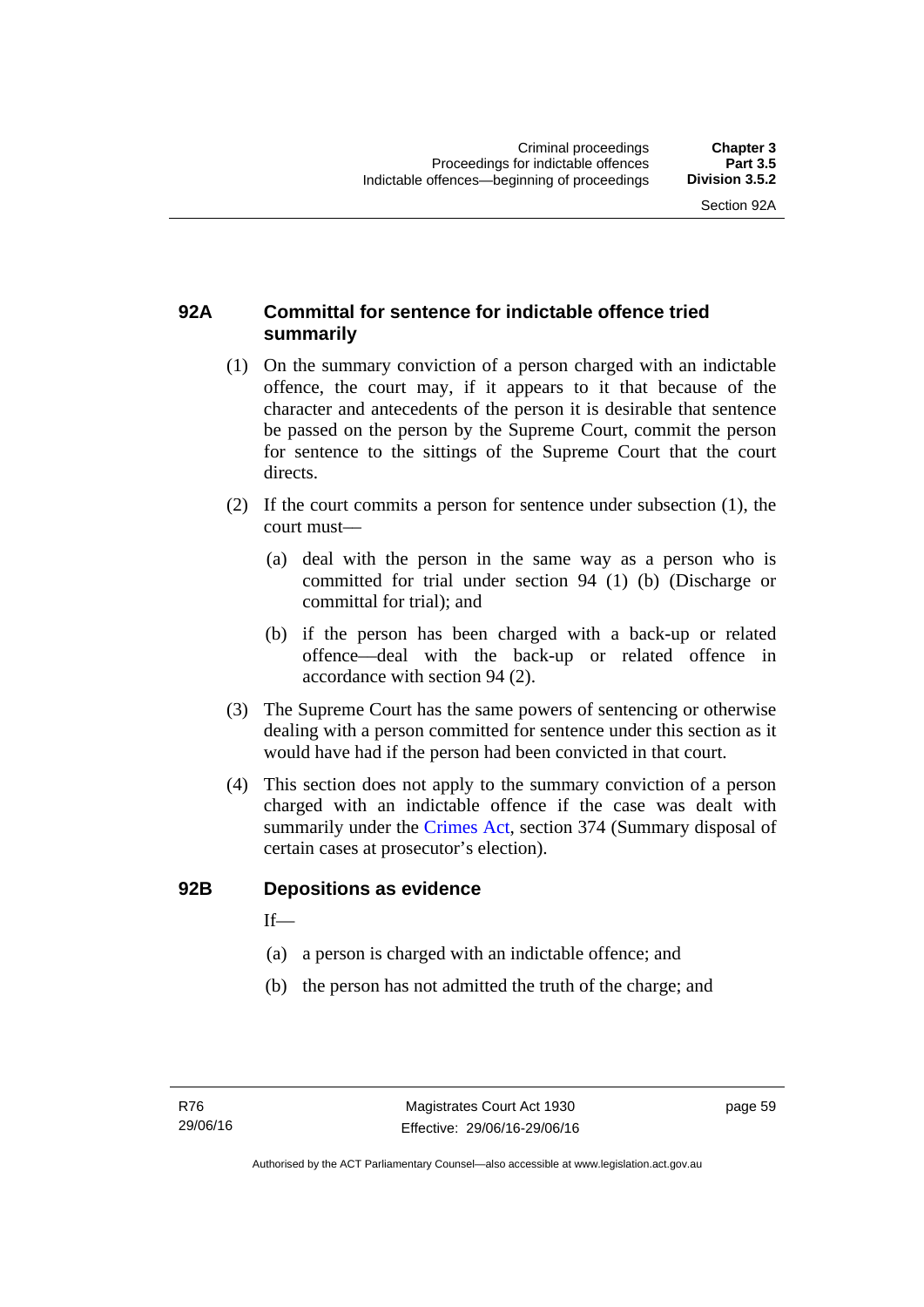## 92A Committal for sentence for indictable offence tried summarily

(1) On the summary conviction of a person charged with an indictable offence, the court may, if it appears to it that because of the character and antecedents of the person it is desirable that sentence be passed on the person by the Supreme Court, commit the person for sentence to the sittings of the Supreme Court that the court directs.

(2) If the court commits a person for sentence under subsection (1), the court must—

(a) deal with the person in the same way as a person who is committed for trial under section 94 (1) (b) (Discharge or committal for trial); and

(b) if the person has been charged with a back-up or related offence—deal with the back-up or related offence in accordance with section 94 (2).

(3) The Supreme Court has the same powers of sentencing or otherwise dealing with a person committed for sentence under this section as it would have had if the person had been convicted in that court.

(4) This section does not apply to the summary conviction of a person charged with an indictable offence if the case was dealt with summarily under the Crimes Act, section 374 (Summary disposal of certain cases at prosecutor's election).

## 92B Depositions as evidence

If—

(a) a person is charged with an indictable offence; and

(b) the person has not admitted the truth of the charge; and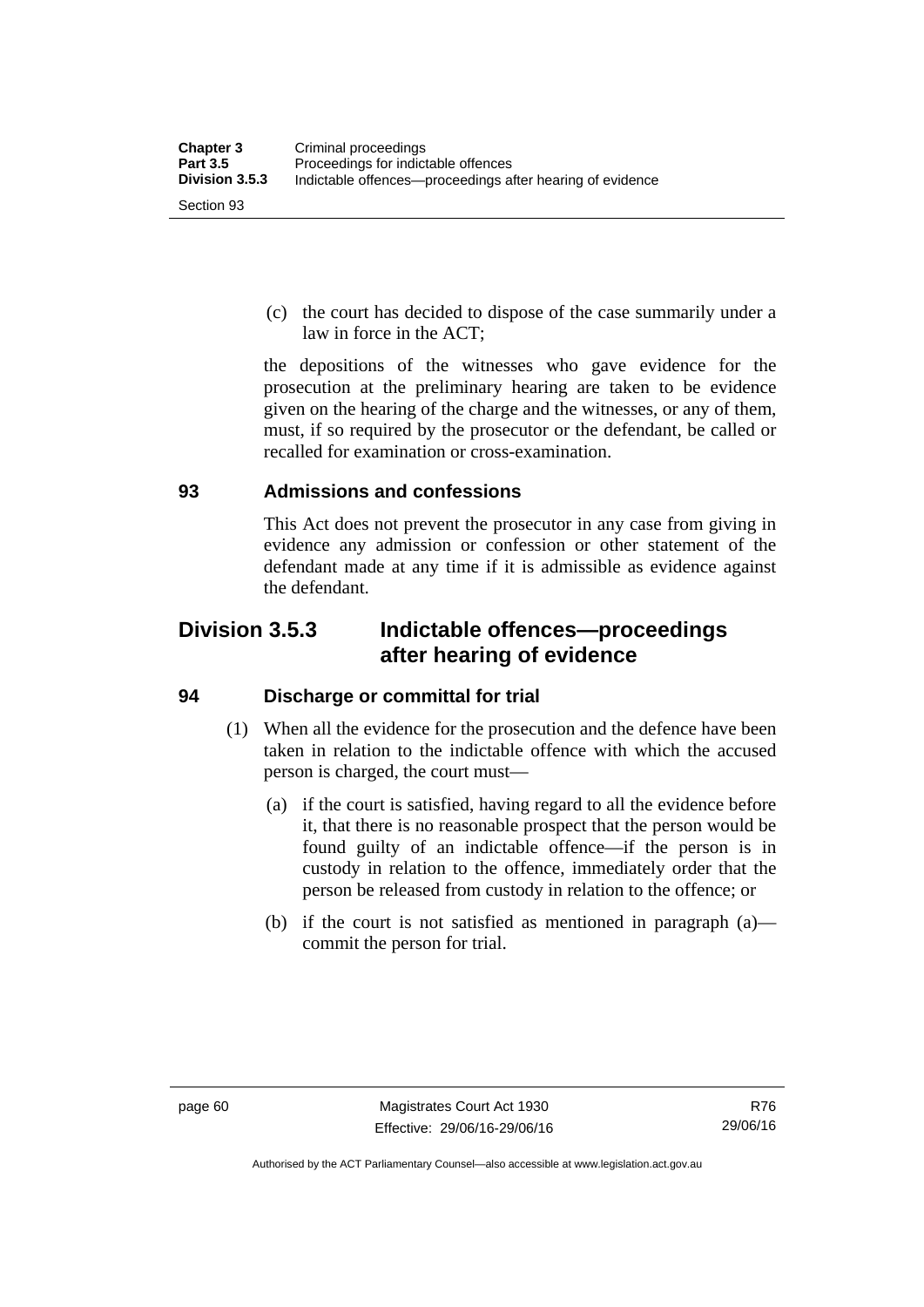(c) the court has decided to dispose of the case summarily under a law in force in the ACT;

the depositions of the witnesses who gave evidence for the prosecution at the preliminary hearing are taken to be evidence given on the hearing of the charge and the witnesses, or any of them, must, if so required by the prosecutor or the defendant, be called or recalled for examination or cross-examination.

### 93 Admissions and confessions

This Act does not prevent the prosecutor in any case from giving in evidence any admission or confession or other statement of the defendant made at any time if it is admissible as evidence against the defendant.

## Division 3.5.3 Indictable offences—proceedings after hearing of evidence

### 94 Discharge or committal for trial

(1) When all the evidence for the prosecution and the defence have been taken in relation to the indictable offence with which the accused person is charged, the court must—

(a) if the court is satisfied, having regard to all the evidence before it, that there is no reasonable prospect that the person would be found guilty of an indictable offence—if the person is in custody in relation to the offence, immediately order that the person be released from custody in relation to the offence; or

(b) if the court is not satisfied as mentioned in paragraph (a)—commit the person for trial.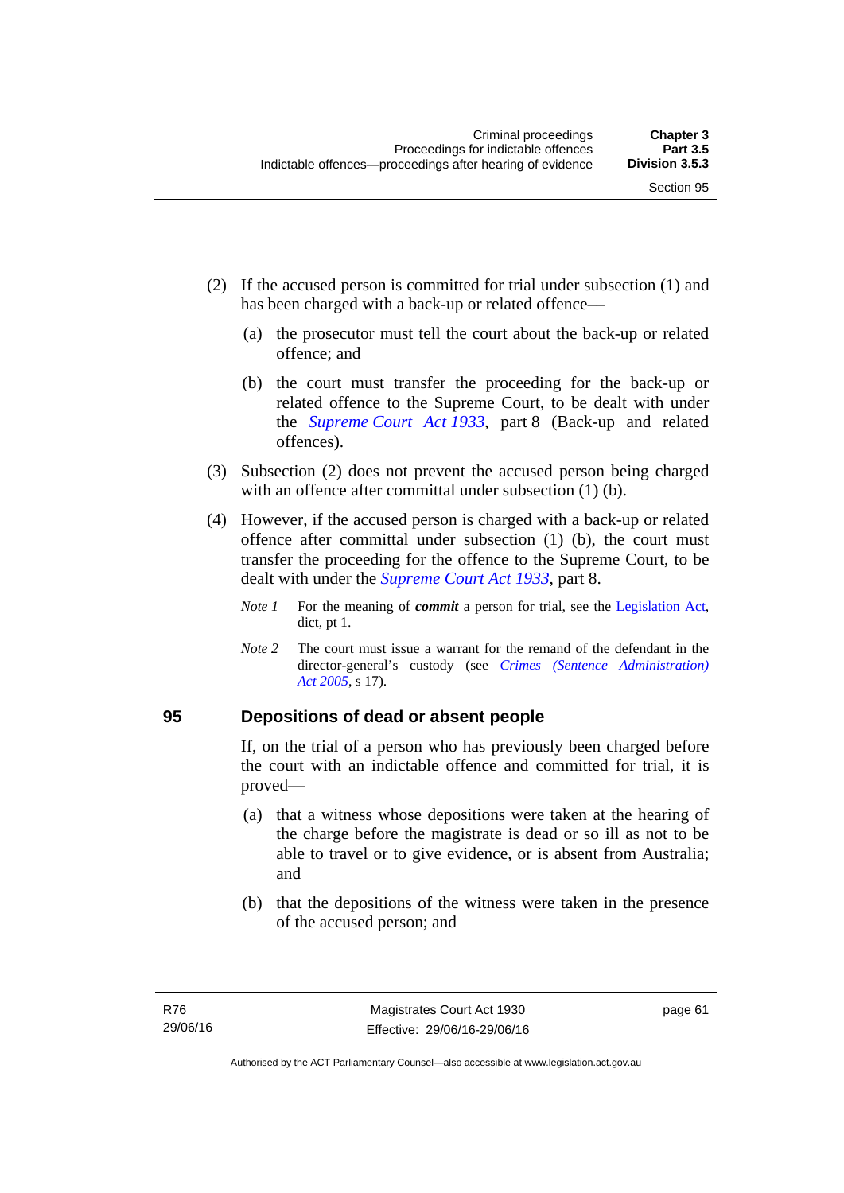(2) If the accused person is committed for trial under subsection (1) and has been charged with a back-up or related offence—

  (a) the prosecutor must tell the court about the back-up or related offence; and

  (b) the court must transfer the proceeding for the back-up or related offence to the Supreme Court, to be dealt with under the *Supreme Court Act 1933*, part 8 (Back-up and related offences).

(3) Subsection (2) does not prevent the accused person being charged with an offence after committal under subsection (1) (b).

(4) However, if the accused person is charged with a back-up or related offence after committal under subsection (1) (b), the court must transfer the proceeding for the offence to the Supreme Court, to be dealt with under the *Supreme Court Act 1933*, part 8.

*Note 1* For the meaning of ***commit*** a person for trial, see the Legislation Act, dict, pt 1.

*Note 2* The court must issue a warrant for the remand of the defendant in the director-general's custody (see *Crimes (Sentence Administration) Act 2005*, s 17).

## 95 Depositions of dead or absent people

If, on the trial of a person who has previously been charged before the court with an indictable offence and committed for trial, it is proved—

  (a) that a witness whose depositions were taken at the hearing of the charge before the magistrate is dead or so ill as not to be able to travel or to give evidence, or is absent from Australia; and

  (b) that the depositions of the witness were taken in the presence of the accused person; and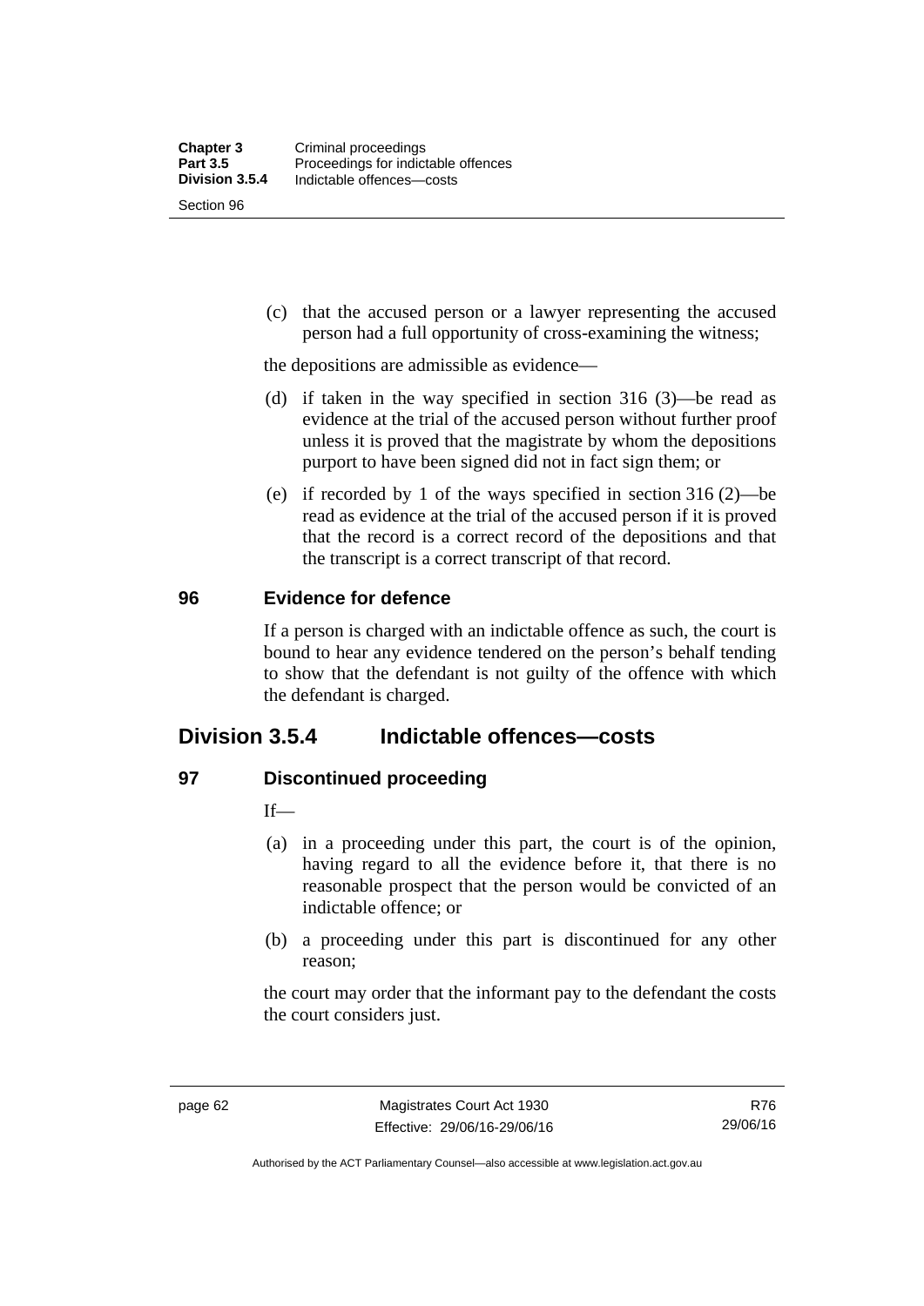(c) that the accused person or a lawyer representing the accused person had a full opportunity of cross-examining the witness;

the depositions are admissible as evidence—

(d) if taken in the way specified in section 316 (3)—be read as evidence at the trial of the accused person without further proof unless it is proved that the magistrate by whom the depositions purport to have been signed did not in fact sign them; or

(e) if recorded by 1 of the ways specified in section 316 (2)—be read as evidence at the trial of the accused person if it is proved that the record is a correct record of the depositions and that the transcript is a correct transcript of that record.

### 96 Evidence for defence

If a person is charged with an indictable offence as such, the court is bound to hear any evidence tendered on the person's behalf tending to show that the defendant is not guilty of the offence with which the defendant is charged.

## Division 3.5.4 Indictable offences—costs

### 97 Discontinued proceeding

If—

(a) in a proceeding under this part, the court is of the opinion, having regard to all the evidence before it, that there is no reasonable prospect that the person would be convicted of an indictable offence; or

(b) a proceeding under this part is discontinued for any other reason;

the court may order that the informant pay to the defendant the costs the court considers just.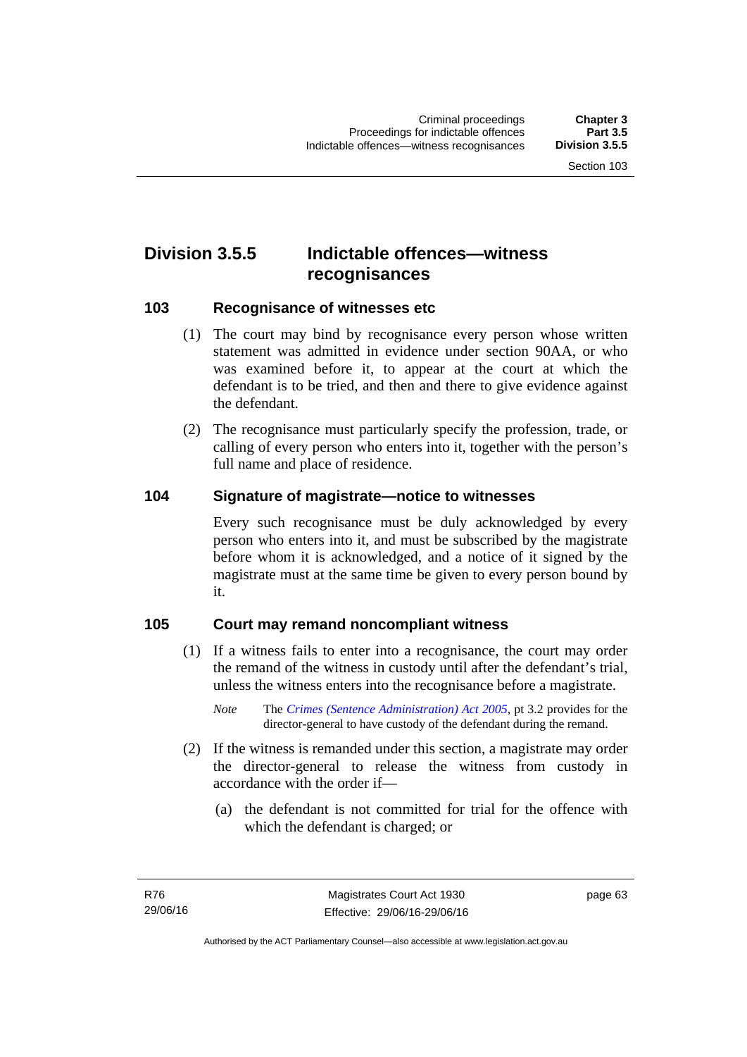## Division 3.5.5 Indictable offences—witness recognisances

### 103 Recognisance of witnesses etc

(1) The court may bind by recognisance every person whose written statement was admitted in evidence under section 90AA, or who was examined before it, to appear at the court at which the defendant is to be tried, and then and there to give evidence against the defendant.

(2) The recognisance must particularly specify the profession, trade, or calling of every person who enters into it, together with the person's full name and place of residence.

### 104 Signature of magistrate—notice to witnesses

Every such recognisance must be duly acknowledged by every person who enters into it, and must be subscribed by the magistrate before whom it is acknowledged, and a notice of it signed by the magistrate must at the same time be given to every person bound by it.

### 105 Court may remand noncompliant witness

(1) If a witness fails to enter into a recognisance, the court may order the remand of the witness in custody until after the defendant's trial, unless the witness enters into the recognisance before a magistrate.

*Note* The *Crimes (Sentence Administration) Act 2005*, pt 3.2 provides for the director-general to have custody of the defendant during the remand.

(2) If the witness is remanded under this section, a magistrate may order the director-general to release the witness from custody in accordance with the order if—

(a) the defendant is not committed for trial for the offence with which the defendant is charged; or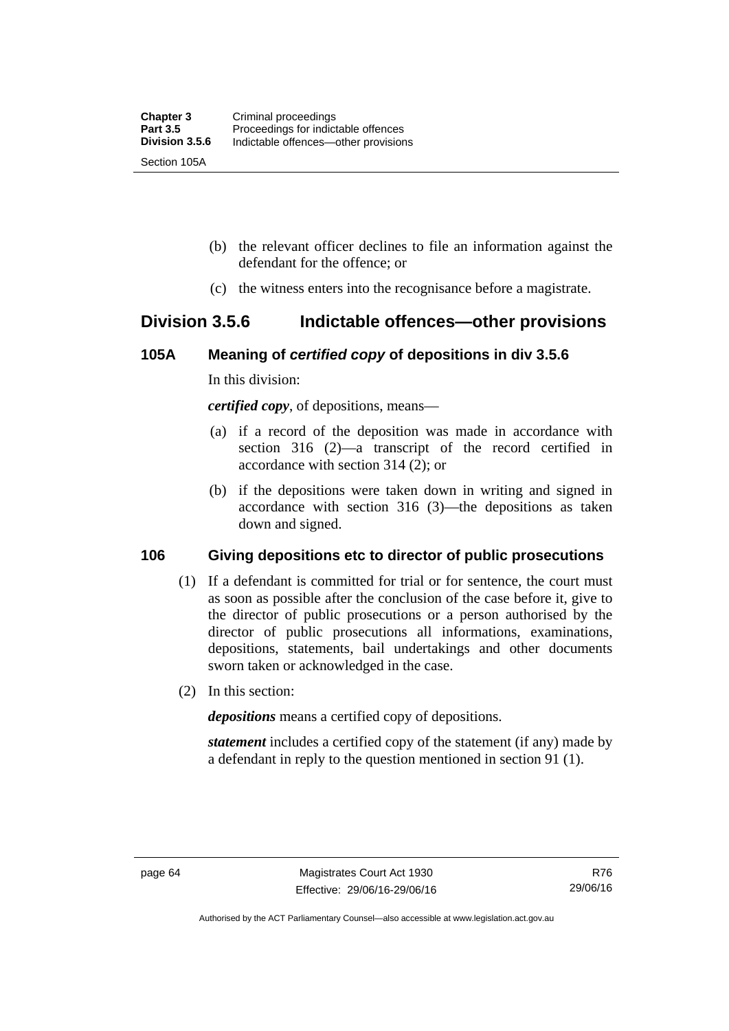(b) the relevant officer declines to file an information against the defendant for the offence; or

(c) the witness enters into the recognisance before a magistrate.

## Division 3.5.6 Indictable offences—other provisions

### 105A Meaning of *certified copy* of depositions in div 3.5.6

In this division:

***certified copy***, of depositions, means—

(a) if a record of the deposition was made in accordance with section 316 (2)—a transcript of the record certified in accordance with section 314 (2); or

(b) if the depositions were taken down in writing and signed in accordance with section 316 (3)—the depositions as taken down and signed.

### 106 Giving depositions etc to director of public prosecutions

(1) If a defendant is committed for trial or for sentence, the court must as soon as possible after the conclusion of the case before it, give to the director of public prosecutions or a person authorised by the director of public prosecutions all informations, examinations, depositions, statements, bail undertakings and other documents sworn taken or acknowledged in the case.

(2) In this section:

***depositions*** means a certified copy of depositions.

***statement*** includes a certified copy of the statement (if any) made by a defendant in reply to the question mentioned in section 91 (1).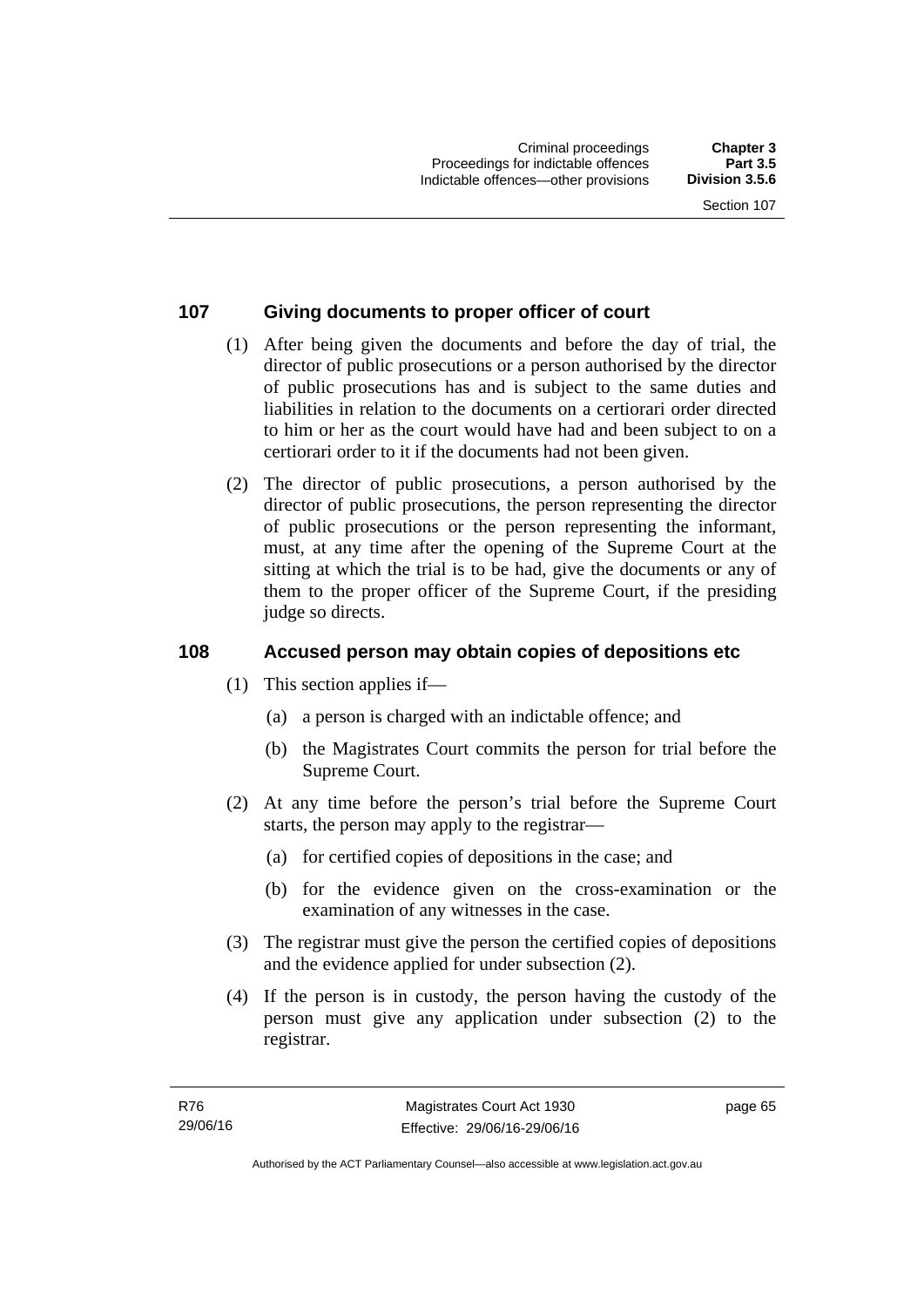## 107 Giving documents to proper officer of court

(1) After being given the documents and before the day of trial, the director of public prosecutions or a person authorised by the director of public prosecutions has and is subject to the same duties and liabilities in relation to the documents on a certiorari order directed to him or her as the court would have had and been subject to on a certiorari order to it if the documents had not been given.

(2) The director of public prosecutions, a person authorised by the director of public prosecutions, the person representing the director of public prosecutions or the person representing the informant, must, at any time after the opening of the Supreme Court at the sitting at which the trial is to be had, give the documents or any of them to the proper officer of the Supreme Court, if the presiding judge so directs.

## 108 Accused person may obtain copies of depositions etc

(1) This section applies if—

- (a) a person is charged with an indictable offence; and
- (b) the Magistrates Court commits the person for trial before the Supreme Court.

(2) At any time before the person's trial before the Supreme Court starts, the person may apply to the registrar—

- (a) for certified copies of depositions in the case; and
- (b) for the evidence given on the cross-examination or the examination of any witnesses in the case.

(3) The registrar must give the person the certified copies of depositions and the evidence applied for under subsection (2).

(4) If the person is in custody, the person having the custody of the person must give any application under subsection (2) to the registrar.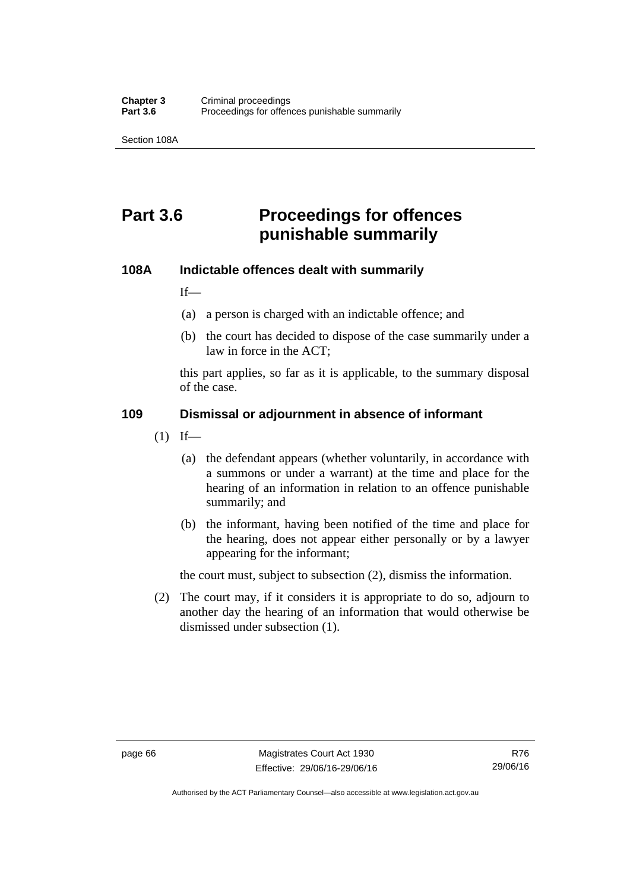# Part 3.6 Proceedings for offences punishable summarily

### 108A Indictable offences dealt with summarily

If—

(a) a person is charged with an indictable offence; and

(b) the court has decided to dispose of the case summarily under a law in force in the ACT;

this part applies, so far as it is applicable, to the summary disposal of the case.

### 109 Dismissal or adjournment in absence of informant

(1) If—

(a) the defendant appears (whether voluntarily, in accordance with a summons or under a warrant) at the time and place for the hearing of an information in relation to an offence punishable summarily; and

(b) the informant, having been notified of the time and place for the hearing, does not appear either personally or by a lawyer appearing for the informant;

the court must, subject to subsection (2), dismiss the information.

(2) The court may, if it considers it is appropriate to do so, adjourn to another day the hearing of an information that would otherwise be dismissed under subsection (1).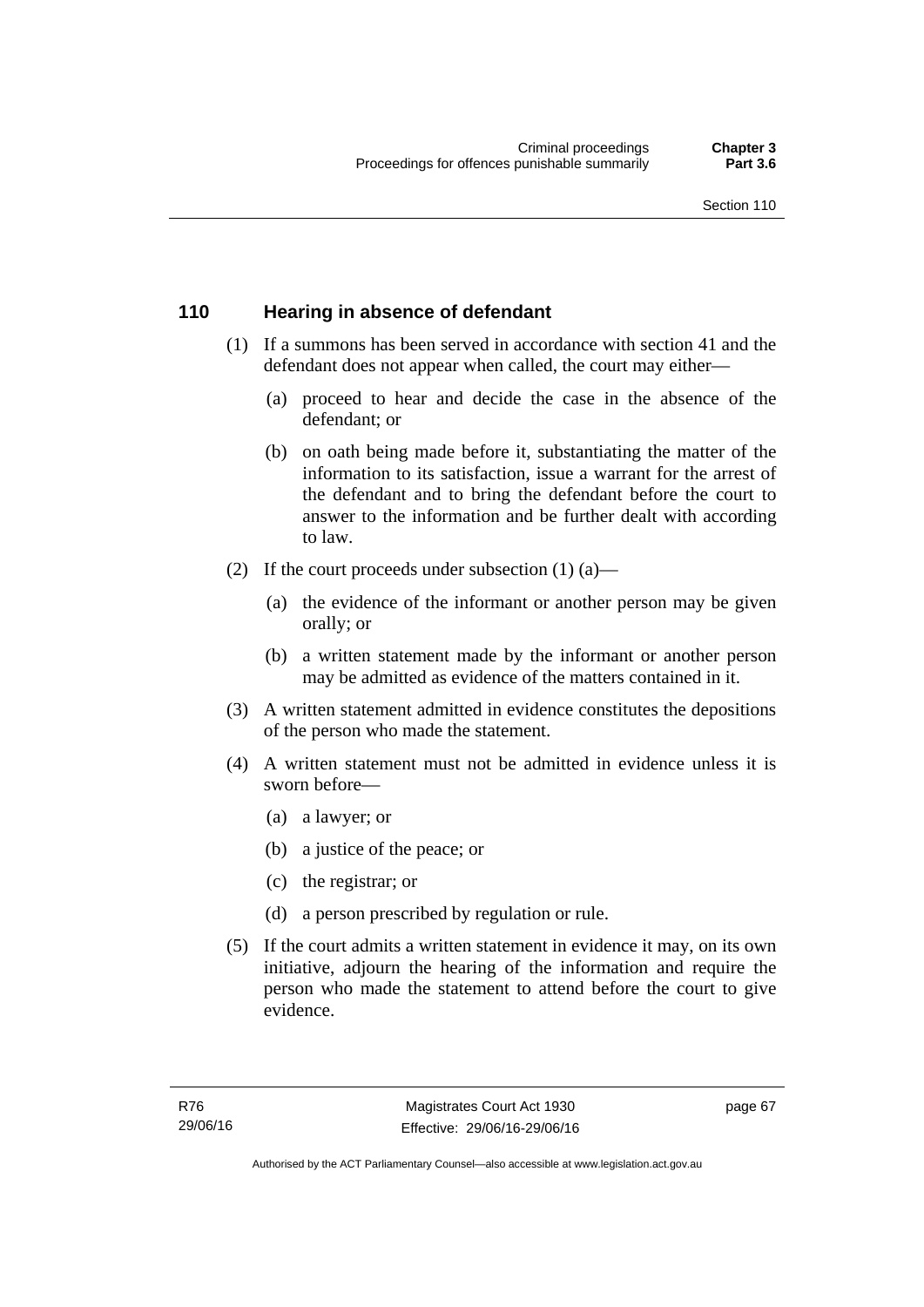## 110 Hearing in absence of defendant

(1) If a summons has been served in accordance with section 41 and the defendant does not appear when called, the court may either—

(a) proceed to hear and decide the case in the absence of the defendant; or

(b) on oath being made before it, substantiating the matter of the information to its satisfaction, issue a warrant for the arrest of the defendant and to bring the defendant before the court to answer to the information and be further dealt with according to law.

(2) If the court proceeds under subsection (1) (a)—

(a) the evidence of the informant or another person may be given orally; or

(b) a written statement made by the informant or another person may be admitted as evidence of the matters contained in it.

(3) A written statement admitted in evidence constitutes the depositions of the person who made the statement.

(4) A written statement must not be admitted in evidence unless it is sworn before—

(a) a lawyer; or

(b) a justice of the peace; or

(c) the registrar; or

(d) a person prescribed by regulation or rule.

(5) If the court admits a written statement in evidence it may, on its own initiative, adjourn the hearing of the information and require the person who made the statement to attend before the court to give evidence.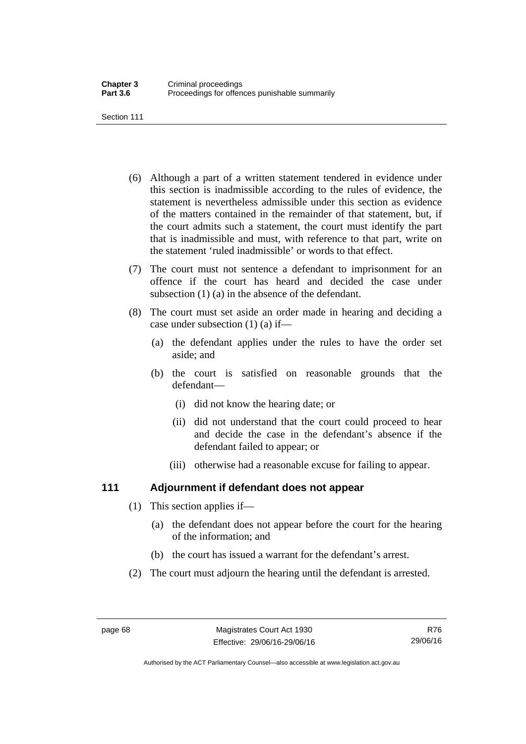(6) Although a part of a written statement tendered in evidence under this section is inadmissible according to the rules of evidence, the statement is nevertheless admissible under this section as evidence of the matters contained in the remainder of that statement, but, if the court admits such a statement, the court must identify the part that is inadmissible and must, with reference to that part, write on the statement 'ruled inadmissible' or words to that effect.

(7) The court must not sentence a defendant to imprisonment for an offence if the court has heard and decided the case under subsection (1) (a) in the absence of the defendant.

(8) The court must set aside an order made in hearing and deciding a case under subsection (1) (a) if—

(a) the defendant applies under the rules to have the order set aside; and

(b) the court is satisfied on reasonable grounds that the defendant—

(i) did not know the hearing date; or

(ii) did not understand that the court could proceed to hear and decide the case in the defendant's absence if the defendant failed to appear; or

(iii) otherwise had a reasonable excuse for failing to appear.

## 111 Adjournment if defendant does not appear

(1) This section applies if—

(a) the defendant does not appear before the court for the hearing of the information; and

(b) the court has issued a warrant for the defendant's arrest.

(2) The court must adjourn the hearing until the defendant is arrested.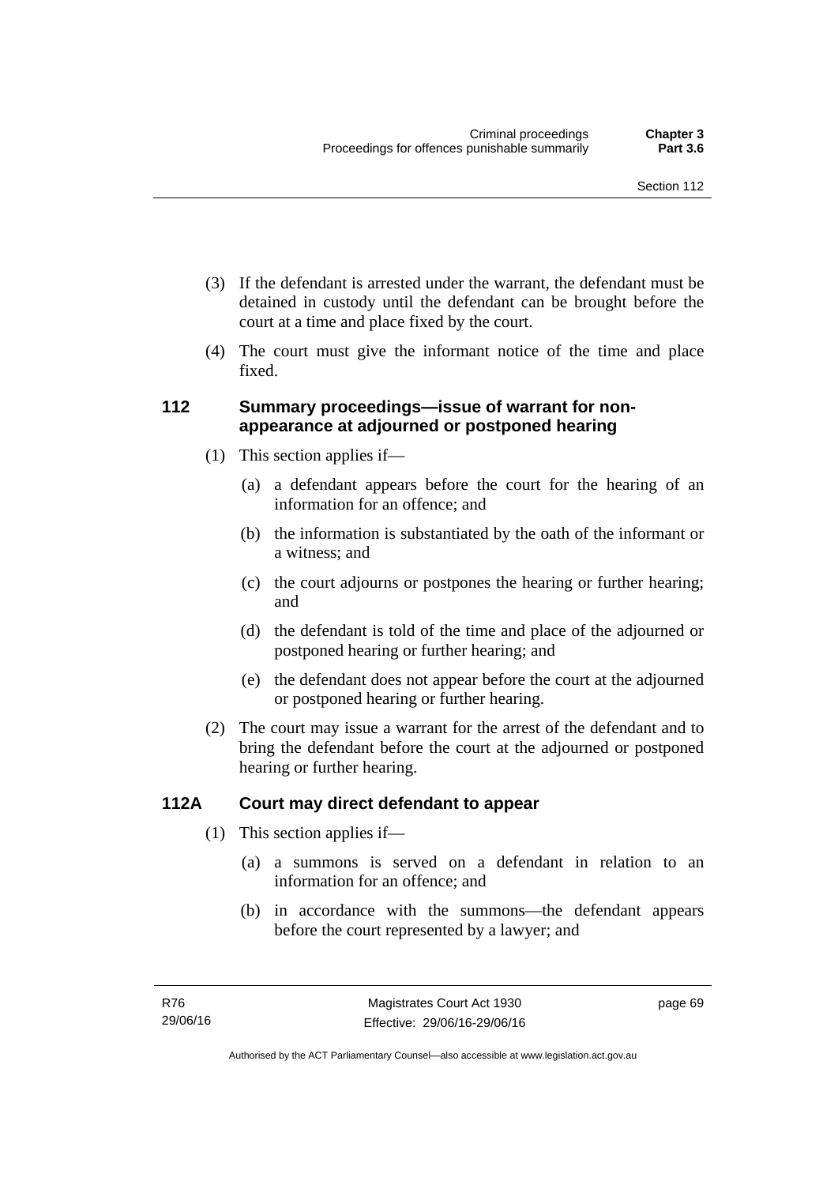(3) If the defendant is arrested under the warrant, the defendant must be detained in custody until the defendant can be brought before the court at a time and place fixed by the court.

(4) The court must give the informant notice of the time and place fixed.

### 112 Summary proceedings—issue of warrant for non-appearance at adjourned or postponed hearing

(1) This section applies if—

(a) a defendant appears before the court for the hearing of an information for an offence; and

(b) the information is substantiated by the oath of the informant or a witness; and

(c) the court adjourns or postpones the hearing or further hearing; and

(d) the defendant is told of the time and place of the adjourned or postponed hearing or further hearing; and

(e) the defendant does not appear before the court at the adjourned or postponed hearing or further hearing.

(2) The court may issue a warrant for the arrest of the defendant and to bring the defendant before the court at the adjourned or postponed hearing or further hearing.

### 112A Court may direct defendant to appear

(1) This section applies if—

(a) a summons is served on a defendant in relation to an information for an offence; and

(b) in accordance with the summons—the defendant appears before the court represented by a lawyer; and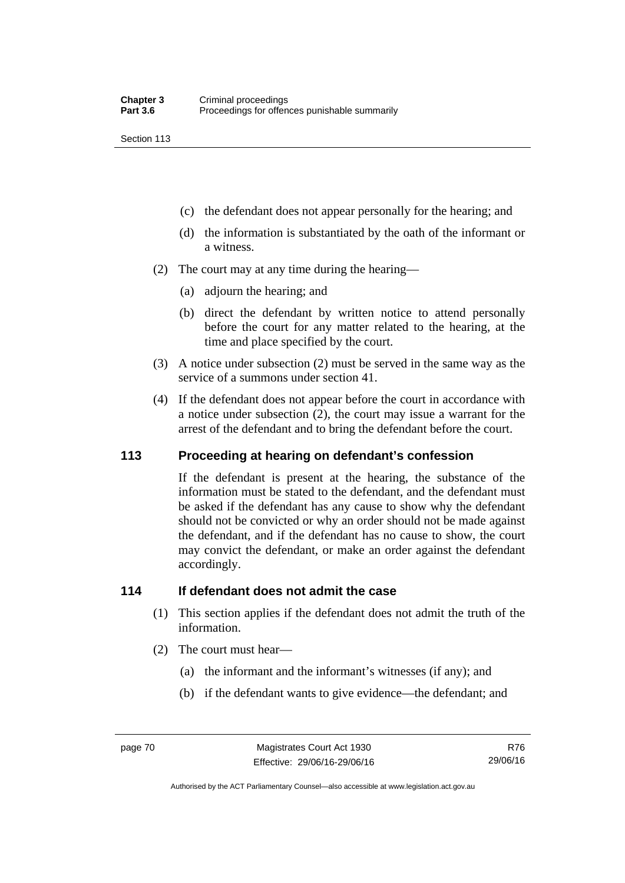(c) the defendant does not appear personally for the hearing; and

(d) the information is substantiated by the oath of the informant or a witness.

(2) The court may at any time during the hearing—

(a) adjourn the hearing; and

(b) direct the defendant by written notice to attend personally before the court for any matter related to the hearing, at the time and place specified by the court.

(3) A notice under subsection (2) must be served in the same way as the service of a summons under section 41.

(4) If the defendant does not appear before the court in accordance with a notice under subsection (2), the court may issue a warrant for the arrest of the defendant and to bring the defendant before the court.

## 113 Proceeding at hearing on defendant's confession

If the defendant is present at the hearing, the substance of the information must be stated to the defendant, and the defendant must be asked if the defendant has any cause to show why the defendant should not be convicted or why an order should not be made against the defendant, and if the defendant has no cause to show, the court may convict the defendant, or make an order against the defendant accordingly.

## 114 If defendant does not admit the case

(1) This section applies if the defendant does not admit the truth of the information.

(2) The court must hear—

(a) the informant and the informant's witnesses (if any); and

(b) if the defendant wants to give evidence—the defendant; and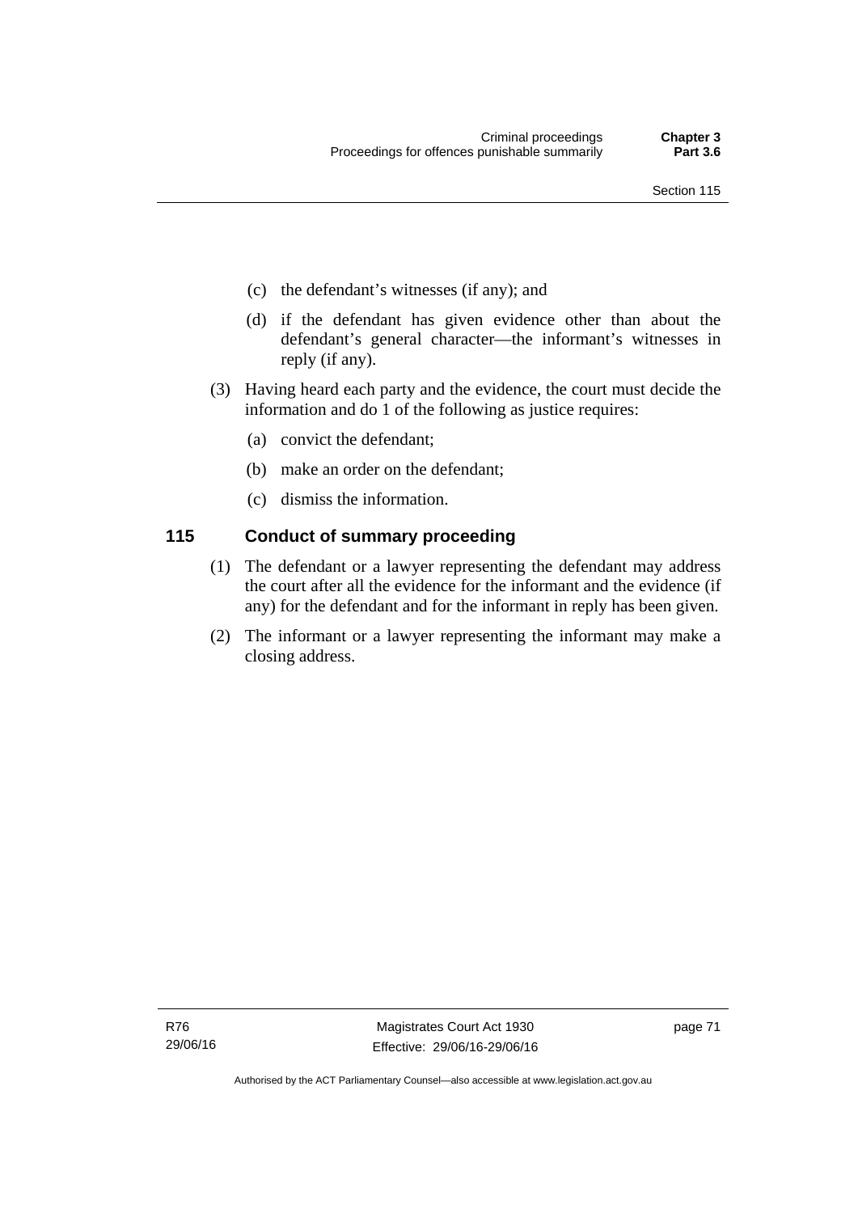(c) the defendant's witnesses (if any); and

(d) if the defendant has given evidence other than about the defendant's general character—the informant's witnesses in reply (if any).

(3) Having heard each party and the evidence, the court must decide the information and do 1 of the following as justice requires:

(a) convict the defendant;

(b) make an order on the defendant;

(c) dismiss the information.

## 115 Conduct of summary proceeding

(1) The defendant or a lawyer representing the defendant may address the court after all the evidence for the informant and the evidence (if any) for the defendant and for the informant in reply has been given.

(2) The informant or a lawyer representing the informant may make a closing address.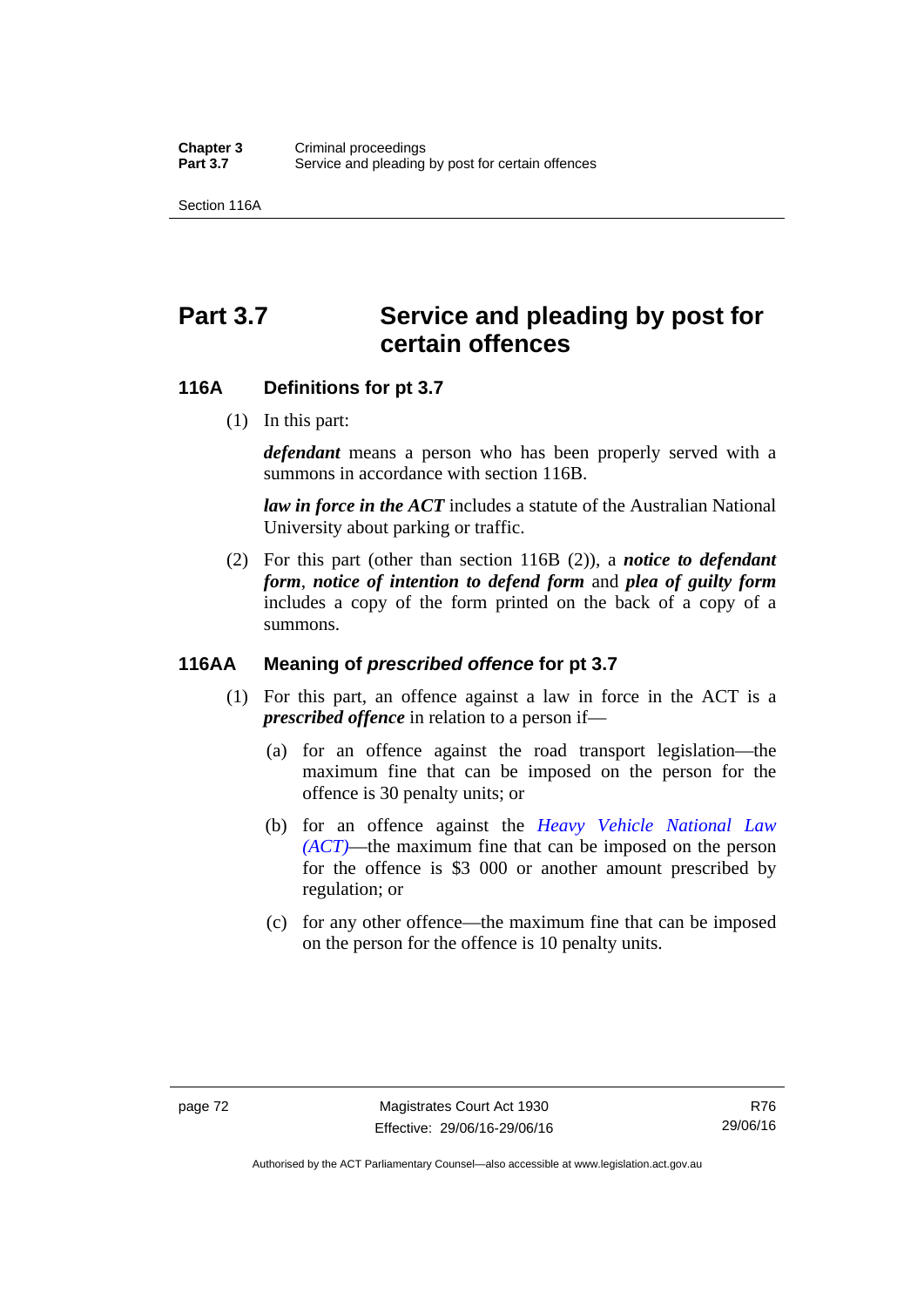# Part 3.7 Service and pleading by post for certain offences

## 116A Definitions for pt 3.7

(1) In this part:

***defendant*** means a person who has been properly served with a summons in accordance with section 116B.

***law in force in the ACT*** includes a statute of the Australian National University about parking or traffic.

(2) For this part (other than section 116B (2)), a ***notice to defendant form***, ***notice of intention to defend form*** and ***plea of guilty form*** includes a copy of the form printed on the back of a copy of a summons.

## 116AA Meaning of *prescribed offence* for pt 3.7

(1) For this part, an offence against a law in force in the ACT is a ***prescribed offence*** in relation to a person if—

(a) for an offence against the road transport legislation—the maximum fine that can be imposed on the person for the offence is 30 penalty units; or

(b) for an offence against the *Heavy Vehicle National Law (ACT)*—the maximum fine that can be imposed on the person for the offence is $3 000 or another amount prescribed by regulation; or

(c) for any other offence—the maximum fine that can be imposed on the person for the offence is 10 penalty units.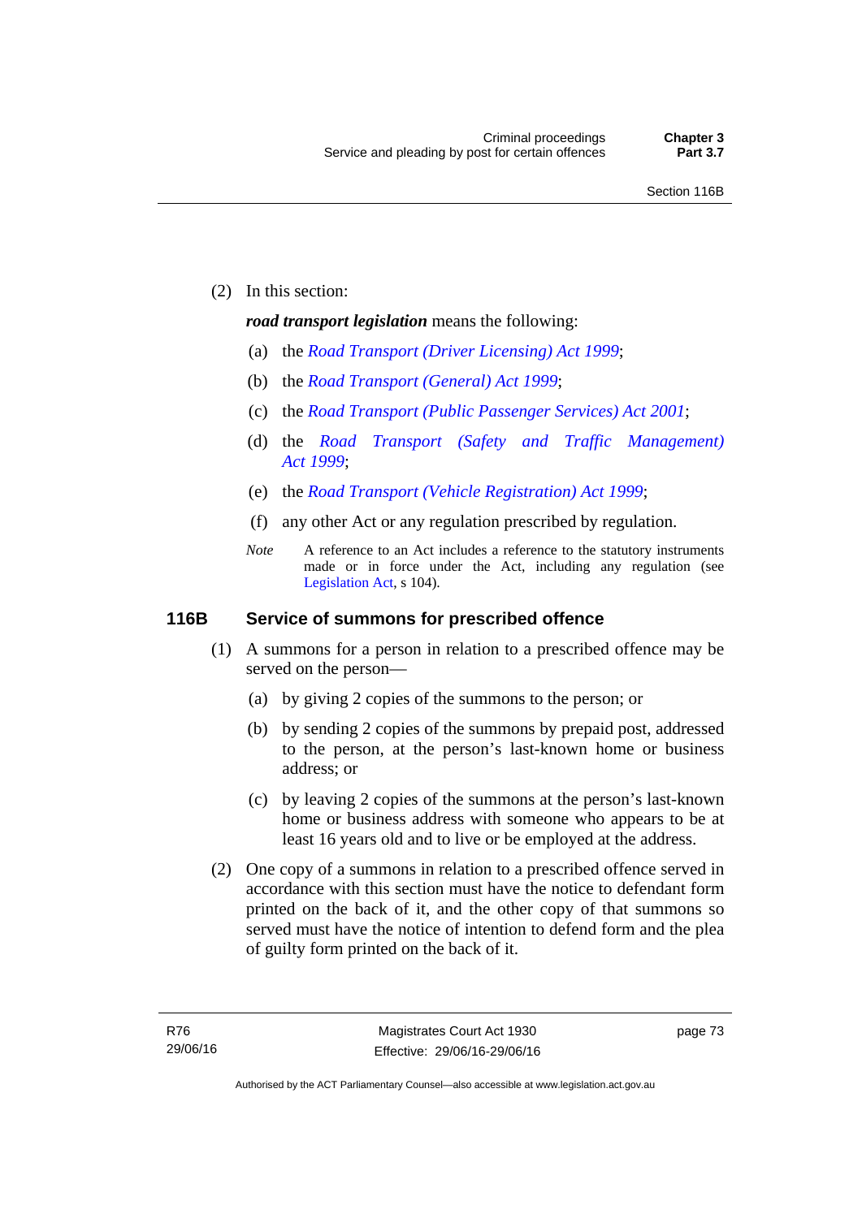(2) In this section:

***road transport legislation*** means the following:

(a) the *Road Transport (Driver Licensing) Act 1999*;

(b) the *Road Transport (General) Act 1999*;

(c) the *Road Transport (Public Passenger Services) Act 2001*;

(d) the *Road Transport (Safety and Traffic Management) Act 1999*;

(e) the *Road Transport (Vehicle Registration) Act 1999*;

(f) any other Act or any regulation prescribed by regulation.

*Note* A reference to an Act includes a reference to the statutory instruments made or in force under the Act, including any regulation (see Legislation Act, s 104).

### 116B Service of summons for prescribed offence

(1) A summons for a person in relation to a prescribed offence may be served on the person—

(a) by giving 2 copies of the summons to the person; or

(b) by sending 2 copies of the summons by prepaid post, addressed to the person, at the person's last-known home or business address; or

(c) by leaving 2 copies of the summons at the person's last-known home or business address with someone who appears to be at least 16 years old and to live or be employed at the address.

(2) One copy of a summons in relation to a prescribed offence served in accordance with this section must have the notice to defendant form printed on the back of it, and the other copy of that summons so served must have the notice of intention to defend form and the plea of guilty form printed on the back of it.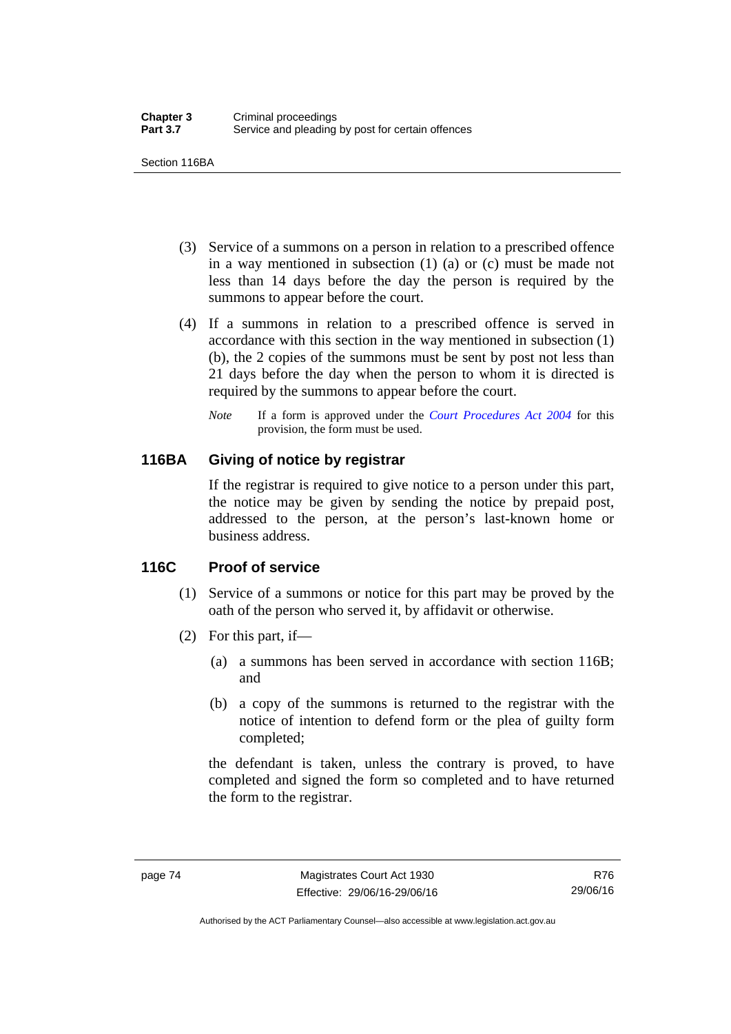(3) Service of a summons on a person in relation to a prescribed offence in a way mentioned in subsection (1) (a) or (c) must be made not less than 14 days before the day the person is required by the summons to appear before the court.

(4) If a summons in relation to a prescribed offence is served in accordance with this section in the way mentioned in subsection (1) (b), the 2 copies of the summons must be sent by post not less than 21 days before the day when the person to whom it is directed is required by the summons to appear before the court.

*Note* If a form is approved under the *Court Procedures Act 2004* for this provision, the form must be used.

## 116BA Giving of notice by registrar

If the registrar is required to give notice to a person under this part, the notice may be given by sending the notice by prepaid post, addressed to the person, at the person's last-known home or business address.

## 116C Proof of service

(1) Service of a summons or notice for this part may be proved by the oath of the person who served it, by affidavit or otherwise.

(2) For this part, if—

(a) a summons has been served in accordance with section 116B; and

(b) a copy of the summons is returned to the registrar with the notice of intention to defend form or the plea of guilty form completed;

the defendant is taken, unless the contrary is proved, to have completed and signed the form so completed and to have returned the form to the registrar.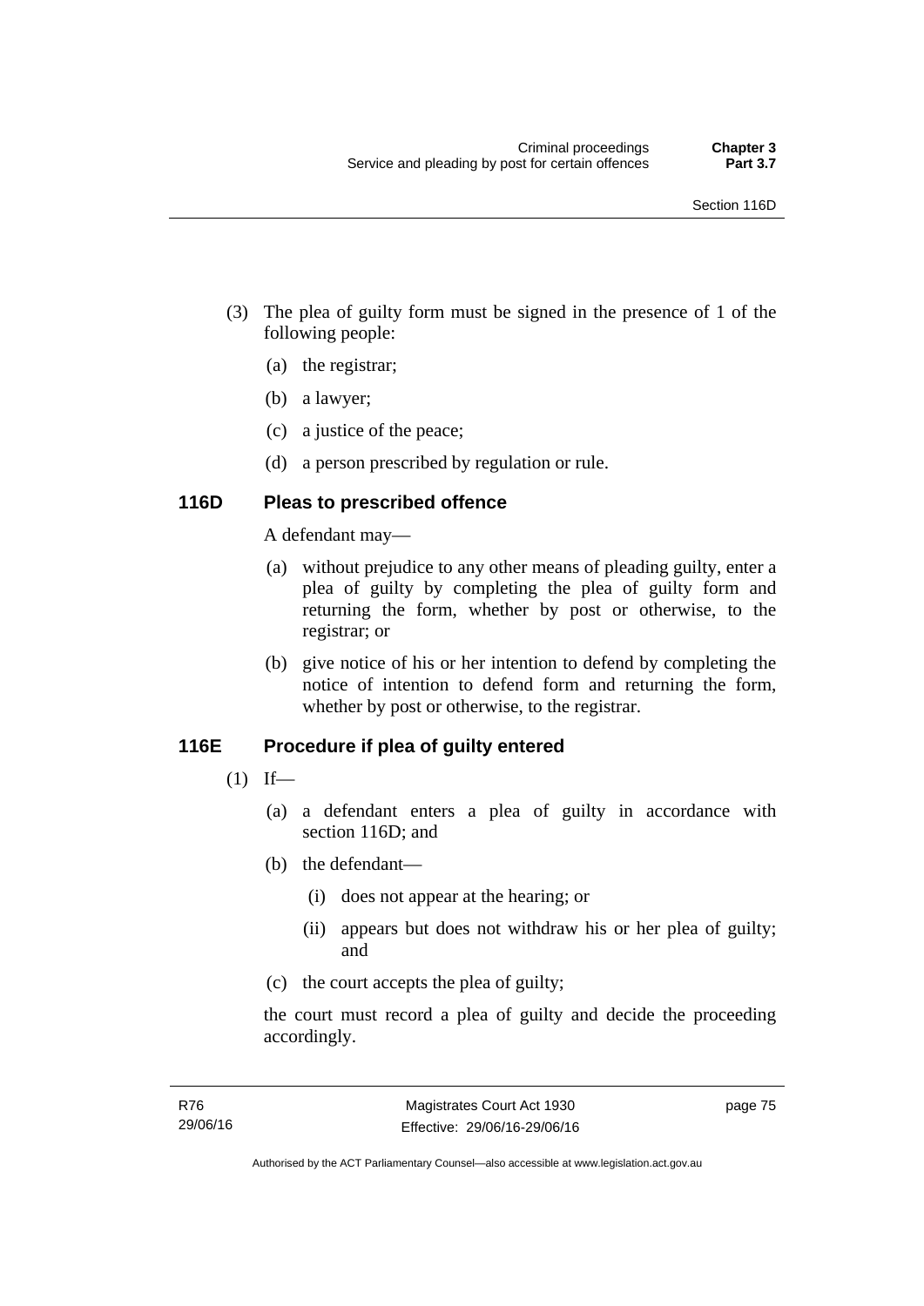(3) The plea of guilty form must be signed in the presence of 1 of the following people:

   (a) the registrar;

   (b) a lawyer;

   (c) a justice of the peace;

   (d) a person prescribed by regulation or rule.

### 116D Pleas to prescribed offence

A defendant may—

(a) without prejudice to any other means of pleading guilty, enter a plea of guilty by completing the plea of guilty form and returning the form, whether by post or otherwise, to the registrar; or

(b) give notice of his or her intention to defend by completing the notice of intention to defend form and returning the form, whether by post or otherwise, to the registrar.

### 116E Procedure if plea of guilty entered

(1) If—

   (a) a defendant enters a plea of guilty in accordance with section 116D; and

   (b) the defendant—

      (i) does not appear at the hearing; or

      (ii) appears but does not withdraw his or her plea of guilty; and

   (c) the court accepts the plea of guilty;

   the court must record a plea of guilty and decide the proceeding accordingly.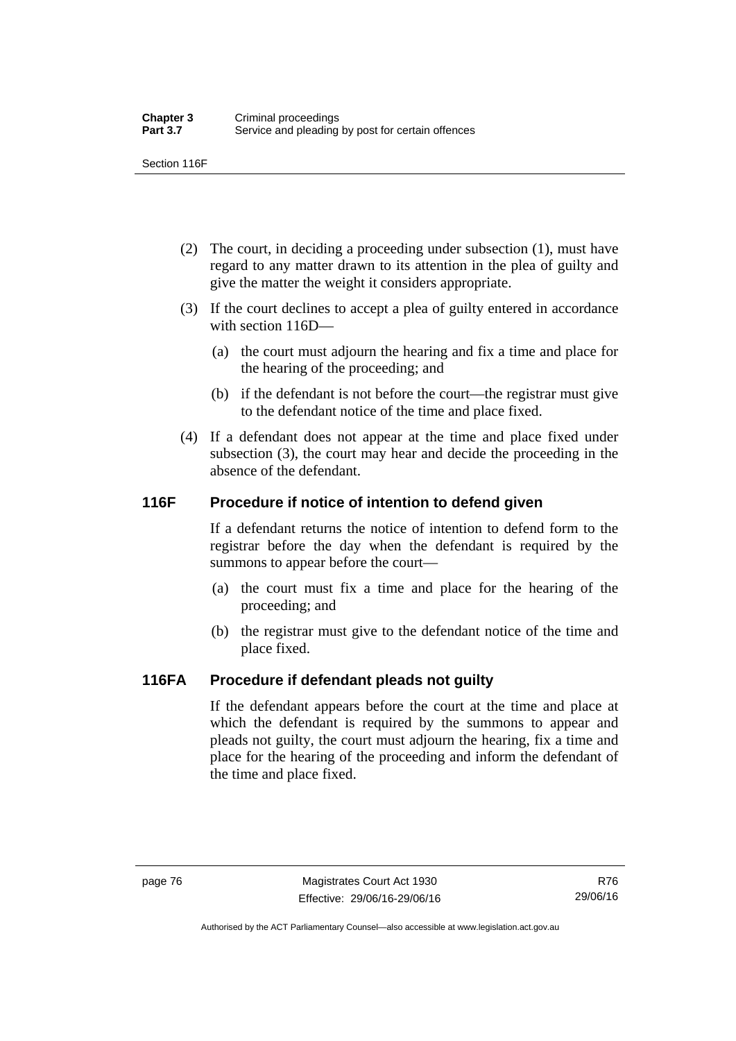(2) The court, in deciding a proceeding under subsection (1), must have regard to any matter drawn to its attention in the plea of guilty and give the matter the weight it considers appropriate.

(3) If the court declines to accept a plea of guilty entered in accordance with section 116D—

(a) the court must adjourn the hearing and fix a time and place for the hearing of the proceeding; and

(b) if the defendant is not before the court—the registrar must give to the defendant notice of the time and place fixed.

(4) If a defendant does not appear at the time and place fixed under subsection (3), the court may hear and decide the proceeding in the absence of the defendant.

## 116F Procedure if notice of intention to defend given

If a defendant returns the notice of intention to defend form to the registrar before the day when the defendant is required by the summons to appear before the court—

(a) the court must fix a time and place for the hearing of the proceeding; and

(b) the registrar must give to the defendant notice of the time and place fixed.

## 116FA Procedure if defendant pleads not guilty

If the defendant appears before the court at the time and place at which the defendant is required by the summons to appear and pleads not guilty, the court must adjourn the hearing, fix a time and place for the hearing of the proceeding and inform the defendant of the time and place fixed.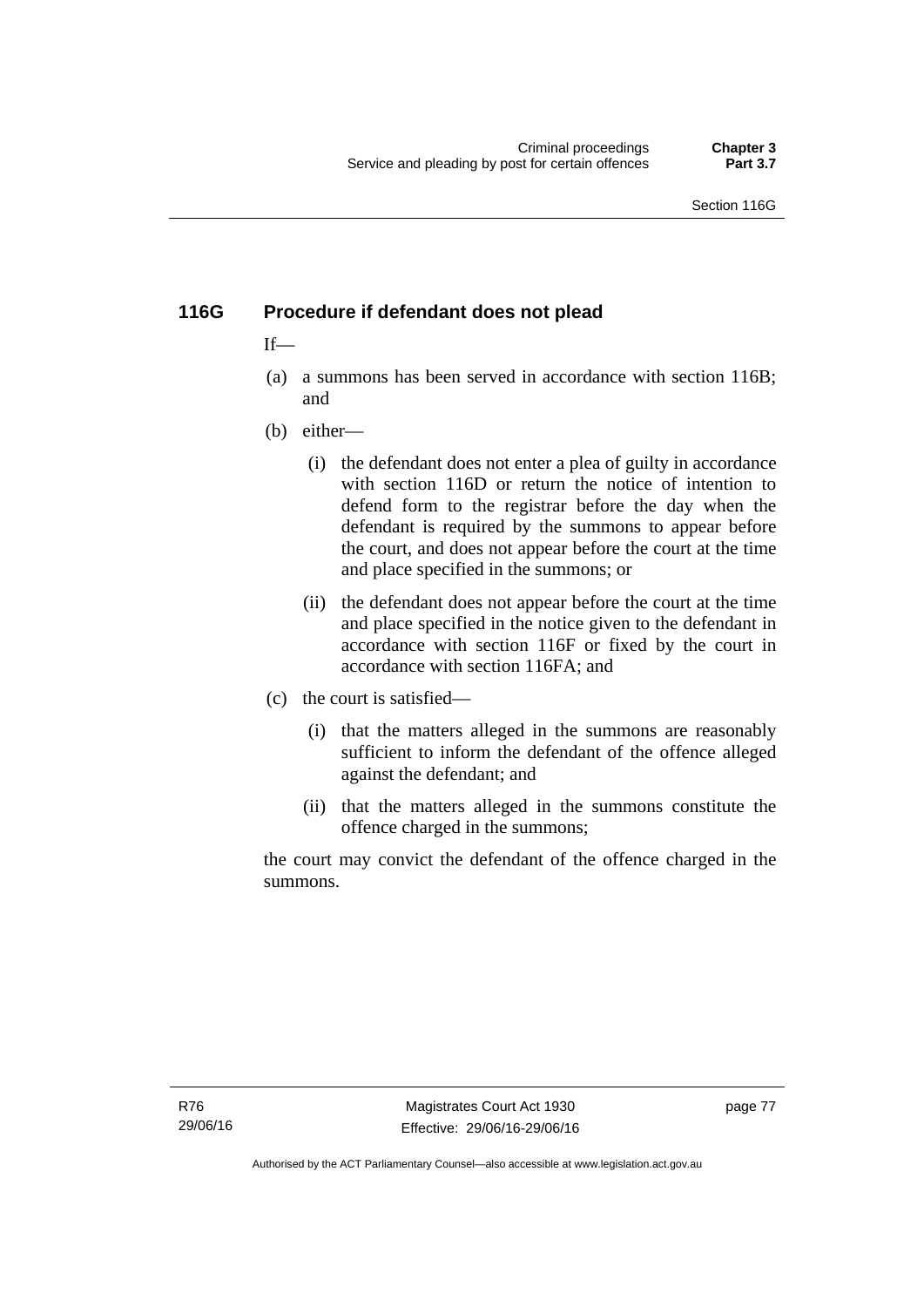### 116G Procedure if defendant does not plead

If—

(a) a summons has been served in accordance with section 116B; and

(b) either—

   (i) the defendant does not enter a plea of guilty in accordance with section 116D or return the notice of intention to defend form to the registrar before the day when the defendant is required by the summons to appear before the court, and does not appear before the court at the time and place specified in the summons; or

   (ii) the defendant does not appear before the court at the time and place specified in the notice given to the defendant in accordance with section 116F or fixed by the court in accordance with section 116FA; and

(c) the court is satisfied—

   (i) that the matters alleged in the summons are reasonably sufficient to inform the defendant of the offence alleged against the defendant; and

   (ii) that the matters alleged in the summons constitute the offence charged in the summons;

the court may convict the defendant of the offence charged in the summons.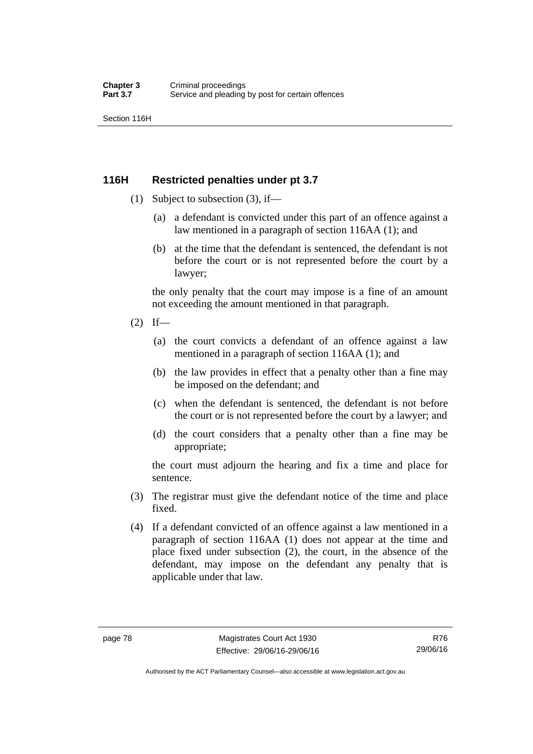## 116H Restricted penalties under pt 3.7

(1) Subject to subsection (3), if—

(a) a defendant is convicted under this part of an offence against a law mentioned in a paragraph of section 116AA (1); and

(b) at the time that the defendant is sentenced, the defendant is not before the court or is not represented before the court by a lawyer;

the only penalty that the court may impose is a fine of an amount not exceeding the amount mentioned in that paragraph.

(2) If—

(a) the court convicts a defendant of an offence against a law mentioned in a paragraph of section 116AA (1); and

(b) the law provides in effect that a penalty other than a fine may be imposed on the defendant; and

(c) when the defendant is sentenced, the defendant is not before the court or is not represented before the court by a lawyer; and

(d) the court considers that a penalty other than a fine may be appropriate;

the court must adjourn the hearing and fix a time and place for sentence.

(3) The registrar must give the defendant notice of the time and place fixed.

(4) If a defendant convicted of an offence against a law mentioned in a paragraph of section 116AA (1) does not appear at the time and place fixed under subsection (2), the court, in the absence of the defendant, may impose on the defendant any penalty that is applicable under that law.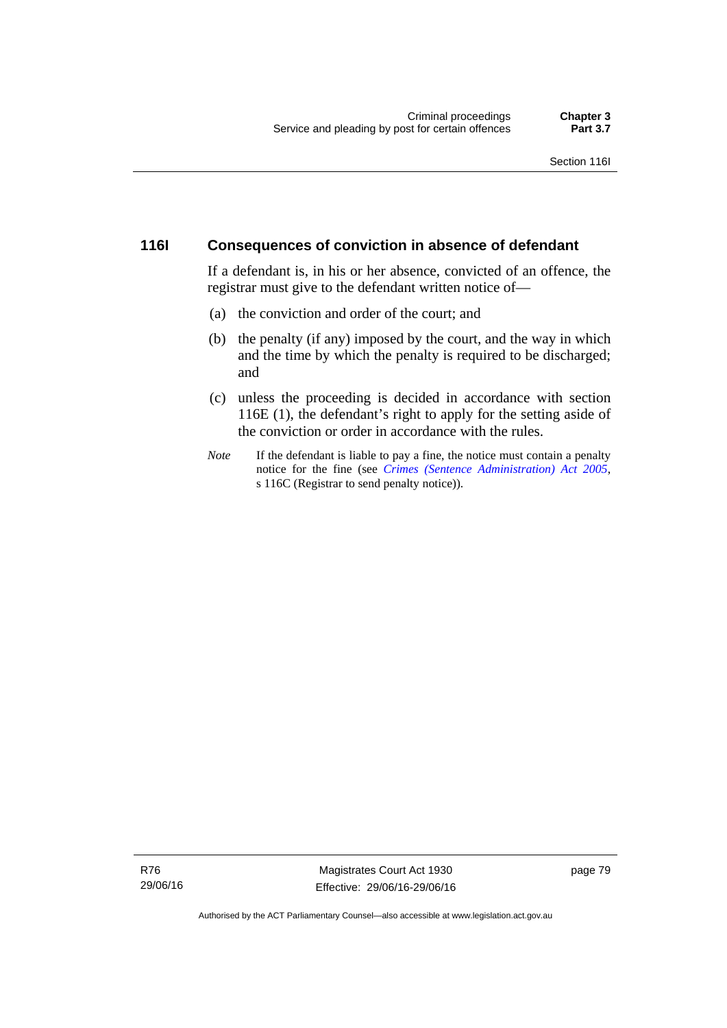## 116I Consequences of conviction in absence of defendant

If a defendant is, in his or her absence, convicted of an offence, the registrar must give to the defendant written notice of—

(a) the conviction and order of the court; and

(b) the penalty (if any) imposed by the court, and the way in which and the time by which the penalty is required to be discharged; and

(c) unless the proceeding is decided in accordance with section 116E (1), the defendant's right to apply for the setting aside of the conviction or order in accordance with the rules.

*Note* If the defendant is liable to pay a fine, the notice must contain a penalty notice for the fine (see *Crimes (Sentence Administration) Act 2005*, s 116C (Registrar to send penalty notice)).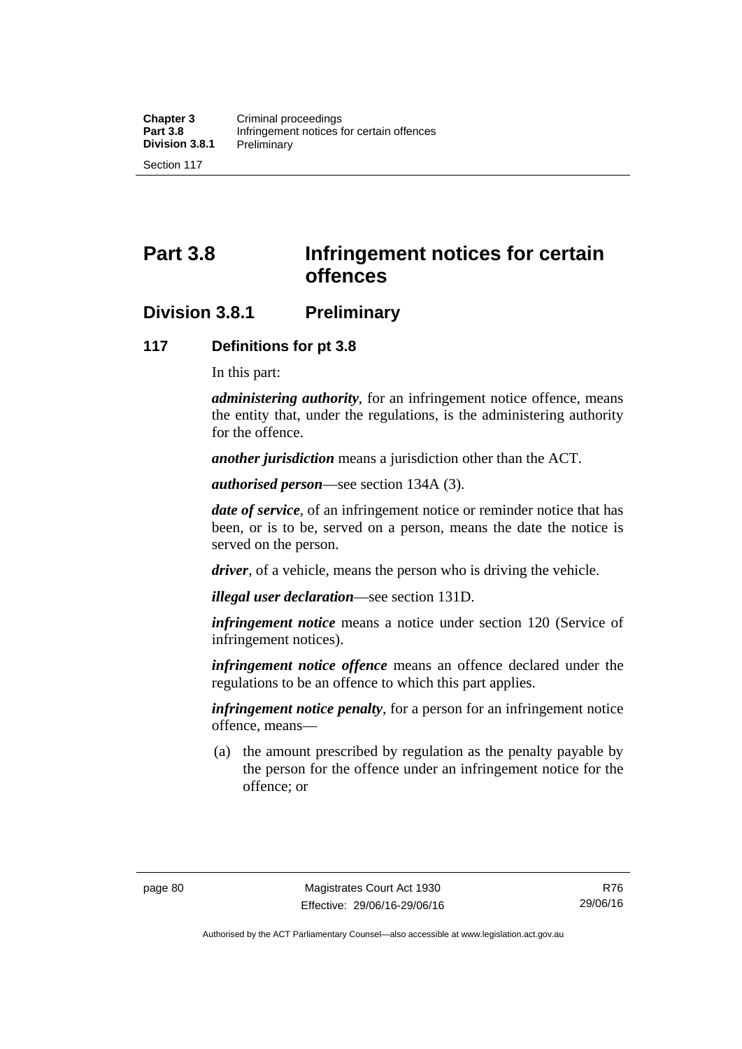# Part 3.8 Infringement notices for certain offences

## Division 3.8.1 Preliminary

### 117 Definitions for pt 3.8

In this part:

***administering authority***, for an infringement notice offence, means the entity that, under the regulations, is the administering authority for the offence.

***another jurisdiction*** means a jurisdiction other than the ACT.

***authorised person***—see section 134A (3).

***date of service***, of an infringement notice or reminder notice that has been, or is to be, served on a person, means the date the notice is served on the person.

***driver***, of a vehicle, means the person who is driving the vehicle.

***illegal user declaration***—see section 131D.

***infringement notice*** means a notice under section 120 (Service of infringement notices).

***infringement notice offence*** means an offence declared under the regulations to be an offence to which this part applies.

***infringement notice penalty***, for a person for an infringement notice offence, means—

(a) the amount prescribed by regulation as the penalty payable by the person for the offence under an infringement notice for the offence; or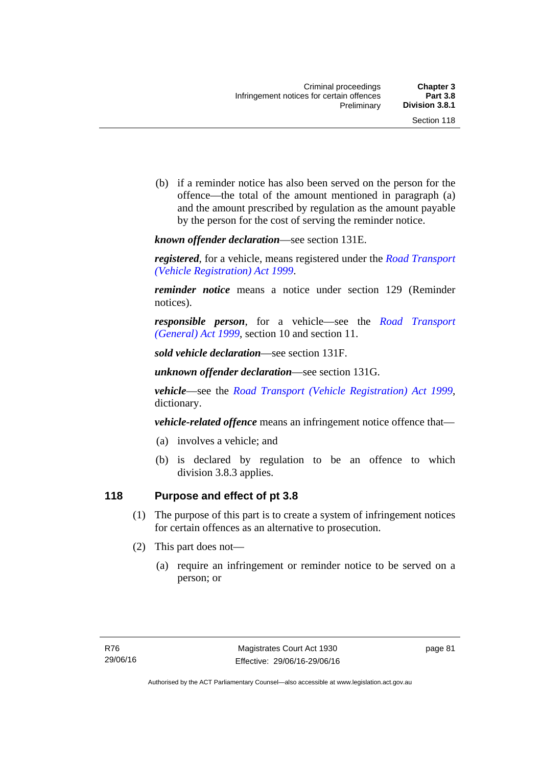(b) if a reminder notice has also been served on the person for the offence—the total of the amount mentioned in paragraph (a) and the amount prescribed by regulation as the amount payable by the person for the cost of serving the reminder notice.

***known offender declaration***—see section 131E.

***registered***, for a vehicle, means registered under the *Road Transport (Vehicle Registration) Act 1999*.

***reminder notice*** means a notice under section 129 (Reminder notices).

***responsible person***, for a vehicle—see the *Road Transport (General) Act 1999*, section 10 and section 11.

***sold vehicle declaration***—see section 131F.

***unknown offender declaration***—see section 131G.

***vehicle***—see the *Road Transport (Vehicle Registration) Act 1999*, dictionary.

***vehicle-related offence*** means an infringement notice offence that—

(a) involves a vehicle; and

(b) is declared by regulation to be an offence to which division 3.8.3 applies.

## 118 Purpose and effect of pt 3.8

(1) The purpose of this part is to create a system of infringement notices for certain offences as an alternative to prosecution.

(2) This part does not—

(a) require an infringement or reminder notice to be served on a person; or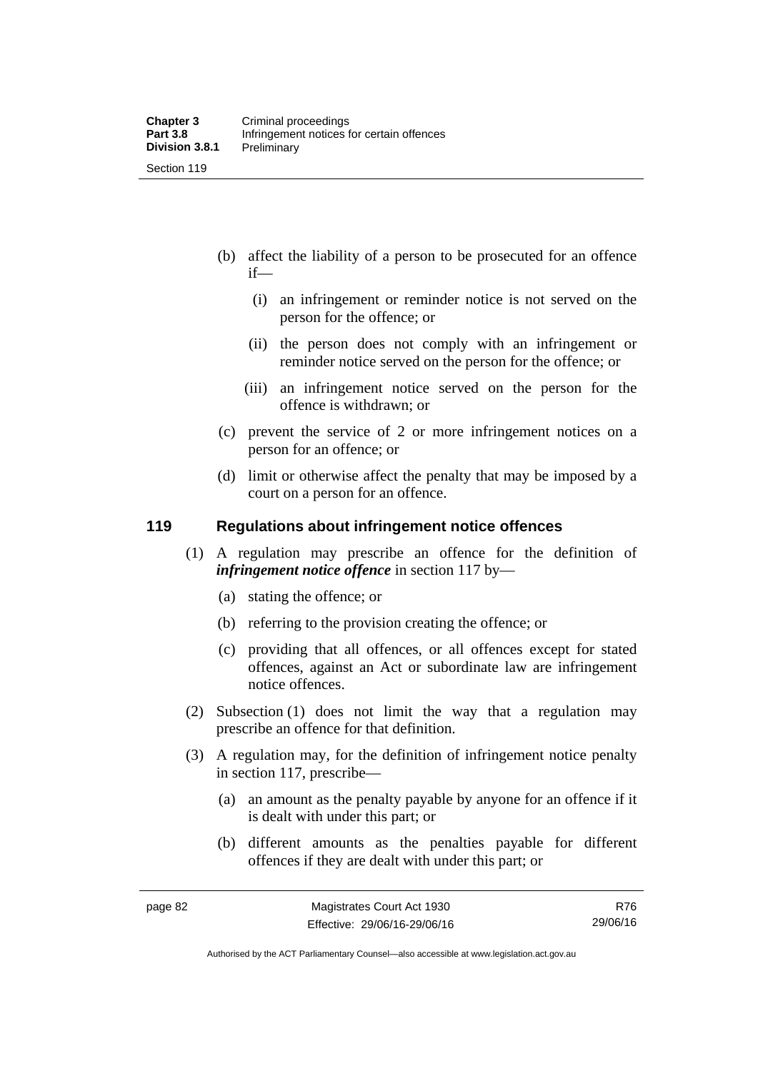(b) affect the liability of a person to be prosecuted for an offence if—

  (i) an infringement or reminder notice is not served on the person for the offence; or

  (ii) the person does not comply with an infringement or reminder notice served on the person for the offence; or

  (iii) an infringement notice served on the person for the offence is withdrawn; or

(c) prevent the service of 2 or more infringement notices on a person for an offence; or

(d) limit or otherwise affect the penalty that may be imposed by a court on a person for an offence.

## 119 Regulations about infringement notice offences

(1) A regulation may prescribe an offence for the definition of ***infringement notice offence*** in section 117 by—

  (a) stating the offence; or

  (b) referring to the provision creating the offence; or

  (c) providing that all offences, or all offences except for stated offences, against an Act or subordinate law are infringement notice offences.

(2) Subsection (1) does not limit the way that a regulation may prescribe an offence for that definition.

(3) A regulation may, for the definition of infringement notice penalty in section 117, prescribe—

  (a) an amount as the penalty payable by anyone for an offence if it is dealt with under this part; or

  (b) different amounts as the penalties payable for different offences if they are dealt with under this part; or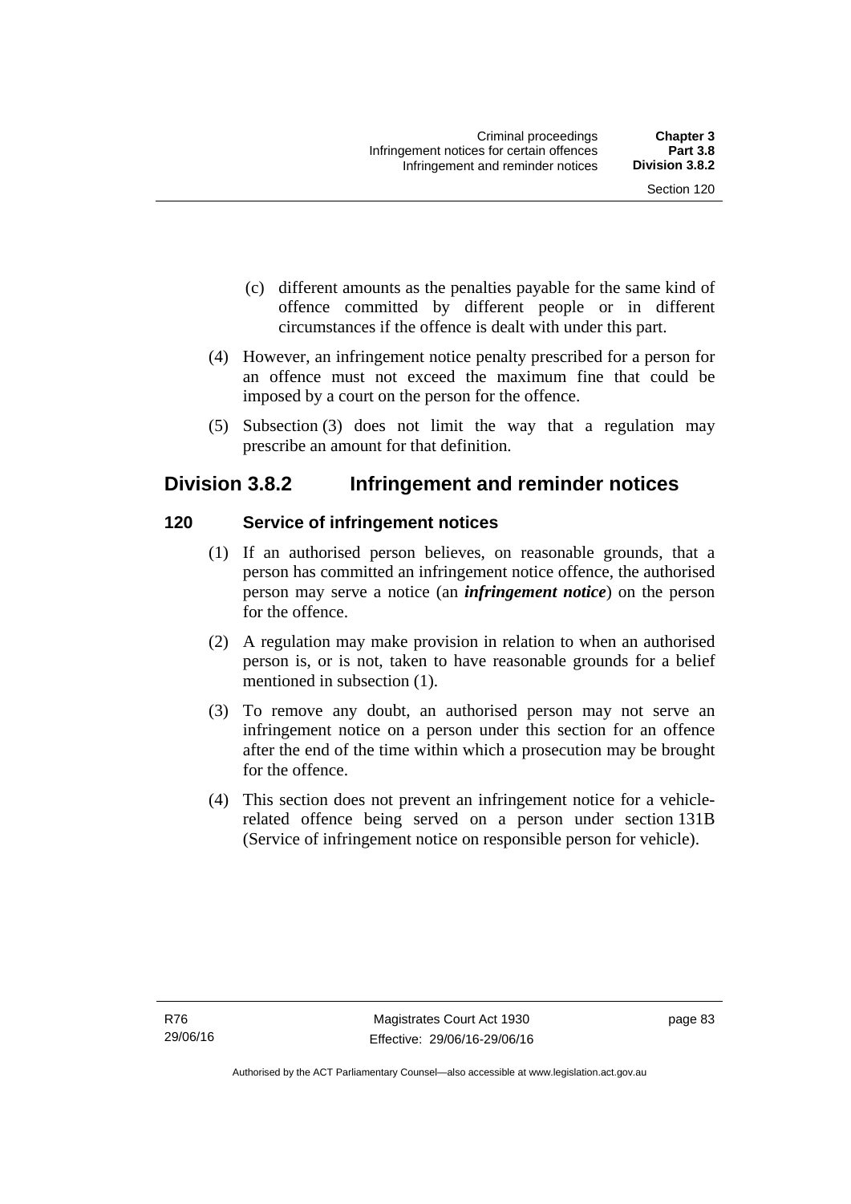(c) different amounts as the penalties payable for the same kind of offence committed by different people or in different circumstances if the offence is dealt with under this part.

(4) However, an infringement notice penalty prescribed for a person for an offence must not exceed the maximum fine that could be imposed by a court on the person for the offence.

(5) Subsection (3) does not limit the way that a regulation may prescribe an amount for that definition.

## Division 3.8.2 Infringement and reminder notices

### 120 Service of infringement notices

(1) If an authorised person believes, on reasonable grounds, that a person has committed an infringement notice offence, the authorised person may serve a notice (an ***infringement notice***) on the person for the offence.

(2) A regulation may make provision in relation to when an authorised person is, or is not, taken to have reasonable grounds for a belief mentioned in subsection (1).

(3) To remove any doubt, an authorised person may not serve an infringement notice on a person under this section for an offence after the end of the time within which a prosecution may be brought for the offence.

(4) This section does not prevent an infringement notice for a vehicle-related offence being served on a person under section 131B (Service of infringement notice on responsible person for vehicle).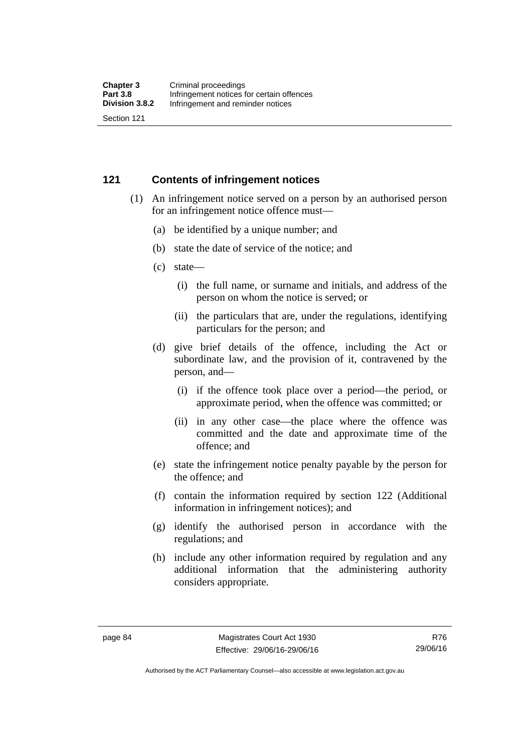## 121 Contents of infringement notices

(1) An infringement notice served on a person by an authorised person for an infringement notice offence must—

(a) be identified by a unique number; and

(b) state the date of service of the notice; and

(c) state—

(i) the full name, or surname and initials, and address of the person on whom the notice is served; or

(ii) the particulars that are, under the regulations, identifying particulars for the person; and

(d) give brief details of the offence, including the Act or subordinate law, and the provision of it, contravened by the person, and—

(i) if the offence took place over a period—the period, or approximate period, when the offence was committed; or

(ii) in any other case—the place where the offence was committed and the date and approximate time of the offence; and

(e) state the infringement notice penalty payable by the person for the offence; and

(f) contain the information required by section 122 (Additional information in infringement notices); and

(g) identify the authorised person in accordance with the regulations; and

(h) include any other information required by regulation and any additional information that the administering authority considers appropriate.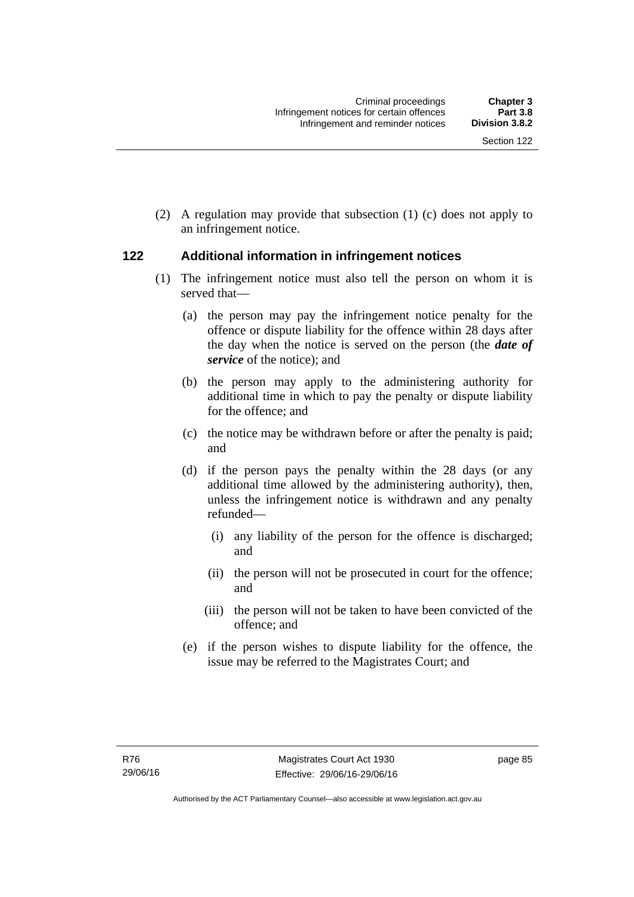(2) A regulation may provide that subsection (1) (c) does not apply to an infringement notice.

## 122 Additional information in infringement notices

(1) The infringement notice must also tell the person on whom it is served that—

(a) the person may pay the infringement notice penalty for the offence or dispute liability for the offence within 28 days after the day when the notice is served on the person (the ***date of service*** of the notice); and

(b) the person may apply to the administering authority for additional time in which to pay the penalty or dispute liability for the offence; and

(c) the notice may be withdrawn before or after the penalty is paid; and

(d) if the person pays the penalty within the 28 days (or any additional time allowed by the administering authority), then, unless the infringement notice is withdrawn and any penalty refunded—

(i) any liability of the person for the offence is discharged; and

(ii) the person will not be prosecuted in court for the offence; and

(iii) the person will not be taken to have been convicted of the offence; and

(e) if the person wishes to dispute liability for the offence, the issue may be referred to the Magistrates Court; and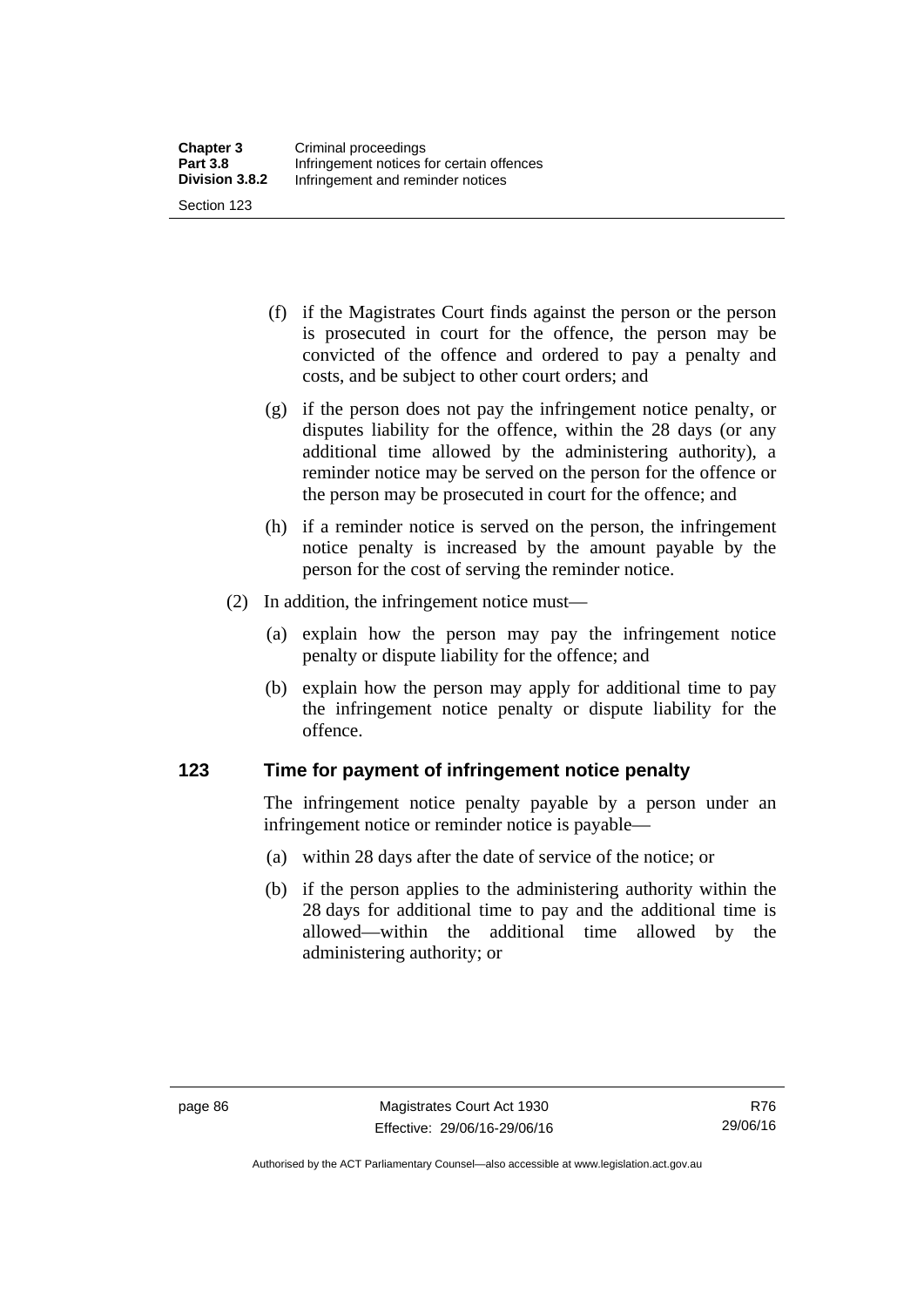(f) if the Magistrates Court finds against the person or the person is prosecuted in court for the offence, the person may be convicted of the offence and ordered to pay a penalty and costs, and be subject to other court orders; and

(g) if the person does not pay the infringement notice penalty, or disputes liability for the offence, within the 28 days (or any additional time allowed by the administering authority), a reminder notice may be served on the person for the offence or the person may be prosecuted in court for the offence; and

(h) if a reminder notice is served on the person, the infringement notice penalty is increased by the amount payable by the person for the cost of serving the reminder notice.

(2) In addition, the infringement notice must—

(a) explain how the person may pay the infringement notice penalty or dispute liability for the offence; and

(b) explain how the person may apply for additional time to pay the infringement notice penalty or dispute liability for the offence.

## 123 Time for payment of infringement notice penalty

The infringement notice penalty payable by a person under an infringement notice or reminder notice is payable—

(a) within 28 days after the date of service of the notice; or

(b) if the person applies to the administering authority within the 28 days for additional time to pay and the additional time is allowed—within the additional time allowed by the administering authority; or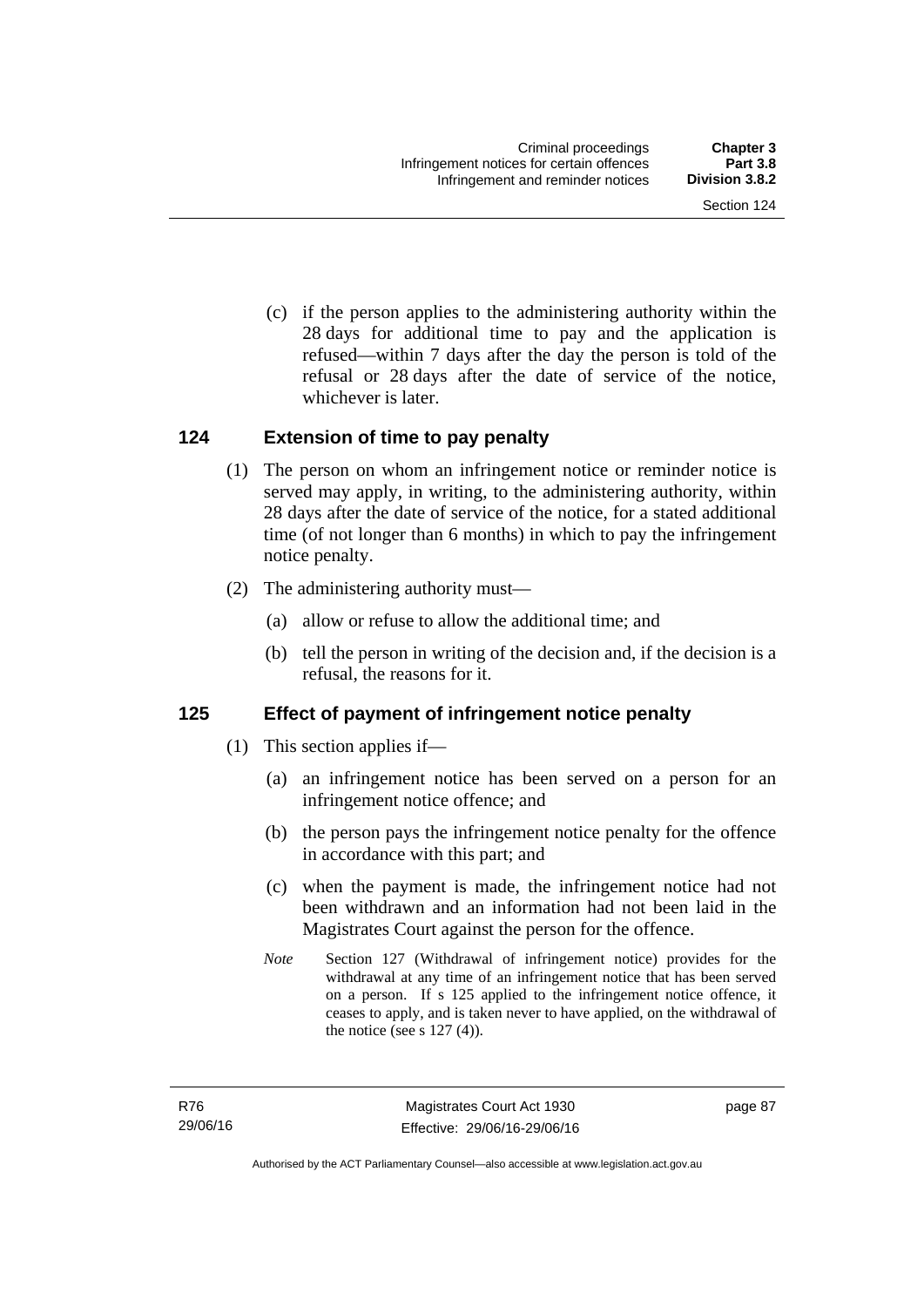(c) if the person applies to the administering authority within the 28 days for additional time to pay and the application is refused—within 7 days after the day the person is told of the refusal or 28 days after the date of service of the notice, whichever is later.

## 124 Extension of time to pay penalty

(1) The person on whom an infringement notice or reminder notice is served may apply, in writing, to the administering authority, within 28 days after the date of service of the notice, for a stated additional time (of not longer than 6 months) in which to pay the infringement notice penalty.

(2) The administering authority must—

(a) allow or refuse to allow the additional time; and

(b) tell the person in writing of the decision and, if the decision is a refusal, the reasons for it.

## 125 Effect of payment of infringement notice penalty

(1) This section applies if—

(a) an infringement notice has been served on a person for an infringement notice offence; and

(b) the person pays the infringement notice penalty for the offence in accordance with this part; and

(c) when the payment is made, the infringement notice had not been withdrawn and an information had not been laid in the Magistrates Court against the person for the offence.

*Note* Section 127 (Withdrawal of infringement notice) provides for the withdrawal at any time of an infringement notice that has been served on a person. If s 125 applied to the infringement notice offence, it ceases to apply, and is taken never to have applied, on the withdrawal of the notice (see s 127 (4)).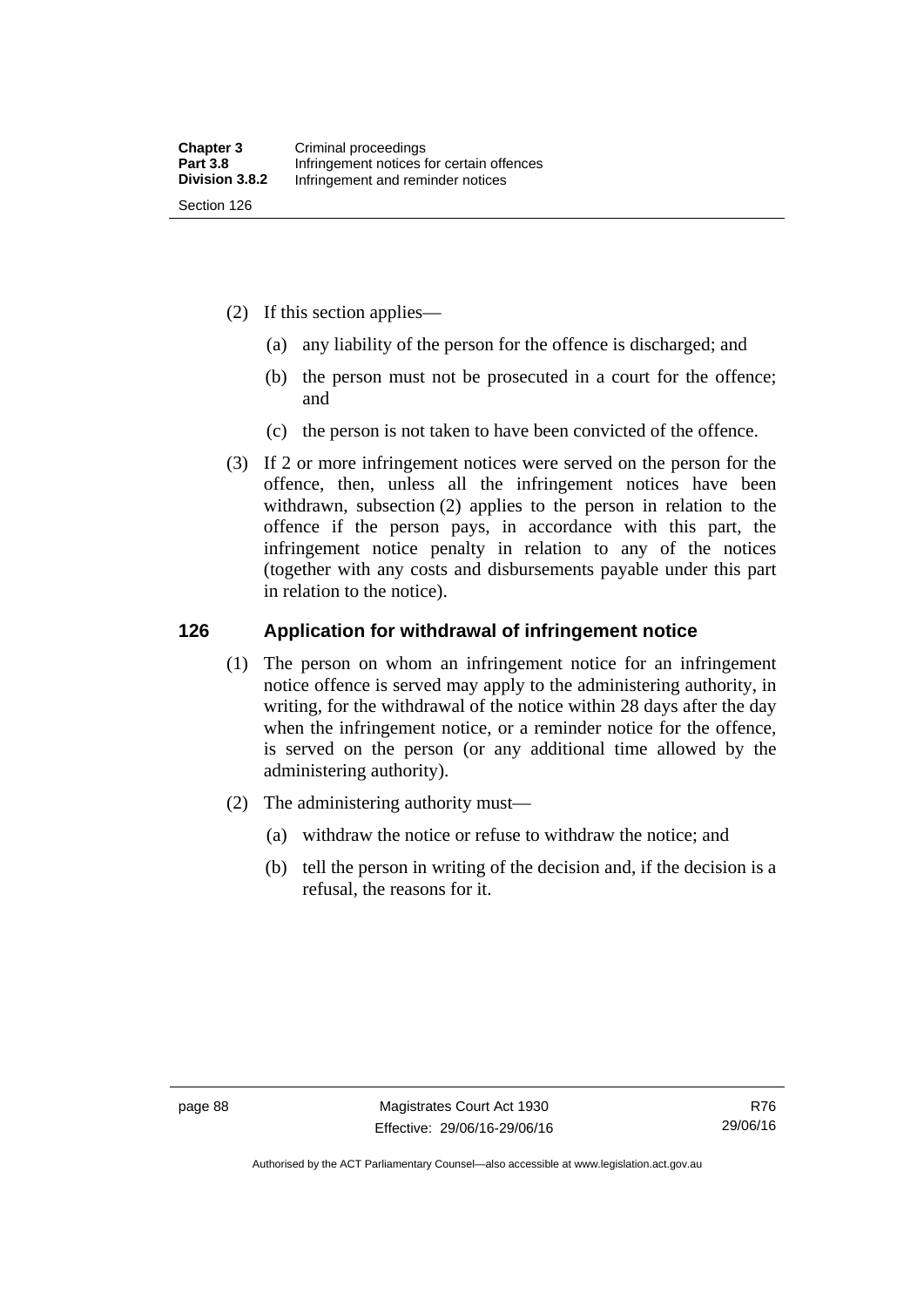(2) If this section applies—

(a) any liability of the person for the offence is discharged; and

(b) the person must not be prosecuted in a court for the offence; and

(c) the person is not taken to have been convicted of the offence.

(3) If 2 or more infringement notices were served on the person for the offence, then, unless all the infringement notices have been withdrawn, subsection (2) applies to the person in relation to the offence if the person pays, in accordance with this part, the infringement notice penalty in relation to any of the notices (together with any costs and disbursements payable under this part in relation to the notice).

## 126 Application for withdrawal of infringement notice

(1) The person on whom an infringement notice for an infringement notice offence is served may apply to the administering authority, in writing, for the withdrawal of the notice within 28 days after the day when the infringement notice, or a reminder notice for the offence, is served on the person (or any additional time allowed by the administering authority).

(2) The administering authority must—

(a) withdraw the notice or refuse to withdraw the notice; and

(b) tell the person in writing of the decision and, if the decision is a refusal, the reasons for it.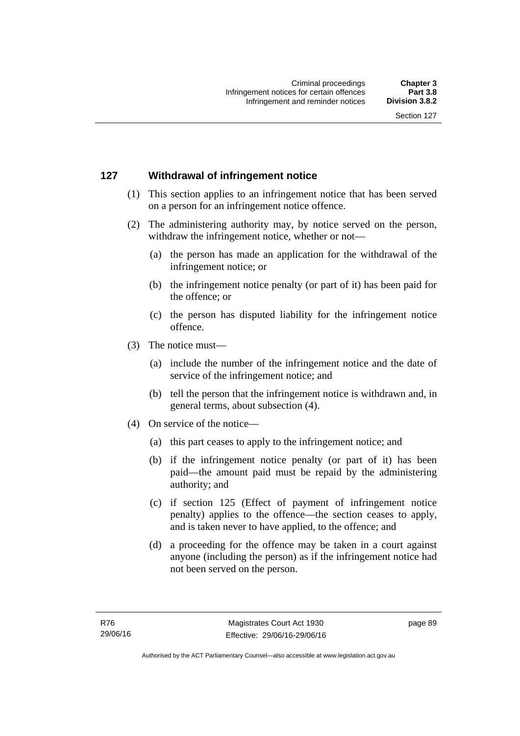## 127 Withdrawal of infringement notice

(1) This section applies to an infringement notice that has been served on a person for an infringement notice offence.

(2) The administering authority may, by notice served on the person, withdraw the infringement notice, whether or not—

  (a) the person has made an application for the withdrawal of the infringement notice; or

  (b) the infringement notice penalty (or part of it) has been paid for the offence; or

  (c) the person has disputed liability for the infringement notice offence.

(3) The notice must—

  (a) include the number of the infringement notice and the date of service of the infringement notice; and

  (b) tell the person that the infringement notice is withdrawn and, in general terms, about subsection (4).

(4) On service of the notice—

  (a) this part ceases to apply to the infringement notice; and

  (b) if the infringement notice penalty (or part of it) has been paid—the amount paid must be repaid by the administering authority; and

  (c) if section 125 (Effect of payment of infringement notice penalty) applies to the offence—the section ceases to apply, and is taken never to have applied, to the offence; and

  (d) a proceeding for the offence may be taken in a court against anyone (including the person) as if the infringement notice had not been served on the person.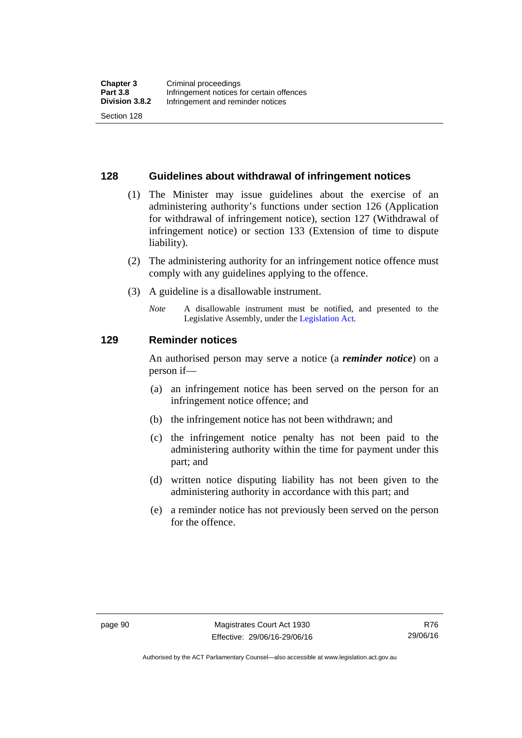## 128 Guidelines about withdrawal of infringement notices

(1) The Minister may issue guidelines about the exercise of an administering authority's functions under section 126 (Application for withdrawal of infringement notice), section 127 (Withdrawal of infringement notice) or section 133 (Extension of time to dispute liability).

(2) The administering authority for an infringement notice offence must comply with any guidelines applying to the offence.

(3) A guideline is a disallowable instrument.

*Note* A disallowable instrument must be notified, and presented to the Legislative Assembly, under the Legislation Act.

## 129 Reminder notices

An authorised person may serve a notice (a ***reminder notice***) on a person if—

(a) an infringement notice has been served on the person for an infringement notice offence; and

(b) the infringement notice has not been withdrawn; and

(c) the infringement notice penalty has not been paid to the administering authority within the time for payment under this part; and

(d) written notice disputing liability has not been given to the administering authority in accordance with this part; and

(e) a reminder notice has not previously been served on the person for the offence.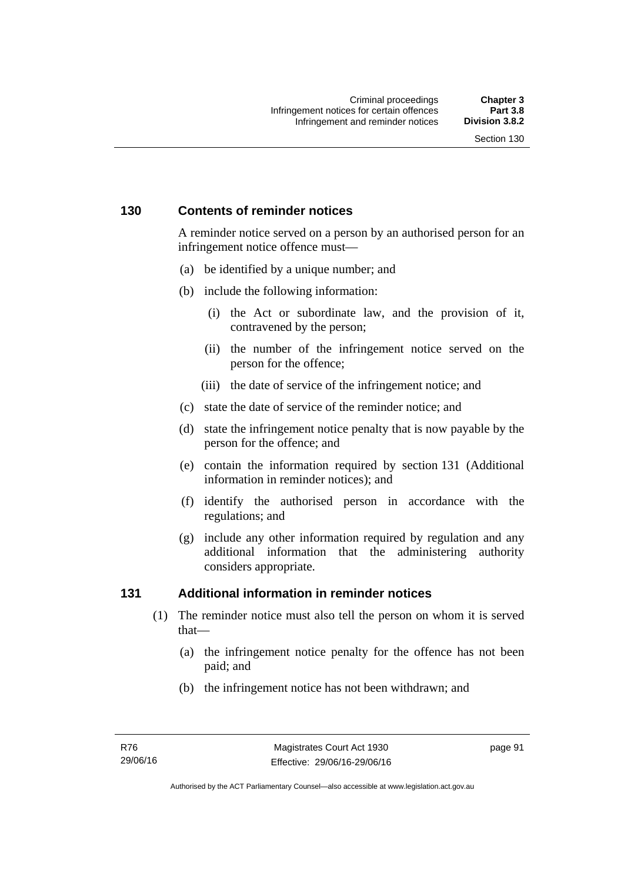## 130 Contents of reminder notices

A reminder notice served on a person by an authorised person for an infringement notice offence must—

(a) be identified by a unique number; and

(b) include the following information:

  (i) the Act or subordinate law, and the provision of it, contravened by the person;

  (ii) the number of the infringement notice served on the person for the offence;

  (iii) the date of service of the infringement notice; and

(c) state the date of service of the reminder notice; and

(d) state the infringement notice penalty that is now payable by the person for the offence; and

(e) contain the information required by section 131 (Additional information in reminder notices); and

(f) identify the authorised person in accordance with the regulations; and

(g) include any other information required by regulation and any additional information that the administering authority considers appropriate.

## 131 Additional information in reminder notices

(1) The reminder notice must also tell the person on whom it is served that—

  (a) the infringement notice penalty for the offence has not been paid; and

  (b) the infringement notice has not been withdrawn; and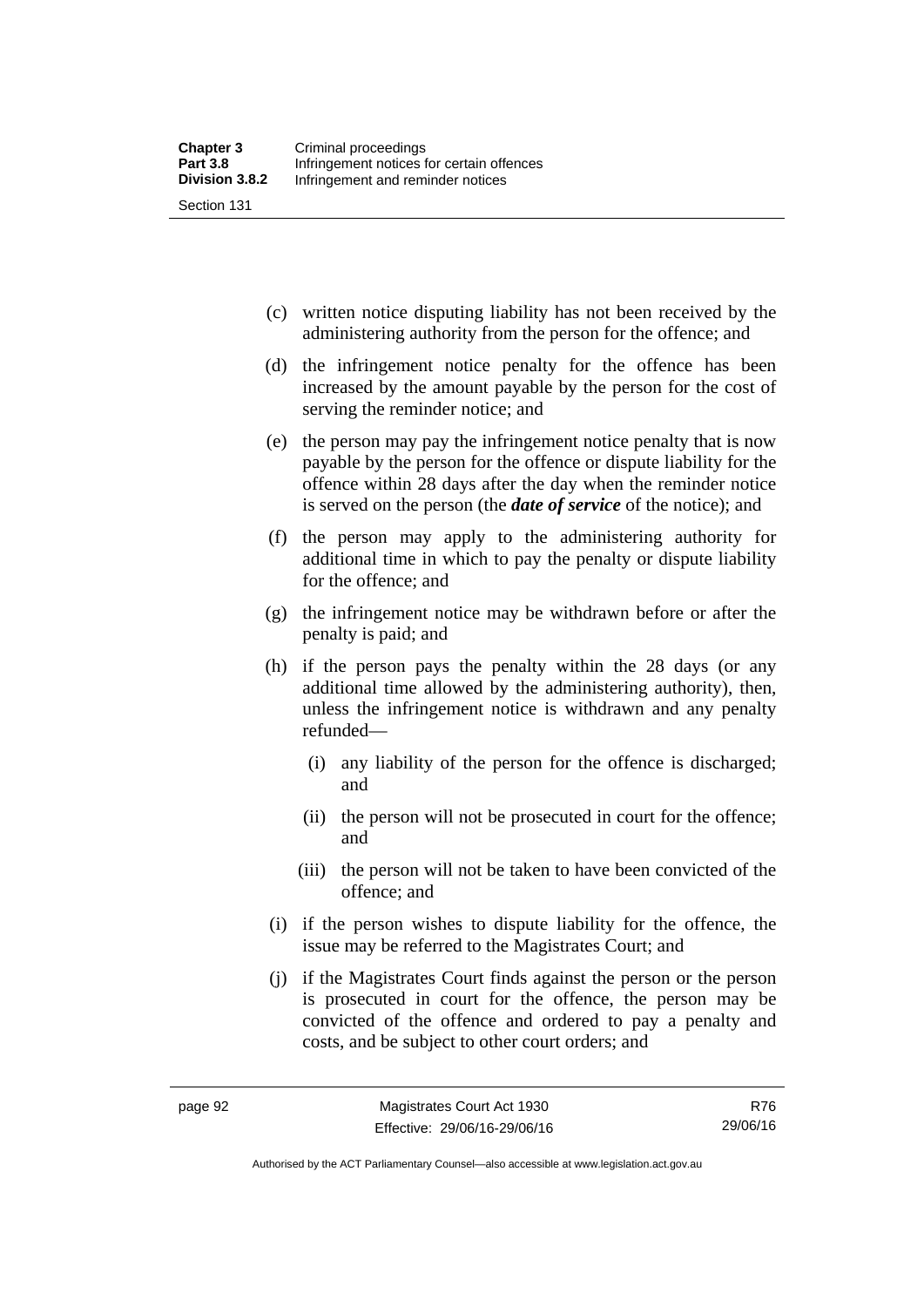(c) written notice disputing liability has not been received by the administering authority from the person for the offence; and

(d) the infringement notice penalty for the offence has been increased by the amount payable by the person for the cost of serving the reminder notice; and

(e) the person may pay the infringement notice penalty that is now payable by the person for the offence or dispute liability for the offence within 28 days after the day when the reminder notice is served on the person (the ***date of service*** of the notice); and

(f) the person may apply to the administering authority for additional time in which to pay the penalty or dispute liability for the offence; and

(g) the infringement notice may be withdrawn before or after the penalty is paid; and

(h) if the person pays the penalty within the 28 days (or any additional time allowed by the administering authority), then, unless the infringement notice is withdrawn and any penalty refunded—

   (i) any liability of the person for the offence is discharged; and

   (ii) the person will not be prosecuted in court for the offence; and

   (iii) the person will not be taken to have been convicted of the offence; and

(i) if the person wishes to dispute liability for the offence, the issue may be referred to the Magistrates Court; and

(j) if the Magistrates Court finds against the person or the person is prosecuted in court for the offence, the person may be convicted of the offence and ordered to pay a penalty and costs, and be subject to other court orders; and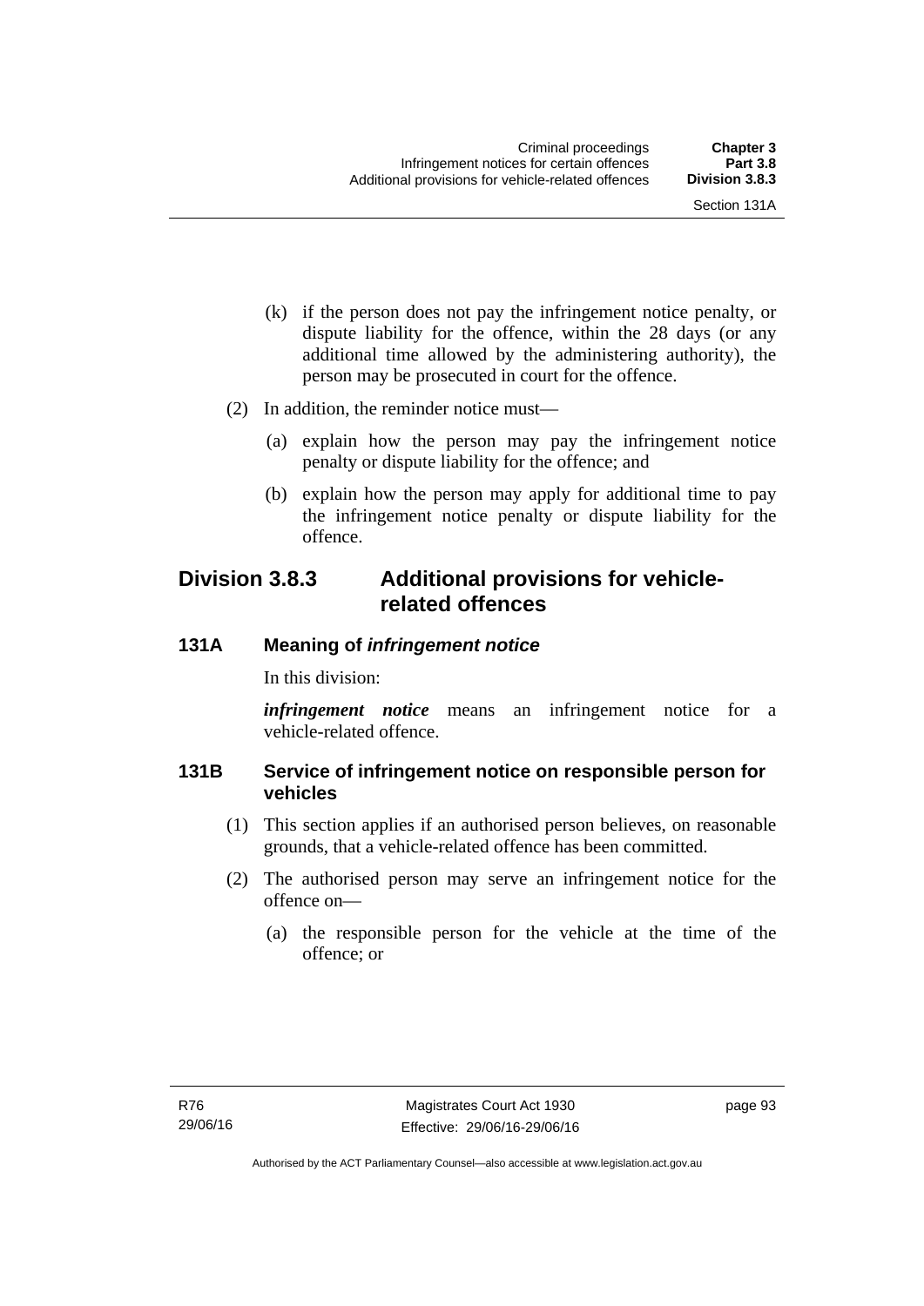(k) if the person does not pay the infringement notice penalty, or dispute liability for the offence, within the 28 days (or any additional time allowed by the administering authority), the person may be prosecuted in court for the offence.

(2) In addition, the reminder notice must—

(a) explain how the person may pay the infringement notice penalty or dispute liability for the offence; and

(b) explain how the person may apply for additional time to pay the infringement notice penalty or dispute liability for the offence.

## Division 3.8.3 Additional provisions for vehicle-related offences

### 131A Meaning of *infringement notice*

In this division:

***infringement notice*** means an infringement notice for a vehicle-related offence.

### 131B Service of infringement notice on responsible person for vehicles

(1) This section applies if an authorised person believes, on reasonable grounds, that a vehicle-related offence has been committed.

(2) The authorised person may serve an infringement notice for the offence on—

(a) the responsible person for the vehicle at the time of the offence; or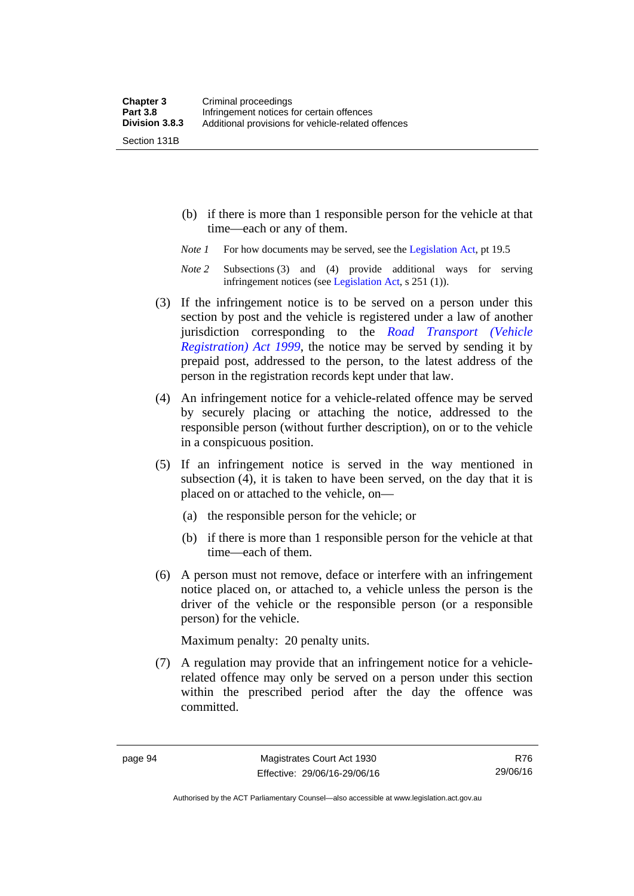(b) if there is more than 1 responsible person for the vehicle at that time—each or any of them.

*Note 1* For how documents may be served, see the Legislation Act, pt 19.5

*Note 2* Subsections (3) and (4) provide additional ways for serving infringement notices (see Legislation Act, s 251 (1)).

(3) If the infringement notice is to be served on a person under this section by post and the vehicle is registered under a law of another jurisdiction corresponding to the *Road Transport (Vehicle Registration) Act 1999*, the notice may be served by sending it by prepaid post, addressed to the person, to the latest address of the person in the registration records kept under that law.

(4) An infringement notice for a vehicle-related offence may be served by securely placing or attaching the notice, addressed to the responsible person (without further description), on or to the vehicle in a conspicuous position.

(5) If an infringement notice is served in the way mentioned in subsection (4), it is taken to have been served, on the day that it is placed on or attached to the vehicle, on—

(a) the responsible person for the vehicle; or

(b) if there is more than 1 responsible person for the vehicle at that time—each of them.

(6) A person must not remove, deface or interfere with an infringement notice placed on, or attached to, a vehicle unless the person is the driver of the vehicle or the responsible person (or a responsible person) for the vehicle.

Maximum penalty: 20 penalty units.

(7) A regulation may provide that an infringement notice for a vehicle-related offence may only be served on a person under this section within the prescribed period after the day the offence was committed.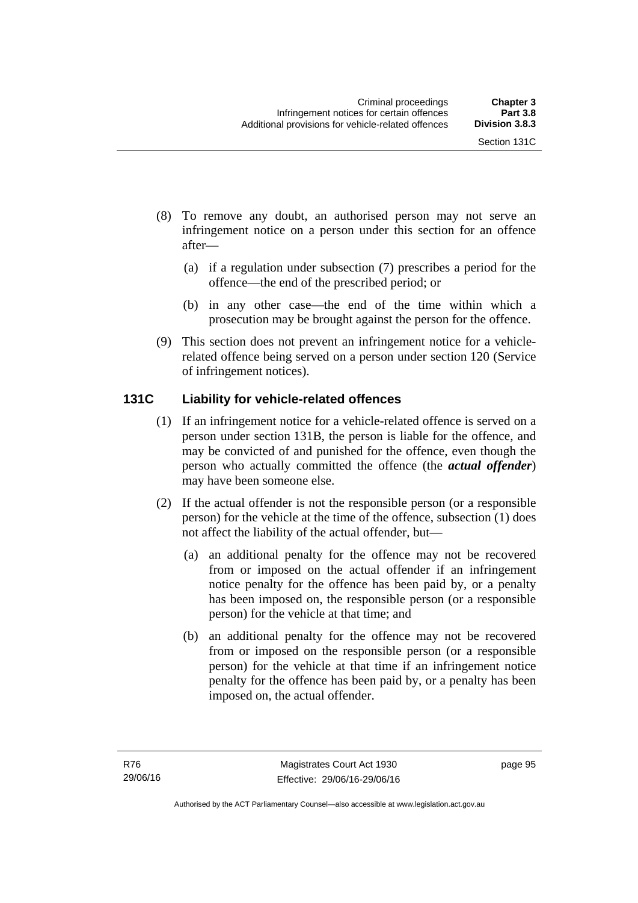(8) To remove any doubt, an authorised person may not serve an infringement notice on a person under this section for an offence after—

   (a) if a regulation under subsection (7) prescribes a period for the offence—the end of the prescribed period; or

   (b) in any other case—the end of the time within which a prosecution may be brought against the person for the offence.

(9) This section does not prevent an infringement notice for a vehicle-related offence being served on a person under section 120 (Service of infringement notices).

### 131C Liability for vehicle-related offences

(1) If an infringement notice for a vehicle-related offence is served on a person under section 131B, the person is liable for the offence, and may be convicted of and punished for the offence, even though the person who actually committed the offence (the ***actual offender***) may have been someone else.

(2) If the actual offender is not the responsible person (or a responsible person) for the vehicle at the time of the offence, subsection (1) does not affect the liability of the actual offender, but—

   (a) an additional penalty for the offence may not be recovered from or imposed on the actual offender if an infringement notice penalty for the offence has been paid by, or a penalty has been imposed on, the responsible person (or a responsible person) for the vehicle at that time; and

   (b) an additional penalty for the offence may not be recovered from or imposed on the responsible person (or a responsible person) for the vehicle at that time if an infringement notice penalty for the offence has been paid by, or a penalty has been imposed on, the actual offender.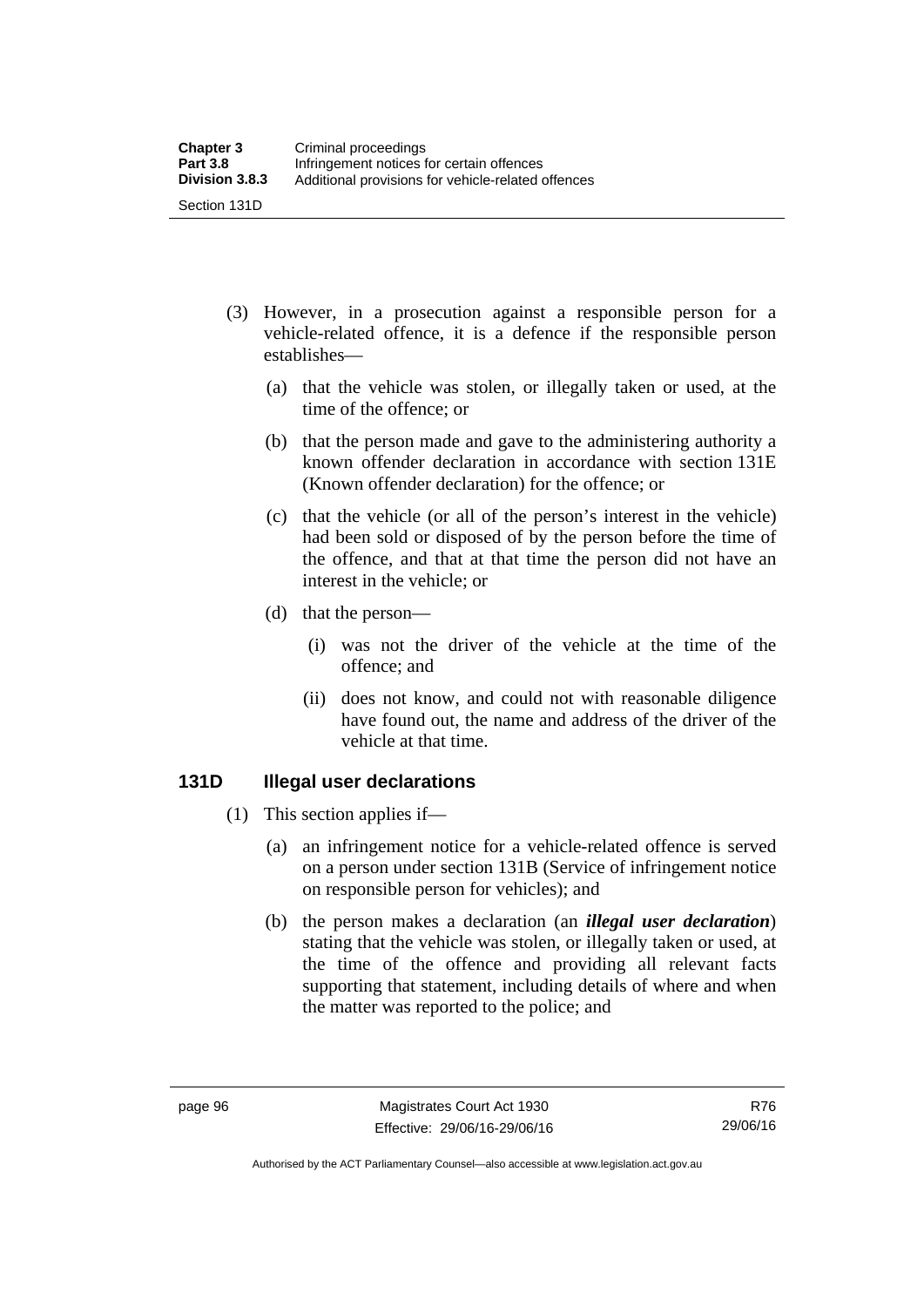(3) However, in a prosecution against a responsible person for a vehicle-related offence, it is a defence if the responsible person establishes—

(a) that the vehicle was stolen, or illegally taken or used, at the time of the offence; or

(b) that the person made and gave to the administering authority a known offender declaration in accordance with section 131E (Known offender declaration) for the offence; or

(c) that the vehicle (or all of the person's interest in the vehicle) had been sold or disposed of by the person before the time of the offence, and that at that time the person did not have an interest in the vehicle; or

(d) that the person—

(i) was not the driver of the vehicle at the time of the offence; and

(ii) does not know, and could not with reasonable diligence have found out, the name and address of the driver of the vehicle at that time.

### 131D Illegal user declarations

(1) This section applies if—

(a) an infringement notice for a vehicle-related offence is served on a person under section 131B (Service of infringement notice on responsible person for vehicles); and

(b) the person makes a declaration (an ***illegal user declaration***) stating that the vehicle was stolen, or illegally taken or used, at the time of the offence and providing all relevant facts supporting that statement, including details of where and when the matter was reported to the police; and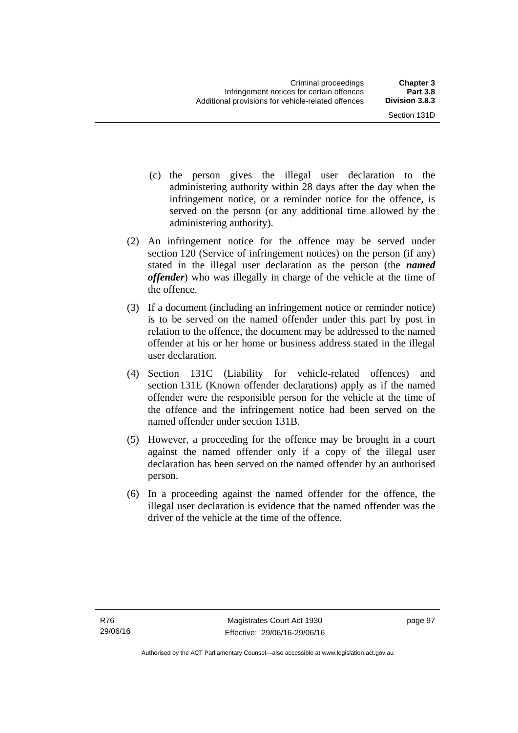(c) the person gives the illegal user declaration to the administering authority within 28 days after the day when the infringement notice, or a reminder notice for the offence, is served on the person (or any additional time allowed by the administering authority).

(2) An infringement notice for the offence may be served under section 120 (Service of infringement notices) on the person (if any) stated in the illegal user declaration as the person (the ***named offender***) who was illegally in charge of the vehicle at the time of the offence.

(3) If a document (including an infringement notice or reminder notice) is to be served on the named offender under this part by post in relation to the offence, the document may be addressed to the named offender at his or her home or business address stated in the illegal user declaration.

(4) Section 131C (Liability for vehicle-related offences) and section 131E (Known offender declarations) apply as if the named offender were the responsible person for the vehicle at the time of the offence and the infringement notice had been served on the named offender under section 131B.

(5) However, a proceeding for the offence may be brought in a court against the named offender only if a copy of the illegal user declaration has been served on the named offender by an authorised person.

(6) In a proceeding against the named offender for the offence, the illegal user declaration is evidence that the named offender was the driver of the vehicle at the time of the offence.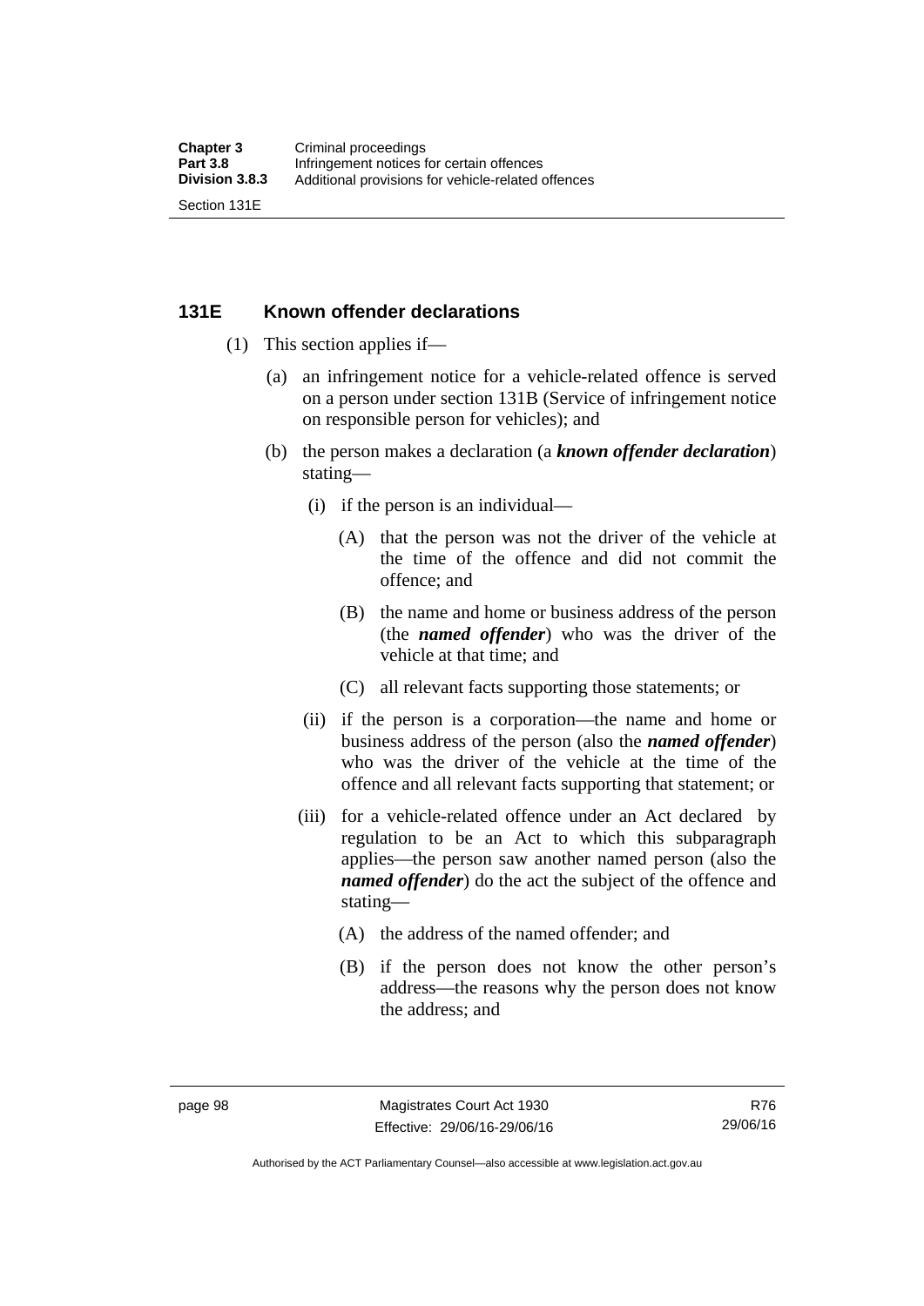### 131E Known offender declarations

(1) This section applies if—

(a) an infringement notice for a vehicle-related offence is served on a person under section 131B (Service of infringement notice on responsible person for vehicles); and

(b) the person makes a declaration (a ***known offender declaration***) stating—

(i) if the person is an individual—

(A) that the person was not the driver of the vehicle at the time of the offence and did not commit the offence; and

(B) the name and home or business address of the person (the ***named offender***) who was the driver of the vehicle at that time; and

(C) all relevant facts supporting those statements; or

(ii) if the person is a corporation—the name and home or business address of the person (also the ***named offender***) who was the driver of the vehicle at the time of the offence and all relevant facts supporting that statement; or

(iii) for a vehicle-related offence under an Act declared by regulation to be an Act to which this subparagraph applies—the person saw another named person (also the ***named offender***) do the act the subject of the offence and stating—

(A) the address of the named offender; and

(B) if the person does not know the other person's address—the reasons why the person does not know the address; and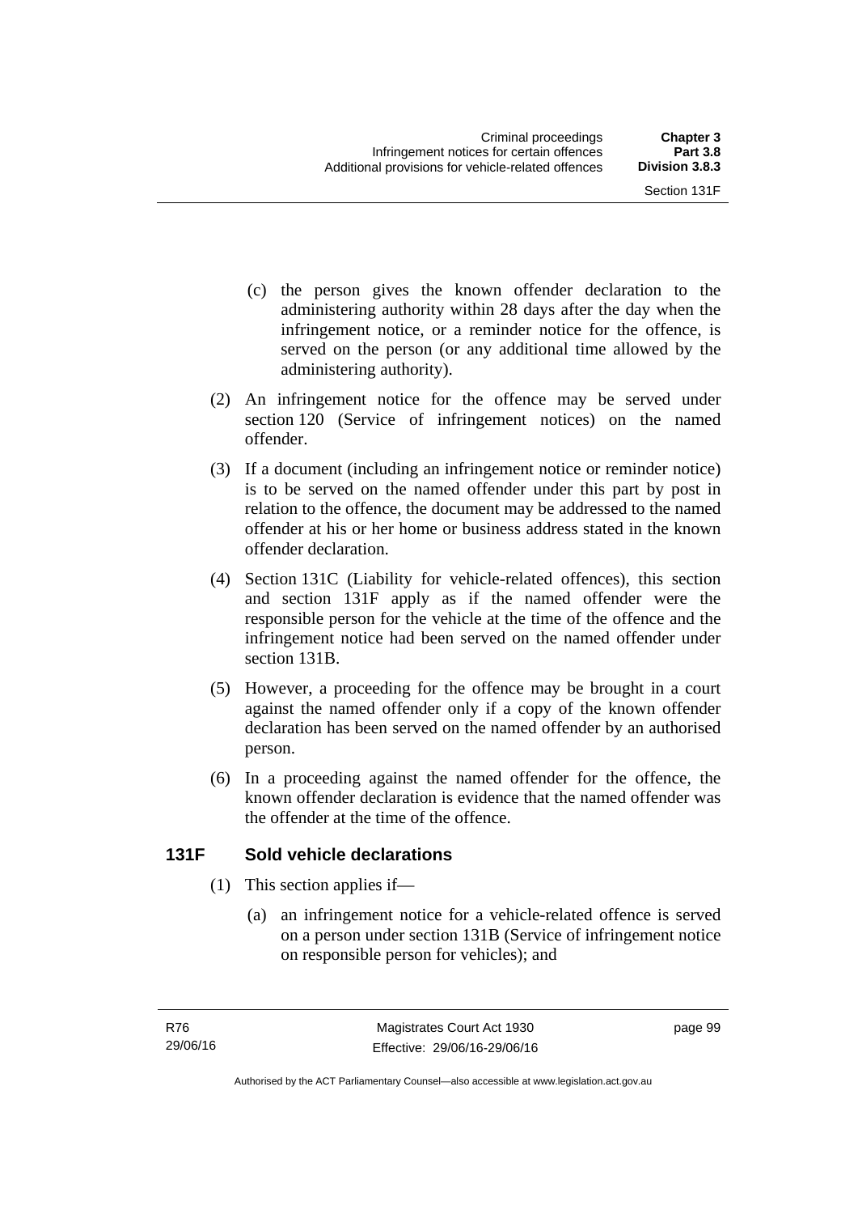(c) the person gives the known offender declaration to the administering authority within 28 days after the day when the infringement notice, or a reminder notice for the offence, is served on the person (or any additional time allowed by the administering authority).

(2) An infringement notice for the offence may be served under section 120 (Service of infringement notices) on the named offender.

(3) If a document (including an infringement notice or reminder notice) is to be served on the named offender under this part by post in relation to the offence, the document may be addressed to the named offender at his or her home or business address stated in the known offender declaration.

(4) Section 131C (Liability for vehicle-related offences), this section and section 131F apply as if the named offender were the responsible person for the vehicle at the time of the offence and the infringement notice had been served on the named offender under section 131B.

(5) However, a proceeding for the offence may be brought in a court against the named offender only if a copy of the known offender declaration has been served on the named offender by an authorised person.

(6) In a proceeding against the named offender for the offence, the known offender declaration is evidence that the named offender was the offender at the time of the offence.

## 131F Sold vehicle declarations

(1) This section applies if—

(a) an infringement notice for a vehicle-related offence is served on a person under section 131B (Service of infringement notice on responsible person for vehicles); and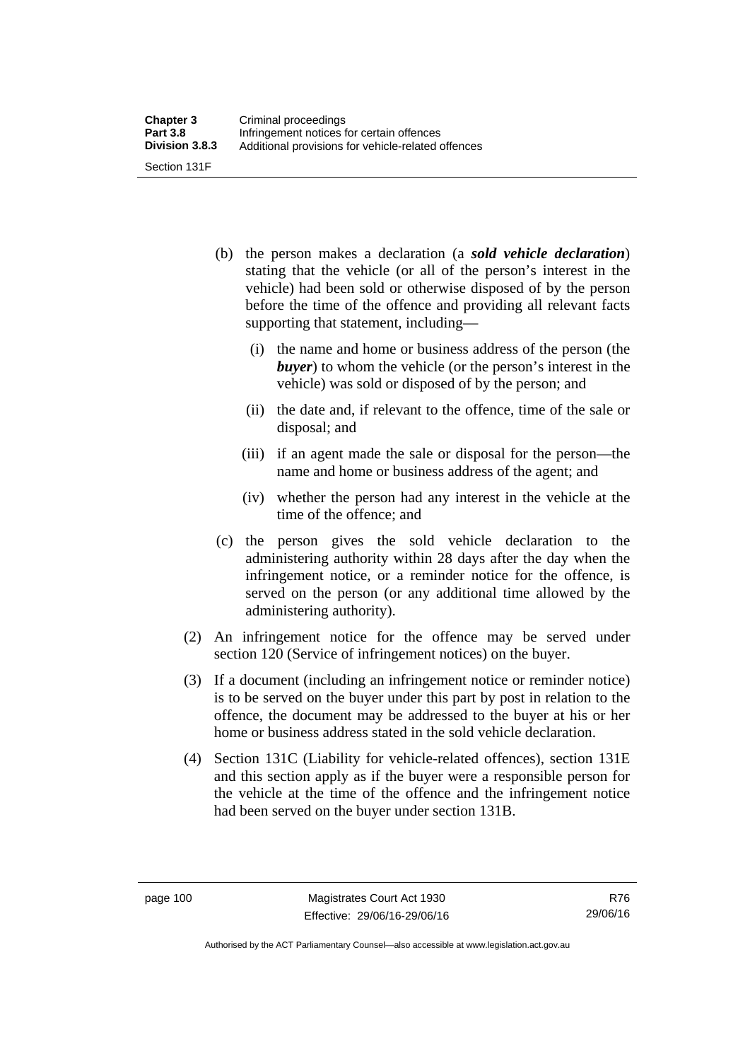(b) the person makes a declaration (a ***sold vehicle declaration***) stating that the vehicle (or all of the person's interest in the vehicle) had been sold or otherwise disposed of by the person before the time of the offence and providing all relevant facts supporting that statement, including—

   (i) the name and home or business address of the person (the ***buyer***) to whom the vehicle (or the person's interest in the vehicle) was sold or disposed of by the person; and

   (ii) the date and, if relevant to the offence, time of the sale or disposal; and

   (iii) if an agent made the sale or disposal for the person—the name and home or business address of the agent; and

   (iv) whether the person had any interest in the vehicle at the time of the offence; and

(c) the person gives the sold vehicle declaration to the administering authority within 28 days after the day when the infringement notice, or a reminder notice for the offence, is served on the person (or any additional time allowed by the administering authority).

(2) An infringement notice for the offence may be served under section 120 (Service of infringement notices) on the buyer.

(3) If a document (including an infringement notice or reminder notice) is to be served on the buyer under this part by post in relation to the offence, the document may be addressed to the buyer at his or her home or business address stated in the sold vehicle declaration.

(4) Section 131C (Liability for vehicle-related offences), section 131E and this section apply as if the buyer were a responsible person for the vehicle at the time of the offence and the infringement notice had been served on the buyer under section 131B.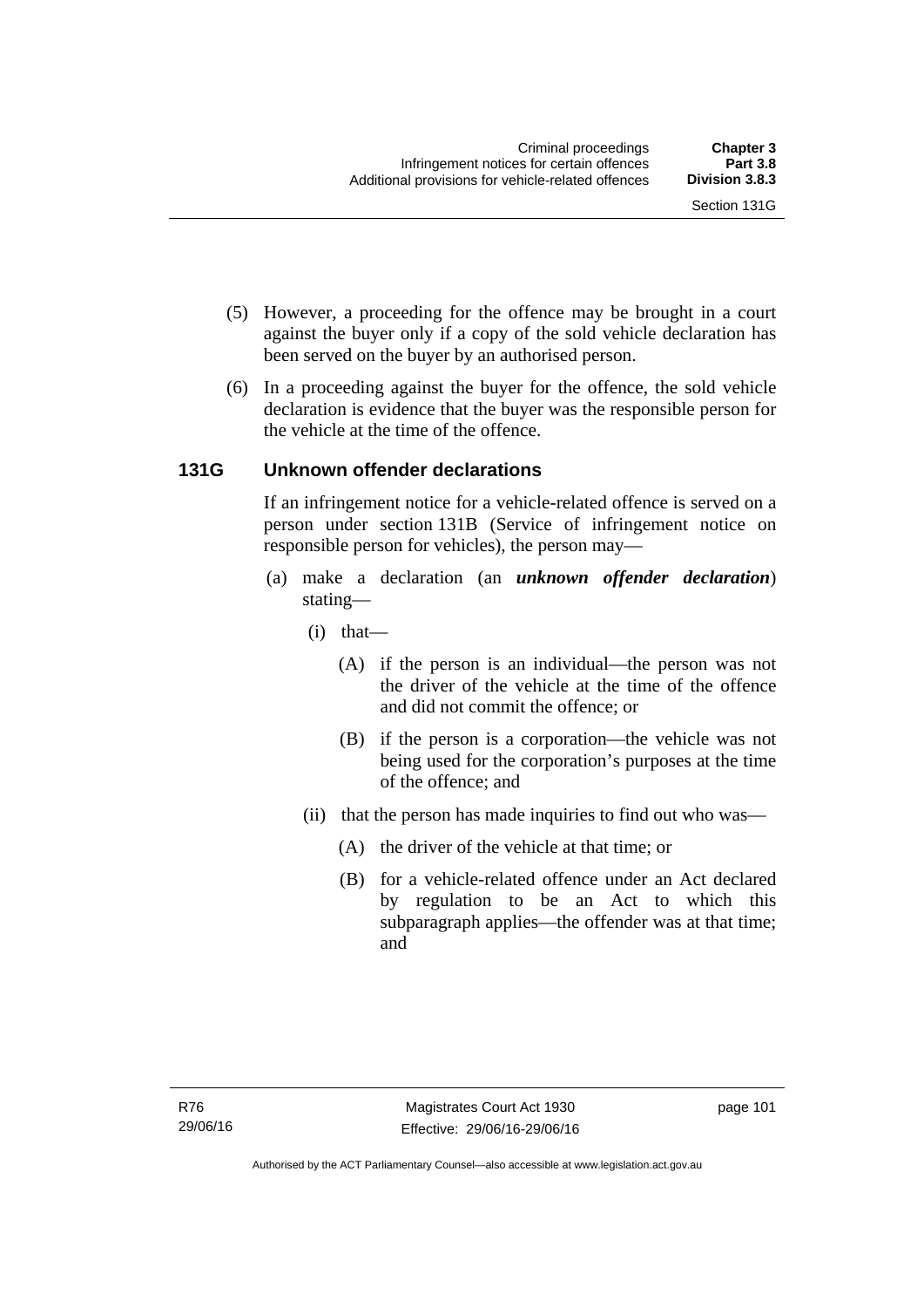(5) However, a proceeding for the offence may be brought in a court against the buyer only if a copy of the sold vehicle declaration has been served on the buyer by an authorised person.

(6) In a proceeding against the buyer for the offence, the sold vehicle declaration is evidence that the buyer was the responsible person for the vehicle at the time of the offence.

### 131G Unknown offender declarations

If an infringement notice for a vehicle-related offence is served on a person under section 131B (Service of infringement notice on responsible person for vehicles), the person may—

(a) make a declaration (an ***unknown offender declaration***) stating—

(i) that—

(A) if the person is an individual—the person was not the driver of the vehicle at the time of the offence and did not commit the offence; or

(B) if the person is a corporation—the vehicle was not being used for the corporation's purposes at the time of the offence; and

(ii) that the person has made inquiries to find out who was—

(A) the driver of the vehicle at that time; or

(B) for a vehicle-related offence under an Act declared by regulation to be an Act to which this subparagraph applies—the offender was at that time; and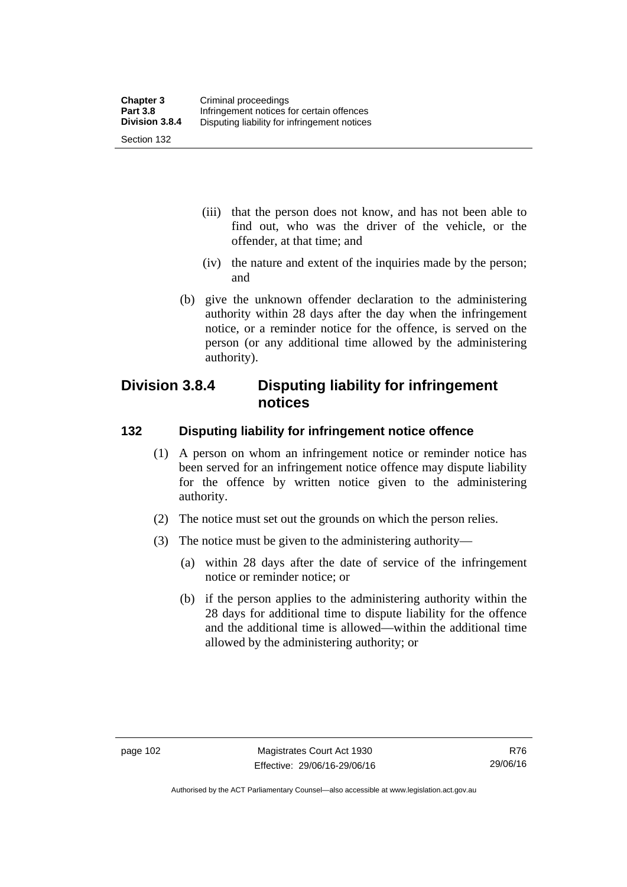(iii) that the person does not know, and has not been able to find out, who was the driver of the vehicle, or the offender, at that time; and

(iv) the nature and extent of the inquiries made by the person; and

(b) give the unknown offender declaration to the administering authority within 28 days after the day when the infringement notice, or a reminder notice for the offence, is served on the person (or any additional time allowed by the administering authority).

## Division 3.8.4 Disputing liability for infringement notices

### 132 Disputing liability for infringement notice offence

(1) A person on whom an infringement notice or reminder notice has been served for an infringement notice offence may dispute liability for the offence by written notice given to the administering authority.

(2) The notice must set out the grounds on which the person relies.

(3) The notice must be given to the administering authority—

(a) within 28 days after the date of service of the infringement notice or reminder notice; or

(b) if the person applies to the administering authority within the 28 days for additional time to dispute liability for the offence and the additional time is allowed—within the additional time allowed by the administering authority; or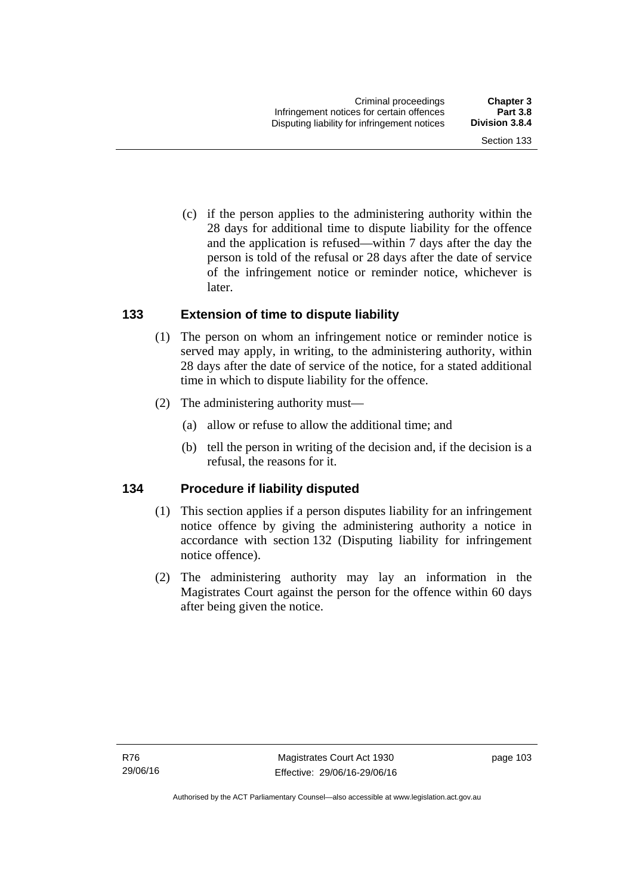(c) if the person applies to the administering authority within the 28 days for additional time to dispute liability for the offence and the application is refused—within 7 days after the day the person is told of the refusal or 28 days after the date of service of the infringement notice or reminder notice, whichever is later.

### 133 Extension of time to dispute liability

(1) The person on whom an infringement notice or reminder notice is served may apply, in writing, to the administering authority, within 28 days after the date of service of the notice, for a stated additional time in which to dispute liability for the offence.

(2) The administering authority must—

(a) allow or refuse to allow the additional time; and

(b) tell the person in writing of the decision and, if the decision is a refusal, the reasons for it.

### 134 Procedure if liability disputed

(1) This section applies if a person disputes liability for an infringement notice offence by giving the administering authority a notice in accordance with section 132 (Disputing liability for infringement notice offence).

(2) The administering authority may lay an information in the Magistrates Court against the person for the offence within 60 days after being given the notice.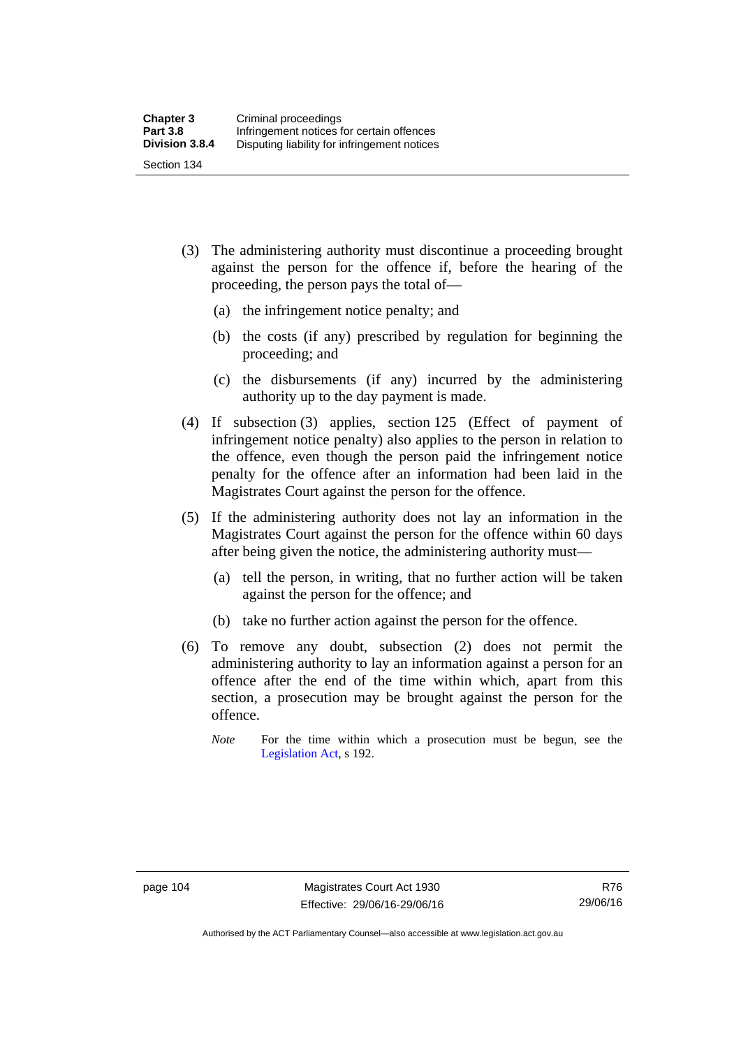(3) The administering authority must discontinue a proceeding brought against the person for the offence if, before the hearing of the proceeding, the person pays the total of—

(a) the infringement notice penalty; and

(b) the costs (if any) prescribed by regulation for beginning the proceeding; and

(c) the disbursements (if any) incurred by the administering authority up to the day payment is made.

(4) If subsection (3) applies, section 125 (Effect of payment of infringement notice penalty) also applies to the person in relation to the offence, even though the person paid the infringement notice penalty for the offence after an information had been laid in the Magistrates Court against the person for the offence.

(5) If the administering authority does not lay an information in the Magistrates Court against the person for the offence within 60 days after being given the notice, the administering authority must—

(a) tell the person, in writing, that no further action will be taken against the person for the offence; and

(b) take no further action against the person for the offence.

(6) To remove any doubt, subsection (2) does not permit the administering authority to lay an information against a person for an offence after the end of the time within which, apart from this section, a prosecution may be brought against the person for the offence.

*Note* For the time within which a prosecution must be begun, see the Legislation Act, s 192.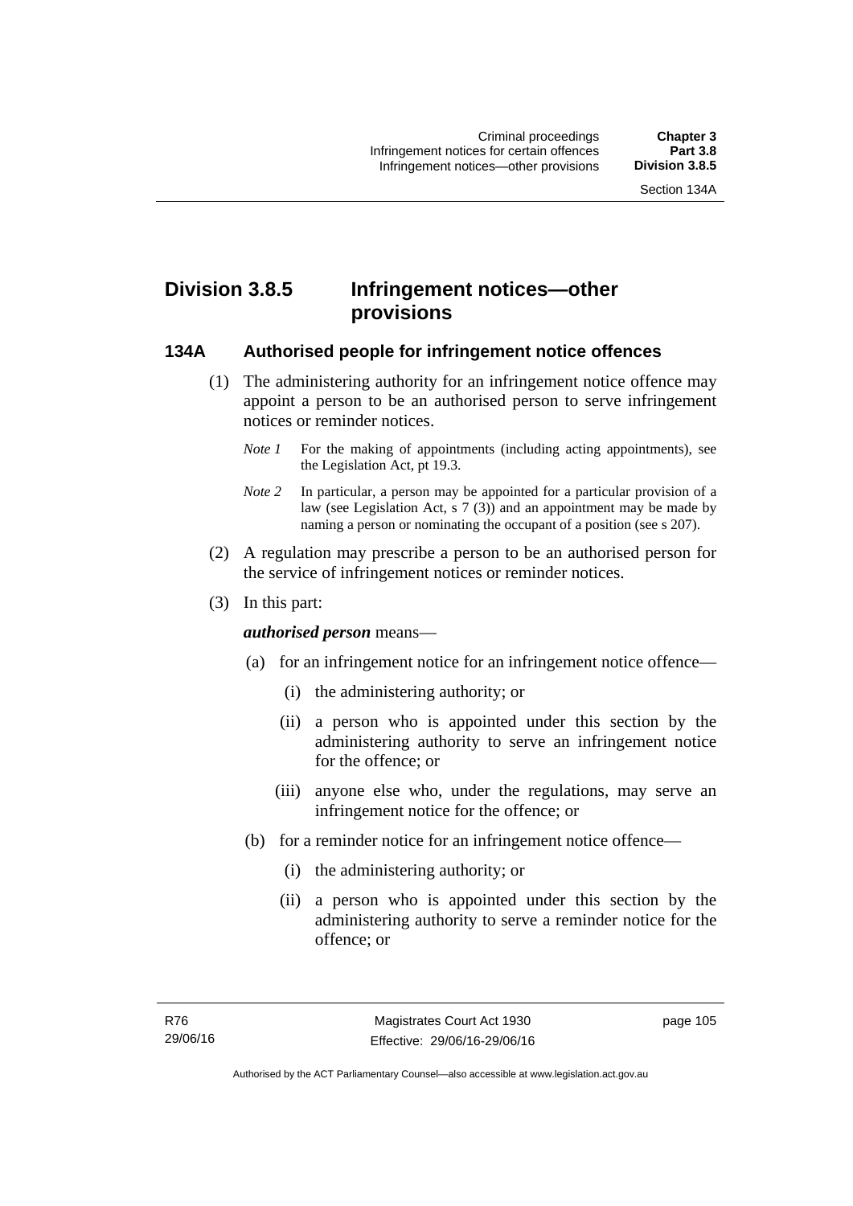## Division 3.8.5 Infringement notices—other provisions

### 134A Authorised people for infringement notice offences

(1) The administering authority for an infringement notice offence may appoint a person to be an authorised person to serve infringement notices or reminder notices.

*Note 1* For the making of appointments (including acting appointments), see the Legislation Act, pt 19.3.

*Note 2* In particular, a person may be appointed for a particular provision of a law (see Legislation Act, s 7 (3)) and an appointment may be made by naming a person or nominating the occupant of a position (see s 207).

(2) A regulation may prescribe a person to be an authorised person for the service of infringement notices or reminder notices.

(3) In this part:

***authorised person*** means—

(a) for an infringement notice for an infringement notice offence—

(i) the administering authority; or

(ii) a person who is appointed under this section by the administering authority to serve an infringement notice for the offence; or

(iii) anyone else who, under the regulations, may serve an infringement notice for the offence; or

(b) for a reminder notice for an infringement notice offence—

(i) the administering authority; or

(ii) a person who is appointed under this section by the administering authority to serve a reminder notice for the offence; or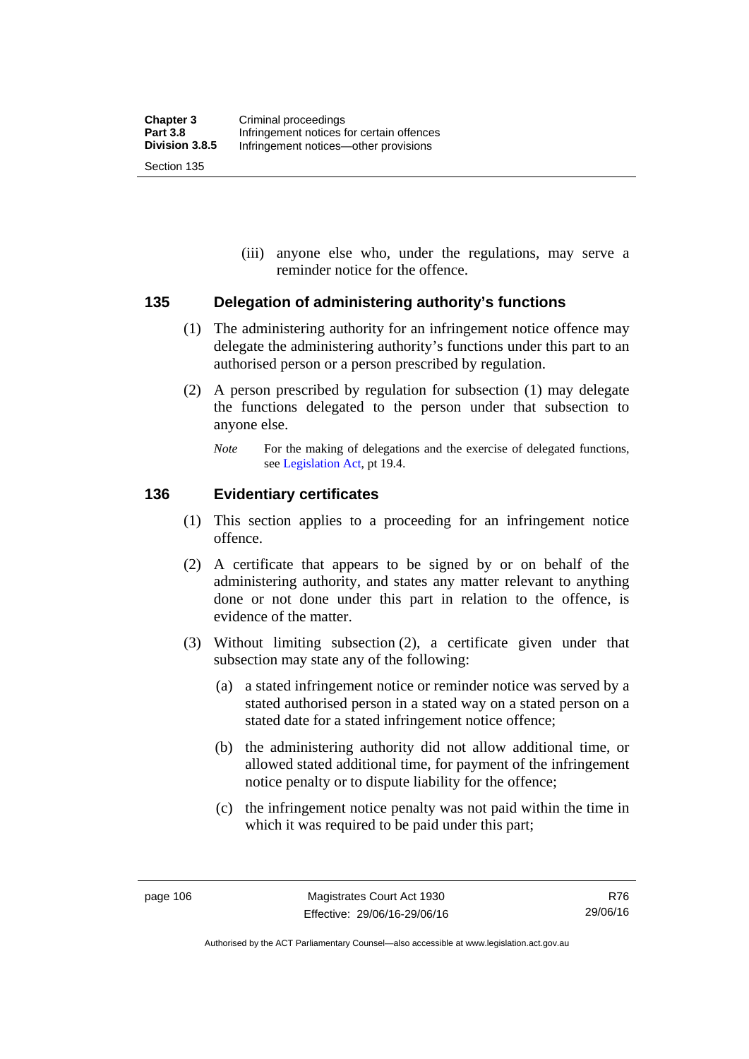(iii) anyone else who, under the regulations, may serve a reminder notice for the offence.

## 135 Delegation of administering authority's functions

(1) The administering authority for an infringement notice offence may delegate the administering authority's functions under this part to an authorised person or a person prescribed by regulation.

(2) A person prescribed by regulation for subsection (1) may delegate the functions delegated to the person under that subsection to anyone else.

*Note* For the making of delegations and the exercise of delegated functions, see Legislation Act, pt 19.4.

## 136 Evidentiary certificates

(1) This section applies to a proceeding for an infringement notice offence.

(2) A certificate that appears to be signed by or on behalf of the administering authority, and states any matter relevant to anything done or not done under this part in relation to the offence, is evidence of the matter.

(3) Without limiting subsection (2), a certificate given under that subsection may state any of the following:

(a) a stated infringement notice or reminder notice was served by a stated authorised person in a stated way on a stated person on a stated date for a stated infringement notice offence;

(b) the administering authority did not allow additional time, or allowed stated additional time, for payment of the infringement notice penalty or to dispute liability for the offence;

(c) the infringement notice penalty was not paid within the time in which it was required to be paid under this part;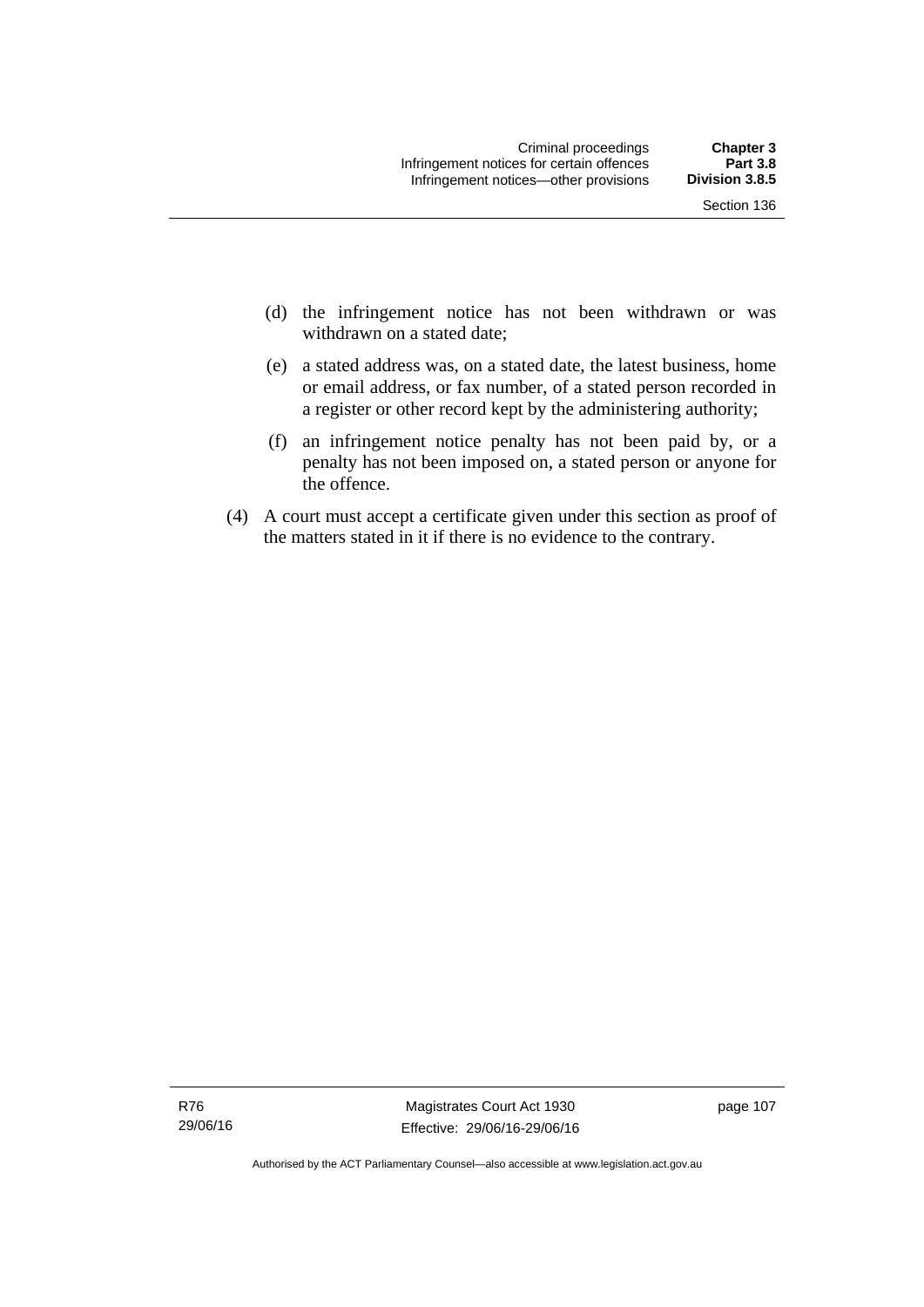(d) the infringement notice has not been withdrawn or was withdrawn on a stated date;

(e) a stated address was, on a stated date, the latest business, home or email address, or fax number, of a stated person recorded in a register or other record kept by the administering authority;

(f) an infringement notice penalty has not been paid by, or a penalty has not been imposed on, a stated person or anyone for the offence.

(4) A court must accept a certificate given under this section as proof of the matters stated in it if there is no evidence to the contrary.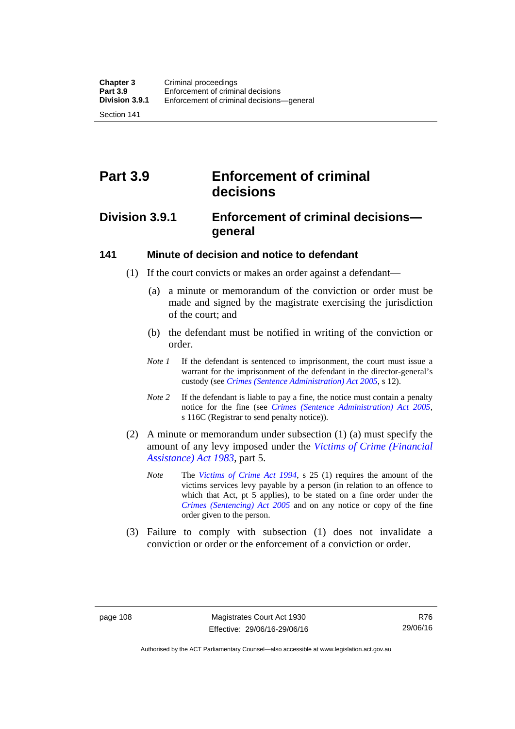# Part 3.9 Enforcement of criminal decisions

## Division 3.9.1 Enforcement of criminal decisions—general

### 141 Minute of decision and notice to defendant

(1) If the court convicts or makes an order against a defendant—

(a) a minute or memorandum of the conviction or order must be made and signed by the magistrate exercising the jurisdiction of the court; and

(b) the defendant must be notified in writing of the conviction or order.

*Note 1* If the defendant is sentenced to imprisonment, the court must issue a warrant for the imprisonment of the defendant in the director-general's custody (see *Crimes (Sentence Administration) Act 2005*, s 12).

*Note 2* If the defendant is liable to pay a fine, the notice must contain a penalty notice for the fine (see *Crimes (Sentence Administration) Act 2005*, s 116C (Registrar to send penalty notice)).

(2) A minute or memorandum under subsection (1) (a) must specify the amount of any levy imposed under the *Victims of Crime (Financial Assistance) Act 1983*, part 5.

*Note* The *Victims of Crime Act 1994*, s 25 (1) requires the amount of the victims services levy payable by a person (in relation to an offence to which that Act, pt 5 applies), to be stated on a fine order under the *Crimes (Sentencing) Act 2005* and on any notice or copy of the fine order given to the person.

(3) Failure to comply with subsection (1) does not invalidate a conviction or order or the enforcement of a conviction or order.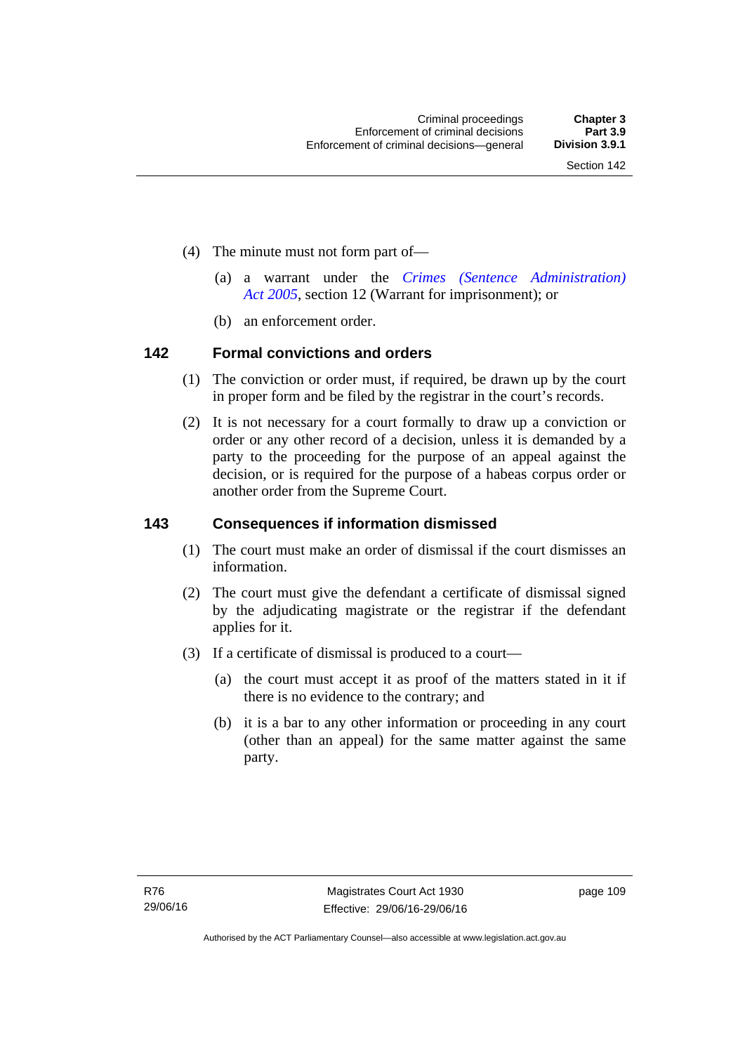(4) The minute must not form part of—

(a) a warrant under the *Crimes (Sentence Administration) Act 2005*, section 12 (Warrant for imprisonment); or

(b) an enforcement order.

## 142 Formal convictions and orders

(1) The conviction or order must, if required, be drawn up by the court in proper form and be filed by the registrar in the court's records.

(2) It is not necessary for a court formally to draw up a conviction or order or any other record of a decision, unless it is demanded by a party to the proceeding for the purpose of an appeal against the decision, or is required for the purpose of a habeas corpus order or another order from the Supreme Court.

## 143 Consequences if information dismissed

(1) The court must make an order of dismissal if the court dismisses an information.

(2) The court must give the defendant a certificate of dismissal signed by the adjudicating magistrate or the registrar if the defendant applies for it.

(3) If a certificate of dismissal is produced to a court—

(a) the court must accept it as proof of the matters stated in it if there is no evidence to the contrary; and

(b) it is a bar to any other information or proceeding in any court (other than an appeal) for the same matter against the same party.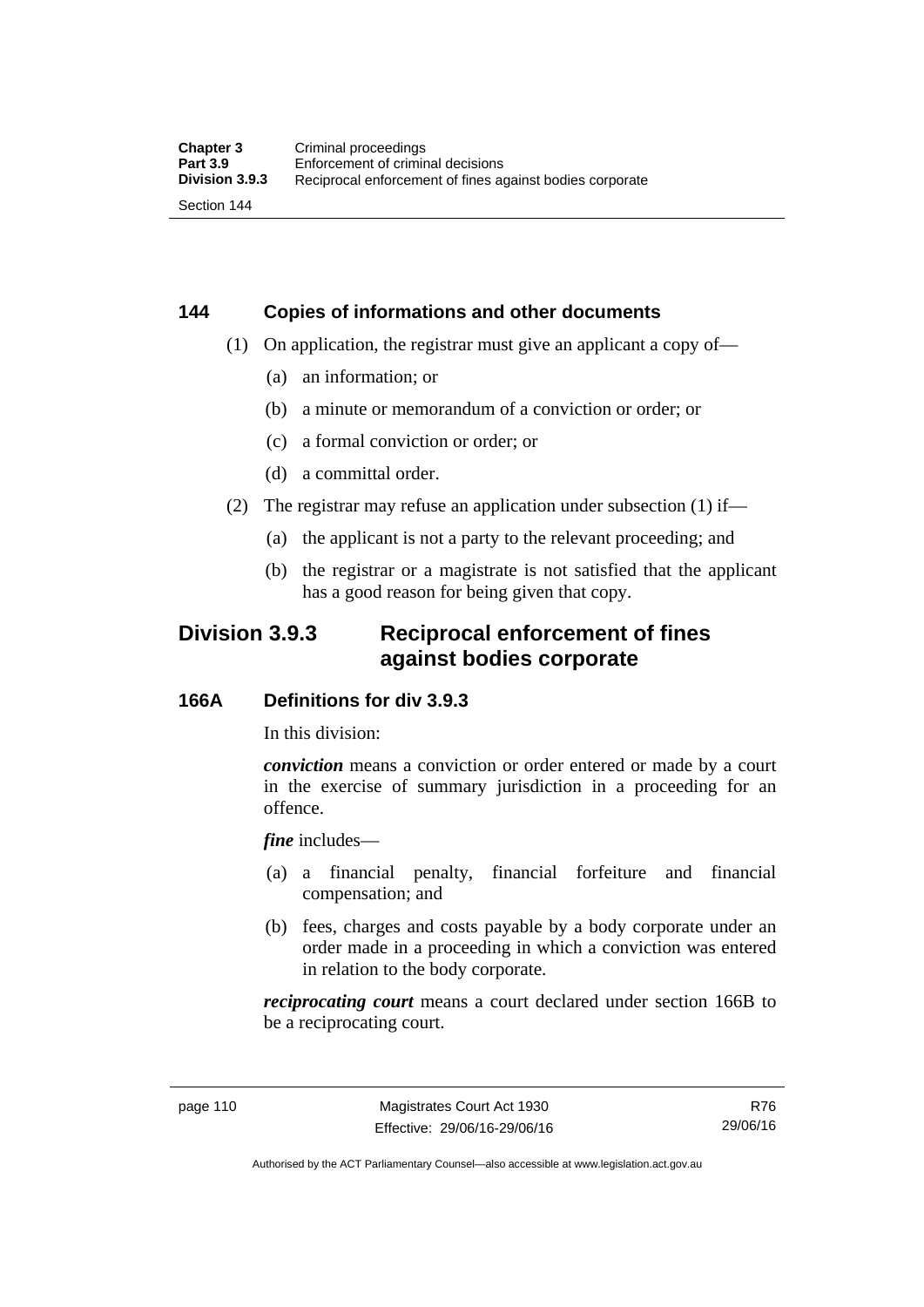### 144 Copies of informations and other documents

(1) On application, the registrar must give an applicant a copy of—

(a) an information; or

(b) a minute or memorandum of a conviction or order; or

(c) a formal conviction or order; or

(d) a committal order.

(2) The registrar may refuse an application under subsection (1) if—

(a) the applicant is not a party to the relevant proceeding; and

(b) the registrar or a magistrate is not satisfied that the applicant has a good reason for being given that copy.

## Division 3.9.3 Reciprocal enforcement of fines against bodies corporate

### 166A Definitions for div 3.9.3

In this division:

***conviction*** means a conviction or order entered or made by a court in the exercise of summary jurisdiction in a proceeding for an offence.

***fine*** includes—

(a) a financial penalty, financial forfeiture and financial compensation; and

(b) fees, charges and costs payable by a body corporate under an order made in a proceeding in which a conviction was entered in relation to the body corporate.

***reciprocating court*** means a court declared under section 166B to be a reciprocating court.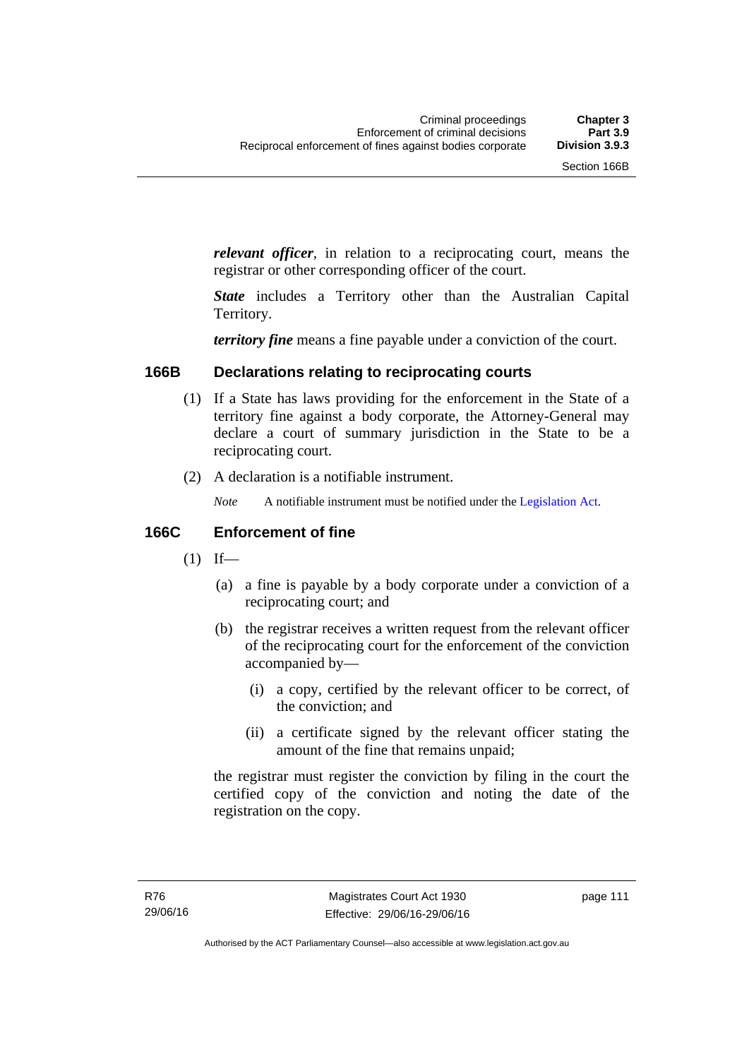***relevant officer***, in relation to a reciprocating court, means the registrar or other corresponding officer of the court.

***State*** includes a Territory other than the Australian Capital Territory.

***territory fine*** means a fine payable under a conviction of the court.

### 166B Declarations relating to reciprocating courts

(1) If a State has laws providing for the enforcement in the State of a territory fine against a body corporate, the Attorney-General may declare a court of summary jurisdiction in the State to be a reciprocating court.

(2) A declaration is a notifiable instrument.

*Note* A notifiable instrument must be notified under the Legislation Act.

### 166C Enforcement of fine

(1) If—

(a) a fine is payable by a body corporate under a conviction of a reciprocating court; and

(b) the registrar receives a written request from the relevant officer of the reciprocating court for the enforcement of the conviction accompanied by—

(i) a copy, certified by the relevant officer to be correct, of the conviction; and

(ii) a certificate signed by the relevant officer stating the amount of the fine that remains unpaid;

the registrar must register the conviction by filing in the court the certified copy of the conviction and noting the date of the registration on the copy.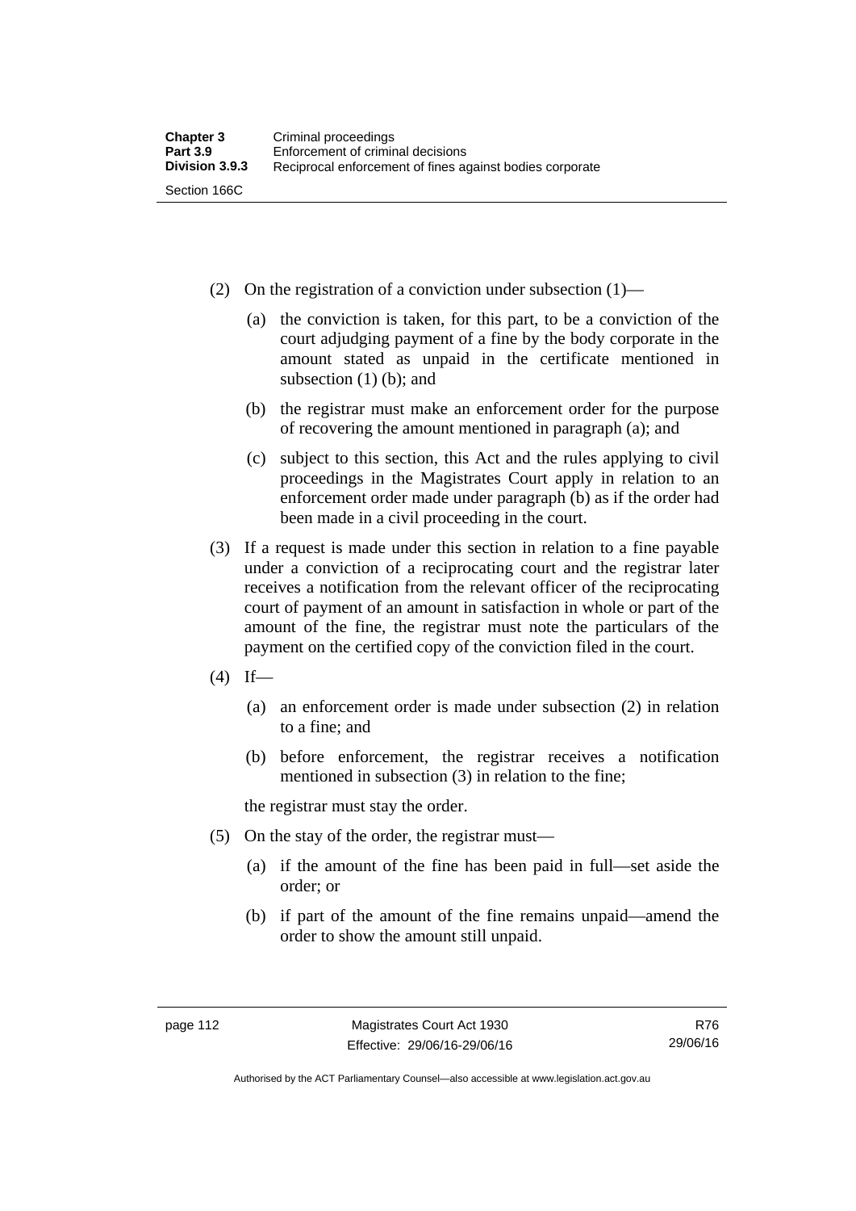(2) On the registration of a conviction under subsection (1)—

(a) the conviction is taken, for this part, to be a conviction of the court adjudging payment of a fine by the body corporate in the amount stated as unpaid in the certificate mentioned in subsection (1) (b); and

(b) the registrar must make an enforcement order for the purpose of recovering the amount mentioned in paragraph (a); and

(c) subject to this section, this Act and the rules applying to civil proceedings in the Magistrates Court apply in relation to an enforcement order made under paragraph (b) as if the order had been made in a civil proceeding in the court.

(3) If a request is made under this section in relation to a fine payable under a conviction of a reciprocating court and the registrar later receives a notification from the relevant officer of the reciprocating court of payment of an amount in satisfaction in whole or part of the amount of the fine, the registrar must note the particulars of the payment on the certified copy of the conviction filed in the court.

(4) If—

(a) an enforcement order is made under subsection (2) in relation to a fine; and

(b) before enforcement, the registrar receives a notification mentioned in subsection (3) in relation to the fine;

the registrar must stay the order.

(5) On the stay of the order, the registrar must—

(a) if the amount of the fine has been paid in full—set aside the order; or

(b) if part of the amount of the fine remains unpaid—amend the order to show the amount still unpaid.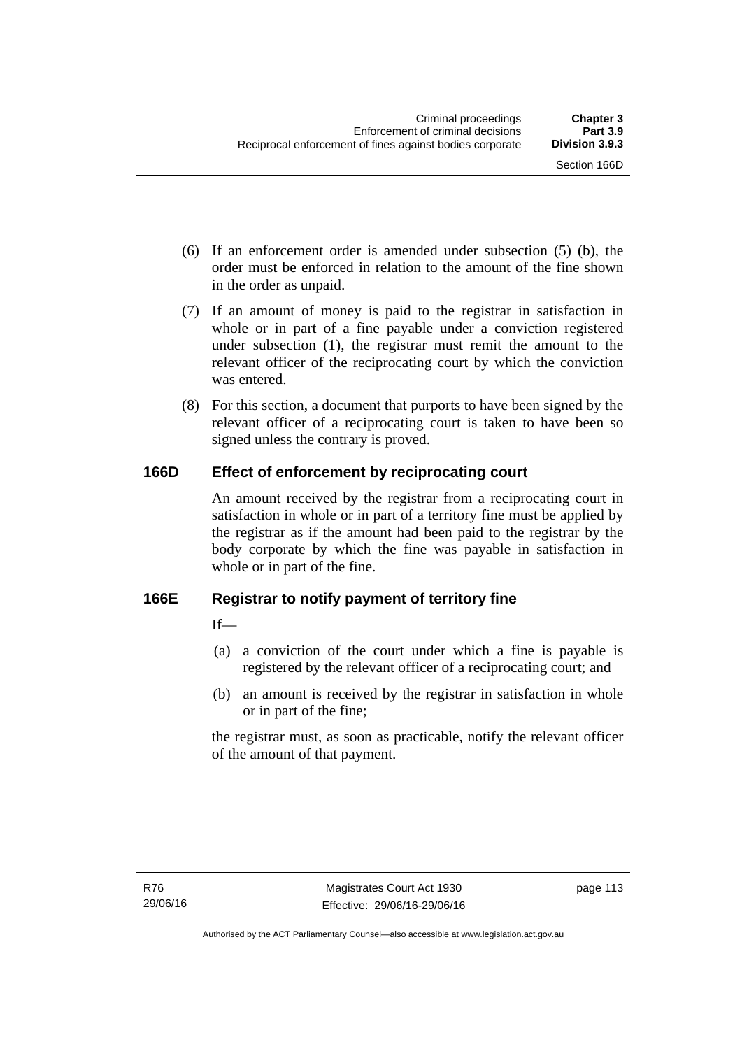(6) If an enforcement order is amended under subsection (5) (b), the order must be enforced in relation to the amount of the fine shown in the order as unpaid.

(7) If an amount of money is paid to the registrar in satisfaction in whole or in part of a fine payable under a conviction registered under subsection (1), the registrar must remit the amount to the relevant officer of the reciprocating court by which the conviction was entered.

(8) For this section, a document that purports to have been signed by the relevant officer of a reciprocating court is taken to have been so signed unless the contrary is proved.

## 166D Effect of enforcement by reciprocating court

An amount received by the registrar from a reciprocating court in satisfaction in whole or in part of a territory fine must be applied by the registrar as if the amount had been paid to the registrar by the body corporate by which the fine was payable in satisfaction in whole or in part of the fine.

## 166E Registrar to notify payment of territory fine

If—

(a) a conviction of the court under which a fine is payable is registered by the relevant officer of a reciprocating court; and

(b) an amount is received by the registrar in satisfaction in whole or in part of the fine;

the registrar must, as soon as practicable, notify the relevant officer of the amount of that payment.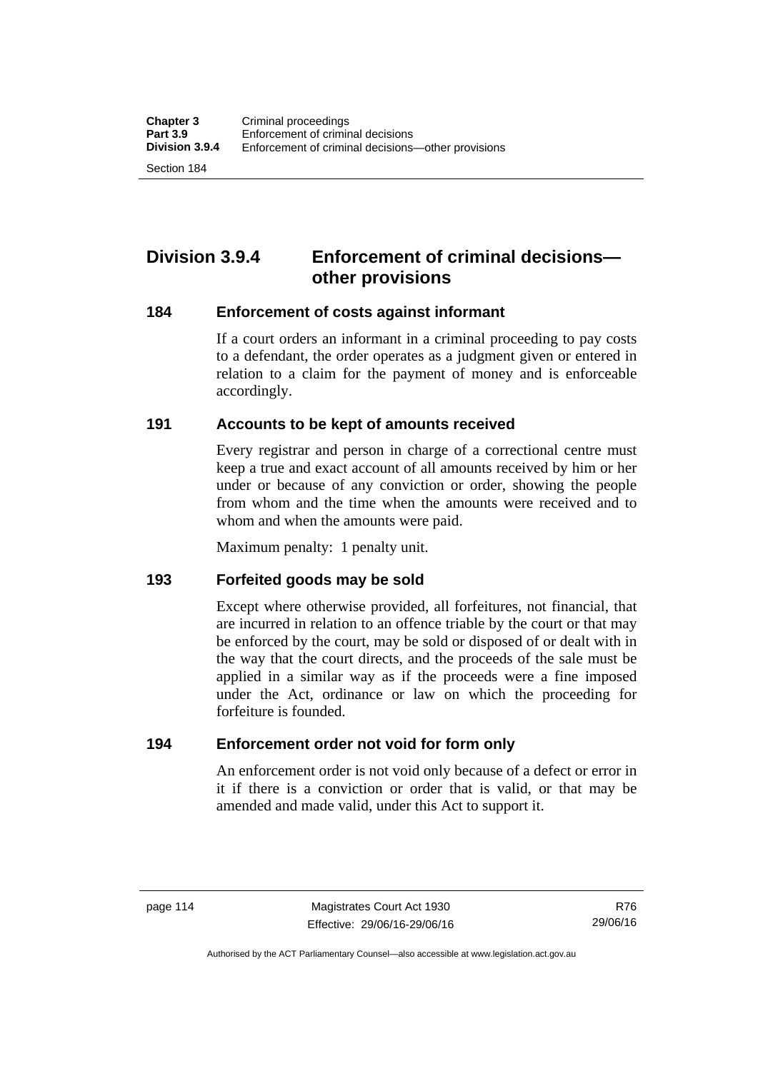## Division 3.9.4 Enforcement of criminal decisions—other provisions

### 184 Enforcement of costs against informant

If a court orders an informant in a criminal proceeding to pay costs to a defendant, the order operates as a judgment given or entered in relation to a claim for the payment of money and is enforceable accordingly.

### 191 Accounts to be kept of amounts received

Every registrar and person in charge of a correctional centre must keep a true and exact account of all amounts received by him or her under or because of any conviction or order, showing the people from whom and the time when the amounts were received and to whom and when the amounts were paid.

Maximum penalty: 1 penalty unit.

### 193 Forfeited goods may be sold

Except where otherwise provided, all forfeitures, not financial, that are incurred in relation to an offence triable by the court or that may be enforced by the court, may be sold or disposed of or dealt with in the way that the court directs, and the proceeds of the sale must be applied in a similar way as if the proceeds were a fine imposed under the Act, ordinance or law on which the proceeding for forfeiture is founded.

### 194 Enforcement order not void for form only

An enforcement order is not void only because of a defect or error in it if there is a conviction or order that is valid, or that may be amended and made valid, under this Act to support it.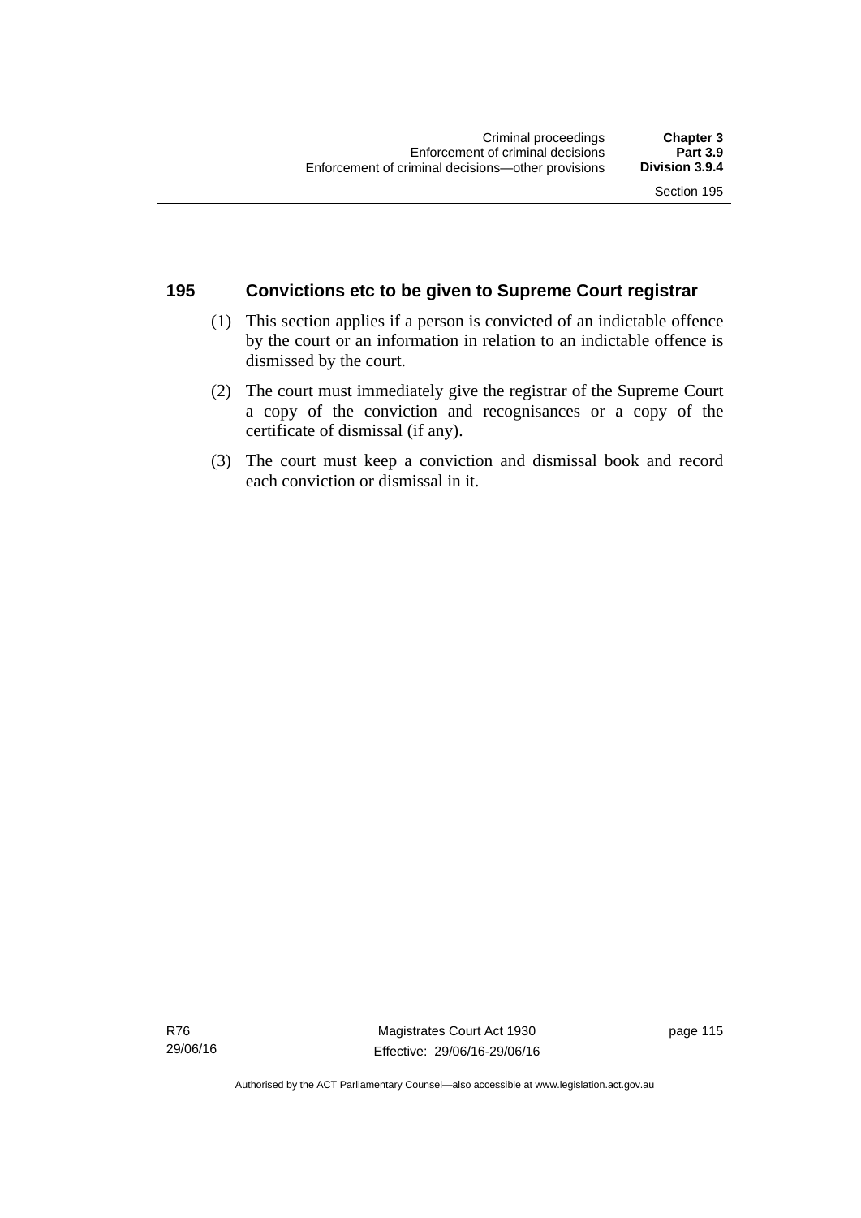## 195 Convictions etc to be given to Supreme Court registrar

(1) This section applies if a person is convicted of an indictable offence by the court or an information in relation to an indictable offence is dismissed by the court.

(2) The court must immediately give the registrar of the Supreme Court a copy of the conviction and recognisances or a copy of the certificate of dismissal (if any).

(3) The court must keep a conviction and dismissal book and record each conviction or dismissal in it.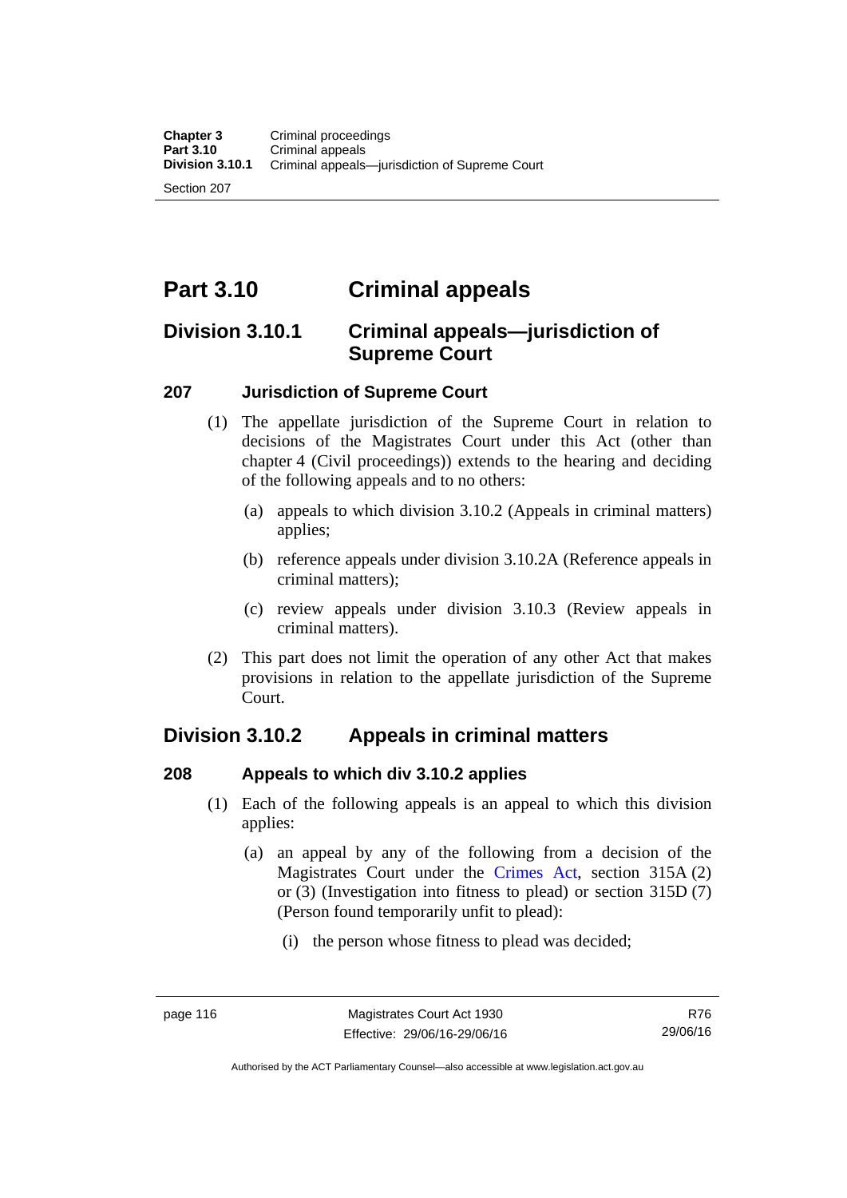# Part 3.10 Criminal appeals

## Division 3.10.1 Criminal appeals—jurisdiction of Supreme Court

### 207 Jurisdiction of Supreme Court

(1) The appellate jurisdiction of the Supreme Court in relation to decisions of the Magistrates Court under this Act (other than chapter 4 (Civil proceedings)) extends to the hearing and deciding of the following appeals and to no others:

(a) appeals to which division 3.10.2 (Appeals in criminal matters) applies;

(b) reference appeals under division 3.10.2A (Reference appeals in criminal matters);

(c) review appeals under division 3.10.3 (Review appeals in criminal matters).

(2) This part does not limit the operation of any other Act that makes provisions in relation to the appellate jurisdiction of the Supreme Court.

## Division 3.10.2 Appeals in criminal matters

### 208 Appeals to which div 3.10.2 applies

(1) Each of the following appeals is an appeal to which this division applies:

(a) an appeal by any of the following from a decision of the Magistrates Court under the Crimes Act, section 315A (2) or (3) (Investigation into fitness to plead) or section 315D (7) (Person found temporarily unfit to plead):

(i) the person whose fitness to plead was decided;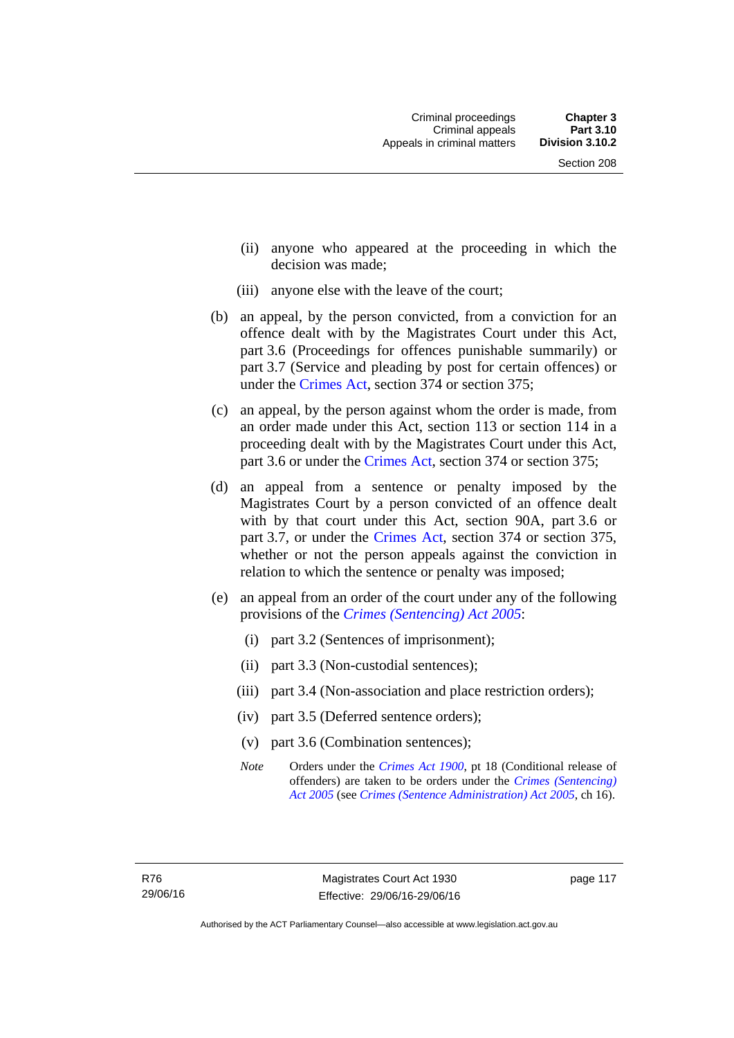(ii) anyone who appeared at the proceeding in which the decision was made;

(iii) anyone else with the leave of the court;

(b) an appeal, by the person convicted, from a conviction for an offence dealt with by the Magistrates Court under this Act, part 3.6 (Proceedings for offences punishable summarily) or part 3.7 (Service and pleading by post for certain offences) or under the Crimes Act, section 374 or section 375;

(c) an appeal, by the person against whom the order is made, from an order made under this Act, section 113 or section 114 in a proceeding dealt with by the Magistrates Court under this Act, part 3.6 or under the Crimes Act, section 374 or section 375;

(d) an appeal from a sentence or penalty imposed by the Magistrates Court by a person convicted of an offence dealt with by that court under this Act, section 90A, part 3.6 or part 3.7, or under the Crimes Act, section 374 or section 375, whether or not the person appeals against the conviction in relation to which the sentence or penalty was imposed;

(e) an appeal from an order of the court under any of the following provisions of the *Crimes (Sentencing) Act 2005*:

(i) part 3.2 (Sentences of imprisonment);

(ii) part 3.3 (Non-custodial sentences);

(iii) part 3.4 (Non-association and place restriction orders);

(iv) part 3.5 (Deferred sentence orders);

(v) part 3.6 (Combination sentences);

*Note* Orders under the *Crimes Act 1900*, pt 18 (Conditional release of offenders) are taken to be orders under the *Crimes (Sentencing) Act 2005* (see *Crimes (Sentence Administration) Act 2005*, ch 16).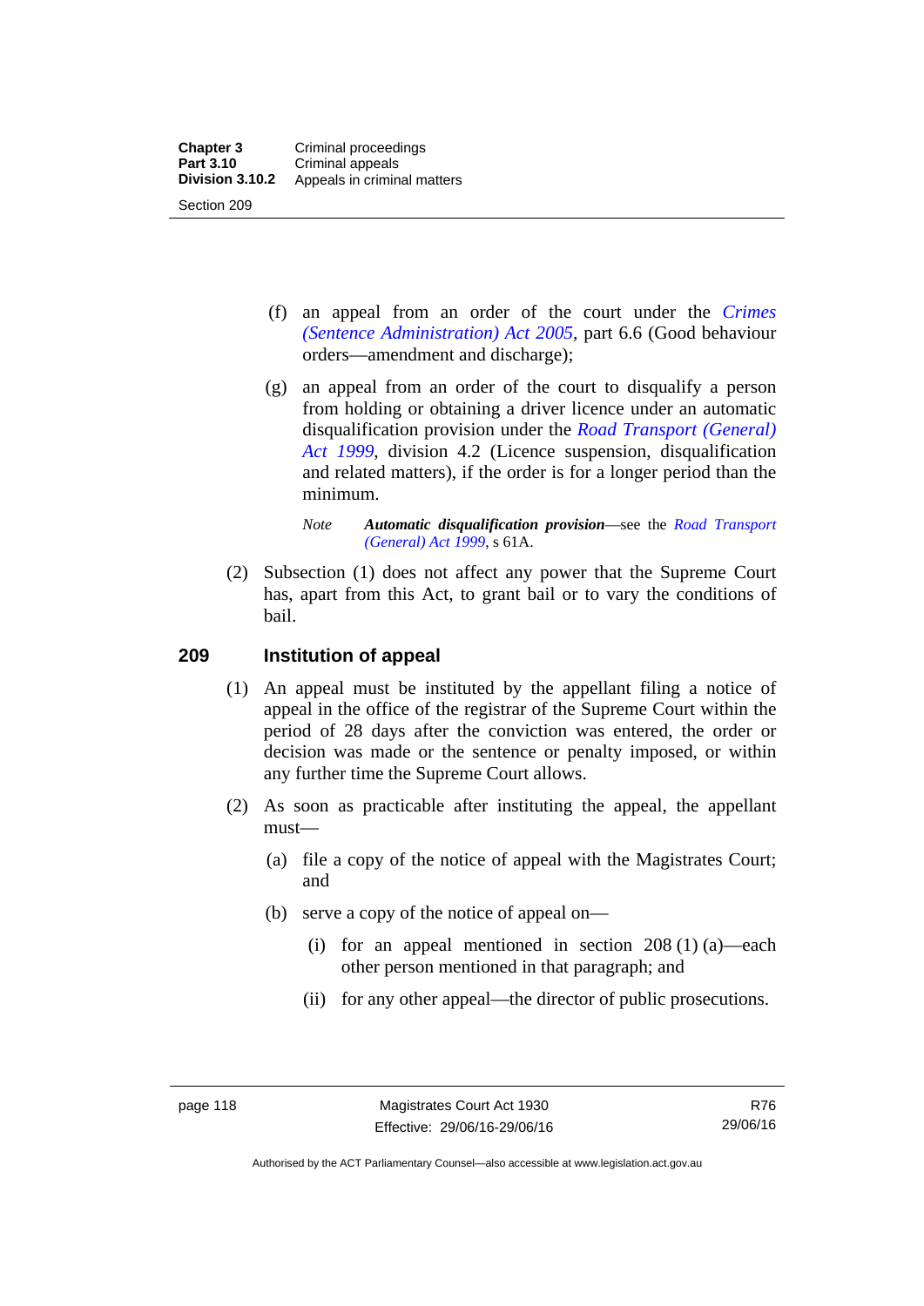(f) an appeal from an order of the court under the *Crimes (Sentence Administration) Act 2005*, part 6.6 (Good behaviour orders—amendment and discharge);

(g) an appeal from an order of the court to disqualify a person from holding or obtaining a driver licence under an automatic disqualification provision under the *Road Transport (General) Act 1999*, division 4.2 (Licence suspension, disqualification and related matters), if the order is for a longer period than the minimum.

*Note* ***Automatic disqualification provision***—see the *Road Transport (General) Act 1999*, s 61A.

(2) Subsection (1) does not affect any power that the Supreme Court has, apart from this Act, to grant bail or to vary the conditions of bail.

## 209 Institution of appeal

(1) An appeal must be instituted by the appellant filing a notice of appeal in the office of the registrar of the Supreme Court within the period of 28 days after the conviction was entered, the order or decision was made or the sentence or penalty imposed, or within any further time the Supreme Court allows.

(2) As soon as practicable after instituting the appeal, the appellant must—

(a) file a copy of the notice of appeal with the Magistrates Court; and

(b) serve a copy of the notice of appeal on—

(i) for an appeal mentioned in section 208 (1) (a)—each other person mentioned in that paragraph; and

(ii) for any other appeal—the director of public prosecutions.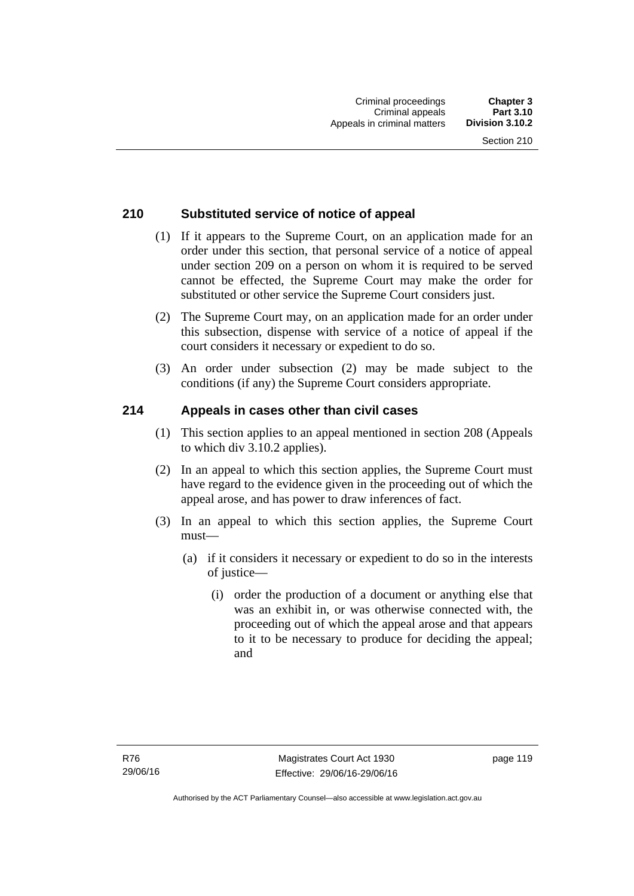## 210 Substituted service of notice of appeal

(1) If it appears to the Supreme Court, on an application made for an order under this section, that personal service of a notice of appeal under section 209 on a person on whom it is required to be served cannot be effected, the Supreme Court may make the order for substituted or other service the Supreme Court considers just.

(2) The Supreme Court may, on an application made for an order under this subsection, dispense with service of a notice of appeal if the court considers it necessary or expedient to do so.

(3) An order under subsection (2) may be made subject to the conditions (if any) the Supreme Court considers appropriate.

## 214 Appeals in cases other than civil cases

(1) This section applies to an appeal mentioned in section 208 (Appeals to which div 3.10.2 applies).

(2) In an appeal to which this section applies, the Supreme Court must have regard to the evidence given in the proceeding out of which the appeal arose, and has power to draw inferences of fact.

(3) In an appeal to which this section applies, the Supreme Court must—

(a) if it considers it necessary or expedient to do so in the interests of justice—

(i) order the production of a document or anything else that was an exhibit in, or was otherwise connected with, the proceeding out of which the appeal arose and that appears to it to be necessary to produce for deciding the appeal; and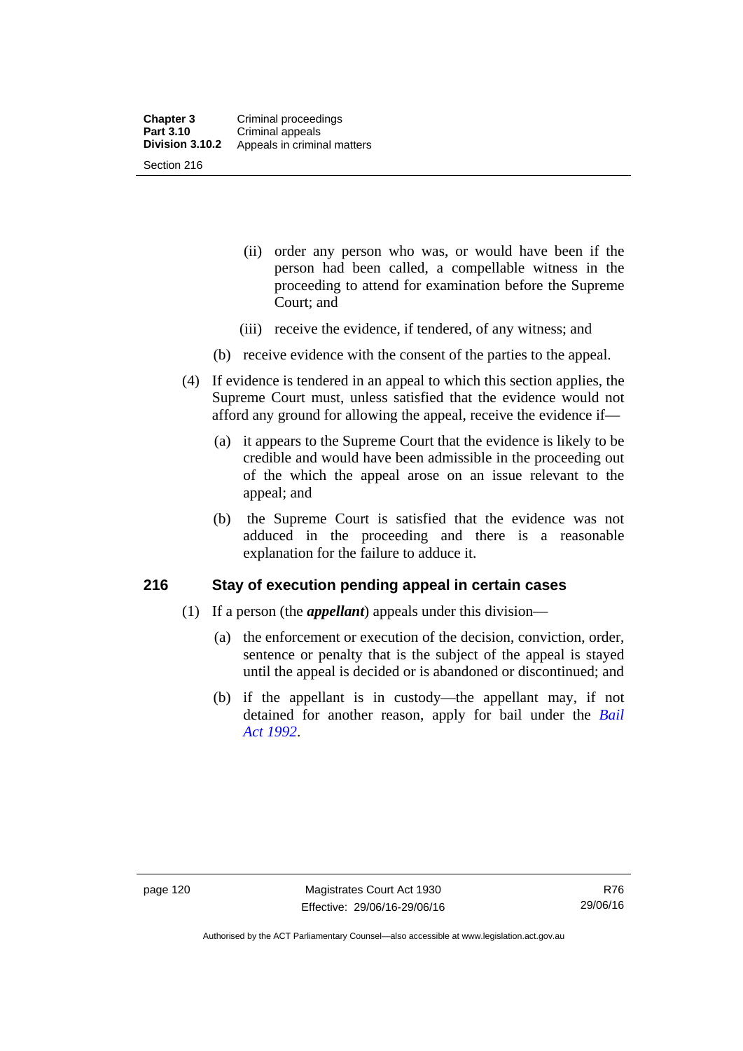(ii) order any person who was, or would have been if the person had been called, a compellable witness in the proceeding to attend for examination before the Supreme Court; and

(iii) receive the evidence, if tendered, of any witness; and

(b) receive evidence with the consent of the parties to the appeal.

(4) If evidence is tendered in an appeal to which this section applies, the Supreme Court must, unless satisfied that the evidence would not afford any ground for allowing the appeal, receive the evidence if—

(a) it appears to the Supreme Court that the evidence is likely to be credible and would have been admissible in the proceeding out of the which the appeal arose on an issue relevant to the appeal; and

(b) the Supreme Court is satisfied that the evidence was not adduced in the proceeding and there is a reasonable explanation for the failure to adduce it.

## 216 Stay of execution pending appeal in certain cases

(1) If a person (the ***appellant***) appeals under this division—

(a) the enforcement or execution of the decision, conviction, order, sentence or penalty that is the subject of the appeal is stayed until the appeal is decided or is abandoned or discontinued; and

(b) if the appellant is in custody—the appellant may, if not detained for another reason, apply for bail under the *Bail Act 1992*.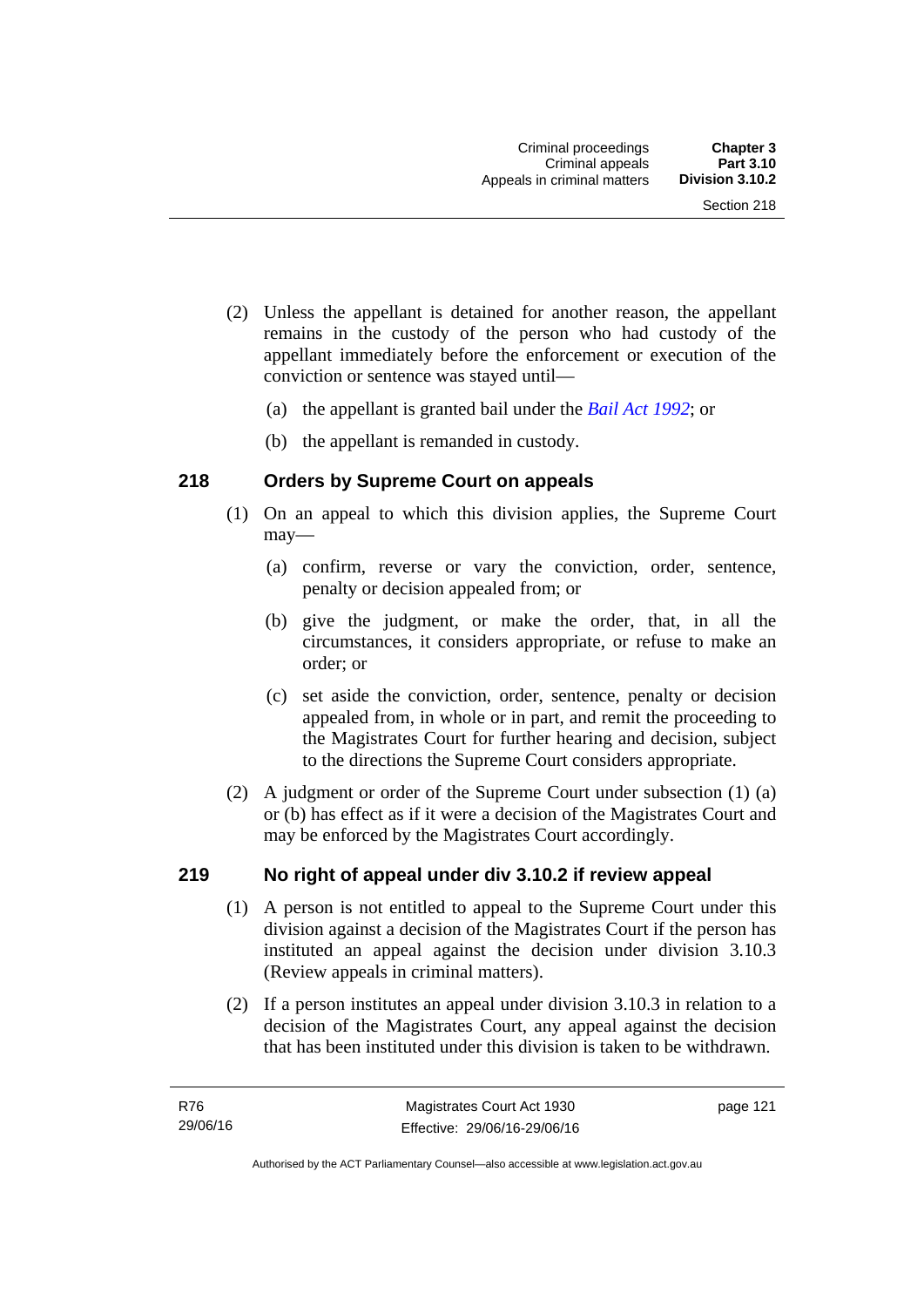(2) Unless the appellant is detained for another reason, the appellant remains in the custody of the person who had custody of the appellant immediately before the enforcement or execution of the conviction or sentence was stayed until—

(a) the appellant is granted bail under the *Bail Act 1992*; or

(b) the appellant is remanded in custody.

### 218 Orders by Supreme Court on appeals

(1) On an appeal to which this division applies, the Supreme Court may—

(a) confirm, reverse or vary the conviction, order, sentence, penalty or decision appealed from; or

(b) give the judgment, or make the order, that, in all the circumstances, it considers appropriate, or refuse to make an order; or

(c) set aside the conviction, order, sentence, penalty or decision appealed from, in whole or in part, and remit the proceeding to the Magistrates Court for further hearing and decision, subject to the directions the Supreme Court considers appropriate.

(2) A judgment or order of the Supreme Court under subsection (1) (a) or (b) has effect as if it were a decision of the Magistrates Court and may be enforced by the Magistrates Court accordingly.

### 219 No right of appeal under div 3.10.2 if review appeal

(1) A person is not entitled to appeal to the Supreme Court under this division against a decision of the Magistrates Court if the person has instituted an appeal against the decision under division 3.10.3 (Review appeals in criminal matters).

(2) If a person institutes an appeal under division 3.10.3 in relation to a decision of the Magistrates Court, any appeal against the decision that has been instituted under this division is taken to be withdrawn.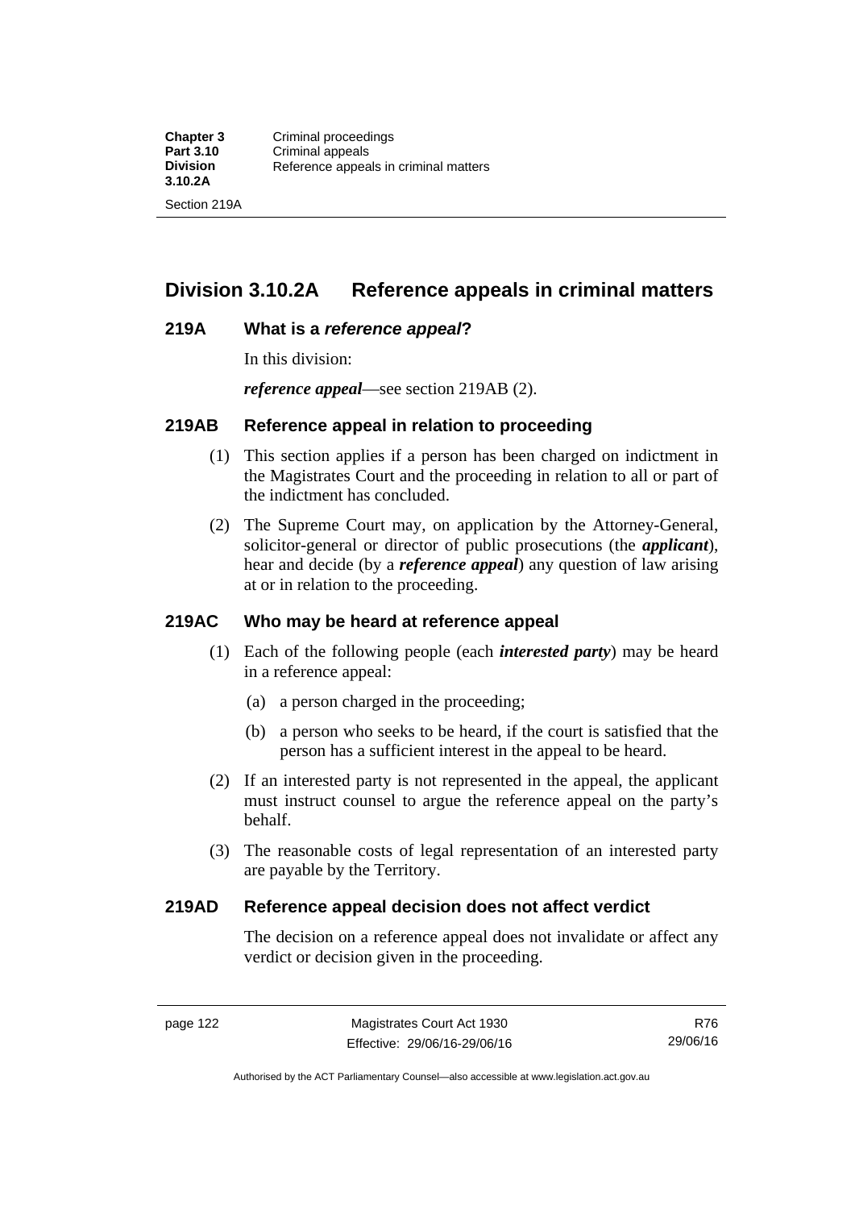## Division 3.10.2A Reference appeals in criminal matters

### 219A What is a *reference appeal*?

In this division:

***reference appeal***—see section 219AB (2).

### 219AB Reference appeal in relation to proceeding

(1) This section applies if a person has been charged on indictment in the Magistrates Court and the proceeding in relation to all or part of the indictment has concluded.

(2) The Supreme Court may, on application by the Attorney-General, solicitor-general or director of public prosecutions (the ***applicant***), hear and decide (by a ***reference appeal***) any question of law arising at or in relation to the proceeding.

### 219AC Who may be heard at reference appeal

(1) Each of the following people (each ***interested party***) may be heard in a reference appeal:

(a) a person charged in the proceeding;

(b) a person who seeks to be heard, if the court is satisfied that the person has a sufficient interest in the appeal to be heard.

(2) If an interested party is not represented in the appeal, the applicant must instruct counsel to argue the reference appeal on the party's behalf.

(3) The reasonable costs of legal representation of an interested party are payable by the Territory.

### 219AD Reference appeal decision does not affect verdict

The decision on a reference appeal does not invalidate or affect any verdict or decision given in the proceeding.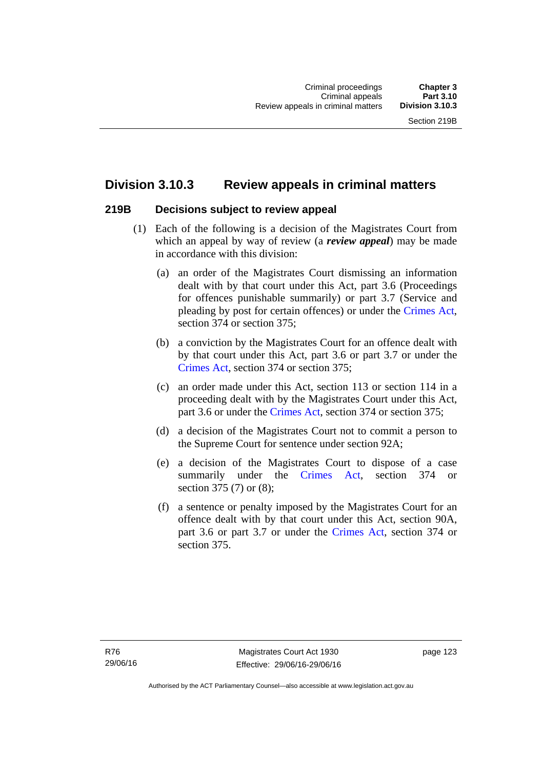## Division 3.10.3 Review appeals in criminal matters

### 219B Decisions subject to review appeal

(1) Each of the following is a decision of the Magistrates Court from which an appeal by way of review (a ***review appeal***) may be made in accordance with this division:

(a) an order of the Magistrates Court dismissing an information dealt with by that court under this Act, part 3.6 (Proceedings for offences punishable summarily) or part 3.7 (Service and pleading by post for certain offences) or under the Crimes Act, section 374 or section 375;

(b) a conviction by the Magistrates Court for an offence dealt with by that court under this Act, part 3.6 or part 3.7 or under the Crimes Act, section 374 or section 375;

(c) an order made under this Act, section 113 or section 114 in a proceeding dealt with by the Magistrates Court under this Act, part 3.6 or under the Crimes Act, section 374 or section 375;

(d) a decision of the Magistrates Court not to commit a person to the Supreme Court for sentence under section 92A;

(e) a decision of the Magistrates Court to dispose of a case summarily under the Crimes Act, section 374 or section 375 (7) or (8);

(f) a sentence or penalty imposed by the Magistrates Court for an offence dealt with by that court under this Act, section 90A, part 3.6 or part 3.7 or under the Crimes Act, section 374 or section 375.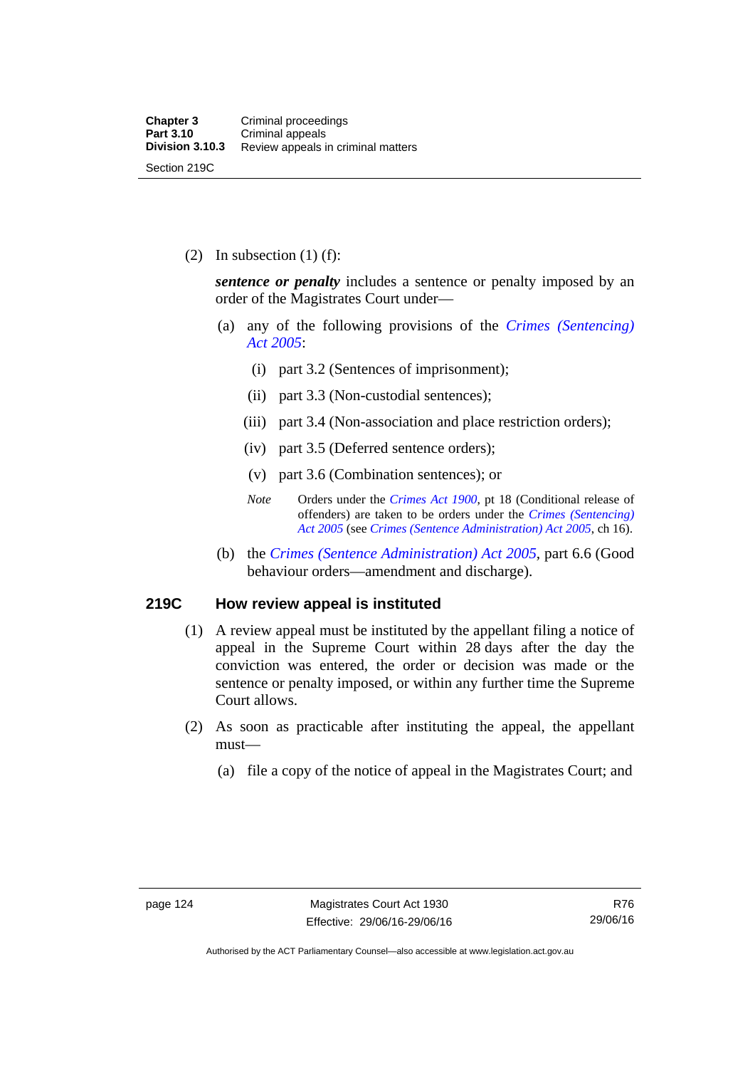(2) In subsection (1) (f):

***sentence or penalty*** includes a sentence or penalty imposed by an order of the Magistrates Court under—

(a) any of the following provisions of the *Crimes (Sentencing) Act 2005*:

(i) part 3.2 (Sentences of imprisonment);

(ii) part 3.3 (Non-custodial sentences);

(iii) part 3.4 (Non-association and place restriction orders);

(iv) part 3.5 (Deferred sentence orders);

(v) part 3.6 (Combination sentences); or

*Note* Orders under the *Crimes Act 1900*, pt 18 (Conditional release of offenders) are taken to be orders under the *Crimes (Sentencing) Act 2005* (see *Crimes (Sentence Administration) Act 2005*, ch 16).

(b) the *Crimes (Sentence Administration) Act 2005*, part 6.6 (Good behaviour orders—amendment and discharge).

### 219C How review appeal is instituted

(1) A review appeal must be instituted by the appellant filing a notice of appeal in the Supreme Court within 28 days after the day the conviction was entered, the order or decision was made or the sentence or penalty imposed, or within any further time the Supreme Court allows.

(2) As soon as practicable after instituting the appeal, the appellant must—

(a) file a copy of the notice of appeal in the Magistrates Court; and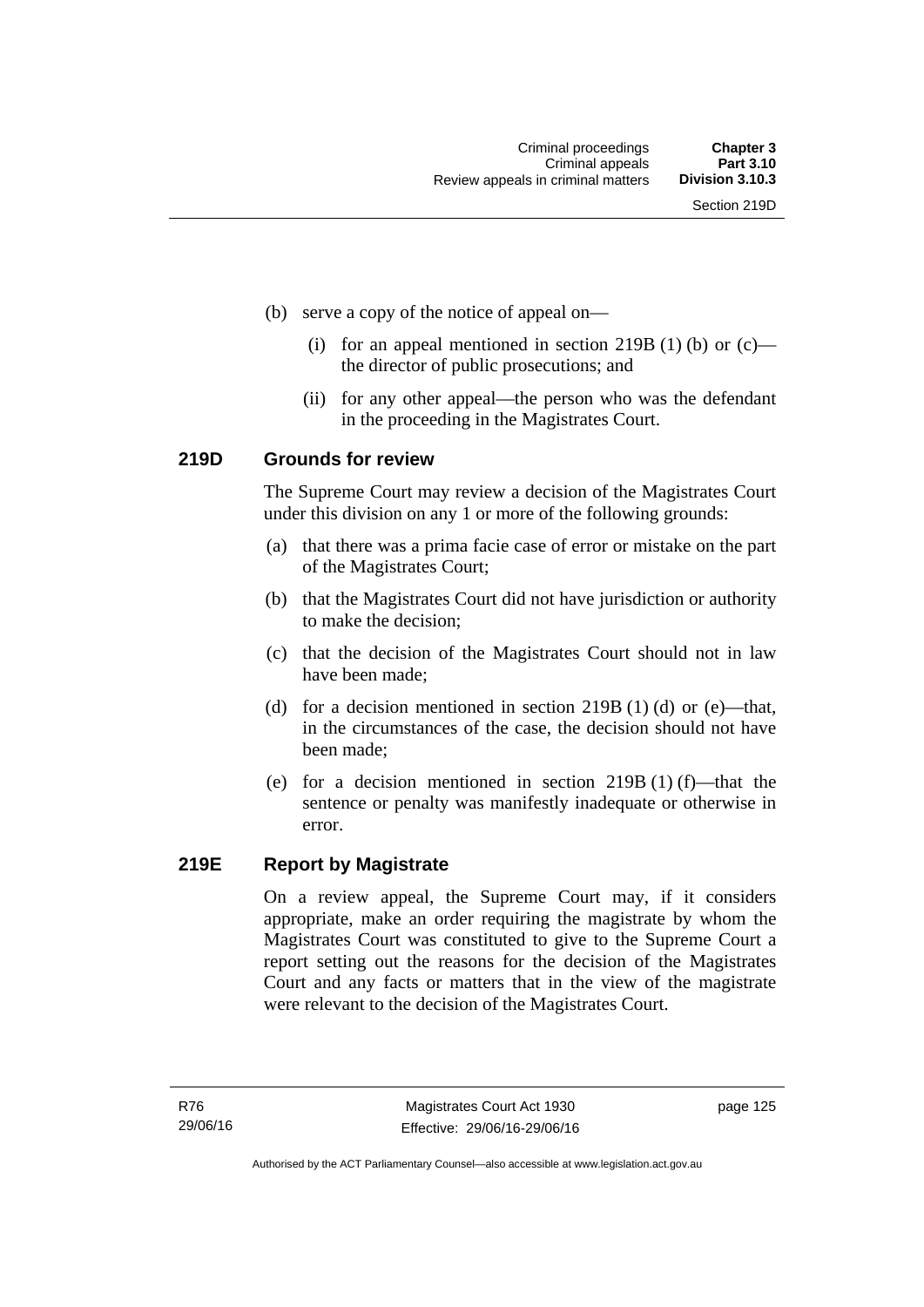(b) serve a copy of the notice of appeal on—

   (i) for an appeal mentioned in section 219B (1) (b) or (c)—the director of public prosecutions; and

   (ii) for any other appeal—the person who was the defendant in the proceeding in the Magistrates Court.

### 219D Grounds for review

The Supreme Court may review a decision of the Magistrates Court under this division on any 1 or more of the following grounds:

(a) that there was a prima facie case of error or mistake on the part of the Magistrates Court;

(b) that the Magistrates Court did not have jurisdiction or authority to make the decision;

(c) that the decision of the Magistrates Court should not in law have been made;

(d) for a decision mentioned in section 219B (1) (d) or (e)—that, in the circumstances of the case, the decision should not have been made;

(e) for a decision mentioned in section 219B (1) (f)—that the sentence or penalty was manifestly inadequate or otherwise in error.

### 219E Report by Magistrate

On a review appeal, the Supreme Court may, if it considers appropriate, make an order requiring the magistrate by whom the Magistrates Court was constituted to give to the Supreme Court a report setting out the reasons for the decision of the Magistrates Court and any facts or matters that in the view of the magistrate were relevant to the decision of the Magistrates Court.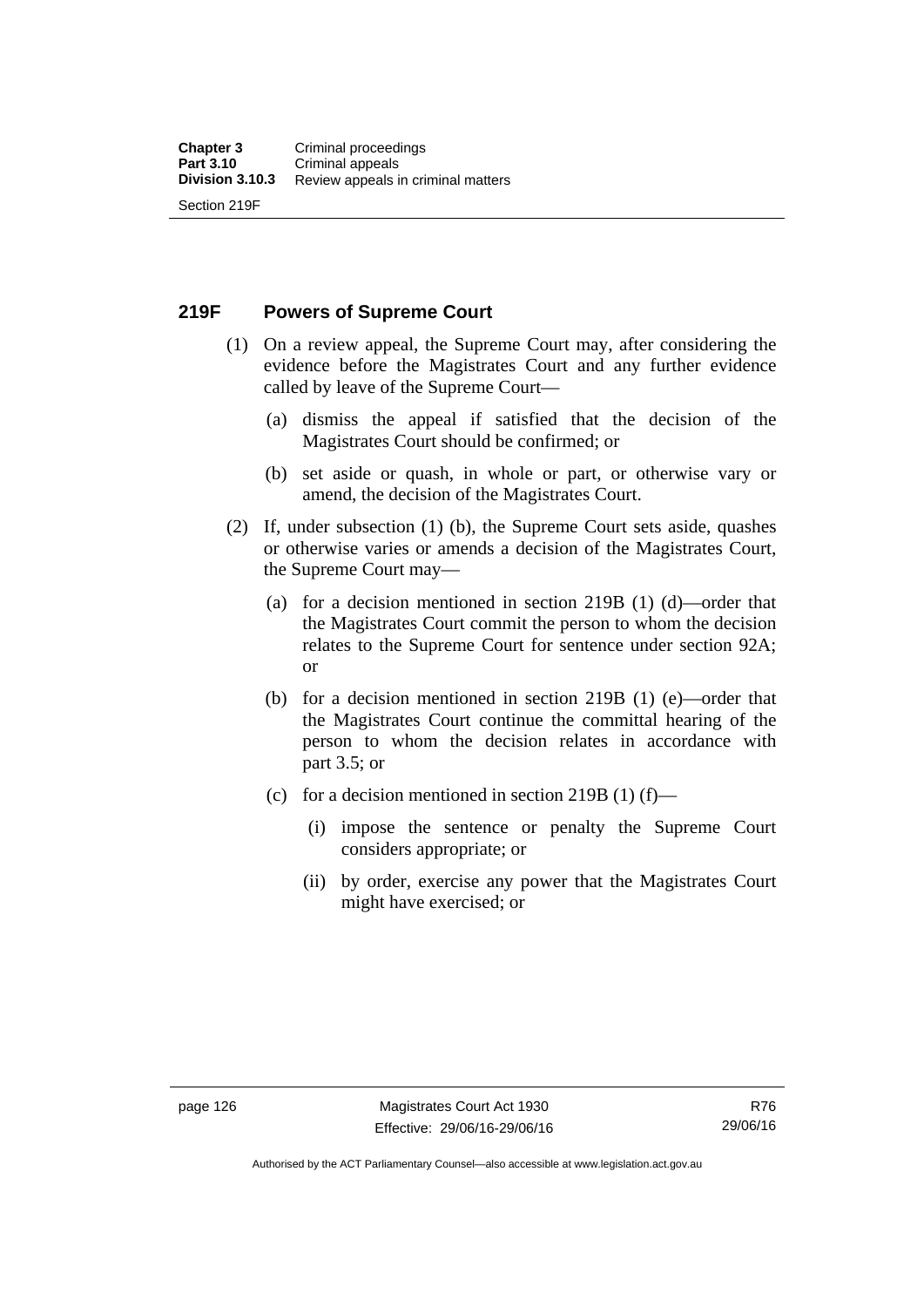### 219F Powers of Supreme Court

(1) On a review appeal, the Supreme Court may, after considering the evidence before the Magistrates Court and any further evidence called by leave of the Supreme Court—

(a) dismiss the appeal if satisfied that the decision of the Magistrates Court should be confirmed; or

(b) set aside or quash, in whole or part, or otherwise vary or amend, the decision of the Magistrates Court.

(2) If, under subsection (1) (b), the Supreme Court sets aside, quashes or otherwise varies or amends a decision of the Magistrates Court, the Supreme Court may—

(a) for a decision mentioned in section 219B (1) (d)—order that the Magistrates Court commit the person to whom the decision relates to the Supreme Court for sentence under section 92A; or

(b) for a decision mentioned in section 219B (1) (e)—order that the Magistrates Court continue the committal hearing of the person to whom the decision relates in accordance with part 3.5; or

(c) for a decision mentioned in section 219B (1) (f)—

(i) impose the sentence or penalty the Supreme Court considers appropriate; or

(ii) by order, exercise any power that the Magistrates Court might have exercised; or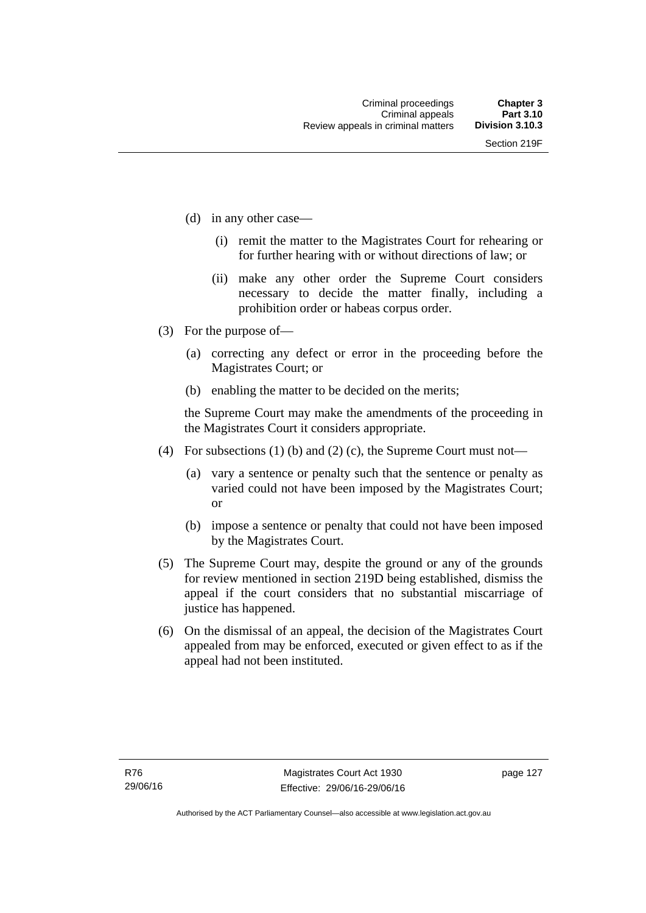(d) in any other case—

  (i) remit the matter to the Magistrates Court for rehearing or for further hearing with or without directions of law; or

  (ii) make any other order the Supreme Court considers necessary to decide the matter finally, including a prohibition order or habeas corpus order.

(3) For the purpose of—

  (a) correcting any defect or error in the proceeding before the Magistrates Court; or

  (b) enabling the matter to be decided on the merits;

  the Supreme Court may make the amendments of the proceeding in the Magistrates Court it considers appropriate.

(4) For subsections (1) (b) and (2) (c), the Supreme Court must not—

  (a) vary a sentence or penalty such that the sentence or penalty as varied could not have been imposed by the Magistrates Court; or

  (b) impose a sentence or penalty that could not have been imposed by the Magistrates Court.

(5) The Supreme Court may, despite the ground or any of the grounds for review mentioned in section 219D being established, dismiss the appeal if the court considers that no substantial miscarriage of justice has happened.

(6) On the dismissal of an appeal, the decision of the Magistrates Court appealed from may be enforced, executed or given effect to as if the appeal had not been instituted.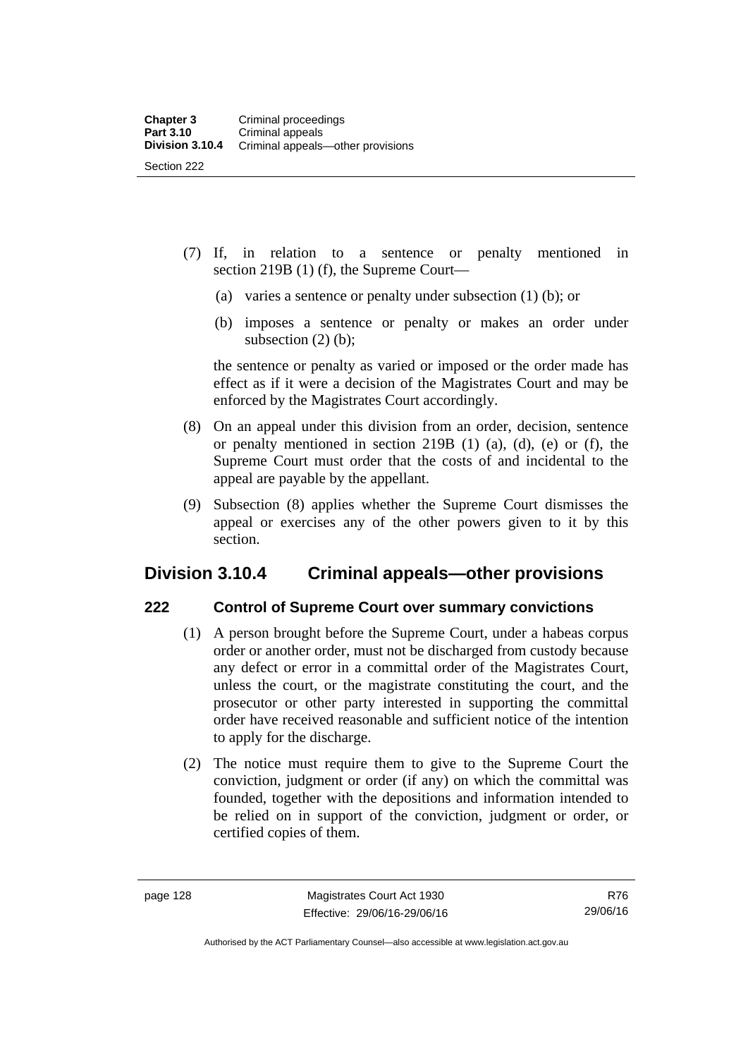(7) If, in relation to a sentence or penalty mentioned in section 219B (1) (f), the Supreme Court—

(a) varies a sentence or penalty under subsection (1) (b); or

(b) imposes a sentence or penalty or makes an order under subsection (2) (b);

the sentence or penalty as varied or imposed or the order made has effect as if it were a decision of the Magistrates Court and may be enforced by the Magistrates Court accordingly.

(8) On an appeal under this division from an order, decision, sentence or penalty mentioned in section 219B (1) (a), (d), (e) or (f), the Supreme Court must order that the costs of and incidental to the appeal are payable by the appellant.

(9) Subsection (8) applies whether the Supreme Court dismisses the appeal or exercises any of the other powers given to it by this section.

## Division 3.10.4 Criminal appeals—other provisions

### 222 Control of Supreme Court over summary convictions

(1) A person brought before the Supreme Court, under a habeas corpus order or another order, must not be discharged from custody because any defect or error in a committal order of the Magistrates Court, unless the court, or the magistrate constituting the court, and the prosecutor or other party interested in supporting the committal order have received reasonable and sufficient notice of the intention to apply for the discharge.

(2) The notice must require them to give to the Supreme Court the conviction, judgment or order (if any) on which the committal was founded, together with the depositions and information intended to be relied on in support of the conviction, judgment or order, or certified copies of them.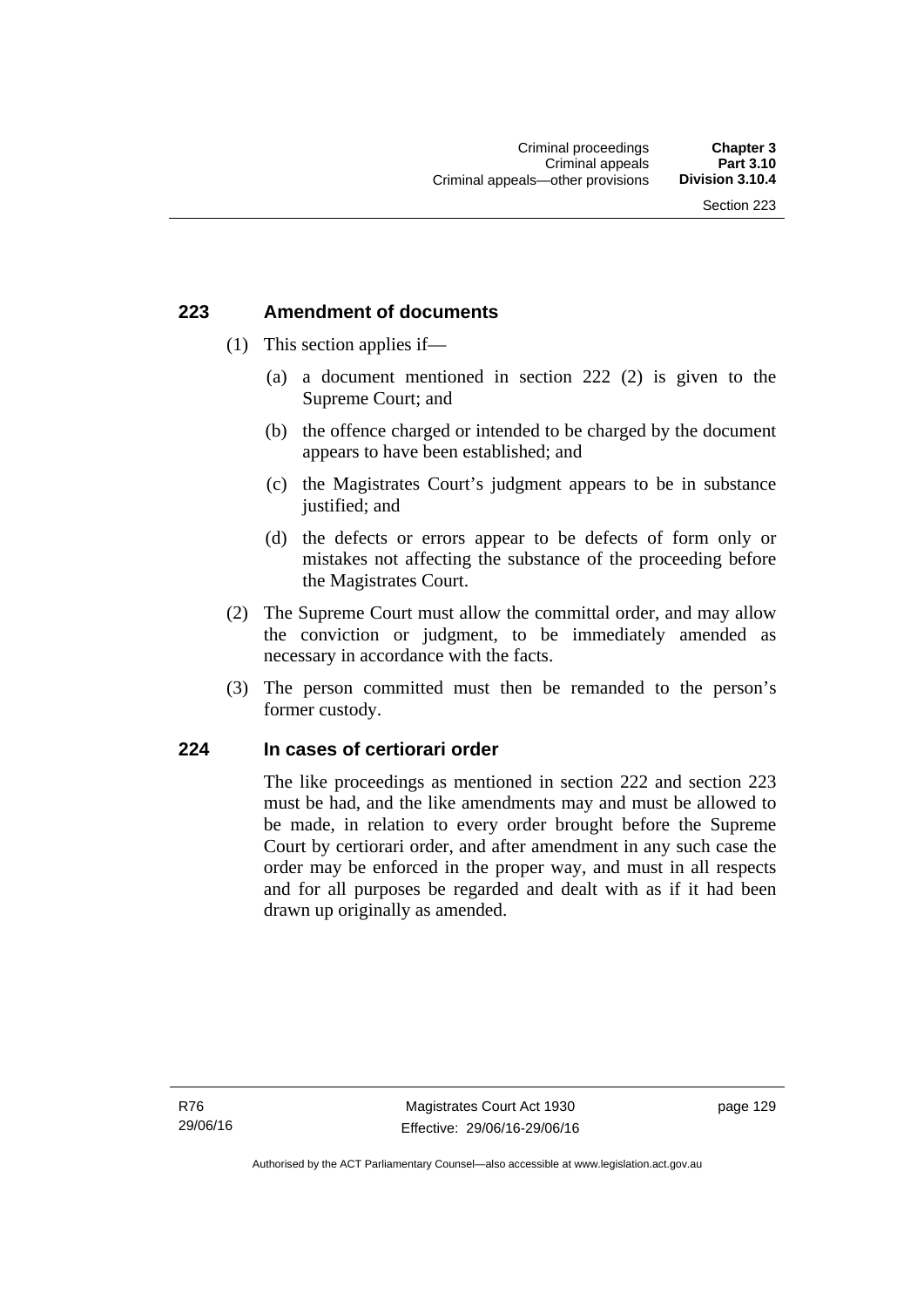## 223 Amendment of documents

(1) This section applies if—

(a) a document mentioned in section 222 (2) is given to the Supreme Court; and

(b) the offence charged or intended to be charged by the document appears to have been established; and

(c) the Magistrates Court's judgment appears to be in substance justified; and

(d) the defects or errors appear to be defects of form only or mistakes not affecting the substance of the proceeding before the Magistrates Court.

(2) The Supreme Court must allow the committal order, and may allow the conviction or judgment, to be immediately amended as necessary in accordance with the facts.

(3) The person committed must then be remanded to the person's former custody.

## 224 In cases of certiorari order

The like proceedings as mentioned in section 222 and section 223 must be had, and the like amendments may and must be allowed to be made, in relation to every order brought before the Supreme Court by certiorari order, and after amendment in any such case the order may be enforced in the proper way, and must in all respects and for all purposes be regarded and dealt with as if it had been drawn up originally as amended.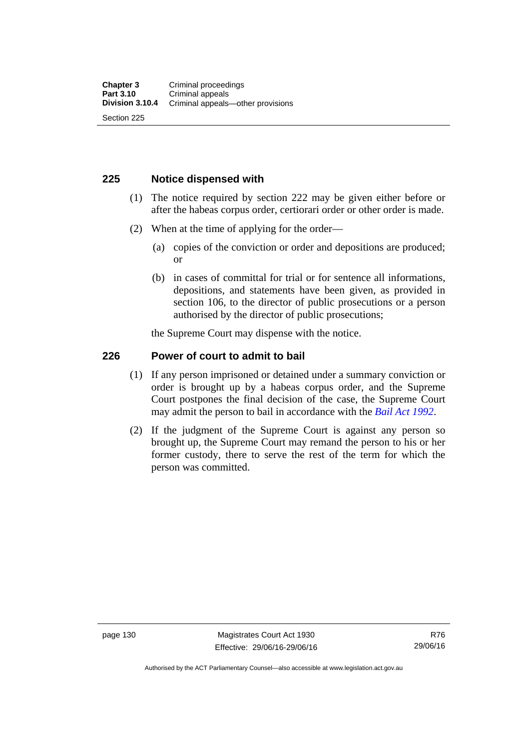## 225 Notice dispensed with

(1) The notice required by section 222 may be given either before or after the habeas corpus order, certiorari order or other order is made.

(2) When at the time of applying for the order—

(a) copies of the conviction or order and depositions are produced; or

(b) in cases of committal for trial or for sentence all informations, depositions, and statements have been given, as provided in section 106, to the director of public prosecutions or a person authorised by the director of public prosecutions;

the Supreme Court may dispense with the notice.

## 226 Power of court to admit to bail

(1) If any person imprisoned or detained under a summary conviction or order is brought up by a habeas corpus order, and the Supreme Court postpones the final decision of the case, the Supreme Court may admit the person to bail in accordance with the *Bail Act 1992*.

(2) If the judgment of the Supreme Court is against any person so brought up, the Supreme Court may remand the person to his or her former custody, there to serve the rest of the term for which the person was committed.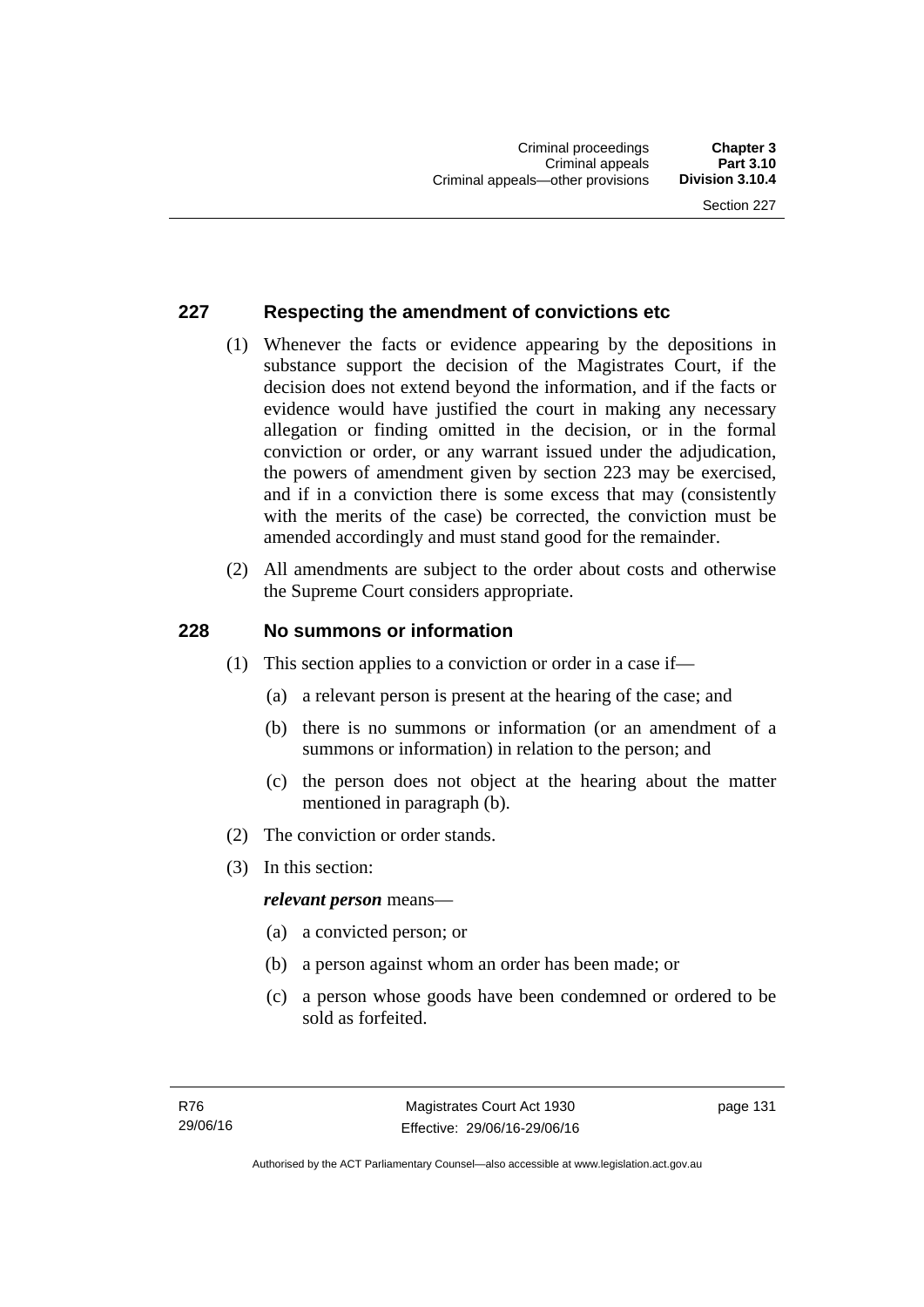## 227 Respecting the amendment of convictions etc

(1) Whenever the facts or evidence appearing by the depositions in substance support the decision of the Magistrates Court, if the decision does not extend beyond the information, and if the facts or evidence would have justified the court in making any necessary allegation or finding omitted in the decision, or in the formal conviction or order, or any warrant issued under the adjudication, the powers of amendment given by section 223 may be exercised, and if in a conviction there is some excess that may (consistently with the merits of the case) be corrected, the conviction must be amended accordingly and must stand good for the remainder.

(2) All amendments are subject to the order about costs and otherwise the Supreme Court considers appropriate.

## 228 No summons or information

(1) This section applies to a conviction or order in a case if—

(a) a relevant person is present at the hearing of the case; and

(b) there is no summons or information (or an amendment of a summons or information) in relation to the person; and

(c) the person does not object at the hearing about the matter mentioned in paragraph (b).

(2) The conviction or order stands.

(3) In this section:

***relevant person*** means—

(a) a convicted person; or

(b) a person against whom an order has been made; or

(c) a person whose goods have been condemned or ordered to be sold as forfeited.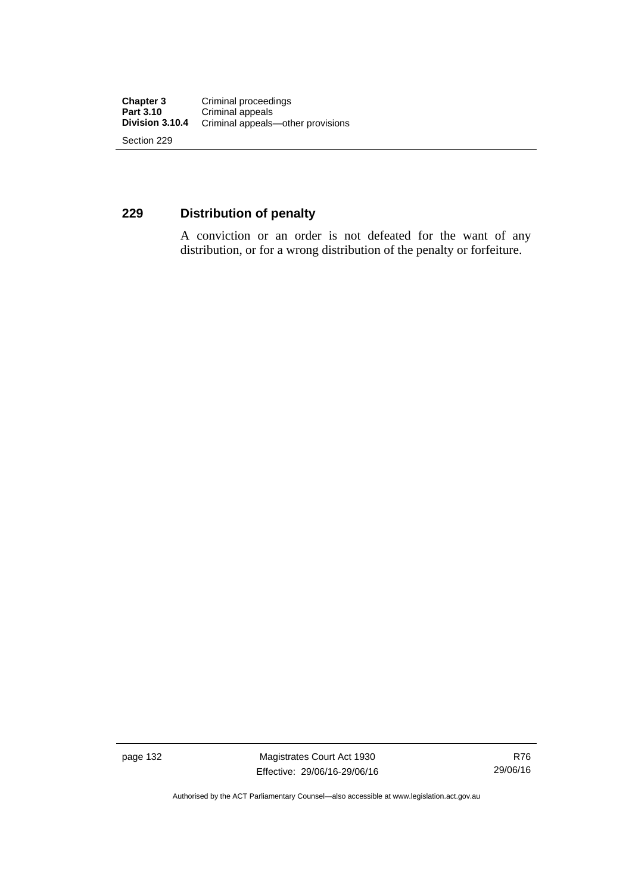## 229 Distribution of penalty

A conviction or an order is not defeated for the want of any distribution, or for a wrong distribution of the penalty or forfeiture.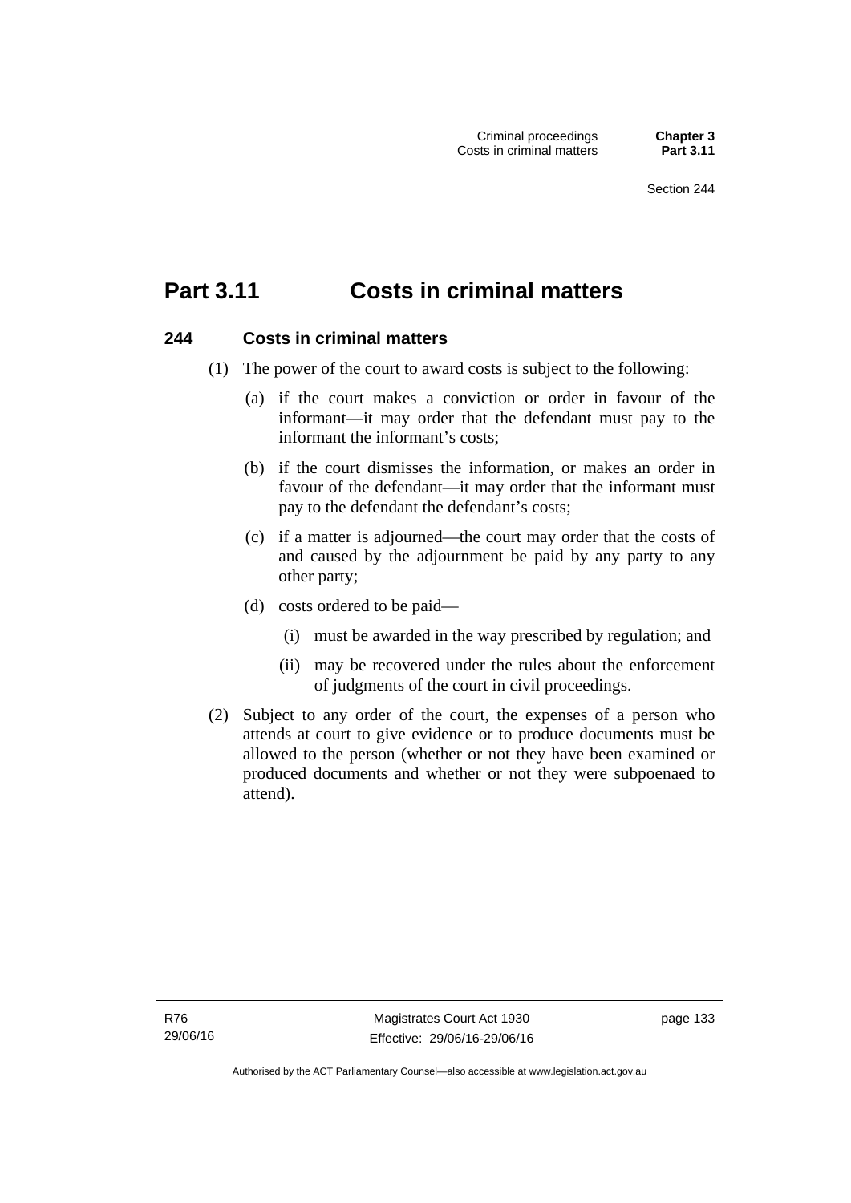# Part 3.11 Costs in criminal matters

## 244 Costs in criminal matters

(1) The power of the court to award costs is subject to the following:

(a) if the court makes a conviction or order in favour of the informant—it may order that the defendant must pay to the informant the informant's costs;

(b) if the court dismisses the information, or makes an order in favour of the defendant—it may order that the informant must pay to the defendant the defendant's costs;

(c) if a matter is adjourned—the court may order that the costs of and caused by the adjournment be paid by any party to any other party;

(d) costs ordered to be paid—

(i) must be awarded in the way prescribed by regulation; and

(ii) may be recovered under the rules about the enforcement of judgments of the court in civil proceedings.

(2) Subject to any order of the court, the expenses of a person who attends at court to give evidence or to produce documents must be allowed to the person (whether or not they have been examined or produced documents and whether or not they were subpoenaed to attend).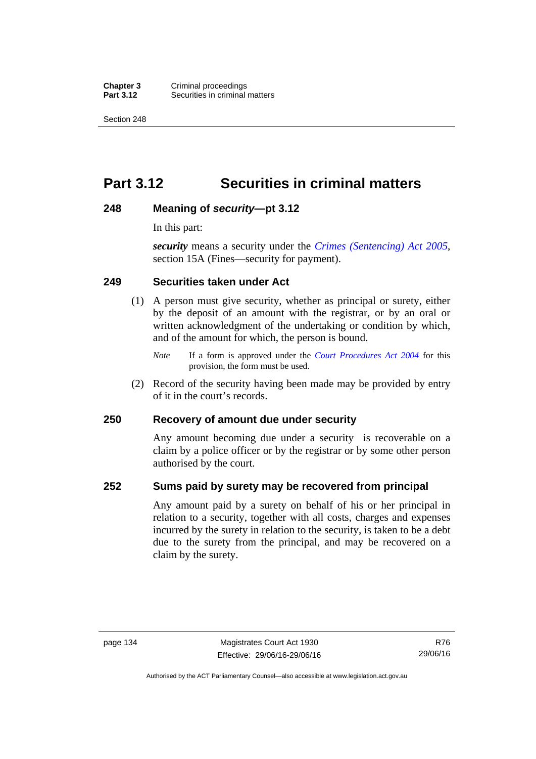# Part 3.12 Securities in criminal matters

## 248 Meaning of *security*—pt 3.12

In this part:

***security*** means a security under the *Crimes (Sentencing) Act 2005*, section 15A (Fines—security for payment).

## 249 Securities taken under Act

(1) A person must give security, whether as principal or surety, either by the deposit of an amount with the registrar, or by an oral or written acknowledgment of the undertaking or condition by which, and of the amount for which, the person is bound.

*Note* If a form is approved under the *Court Procedures Act 2004* for this provision, the form must be used.

(2) Record of the security having been made may be provided by entry of it in the court's records.

## 250 Recovery of amount due under security

Any amount becoming due under a security is recoverable on a claim by a police officer or by the registrar or by some other person authorised by the court.

## 252 Sums paid by surety may be recovered from principal

Any amount paid by a surety on behalf of his or her principal in relation to a security, together with all costs, charges and expenses incurred by the surety in relation to the security, is taken to be a debt due to the surety from the principal, and may be recovered on a claim by the surety.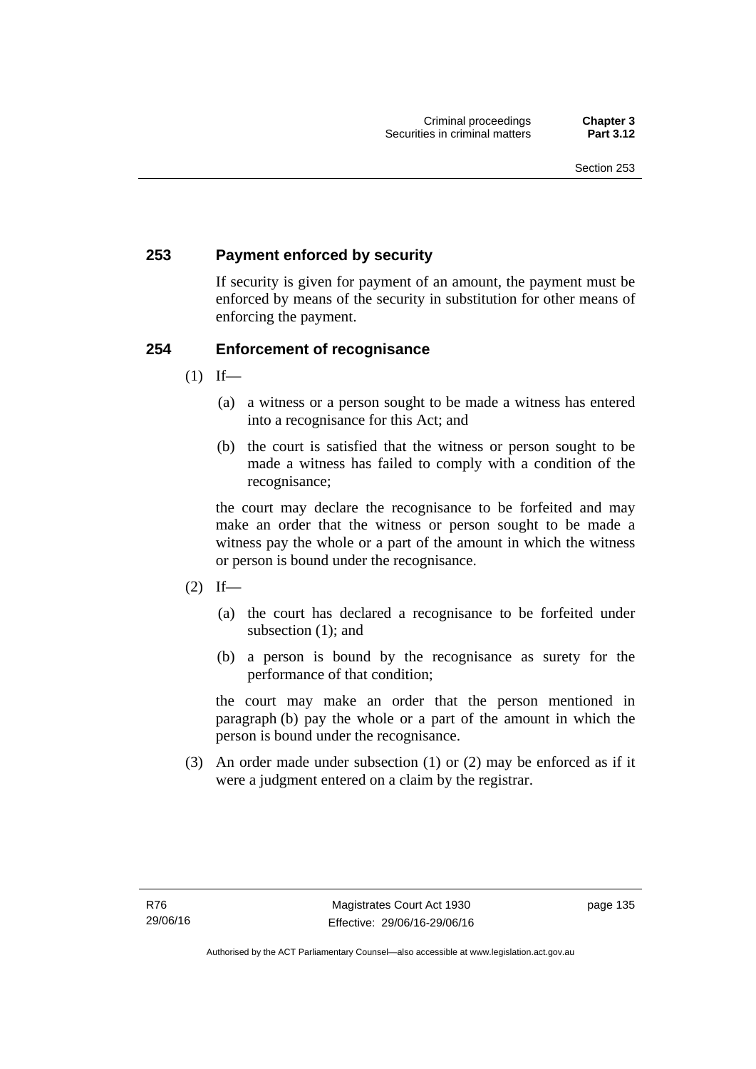## 253 Payment enforced by security

If security is given for payment of an amount, the payment must be enforced by means of the security in substitution for other means of enforcing the payment.

## 254 Enforcement of recognisance

(1) If—

(a) a witness or a person sought to be made a witness has entered into a recognisance for this Act; and

(b) the court is satisfied that the witness or person sought to be made a witness has failed to comply with a condition of the recognisance;

the court may declare the recognisance to be forfeited and may make an order that the witness or person sought to be made a witness pay the whole or a part of the amount in which the witness or person is bound under the recognisance.

(2) If—

(a) the court has declared a recognisance to be forfeited under subsection (1); and

(b) a person is bound by the recognisance as surety for the performance of that condition;

the court may make an order that the person mentioned in paragraph (b) pay the whole or a part of the amount in which the person is bound under the recognisance.

(3) An order made under subsection (1) or (2) may be enforced as if it were a judgment entered on a claim by the registrar.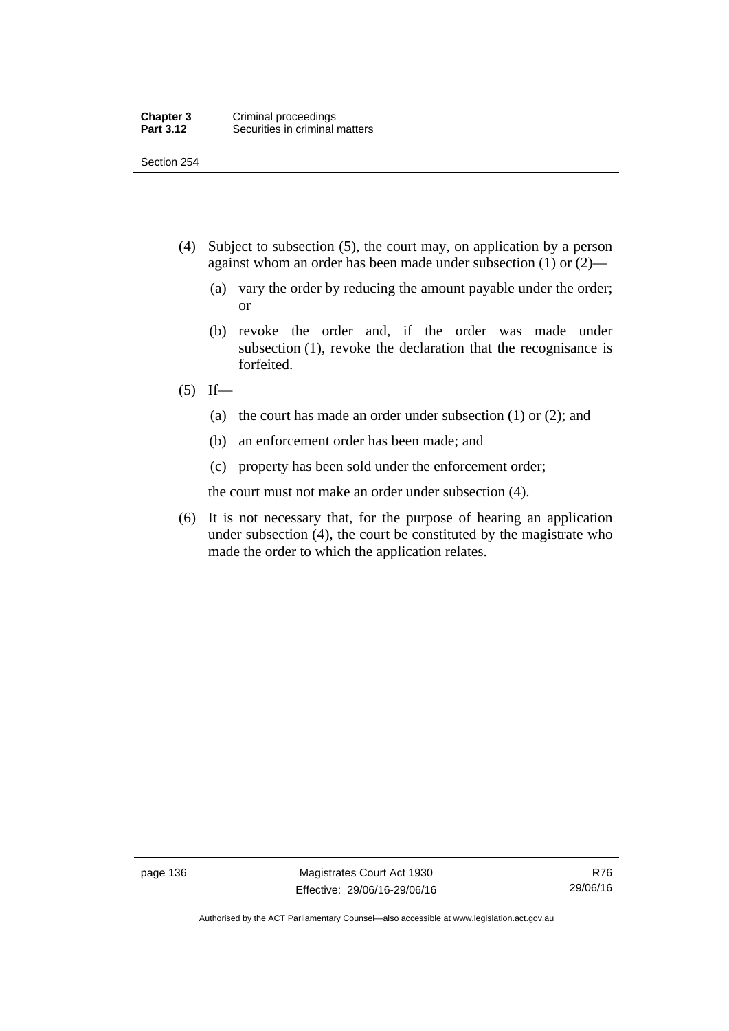(4) Subject to subsection (5), the court may, on application by a person against whom an order has been made under subsection (1) or (2)—

  (a) vary the order by reducing the amount payable under the order; or

  (b) revoke the order and, if the order was made under subsection (1), revoke the declaration that the recognisance is forfeited.

(5) If—

  (a) the court has made an order under subsection (1) or (2); and

  (b) an enforcement order has been made; and

  (c) property has been sold under the enforcement order;

  the court must not make an order under subsection (4).

(6) It is not necessary that, for the purpose of hearing an application under subsection (4), the court be constituted by the magistrate who made the order to which the application relates.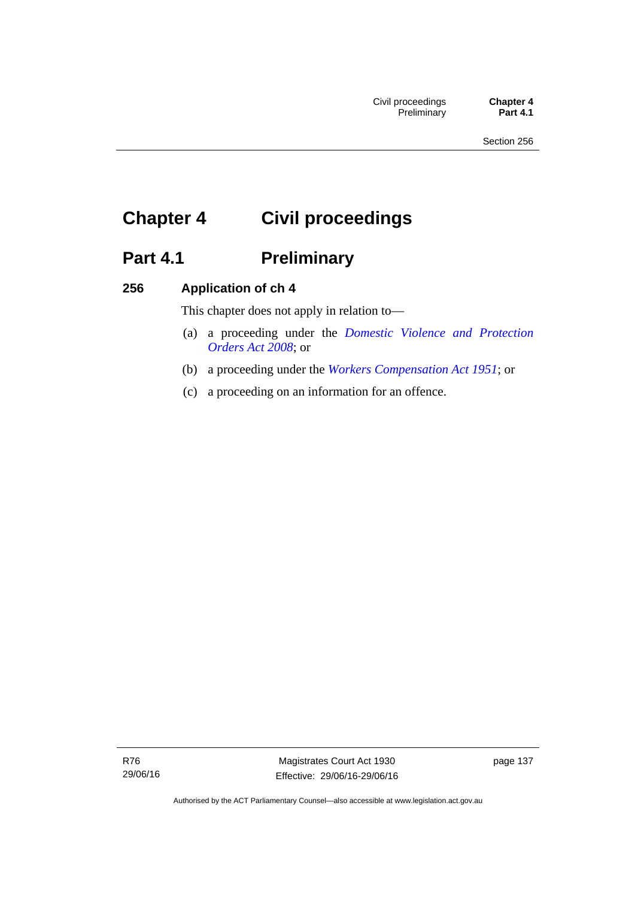# Chapter 4 Civil proceedings

## Part 4.1 Preliminary

### 256 Application of ch 4

This chapter does not apply in relation to—

(a) a proceeding under the *Domestic Violence and Protection Orders Act 2008*; or

(b) a proceeding under the *Workers Compensation Act 1951*; or

(c) a proceeding on an information for an offence.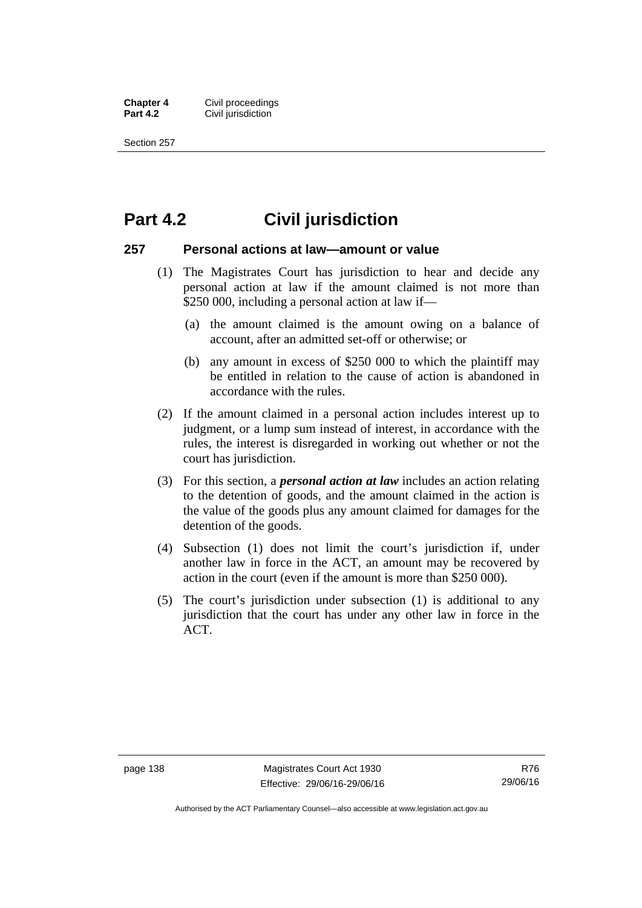# Part 4.2 Civil jurisdiction

### 257 Personal actions at law—amount or value

(1) The Magistrates Court has jurisdiction to hear and decide any personal action at law if the amount claimed is not more than $250 000, including a personal action at law if—

   (a) the amount claimed is the amount owing on a balance of account, after an admitted set-off or otherwise; or

   (b) any amount in excess of $250 000 to which the plaintiff may be entitled in relation to the cause of action is abandoned in accordance with the rules.

(2) If the amount claimed in a personal action includes interest up to judgment, or a lump sum instead of interest, in accordance with the rules, the interest is disregarded in working out whether or not the court has jurisdiction.

(3) For this section, a ***personal action at law*** includes an action relating to the detention of goods, and the amount claimed in the action is the value of the goods plus any amount claimed for damages for the detention of the goods.

(4) Subsection (1) does not limit the court's jurisdiction if, under another law in force in the ACT, an amount may be recovered by action in the court (even if the amount is more than $250 000).

(5) The court's jurisdiction under subsection (1) is additional to any jurisdiction that the court has under any other law in force in the ACT.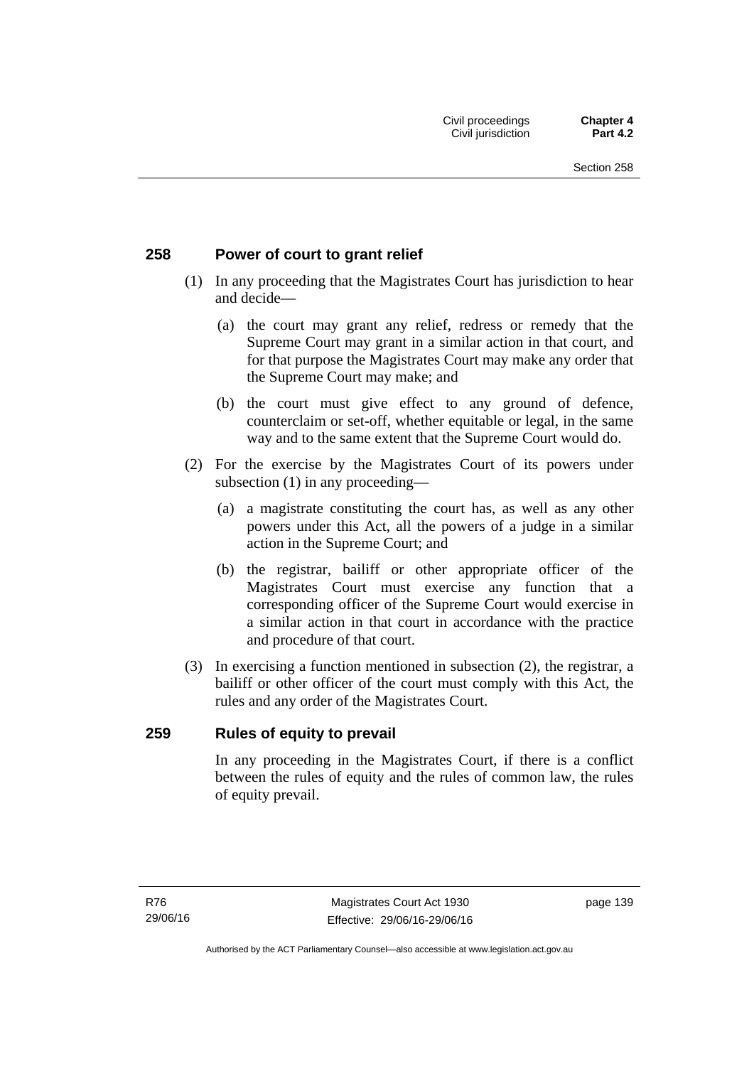## 258 Power of court to grant relief

(1) In any proceeding that the Magistrates Court has jurisdiction to hear and decide—

(a) the court may grant any relief, redress or remedy that the Supreme Court may grant in a similar action in that court, and for that purpose the Magistrates Court may make any order that the Supreme Court may make; and

(b) the court must give effect to any ground of defence, counterclaim or set-off, whether equitable or legal, in the same way and to the same extent that the Supreme Court would do.

(2) For the exercise by the Magistrates Court of its powers under subsection (1) in any proceeding—

(a) a magistrate constituting the court has, as well as any other powers under this Act, all the powers of a judge in a similar action in the Supreme Court; and

(b) the registrar, bailiff or other appropriate officer of the Magistrates Court must exercise any function that a corresponding officer of the Supreme Court would exercise in a similar action in that court in accordance with the practice and procedure of that court.

(3) In exercising a function mentioned in subsection (2), the registrar, a bailiff or other officer of the court must comply with this Act, the rules and any order of the Magistrates Court.

## 259 Rules of equity to prevail

In any proceeding in the Magistrates Court, if there is a conflict between the rules of equity and the rules of common law, the rules of equity prevail.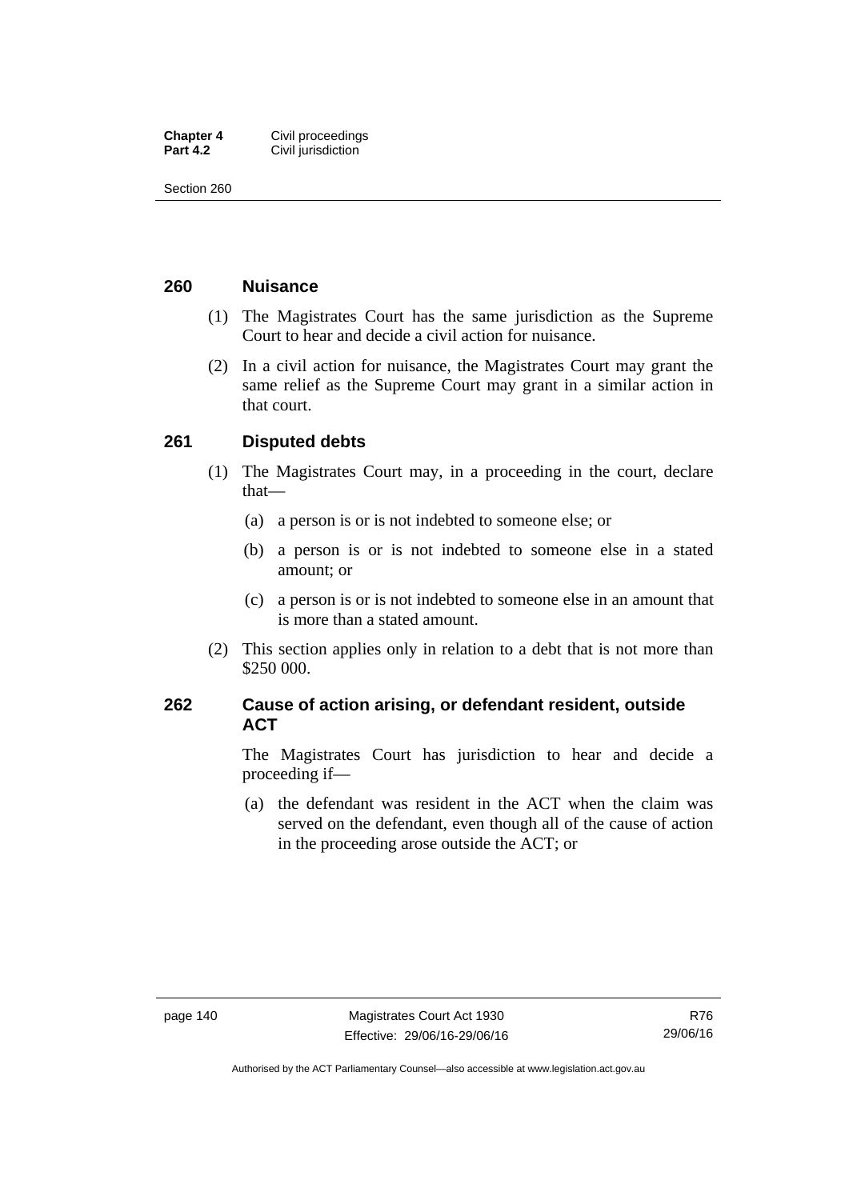## 260 Nuisance

(1) The Magistrates Court has the same jurisdiction as the Supreme Court to hear and decide a civil action for nuisance.

(2) In a civil action for nuisance, the Magistrates Court may grant the same relief as the Supreme Court may grant in a similar action in that court.

## 261 Disputed debts

(1) The Magistrates Court may, in a proceeding in the court, declare that—

(a) a person is or is not indebted to someone else; or

(b) a person is or is not indebted to someone else in a stated amount; or

(c) a person is or is not indebted to someone else in an amount that is more than a stated amount.

(2) This section applies only in relation to a debt that is not more than $250 000.

## 262 Cause of action arising, or defendant resident, outside ACT

The Magistrates Court has jurisdiction to hear and decide a proceeding if—

(a) the defendant was resident in the ACT when the claim was served on the defendant, even though all of the cause of action in the proceeding arose outside the ACT; or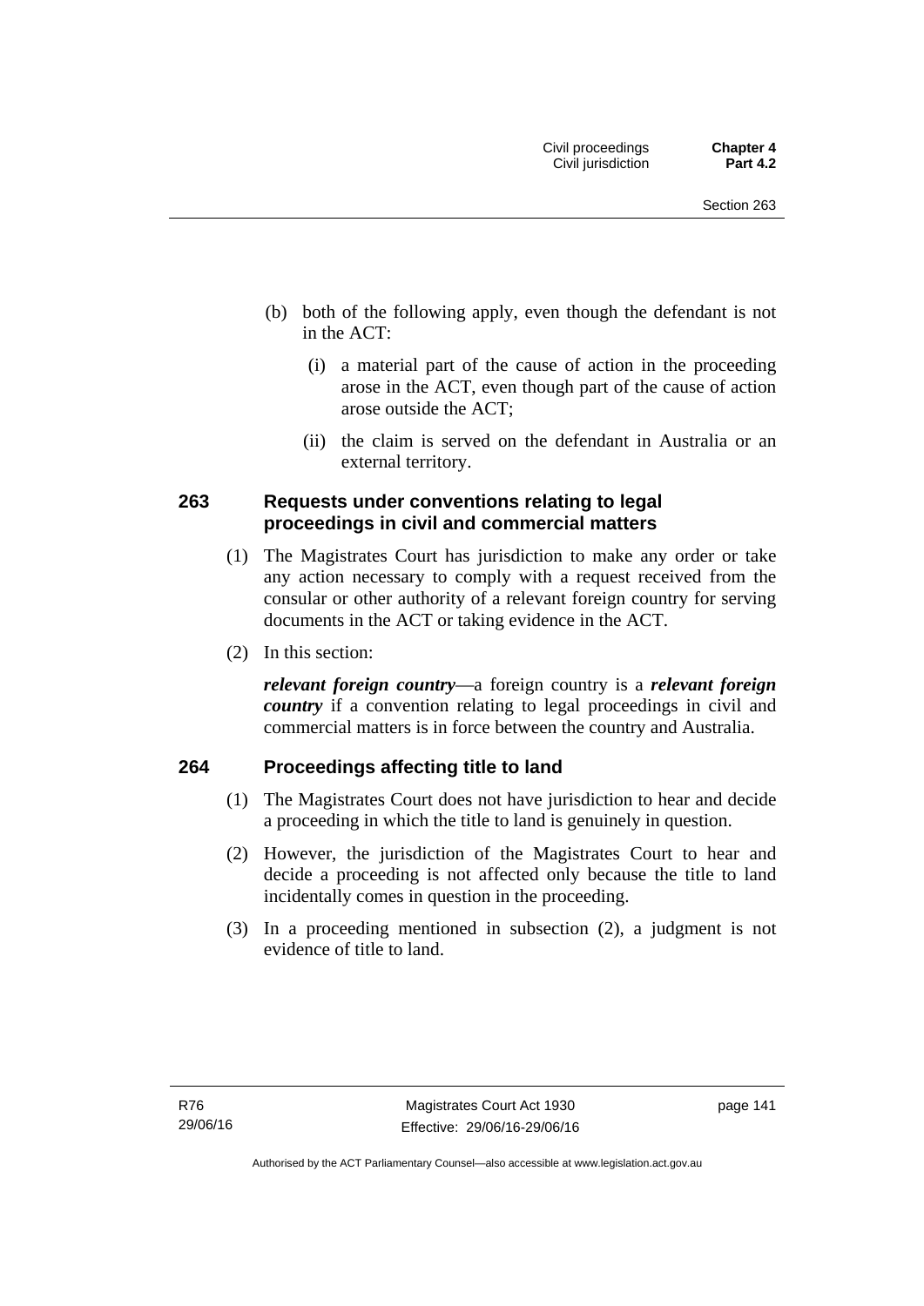(b) both of the following apply, even though the defendant is not in the ACT:

   (i) a material part of the cause of action in the proceeding arose in the ACT, even though part of the cause of action arose outside the ACT;

   (ii) the claim is served on the defendant in Australia or an external territory.

## 263 Requests under conventions relating to legal proceedings in civil and commercial matters

(1) The Magistrates Court has jurisdiction to make any order or take any action necessary to comply with a request received from the consular or other authority of a relevant foreign country for serving documents in the ACT or taking evidence in the ACT.

(2) In this section:

***relevant foreign country***—a foreign country is a ***relevant foreign country*** if a convention relating to legal proceedings in civil and commercial matters is in force between the country and Australia.

## 264 Proceedings affecting title to land

(1) The Magistrates Court does not have jurisdiction to hear and decide a proceeding in which the title to land is genuinely in question.

(2) However, the jurisdiction of the Magistrates Court to hear and decide a proceeding is not affected only because the title to land incidentally comes in question in the proceeding.

(3) In a proceeding mentioned in subsection (2), a judgment is not evidence of title to land.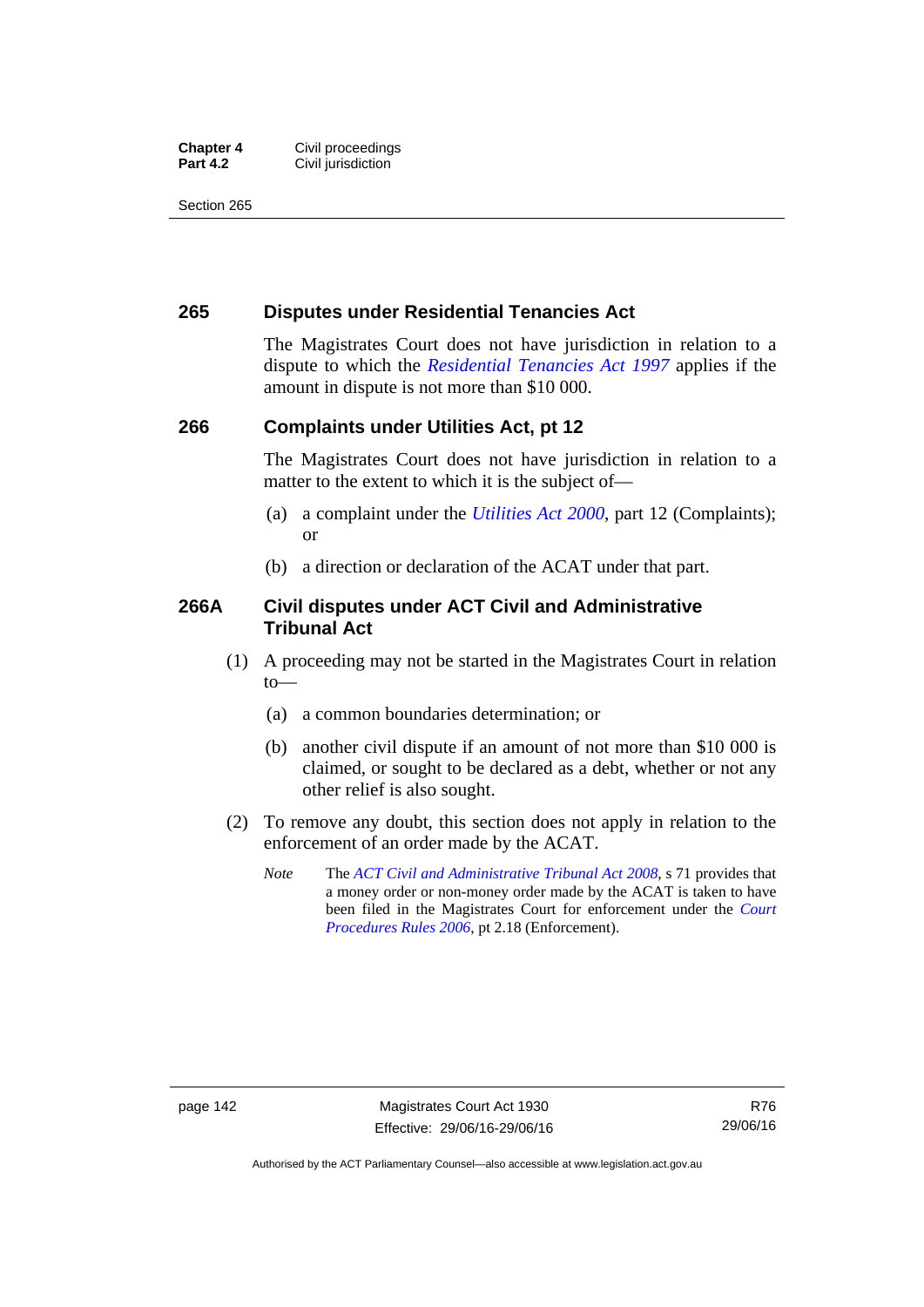## 265 Disputes under Residential Tenancies Act

The Magistrates Court does not have jurisdiction in relation to a dispute to which the *Residential Tenancies Act 1997* applies if the amount in dispute is not more than $10 000.

## 266 Complaints under Utilities Act, pt 12

The Magistrates Court does not have jurisdiction in relation to a matter to the extent to which it is the subject of—

(a) a complaint under the *Utilities Act 2000*, part 12 (Complaints); or

(b) a direction or declaration of the ACAT under that part.

## 266A Civil disputes under ACT Civil and Administrative Tribunal Act

(1) A proceeding may not be started in the Magistrates Court in relation to—

(a) a common boundaries determination; or

(b) another civil dispute if an amount of not more than $10 000 is claimed, or sought to be declared as a debt, whether or not any other relief is also sought.

(2) To remove any doubt, this section does not apply in relation to the enforcement of an order made by the ACAT.

*Note* The *ACT Civil and Administrative Tribunal Act 2008*, s 71 provides that a money order or non-money order made by the ACAT is taken to have been filed in the Magistrates Court for enforcement under the *Court Procedures Rules 2006*, pt 2.18 (Enforcement).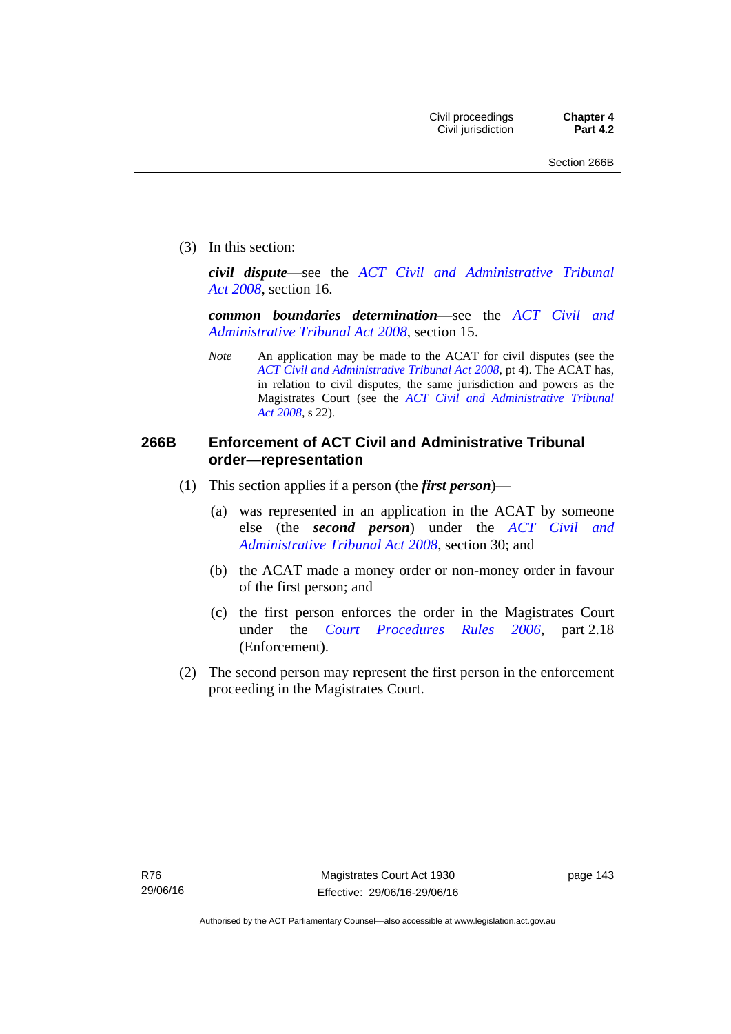(3) In this section:

***civil dispute***—see the *ACT Civil and Administrative Tribunal Act 2008*, section 16.

***common boundaries determination***—see the *ACT Civil and Administrative Tribunal Act 2008*, section 15.

*Note* An application may be made to the ACAT for civil disputes (see the *ACT Civil and Administrative Tribunal Act 2008*, pt 4). The ACAT has, in relation to civil disputes, the same jurisdiction and powers as the Magistrates Court (see the *ACT Civil and Administrative Tribunal Act 2008*, s 22).

### 266B Enforcement of ACT Civil and Administrative Tribunal order—representation

(1) This section applies if a person (the ***first person***)—

(a) was represented in an application in the ACAT by someone else (the ***second person***) under the *ACT Civil and Administrative Tribunal Act 2008*, section 30; and

(b) the ACAT made a money order or non-money order in favour of the first person; and

(c) the first person enforces the order in the Magistrates Court under the *Court Procedures Rules 2006*, part 2.18 (Enforcement).

(2) The second person may represent the first person in the enforcement proceeding in the Magistrates Court.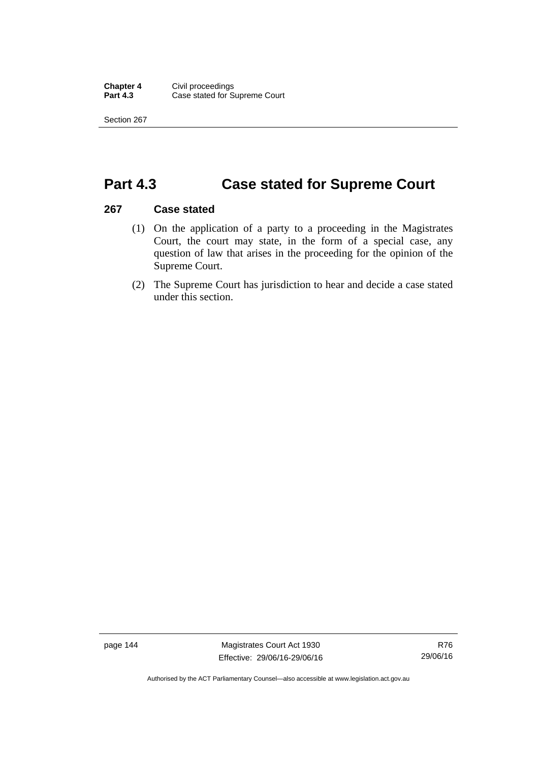# Part 4.3 Case stated for Supreme Court

## 267 Case stated

(1) On the application of a party to a proceeding in the Magistrates Court, the court may state, in the form of a special case, any question of law that arises in the proceeding for the opinion of the Supreme Court.

(2) The Supreme Court has jurisdiction to hear and decide a case stated under this section.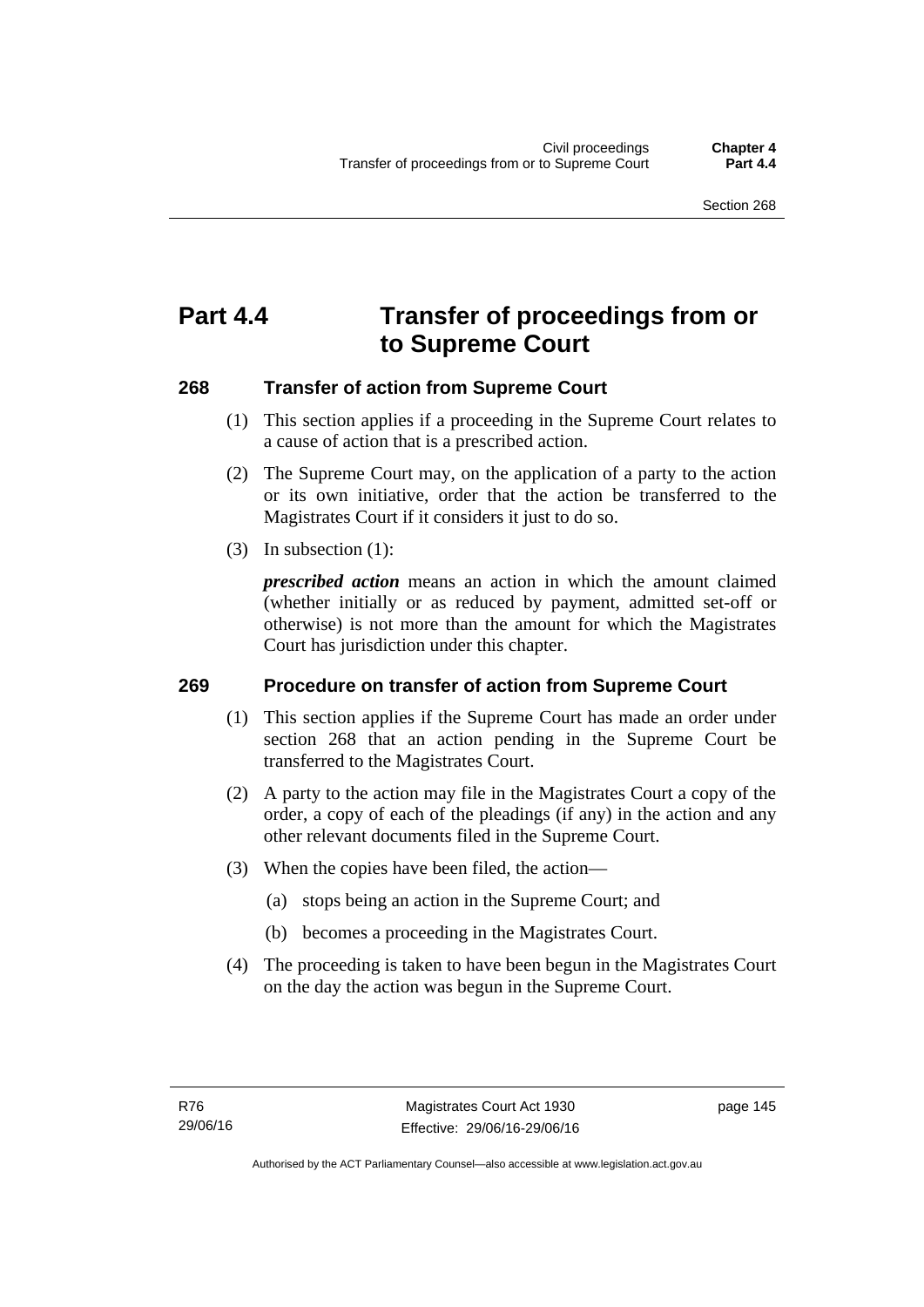# Part 4.4 Transfer of proceedings from or to Supreme Court

## 268 Transfer of action from Supreme Court

(1) This section applies if a proceeding in the Supreme Court relates to a cause of action that is a prescribed action.

(2) The Supreme Court may, on the application of a party to the action or its own initiative, order that the action be transferred to the Magistrates Court if it considers it just to do so.

(3) In subsection (1):

***prescribed action*** means an action in which the amount claimed (whether initially or as reduced by payment, admitted set-off or otherwise) is not more than the amount for which the Magistrates Court has jurisdiction under this chapter.

## 269 Procedure on transfer of action from Supreme Court

(1) This section applies if the Supreme Court has made an order under section 268 that an action pending in the Supreme Court be transferred to the Magistrates Court.

(2) A party to the action may file in the Magistrates Court a copy of the order, a copy of each of the pleadings (if any) in the action and any other relevant documents filed in the Supreme Court.

(3) When the copies have been filed, the action—

(a) stops being an action in the Supreme Court; and

(b) becomes a proceeding in the Magistrates Court.

(4) The proceeding is taken to have been begun in the Magistrates Court on the day the action was begun in the Supreme Court.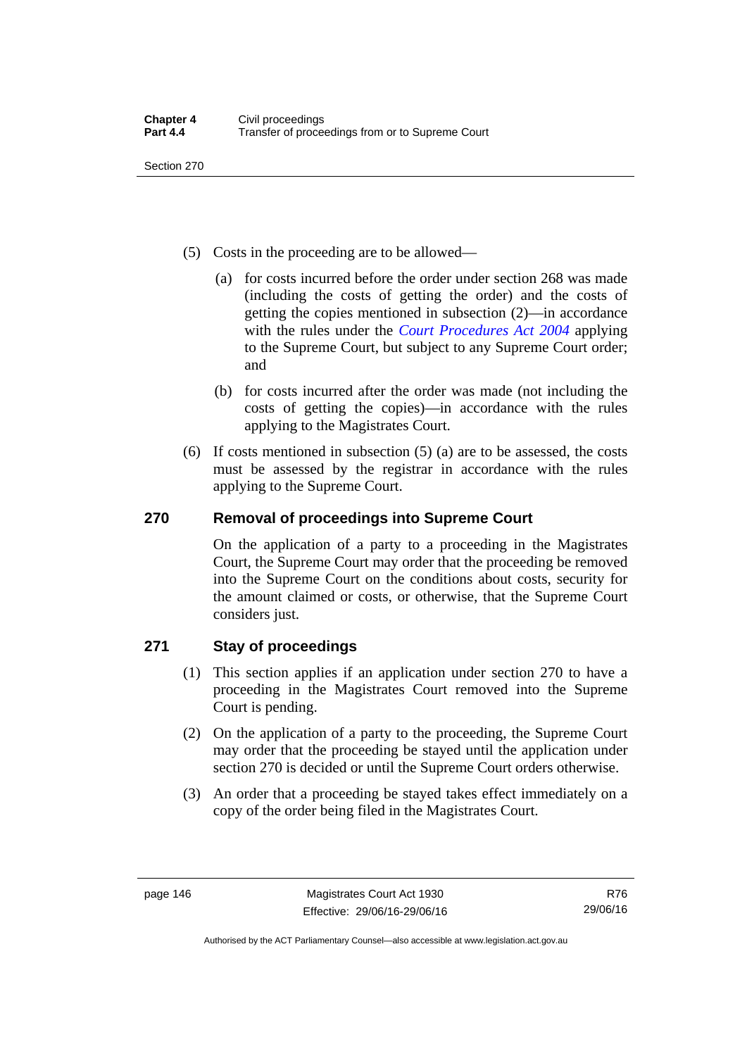(5) Costs in the proceeding are to be allowed—

(a) for costs incurred before the order under section 268 was made (including the costs of getting the order) and the costs of getting the copies mentioned in subsection (2)—in accordance with the rules under the *Court Procedures Act 2004* applying to the Supreme Court, but subject to any Supreme Court order; and

(b) for costs incurred after the order was made (not including the costs of getting the copies)—in accordance with the rules applying to the Magistrates Court.

(6) If costs mentioned in subsection (5) (a) are to be assessed, the costs must be assessed by the registrar in accordance with the rules applying to the Supreme Court.

## 270 Removal of proceedings into Supreme Court

On the application of a party to a proceeding in the Magistrates Court, the Supreme Court may order that the proceeding be removed into the Supreme Court on the conditions about costs, security for the amount claimed or costs, or otherwise, that the Supreme Court considers just.

## 271 Stay of proceedings

(1) This section applies if an application under section 270 to have a proceeding in the Magistrates Court removed into the Supreme Court is pending.

(2) On the application of a party to the proceeding, the Supreme Court may order that the proceeding be stayed until the application under section 270 is decided or until the Supreme Court orders otherwise.

(3) An order that a proceeding be stayed takes effect immediately on a copy of the order being filed in the Magistrates Court.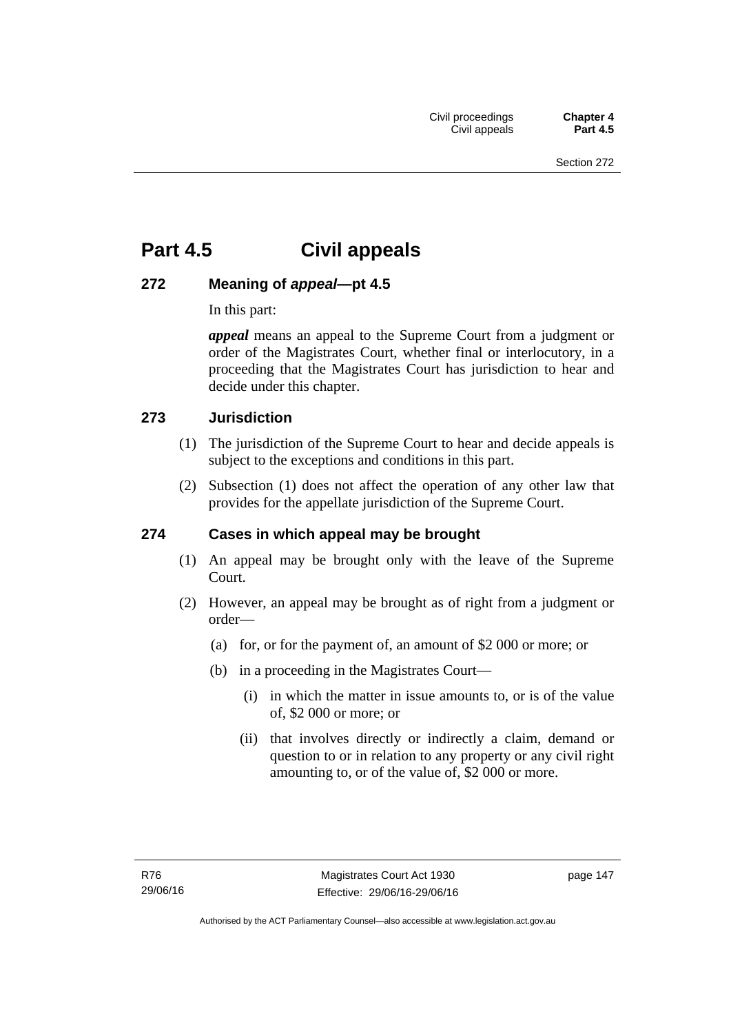# Part 4.5 Civil appeals

## 272 Meaning of *appeal*—pt 4.5

In this part:

***appeal*** means an appeal to the Supreme Court from a judgment or order of the Magistrates Court, whether final or interlocutory, in a proceeding that the Magistrates Court has jurisdiction to hear and decide under this chapter.

## 273 Jurisdiction

(1) The jurisdiction of the Supreme Court to hear and decide appeals is subject to the exceptions and conditions in this part.

(2) Subsection (1) does not affect the operation of any other law that provides for the appellate jurisdiction of the Supreme Court.

## 274 Cases in which appeal may be brought

(1) An appeal may be brought only with the leave of the Supreme Court.

(2) However, an appeal may be brought as of right from a judgment or order—

(a) for, or for the payment of, an amount of $2 000 or more; or

(b) in a proceeding in the Magistrates Court—

(i) in which the matter in issue amounts to, or is of the value of, $2 000 or more; or

(ii) that involves directly or indirectly a claim, demand or question to or in relation to any property or any civil right amounting to, or of the value of, $2 000 or more.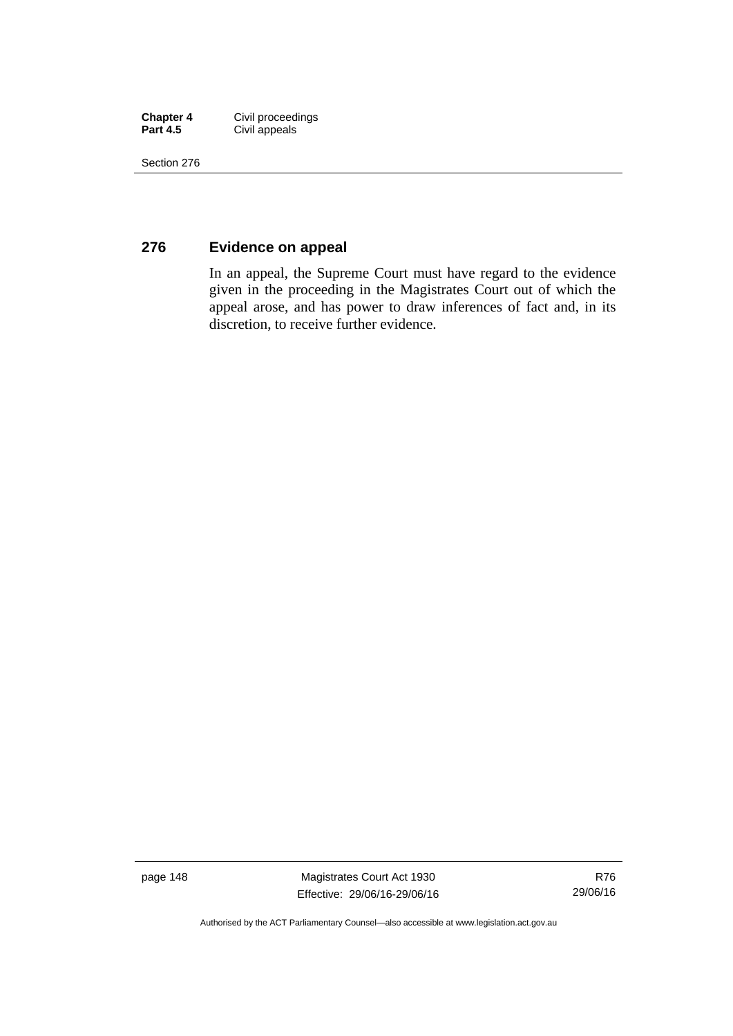## 276 Evidence on appeal

In an appeal, the Supreme Court must have regard to the evidence given in the proceeding in the Magistrates Court out of which the appeal arose, and has power to draw inferences of fact and, in its discretion, to receive further evidence.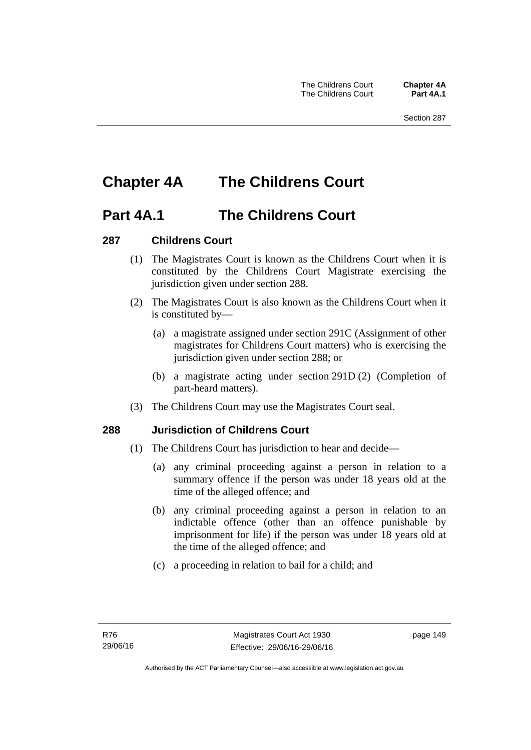# Chapter 4A The Childrens Court

## Part 4A.1 The Childrens Court

### 287 Childrens Court

(1) The Magistrates Court is known as the Childrens Court when it is constituted by the Childrens Court Magistrate exercising the jurisdiction given under section 288.

(2) The Magistrates Court is also known as the Childrens Court when it is constituted by—

(a) a magistrate assigned under section 291C (Assignment of other magistrates for Childrens Court matters) who is exercising the jurisdiction given under section 288; or

(b) a magistrate acting under section 291D (2) (Completion of part-heard matters).

(3) The Childrens Court may use the Magistrates Court seal.

### 288 Jurisdiction of Childrens Court

(1) The Childrens Court has jurisdiction to hear and decide—

(a) any criminal proceeding against a person in relation to a summary offence if the person was under 18 years old at the time of the alleged offence; and

(b) any criminal proceeding against a person in relation to an indictable offence (other than an offence punishable by imprisonment for life) if the person was under 18 years old at the time of the alleged offence; and

(c) a proceeding in relation to bail for a child; and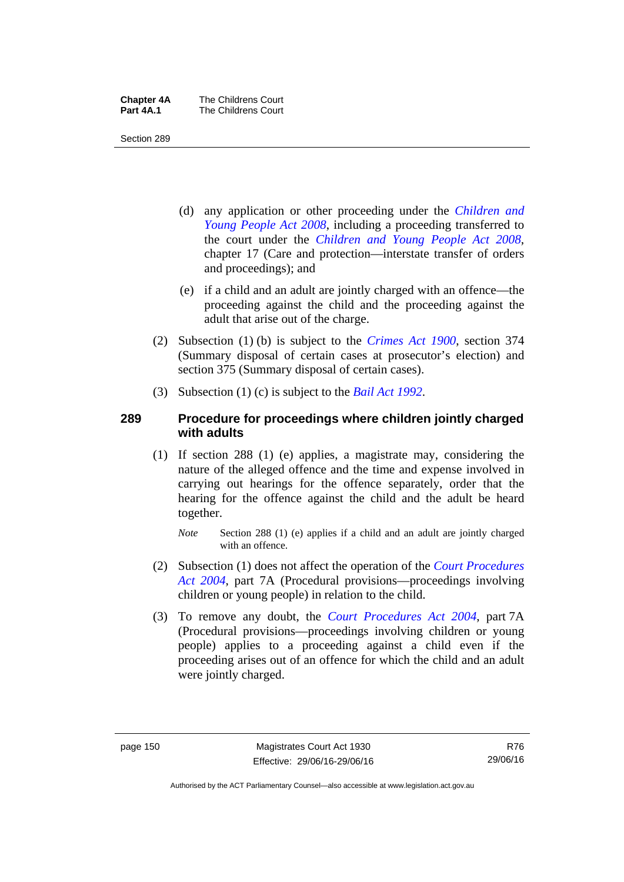(d) any application or other proceeding under the *Children and Young People Act 2008*, including a proceeding transferred to the court under the *Children and Young People Act 2008*, chapter 17 (Care and protection—interstate transfer of orders and proceedings); and

(e) if a child and an adult are jointly charged with an offence—the proceeding against the child and the proceeding against the adult that arise out of the charge.

(2) Subsection (1) (b) is subject to the *Crimes Act 1900*, section 374 (Summary disposal of certain cases at prosecutor's election) and section 375 (Summary disposal of certain cases).

(3) Subsection (1) (c) is subject to the *Bail Act 1992*.

## 289 Procedure for proceedings where children jointly charged with adults

(1) If section 288 (1) (e) applies, a magistrate may, considering the nature of the alleged offence and the time and expense involved in carrying out hearings for the offence separately, order that the hearing for the offence against the child and the adult be heard together.

*Note* Section 288 (1) (e) applies if a child and an adult are jointly charged with an offence.

(2) Subsection (1) does not affect the operation of the *Court Procedures Act 2004*, part 7A (Procedural provisions—proceedings involving children or young people) in relation to the child.

(3) To remove any doubt, the *Court Procedures Act 2004*, part 7A (Procedural provisions—proceedings involving children or young people) applies to a proceeding against a child even if the proceeding arises out of an offence for which the child and an adult were jointly charged.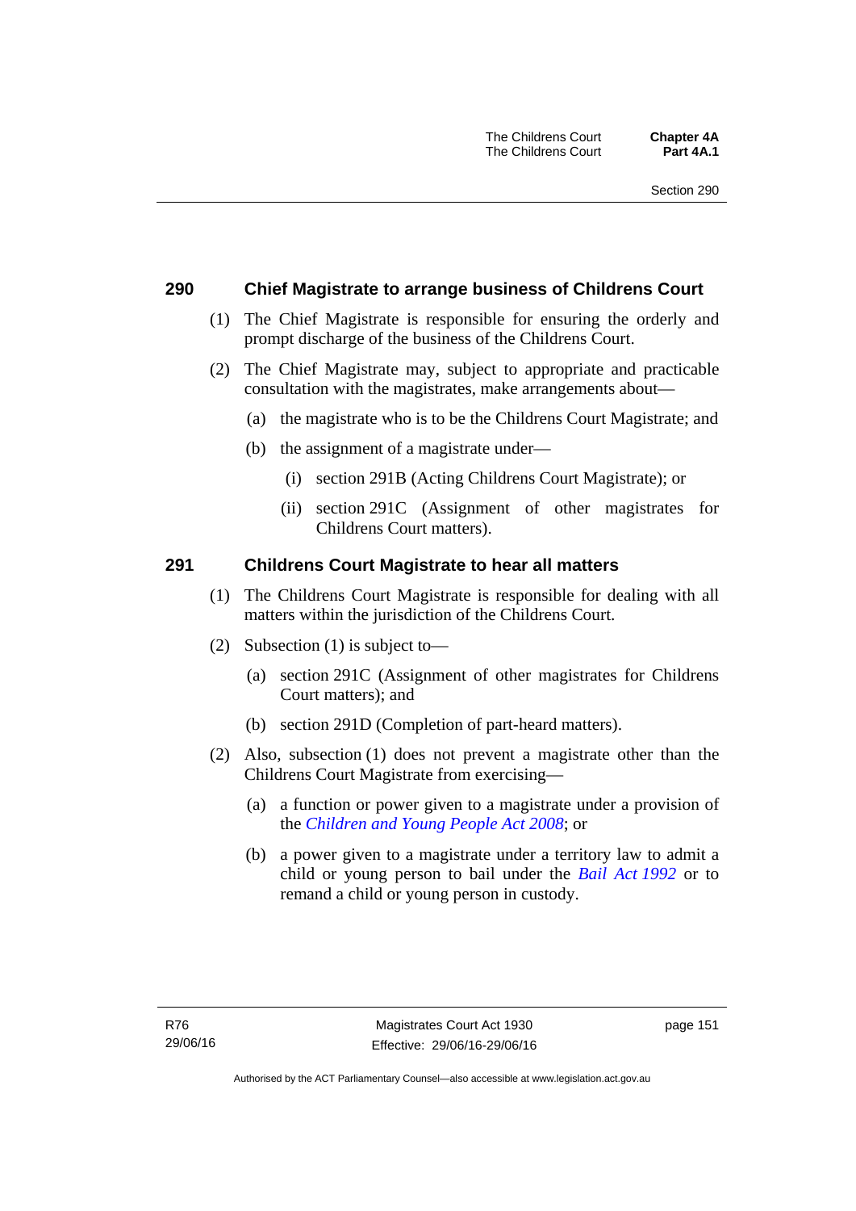## 290 Chief Magistrate to arrange business of Childrens Court

(1) The Chief Magistrate is responsible for ensuring the orderly and prompt discharge of the business of the Childrens Court.

(2) The Chief Magistrate may, subject to appropriate and practicable consultation with the magistrates, make arrangements about—

(a) the magistrate who is to be the Childrens Court Magistrate; and

(b) the assignment of a magistrate under—

(i) section 291B (Acting Childrens Court Magistrate); or

(ii) section 291C (Assignment of other magistrates for Childrens Court matters).

## 291 Childrens Court Magistrate to hear all matters

(1) The Childrens Court Magistrate is responsible for dealing with all matters within the jurisdiction of the Childrens Court.

(2) Subsection (1) is subject to—

(a) section 291C (Assignment of other magistrates for Childrens Court matters); and

(b) section 291D (Completion of part-heard matters).

(2) Also, subsection (1) does not prevent a magistrate other than the Childrens Court Magistrate from exercising—

(a) a function or power given to a magistrate under a provision of the *Children and Young People Act 2008*; or

(b) a power given to a magistrate under a territory law to admit a child or young person to bail under the *Bail Act 1992* or to remand a child or young person in custody.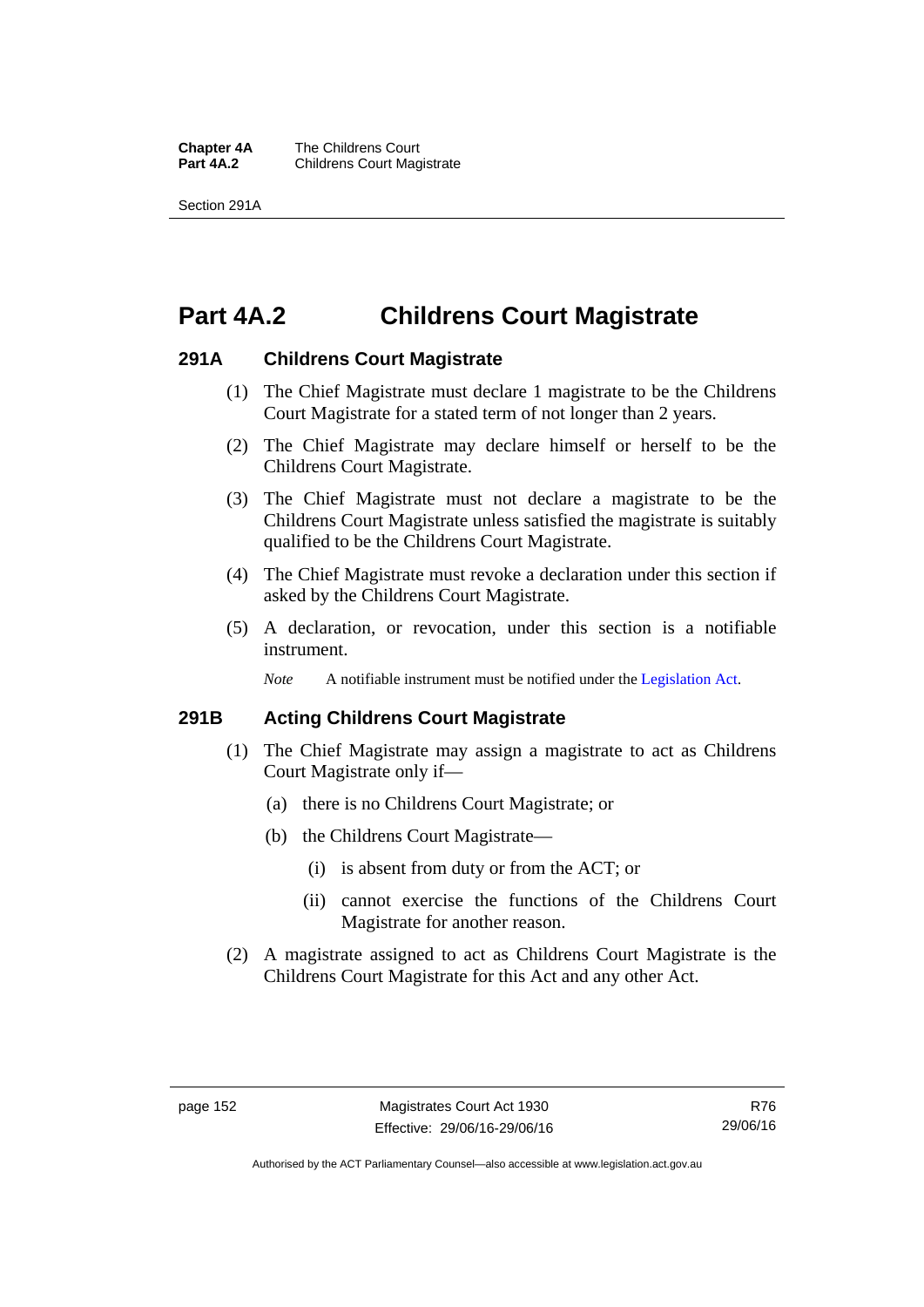# Part 4A.2 Childrens Court Magistrate

### 291A Childrens Court Magistrate

(1) The Chief Magistrate must declare 1 magistrate to be the Childrens Court Magistrate for a stated term of not longer than 2 years.

(2) The Chief Magistrate may declare himself or herself to be the Childrens Court Magistrate.

(3) The Chief Magistrate must not declare a magistrate to be the Childrens Court Magistrate unless satisfied the magistrate is suitably qualified to be the Childrens Court Magistrate.

(4) The Chief Magistrate must revoke a declaration under this section if asked by the Childrens Court Magistrate.

(5) A declaration, or revocation, under this section is a notifiable instrument.

*Note* A notifiable instrument must be notified under the Legislation Act.

### 291B Acting Childrens Court Magistrate

(1) The Chief Magistrate may assign a magistrate to act as Childrens Court Magistrate only if—

(a) there is no Childrens Court Magistrate; or

(b) the Childrens Court Magistrate—

(i) is absent from duty or from the ACT; or

(ii) cannot exercise the functions of the Childrens Court Magistrate for another reason.

(2) A magistrate assigned to act as Childrens Court Magistrate is the Childrens Court Magistrate for this Act and any other Act.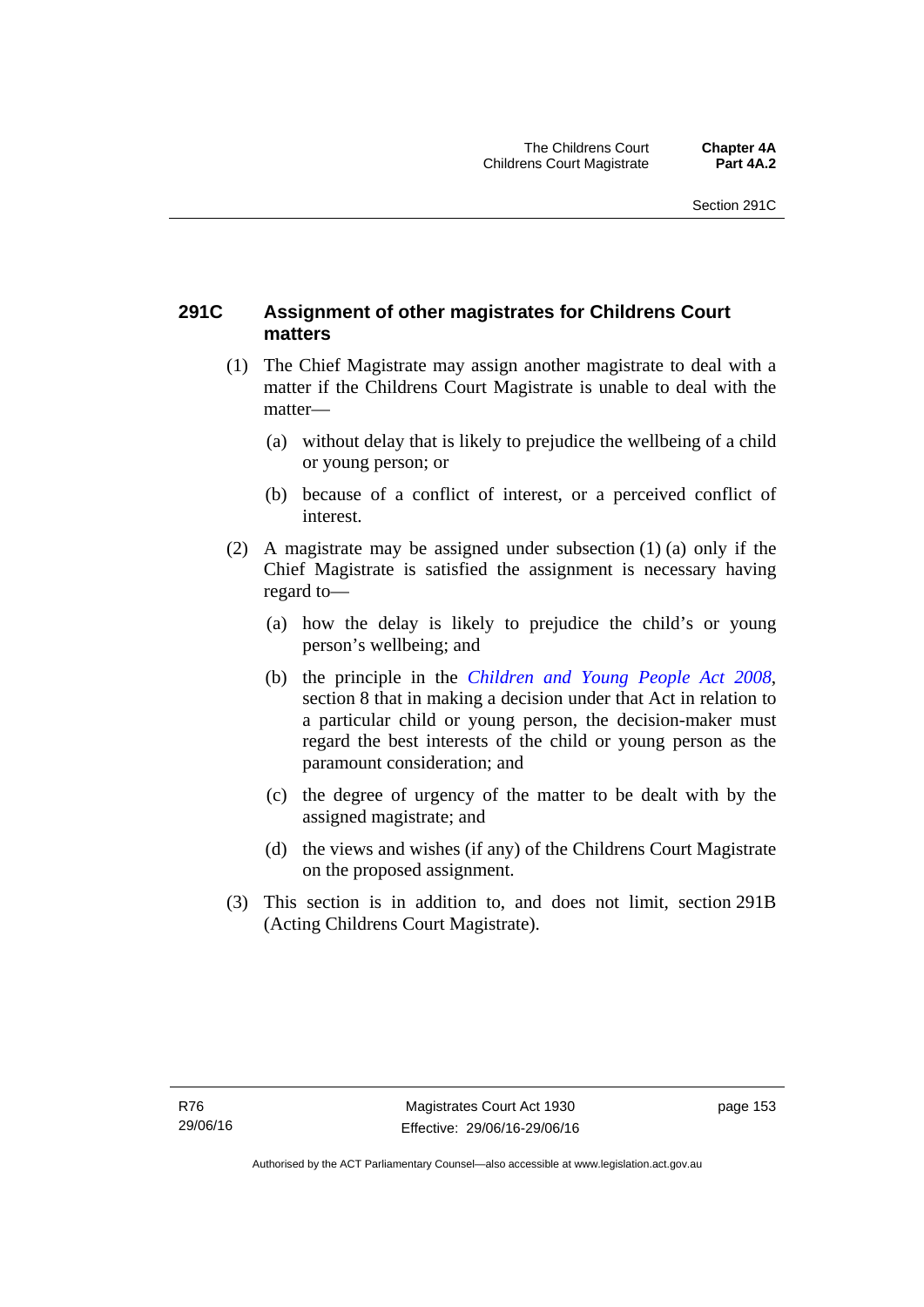## 291C Assignment of other magistrates for Childrens Court matters

(1) The Chief Magistrate may assign another magistrate to deal with a matter if the Childrens Court Magistrate is unable to deal with the matter—

(a) without delay that is likely to prejudice the wellbeing of a child or young person; or

(b) because of a conflict of interest, or a perceived conflict of interest.

(2) A magistrate may be assigned under subsection (1) (a) only if the Chief Magistrate is satisfied the assignment is necessary having regard to—

(a) how the delay is likely to prejudice the child's or young person's wellbeing; and

(b) the principle in the *Children and Young People Act 2008*, section 8 that in making a decision under that Act in relation to a particular child or young person, the decision-maker must regard the best interests of the child or young person as the paramount consideration; and

(c) the degree of urgency of the matter to be dealt with by the assigned magistrate; and

(d) the views and wishes (if any) of the Childrens Court Magistrate on the proposed assignment.

(3) This section is in addition to, and does not limit, section 291B (Acting Childrens Court Magistrate).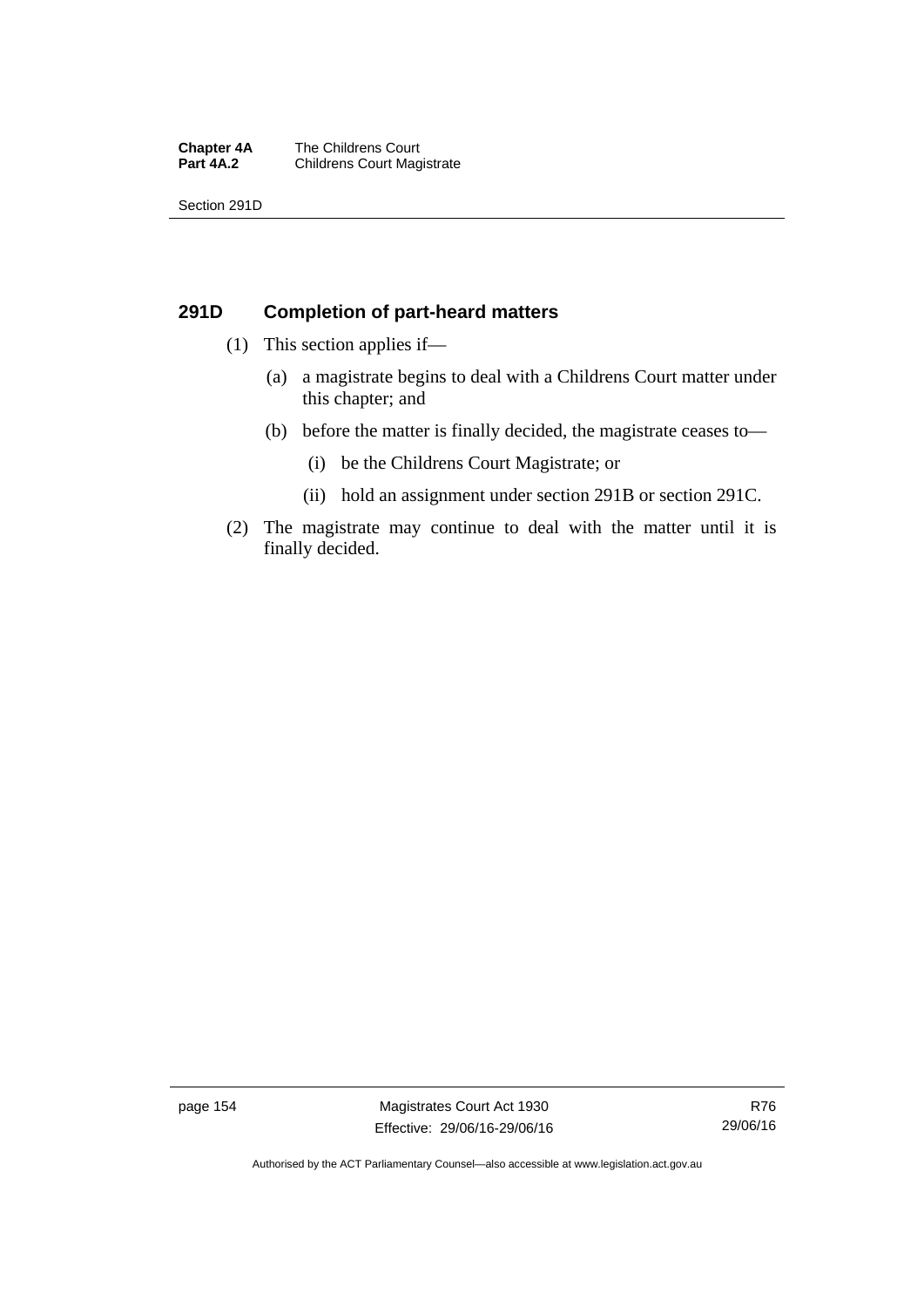## 291D Completion of part-heard matters

(1) This section applies if—

(a) a magistrate begins to deal with a Childrens Court matter under this chapter; and

(b) before the matter is finally decided, the magistrate ceases to—

(i) be the Childrens Court Magistrate; or

(ii) hold an assignment under section 291B or section 291C.

(2) The magistrate may continue to deal with the matter until it is finally decided.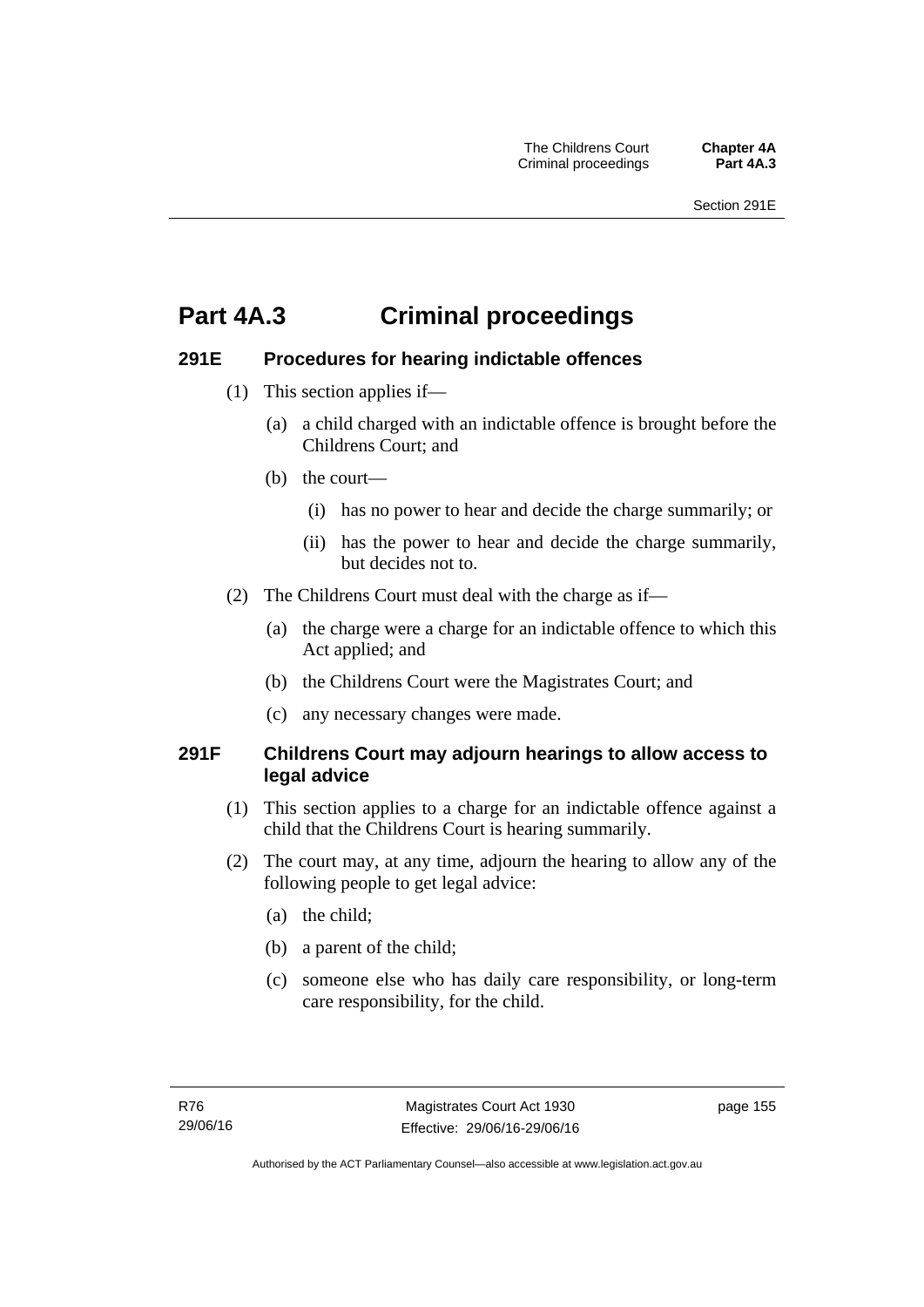# Part 4A.3 Criminal proceedings

## 291E Procedures for hearing indictable offences

(1) This section applies if—

(a) a child charged with an indictable offence is brought before the Childrens Court; and

(b) the court—

(i) has no power to hear and decide the charge summarily; or

(ii) has the power to hear and decide the charge summarily, but decides not to.

(2) The Childrens Court must deal with the charge as if—

(a) the charge were a charge for an indictable offence to which this Act applied; and

(b) the Childrens Court were the Magistrates Court; and

(c) any necessary changes were made.

## 291F Childrens Court may adjourn hearings to allow access to legal advice

(1) This section applies to a charge for an indictable offence against a child that the Childrens Court is hearing summarily.

(2) The court may, at any time, adjourn the hearing to allow any of the following people to get legal advice:

(a) the child;

(b) a parent of the child;

(c) someone else who has daily care responsibility, or long-term care responsibility, for the child.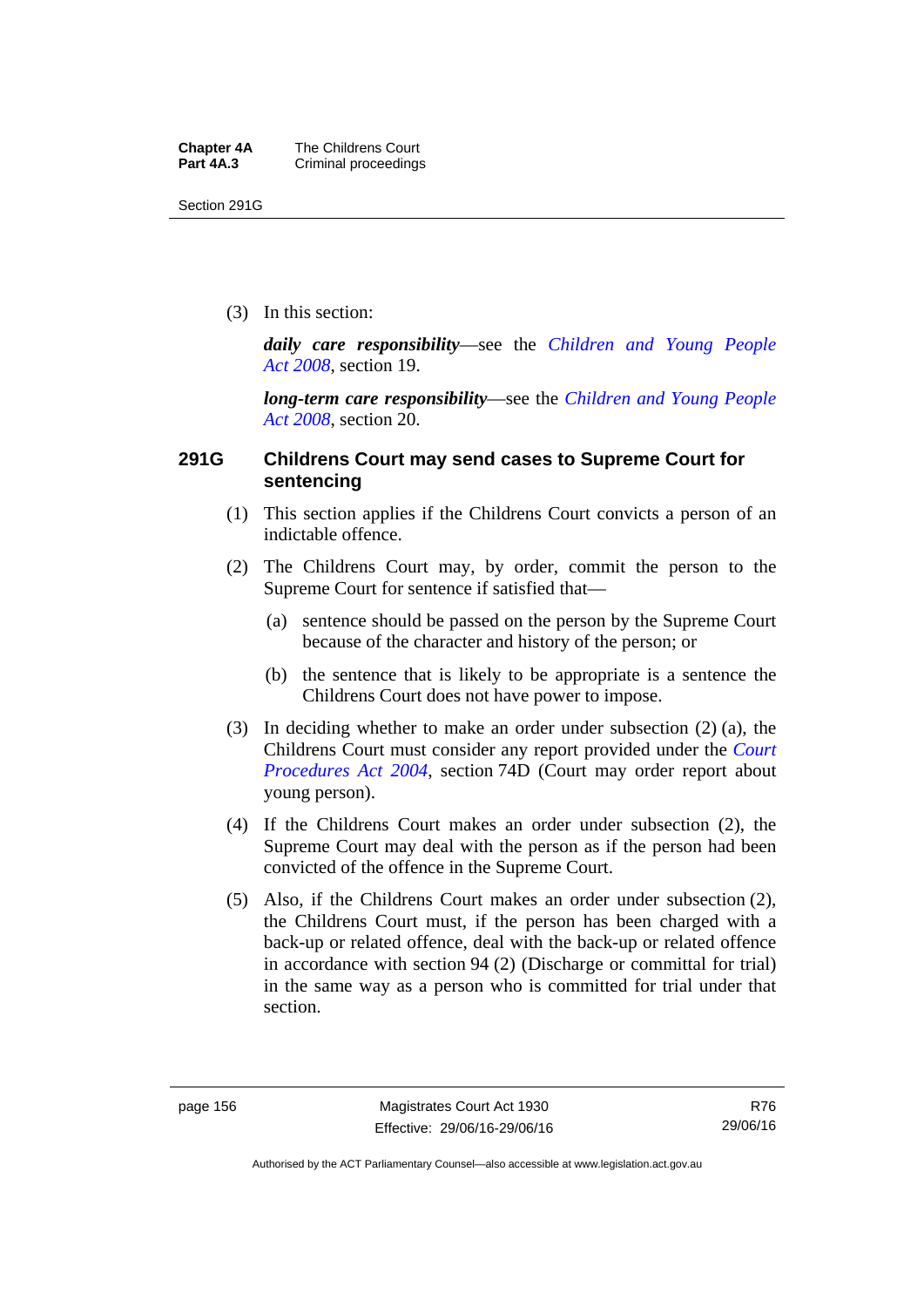(3) In this section:

***daily care responsibility***—see the *Children and Young People Act 2008*, section 19.

***long-term care responsibility***—see the *Children and Young People Act 2008*, section 20.

### 291G Childrens Court may send cases to Supreme Court for sentencing

(1) This section applies if the Childrens Court convicts a person of an indictable offence.

(2) The Childrens Court may, by order, commit the person to the Supreme Court for sentence if satisfied that—

(a) sentence should be passed on the person by the Supreme Court because of the character and history of the person; or

(b) the sentence that is likely to be appropriate is a sentence the Childrens Court does not have power to impose.

(3) In deciding whether to make an order under subsection (2) (a), the Childrens Court must consider any report provided under the *Court Procedures Act 2004*, section 74D (Court may order report about young person).

(4) If the Childrens Court makes an order under subsection (2), the Supreme Court may deal with the person as if the person had been convicted of the offence in the Supreme Court.

(5) Also, if the Childrens Court makes an order under subsection (2), the Childrens Court must, if the person has been charged with a back-up or related offence, deal with the back-up or related offence in accordance with section 94 (2) (Discharge or committal for trial) in the same way as a person who is committed for trial under that section.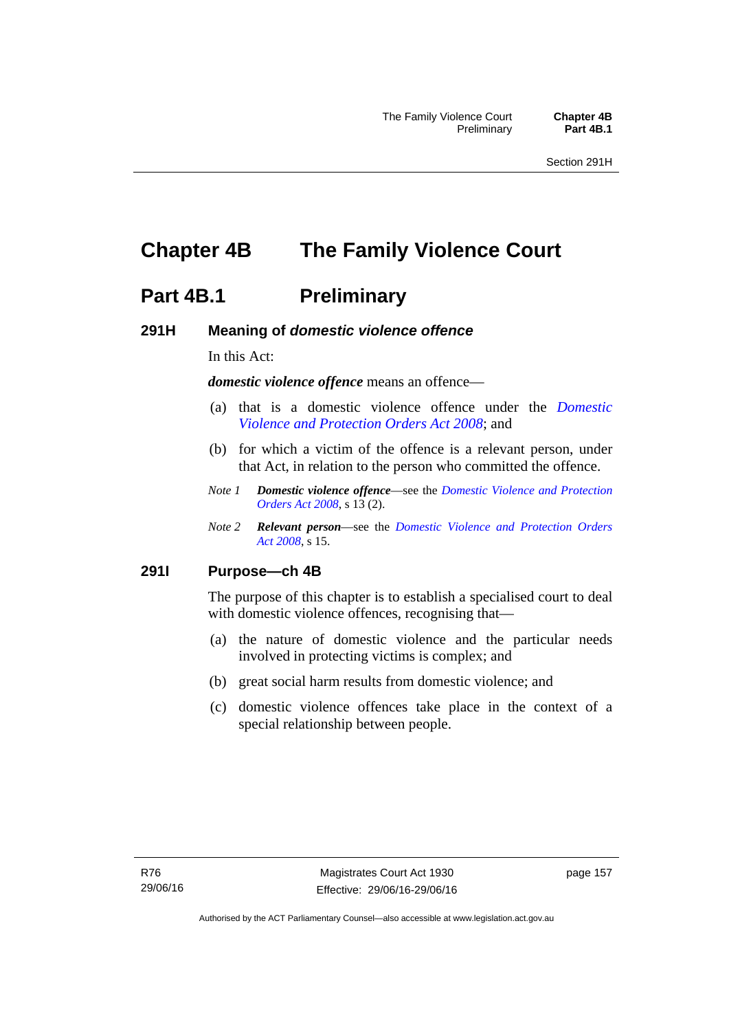# Chapter 4B The Family Violence Court

## Part 4B.1 Preliminary

### 291H Meaning of *domestic violence offence*

In this Act:

***domestic violence offence*** means an offence—

(a) that is a domestic violence offence under the *Domestic Violence and Protection Orders Act 2008*; and

(b) for which a victim of the offence is a relevant person, under that Act, in relation to the person who committed the offence.

*Note 1* ***Domestic violence offence***—see the *Domestic Violence and Protection Orders Act 2008*, s 13 (2).

*Note 2* ***Relevant person***—see the *Domestic Violence and Protection Orders Act 2008*, s 15.

### 291I Purpose—ch 4B

The purpose of this chapter is to establish a specialised court to deal with domestic violence offences, recognising that—

(a) the nature of domestic violence and the particular needs involved in protecting victims is complex; and

(b) great social harm results from domestic violence; and

(c) domestic violence offences take place in the context of a special relationship between people.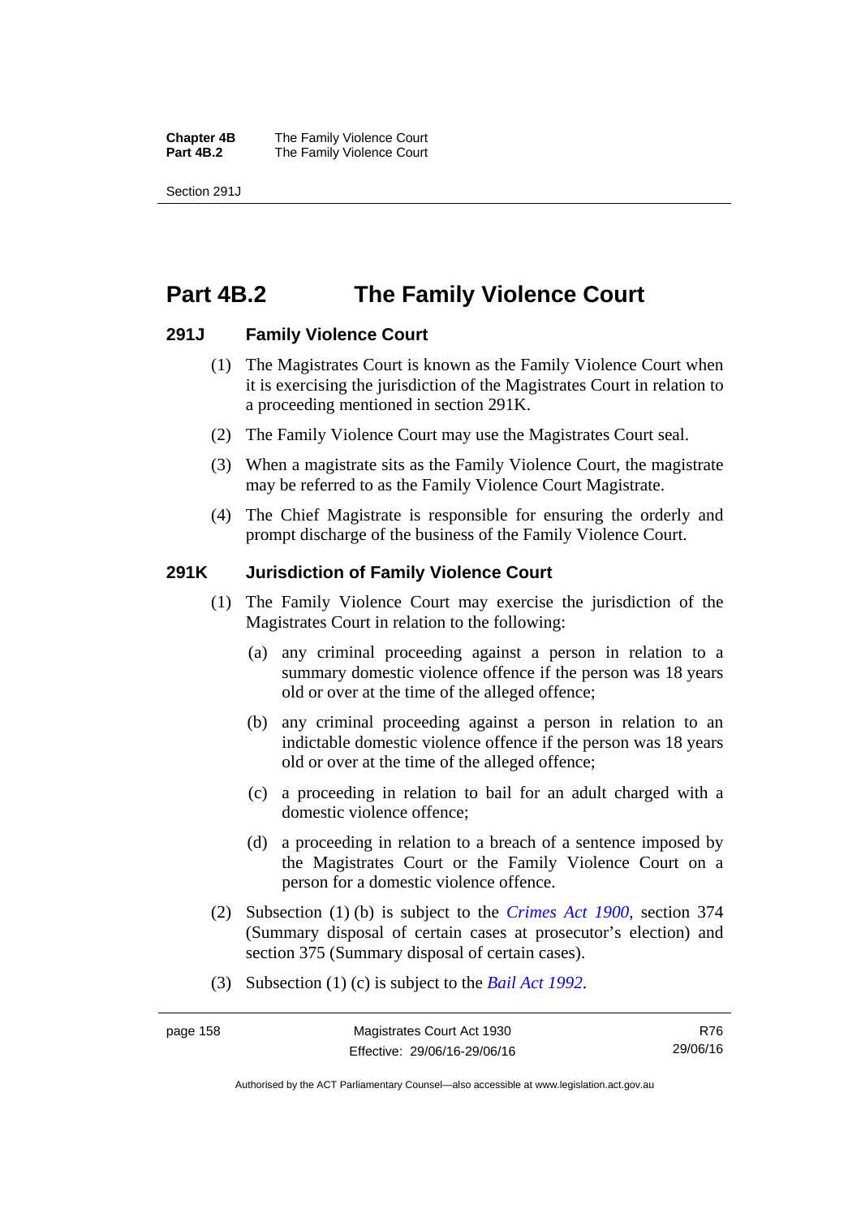# Part 4B.2 The Family Violence Court

## 291J Family Violence Court

(1) The Magistrates Court is known as the Family Violence Court when it is exercising the jurisdiction of the Magistrates Court in relation to a proceeding mentioned in section 291K.

(2) The Family Violence Court may use the Magistrates Court seal.

(3) When a magistrate sits as the Family Violence Court, the magistrate may be referred to as the Family Violence Court Magistrate.

(4) The Chief Magistrate is responsible for ensuring the orderly and prompt discharge of the business of the Family Violence Court.

## 291K Jurisdiction of Family Violence Court

(1) The Family Violence Court may exercise the jurisdiction of the Magistrates Court in relation to the following:

(a) any criminal proceeding against a person in relation to a summary domestic violence offence if the person was 18 years old or over at the time of the alleged offence;

(b) any criminal proceeding against a person in relation to an indictable domestic violence offence if the person was 18 years old or over at the time of the alleged offence;

(c) a proceeding in relation to bail for an adult charged with a domestic violence offence;

(d) a proceeding in relation to a breach of a sentence imposed by the Magistrates Court or the Family Violence Court on a person for a domestic violence offence.

(2) Subsection (1) (b) is subject to the *Crimes Act 1900*, section 374 (Summary disposal of certain cases at prosecutor's election) and section 375 (Summary disposal of certain cases).

(3) Subsection (1) (c) is subject to the *Bail Act 1992*.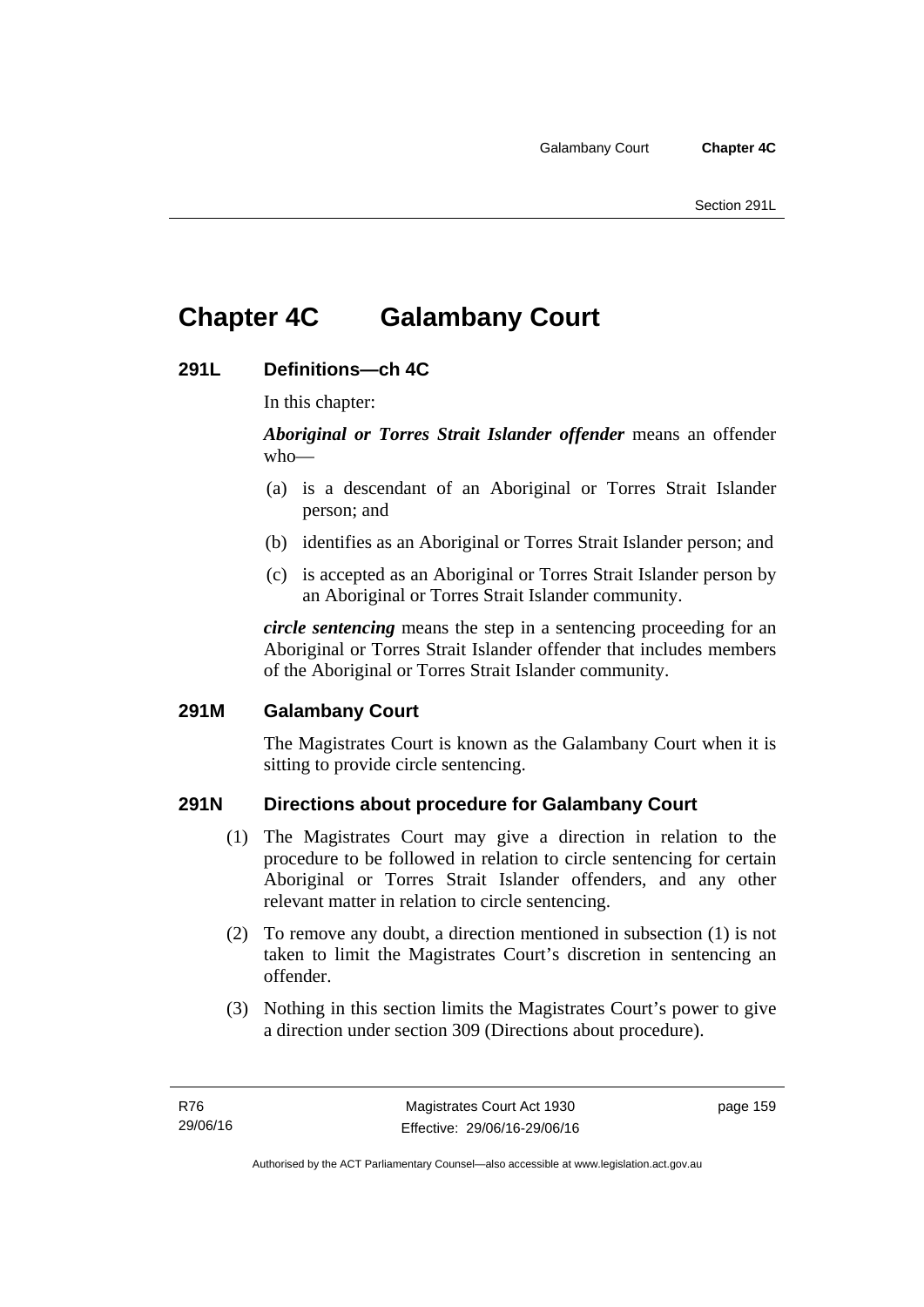# Chapter 4C Galambany Court

## 291L Definitions—ch 4C

In this chapter:

***Aboriginal or Torres Strait Islander offender*** means an offender who—

(a) is a descendant of an Aboriginal or Torres Strait Islander person; and

(b) identifies as an Aboriginal or Torres Strait Islander person; and

(c) is accepted as an Aboriginal or Torres Strait Islander person by an Aboriginal or Torres Strait Islander community.

***circle sentencing*** means the step in a sentencing proceeding for an Aboriginal or Torres Strait Islander offender that includes members of the Aboriginal or Torres Strait Islander community.

## 291M Galambany Court

The Magistrates Court is known as the Galambany Court when it is sitting to provide circle sentencing.

## 291N Directions about procedure for Galambany Court

(1) The Magistrates Court may give a direction in relation to the procedure to be followed in relation to circle sentencing for certain Aboriginal or Torres Strait Islander offenders, and any other relevant matter in relation to circle sentencing.

(2) To remove any doubt, a direction mentioned in subsection (1) is not taken to limit the Magistrates Court's discretion in sentencing an offender.

(3) Nothing in this section limits the Magistrates Court's power to give a direction under section 309 (Directions about procedure).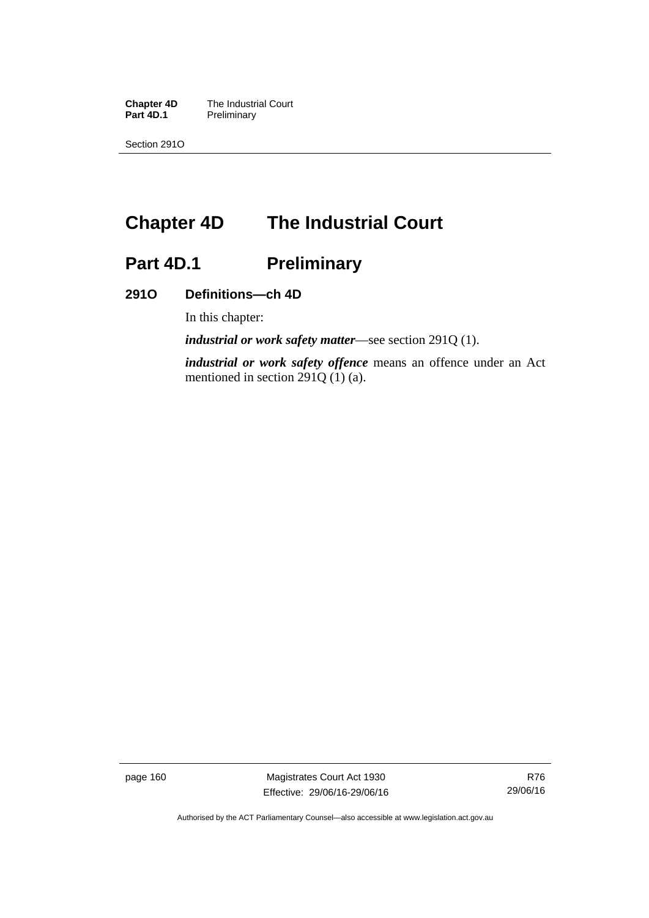# Chapter 4D The Industrial Court

## Part 4D.1 Preliminary

### 291O Definitions—ch 4D

In this chapter:

***industrial or work safety matter***—see section 291Q (1).

***industrial or work safety offence*** means an offence under an Act mentioned in section 291Q (1) (a).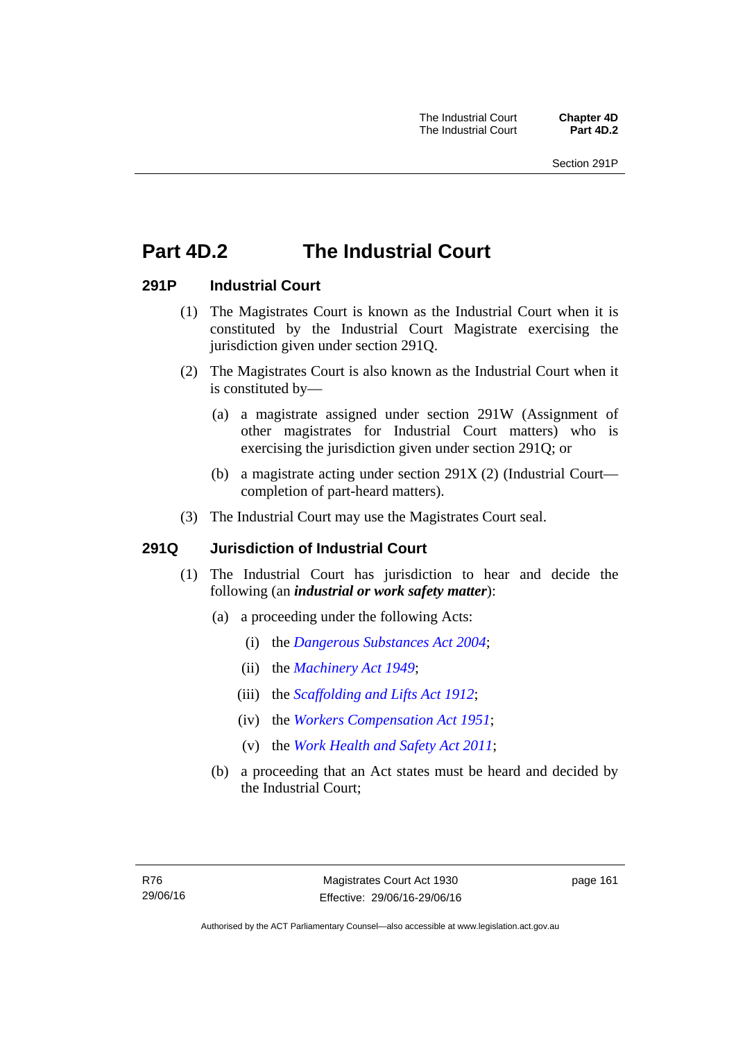# Part 4D.2 The Industrial Court

## 291P Industrial Court

(1) The Magistrates Court is known as the Industrial Court when it is constituted by the Industrial Court Magistrate exercising the jurisdiction given under section 291Q.

(2) The Magistrates Court is also known as the Industrial Court when it is constituted by—

(a) a magistrate assigned under section 291W (Assignment of other magistrates for Industrial Court matters) who is exercising the jurisdiction given under section 291Q; or

(b) a magistrate acting under section 291X (2) (Industrial Court—completion of part-heard matters).

(3) The Industrial Court may use the Magistrates Court seal.

## 291Q Jurisdiction of Industrial Court

(1) The Industrial Court has jurisdiction to hear and decide the following (an ***industrial or work safety matter***):

(a) a proceeding under the following Acts:

(i) the *Dangerous Substances Act 2004*;

(ii) the *Machinery Act 1949*;

(iii) the *Scaffolding and Lifts Act 1912*;

(iv) the *Workers Compensation Act 1951*;

(v) the *Work Health and Safety Act 2011*;

(b) a proceeding that an Act states must be heard and decided by the Industrial Court;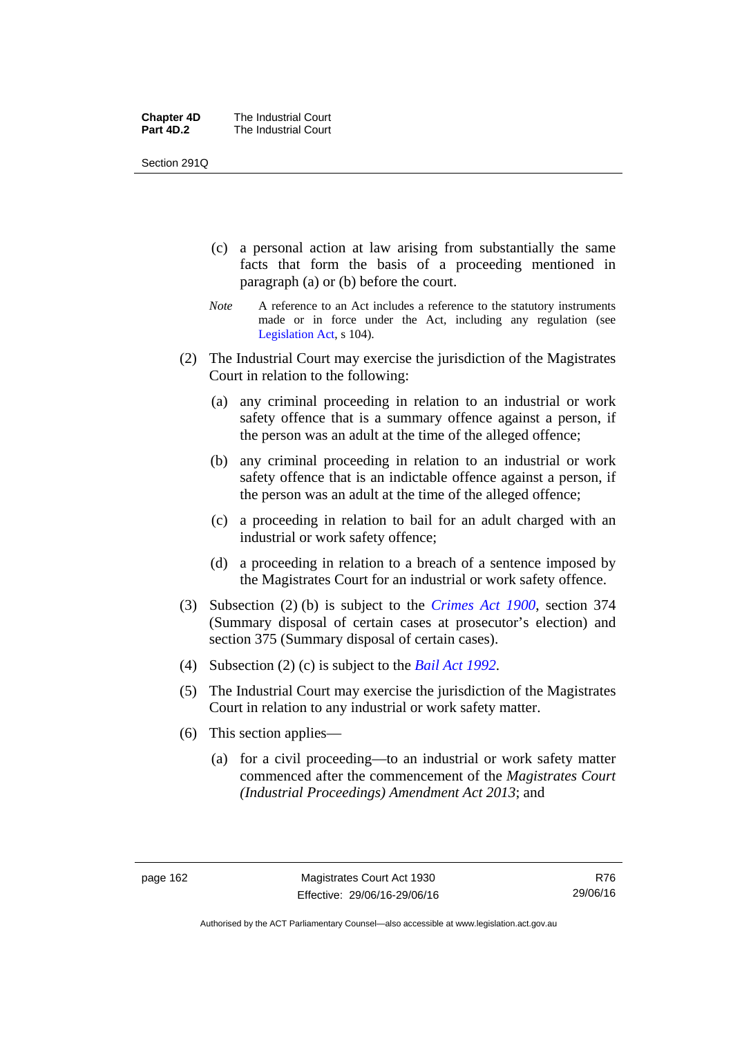(c) a personal action at law arising from substantially the same facts that form the basis of a proceeding mentioned in paragraph (a) or (b) before the court.

*Note* A reference to an Act includes a reference to the statutory instruments made or in force under the Act, including any regulation (see Legislation Act, s 104).

(2) The Industrial Court may exercise the jurisdiction of the Magistrates Court in relation to the following:

(a) any criminal proceeding in relation to an industrial or work safety offence that is a summary offence against a person, if the person was an adult at the time of the alleged offence;

(b) any criminal proceeding in relation to an industrial or work safety offence that is an indictable offence against a person, if the person was an adult at the time of the alleged offence;

(c) a proceeding in relation to bail for an adult charged with an industrial or work safety offence;

(d) a proceeding in relation to a breach of a sentence imposed by the Magistrates Court for an industrial or work safety offence.

(3) Subsection (2) (b) is subject to the *Crimes Act 1900*, section 374 (Summary disposal of certain cases at prosecutor's election) and section 375 (Summary disposal of certain cases).

(4) Subsection (2) (c) is subject to the *Bail Act 1992*.

(5) The Industrial Court may exercise the jurisdiction of the Magistrates Court in relation to any industrial or work safety matter.

(6) This section applies—

(a) for a civil proceeding—to an industrial or work safety matter commenced after the commencement of the *Magistrates Court (Industrial Proceedings) Amendment Act 2013*; and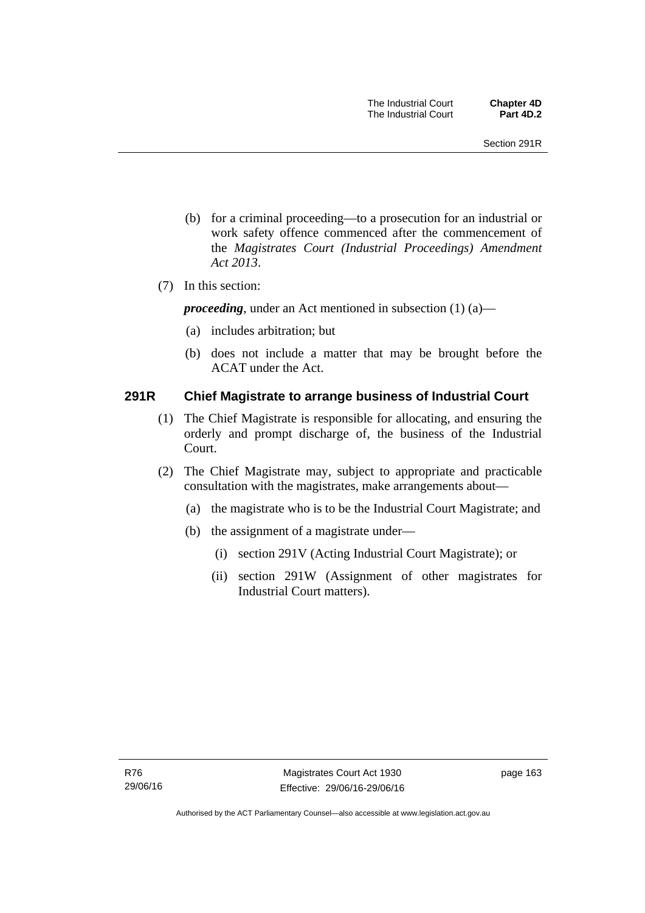(b) for a criminal proceeding—to a prosecution for an industrial or work safety offence commenced after the commencement of the *Magistrates Court (Industrial Proceedings) Amendment Act 2013*.

(7) In this section:

***proceeding***, under an Act mentioned in subsection (1) (a)—

(a) includes arbitration; but

(b) does not include a matter that may be brought before the ACAT under the Act.

### 291R Chief Magistrate to arrange business of Industrial Court

(1) The Chief Magistrate is responsible for allocating, and ensuring the orderly and prompt discharge of, the business of the Industrial Court.

(2) The Chief Magistrate may, subject to appropriate and practicable consultation with the magistrates, make arrangements about—

(a) the magistrate who is to be the Industrial Court Magistrate; and

(b) the assignment of a magistrate under—

(i) section 291V (Acting Industrial Court Magistrate); or

(ii) section 291W (Assignment of other magistrates for Industrial Court matters).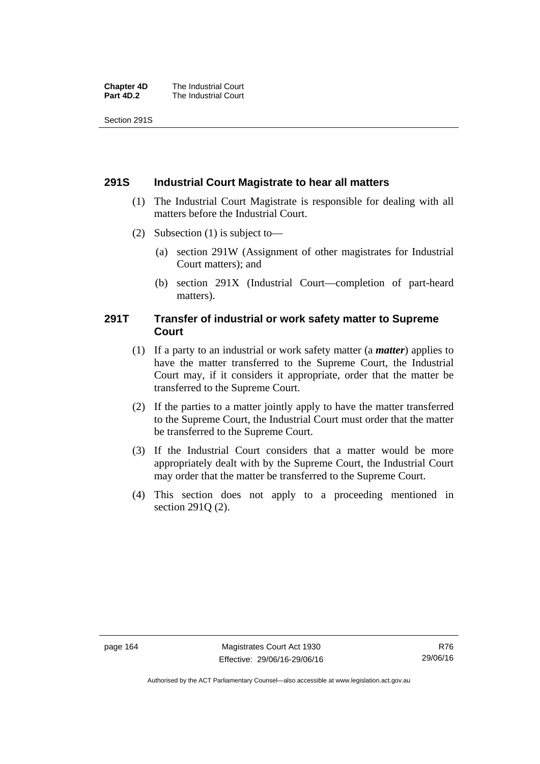## 291S Industrial Court Magistrate to hear all matters

(1) The Industrial Court Magistrate is responsible for dealing with all matters before the Industrial Court.

(2) Subsection (1) is subject to—

(a) section 291W (Assignment of other magistrates for Industrial Court matters); and

(b) section 291X (Industrial Court—completion of part-heard matters).

## 291T Transfer of industrial or work safety matter to Supreme Court

(1) If a party to an industrial or work safety matter (a ***matter***) applies to have the matter transferred to the Supreme Court, the Industrial Court may, if it considers it appropriate, order that the matter be transferred to the Supreme Court.

(2) If the parties to a matter jointly apply to have the matter transferred to the Supreme Court, the Industrial Court must order that the matter be transferred to the Supreme Court.

(3) If the Industrial Court considers that a matter would be more appropriately dealt with by the Supreme Court, the Industrial Court may order that the matter be transferred to the Supreme Court.

(4) This section does not apply to a proceeding mentioned in section 291Q (2).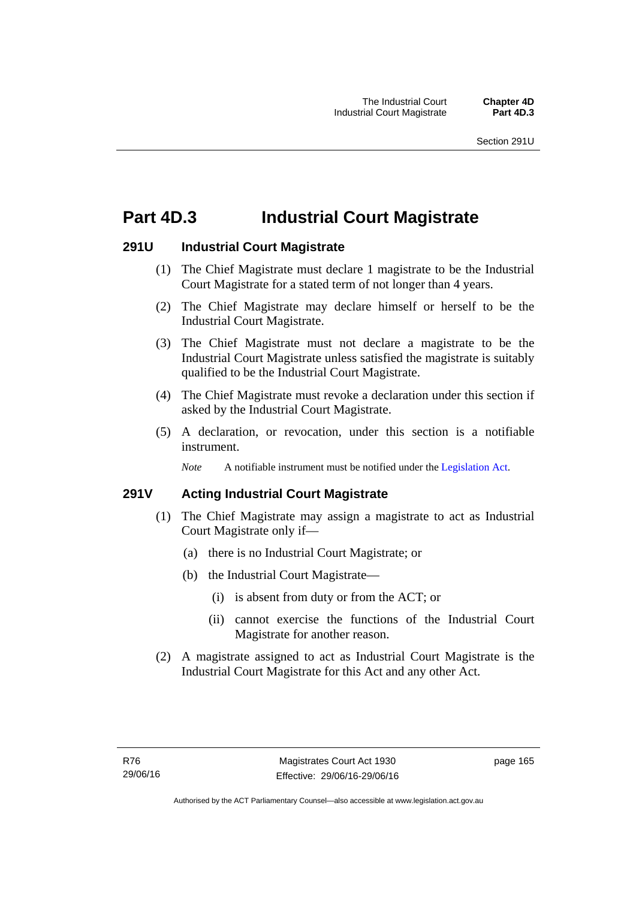# Part 4D.3 Industrial Court Magistrate

## 291U Industrial Court Magistrate

(1) The Chief Magistrate must declare 1 magistrate to be the Industrial Court Magistrate for a stated term of not longer than 4 years.

(2) The Chief Magistrate may declare himself or herself to be the Industrial Court Magistrate.

(3) The Chief Magistrate must not declare a magistrate to be the Industrial Court Magistrate unless satisfied the magistrate is suitably qualified to be the Industrial Court Magistrate.

(4) The Chief Magistrate must revoke a declaration under this section if asked by the Industrial Court Magistrate.

(5) A declaration, or revocation, under this section is a notifiable instrument.

*Note* A notifiable instrument must be notified under the Legislation Act.

## 291V Acting Industrial Court Magistrate

(1) The Chief Magistrate may assign a magistrate to act as Industrial Court Magistrate only if—

(a) there is no Industrial Court Magistrate; or

(b) the Industrial Court Magistrate—

(i) is absent from duty or from the ACT; or

(ii) cannot exercise the functions of the Industrial Court Magistrate for another reason.

(2) A magistrate assigned to act as Industrial Court Magistrate is the Industrial Court Magistrate for this Act and any other Act.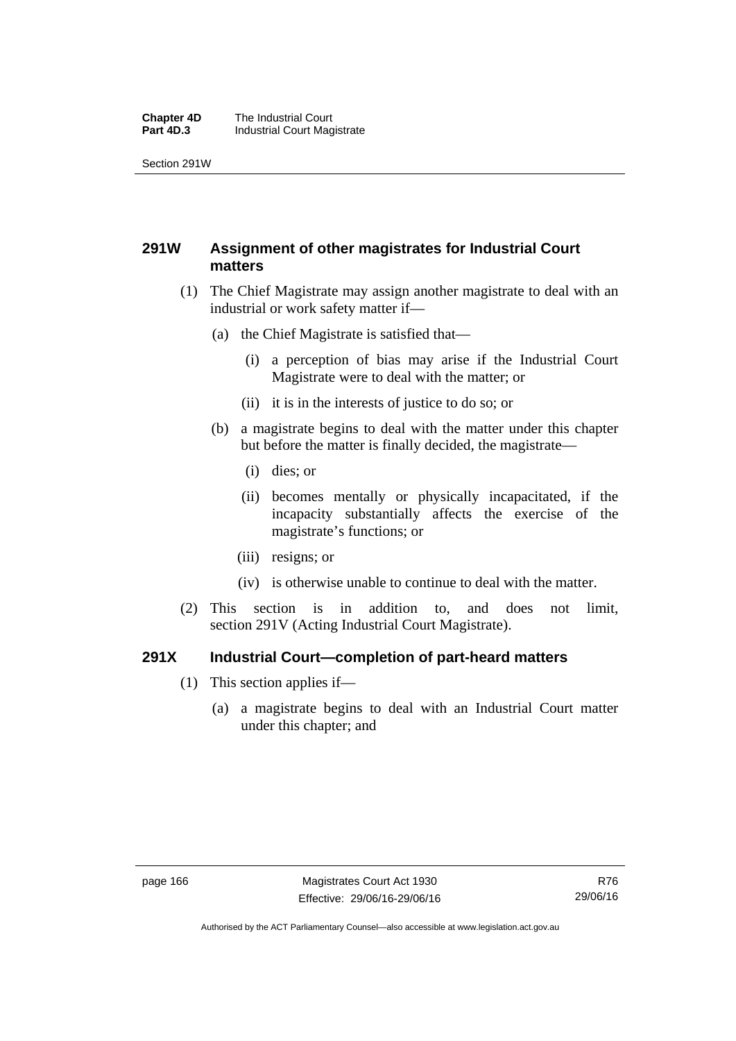## 291W Assignment of other magistrates for Industrial Court matters

(1) The Chief Magistrate may assign another magistrate to deal with an industrial or work safety matter if—

   (a) the Chief Magistrate is satisfied that—

      (i) a perception of bias may arise if the Industrial Court Magistrate were to deal with the matter; or

      (ii) it is in the interests of justice to do so; or

   (b) a magistrate begins to deal with the matter under this chapter but before the matter is finally decided, the magistrate—

      (i) dies; or

      (ii) becomes mentally or physically incapacitated, if the incapacity substantially affects the exercise of the magistrate's functions; or

      (iii) resigns; or

      (iv) is otherwise unable to continue to deal with the matter.

(2) This section is in addition to, and does not limit, section 291V (Acting Industrial Court Magistrate).

## 291X Industrial Court—completion of part-heard matters

(1) This section applies if—

   (a) a magistrate begins to deal with an Industrial Court matter under this chapter; and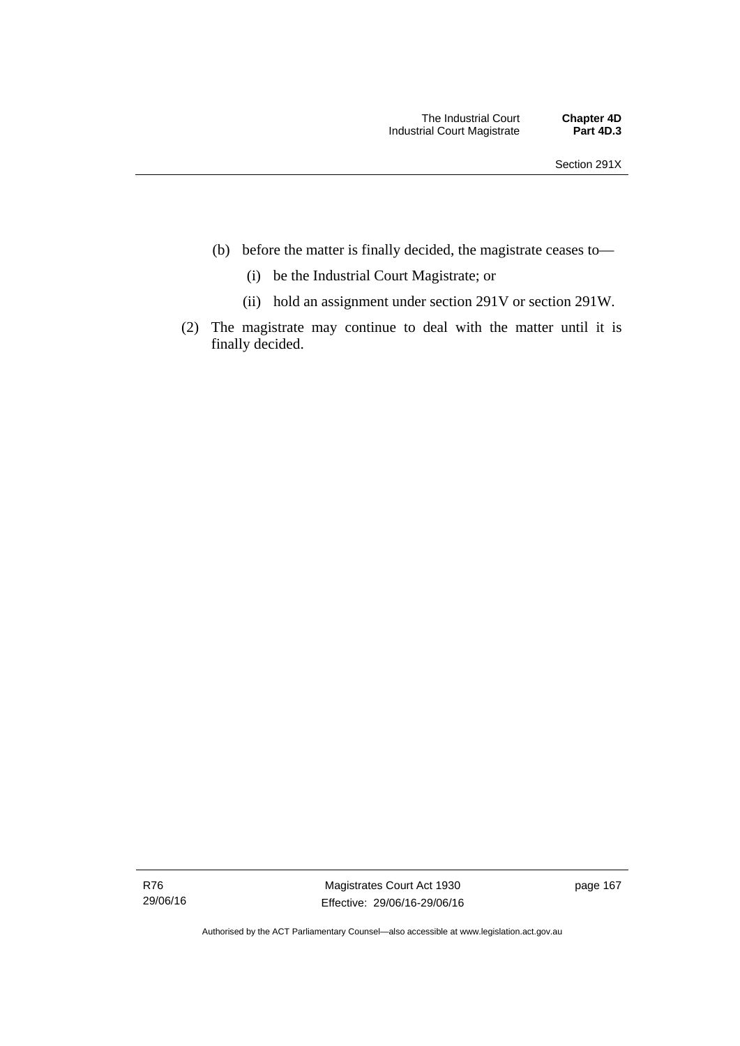(b) before the matter is finally decided, the magistrate ceases to—

   (i) be the Industrial Court Magistrate; or

   (ii) hold an assignment under section 291V or section 291W.

(2) The magistrate may continue to deal with the matter until it is finally decided.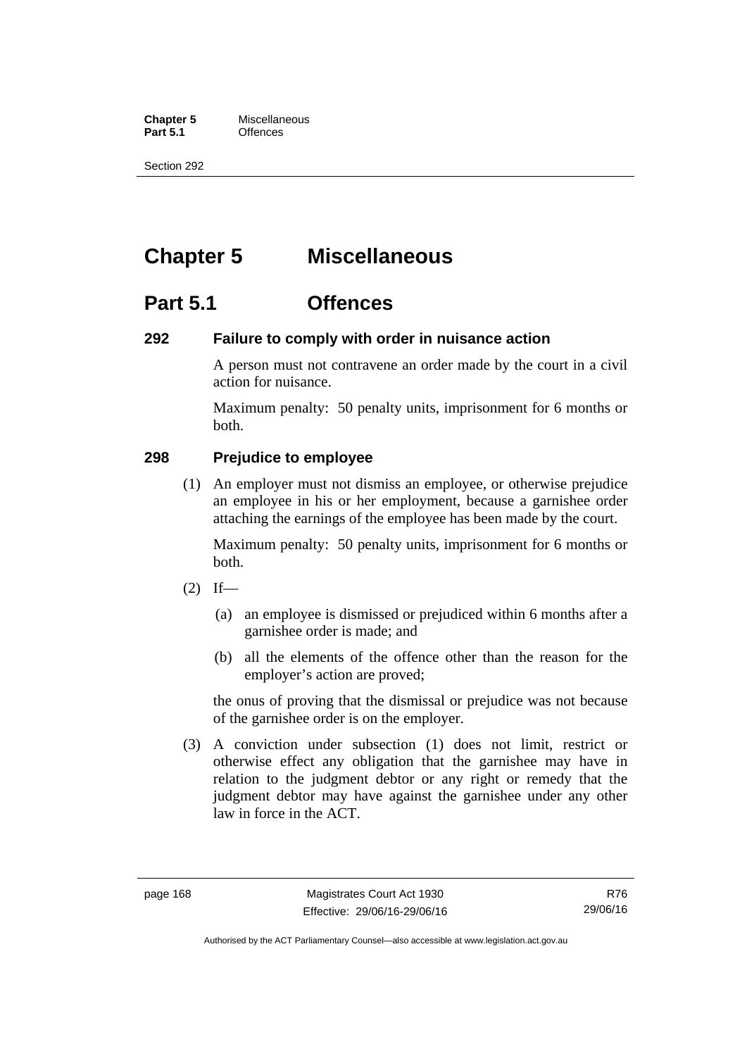# Chapter 5 Miscellaneous

## Part 5.1 Offences

### 292 Failure to comply with order in nuisance action

A person must not contravene an order made by the court in a civil action for nuisance.

Maximum penalty: 50 penalty units, imprisonment for 6 months or both.

### 298 Prejudice to employee

(1) An employer must not dismiss an employee, or otherwise prejudice an employee in his or her employment, because a garnishee order attaching the earnings of the employee has been made by the court.

Maximum penalty: 50 penalty units, imprisonment for 6 months or both.

(2) If—

(a) an employee is dismissed or prejudiced within 6 months after a garnishee order is made; and

(b) all the elements of the offence other than the reason for the employer's action are proved;

the onus of proving that the dismissal or prejudice was not because of the garnishee order is on the employer.

(3) A conviction under subsection (1) does not limit, restrict or otherwise effect any obligation that the garnishee may have in relation to the judgment debtor or any right or remedy that the judgment debtor may have against the garnishee under any other law in force in the ACT.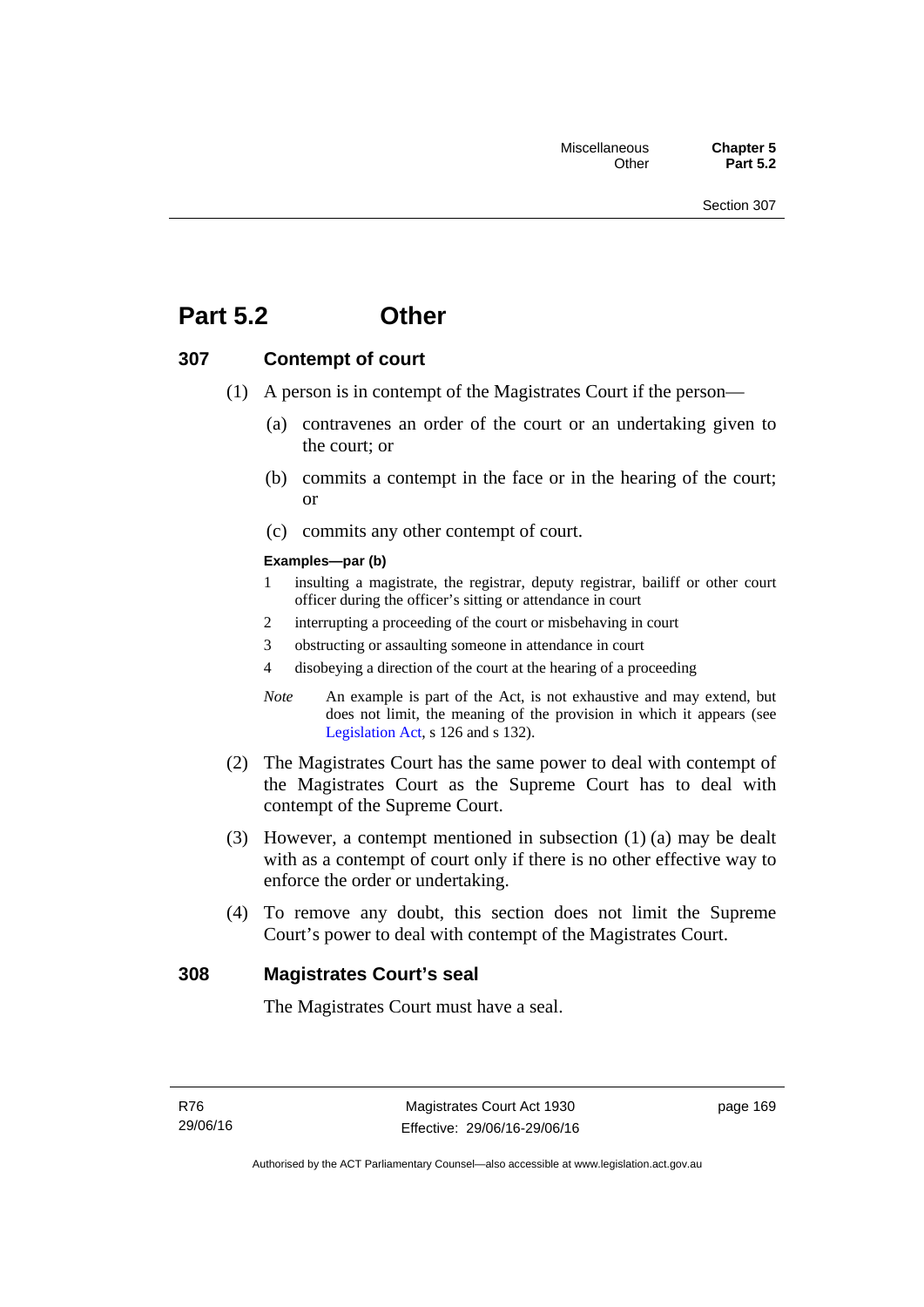# Part 5.2 Other

## 307 Contempt of court

(1) A person is in contempt of the Magistrates Court if the person—

(a) contravenes an order of the court or an undertaking given to the court; or

(b) commits a contempt in the face or in the hearing of the court; or

(c) commits any other contempt of court.

**Examples—par (b)**

1 insulting a magistrate, the registrar, deputy registrar, bailiff or other court officer during the officer's sitting or attendance in court

2 interrupting a proceeding of the court or misbehaving in court

3 obstructing or assaulting someone in attendance in court

4 disobeying a direction of the court at the hearing of a proceeding

*Note* An example is part of the Act, is not exhaustive and may extend, but does not limit, the meaning of the provision in which it appears (see Legislation Act, s 126 and s 132).

(2) The Magistrates Court has the same power to deal with contempt of the Magistrates Court as the Supreme Court has to deal with contempt of the Supreme Court.

(3) However, a contempt mentioned in subsection (1) (a) may be dealt with as a contempt of court only if there is no other effective way to enforce the order or undertaking.

(4) To remove any doubt, this section does not limit the Supreme Court's power to deal with contempt of the Magistrates Court.

## 308 Magistrates Court's seal

The Magistrates Court must have a seal.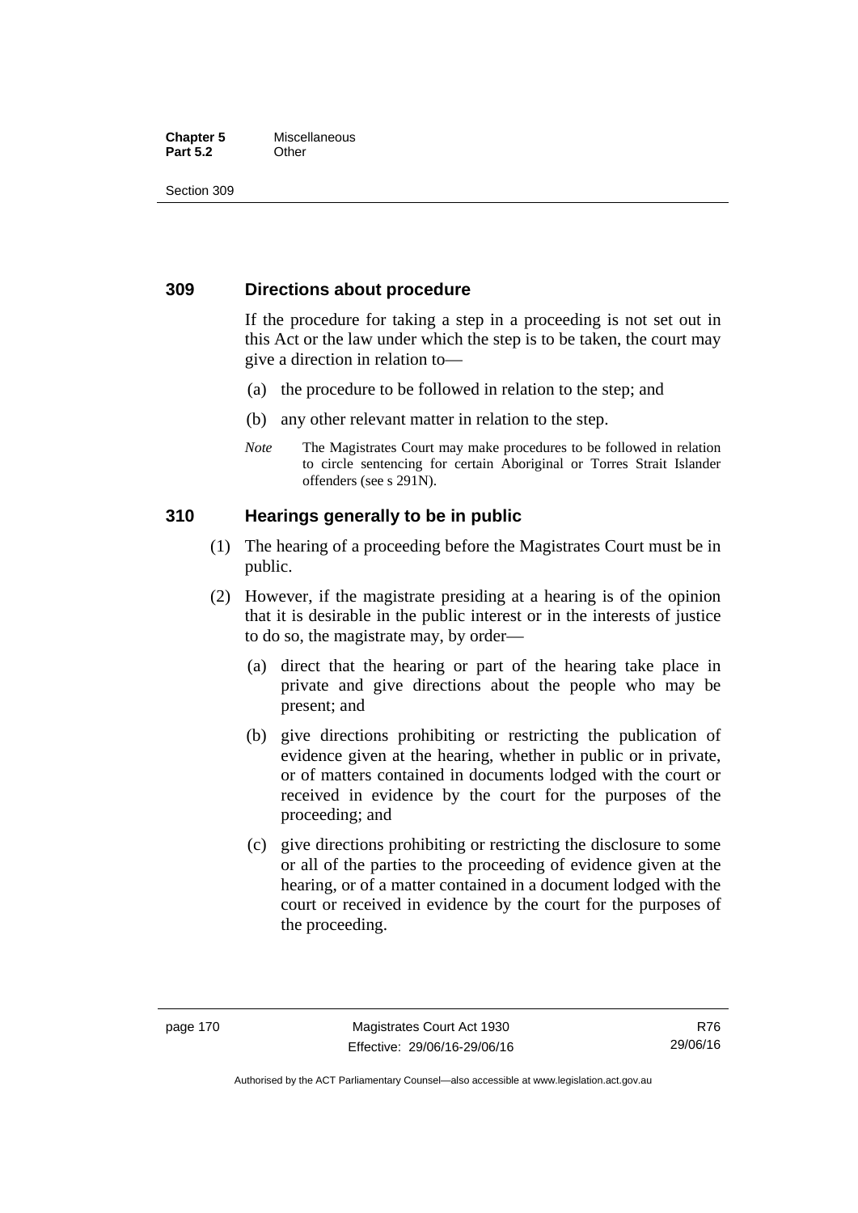## 309 Directions about procedure

If the procedure for taking a step in a proceeding is not set out in this Act or the law under which the step is to be taken, the court may give a direction in relation to—

(a) the procedure to be followed in relation to the step; and

(b) any other relevant matter in relation to the step.

*Note* The Magistrates Court may make procedures to be followed in relation to circle sentencing for certain Aboriginal or Torres Strait Islander offenders (see s 291N).

## 310 Hearings generally to be in public

(1) The hearing of a proceeding before the Magistrates Court must be in public.

(2) However, if the magistrate presiding at a hearing is of the opinion that it is desirable in the public interest or in the interests of justice to do so, the magistrate may, by order—

(a) direct that the hearing or part of the hearing take place in private and give directions about the people who may be present; and

(b) give directions prohibiting or restricting the publication of evidence given at the hearing, whether in public or in private, or of matters contained in documents lodged with the court or received in evidence by the court for the purposes of the proceeding; and

(c) give directions prohibiting or restricting the disclosure to some or all of the parties to the proceeding of evidence given at the hearing, or of a matter contained in a document lodged with the court or received in evidence by the court for the purposes of the proceeding.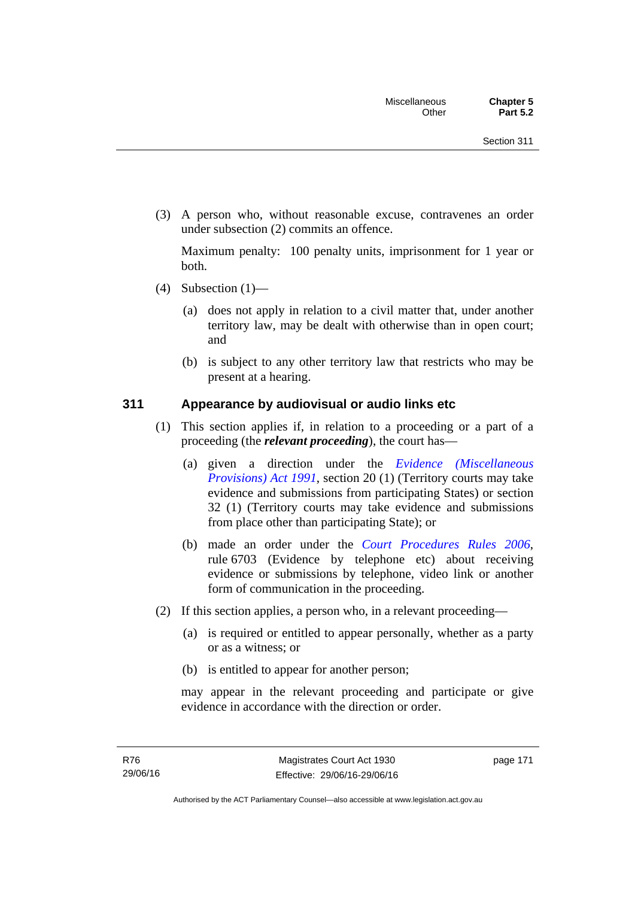(3) A person who, without reasonable excuse, contravenes an order under subsection (2) commits an offence.

Maximum penalty: 100 penalty units, imprisonment for 1 year or both.

(4) Subsection (1)—

(a) does not apply in relation to a civil matter that, under another territory law, may be dealt with otherwise than in open court; and

(b) is subject to any other territory law that restricts who may be present at a hearing.

### 311 Appearance by audiovisual or audio links etc

(1) This section applies if, in relation to a proceeding or a part of a proceeding (the ***relevant proceeding***), the court has—

(a) given a direction under the *Evidence (Miscellaneous Provisions) Act 1991*, section 20 (1) (Territory courts may take evidence and submissions from participating States) or section 32 (1) (Territory courts may take evidence and submissions from place other than participating State); or

(b) made an order under the *Court Procedures Rules 2006*, rule 6703 (Evidence by telephone etc) about receiving evidence or submissions by telephone, video link or another form of communication in the proceeding.

(2) If this section applies, a person who, in a relevant proceeding—

(a) is required or entitled to appear personally, whether as a party or as a witness; or

(b) is entitled to appear for another person;

may appear in the relevant proceeding and participate or give evidence in accordance with the direction or order.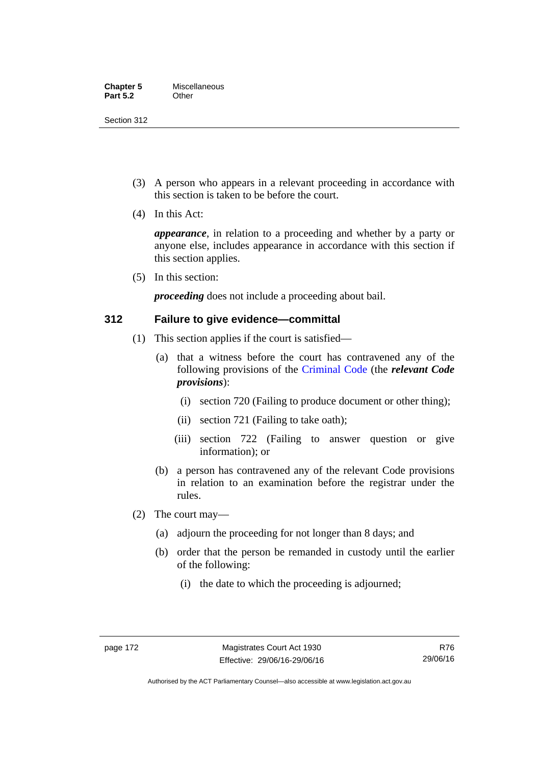(3) A person who appears in a relevant proceeding in accordance with this section is taken to be before the court.

(4) In this Act:

***appearance***, in relation to a proceeding and whether by a party or anyone else, includes appearance in accordance with this section if this section applies.

(5) In this section:

***proceeding*** does not include a proceeding about bail.

### 312 Failure to give evidence—committal

(1) This section applies if the court is satisfied—

(a) that a witness before the court has contravened any of the following provisions of the Criminal Code (the ***relevant Code provisions***):

(i) section 720 (Failing to produce document or other thing);

(ii) section 721 (Failing to take oath);

(iii) section 722 (Failing to answer question or give information); or

(b) a person has contravened any of the relevant Code provisions in relation to an examination before the registrar under the rules.

(2) The court may—

(a) adjourn the proceeding for not longer than 8 days; and

(b) order that the person be remanded in custody until the earlier of the following:

(i) the date to which the proceeding is adjourned;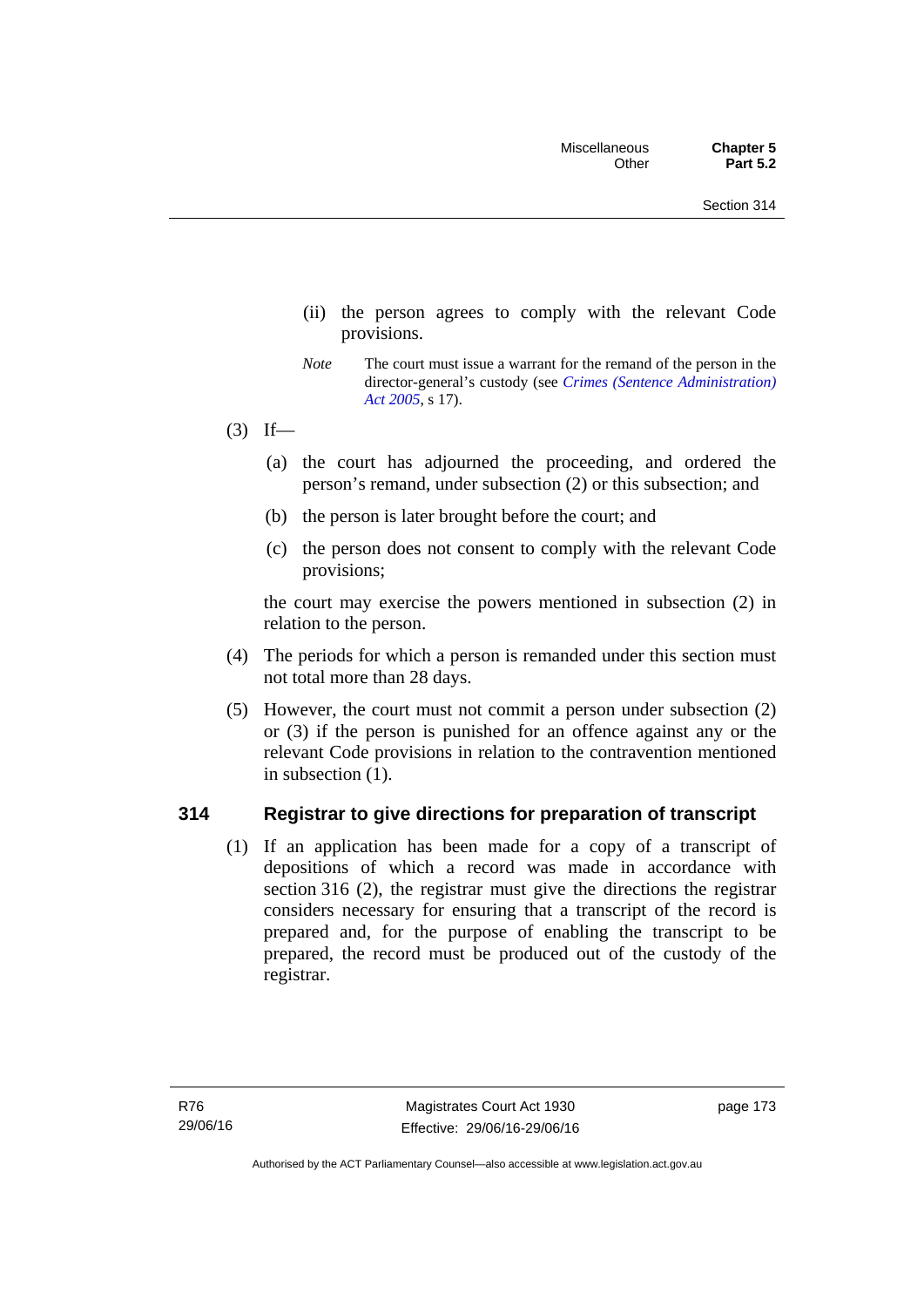(ii) the person agrees to comply with the relevant Code provisions.

*Note* The court must issue a warrant for the remand of the person in the director-general's custody (see *Crimes (Sentence Administration) Act 2005*, s 17).

(3) If—

(a) the court has adjourned the proceeding, and ordered the person's remand, under subsection (2) or this subsection; and

(b) the person is later brought before the court; and

(c) the person does not consent to comply with the relevant Code provisions;

the court may exercise the powers mentioned in subsection (2) in relation to the person.

(4) The periods for which a person is remanded under this section must not total more than 28 days.

(5) However, the court must not commit a person under subsection (2) or (3) if the person is punished for an offence against any or the relevant Code provisions in relation to the contravention mentioned in subsection (1).

## 314 Registrar to give directions for preparation of transcript

(1) If an application has been made for a copy of a transcript of depositions of which a record was made in accordance with section 316 (2), the registrar must give the directions the registrar considers necessary for ensuring that a transcript of the record is prepared and, for the purpose of enabling the transcript to be prepared, the record must be produced out of the custody of the registrar.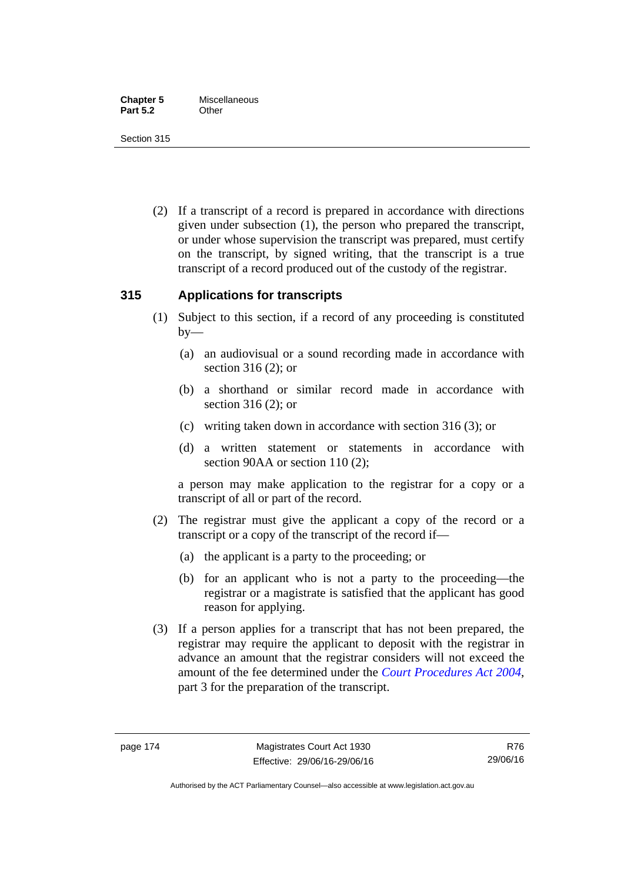(2) If a transcript of a record is prepared in accordance with directions given under subsection (1), the person who prepared the transcript, or under whose supervision the transcript was prepared, must certify on the transcript, by signed writing, that the transcript is a true transcript of a record produced out of the custody of the registrar.

### 315 Applications for transcripts

(1) Subject to this section, if a record of any proceeding is constituted by—

(a) an audiovisual or a sound recording made in accordance with section 316 (2); or

(b) a shorthand or similar record made in accordance with section 316 (2); or

(c) writing taken down in accordance with section 316 (3); or

(d) a written statement or statements in accordance with section 90AA or section 110 (2);

a person may make application to the registrar for a copy or a transcript of all or part of the record.

(2) The registrar must give the applicant a copy of the record or a transcript or a copy of the transcript of the record if—

(a) the applicant is a party to the proceeding; or

(b) for an applicant who is not a party to the proceeding—the registrar or a magistrate is satisfied that the applicant has good reason for applying.

(3) If a person applies for a transcript that has not been prepared, the registrar may require the applicant to deposit with the registrar in advance an amount that the registrar considers will not exceed the amount of the fee determined under the *Court Procedures Act 2004*, part 3 for the preparation of the transcript.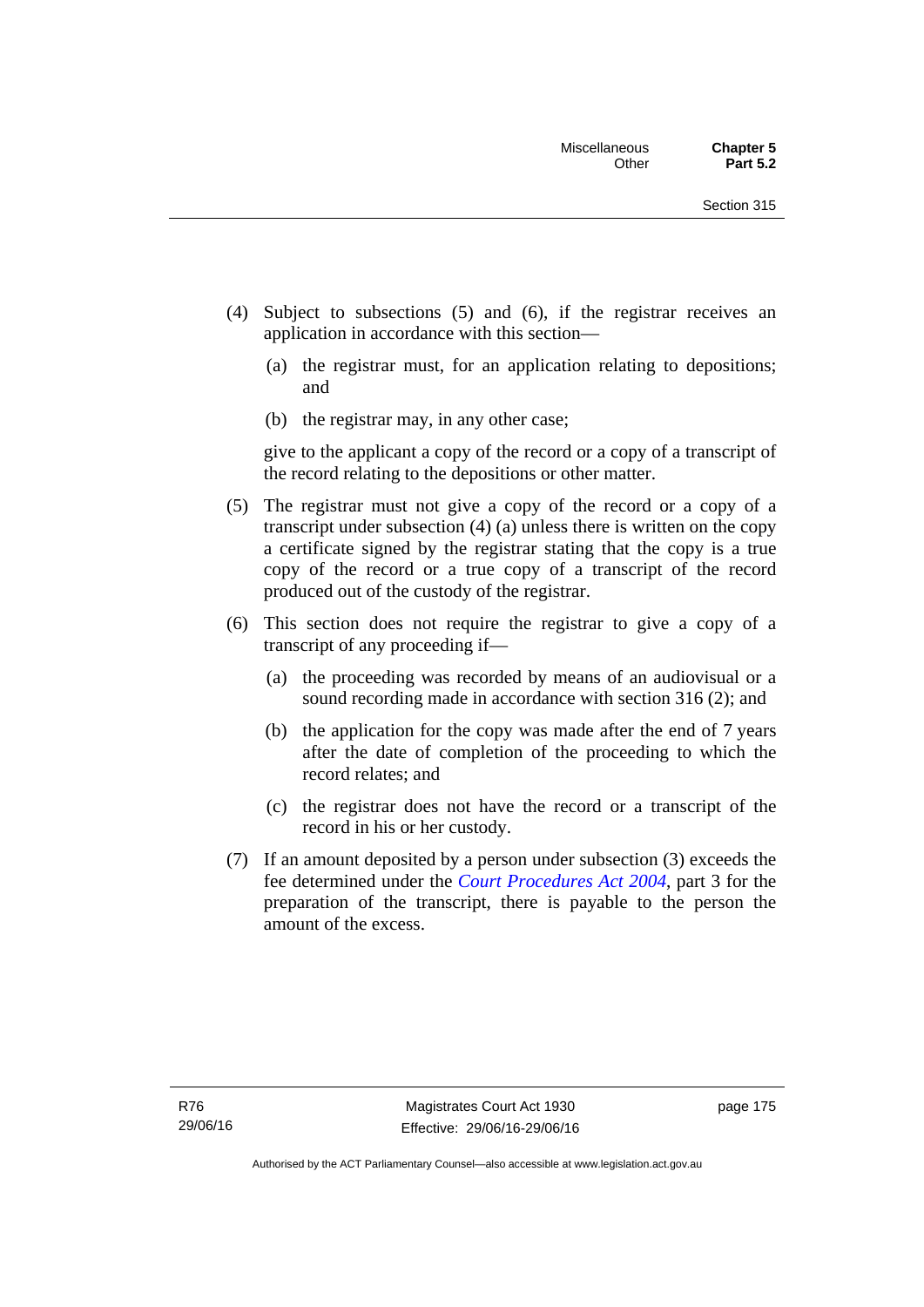(4) Subject to subsections (5) and (6), if the registrar receives an application in accordance with this section—

   (a) the registrar must, for an application relating to depositions; and

   (b) the registrar may, in any other case;

   give to the applicant a copy of the record or a copy of a transcript of the record relating to the depositions or other matter.

(5) The registrar must not give a copy of the record or a copy of a transcript under subsection (4) (a) unless there is written on the copy a certificate signed by the registrar stating that the copy is a true copy of the record or a true copy of a transcript of the record produced out of the custody of the registrar.

(6) This section does not require the registrar to give a copy of a transcript of any proceeding if—

   (a) the proceeding was recorded by means of an audiovisual or a sound recording made in accordance with section 316 (2); and

   (b) the application for the copy was made after the end of 7 years after the date of completion of the proceeding to which the record relates; and

   (c) the registrar does not have the record or a transcript of the record in his or her custody.

(7) If an amount deposited by a person under subsection (3) exceeds the fee determined under the *Court Procedures Act 2004*, part 3 for the preparation of the transcript, there is payable to the person the amount of the excess.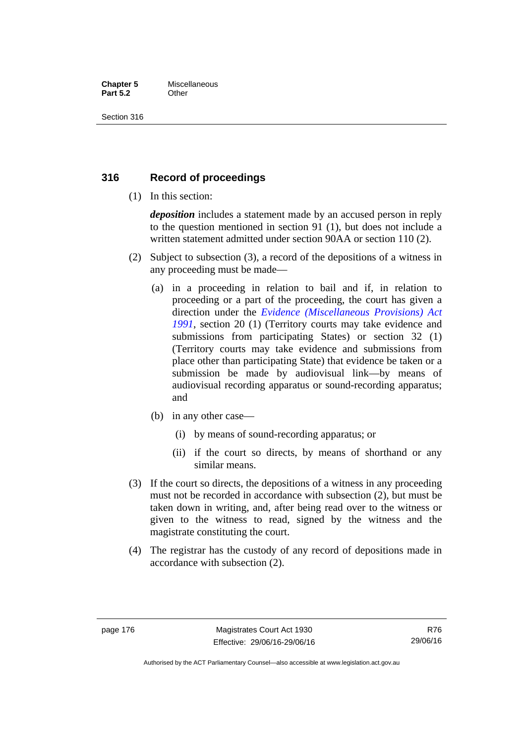## 316 Record of proceedings

(1) In this section:

***deposition*** includes a statement made by an accused person in reply to the question mentioned in section 91 (1), but does not include a written statement admitted under section 90AA or section 110 (2).

(2) Subject to subsection (3), a record of the depositions of a witness in any proceeding must be made—

(a) in a proceeding in relation to bail and if, in relation to proceeding or a part of the proceeding, the court has given a direction under the *Evidence (Miscellaneous Provisions) Act 1991*, section 20 (1) (Territory courts may take evidence and submissions from participating States) or section 32 (1) (Territory courts may take evidence and submissions from place other than participating State) that evidence be taken or a submission be made by audiovisual link—by means of audiovisual recording apparatus or sound-recording apparatus; and

(b) in any other case—

(i) by means of sound-recording apparatus; or

(ii) if the court so directs, by means of shorthand or any similar means.

(3) If the court so directs, the depositions of a witness in any proceeding must not be recorded in accordance with subsection (2), but must be taken down in writing, and, after being read over to the witness or given to the witness to read, signed by the witness and the magistrate constituting the court.

(4) The registrar has the custody of any record of depositions made in accordance with subsection (2).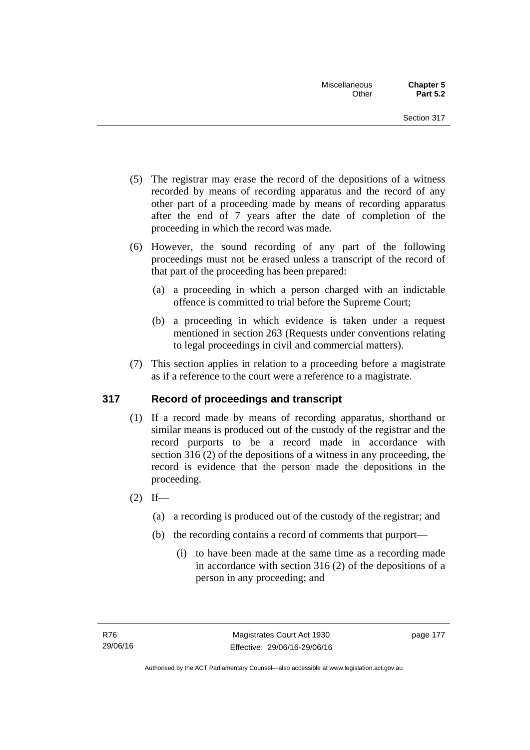(5) The registrar may erase the record of the depositions of a witness recorded by means of recording apparatus and the record of any other part of a proceeding made by means of recording apparatus after the end of 7 years after the date of completion of the proceeding in which the record was made.

(6) However, the sound recording of any part of the following proceedings must not be erased unless a transcript of the record of that part of the proceeding has been prepared:

(a) a proceeding in which a person charged with an indictable offence is committed to trial before the Supreme Court;

(b) a proceeding in which evidence is taken under a request mentioned in section 263 (Requests under conventions relating to legal proceedings in civil and commercial matters).

(7) This section applies in relation to a proceeding before a magistrate as if a reference to the court were a reference to a magistrate.

## 317 Record of proceedings and transcript

(1) If a record made by means of recording apparatus, shorthand or similar means is produced out of the custody of the registrar and the record purports to be a record made in accordance with section 316 (2) of the depositions of a witness in any proceeding, the record is evidence that the person made the depositions in the proceeding.

(2) If—

(a) a recording is produced out of the custody of the registrar; and

(b) the recording contains a record of comments that purport—

(i) to have been made at the same time as a recording made in accordance with section 316 (2) of the depositions of a person in any proceeding; and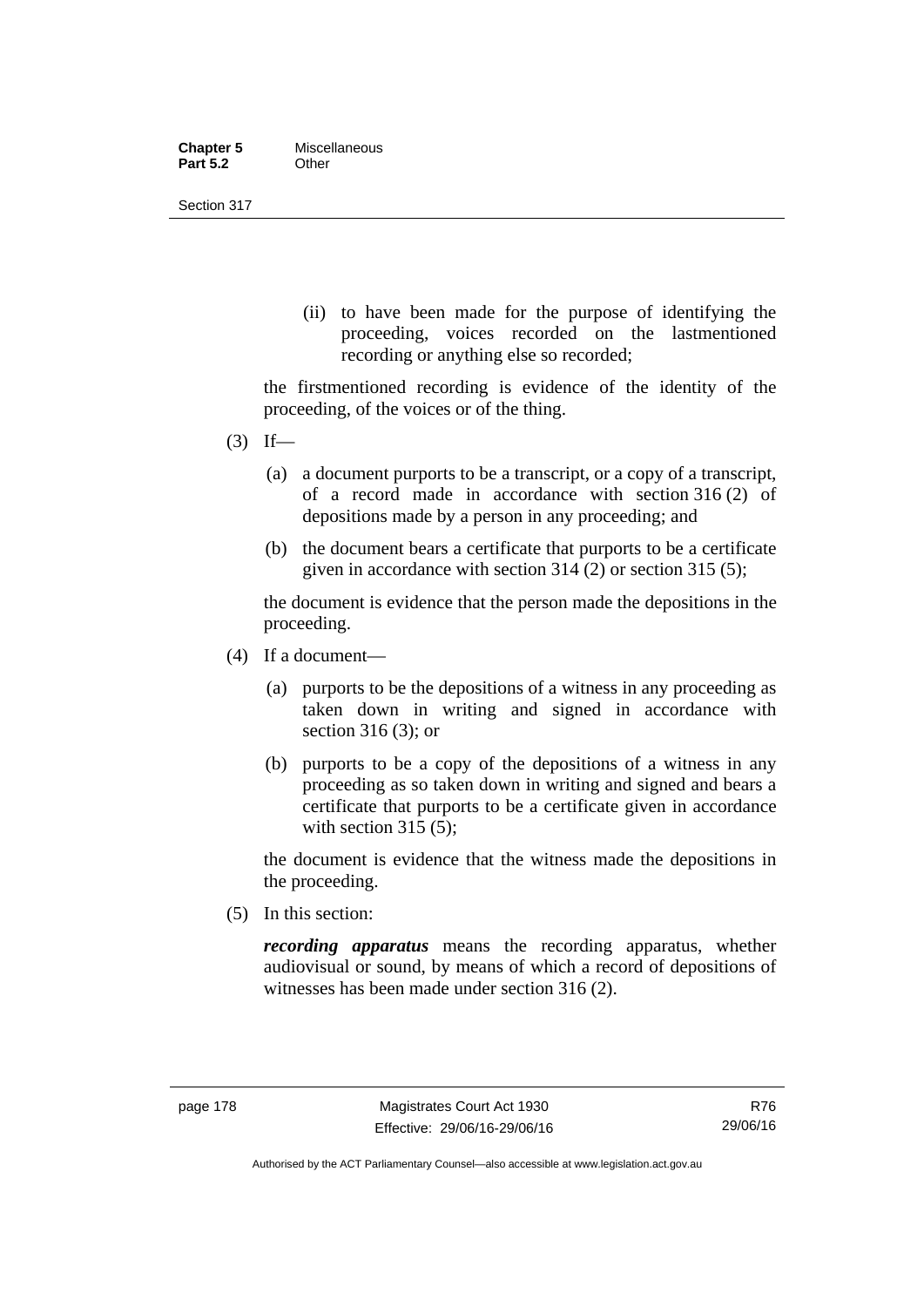(ii) to have been made for the purpose of identifying the proceeding, voices recorded on the lastmentioned recording or anything else so recorded;

the firstmentioned recording is evidence of the identity of the proceeding, of the voices or of the thing.

(3) If—

(a) a document purports to be a transcript, or a copy of a transcript, of a record made in accordance with section 316 (2) of depositions made by a person in any proceeding; and

(b) the document bears a certificate that purports to be a certificate given in accordance with section 314 (2) or section 315 (5);

the document is evidence that the person made the depositions in the proceeding.

(4) If a document—

(a) purports to be the depositions of a witness in any proceeding as taken down in writing and signed in accordance with section 316 (3); or

(b) purports to be a copy of the depositions of a witness in any proceeding as so taken down in writing and signed and bears a certificate that purports to be a certificate given in accordance with section 315 (5);

the document is evidence that the witness made the depositions in the proceeding.

(5) In this section:

***recording apparatus*** means the recording apparatus, whether audiovisual or sound, by means of which a record of depositions of witnesses has been made under section 316 (2).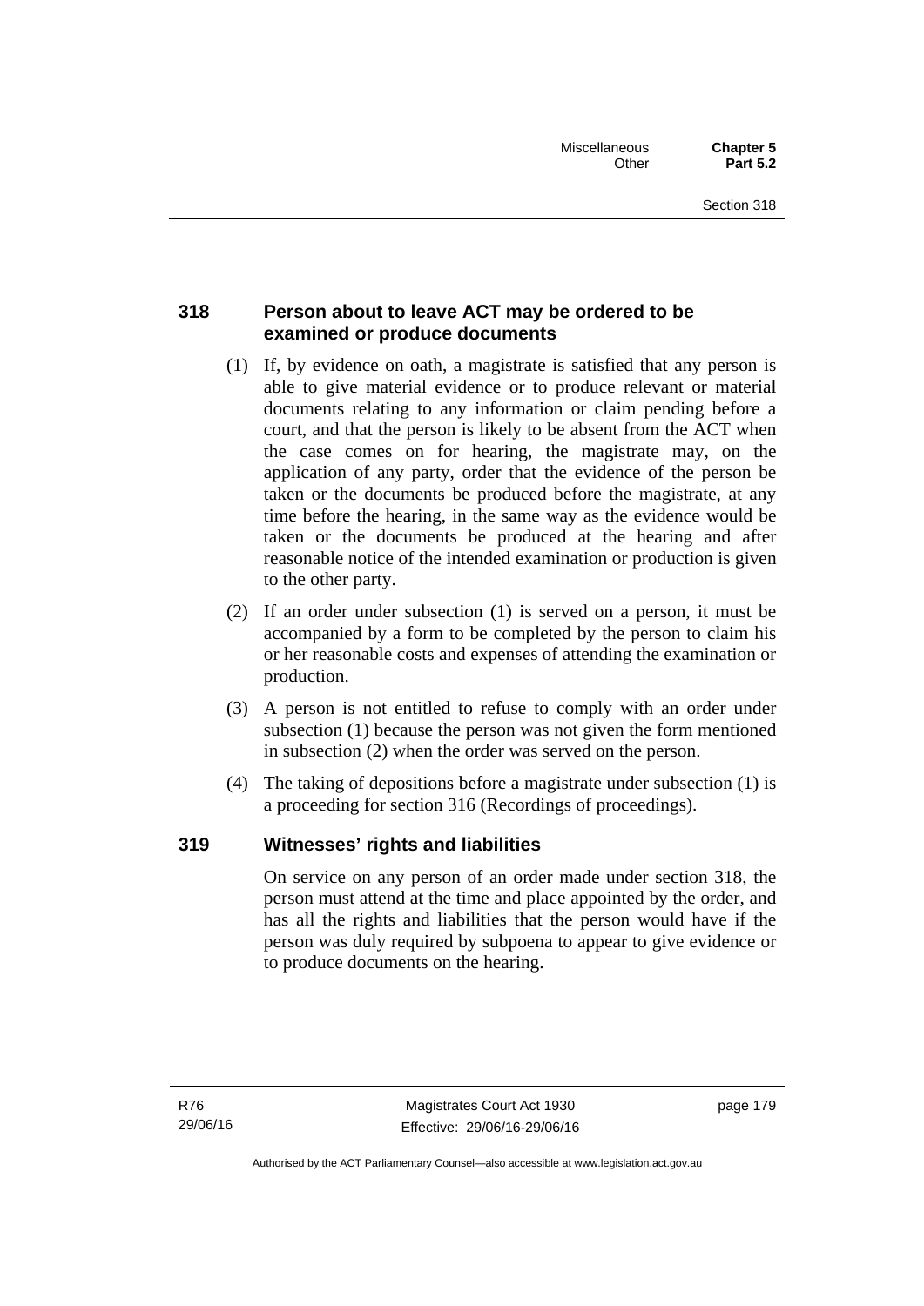## 318 Person about to leave ACT may be ordered to be examined or produce documents

(1) If, by evidence on oath, a magistrate is satisfied that any person is able to give material evidence or to produce relevant or material documents relating to any information or claim pending before a court, and that the person is likely to be absent from the ACT when the case comes on for hearing, the magistrate may, on the application of any party, order that the evidence of the person be taken or the documents be produced before the magistrate, at any time before the hearing, in the same way as the evidence would be taken or the documents be produced at the hearing and after reasonable notice of the intended examination or production is given to the other party.

(2) If an order under subsection (1) is served on a person, it must be accompanied by a form to be completed by the person to claim his or her reasonable costs and expenses of attending the examination or production.

(3) A person is not entitled to refuse to comply with an order under subsection (1) because the person was not given the form mentioned in subsection (2) when the order was served on the person.

(4) The taking of depositions before a magistrate under subsection (1) is a proceeding for section 316 (Recordings of proceedings).

## 319 Witnesses' rights and liabilities

On service on any person of an order made under section 318, the person must attend at the time and place appointed by the order, and has all the rights and liabilities that the person would have if the person was duly required by subpoena to appear to give evidence or to produce documents on the hearing.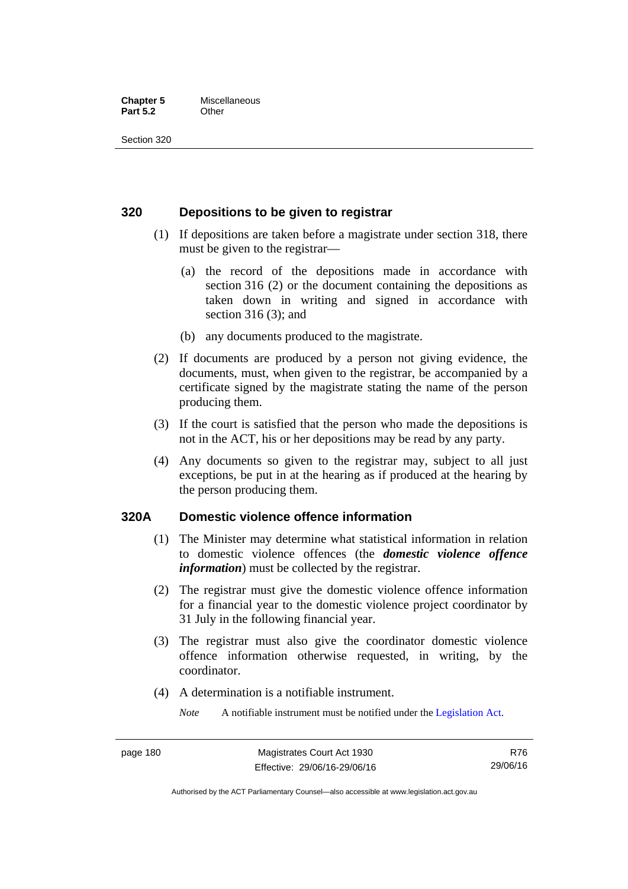## 320 Depositions to be given to registrar

(1) If depositions are taken before a magistrate under section 318, there must be given to the registrar—

(a) the record of the depositions made in accordance with section 316 (2) or the document containing the depositions as taken down in writing and signed in accordance with section 316 (3); and

(b) any documents produced to the magistrate.

(2) If documents are produced by a person not giving evidence, the documents, must, when given to the registrar, be accompanied by a certificate signed by the magistrate stating the name of the person producing them.

(3) If the court is satisfied that the person who made the depositions is not in the ACT, his or her depositions may be read by any party.

(4) Any documents so given to the registrar may, subject to all just exceptions, be put in at the hearing as if produced at the hearing by the person producing them.

## 320A Domestic violence offence information

(1) The Minister may determine what statistical information in relation to domestic violence offences (the ***domestic violence offence information***) must be collected by the registrar.

(2) The registrar must give the domestic violence offence information for a financial year to the domestic violence project coordinator by 31 July in the following financial year.

(3) The registrar must also give the coordinator domestic violence offence information otherwise requested, in writing, by the coordinator.

(4) A determination is a notifiable instrument.

*Note* A notifiable instrument must be notified under the Legislation Act.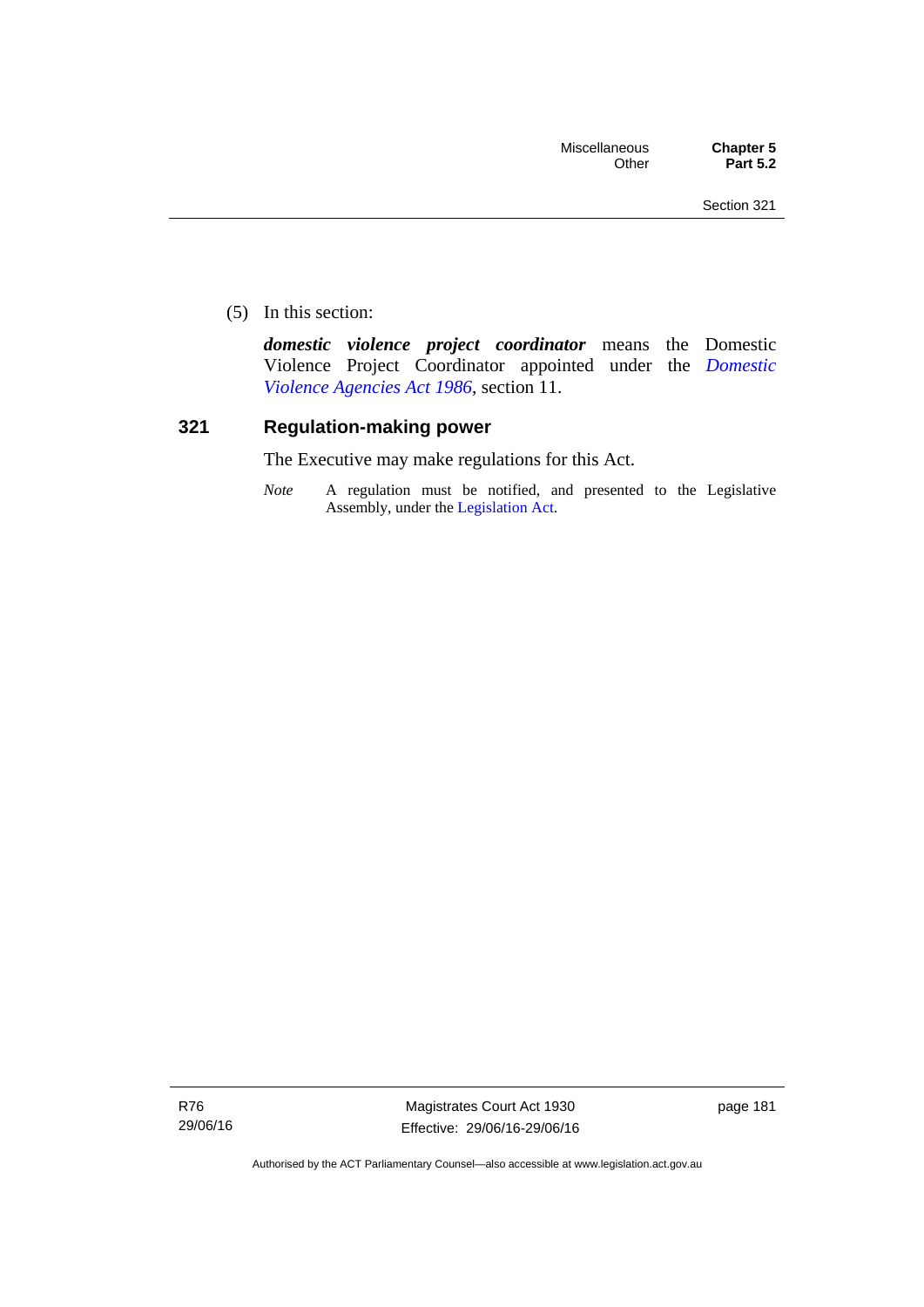(5) In this section:

***domestic violence project coordinator*** means the Domestic Violence Project Coordinator appointed under the *Domestic Violence Agencies Act 1986*, section 11.

### 321 Regulation-making power

The Executive may make regulations for this Act.

*Note* A regulation must be notified, and presented to the Legislative Assembly, under the Legislation Act.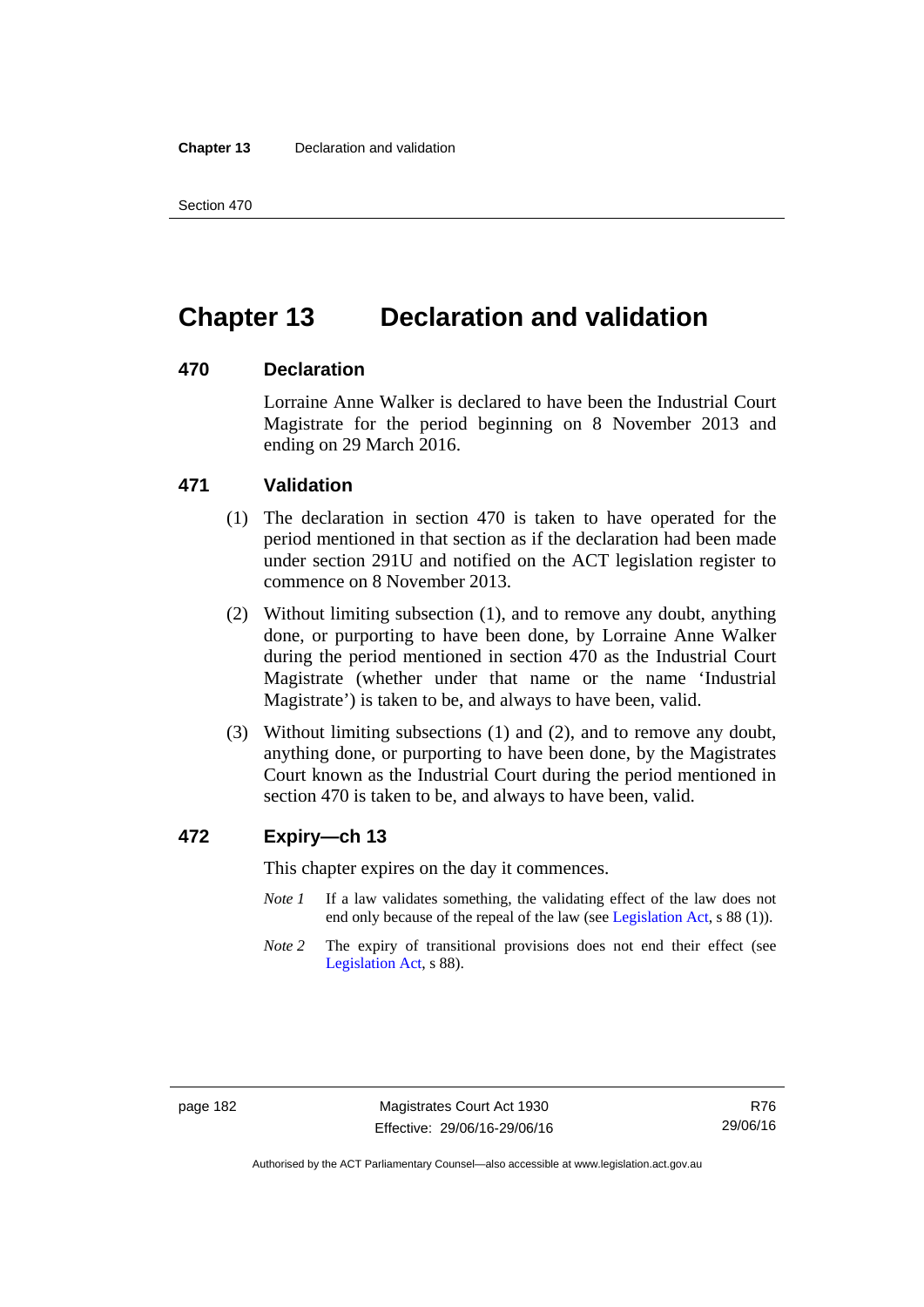# Chapter 13 Declaration and validation

### 470 Declaration

Lorraine Anne Walker is declared to have been the Industrial Court Magistrate for the period beginning on 8 November 2013 and ending on 29 March 2016.

### 471 Validation

(1) The declaration in section 470 is taken to have operated for the period mentioned in that section as if the declaration had been made under section 291U and notified on the ACT legislation register to commence on 8 November 2013.

(2) Without limiting subsection (1), and to remove any doubt, anything done, or purporting to have been done, by Lorraine Anne Walker during the period mentioned in section 470 as the Industrial Court Magistrate (whether under that name or the name 'Industrial Magistrate') is taken to be, and always to have been, valid.

(3) Without limiting subsections (1) and (2), and to remove any doubt, anything done, or purporting to have been done, by the Magistrates Court known as the Industrial Court during the period mentioned in section 470 is taken to be, and always to have been, valid.

### 472 Expiry—ch 13

This chapter expires on the day it commences.

*Note 1* If a law validates something, the validating effect of the law does not end only because of the repeal of the law (see Legislation Act, s 88 (1)).

*Note 2* The expiry of transitional provisions does not end their effect (see Legislation Act, s 88).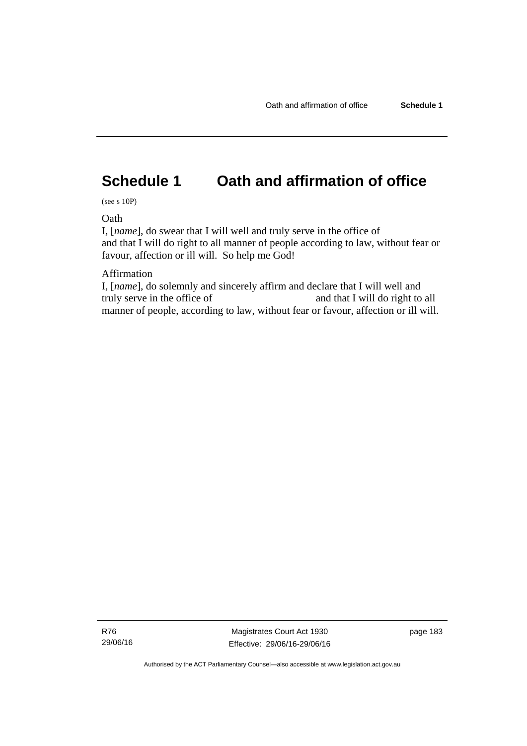# Schedule 1 Oath and affirmation of office

(see s 10P)

Oath

I, [*name*], do swear that I will well and truly serve in the office of and that I will do right to all manner of people according to law, without fear or favour, affection or ill will. So help me God!

Affirmation

I, [*name*], do solemnly and sincerely affirm and declare that I will well and truly serve in the office of and that I will do right to all manner of people, according to law, without fear or favour, affection or ill will.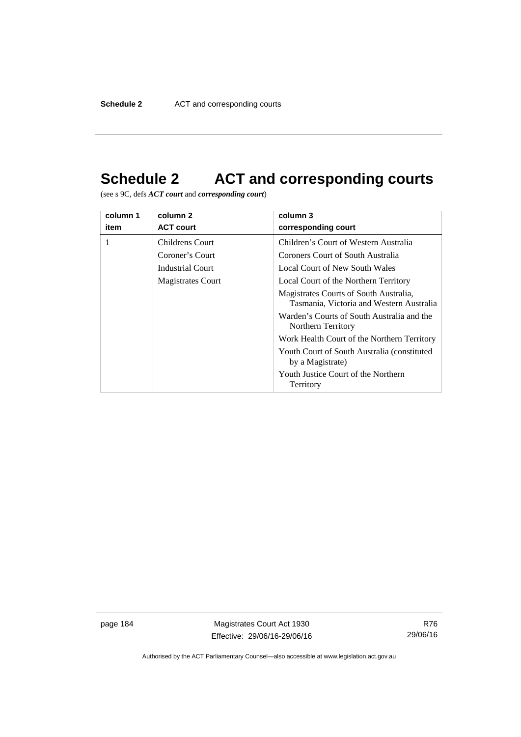# Schedule 2 ACT and corresponding courts

(see s 9C, defs ***ACT court*** and ***corresponding court***)

| column 1<br>item | column 2<br>ACT court | column 3<br>corresponding court |
|---|---|---|
| 1 | Childrens Court<br>Coroner’s Court<br>Industrial Court<br>Magistrates Court | Children’s Court of Western Australia<br>Coroners Court of South Australia<br>Local Court of New South Wales<br>Local Court of the Northern Territory<br>Magistrates Courts of South Australia, Tasmania, Victoria and Western Australia<br>Warden’s Courts of South Australia and the Northern Territory<br>Work Health Court of the Northern Territory<br>Youth Court of South Australia (constituted by a Magistrate)<br>Youth Justice Court of the Northern Territory |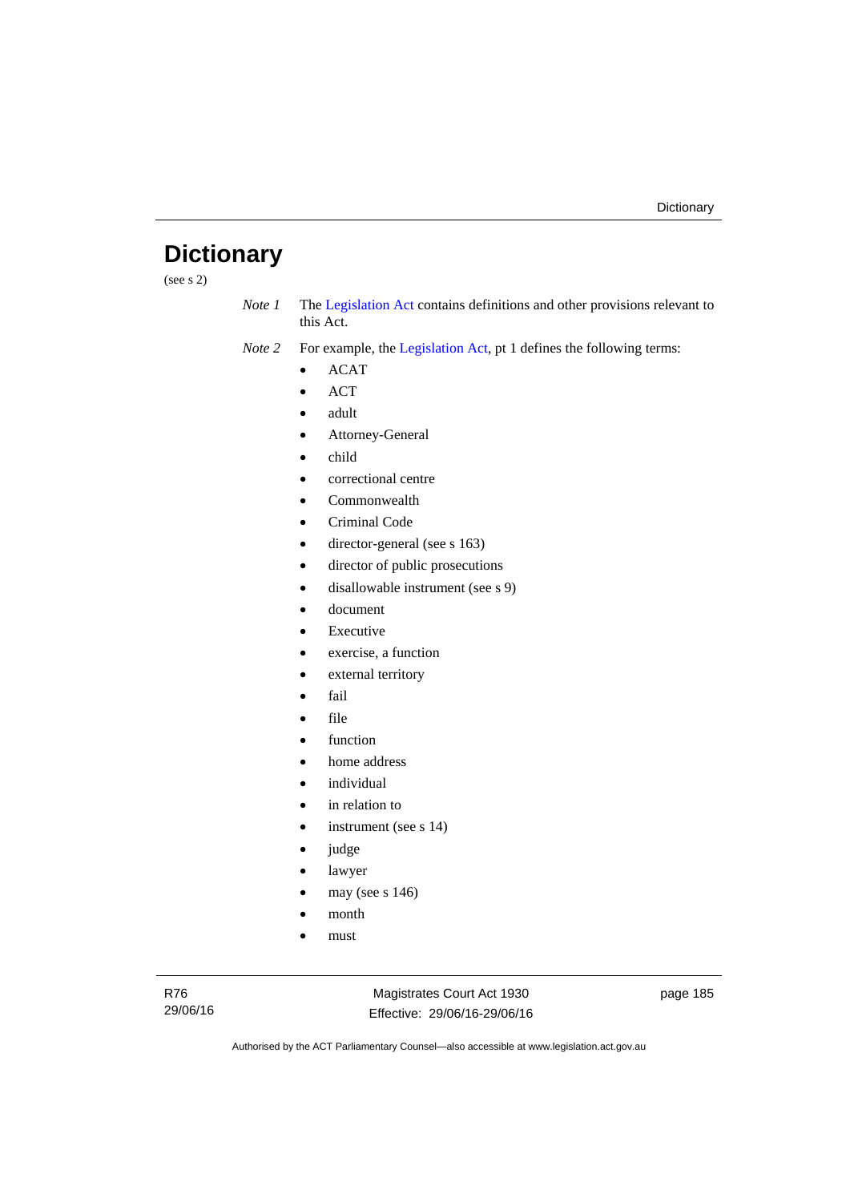# Dictionary

(see s 2)

*Note 1* The Legislation Act contains definitions and other provisions relevant to this Act.

*Note 2* For example, the Legislation Act, pt 1 defines the following terms:

- ACAT
- ACT
- adult
- Attorney-General
- child
- correctional centre
- Commonwealth
- Criminal Code
- director-general (see s 163)
- director of public prosecutions
- disallowable instrument (see s 9)
- document
- Executive
- exercise, a function
- external territory
- fail
- file
- function
- home address
- individual
- in relation to
- instrument (see s 14)
- judge
- lawyer
- may (see s 146)
- month
- must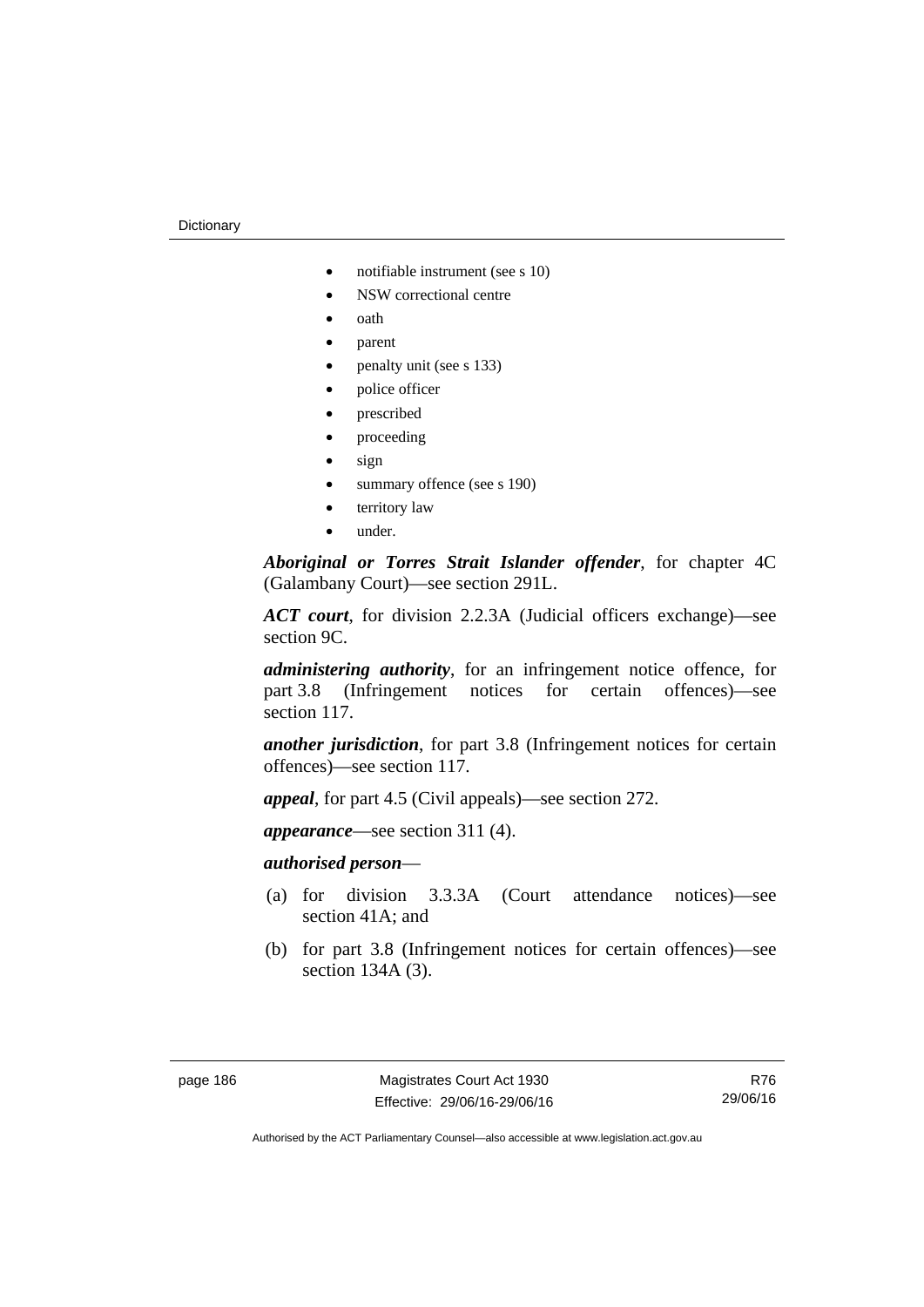- notifiable instrument (see s 10)
- NSW correctional centre
- oath
- parent
- penalty unit (see s 133)
- police officer
- prescribed
- proceeding
- sign
- summary offence (see s 190)
- territory law
- under.

***Aboriginal or Torres Strait Islander offender***, for chapter 4C (Galambany Court)—see section 291L.

***ACT court***, for division 2.2.3A (Judicial officers exchange)—see section 9C.

***administering authority***, for an infringement notice offence, for part 3.8 (Infringement notices for certain offences)—see section 117.

***another jurisdiction***, for part 3.8 (Infringement notices for certain offences)—see section 117.

***appeal***, for part 4.5 (Civil appeals)—see section 272.

***appearance***—see section 311 (4).

***authorised person***—

(a) for division 3.3.3A (Court attendance notices)—see section 41A; and

(b) for part 3.8 (Infringement notices for certain offences)—see section 134A (3).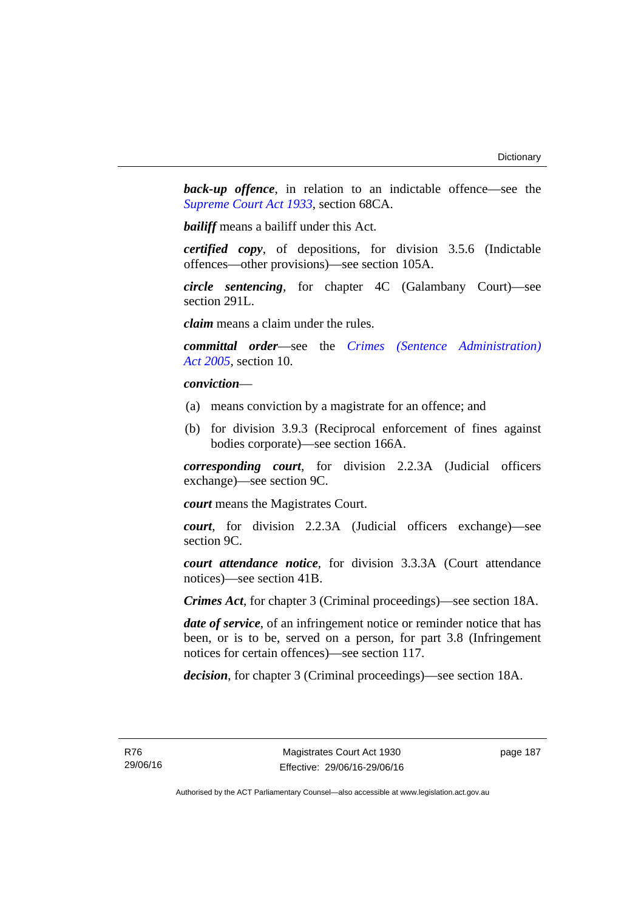***back-up offence***, in relation to an indictable offence—see the *Supreme Court Act 1933*, section 68CA.

***bailiff*** means a bailiff under this Act.

***certified copy***, of depositions, for division 3.5.6 (Indictable offences—other provisions)—see section 105A.

***circle sentencing***, for chapter 4C (Galambany Court)—see section 291L.

***claim*** means a claim under the rules.

***committal order***—see the *Crimes (Sentence Administration) Act 2005*, section 10.

***conviction***—

(a) means conviction by a magistrate for an offence; and

(b) for division 3.9.3 (Reciprocal enforcement of fines against bodies corporate)—see section 166A.

***corresponding court***, for division 2.2.3A (Judicial officers exchange)—see section 9C.

***court*** means the Magistrates Court.

***court***, for division 2.2.3A (Judicial officers exchange)—see section 9C.

***court attendance notice***, for division 3.3.3A (Court attendance notices)—see section 41B.

***Crimes Act***, for chapter 3 (Criminal proceedings)—see section 18A.

***date of service***, of an infringement notice or reminder notice that has been, or is to be, served on a person, for part 3.8 (Infringement notices for certain offences)—see section 117.

***decision***, for chapter 3 (Criminal proceedings)—see section 18A.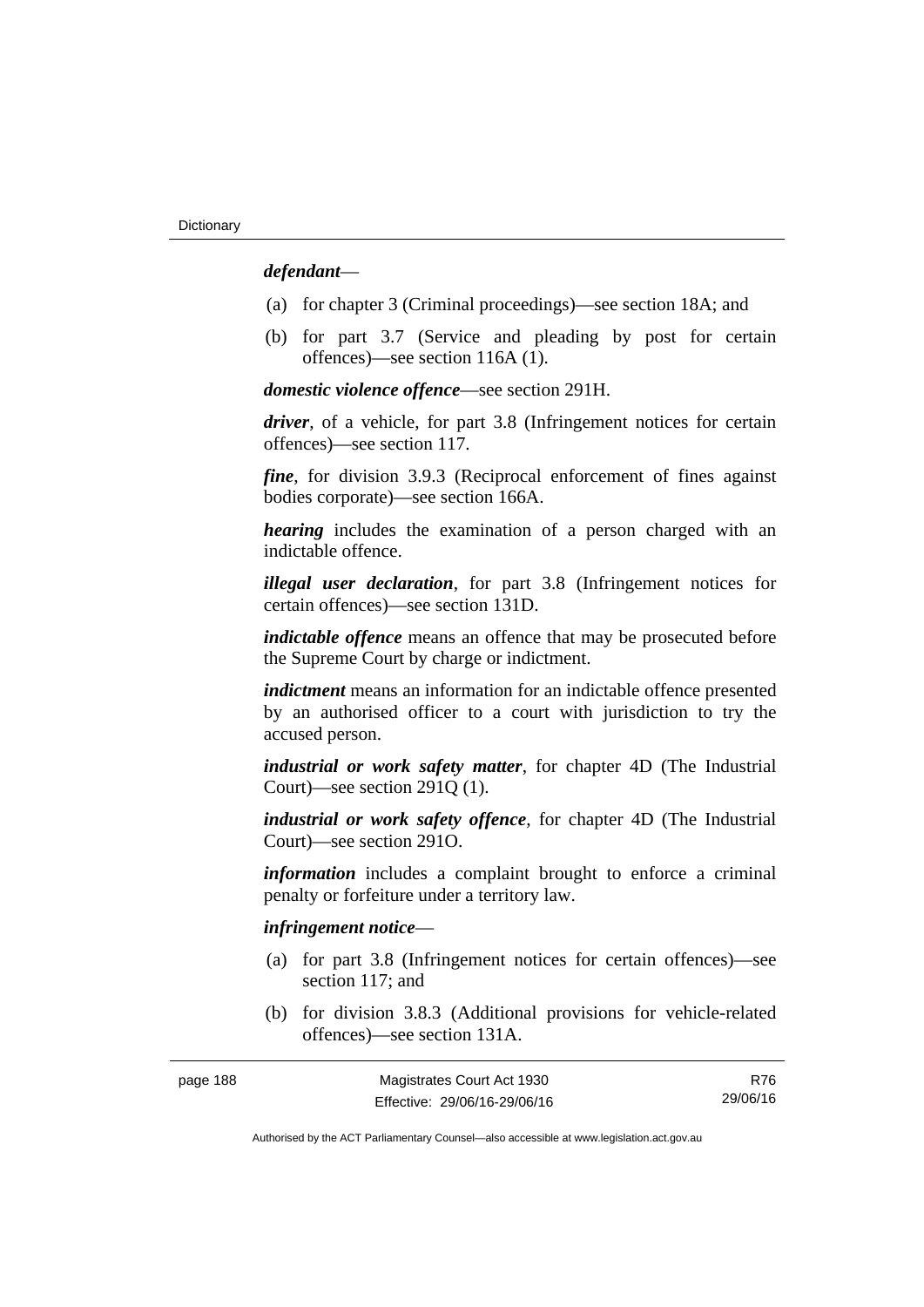***defendant***—

(a) for chapter 3 (Criminal proceedings)—see section 18A; and

(b) for part 3.7 (Service and pleading by post for certain offences)—see section 116A (1).

***domestic violence offence***—see section 291H.

***driver***, of a vehicle, for part 3.8 (Infringement notices for certain offences)—see section 117.

***fine***, for division 3.9.3 (Reciprocal enforcement of fines against bodies corporate)—see section 166A.

***hearing*** includes the examination of a person charged with an indictable offence.

***illegal user declaration***, for part 3.8 (Infringement notices for certain offences)—see section 131D.

***indictable offence*** means an offence that may be prosecuted before the Supreme Court by charge or indictment.

***indictment*** means an information for an indictable offence presented by an authorised officer to a court with jurisdiction to try the accused person.

***industrial or work safety matter***, for chapter 4D (The Industrial Court)—see section 291Q (1).

***industrial or work safety offence***, for chapter 4D (The Industrial Court)—see section 291O.

***information*** includes a complaint brought to enforce a criminal penalty or forfeiture under a territory law.

***infringement notice***—

(a) for part 3.8 (Infringement notices for certain offences)—see section 117; and

(b) for division 3.8.3 (Additional provisions for vehicle-related offences)—see section 131A.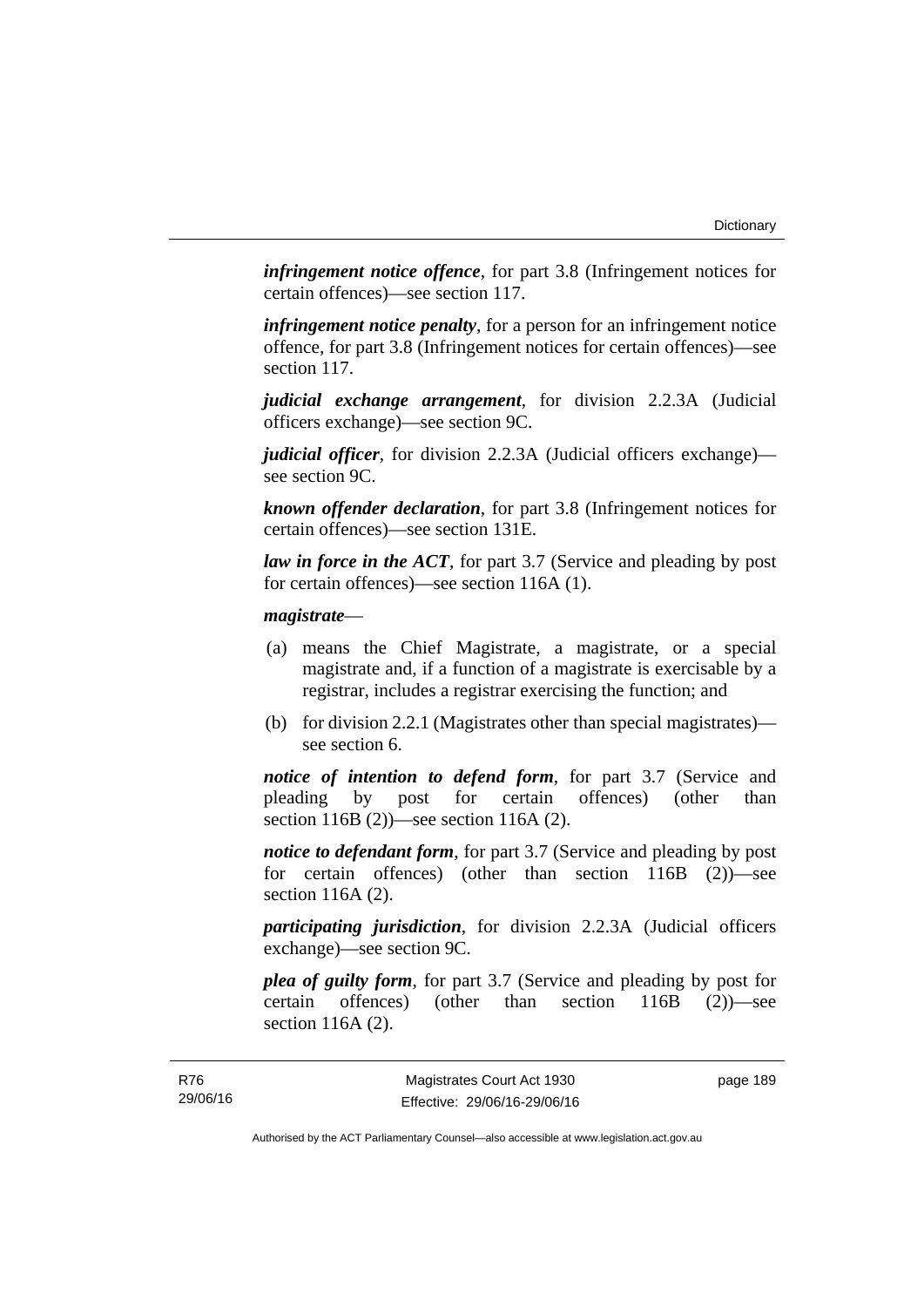***infringement notice offence***, for part 3.8 (Infringement notices for certain offences)—see section 117.

***infringement notice penalty***, for a person for an infringement notice offence, for part 3.8 (Infringement notices for certain offences)—see section 117.

***judicial exchange arrangement***, for division 2.2.3A (Judicial officers exchange)—see section 9C.

***judicial officer***, for division 2.2.3A (Judicial officers exchange)—see section 9C.

***known offender declaration***, for part 3.8 (Infringement notices for certain offences)—see section 131E.

***law in force in the ACT***, for part 3.7 (Service and pleading by post for certain offences)—see section 116A (1).

***magistrate***—

(a) means the Chief Magistrate, a magistrate, or a special magistrate and, if a function of a magistrate is exercisable by a registrar, includes a registrar exercising the function; and

(b) for division 2.2.1 (Magistrates other than special magistrates)—see section 6.

***notice of intention to defend form***, for part 3.7 (Service and pleading by post for certain offences) (other than section 116B (2))—see section 116A (2).

***notice to defendant form***, for part 3.7 (Service and pleading by post for certain offences) (other than section 116B (2))—see section 116A (2).

***participating jurisdiction***, for division 2.2.3A (Judicial officers exchange)—see section 9C.

***plea of guilty form***, for part 3.7 (Service and pleading by post for certain offences) (other than section 116B (2))—see section 116A (2).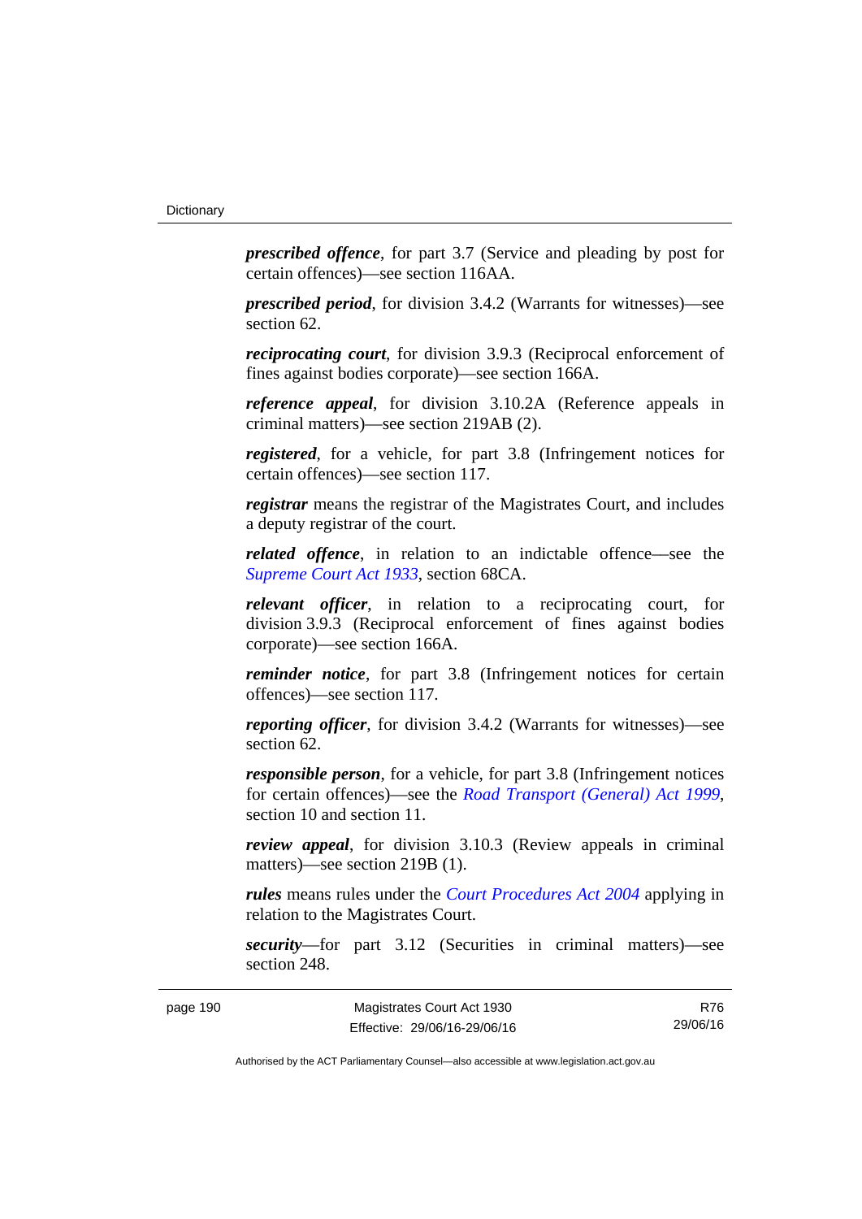***prescribed offence***, for part 3.7 (Service and pleading by post for certain offences)—see section 116AA.

***prescribed period***, for division 3.4.2 (Warrants for witnesses)—see section 62.

***reciprocating court***, for division 3.9.3 (Reciprocal enforcement of fines against bodies corporate)—see section 166A.

***reference appeal***, for division 3.10.2A (Reference appeals in criminal matters)—see section 219AB (2).

***registered***, for a vehicle, for part 3.8 (Infringement notices for certain offences)—see section 117.

***registrar*** means the registrar of the Magistrates Court, and includes a deputy registrar of the court.

***related offence***, in relation to an indictable offence—see the *Supreme Court Act 1933*, section 68CA.

***relevant officer***, in relation to a reciprocating court, for division 3.9.3 (Reciprocal enforcement of fines against bodies corporate)—see section 166A.

***reminder notice***, for part 3.8 (Infringement notices for certain offences)—see section 117.

***reporting officer***, for division 3.4.2 (Warrants for witnesses)—see section 62.

***responsible person***, for a vehicle, for part 3.8 (Infringement notices for certain offences)—see the *Road Transport (General) Act 1999*, section 10 and section 11.

***review appeal***, for division 3.10.3 (Review appeals in criminal matters)—see section 219B (1).

***rules*** means rules under the *Court Procedures Act 2004* applying in relation to the Magistrates Court.

***security***—for part 3.12 (Securities in criminal matters)—see section 248.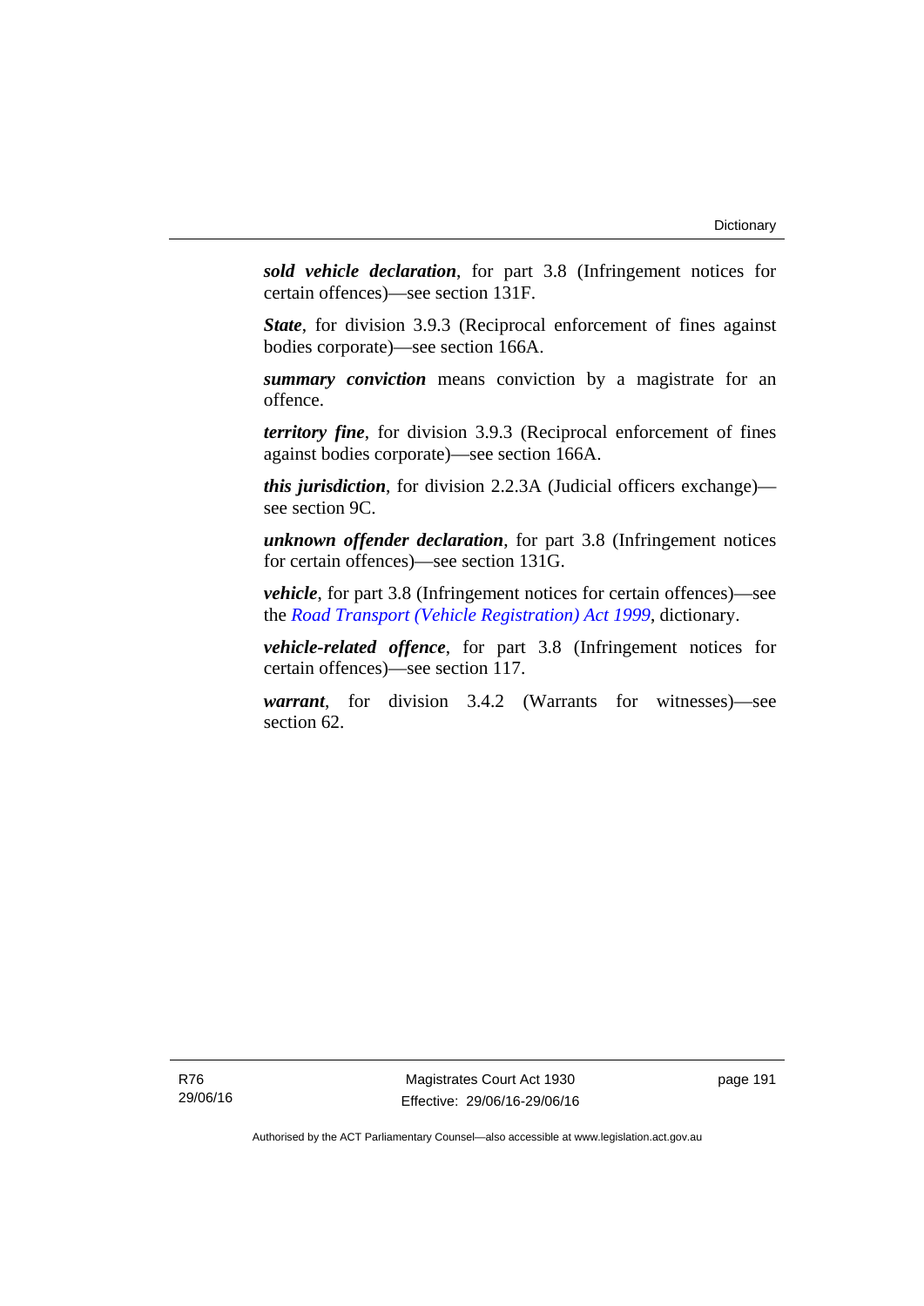***sold vehicle declaration***, for part 3.8 (Infringement notices for certain offences)—see section 131F.

***State***, for division 3.9.3 (Reciprocal enforcement of fines against bodies corporate)—see section 166A.

***summary conviction*** means conviction by a magistrate for an offence.

***territory fine***, for division 3.9.3 (Reciprocal enforcement of fines against bodies corporate)—see section 166A.

***this jurisdiction***, for division 2.2.3A (Judicial officers exchange)—see section 9C.

***unknown offender declaration***, for part 3.8 (Infringement notices for certain offences)—see section 131G.

***vehicle***, for part 3.8 (Infringement notices for certain offences)—see the *Road Transport (Vehicle Registration) Act 1999*, dictionary.

***vehicle-related offence***, for part 3.8 (Infringement notices for certain offences)—see section 117.

***warrant***, for division 3.4.2 (Warrants for witnesses)—see section 62.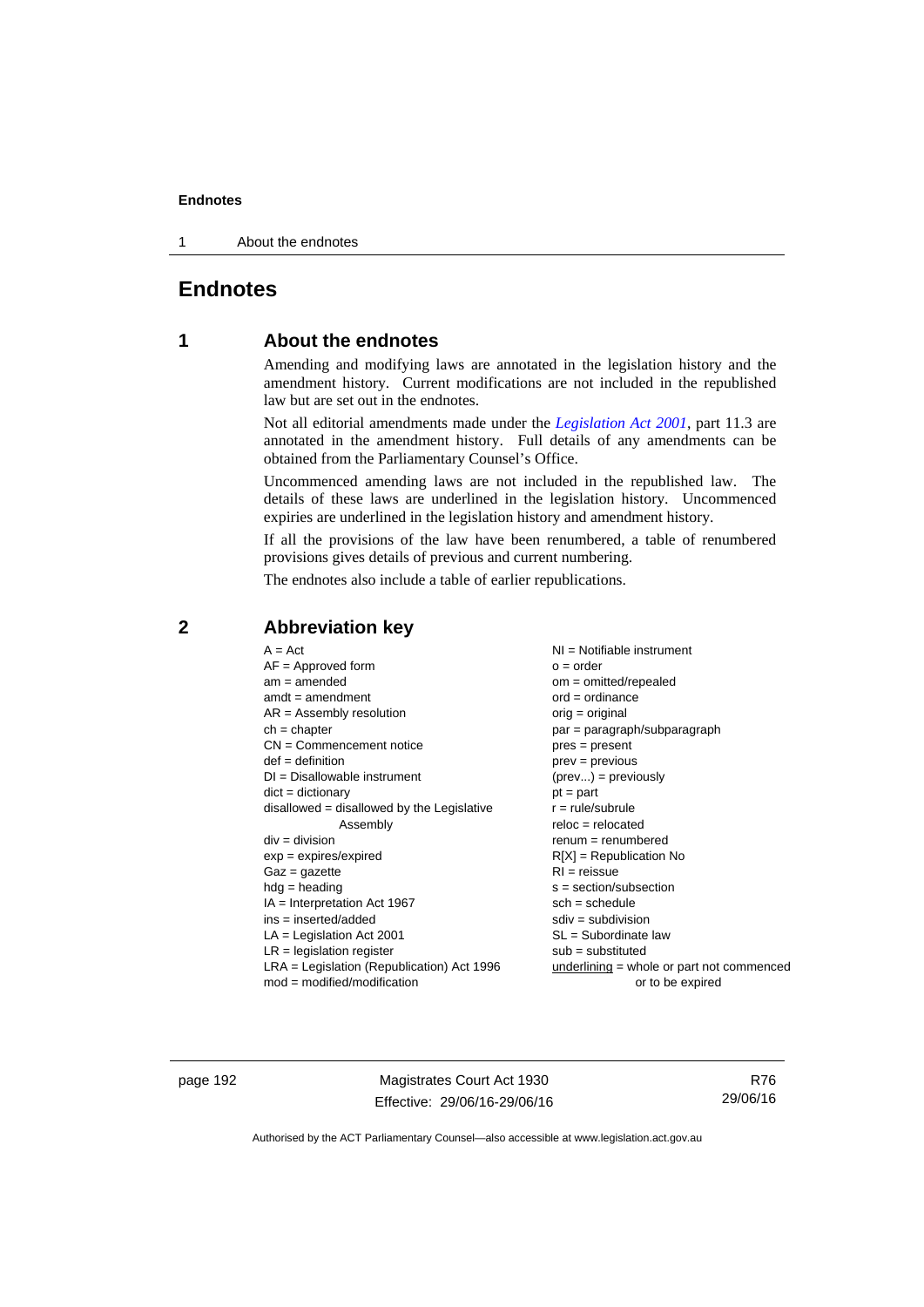# Endnotes

## 1 About the endnotes

Amending and modifying laws are annotated in the legislation history and the amendment history. Current modifications are not included in the republished law but are set out in the endnotes.

Not all editorial amendments made under the *Legislation Act 2001*, part 11.3 are annotated in the amendment history. Full details of any amendments can be obtained from the Parliamentary Counsel's Office.

Uncommenced amending laws are not included in the republished law. The details of these laws are underlined in the legislation history. Uncommenced expiries are underlined in the legislation history and amendment history.

If all the provisions of the law have been renumbered, a table of renumbered provisions gives details of previous and current numbering.

The endnotes also include a table of earlier republications.

## 2 Abbreviation key

A = Act
AF = Approved form
am = amended
amdt = amendment
AR = Assembly resolution
ch = chapter
CN = Commencement notice
def = definition
DI = Disallowable instrument
dict = dictionary
disallowed = disallowed by the Legislative Assembly
div = division
exp = expires/expired
Gaz = gazette
hdg = heading
IA = Interpretation Act 1967
ins = inserted/added
LA = Legislation Act 2001
LR = legislation register
LRA = Legislation (Republication) Act 1996
mod = modified/modification
NI = Notifiable instrument
o = order
om = omitted/repealed
ord = ordinance
orig = original
par = paragraph/subparagraph
pres = present
prev = previous
(prev...) = previously
pt = part
r = rule/subrule
reloc = relocated
renum = renumbered
R[X] = Republication No
RI = reissue
s = section/subsection
sch = schedule
sdiv = subdivision
SL = Subordinate law
sub = substituted
underlining = whole or part not commenced or to be expired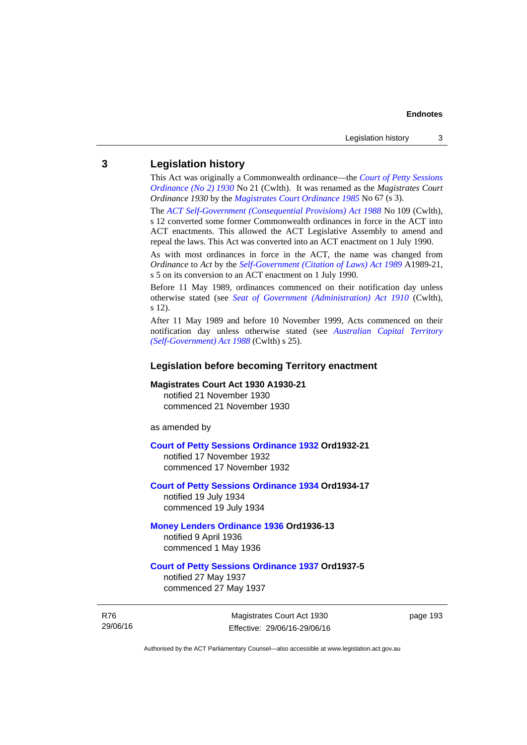## 3 Legislation history

This Act was originally a Commonwealth ordinance—the *Court of Petty Sessions Ordinance (No 2) 1930* No 21 (Cwlth). It was renamed as the *Magistrates Court Ordinance 1930* by the *Magistrates Court Ordinance 1985* No 67 (s 3).

The *ACT Self-Government (Consequential Provisions) Act 1988* No 109 (Cwlth), s 12 converted some former Commonwealth ordinances in force in the ACT into ACT enactments. This allowed the ACT Legislative Assembly to amend and repeal the laws. This Act was converted into an ACT enactment on 1 July 1990.

As with most ordinances in force in the ACT, the name was changed from *Ordinance* to *Act* by the *Self-Government (Citation of Laws) Act 1989* A1989-21, s 5 on its conversion to an ACT enactment on 1 July 1990.

Before 11 May 1989, ordinances commenced on their notification day unless otherwise stated (see *Seat of Government (Administration) Act 1910* (Cwlth), s 12).

After 11 May 1989 and before 10 November 1999, Acts commenced on their notification day unless otherwise stated (see *Australian Capital Territory (Self-Government) Act 1988* (Cwlth) s 25).

### Legislation before becoming Territory enactment

**Magistrates Court Act 1930 A1930-21**
notified 21 November 1930
commenced 21 November 1930

as amended by

**Court of Petty Sessions Ordinance 1932 Ord1932-21**
notified 17 November 1932
commenced 17 November 1932

**Court of Petty Sessions Ordinance 1934 Ord1934-17**
notified 19 July 1934
commenced 19 July 1934

**Money Lenders Ordinance 1936 Ord1936-13**
notified 9 April 1936
commenced 1 May 1936

**Court of Petty Sessions Ordinance 1937 Ord1937-5**
notified 27 May 1937
commenced 27 May 1937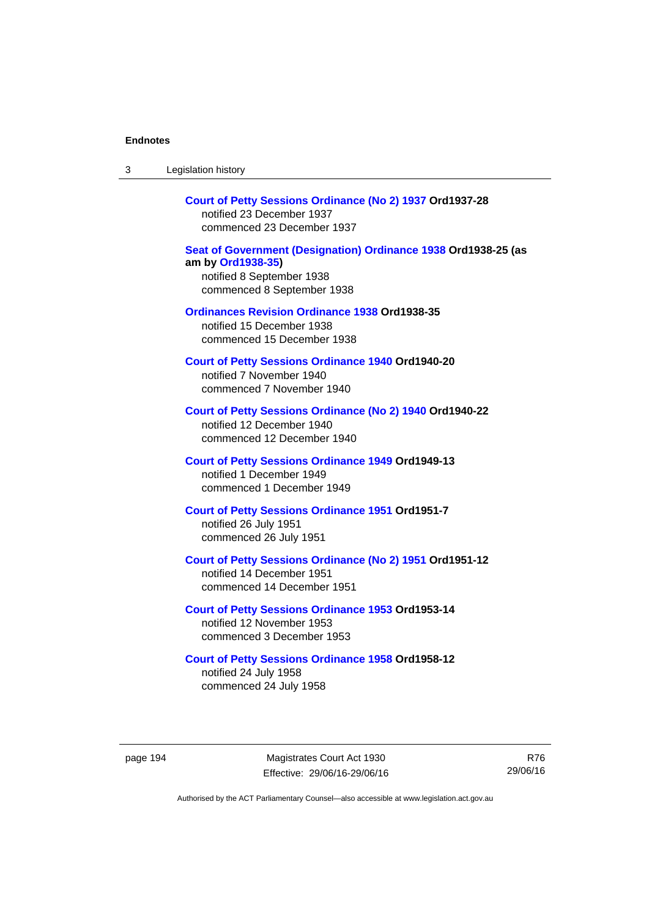**Court of Petty Sessions Ordinance (No 2) 1937 Ord1937-28**
notified 23 December 1937
commenced 23 December 1937

**Seat of Government (Designation) Ordinance 1938 Ord1938-25 (as am by Ord1938-35)**
notified 8 September 1938
commenced 8 September 1938

**Ordinances Revision Ordinance 1938 Ord1938-35**
notified 15 December 1938
commenced 15 December 1938

**Court of Petty Sessions Ordinance 1940 Ord1940-20**
notified 7 November 1940
commenced 7 November 1940

**Court of Petty Sessions Ordinance (No 2) 1940 Ord1940-22**
notified 12 December 1940
commenced 12 December 1940

**Court of Petty Sessions Ordinance 1949 Ord1949-13**
notified 1 December 1949
commenced 1 December 1949

**Court of Petty Sessions Ordinance 1951 Ord1951-7**
notified 26 July 1951
commenced 26 July 1951

**Court of Petty Sessions Ordinance (No 2) 1951 Ord1951-12**
notified 14 December 1951
commenced 14 December 1951

**Court of Petty Sessions Ordinance 1953 Ord1953-14**
notified 12 November 1953
commenced 3 December 1953

**Court of Petty Sessions Ordinance 1958 Ord1958-12**
notified 24 July 1958
commenced 24 July 1958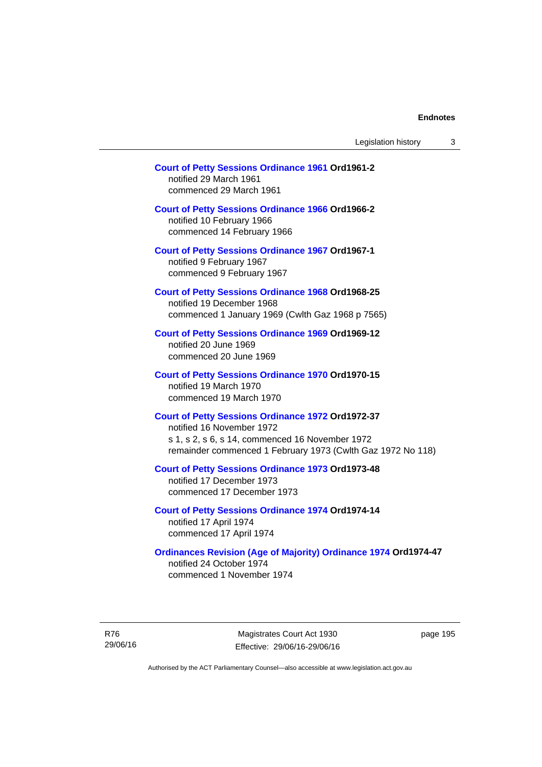**Court of Petty Sessions Ordinance 1961 Ord1961-2**
notified 29 March 1961
commenced 29 March 1961

**Court of Petty Sessions Ordinance 1966 Ord1966-2**
notified 10 February 1966
commenced 14 February 1966

**Court of Petty Sessions Ordinance 1967 Ord1967-1**
notified 9 February 1967
commenced 9 February 1967

**Court of Petty Sessions Ordinance 1968 Ord1968-25**
notified 19 December 1968
commenced 1 January 1969 (Cwlth Gaz 1968 p 7565)

**Court of Petty Sessions Ordinance 1969 Ord1969-12**
notified 20 June 1969
commenced 20 June 1969

**Court of Petty Sessions Ordinance 1970 Ord1970-15**
notified 19 March 1970
commenced 19 March 1970

**Court of Petty Sessions Ordinance 1972 Ord1972-37**
notified 16 November 1972
s 1, s 2, s 6, s 14, commenced 16 November 1972
remainder commenced 1 February 1973 (Cwlth Gaz 1972 No 118)

**Court of Petty Sessions Ordinance 1973 Ord1973-48**
notified 17 December 1973
commenced 17 December 1973

**Court of Petty Sessions Ordinance 1974 Ord1974-14**
notified 17 April 1974
commenced 17 April 1974

**Ordinances Revision (Age of Majority) Ordinance 1974 Ord1974-47**
notified 24 October 1974
commenced 1 November 1974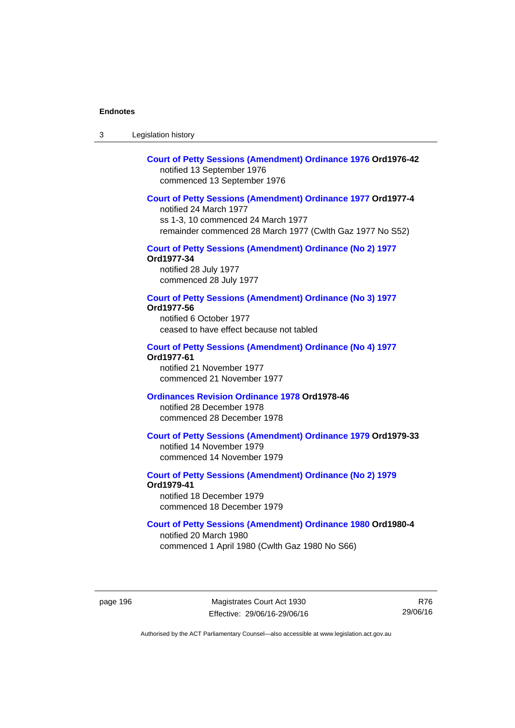**Court of Petty Sessions (Amendment) Ordinance 1976 Ord1976-42**
notified 13 September 1976
commenced 13 September 1976

**Court of Petty Sessions (Amendment) Ordinance 1977 Ord1977-4**
notified 24 March 1977
ss 1-3, 10 commenced 24 March 1977
remainder commenced 28 March 1977 (Cwlth Gaz 1977 No S52)

**Court of Petty Sessions (Amendment) Ordinance (No 2) 1977 Ord1977-34**
notified 28 July 1977
commenced 28 July 1977

**Court of Petty Sessions (Amendment) Ordinance (No 3) 1977 Ord1977-56**
notified 6 October 1977
ceased to have effect because not tabled

**Court of Petty Sessions (Amendment) Ordinance (No 4) 1977 Ord1977-61**
notified 21 November 1977
commenced 21 November 1977

**Ordinances Revision Ordinance 1978 Ord1978-46**
notified 28 December 1978
commenced 28 December 1978

**Court of Petty Sessions (Amendment) Ordinance 1979 Ord1979-33**
notified 14 November 1979
commenced 14 November 1979

**Court of Petty Sessions (Amendment) Ordinance (No 2) 1979 Ord1979-41**
notified 18 December 1979
commenced 18 December 1979

**Court of Petty Sessions (Amendment) Ordinance 1980 Ord1980-4**
notified 20 March 1980
commenced 1 April 1980 (Cwlth Gaz 1980 No S66)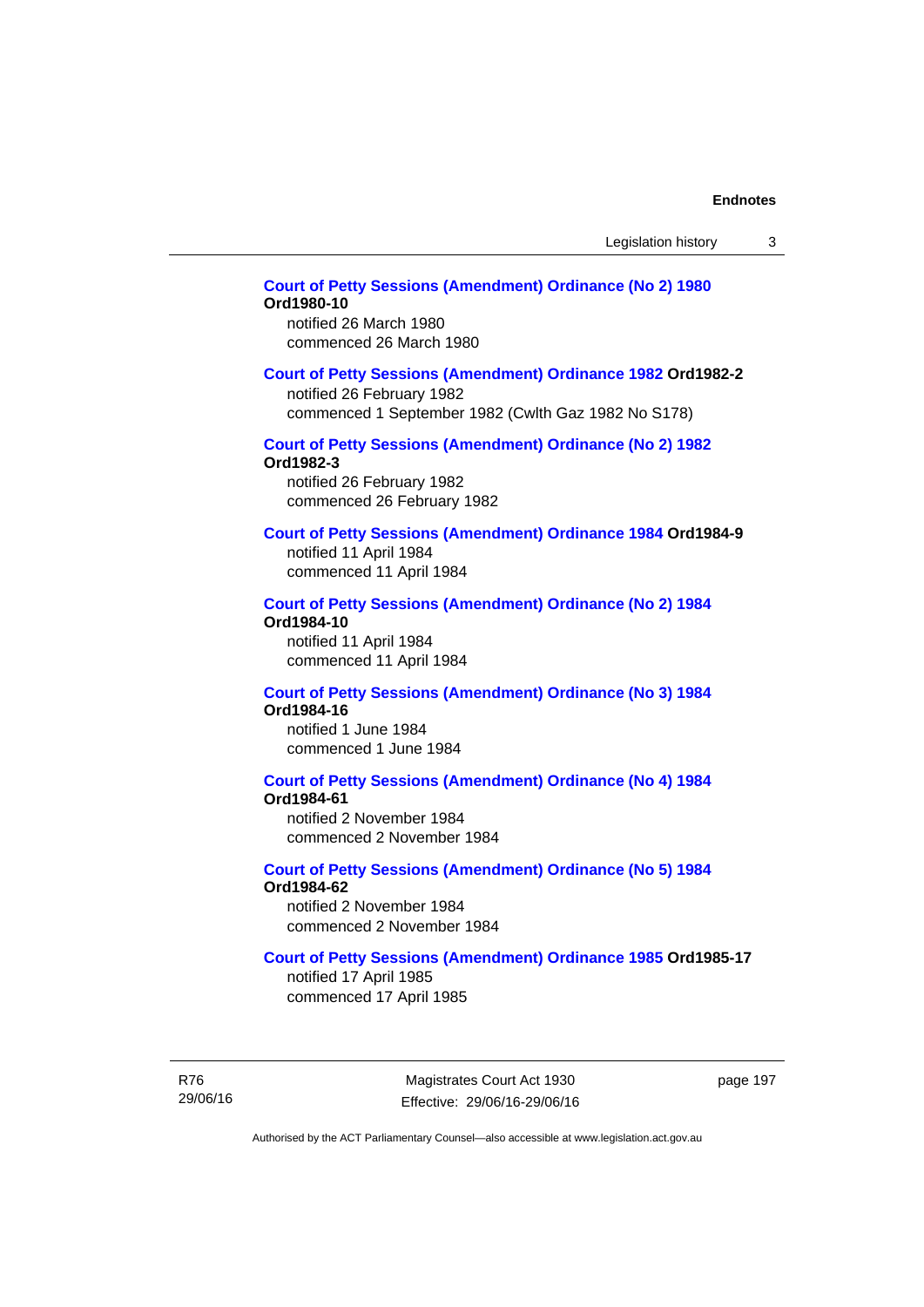**Court of Petty Sessions (Amendment) Ordinance (No 2) 1980 Ord1980-10**
notified 26 March 1980
commenced 26 March 1980

**Court of Petty Sessions (Amendment) Ordinance 1982 Ord1982-2**
notified 26 February 1982
commenced 1 September 1982 (Cwlth Gaz 1982 No S178)

**Court of Petty Sessions (Amendment) Ordinance (No 2) 1982 Ord1982-3**
notified 26 February 1982
commenced 26 February 1982

**Court of Petty Sessions (Amendment) Ordinance 1984 Ord1984-9**
notified 11 April 1984
commenced 11 April 1984

**Court of Petty Sessions (Amendment) Ordinance (No 2) 1984 Ord1984-10**
notified 11 April 1984
commenced 11 April 1984

**Court of Petty Sessions (Amendment) Ordinance (No 3) 1984 Ord1984-16**
notified 1 June 1984
commenced 1 June 1984

**Court of Petty Sessions (Amendment) Ordinance (No 4) 1984 Ord1984-61**
notified 2 November 1984
commenced 2 November 1984

**Court of Petty Sessions (Amendment) Ordinance (No 5) 1984 Ord1984-62**
notified 2 November 1984
commenced 2 November 1984

**Court of Petty Sessions (Amendment) Ordinance 1985 Ord1985-17**
notified 17 April 1985
commenced 17 April 1985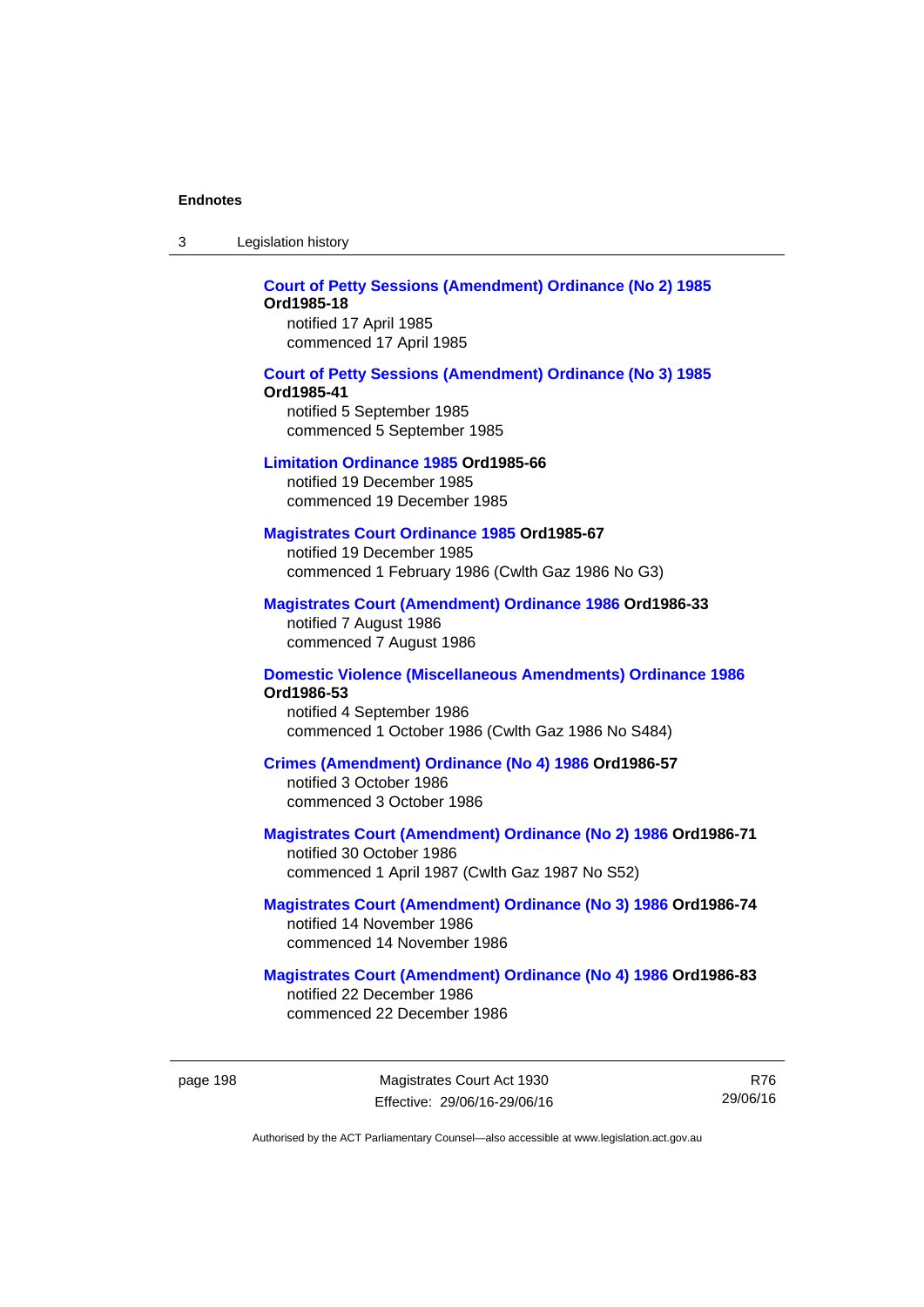**Court of Petty Sessions (Amendment) Ordinance (No 2) 1985 Ord1985-18**
notified 17 April 1985
commenced 17 April 1985

**Court of Petty Sessions (Amendment) Ordinance (No 3) 1985 Ord1985-41**
notified 5 September 1985
commenced 5 September 1985

**Limitation Ordinance 1985 Ord1985-66**
notified 19 December 1985
commenced 19 December 1985

**Magistrates Court Ordinance 1985 Ord1985-67**
notified 19 December 1985
commenced 1 February 1986 (Cwlth Gaz 1986 No G3)

**Magistrates Court (Amendment) Ordinance 1986 Ord1986-33**
notified 7 August 1986
commenced 7 August 1986

**Domestic Violence (Miscellaneous Amendments) Ordinance 1986 Ord1986-53**
notified 4 September 1986
commenced 1 October 1986 (Cwlth Gaz 1986 No S484)

**Crimes (Amendment) Ordinance (No 4) 1986 Ord1986-57**
notified 3 October 1986
commenced 3 October 1986

**Magistrates Court (Amendment) Ordinance (No 2) 1986 Ord1986-71**
notified 30 October 1986
commenced 1 April 1987 (Cwlth Gaz 1987 No S52)

**Magistrates Court (Amendment) Ordinance (No 3) 1986 Ord1986-74**
notified 14 November 1986
commenced 14 November 1986

**Magistrates Court (Amendment) Ordinance (No 4) 1986 Ord1986-83**
notified 22 December 1986
commenced 22 December 1986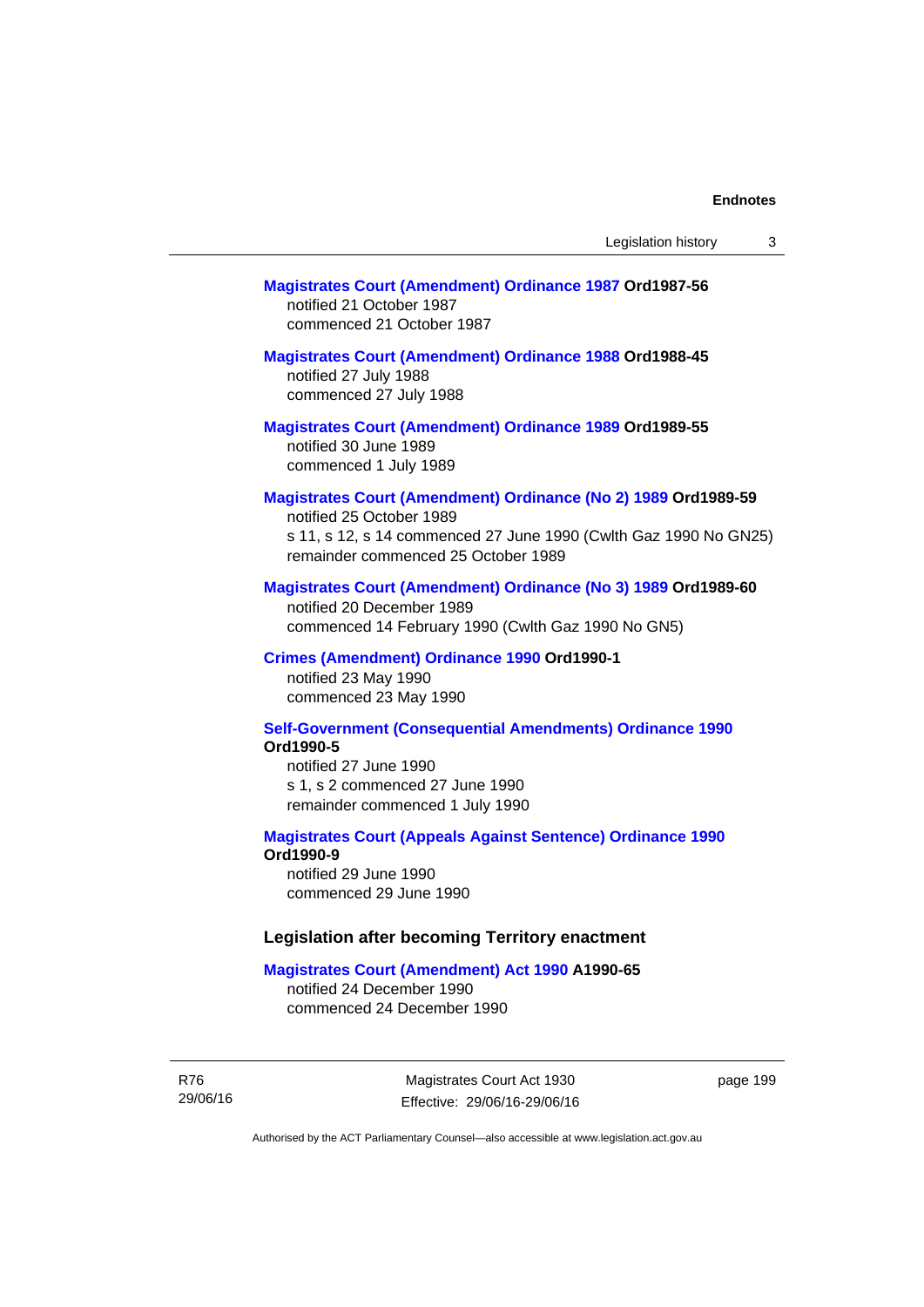**Magistrates Court (Amendment) Ordinance 1987 Ord1987-56**
notified 21 October 1987
commenced 21 October 1987

**Magistrates Court (Amendment) Ordinance 1988 Ord1988-45**
notified 27 July 1988
commenced 27 July 1988

**Magistrates Court (Amendment) Ordinance 1989 Ord1989-55**
notified 30 June 1989
commenced 1 July 1989

**Magistrates Court (Amendment) Ordinance (No 2) 1989 Ord1989-59**
notified 25 October 1989
s 11, s 12, s 14 commenced 27 June 1990 (Cwlth Gaz 1990 No GN25)
remainder commenced 25 October 1989

**Magistrates Court (Amendment) Ordinance (No 3) 1989 Ord1989-60**
notified 20 December 1989
commenced 14 February 1990 (Cwlth Gaz 1990 No GN5)

**Crimes (Amendment) Ordinance 1990 Ord1990-1**
notified 23 May 1990
commenced 23 May 1990

**Self-Government (Consequential Amendments) Ordinance 1990 Ord1990-5**
notified 27 June 1990
s 1, s 2 commenced 27 June 1990
remainder commenced 1 July 1990

**Magistrates Court (Appeals Against Sentence) Ordinance 1990 Ord1990-9**
notified 29 June 1990
commenced 29 June 1990

### Legislation after becoming Territory enactment

**Magistrates Court (Amendment) Act 1990 A1990-65**
notified 24 December 1990
commenced 24 December 1990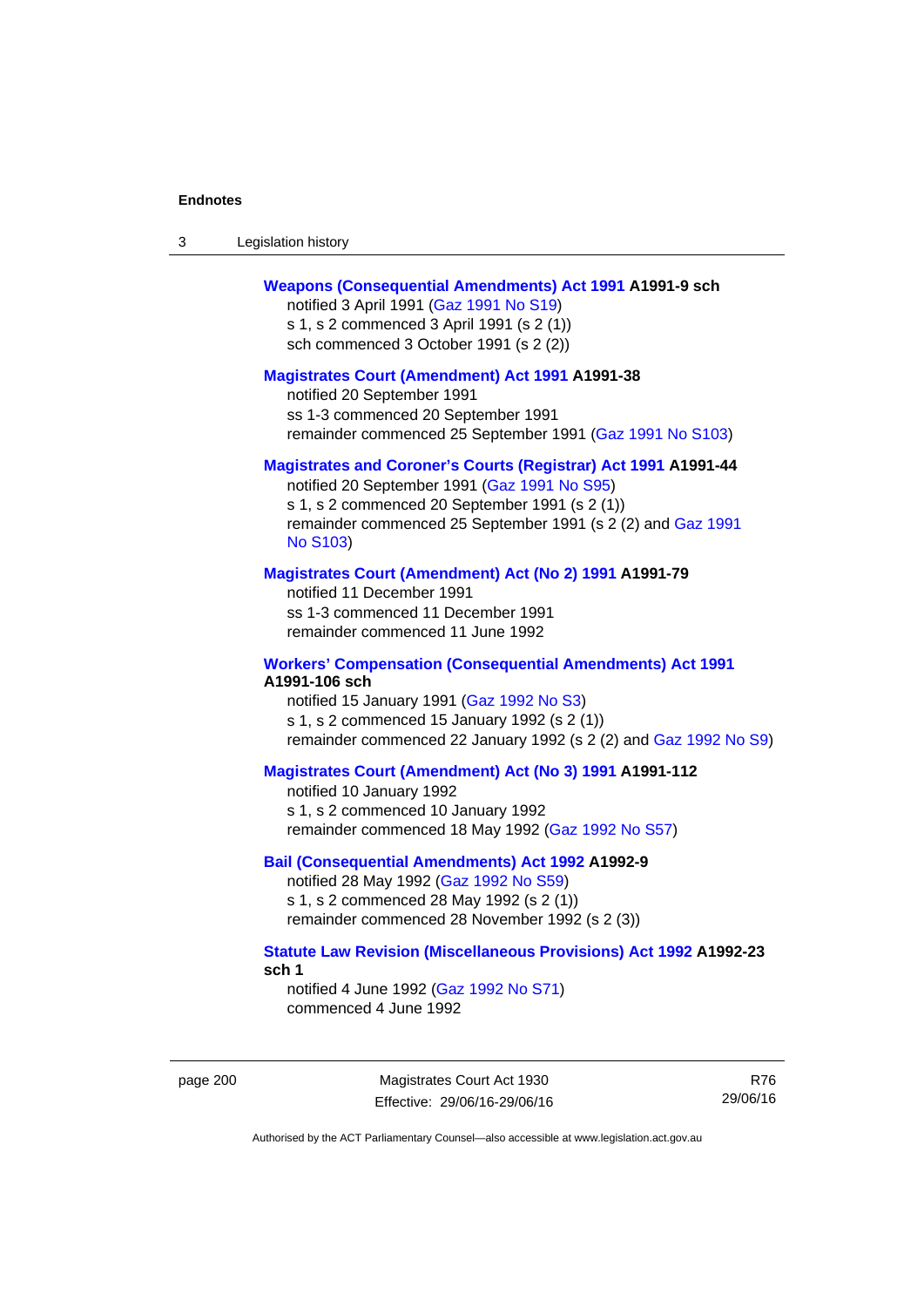**Weapons (Consequential Amendments) Act 1991 A1991-9 sch**
notified 3 April 1991 (Gaz 1991 No S19)
s 1, s 2 commenced 3 April 1991 (s 2 (1))
sch commenced 3 October 1991 (s 2 (2))

**Magistrates Court (Amendment) Act 1991 A1991-38**
notified 20 September 1991
ss 1-3 commenced 20 September 1991
remainder commenced 25 September 1991 (Gaz 1991 No S103)

**Magistrates and Coroner's Courts (Registrar) Act 1991 A1991-44**
notified 20 September 1991 (Gaz 1991 No S95)
s 1, s 2 commenced 20 September 1991 (s 2 (1))
remainder commenced 25 September 1991 (s 2 (2) and Gaz 1991 No S103)

**Magistrates Court (Amendment) Act (No 2) 1991 A1991-79**
notified 11 December 1991
ss 1-3 commenced 11 December 1991
remainder commenced 11 June 1992

**Workers' Compensation (Consequential Amendments) Act 1991 A1991-106 sch**
notified 15 January 1991 (Gaz 1992 No S3)
s 1, s 2 commenced 15 January 1992 (s 2 (1))
remainder commenced 22 January 1992 (s 2 (2) and Gaz 1992 No S9)

**Magistrates Court (Amendment) Act (No 3) 1991 A1991-112**
notified 10 January 1992
s 1, s 2 commenced 10 January 1992
remainder commenced 18 May 1992 (Gaz 1992 No S57)

**Bail (Consequential Amendments) Act 1992 A1992-9**
notified 28 May 1992 (Gaz 1992 No S59)
s 1, s 2 commenced 28 May 1992 (s 2 (1))
remainder commenced 28 November 1992 (s 2 (3))

**Statute Law Revision (Miscellaneous Provisions) Act 1992 A1992-23 sch 1**
notified 4 June 1992 (Gaz 1992 No S71)
commenced 4 June 1992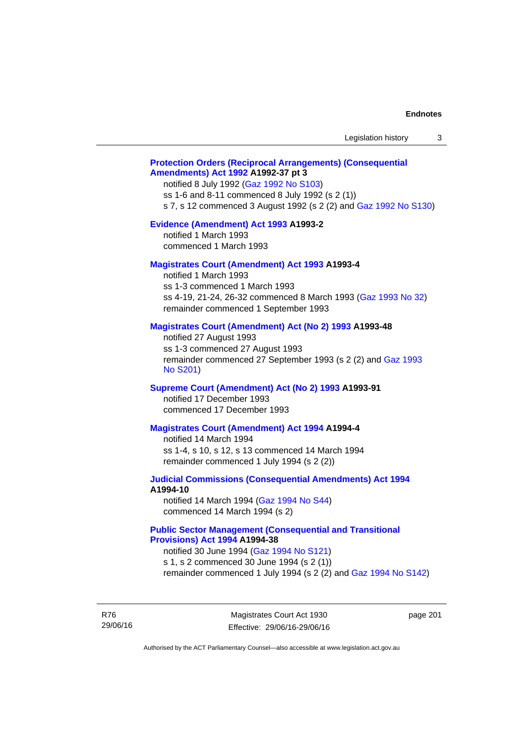**Protection Orders (Reciprocal Arrangements) (Consequential Amendments) Act 1992 A1992-37 pt 3**

notified 8 July 1992 (Gaz 1992 No S103)
ss 1-6 and 8-11 commenced 8 July 1992 (s 2 (1))
s 7, s 12 commenced 3 August 1992 (s 2 (2) and Gaz 1992 No S130)

**Evidence (Amendment) Act 1993 A1993-2**

notified 1 March 1993
commenced 1 March 1993

**Magistrates Court (Amendment) Act 1993 A1993-4**

notified 1 March 1993
ss 1-3 commenced 1 March 1993
ss 4-19, 21-24, 26-32 commenced 8 March 1993 (Gaz 1993 No 32)
remainder commenced 1 September 1993

**Magistrates Court (Amendment) Act (No 2) 1993 A1993-48**

notified 27 August 1993
ss 1-3 commenced 27 August 1993
remainder commenced 27 September 1993 (s 2 (2) and Gaz 1993 No S201)

**Supreme Court (Amendment) Act (No 2) 1993 A1993-91**

notified 17 December 1993
commenced 17 December 1993

**Magistrates Court (Amendment) Act 1994 A1994-4**

notified 14 March 1994
ss 1-4, s 10, s 12, s 13 commenced 14 March 1994
remainder commenced 1 July 1994 (s 2 (2))

**Judicial Commissions (Consequential Amendments) Act 1994 A1994-10**

notified 14 March 1994 (Gaz 1994 No S44)
commenced 14 March 1994 (s 2)

**Public Sector Management (Consequential and Transitional Provisions) Act 1994 A1994-38**

notified 30 June 1994 (Gaz 1994 No S121)
s 1, s 2 commenced 30 June 1994 (s 2 (1))
remainder commenced 1 July 1994 (s 2 (2) and Gaz 1994 No S142)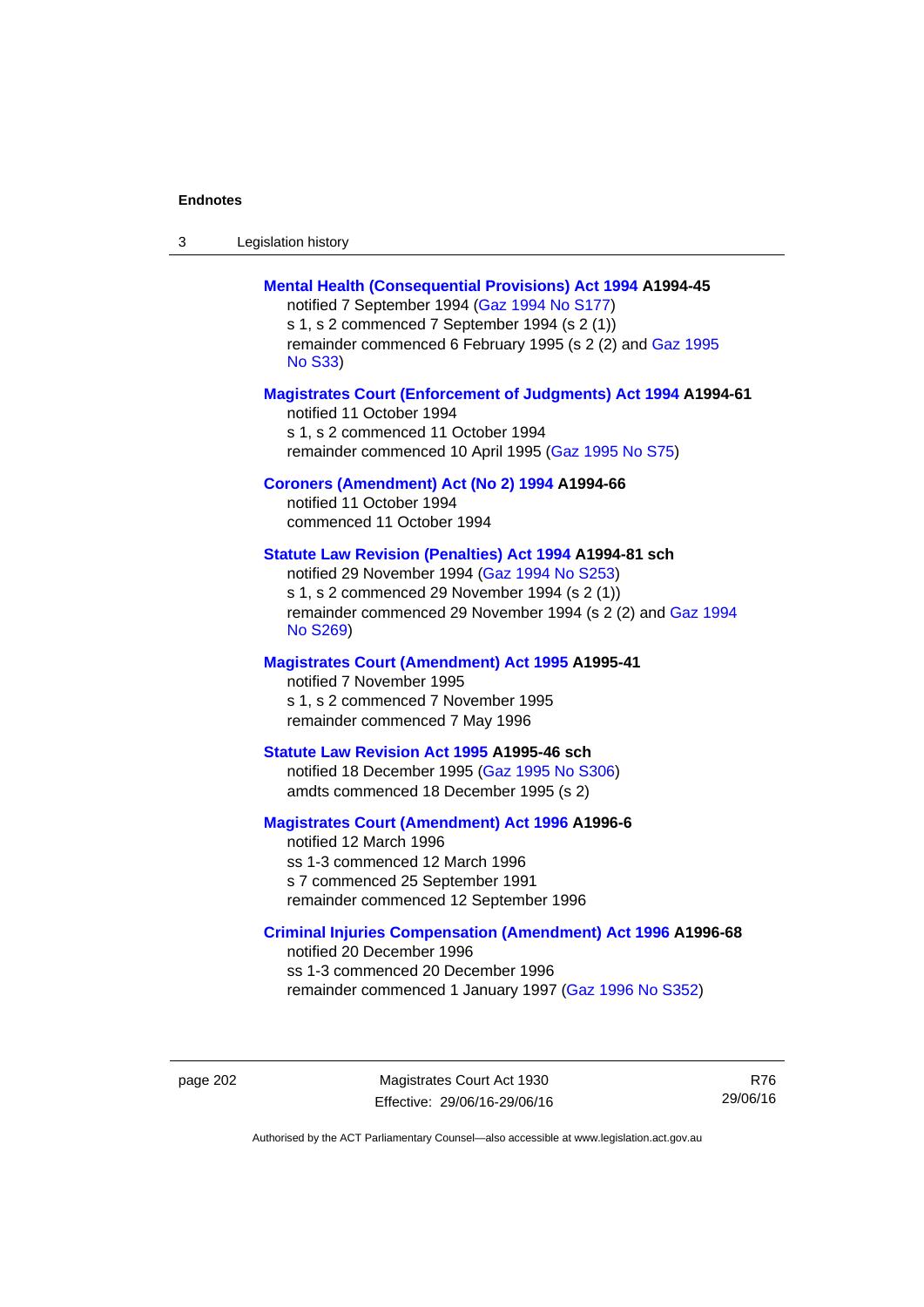**Mental Health (Consequential Provisions) Act 1994 A1994-45**
notified 7 September 1994 (Gaz 1994 No S177)
s 1, s 2 commenced 7 September 1994 (s 2 (1))
remainder commenced 6 February 1995 (s 2 (2) and Gaz 1995 No S33)

**Magistrates Court (Enforcement of Judgments) Act 1994 A1994-61**
notified 11 October 1994
s 1, s 2 commenced 11 October 1994
remainder commenced 10 April 1995 (Gaz 1995 No S75)

**Coroners (Amendment) Act (No 2) 1994 A1994-66**
notified 11 October 1994
commenced 11 October 1994

**Statute Law Revision (Penalties) Act 1994 A1994-81 sch**
notified 29 November 1994 (Gaz 1994 No S253)
s 1, s 2 commenced 29 November 1994 (s 2 (1))
remainder commenced 29 November 1994 (s 2 (2) and Gaz 1994 No S269)

**Magistrates Court (Amendment) Act 1995 A1995-41**
notified 7 November 1995
s 1, s 2 commenced 7 November 1995
remainder commenced 7 May 1996

**Statute Law Revision Act 1995 A1995-46 sch**
notified 18 December 1995 (Gaz 1995 No S306)
amdts commenced 18 December 1995 (s 2)

**Magistrates Court (Amendment) Act 1996 A1996-6**
notified 12 March 1996
ss 1-3 commenced 12 March 1996
s 7 commenced 25 September 1991
remainder commenced 12 September 1996

**Criminal Injuries Compensation (Amendment) Act 1996 A1996-68**
notified 20 December 1996
ss 1-3 commenced 20 December 1996
remainder commenced 1 January 1997 (Gaz 1996 No S352)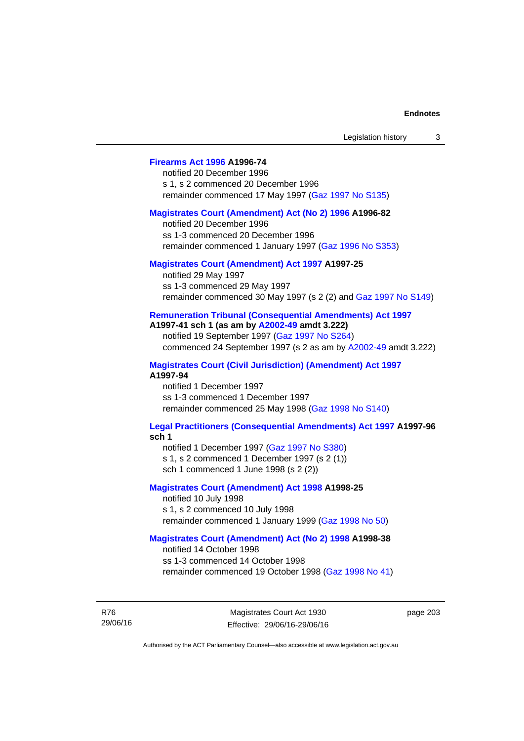**Firearms Act 1996 A1996-74**

notified 20 December 1996
s 1, s 2 commenced 20 December 1996
remainder commenced 17 May 1997 (Gaz 1997 No S135)

**Magistrates Court (Amendment) Act (No 2) 1996 A1996-82**

notified 20 December 1996
ss 1-3 commenced 20 December 1996
remainder commenced 1 January 1997 (Gaz 1996 No S353)

**Magistrates Court (Amendment) Act 1997 A1997-25**

notified 29 May 1997
ss 1-3 commenced 29 May 1997
remainder commenced 30 May 1997 (s 2 (2) and Gaz 1997 No S149)

**Remuneration Tribunal (Consequential Amendments) Act 1997 A1997-41 sch 1 (as am by A2002-49 amdt 3.222)**

notified 19 September 1997 (Gaz 1997 No S264)
commenced 24 September 1997 (s 2 as am by A2002-49 amdt 3.222)

**Magistrates Court (Civil Jurisdiction) (Amendment) Act 1997 A1997-94**

notified 1 December 1997
ss 1-3 commenced 1 December 1997
remainder commenced 25 May 1998 (Gaz 1998 No S140)

**Legal Practitioners (Consequential Amendments) Act 1997 A1997-96 sch 1**

notified 1 December 1997 (Gaz 1997 No S380)
s 1, s 2 commenced 1 December 1997 (s 2 (1))
sch 1 commenced 1 June 1998 (s 2 (2))

**Magistrates Court (Amendment) Act 1998 A1998-25**

notified 10 July 1998
s 1, s 2 commenced 10 July 1998
remainder commenced 1 January 1999 (Gaz 1998 No 50)

**Magistrates Court (Amendment) Act (No 2) 1998 A1998-38**

notified 14 October 1998
ss 1-3 commenced 14 October 1998
remainder commenced 19 October 1998 (Gaz 1998 No 41)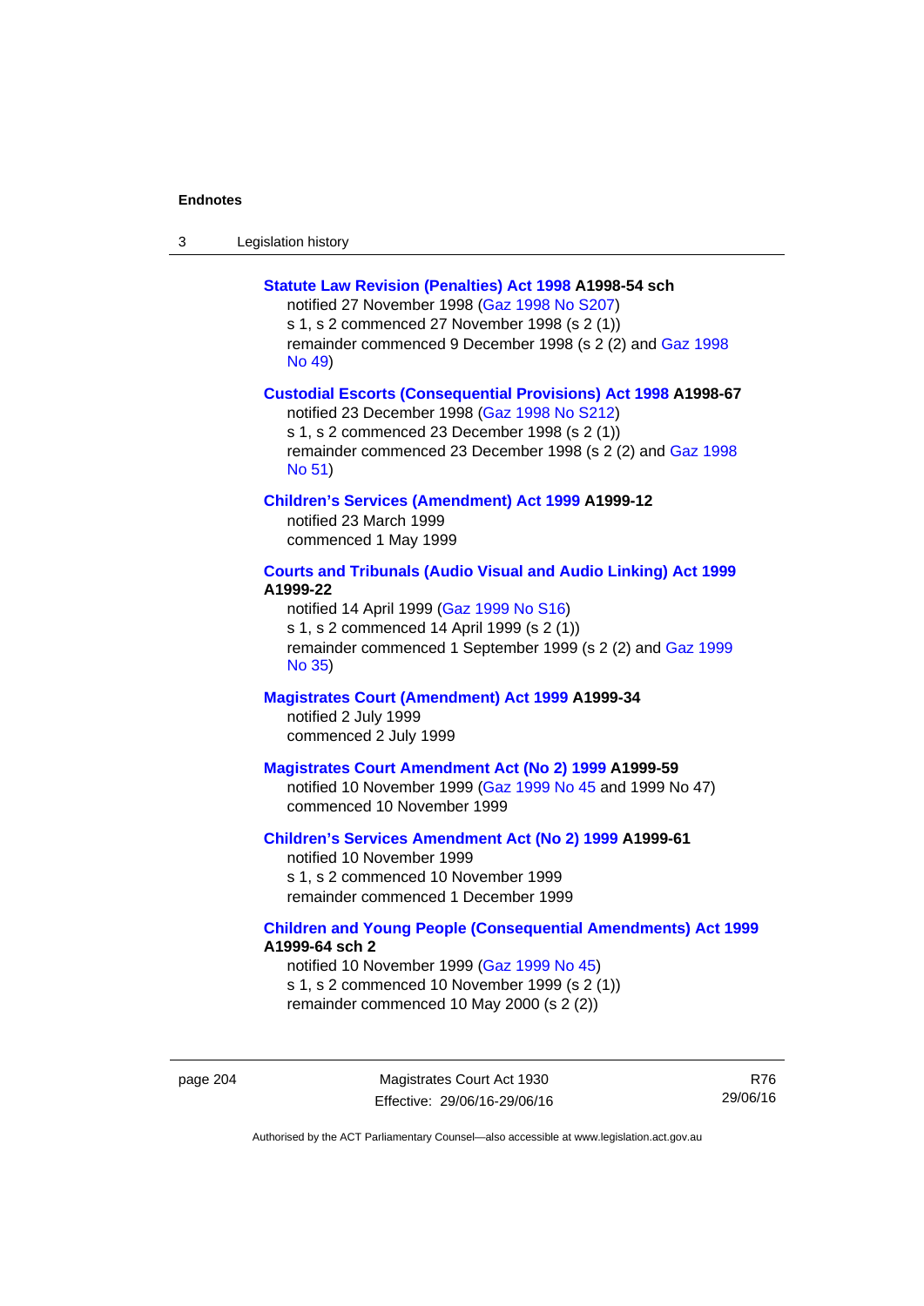**Statute Law Revision (Penalties) Act 1998 A1998-54 sch**

notified 27 November 1998 (Gaz 1998 No S207)
s 1, s 2 commenced 27 November 1998 (s 2 (1))
remainder commenced 9 December 1998 (s 2 (2) and Gaz 1998 No 49)

**Custodial Escorts (Consequential Provisions) Act 1998 A1998-67**

notified 23 December 1998 (Gaz 1998 No S212)
s 1, s 2 commenced 23 December 1998 (s 2 (1))
remainder commenced 23 December 1998 (s 2 (2) and Gaz 1998 No 51)

**Children's Services (Amendment) Act 1999 A1999-12**

notified 23 March 1999
commenced 1 May 1999

**Courts and Tribunals (Audio Visual and Audio Linking) Act 1999 A1999-22**

notified 14 April 1999 (Gaz 1999 No S16)
s 1, s 2 commenced 14 April 1999 (s 2 (1))
remainder commenced 1 September 1999 (s 2 (2) and Gaz 1999 No 35)

**Magistrates Court (Amendment) Act 1999 A1999-34**

notified 2 July 1999
commenced 2 July 1999

**Magistrates Court Amendment Act (No 2) 1999 A1999-59**

notified 10 November 1999 (Gaz 1999 No 45 and 1999 No 47)
commenced 10 November 1999

**Children's Services Amendment Act (No 2) 1999 A1999-61**

notified 10 November 1999
s 1, s 2 commenced 10 November 1999
remainder commenced 1 December 1999

**Children and Young People (Consequential Amendments) Act 1999 A1999-64 sch 2**

notified 10 November 1999 (Gaz 1999 No 45)
s 1, s 2 commenced 10 November 1999 (s 2 (1))
remainder commenced 10 May 2000 (s 2 (2))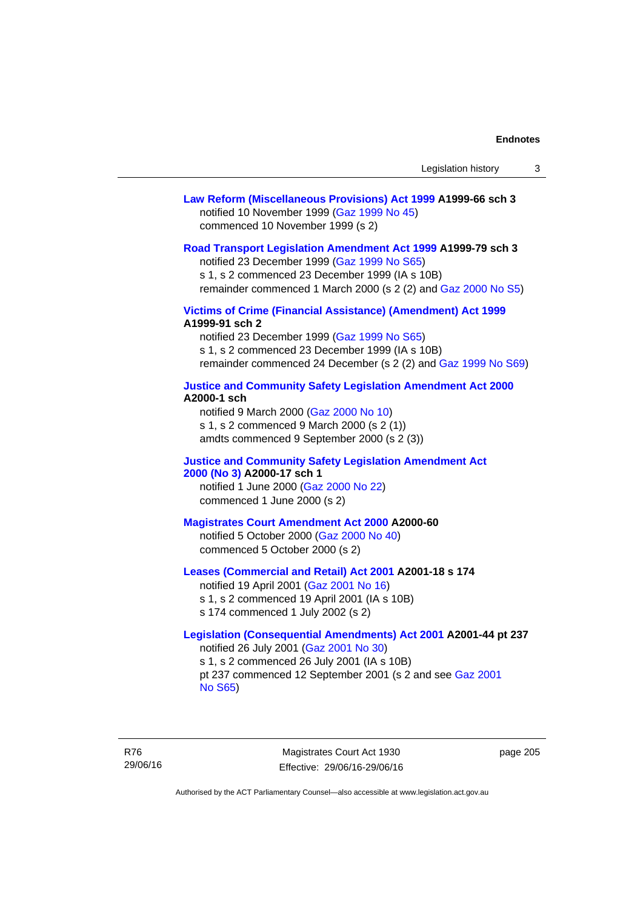**Law Reform (Miscellaneous Provisions) Act 1999 A1999-66 sch 3**
notified 10 November 1999 (Gaz 1999 No 45)
commenced 10 November 1999 (s 2)

**Road Transport Legislation Amendment Act 1999 A1999-79 sch 3**
notified 23 December 1999 (Gaz 1999 No S65)
s 1, s 2 commenced 23 December 1999 (IA s 10B)
remainder commenced 1 March 2000 (s 2 (2) and Gaz 2000 No S5)

**Victims of Crime (Financial Assistance) (Amendment) Act 1999 A1999-91 sch 2**
notified 23 December 1999 (Gaz 1999 No S65)
s 1, s 2 commenced 23 December 1999 (IA s 10B)
remainder commenced 24 December (s 2 (2) and Gaz 1999 No S69)

**Justice and Community Safety Legislation Amendment Act 2000 A2000-1 sch**
notified 9 March 2000 (Gaz 2000 No 10)
s 1, s 2 commenced 9 March 2000 (s 2 (1))
amdts commenced 9 September 2000 (s 2 (3))

**Justice and Community Safety Legislation Amendment Act 2000 (No 3) A2000-17 sch 1**
notified 1 June 2000 (Gaz 2000 No 22)
commenced 1 June 2000 (s 2)

**Magistrates Court Amendment Act 2000 A2000-60**
notified 5 October 2000 (Gaz 2000 No 40)
commenced 5 October 2000 (s 2)

**Leases (Commercial and Retail) Act 2001 A2001-18 s 174**
notified 19 April 2001 (Gaz 2001 No 16)
s 1, s 2 commenced 19 April 2001 (IA s 10B)
s 174 commenced 1 July 2002 (s 2)

**Legislation (Consequential Amendments) Act 2001 A2001-44 pt 237**
notified 26 July 2001 (Gaz 2001 No 30)
s 1, s 2 commenced 26 July 2001 (IA s 10B)
pt 237 commenced 12 September 2001 (s 2 and see Gaz 2001 No S65)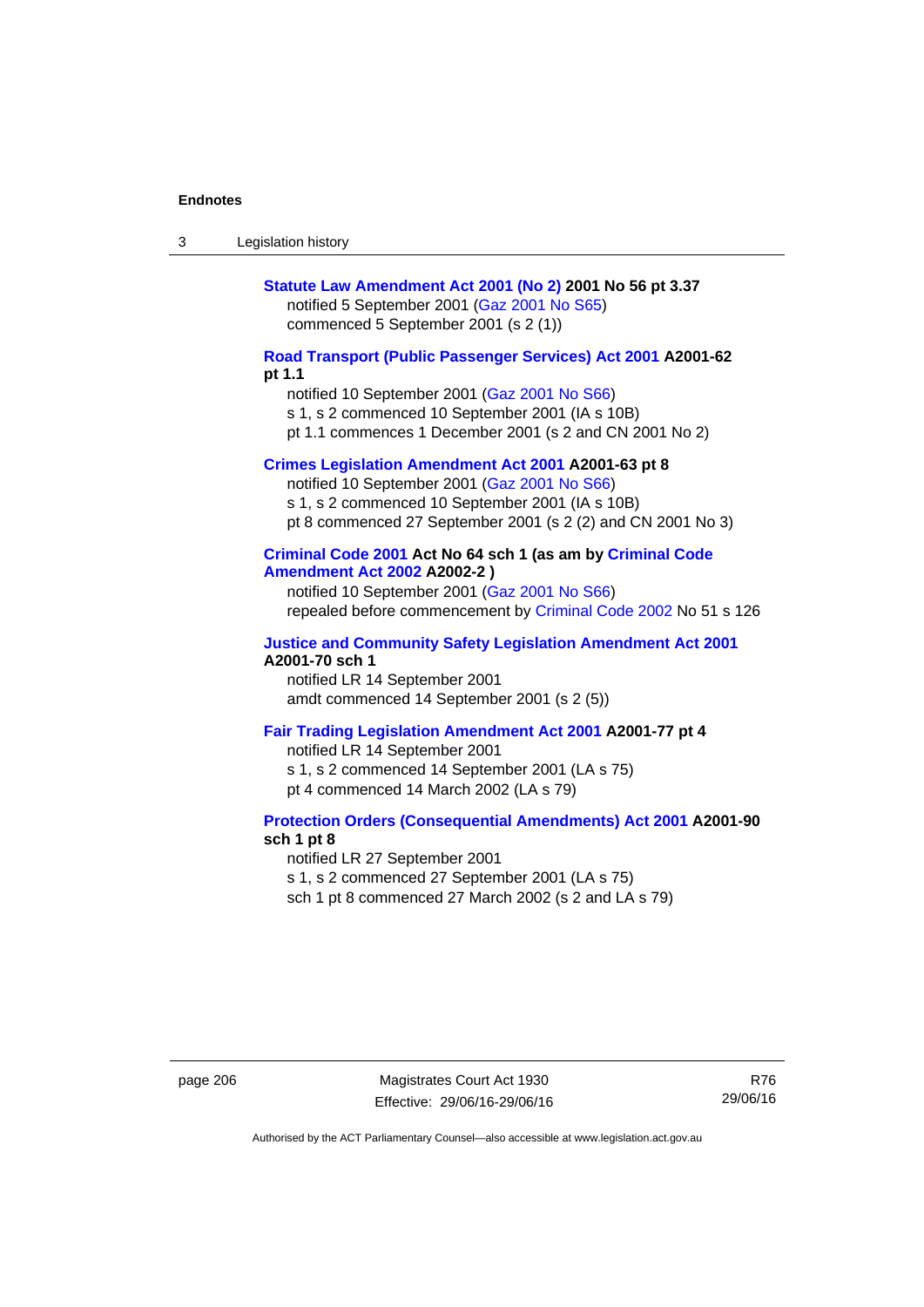**Statute Law Amendment Act 2001 (No 2) 2001 No 56 pt 3.37**

notified 5 September 2001 (Gaz 2001 No S65)
commenced 5 September 2001 (s 2 (1))

**Road Transport (Public Passenger Services) Act 2001 A2001-62 pt 1.1**

notified 10 September 2001 (Gaz 2001 No S66)
s 1, s 2 commenced 10 September 2001 (IA s 10B)
pt 1.1 commences 1 December 2001 (s 2 and CN 2001 No 2)

**Crimes Legislation Amendment Act 2001 A2001-63 pt 8**

notified 10 September 2001 (Gaz 2001 No S66)
s 1, s 2 commenced 10 September 2001 (IA s 10B)
pt 8 commenced 27 September 2001 (s 2 (2) and CN 2001 No 3)

**Criminal Code 2001 Act No 64 sch 1 (as am by Criminal Code Amendment Act 2002 A2002-2 )**

notified 10 September 2001 (Gaz 2001 No S66)
repealed before commencement by Criminal Code 2002 No 51 s 126

**Justice and Community Safety Legislation Amendment Act 2001 A2001-70 sch 1**

notified LR 14 September 2001
amdt commenced 14 September 2001 (s 2 (5))

**Fair Trading Legislation Amendment Act 2001 A2001-77 pt 4**

notified LR 14 September 2001
s 1, s 2 commenced 14 September 2001 (LA s 75)
pt 4 commenced 14 March 2002 (LA s 79)

**Protection Orders (Consequential Amendments) Act 2001 A2001-90 sch 1 pt 8**

notified LR 27 September 2001
s 1, s 2 commenced 27 September 2001 (LA s 75)
sch 1 pt 8 commenced 27 March 2002 (s 2 and LA s 79)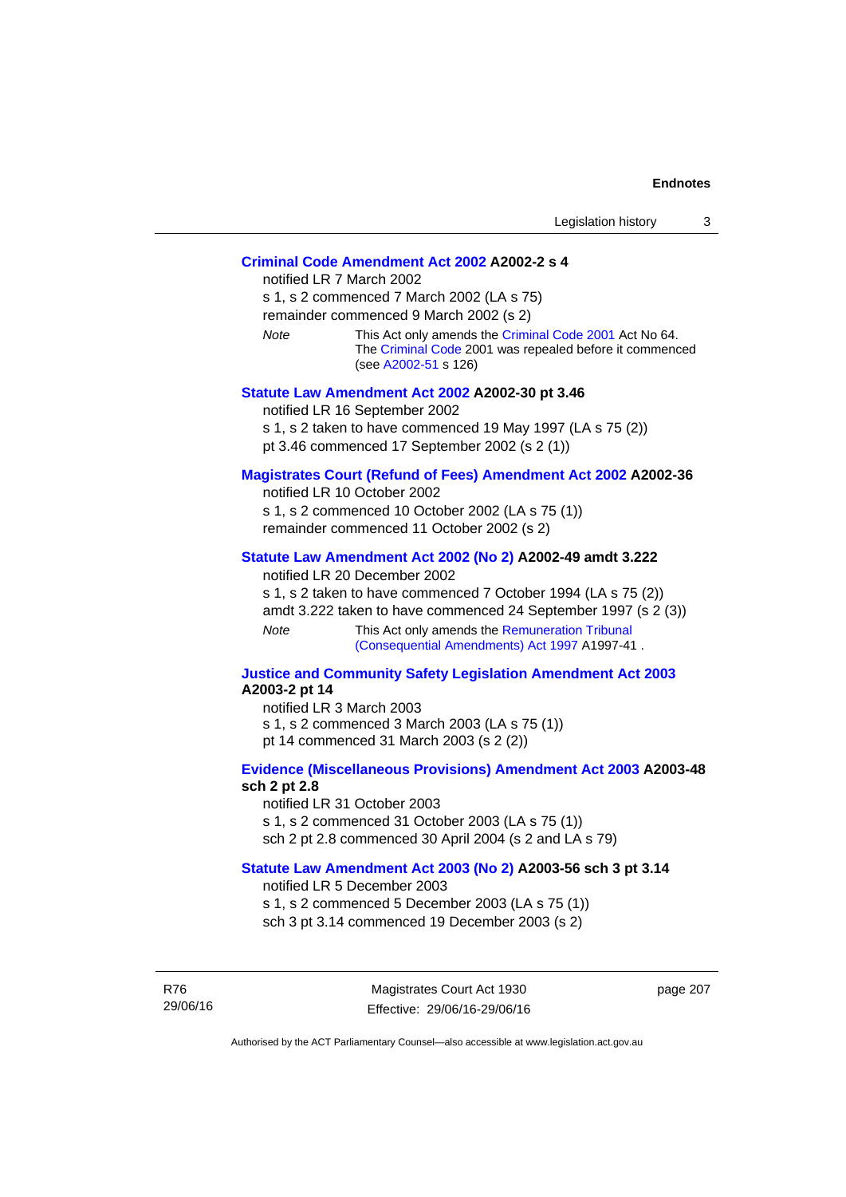**Criminal Code Amendment Act 2002 A2002-2 s 4**

notified LR 7 March 2002

s 1, s 2 commenced 7 March 2002 (LA s 75)

remainder commenced 9 March 2002 (s 2)

*Note* This Act only amends the Criminal Code 2001 Act No 64. The Criminal Code 2001 was repealed before it commenced (see A2002-51 s 126)

**Statute Law Amendment Act 2002 A2002-30 pt 3.46**

notified LR 16 September 2002

s 1, s 2 taken to have commenced 19 May 1997 (LA s 75 (2))

pt 3.46 commenced 17 September 2002 (s 2 (1))

**Magistrates Court (Refund of Fees) Amendment Act 2002 A2002-36**

notified LR 10 October 2002

s 1, s 2 commenced 10 October 2002 (LA s 75 (1))

remainder commenced 11 October 2002 (s 2)

**Statute Law Amendment Act 2002 (No 2) A2002-49 amdt 3.222**

notified LR 20 December 2002

s 1, s 2 taken to have commenced 7 October 1994 (LA s 75 (2))

amdt 3.222 taken to have commenced 24 September 1997 (s 2 (3))

*Note* This Act only amends the Remuneration Tribunal (Consequential Amendments) Act 1997 A1997-41 .

**Justice and Community Safety Legislation Amendment Act 2003 A2003-2 pt 14**

notified LR 3 March 2003

s 1, s 2 commenced 3 March 2003 (LA s 75 (1))

pt 14 commenced 31 March 2003 (s 2 (2))

**Evidence (Miscellaneous Provisions) Amendment Act 2003 A2003-48 sch 2 pt 2.8**

notified LR 31 October 2003

s 1, s 2 commenced 31 October 2003 (LA s 75 (1))

sch 2 pt 2.8 commenced 30 April 2004 (s 2 and LA s 79)

**Statute Law Amendment Act 2003 (No 2) A2003-56 sch 3 pt 3.14**

notified LR 5 December 2003

s 1, s 2 commenced 5 December 2003 (LA s 75 (1))

sch 3 pt 3.14 commenced 19 December 2003 (s 2)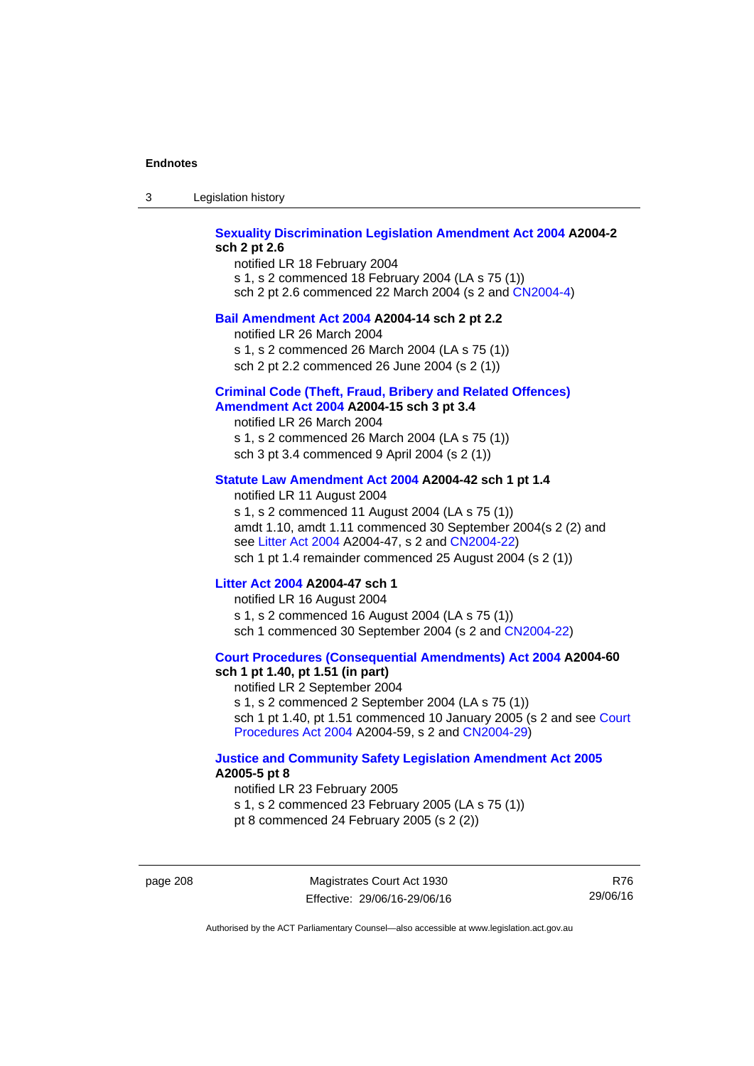**Sexuality Discrimination Legislation Amendment Act 2004 A2004-2 sch 2 pt 2.6**

notified LR 18 February 2004
s 1, s 2 commenced 18 February 2004 (LA s 75 (1))
sch 2 pt 2.6 commenced 22 March 2004 (s 2 and CN2004-4)

**Bail Amendment Act 2004 A2004-14 sch 2 pt 2.2**

notified LR 26 March 2004
s 1, s 2 commenced 26 March 2004 (LA s 75 (1))
sch 2 pt 2.2 commenced 26 June 2004 (s 2 (1))

**Criminal Code (Theft, Fraud, Bribery and Related Offences) Amendment Act 2004 A2004-15 sch 3 pt 3.4**

notified LR 26 March 2004
s 1, s 2 commenced 26 March 2004 (LA s 75 (1))
sch 3 pt 3.4 commenced 9 April 2004 (s 2 (1))

**Statute Law Amendment Act 2004 A2004-42 sch 1 pt 1.4**

notified LR 11 August 2004
s 1, s 2 commenced 11 August 2004 (LA s 75 (1))
amdt 1.10, amdt 1.11 commenced 30 September 2004(s 2 (2) and see Litter Act 2004 A2004-47, s 2 and CN2004-22)
sch 1 pt 1.4 remainder commenced 25 August 2004 (s 2 (1))

**Litter Act 2004 A2004-47 sch 1**

notified LR 16 August 2004
s 1, s 2 commenced 16 August 2004 (LA s 75 (1))
sch 1 commenced 30 September 2004 (s 2 and CN2004-22)

**Court Procedures (Consequential Amendments) Act 2004 A2004-60 sch 1 pt 1.40, pt 1.51 (in part)**

notified LR 2 September 2004
s 1, s 2 commenced 2 September 2004 (LA s 75 (1))
sch 1 pt 1.40, pt 1.51 commenced 10 January 2005 (s 2 and see Court Procedures Act 2004 A2004-59, s 2 and CN2004-29)

**Justice and Community Safety Legislation Amendment Act 2005 A2005-5 pt 8**

notified LR 23 February 2005
s 1, s 2 commenced 23 February 2005 (LA s 75 (1))
pt 8 commenced 24 February 2005 (s 2 (2))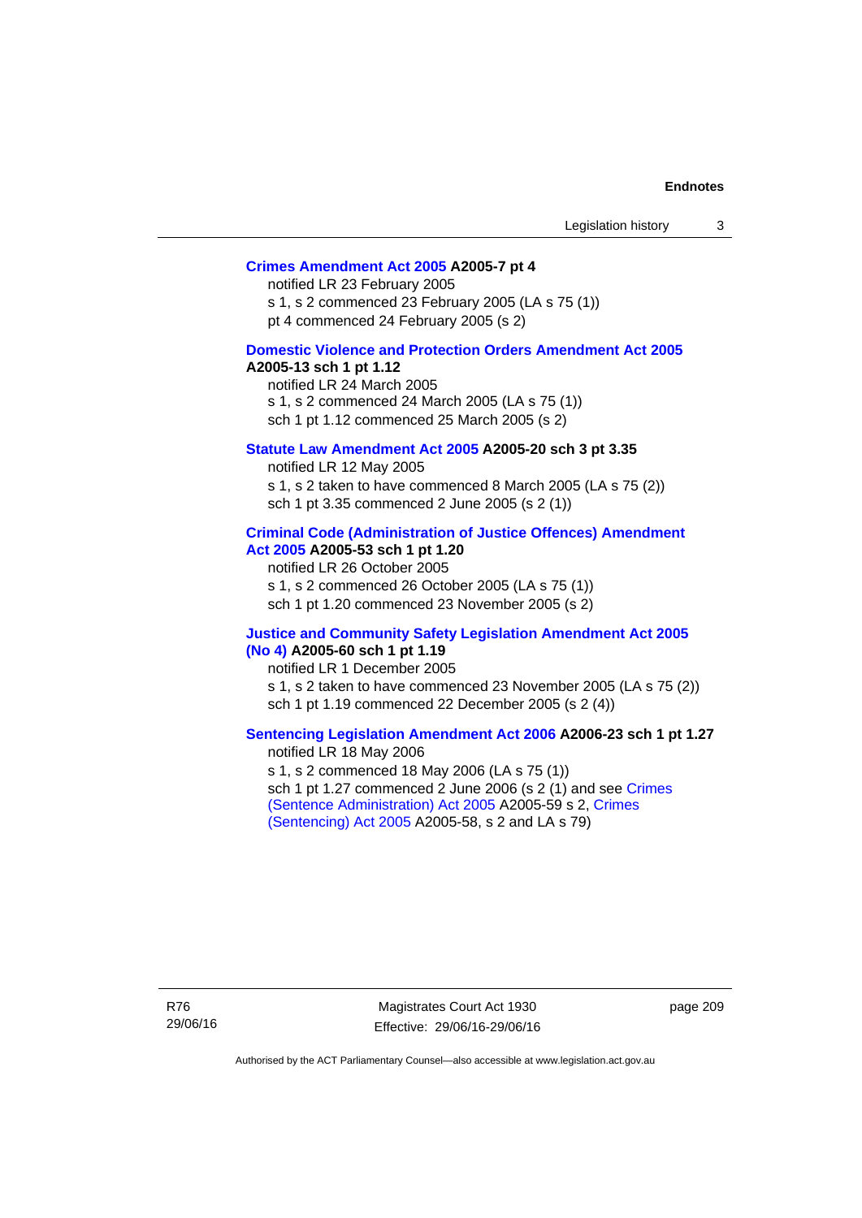**Crimes Amendment Act 2005 A2005-7 pt 4**

notified LR 23 February 2005

s 1, s 2 commenced 23 February 2005 (LA s 75 (1))

pt 4 commenced 24 February 2005 (s 2)

**Domestic Violence and Protection Orders Amendment Act 2005 A2005-13 sch 1 pt 1.12**

notified LR 24 March 2005

s 1, s 2 commenced 24 March 2005 (LA s 75 (1))

sch 1 pt 1.12 commenced 25 March 2005 (s 2)

**Statute Law Amendment Act 2005 A2005-20 sch 3 pt 3.35**

notified LR 12 May 2005

s 1, s 2 taken to have commenced 8 March 2005 (LA s 75 (2))

sch 1 pt 3.35 commenced 2 June 2005 (s 2 (1))

**Criminal Code (Administration of Justice Offences) Amendment Act 2005 A2005-53 sch 1 pt 1.20**

notified LR 26 October 2005

s 1, s 2 commenced 26 October 2005 (LA s 75 (1))

sch 1 pt 1.20 commenced 23 November 2005 (s 2)

**Justice and Community Safety Legislation Amendment Act 2005 (No 4) A2005-60 sch 1 pt 1.19**

notified LR 1 December 2005

s 1, s 2 taken to have commenced 23 November 2005 (LA s 75 (2))

sch 1 pt 1.19 commenced 22 December 2005 (s 2 (4))

**Sentencing Legislation Amendment Act 2006 A2006-23 sch 1 pt 1.27**

notified LR 18 May 2006

s 1, s 2 commenced 18 May 2006 (LA s 75 (1))

sch 1 pt 1.27 commenced 2 June 2006 (s 2 (1) and see Crimes (Sentence Administration) Act 2005 A2005-59 s 2, Crimes (Sentencing) Act 2005 A2005-58, s 2 and LA s 79)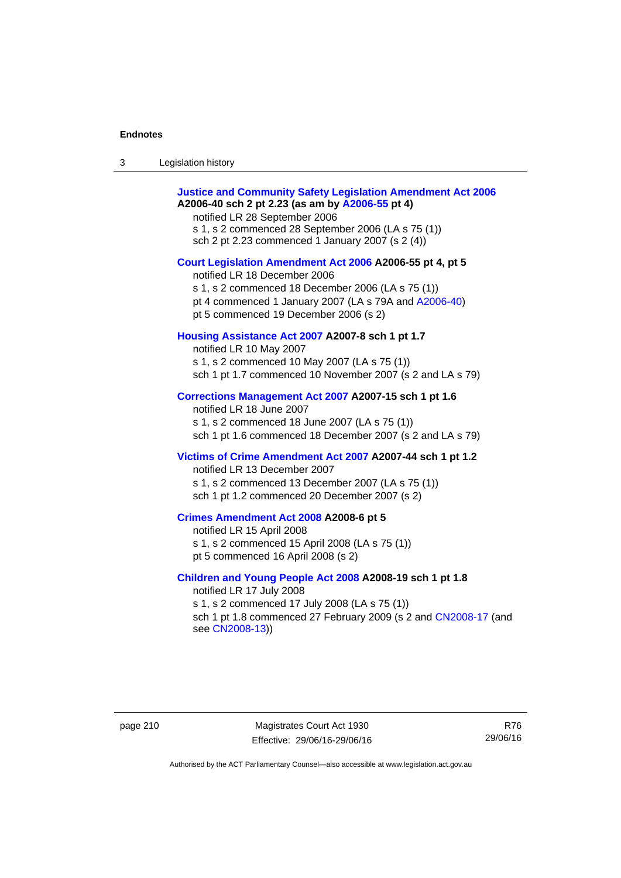**Justice and Community Safety Legislation Amendment Act 2006 A2006-40 sch 2 pt 2.23 (as am by A2006-55 pt 4)**

notified LR 28 September 2006

s 1, s 2 commenced 28 September 2006 (LA s 75 (1))

sch 2 pt 2.23 commenced 1 January 2007 (s 2 (4))

**Court Legislation Amendment Act 2006 A2006-55 pt 4, pt 5**

notified LR 18 December 2006

s 1, s 2 commenced 18 December 2006 (LA s 75 (1))

pt 4 commenced 1 January 2007 (LA s 79A and A2006-40)

pt 5 commenced 19 December 2006 (s 2)

**Housing Assistance Act 2007 A2007-8 sch 1 pt 1.7**

notified LR 10 May 2007

s 1, s 2 commenced 10 May 2007 (LA s 75 (1))

sch 1 pt 1.7 commenced 10 November 2007 (s 2 and LA s 79)

**Corrections Management Act 2007 A2007-15 sch 1 pt 1.6**

notified LR 18 June 2007

s 1, s 2 commenced 18 June 2007 (LA s 75 (1))

sch 1 pt 1.6 commenced 18 December 2007 (s 2 and LA s 79)

**Victims of Crime Amendment Act 2007 A2007-44 sch 1 pt 1.2**

notified LR 13 December 2007

s 1, s 2 commenced 13 December 2007 (LA s 75 (1))

sch 1 pt 1.2 commenced 20 December 2007 (s 2)

**Crimes Amendment Act 2008 A2008-6 pt 5**

notified LR 15 April 2008

s 1, s 2 commenced 15 April 2008 (LA s 75 (1))

pt 5 commenced 16 April 2008 (s 2)

**Children and Young People Act 2008 A2008-19 sch 1 pt 1.8**

notified LR 17 July 2008

s 1, s 2 commenced 17 July 2008 (LA s 75 (1))

sch 1 pt 1.8 commenced 27 February 2009 (s 2 and CN2008-17 (and see CN2008-13))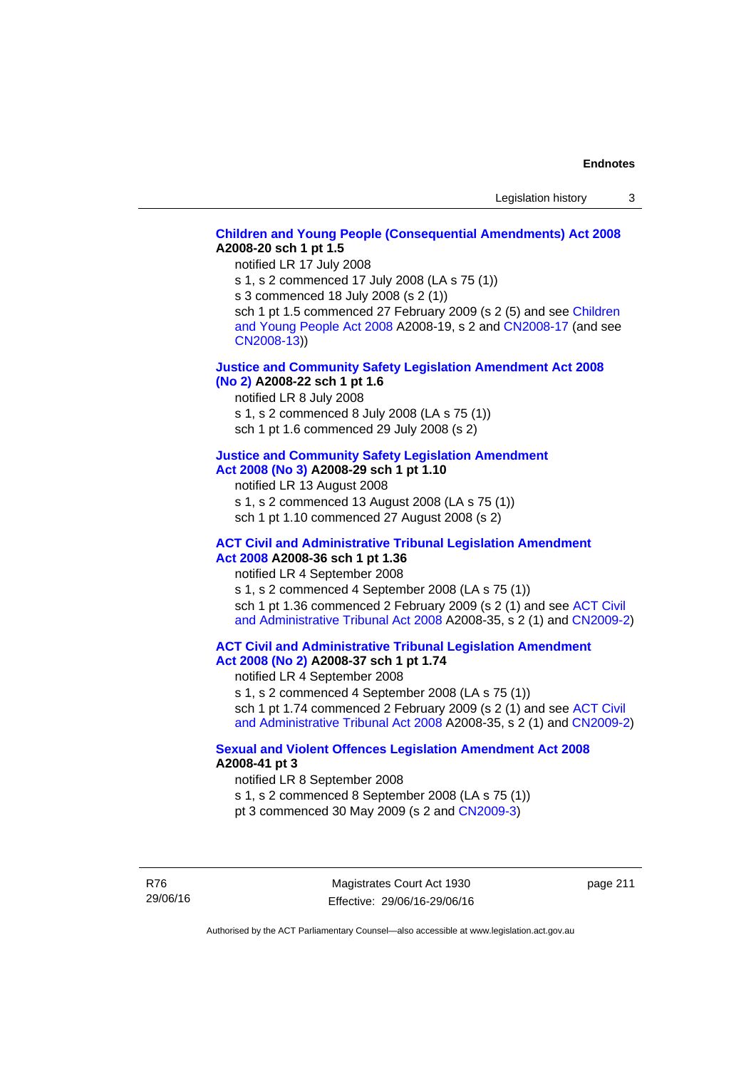**Children and Young People (Consequential Amendments) Act 2008 A2008-20 sch 1 pt 1.5**

notified LR 17 July 2008

s 1, s 2 commenced 17 July 2008 (LA s 75 (1))

s 3 commenced 18 July 2008 (s 2 (1))

sch 1 pt 1.5 commenced 27 February 2009 (s 2 (5) and see Children and Young People Act 2008 A2008-19, s 2 and CN2008-17 (and see CN2008-13))

**Justice and Community Safety Legislation Amendment Act 2008 (No 2) A2008-22 sch 1 pt 1.6**

notified LR 8 July 2008

s 1, s 2 commenced 8 July 2008 (LA s 75 (1))

sch 1 pt 1.6 commenced 29 July 2008 (s 2)

**Justice and Community Safety Legislation Amendment Act 2008 (No 3) A2008-29 sch 1 pt 1.10**

notified LR 13 August 2008

s 1, s 2 commenced 13 August 2008 (LA s 75 (1))

sch 1 pt 1.10 commenced 27 August 2008 (s 2)

**ACT Civil and Administrative Tribunal Legislation Amendment Act 2008 A2008-36 sch 1 pt 1.36**

notified LR 4 September 2008

s 1, s 2 commenced 4 September 2008 (LA s 75 (1))

sch 1 pt 1.36 commenced 2 February 2009 (s 2 (1) and see ACT Civil and Administrative Tribunal Act 2008 A2008-35, s 2 (1) and CN2009-2)

**ACT Civil and Administrative Tribunal Legislation Amendment Act 2008 (No 2) A2008-37 sch 1 pt 1.74**

notified LR 4 September 2008

s 1, s 2 commenced 4 September 2008 (LA s 75 (1))

sch 1 pt 1.74 commenced 2 February 2009 (s 2 (1) and see ACT Civil and Administrative Tribunal Act 2008 A2008-35, s 2 (1) and CN2009-2)

**Sexual and Violent Offences Legislation Amendment Act 2008 A2008-41 pt 3**

notified LR 8 September 2008

s 1, s 2 commenced 8 September 2008 (LA s 75 (1))

pt 3 commenced 30 May 2009 (s 2 and CN2009-3)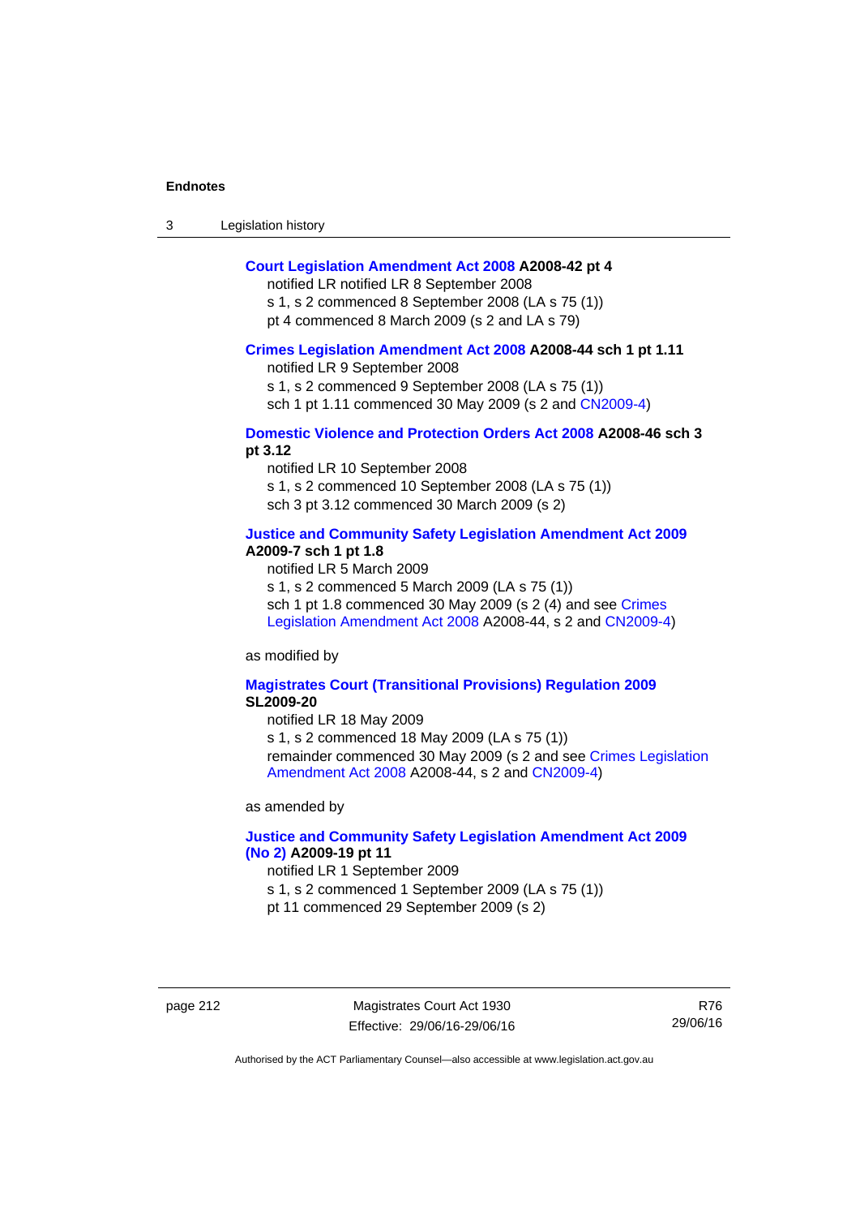**Court Legislation Amendment Act 2008 A2008-42 pt 4**

notified LR notified LR 8 September 2008

s 1, s 2 commenced 8 September 2008 (LA s 75 (1))

pt 4 commenced 8 March 2009 (s 2 and LA s 79)

**Crimes Legislation Amendment Act 2008 A2008-44 sch 1 pt 1.11**

notified LR 9 September 2008

s 1, s 2 commenced 9 September 2008 (LA s 75 (1))

sch 1 pt 1.11 commenced 30 May 2009 (s 2 and CN2009-4)

**Domestic Violence and Protection Orders Act 2008 A2008-46 sch 3 pt 3.12**

notified LR 10 September 2008

s 1, s 2 commenced 10 September 2008 (LA s 75 (1))

sch 3 pt 3.12 commenced 30 March 2009 (s 2)

**Justice and Community Safety Legislation Amendment Act 2009 A2009-7 sch 1 pt 1.8**

notified LR 5 March 2009

s 1, s 2 commenced 5 March 2009 (LA s 75 (1))

sch 1 pt 1.8 commenced 30 May 2009 (s 2 (4) and see Crimes Legislation Amendment Act 2008 A2008-44, s 2 and CN2009-4)

as modified by

**Magistrates Court (Transitional Provisions) Regulation 2009 SL2009-20**

notified LR 18 May 2009

s 1, s 2 commenced 18 May 2009 (LA s 75 (1))

remainder commenced 30 May 2009 (s 2 and see Crimes Legislation Amendment Act 2008 A2008-44, s 2 and CN2009-4)

as amended by

**Justice and Community Safety Legislation Amendment Act 2009 (No 2) A2009-19 pt 11**

notified LR 1 September 2009

s 1, s 2 commenced 1 September 2009 (LA s 75 (1))

pt 11 commenced 29 September 2009 (s 2)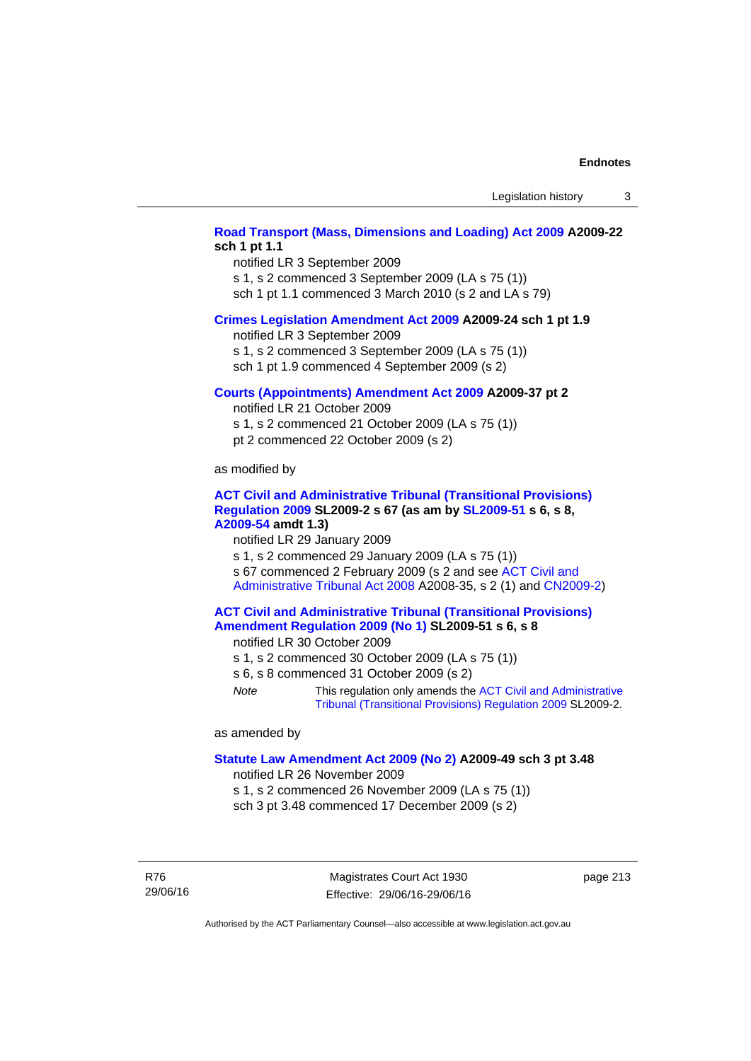**Road Transport (Mass, Dimensions and Loading) Act 2009 A2009-22 sch 1 pt 1.1**

notified LR 3 September 2009

s 1, s 2 commenced 3 September 2009 (LA s 75 (1))

sch 1 pt 1.1 commenced 3 March 2010 (s 2 and LA s 79)

**Crimes Legislation Amendment Act 2009 A2009-24 sch 1 pt 1.9**

notified LR 3 September 2009

s 1, s 2 commenced 3 September 2009 (LA s 75 (1))

sch 1 pt 1.9 commenced 4 September 2009 (s 2)

**Courts (Appointments) Amendment Act 2009 A2009-37 pt 2**

notified LR 21 October 2009

s 1, s 2 commenced 21 October 2009 (LA s 75 (1))

pt 2 commenced 22 October 2009 (s 2)

as modified by

**ACT Civil and Administrative Tribunal (Transitional Provisions) Regulation 2009 SL2009-2 s 67 (as am by SL2009-51 s 6, s 8, A2009-54 amdt 1.3)**

notified LR 29 January 2009

s 1, s 2 commenced 29 January 2009 (LA s 75 (1))

s 67 commenced 2 February 2009 (s 2 and see ACT Civil and Administrative Tribunal Act 2008 A2008-35, s 2 (1) and CN2009-2)

**ACT Civil and Administrative Tribunal (Transitional Provisions) Amendment Regulation 2009 (No 1) SL2009-51 s 6, s 8**

notified LR 30 October 2009

s 1, s 2 commenced 30 October 2009 (LA s 75 (1))

s 6, s 8 commenced 31 October 2009 (s 2)

*Note* This regulation only amends the ACT Civil and Administrative Tribunal (Transitional Provisions) Regulation 2009 SL2009-2.

as amended by

**Statute Law Amendment Act 2009 (No 2) A2009-49 sch 3 pt 3.48**

notified LR 26 November 2009

s 1, s 2 commenced 26 November 2009 (LA s 75 (1))

sch 3 pt 3.48 commenced 17 December 2009 (s 2)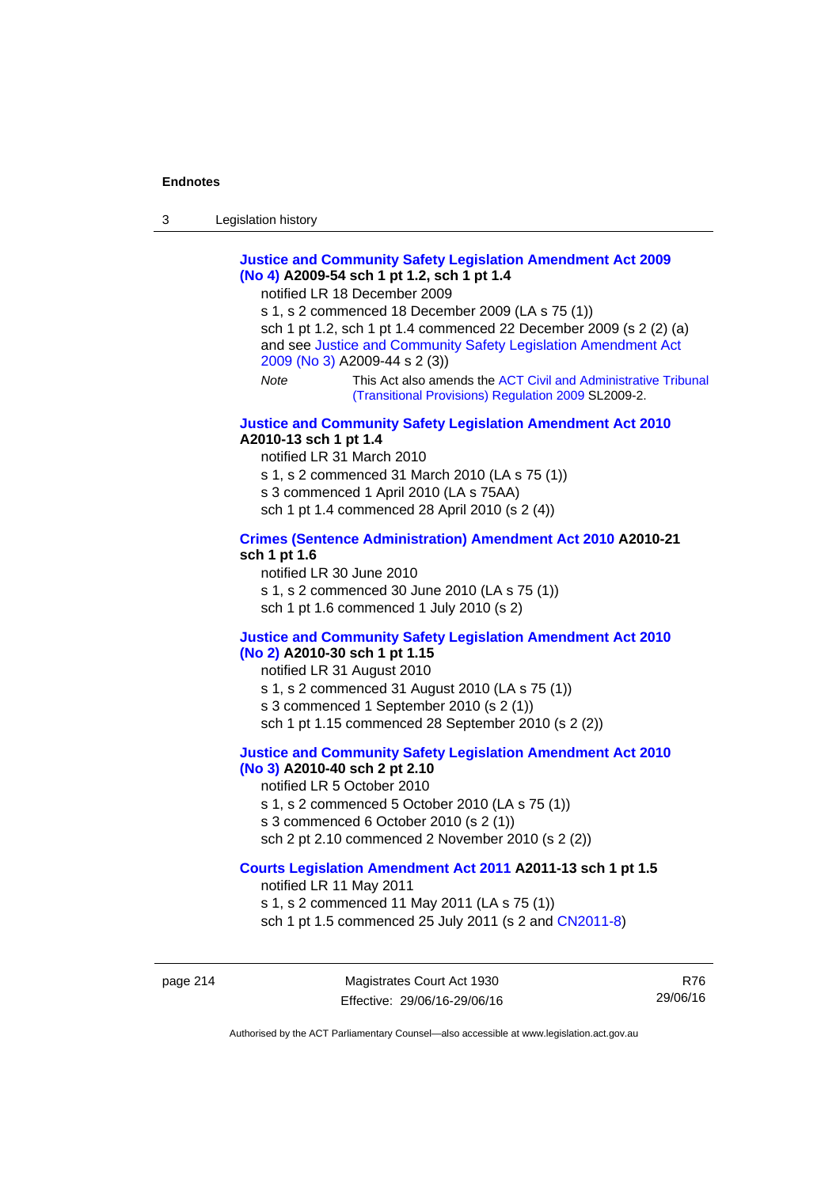**Justice and Community Safety Legislation Amendment Act 2009 (No 4) A2009-54 sch 1 pt 1.2, sch 1 pt 1.4**

notified LR 18 December 2009

s 1, s 2 commenced 18 December 2009 (LA s 75 (1))

sch 1 pt 1.2, sch 1 pt 1.4 commenced 22 December 2009 (s 2 (2) (a) and see Justice and Community Safety Legislation Amendment Act 2009 (No 3) A2009-44 s 2 (3))

*Note* This Act also amends the ACT Civil and Administrative Tribunal (Transitional Provisions) Regulation 2009 SL2009-2.

**Justice and Community Safety Legislation Amendment Act 2010 A2010-13 sch 1 pt 1.4**

notified LR 31 March 2010

s 1, s 2 commenced 31 March 2010 (LA s 75 (1))

s 3 commenced 1 April 2010 (LA s 75AA)

sch 1 pt 1.4 commenced 28 April 2010 (s 2 (4))

**Crimes (Sentence Administration) Amendment Act 2010 A2010-21 sch 1 pt 1.6**

notified LR 30 June 2010

s 1, s 2 commenced 30 June 2010 (LA s 75 (1))

sch 1 pt 1.6 commenced 1 July 2010 (s 2)

**Justice and Community Safety Legislation Amendment Act 2010 (No 2) A2010-30 sch 1 pt 1.15**

notified LR 31 August 2010

s 1, s 2 commenced 31 August 2010 (LA s 75 (1))

s 3 commenced 1 September 2010 (s 2 (1))

sch 1 pt 1.15 commenced 28 September 2010 (s 2 (2))

**Justice and Community Safety Legislation Amendment Act 2010 (No 3) A2010-40 sch 2 pt 2.10**

notified LR 5 October 2010

s 1, s 2 commenced 5 October 2010 (LA s 75 (1))

s 3 commenced 6 October 2010 (s 2 (1))

sch 2 pt 2.10 commenced 2 November 2010 (s 2 (2))

**Courts Legislation Amendment Act 2011 A2011-13 sch 1 pt 1.5**

notified LR 11 May 2011

s 1, s 2 commenced 11 May 2011 (LA s 75 (1))

sch 1 pt 1.5 commenced 25 July 2011 (s 2 and CN2011-8)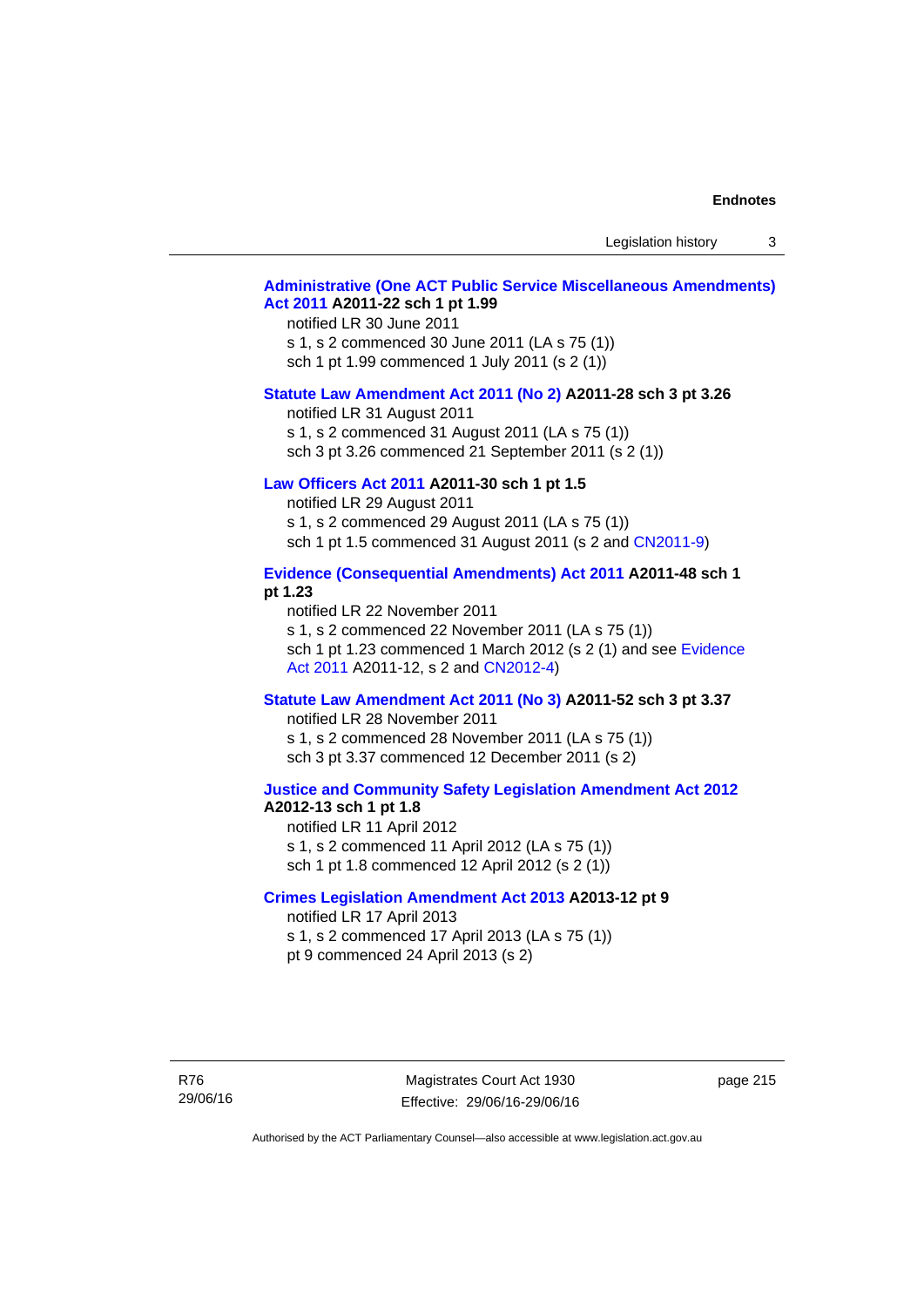**Administrative (One ACT Public Service Miscellaneous Amendments) Act 2011 A2011-22 sch 1 pt 1.99**

notified LR 30 June 2011
s 1, s 2 commenced 30 June 2011 (LA s 75 (1))
sch 1 pt 1.99 commenced 1 July 2011 (s 2 (1))

**Statute Law Amendment Act 2011 (No 2) A2011-28 sch 3 pt 3.26**

notified LR 31 August 2011
s 1, s 2 commenced 31 August 2011 (LA s 75 (1))
sch 3 pt 3.26 commenced 21 September 2011 (s 2 (1))

**Law Officers Act 2011 A2011-30 sch 1 pt 1.5**

notified LR 29 August 2011
s 1, s 2 commenced 29 August 2011 (LA s 75 (1))
sch 1 pt 1.5 commenced 31 August 2011 (s 2 and CN2011-9)

**Evidence (Consequential Amendments) Act 2011 A2011-48 sch 1 pt 1.23**

notified LR 22 November 2011
s 1, s 2 commenced 22 November 2011 (LA s 75 (1))
sch 1 pt 1.23 commenced 1 March 2012 (s 2 (1) and see Evidence Act 2011 A2011-12, s 2 and CN2012-4)

**Statute Law Amendment Act 2011 (No 3) A2011-52 sch 3 pt 3.37**

notified LR 28 November 2011
s 1, s 2 commenced 28 November 2011 (LA s 75 (1))
sch 3 pt 3.37 commenced 12 December 2011 (s 2)

**Justice and Community Safety Legislation Amendment Act 2012 A2012-13 sch 1 pt 1.8**

notified LR 11 April 2012
s 1, s 2 commenced 11 April 2012 (LA s 75 (1))
sch 1 pt 1.8 commenced 12 April 2012 (s 2 (1))

**Crimes Legislation Amendment Act 2013 A2013-12 pt 9**

notified LR 17 April 2013
s 1, s 2 commenced 17 April 2013 (LA s 75 (1))
pt 9 commenced 24 April 2013 (s 2)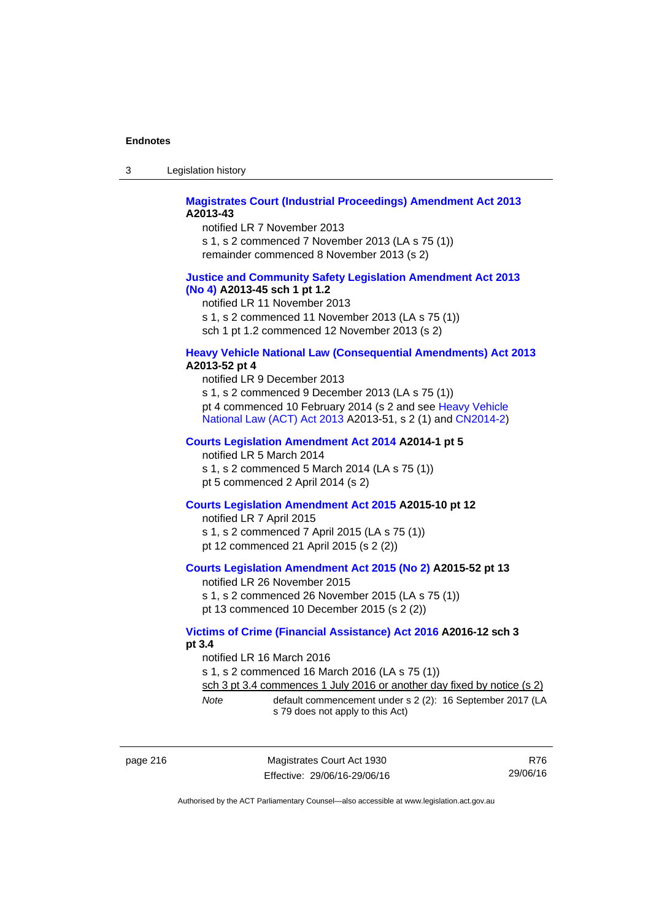**Magistrates Court (Industrial Proceedings) Amendment Act 2013 A2013-43**

notified LR 7 November 2013

s 1, s 2 commenced 7 November 2013 (LA s 75 (1))

remainder commenced 8 November 2013 (s 2)

**Justice and Community Safety Legislation Amendment Act 2013 (No 4) A2013-45 sch 1 pt 1.2**

notified LR 11 November 2013

s 1, s 2 commenced 11 November 2013 (LA s 75 (1))

sch 1 pt 1.2 commenced 12 November 2013 (s 2)

**Heavy Vehicle National Law (Consequential Amendments) Act 2013 A2013-52 pt 4**

notified LR 9 December 2013

s 1, s 2 commenced 9 December 2013 (LA s 75 (1))

pt 4 commenced 10 February 2014 (s 2 and see Heavy Vehicle National Law (ACT) Act 2013 A2013-51, s 2 (1) and CN2014-2)

**Courts Legislation Amendment Act 2014 A2014-1 pt 5**

notified LR 5 March 2014

s 1, s 2 commenced 5 March 2014 (LA s 75 (1))

pt 5 commenced 2 April 2014 (s 2)

**Courts Legislation Amendment Act 2015 A2015-10 pt 12**

notified LR 7 April 2015

s 1, s 2 commenced 7 April 2015 (LA s 75 (1))

pt 12 commenced 21 April 2015 (s 2 (2))

**Courts Legislation Amendment Act 2015 (No 2) A2015-52 pt 13**

notified LR 26 November 2015

s 1, s 2 commenced 26 November 2015 (LA s 75 (1))

pt 13 commenced 10 December 2015 (s 2 (2))

**Victims of Crime (Financial Assistance) Act 2016 A2016-12 sch 3 pt 3.4**

notified LR 16 March 2016

s 1, s 2 commenced 16 March 2016 (LA s 75 (1))

sch 3 pt 3.4 commences 1 July 2016 or another day fixed by notice (s 2)

*Note* default commencement under s 2 (2): 16 September 2017 (LA s 79 does not apply to this Act)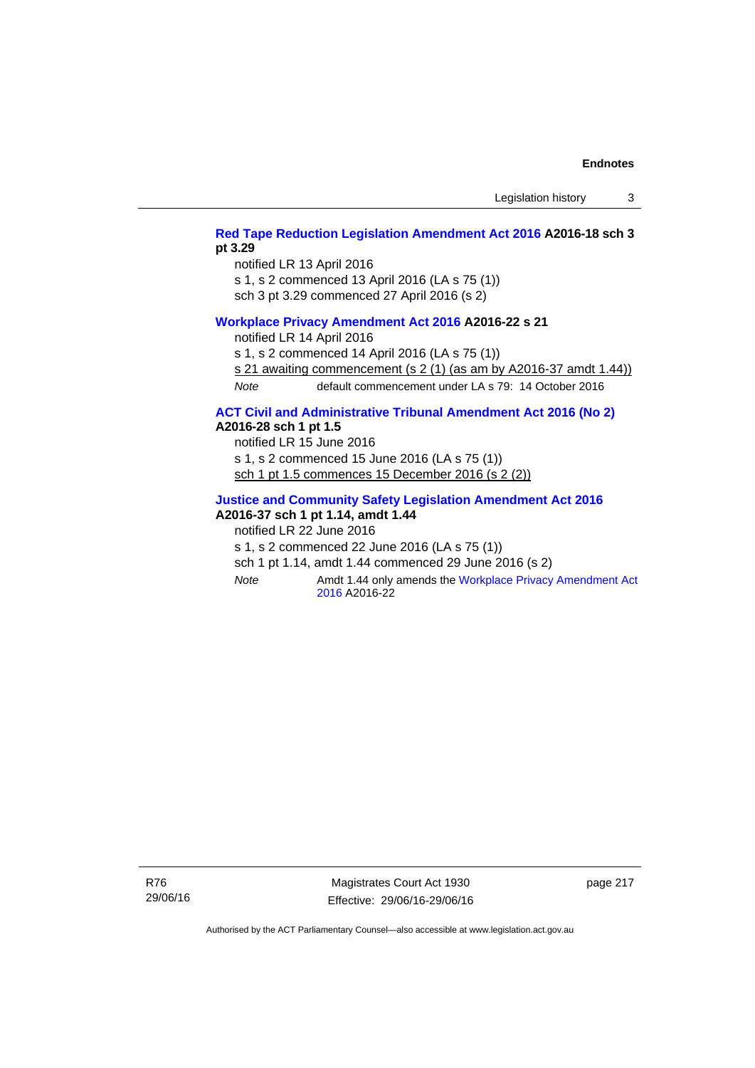**Red Tape Reduction Legislation Amendment Act 2016 A2016-18 sch 3 pt 3.29**

notified LR 13 April 2016

s 1, s 2 commenced 13 April 2016 (LA s 75 (1))

sch 3 pt 3.29 commenced 27 April 2016 (s 2)

**Workplace Privacy Amendment Act 2016 A2016-22 s 21**

notified LR 14 April 2016

s 1, s 2 commenced 14 April 2016 (LA s 75 (1))

s 21 awaiting commencement (s 2 (1) (as am by A2016-37 amdt 1.44))

*Note* default commencement under LA s 79: 14 October 2016

**ACT Civil and Administrative Tribunal Amendment Act 2016 (No 2) A2016-28 sch 1 pt 1.5**

notified LR 15 June 2016

s 1, s 2 commenced 15 June 2016 (LA s 75 (1))

sch 1 pt 1.5 commences 15 December 2016 (s 2 (2))

**Justice and Community Safety Legislation Amendment Act 2016 A2016-37 sch 1 pt 1.14, amdt 1.44**

notified LR 22 June 2016

s 1, s 2 commenced 22 June 2016 (LA s 75 (1))

sch 1 pt 1.14, amdt 1.44 commenced 29 June 2016 (s 2)

*Note* Amdt 1.44 only amends the Workplace Privacy Amendment Act 2016 A2016-22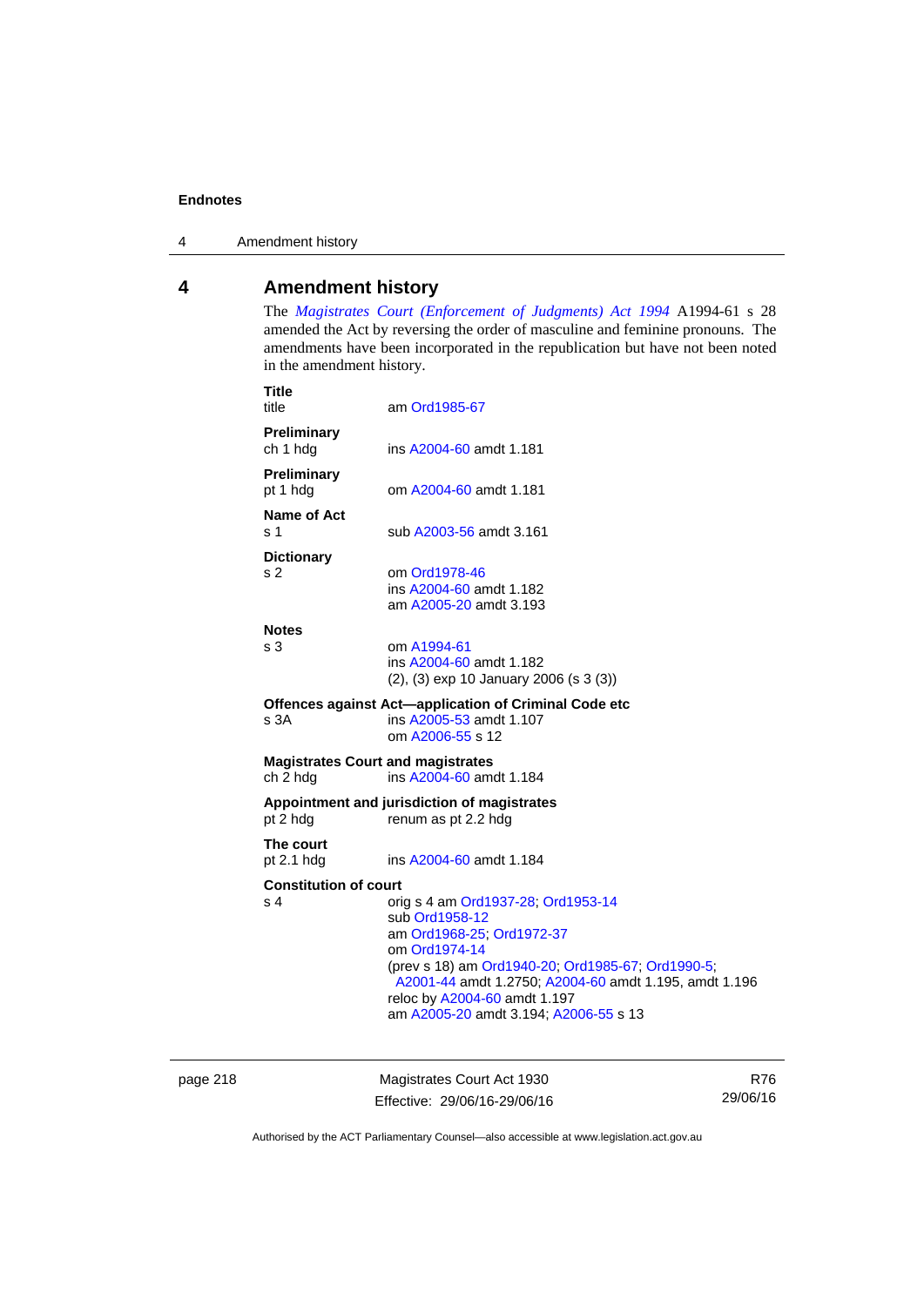## 4 Amendment history

The *Magistrates Court (Enforcement of Judgments) Act 1994* A1994-61 s 28 amended the Act by reversing the order of masculine and feminine pronouns. The amendments have been incorporated in the republication but have not been noted in the amendment history.

**Title**
title — am Ord1985-67

**Preliminary**
ch 1 hdg — ins A2004-60 amdt 1.181

**Preliminary**
pt 1 hdg — om A2004-60 amdt 1.181

**Name of Act**
s 1 — sub A2003-56 amdt 3.161

**Dictionary**
s 2 — om Ord1978-46
ins A2004-60 amdt 1.182
am A2005-20 amdt 3.193

**Notes**
s 3 — om A1994-61
ins A2004-60 amdt 1.182
(2), (3) exp 10 January 2006 (s 3 (3))

**Offences against Act—application of Criminal Code etc**
s 3A — ins A2005-53 amdt 1.107
om A2006-55 s 12

**Magistrates Court and magistrates**
ch 2 hdg — ins A2004-60 amdt 1.184

**Appointment and jurisdiction of magistrates**
pt 2 hdg — renum as pt 2.2 hdg

**The court**
pt 2.1 hdg — ins A2004-60 amdt 1.184

**Constitution of court**
s 4 — orig s 4 am Ord1937-28; Ord1953-14
sub Ord1958-12
am Ord1968-25; Ord1972-37
om Ord1974-14
(prev s 18) am Ord1940-20; Ord1985-67; Ord1990-5; A2001-44 amdt 1.2750; A2004-60 amdt 1.195, amdt 1.196
reloc by A2004-60 amdt 1.197
am A2005-20 amdt 3.194; A2006-55 s 13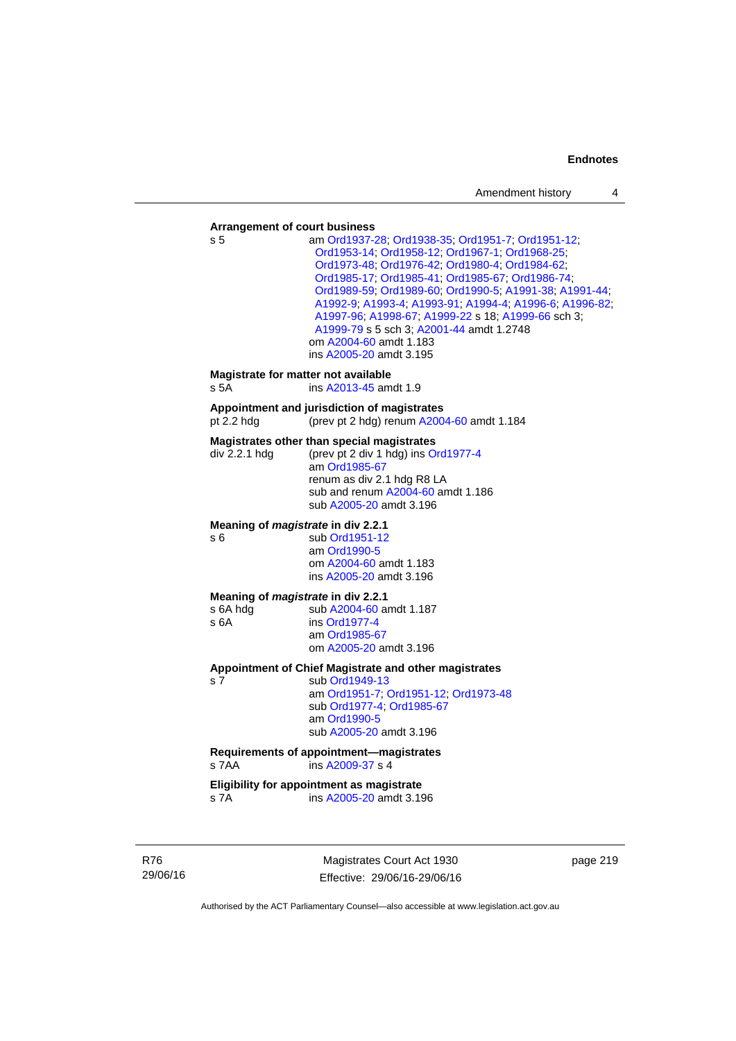**Arrangement of court business**

s 5 am Ord1937-28; Ord1938-35; Ord1951-7; Ord1951-12; Ord1953-14; Ord1958-12; Ord1967-1; Ord1968-25; Ord1973-48; Ord1976-42; Ord1980-4; Ord1984-62; Ord1985-17; Ord1985-41; Ord1985-67; Ord1986-74; Ord1989-59; Ord1989-60; Ord1990-5; A1991-38; A1991-44; A1992-9; A1993-4; A1993-91; A1994-4; A1996-6; A1996-82; A1997-96; A1998-67; A1999-22 s 18; A1999-66 sch 3; A1999-79 s 5 sch 3; A2001-44 amdt 1.2748
om A2004-60 amdt 1.183
ins A2005-20 amdt 3.195

**Magistrate for matter not available**

s 5A ins A2013-45 amdt 1.9

**Appointment and jurisdiction of magistrates**

pt 2.2 hdg (prev pt 2 hdg) renum A2004-60 amdt 1.184

**Magistrates other than special magistrates**

div 2.2.1 hdg (prev pt 2 div 1 hdg) ins Ord1977-4
am Ord1985-67
renum as div 2.1 hdg R8 LA
sub and renum A2004-60 amdt 1.186
sub A2005-20 amdt 3.196

**Meaning of *magistrate* in div 2.2.1**

s 6 sub Ord1951-12
am Ord1990-5
om A2004-60 amdt 1.183
ins A2005-20 amdt 3.196

**Meaning of *magistrate* in div 2.2.1**

s 6A hdg sub A2004-60 amdt 1.187
s 6A ins Ord1977-4
am Ord1985-67
om A2005-20 amdt 3.196

**Appointment of Chief Magistrate and other magistrates**

s 7 sub Ord1949-13
am Ord1951-7; Ord1951-12; Ord1973-48
sub Ord1977-4; Ord1985-67
am Ord1990-5
sub A2005-20 amdt 3.196

**Requirements of appointment—magistrates**

s 7AA ins A2009-37 s 4

**Eligibility for appointment as magistrate**

s 7A ins A2005-20 amdt 3.196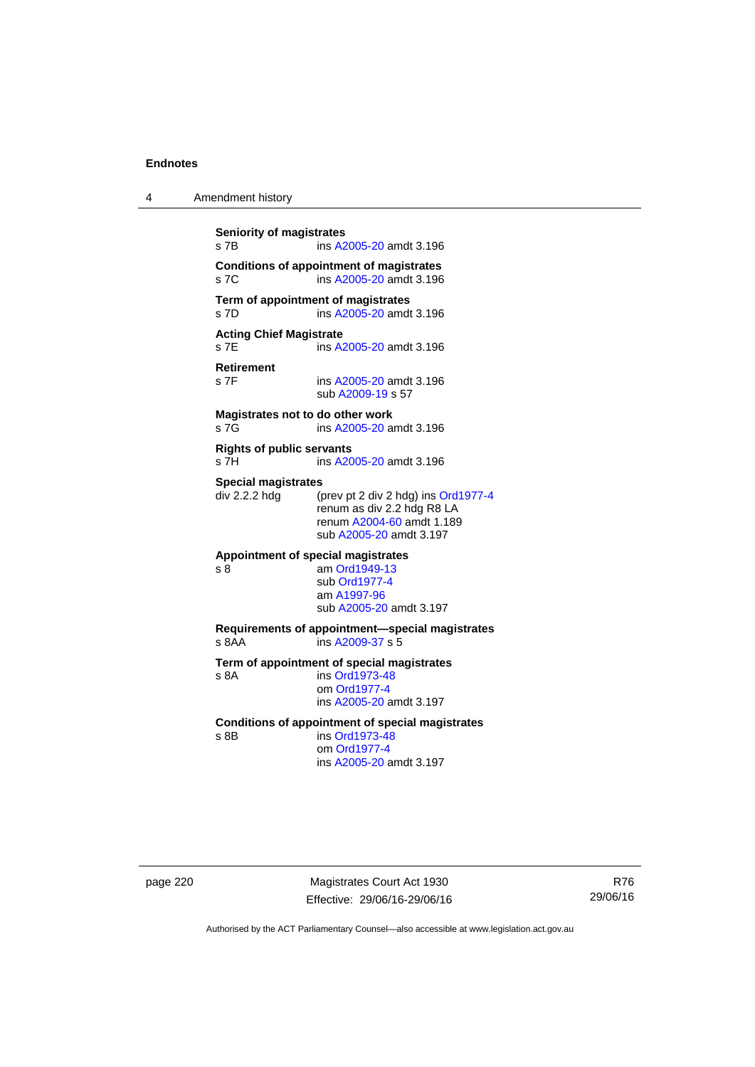**Seniority of magistrates**
s 7B ins A2005-20 amdt 3.196

**Conditions of appointment of magistrates**
s 7C ins A2005-20 amdt 3.196

**Term of appointment of magistrates**
s 7D ins A2005-20 amdt 3.196

**Acting Chief Magistrate**
s 7E ins A2005-20 amdt 3.196

**Retirement**
s 7F ins A2005-20 amdt 3.196
sub A2009-19 s 57

**Magistrates not to do other work**
s 7G ins A2005-20 amdt 3.196

**Rights of public servants**
s 7H ins A2005-20 amdt 3.196

**Special magistrates**
div 2.2.2 hdg (prev pt 2 div 2 hdg) ins Ord1977-4
renum as div 2.2 hdg R8 LA
renum A2004-60 amdt 1.189
sub A2005-20 amdt 3.197

**Appointment of special magistrates**
s 8 am Ord1949-13
sub Ord1977-4
am A1997-96
sub A2005-20 amdt 3.197

**Requirements of appointment—special magistrates**
s 8AA ins A2009-37 s 5

**Term of appointment of special magistrates**
s 8A ins Ord1973-48
om Ord1977-4
ins A2005-20 amdt 3.197

**Conditions of appointment of special magistrates**
s 8B ins Ord1973-48
om Ord1977-4
ins A2005-20 amdt 3.197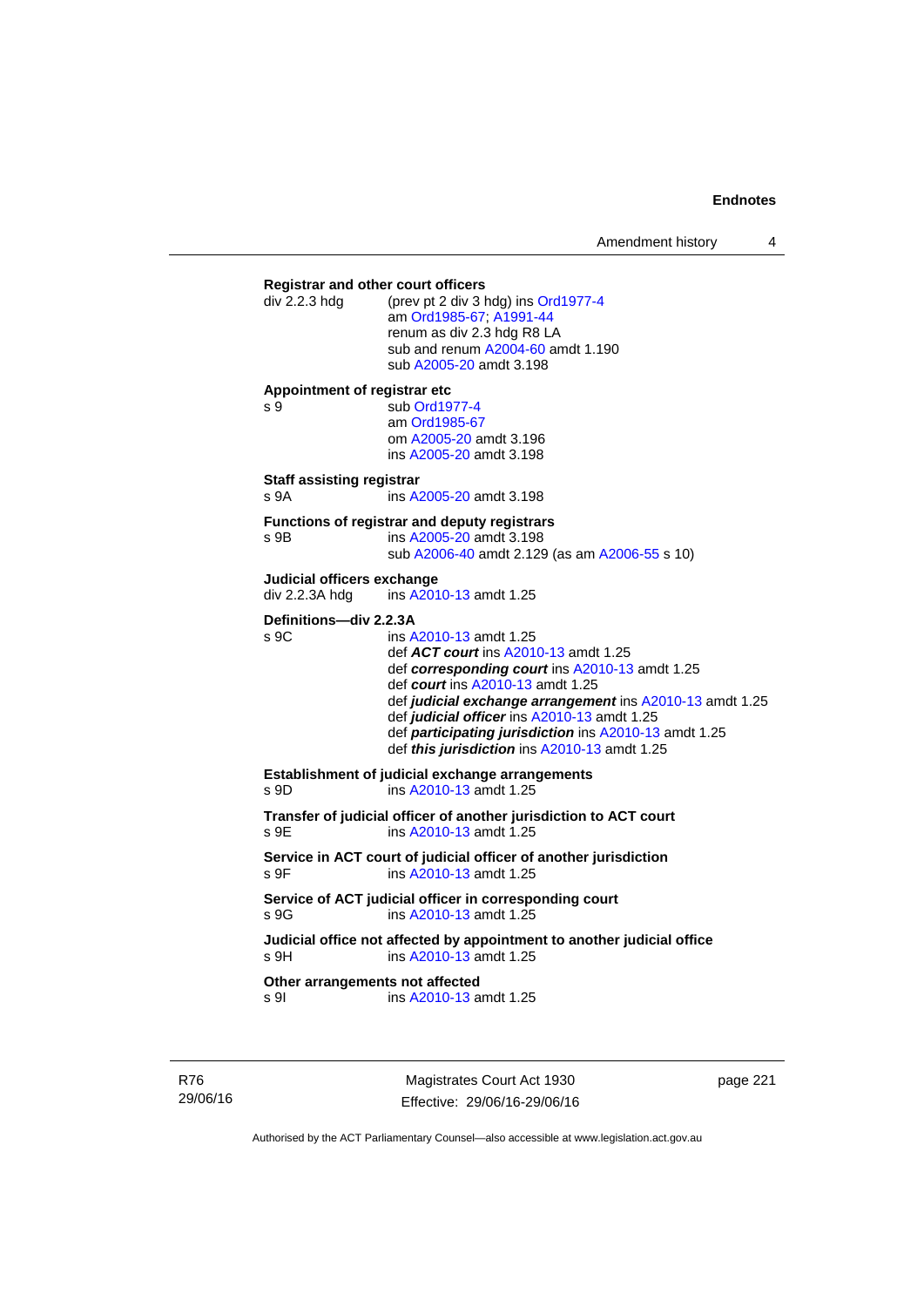**Registrar and other court officers**

div 2.2.3 hdg (prev pt 2 div 3 hdg) ins Ord1977-4
am Ord1985-67; A1991-44
renum as div 2.3 hdg R8 LA
sub and renum A2004-60 amdt 1.190
sub A2005-20 amdt 3.198

**Appointment of registrar etc**

s 9 sub Ord1977-4
am Ord1985-67
om A2005-20 amdt 3.196
ins A2005-20 amdt 3.198

**Staff assisting registrar**

s 9A ins A2005-20 amdt 3.198

**Functions of registrar and deputy registrars**

s 9B ins A2005-20 amdt 3.198
sub A2006-40 amdt 2.129 (as am A2006-55 s 10)

**Judicial officers exchange**

div 2.2.3A hdg ins A2010-13 amdt 1.25

**Definitions—div 2.2.3A**

s 9C ins A2010-13 amdt 1.25
def ***ACT court*** ins A2010-13 amdt 1.25
def ***corresponding court*** ins A2010-13 amdt 1.25
def ***court*** ins A2010-13 amdt 1.25
def ***judicial exchange arrangement*** ins A2010-13 amdt 1.25
def ***judicial officer*** ins A2010-13 amdt 1.25
def ***participating jurisdiction*** ins A2010-13 amdt 1.25
def ***this jurisdiction*** ins A2010-13 amdt 1.25

**Establishment of judicial exchange arrangements**

s 9D ins A2010-13 amdt 1.25

**Transfer of judicial officer of another jurisdiction to ACT court**

s 9E ins A2010-13 amdt 1.25

**Service in ACT court of judicial officer of another jurisdiction**

s 9F ins A2010-13 amdt 1.25

**Service of ACT judicial officer in corresponding court**

s 9G ins A2010-13 amdt 1.25

**Judicial office not affected by appointment to another judicial office**

s 9H ins A2010-13 amdt 1.25

**Other arrangements not affected**

s 9I ins A2010-13 amdt 1.25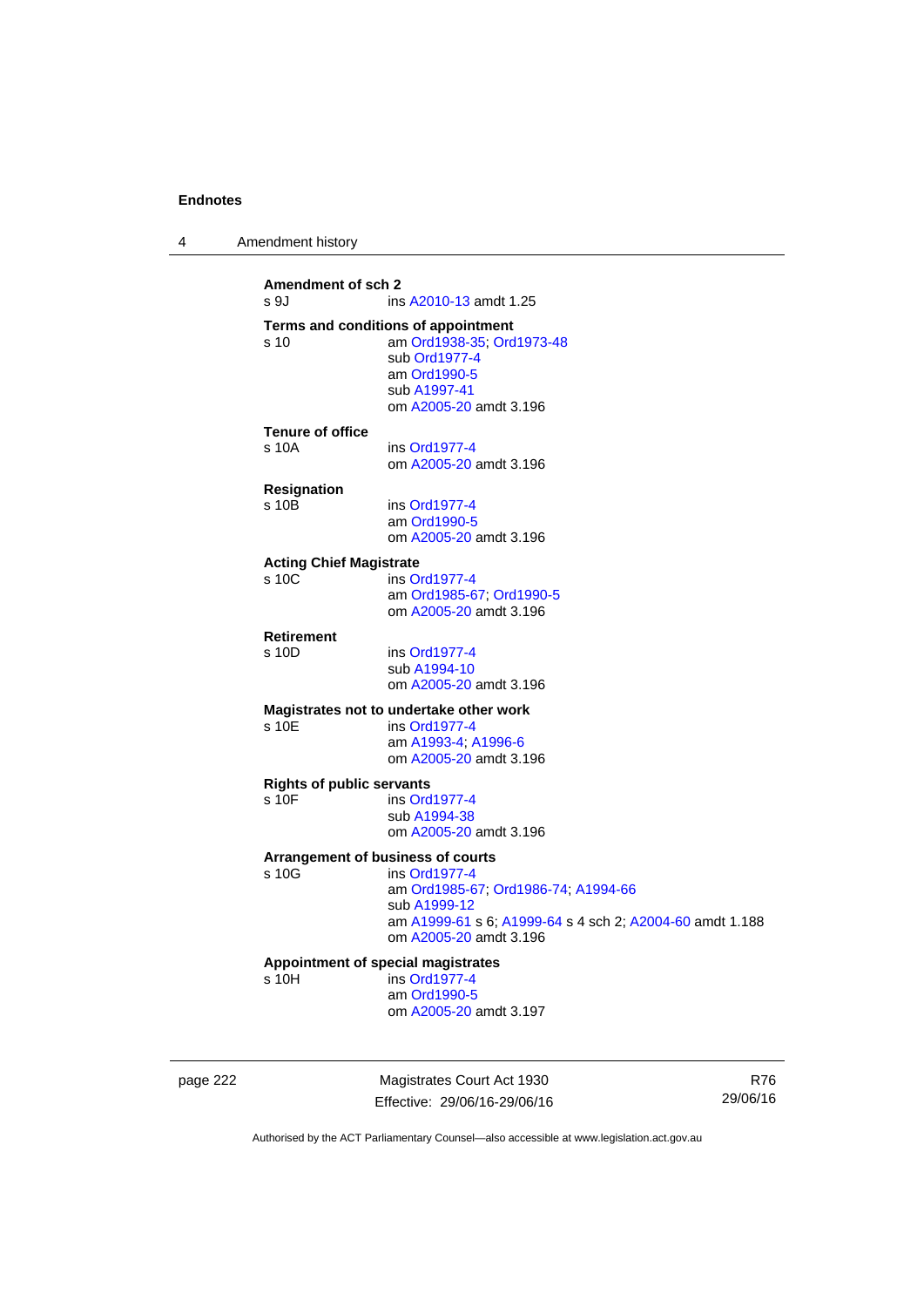**Amendment of sch 2**

s 9J ins A2010-13 amdt 1.25

**Terms and conditions of appointment**

s 10 am Ord1938-35; Ord1973-48
sub Ord1977-4
am Ord1990-5
sub A1997-41
om A2005-20 amdt 3.196

**Tenure of office**

s 10A ins Ord1977-4
om A2005-20 amdt 3.196

**Resignation**

s 10B ins Ord1977-4
am Ord1990-5
om A2005-20 amdt 3.196

**Acting Chief Magistrate**

s 10C ins Ord1977-4
am Ord1985-67; Ord1990-5
om A2005-20 amdt 3.196

**Retirement**

s 10D ins Ord1977-4
sub A1994-10
om A2005-20 amdt 3.196

**Magistrates not to undertake other work**

s 10E ins Ord1977-4
am A1993-4; A1996-6
om A2005-20 amdt 3.196

**Rights of public servants**

s 10F ins Ord1977-4
sub A1994-38
om A2005-20 amdt 3.196

**Arrangement of business of courts**

s 10G ins Ord1977-4
am Ord1985-67; Ord1986-74; A1994-66
sub A1999-12
am A1999-61 s 6; A1999-64 s 4 sch 2; A2004-60 amdt 1.188
om A2005-20 amdt 3.196

**Appointment of special magistrates**

s 10H ins Ord1977-4
am Ord1990-5
om A2005-20 amdt 3.197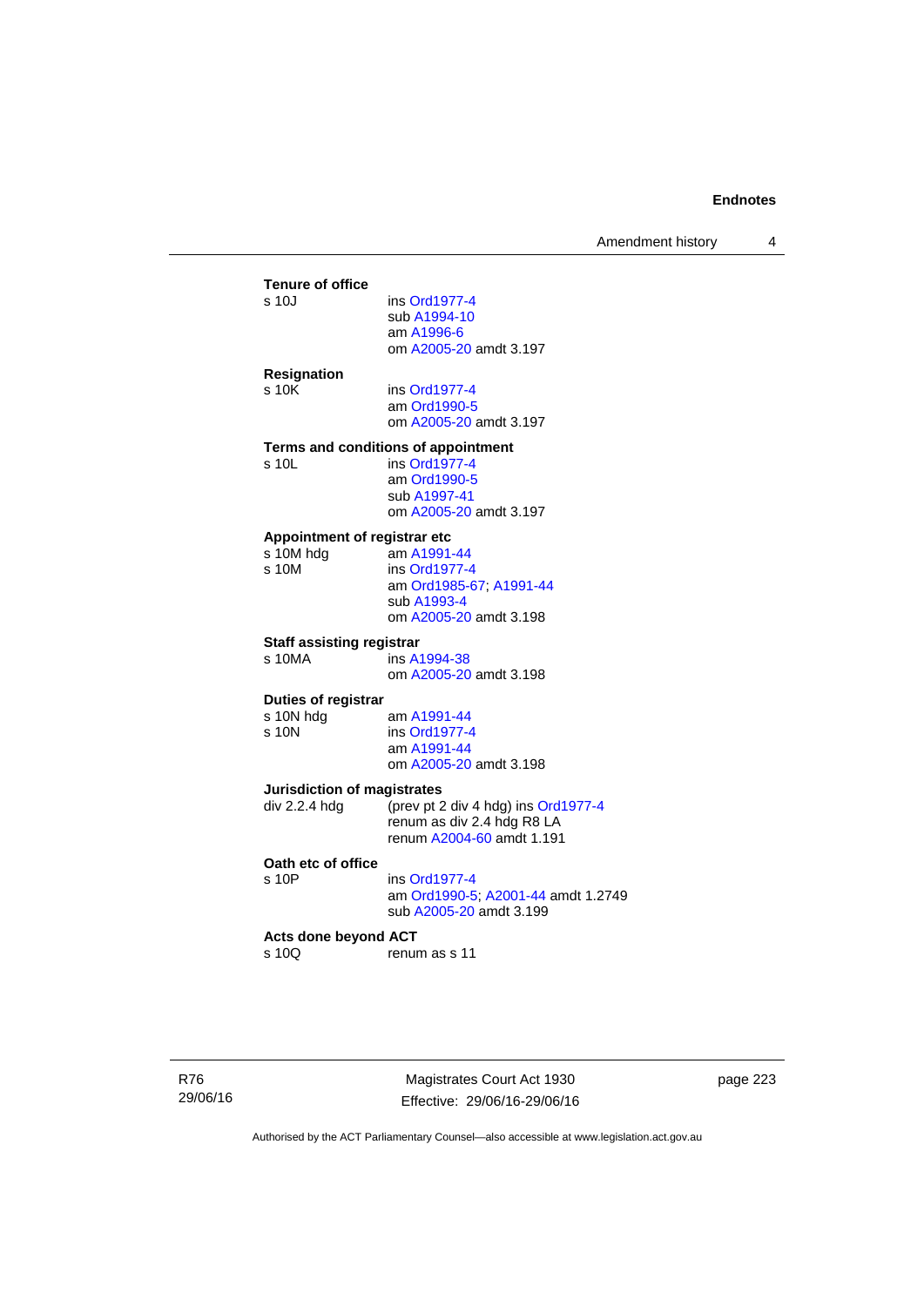**Tenure of office**
s 10J ins Ord1977-4
sub A1994-10
am A1996-6
om A2005-20 amdt 3.197

**Resignation**
s 10K ins Ord1977-4
am Ord1990-5
om A2005-20 amdt 3.197

**Terms and conditions of appointment**
s 10L ins Ord1977-4
am Ord1990-5
sub A1997-41
om A2005-20 amdt 3.197

**Appointment of registrar etc**
s 10M hdg am A1991-44
s 10M ins Ord1977-4
am Ord1985-67; A1991-44
sub A1993-4
om A2005-20 amdt 3.198

**Staff assisting registrar**
s 10MA ins A1994-38
om A2005-20 amdt 3.198

**Duties of registrar**
s 10N hdg am A1991-44
s 10N ins Ord1977-4
am A1991-44
om A2005-20 amdt 3.198

**Jurisdiction of magistrates**
div 2.2.4 hdg (prev pt 2 div 4 hdg) ins Ord1977-4
renum as div 2.4 hdg R8 LA
renum A2004-60 amdt 1.191

**Oath etc of office**
s 10P ins Ord1977-4
am Ord1990-5; A2001-44 amdt 1.2749
sub A2005-20 amdt 3.199

**Acts done beyond ACT**
s 10Q renum as s 11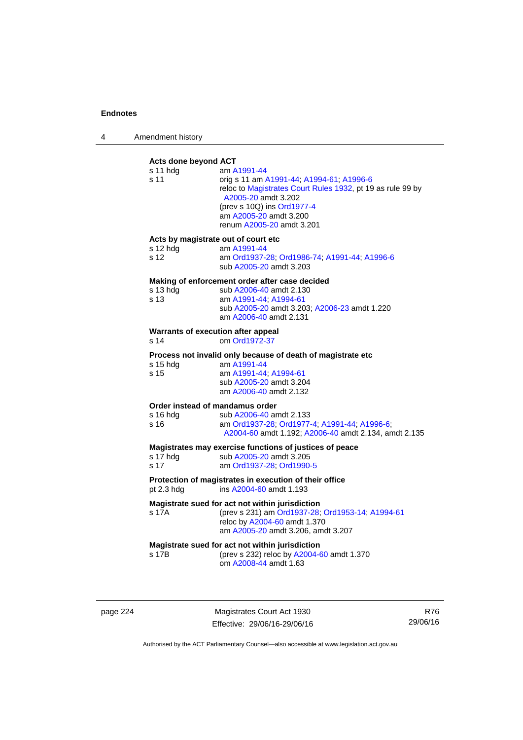**Acts done beyond ACT**

s 11 hdg — am A1991-44

s 11 — orig s 11 am A1991-44; A1994-61; A1996-6
reloc to Magistrates Court Rules 1932, pt 19 as rule 99 by A2005-20 amdt 3.202
(prev s 10Q) ins Ord1977-4
am A2005-20 amdt 3.200
renum A2005-20 amdt 3.201

**Acts by magistrate out of court etc**

s 12 hdg — am A1991-44

s 12 — am Ord1937-28; Ord1986-74; A1991-44; A1996-6
sub A2005-20 amdt 3.203

**Making of enforcement order after case decided**

s 13 hdg — sub A2006-40 amdt 2.130

s 13 — am A1991-44; A1994-61
sub A2005-20 amdt 3.203; A2006-23 amdt 1.220
am A2006-40 amdt 2.131

**Warrants of execution after appeal**

s 14 — om Ord1972-37

**Process not invalid only because of death of magistrate etc**

s 15 hdg — am A1991-44

s 15 — am A1991-44; A1994-61
sub A2005-20 amdt 3.204
am A2006-40 amdt 2.132

**Order instead of mandamus order**

s 16 hdg — sub A2006-40 amdt 2.133

s 16 — am Ord1937-28; Ord1977-4; A1991-44; A1996-6; A2004-60 amdt 1.192; A2006-40 amdt 2.134, amdt 2.135

**Magistrates may exercise functions of justices of peace**

s 17 hdg — sub A2005-20 amdt 3.205

s 17 — am Ord1937-28; Ord1990-5

**Protection of magistrates in execution of their office**

pt 2.3 hdg — ins A2004-60 amdt 1.193

**Magistrate sued for act not within jurisdiction**

s 17A — (prev s 231) am Ord1937-28; Ord1953-14; A1994-61
reloc by A2004-60 amdt 1.370
am A2005-20 amdt 3.206, amdt 3.207

**Magistrate sued for act not within jurisdiction**

s 17B — (prev s 232) reloc by A2004-60 amdt 1.370
om A2008-44 amdt 1.63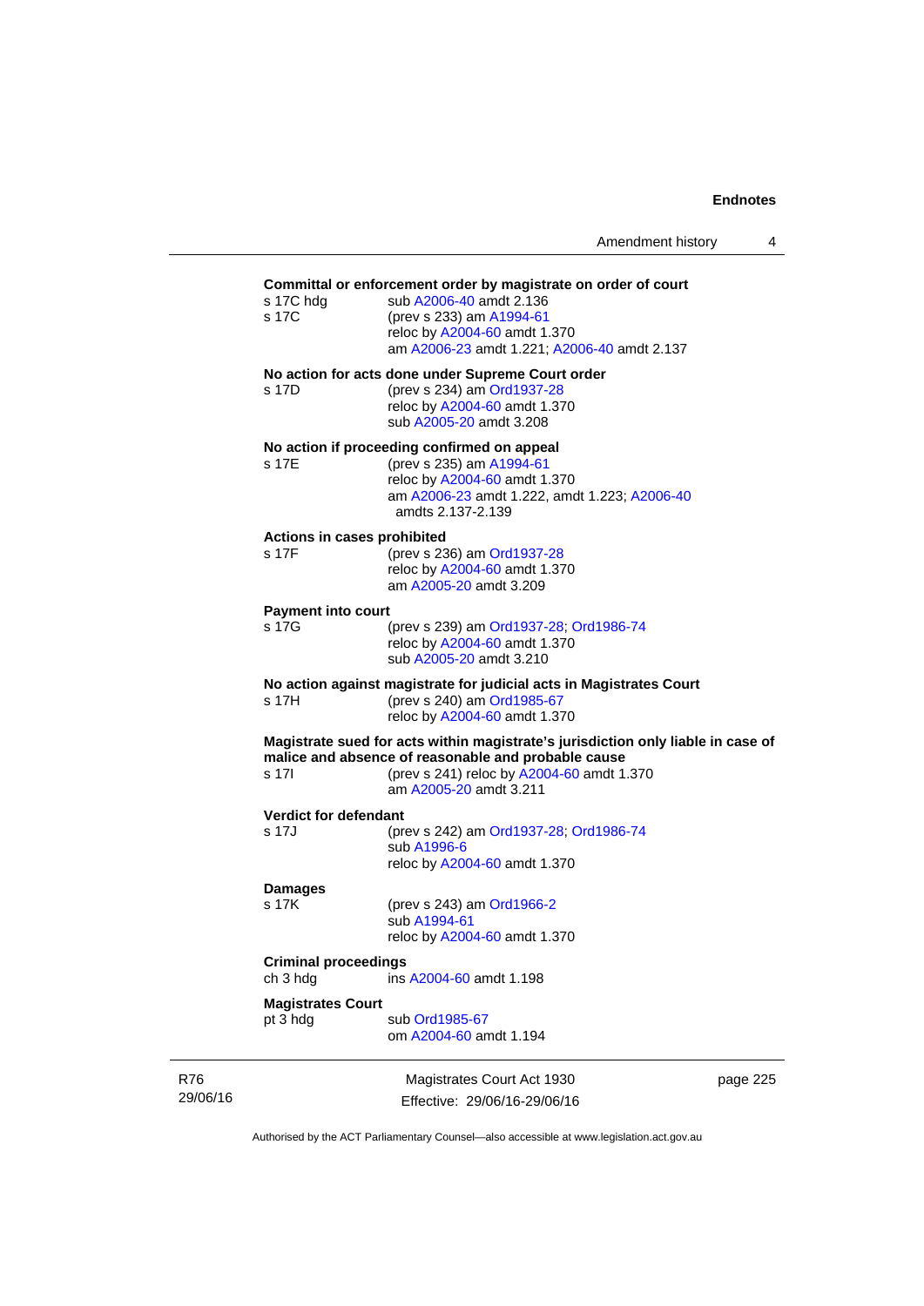**Committal or enforcement order by magistrate on order of court**

s 17C hdg sub A2006-40 amdt 2.136
s 17C (prev s 233) am A1994-61
reloc by A2004-60 amdt 1.370
am A2006-23 amdt 1.221; A2006-40 amdt 2.137

**No action for acts done under Supreme Court order**

s 17D (prev s 234) am Ord1937-28
reloc by A2004-60 amdt 1.370
sub A2005-20 amdt 3.208

**No action if proceeding confirmed on appeal**

s 17E (prev s 235) am A1994-61
reloc by A2004-60 amdt 1.370
am A2006-23 amdt 1.222, amdt 1.223; A2006-40 amdts 2.137-2.139

**Actions in cases prohibited**

s 17F (prev s 236) am Ord1937-28
reloc by A2004-60 amdt 1.370
am A2005-20 amdt 3.209

**Payment into court**

s 17G (prev s 239) am Ord1937-28; Ord1986-74
reloc by A2004-60 amdt 1.370
sub A2005-20 amdt 3.210

**No action against magistrate for judicial acts in Magistrates Court**

s 17H (prev s 240) am Ord1985-67
reloc by A2004-60 amdt 1.370

**Magistrate sued for acts within magistrate's jurisdiction only liable in case of malice and absence of reasonable and probable cause**

s 17I (prev s 241) reloc by A2004-60 amdt 1.370
am A2005-20 amdt 3.211

**Verdict for defendant**

s 17J (prev s 242) am Ord1937-28; Ord1986-74
sub A1996-6
reloc by A2004-60 amdt 1.370

**Damages**

s 17K (prev s 243) am Ord1966-2
sub A1994-61
reloc by A2004-60 amdt 1.370

**Criminal proceedings**

ch 3 hdg ins A2004-60 amdt 1.198

**Magistrates Court**

pt 3 hdg sub Ord1985-67
om A2004-60 amdt 1.194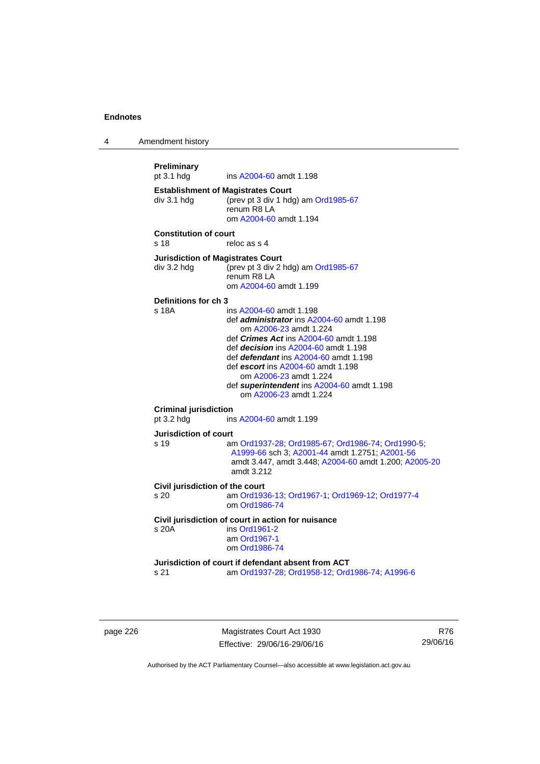**Preliminary**
pt 3.1 hdg ins A2004-60 amdt 1.198

**Establishment of Magistrates Court**
div 3.1 hdg (prev pt 3 div 1 hdg) am Ord1985-67
renum R8 LA
om A2004-60 amdt 1.194

**Constitution of court**
s 18 reloc as s 4

**Jurisdiction of Magistrates Court**
div 3.2 hdg (prev pt 3 div 2 hdg) am Ord1985-67
renum R8 LA
om A2004-60 amdt 1.199

**Definitions for ch 3**
s 18A ins A2004-60 amdt 1.198
def ***administrator*** ins A2004-60 amdt 1.198
om A2006-23 amdt 1.224
def ***Crimes Act*** ins A2004-60 amdt 1.198
def ***decision*** ins A2004-60 amdt 1.198
def ***defendant*** ins A2004-60 amdt 1.198
def ***escort*** ins A2004-60 amdt 1.198
om A2006-23 amdt 1.224
def ***superintendent*** ins A2004-60 amdt 1.198
om A2006-23 amdt 1.224

**Criminal jurisdiction**
pt 3.2 hdg ins A2004-60 amdt 1.199

**Jurisdiction of court**
s 19 am Ord1937-28; Ord1985-67; Ord1986-74; Ord1990-5; A1999-66 sch 3; A2001-44 amdt 1.2751; A2001-56 amdt 3.447, amdt 3.448; A2004-60 amdt 1.200; A2005-20 amdt 3.212

**Civil jurisdiction of the court**
s 20 am Ord1936-13; Ord1967-1; Ord1969-12; Ord1977-4
om Ord1986-74

**Civil jurisdiction of court in action for nuisance**
s 20A ins Ord1961-2
am Ord1967-1
om Ord1986-74

**Jurisdiction of court if defendant absent from ACT**
s 21 am Ord1937-28; Ord1958-12; Ord1986-74; A1996-6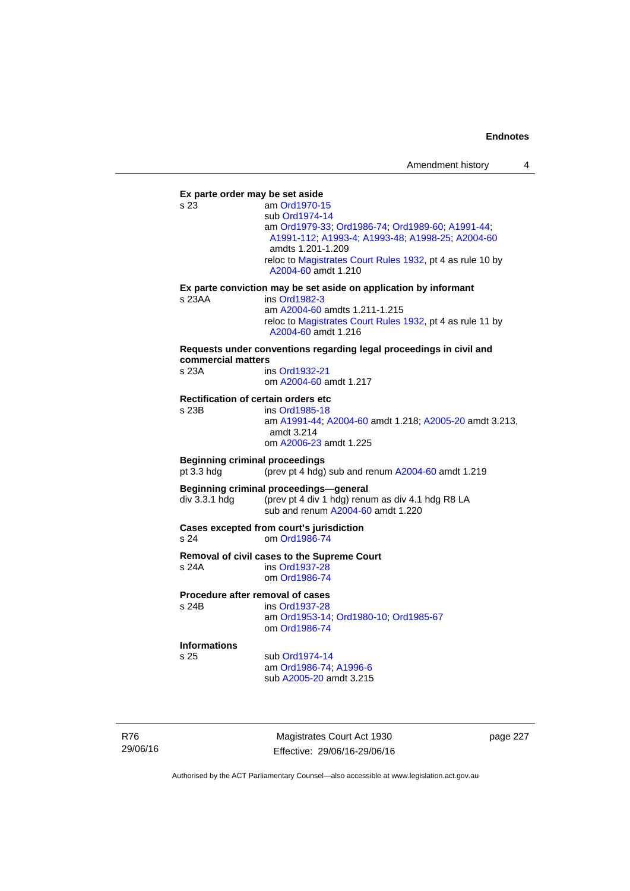**Ex parte order may be set aside**

s 23 am Ord1970-15
sub Ord1974-14
am Ord1979-33; Ord1986-74; Ord1989-60; A1991-44; A1991-112; A1993-4; A1993-48; A1998-25; A2004-60 amdts 1.201-1.209
reloc to Magistrates Court Rules 1932, pt 4 as rule 10 by A2004-60 amdt 1.210

**Ex parte conviction may be set aside on application by informant**

s 23AA ins Ord1982-3
am A2004-60 amdts 1.211-1.215
reloc to Magistrates Court Rules 1932, pt 4 as rule 11 by A2004-60 amdt 1.216

**Requests under conventions regarding legal proceedings in civil and commercial matters**

s 23A ins Ord1932-21
om A2004-60 amdt 1.217

**Rectification of certain orders etc**

s 23B ins Ord1985-18
am A1991-44; A2004-60 amdt 1.218; A2005-20 amdt 3.213, amdt 3.214
om A2006-23 amdt 1.225

**Beginning criminal proceedings**

pt 3.3 hdg (prev pt 4 hdg) sub and renum A2004-60 amdt 1.219

**Beginning criminal proceedings—general**

div 3.3.1 hdg (prev pt 4 div 1 hdg) renum as div 4.1 hdg R8 LA
sub and renum A2004-60 amdt 1.220

**Cases excepted from court's jurisdiction**

s 24 om Ord1986-74

**Removal of civil cases to the Supreme Court**

s 24A ins Ord1937-28
om Ord1986-74

**Procedure after removal of cases**

s 24B ins Ord1937-28
am Ord1953-14; Ord1980-10; Ord1985-67
om Ord1986-74

**Informations**

s 25 sub Ord1974-14
am Ord1986-74; A1996-6
sub A2005-20 amdt 3.215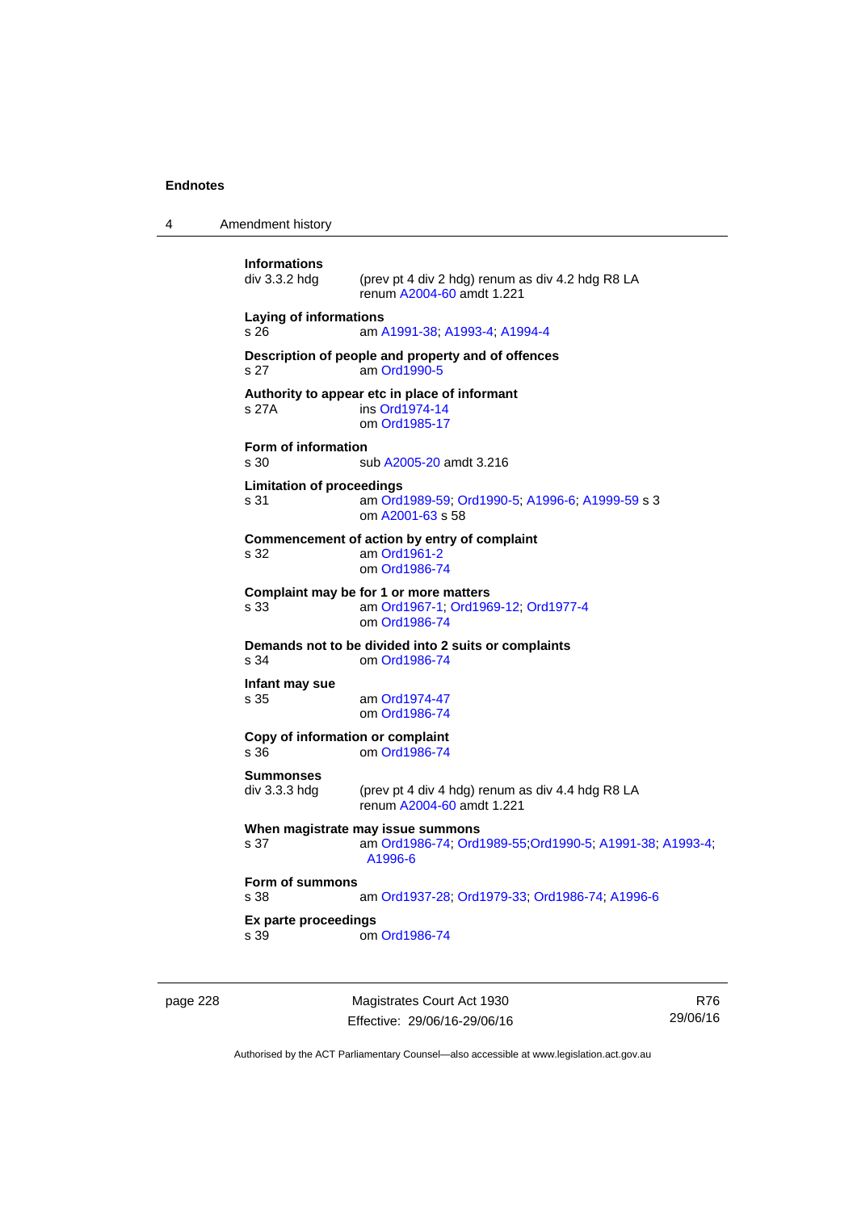**Informations**

div 3.3.2 hdg (prev pt 4 div 2 hdg) renum as div 4.2 hdg R8 LA
renum A2004-60 amdt 1.221

**Laying of informations**

s 26 am A1991-38; A1993-4; A1994-4

**Description of people and property and of offences**

s 27 am Ord1990-5

**Authority to appear etc in place of informant**

s 27A ins Ord1974-14
om Ord1985-17

**Form of information**

s 30 sub A2005-20 amdt 3.216

**Limitation of proceedings**

s 31 am Ord1989-59; Ord1990-5; A1996-6; A1999-59 s 3
om A2001-63 s 58

**Commencement of action by entry of complaint**

s 32 am Ord1961-2
om Ord1986-74

**Complaint may be for 1 or more matters**

s 33 am Ord1967-1; Ord1969-12; Ord1977-4
om Ord1986-74

**Demands not to be divided into 2 suits or complaints**

s 34 om Ord1986-74

**Infant may sue**

s 35 am Ord1974-47
om Ord1986-74

**Copy of information or complaint**

s 36 om Ord1986-74

**Summonses**

div 3.3.3 hdg (prev pt 4 div 4 hdg) renum as div 4.4 hdg R8 LA
renum A2004-60 amdt 1.221

**When magistrate may issue summons**

s 37 am Ord1986-74; Ord1989-55;Ord1990-5; A1991-38; A1993-4; A1996-6

**Form of summons**

s 38 am Ord1937-28; Ord1979-33; Ord1986-74; A1996-6

**Ex parte proceedings**

s 39 om Ord1986-74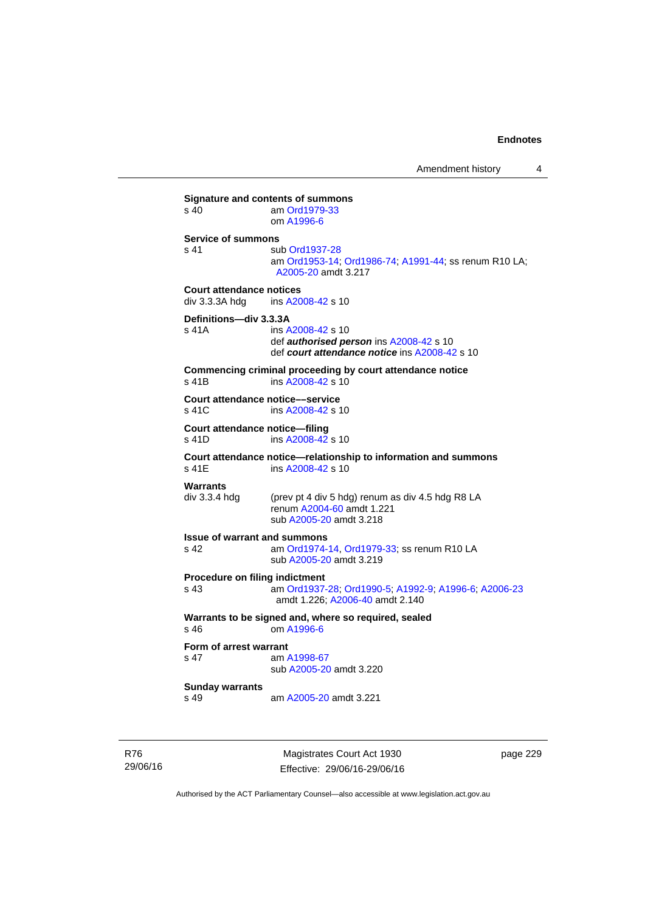**Signature and contents of summons**
s 40 am Ord1979-33
om A1996-6

**Service of summons**
s 41 sub Ord1937-28
am Ord1953-14; Ord1986-74; A1991-44; ss renum R10 LA; A2005-20 amdt 3.217

**Court attendance notices**
div 3.3.3A hdg ins A2008-42 s 10

**Definitions—div 3.3.3A**
s 41A ins A2008-42 s 10
def ***authorised person*** ins A2008-42 s 10
def ***court attendance notice*** ins A2008-42 s 10

**Commencing criminal proceeding by court attendance notice**
s 41B ins A2008-42 s 10

**Court attendance notice––service**
s 41C ins A2008-42 s 10

**Court attendance notice—filing**
s 41D ins A2008-42 s 10

**Court attendance notice—relationship to information and summons**
s 41E ins A2008-42 s 10

**Warrants**
div 3.3.4 hdg (prev pt 4 div 5 hdg) renum as div 4.5 hdg R8 LA
renum A2004-60 amdt 1.221
sub A2005-20 amdt 3.218

**Issue of warrant and summons**
s 42 am Ord1974-14, Ord1979-33; ss renum R10 LA
sub A2005-20 amdt 3.219

**Procedure on filing indictment**
s 43 am Ord1937-28; Ord1990-5; A1992-9; A1996-6; A2006-23 amdt 1.226; A2006-40 amdt 2.140

**Warrants to be signed and, where so required, sealed**
s 46 om A1996-6

**Form of arrest warrant**
s 47 am A1998-67
sub A2005-20 amdt 3.220

**Sunday warrants**
s 49 am A2005-20 amdt 3.221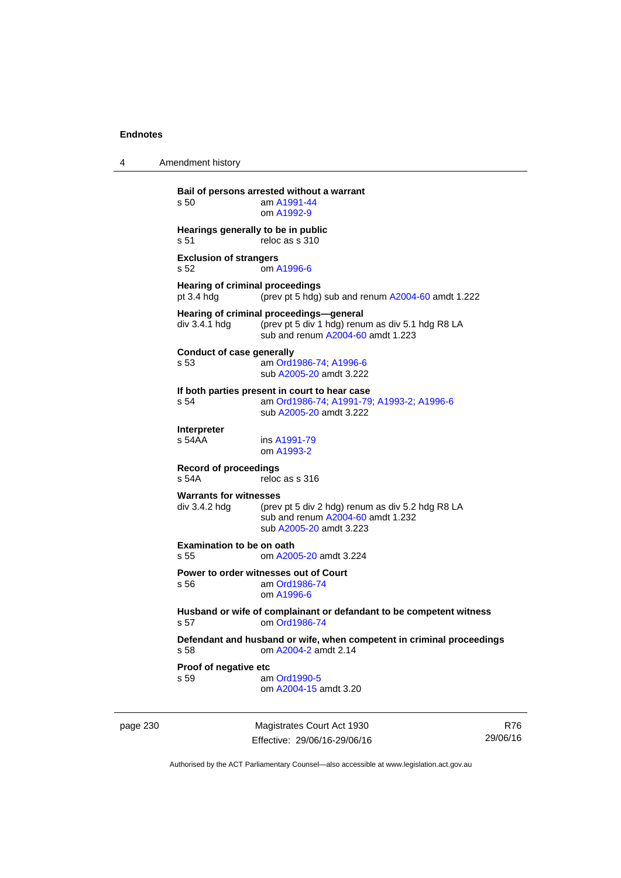**Bail of persons arrested without a warrant**
s 50 am A1991-44
om A1992-9

**Hearings generally to be in public**
s 51 reloc as s 310

**Exclusion of strangers**
s 52 om A1996-6

**Hearing of criminal proceedings**
pt 3.4 hdg (prev pt 5 hdg) sub and renum A2004-60 amdt 1.222

**Hearing of criminal proceedings—general**
div 3.4.1 hdg (prev pt 5 div 1 hdg) renum as div 5.1 hdg R8 LA
sub and renum A2004-60 amdt 1.223

**Conduct of case generally**
s 53 am Ord1986-74; A1996-6
sub A2005-20 amdt 3.222

**If both parties present in court to hear case**
s 54 am Ord1986-74; A1991-79; A1993-2; A1996-6
sub A2005-20 amdt 3.222

**Interpreter**
s 54AA ins A1991-79
om A1993-2

**Record of proceedings**
s 54A reloc as s 316

**Warrants for witnesses**
div 3.4.2 hdg (prev pt 5 div 2 hdg) renum as div 5.2 hdg R8 LA
sub and renum A2004-60 amdt 1.232
sub A2005-20 amdt 3.223

**Examination to be on oath**
s 55 om A2005-20 amdt 3.224

**Power to order witnesses out of Court**
s 56 am Ord1986-74
om A1996-6

**Husband or wife of complainant or defandant to be competent witness**
s 57 om Ord1986-74

**Defendant and husband or wife, when competent in criminal proceedings**
s 58 om A2004-2 amdt 2.14

**Proof of negative etc**
s 59 am Ord1990-5
om A2004-15 amdt 3.20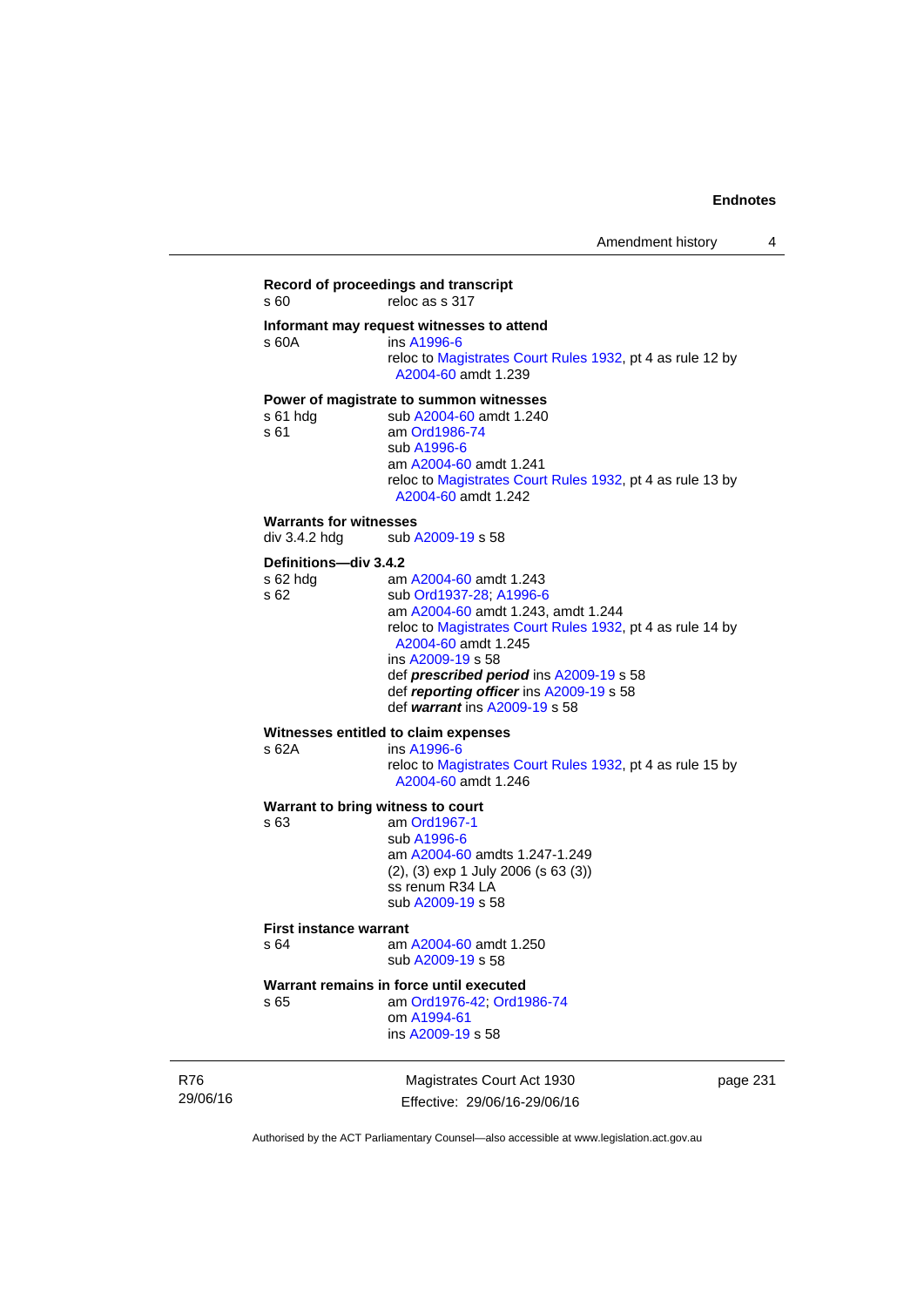**Record of proceedings and transcript**
s 60 reloc as s 317

**Informant may request witnesses to attend**
s 60A ins A1996-6
reloc to Magistrates Court Rules 1932, pt 4 as rule 12 by A2004-60 amdt 1.239

**Power of magistrate to summon witnesses**
s 61 hdg sub A2004-60 amdt 1.240
s 61 am Ord1986-74
sub A1996-6
am A2004-60 amdt 1.241
reloc to Magistrates Court Rules 1932, pt 4 as rule 13 by A2004-60 amdt 1.242

**Warrants for witnesses**
div 3.4.2 hdg sub A2009-19 s 58

**Definitions—div 3.4.2**
s 62 hdg am A2004-60 amdt 1.243
s 62 sub Ord1937-28; A1996-6
am A2004-60 amdt 1.243, amdt 1.244
reloc to Magistrates Court Rules 1932, pt 4 as rule 14 by A2004-60 amdt 1.245
ins A2009-19 s 58
def ***prescribed period*** ins A2009-19 s 58
def ***reporting officer*** ins A2009-19 s 58
def ***warrant*** ins A2009-19 s 58

**Witnesses entitled to claim expenses**
s 62A ins A1996-6
reloc to Magistrates Court Rules 1932, pt 4 as rule 15 by A2004-60 amdt 1.246

**Warrant to bring witness to court**
s 63 am Ord1967-1
sub A1996-6
am A2004-60 amdts 1.247-1.249
(2), (3) exp 1 July 2006 (s 63 (3))
ss renum R34 LA
sub A2009-19 s 58

**First instance warrant**
s 64 am A2004-60 amdt 1.250
sub A2009-19 s 58

**Warrant remains in force until executed**
s 65 am Ord1976-42; Ord1986-74
om A1994-61
ins A2009-19 s 58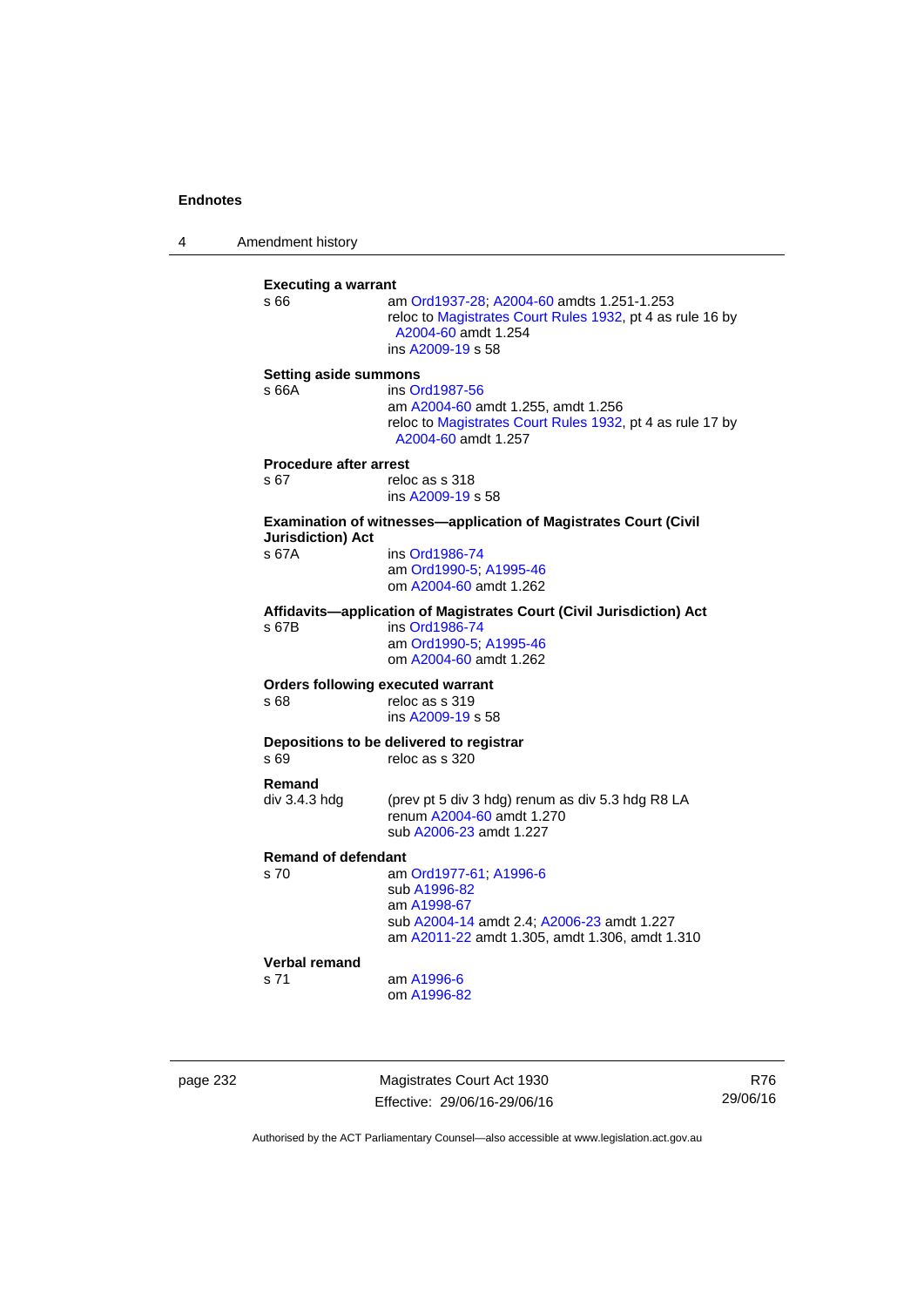**Executing a warrant**

s 66 — am Ord1937-28; A2004-60 amdts 1.251-1.253
reloc to Magistrates Court Rules 1932, pt 4 as rule 16 by A2004-60 amdt 1.254
ins A2009-19 s 58

**Setting aside summons**

s 66A — ins Ord1987-56
am A2004-60 amdt 1.255, amdt 1.256
reloc to Magistrates Court Rules 1932, pt 4 as rule 17 by A2004-60 amdt 1.257

**Procedure after arrest**

s 67 — reloc as s 318
ins A2009-19 s 58

**Examination of witnesses—application of Magistrates Court (Civil Jurisdiction) Act**

s 67A — ins Ord1986-74
am Ord1990-5; A1995-46
om A2004-60 amdt 1.262

**Affidavits—application of Magistrates Court (Civil Jurisdiction) Act**

s 67B — ins Ord1986-74
am Ord1990-5; A1995-46
om A2004-60 amdt 1.262

**Orders following executed warrant**

s 68 — reloc as s 319
ins A2009-19 s 58

**Depositions to be delivered to registrar**

s 69 — reloc as s 320

**Remand**

div 3.4.3 hdg — (prev pt 5 div 3 hdg) renum as div 5.3 hdg R8 LA
renum A2004-60 amdt 1.270
sub A2006-23 amdt 1.227

**Remand of defendant**

s 70 — am Ord1977-61; A1996-6
sub A1996-82
am A1998-67
sub A2004-14 amdt 2.4; A2006-23 amdt 1.227
am A2011-22 amdt 1.305, amdt 1.306, amdt 1.310

**Verbal remand**

s 71 — am A1996-6
om A1996-82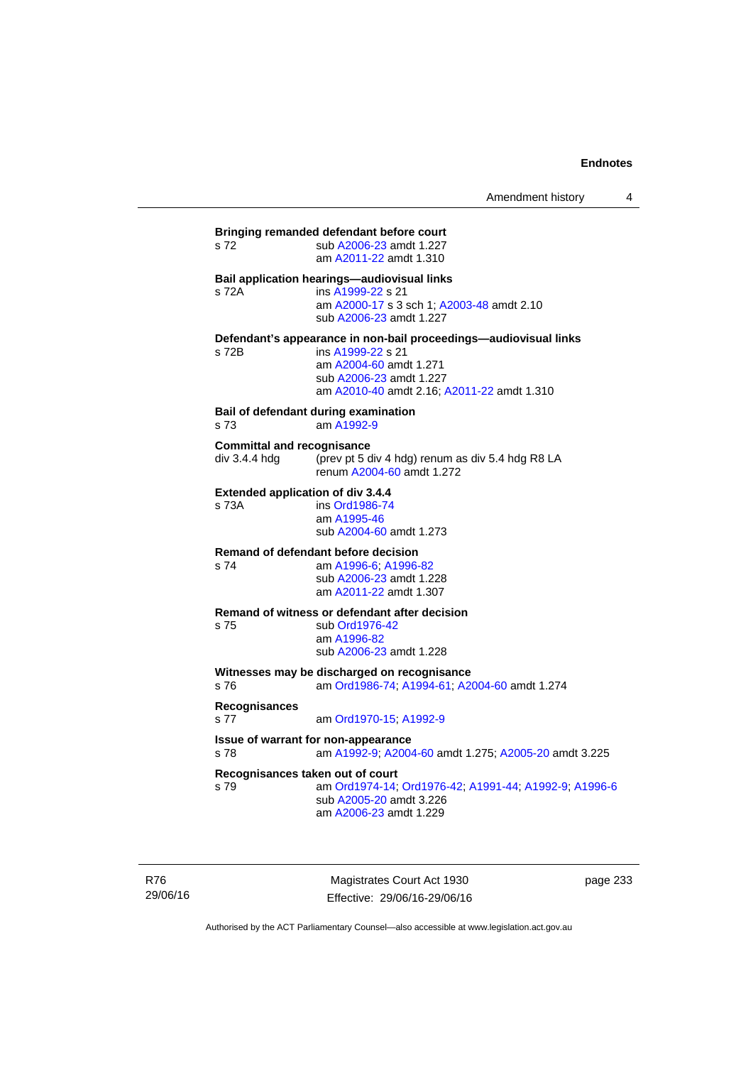**Bringing remanded defendant before court**

s 72 sub A2006-23 amdt 1.227
am A2011-22 amdt 1.310

**Bail application hearings—audiovisual links**

s 72A ins A1999-22 s 21
am A2000-17 s 3 sch 1; A2003-48 amdt 2.10
sub A2006-23 amdt 1.227

**Defendant's appearance in non-bail proceedings—audiovisual links**

s 72B ins A1999-22 s 21
am A2004-60 amdt 1.271
sub A2006-23 amdt 1.227
am A2010-40 amdt 2.16; A2011-22 amdt 1.310

**Bail of defendant during examination**

s 73 am A1992-9

**Committal and recognisance**

div 3.4.4 hdg (prev pt 5 div 4 hdg) renum as div 5.4 hdg R8 LA
renum A2004-60 amdt 1.272

**Extended application of div 3.4.4**

s 73A ins Ord1986-74
am A1995-46
sub A2004-60 amdt 1.273

**Remand of defendant before decision**

s 74 am A1996-6; A1996-82
sub A2006-23 amdt 1.228
am A2011-22 amdt 1.307

**Remand of witness or defendant after decision**

s 75 sub Ord1976-42
am A1996-82
sub A2006-23 amdt 1.228

**Witnesses may be discharged on recognisance**

s 76 am Ord1986-74; A1994-61; A2004-60 amdt 1.274

**Recognisances**

s 77 am Ord1970-15; A1992-9

**Issue of warrant for non-appearance**

s 78 am A1992-9; A2004-60 amdt 1.275; A2005-20 amdt 3.225

**Recognisances taken out of court**

s 79 am Ord1974-14; Ord1976-42; A1991-44; A1992-9; A1996-6
sub A2005-20 amdt 3.226
am A2006-23 amdt 1.229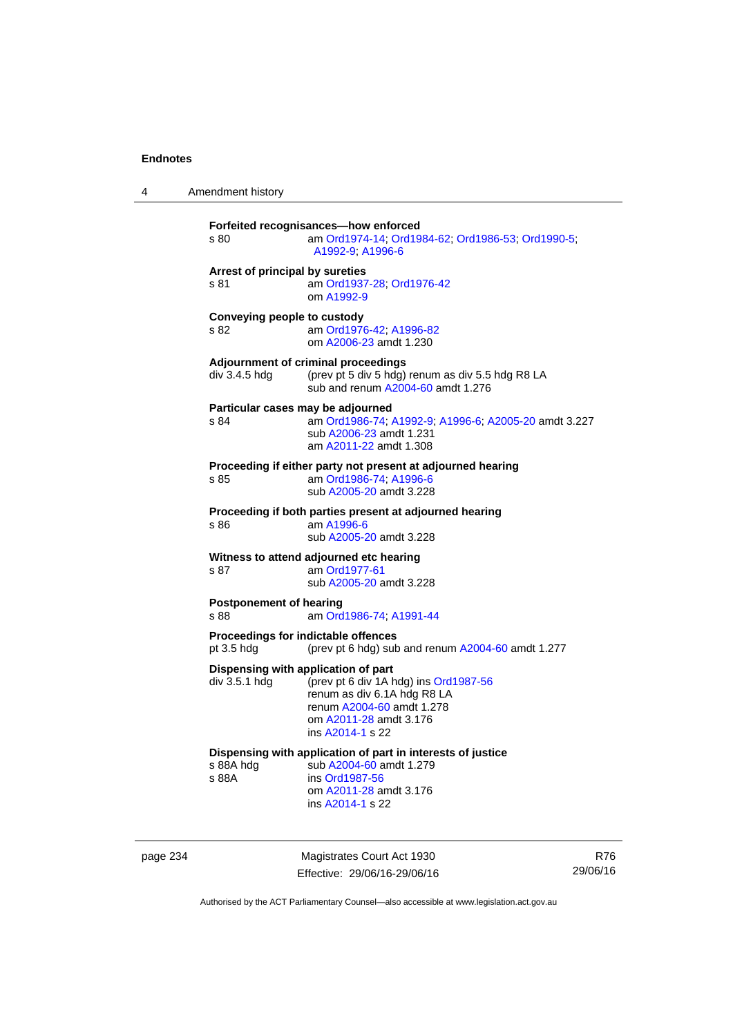**Forfeited recognisances—how enforced**

s 80 am Ord1974-14; Ord1984-62; Ord1986-53; Ord1990-5; A1992-9; A1996-6

**Arrest of principal by sureties**

s 81 am Ord1937-28; Ord1976-42
om A1992-9

**Conveying people to custody**

s 82 am Ord1976-42; A1996-82
om A2006-23 amdt 1.230

**Adjournment of criminal proceedings**

div 3.4.5 hdg (prev pt 5 div 5 hdg) renum as div 5.5 hdg R8 LA
sub and renum A2004-60 amdt 1.276

**Particular cases may be adjourned**

s 84 am Ord1986-74; A1992-9; A1996-6; A2005-20 amdt 3.227
sub A2006-23 amdt 1.231
am A2011-22 amdt 1.308

**Proceeding if either party not present at adjourned hearing**

s 85 am Ord1986-74; A1996-6
sub A2005-20 amdt 3.228

**Proceeding if both parties present at adjourned hearing**

s 86 am A1996-6
sub A2005-20 amdt 3.228

**Witness to attend adjourned etc hearing**

s 87 am Ord1977-61
sub A2005-20 amdt 3.228

**Postponement of hearing**

s 88 am Ord1986-74; A1991-44

**Proceedings for indictable offences**

pt 3.5 hdg (prev pt 6 hdg) sub and renum A2004-60 amdt 1.277

**Dispensing with application of part**

div 3.5.1 hdg (prev pt 6 div 1A hdg) ins Ord1987-56
renum as div 6.1A hdg R8 LA
renum A2004-60 amdt 1.278
om A2011-28 amdt 3.176
ins A2014-1 s 22

**Dispensing with application of part in interests of justice**

s 88A hdg sub A2004-60 amdt 1.279

s 88A ins Ord1987-56
om A2011-28 amdt 3.176
ins A2014-1 s 22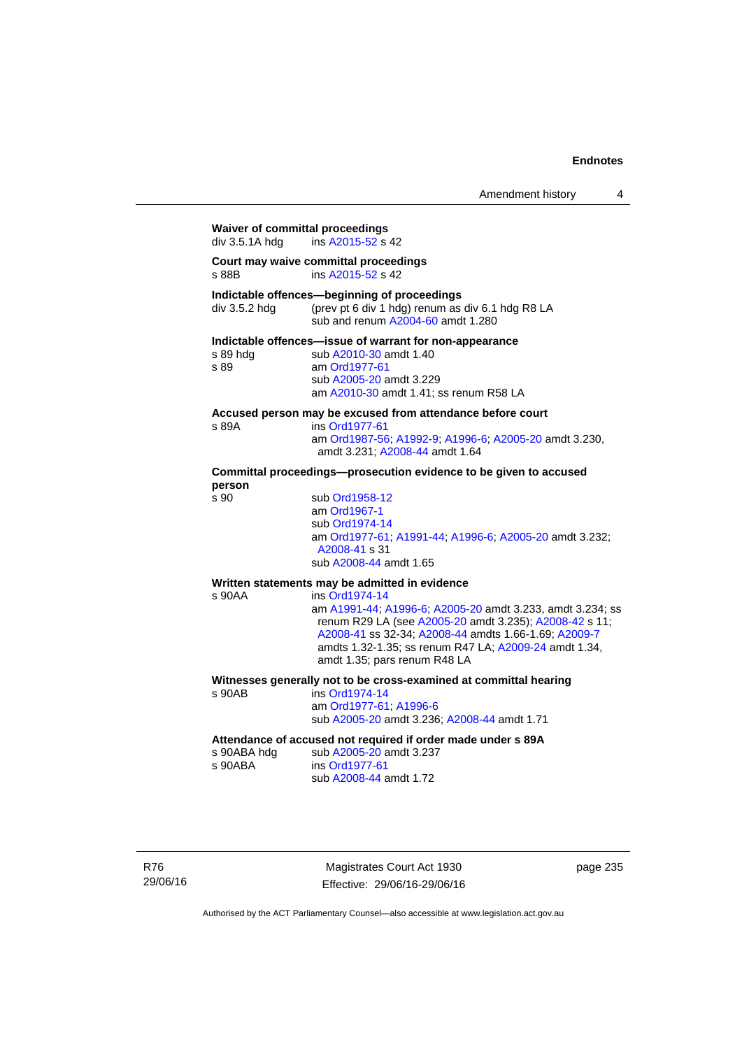**Waiver of committal proceedings**

div 3.5.1A hdg ins A2015-52 s 42

**Court may waive committal proceedings**

s 88B ins A2015-52 s 42

**Indictable offences—beginning of proceedings**

div 3.5.2 hdg (prev pt 6 div 1 hdg) renum as div 6.1 hdg R8 LA
sub and renum A2004-60 amdt 1.280

**Indictable offences—issue of warrant for non-appearance**

s 89 hdg sub A2010-30 amdt 1.40

s 89 am Ord1977-61
sub A2005-20 amdt 3.229
am A2010-30 amdt 1.41; ss renum R58 LA

**Accused person may be excused from attendance before court**

s 89A ins Ord1977-61
am Ord1987-56; A1992-9; A1996-6; A2005-20 amdt 3.230, amdt 3.231; A2008-44 amdt 1.64

**Committal proceedings—prosecution evidence to be given to accused person**

s 90 sub Ord1958-12
am Ord1967-1
sub Ord1974-14
am Ord1977-61; A1991-44; A1996-6; A2005-20 amdt 3.232; A2008-41 s 31
sub A2008-44 amdt 1.65

**Written statements may be admitted in evidence**

s 90AA ins Ord1974-14
am A1991-44; A1996-6; A2005-20 amdt 3.233, amdt 3.234; ss renum R29 LA (see A2005-20 amdt 3.235); A2008-42 s 11; A2008-41 ss 32-34; A2008-44 amdts 1.66-1.69; A2009-7 amdts 1.32-1.35; ss renum R47 LA; A2009-24 amdt 1.34, amdt 1.35; pars renum R48 LA

**Witnesses generally not to be cross-examined at committal hearing**

s 90AB ins Ord1974-14
am Ord1977-61; A1996-6
sub A2005-20 amdt 3.236; A2008-44 amdt 1.71

**Attendance of accused not required if order made under s 89A**

s 90ABA hdg sub A2005-20 amdt 3.237

s 90ABA ins Ord1977-61
sub A2008-44 amdt 1.72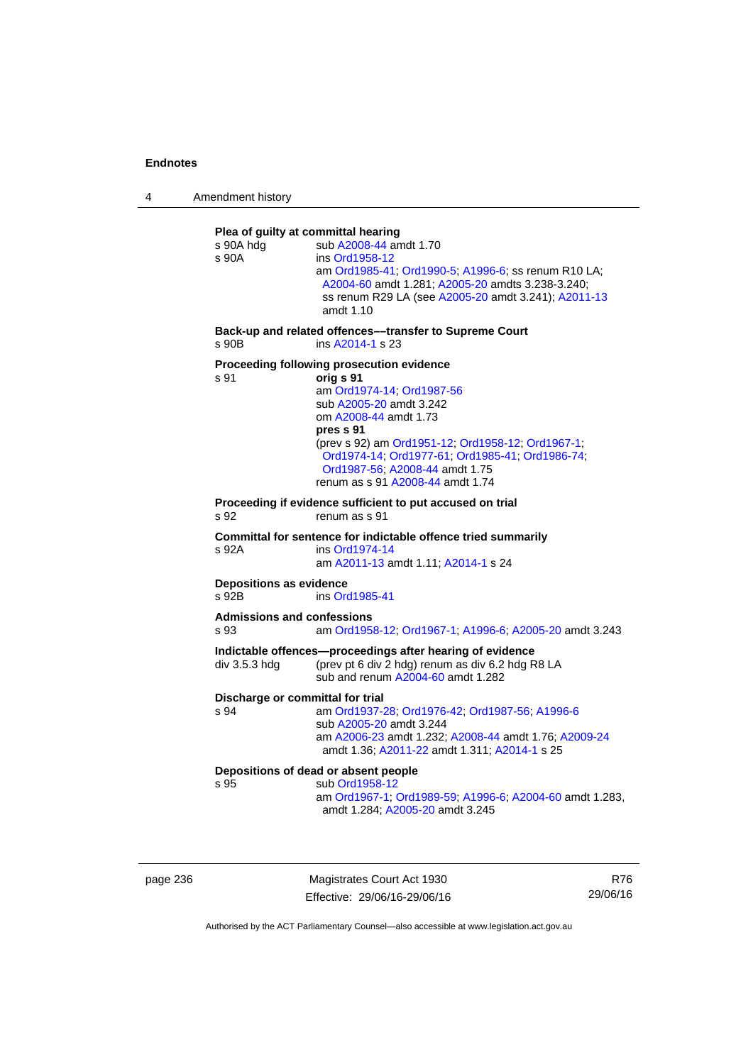**Plea of guilty at committal hearing**

s 90A hdg — sub A2008-44 amdt 1.70

s 90A — ins Ord1958-12
am Ord1985-41; Ord1990-5; A1996-6; ss renum R10 LA; A2004-60 amdt 1.281; A2005-20 amdts 3.238-3.240; ss renum R29 LA (see A2005-20 amdt 3.241); A2011-13 amdt 1.10

**Back-up and related offences––transfer to Supreme Court**

s 90B — ins A2014-1 s 23

**Proceeding following prosecution evidence**

s 91 — **orig s 91**
am Ord1974-14; Ord1987-56
sub A2005-20 amdt 3.242
om A2008-44 amdt 1.73
**pres s 91**
(prev s 92) am Ord1951-12; Ord1958-12; Ord1967-1; Ord1974-14; Ord1977-61; Ord1985-41; Ord1986-74; Ord1987-56; A2008-44 amdt 1.75
renum as s 91 A2008-44 amdt 1.74

**Proceeding if evidence sufficient to put accused on trial**

s 92 — renum as s 91

**Committal for sentence for indictable offence tried summarily**

s 92A — ins Ord1974-14
am A2011-13 amdt 1.11; A2014-1 s 24

**Depositions as evidence**

s 92B — ins Ord1985-41

**Admissions and confessions**

s 93 — am Ord1958-12; Ord1967-1; A1996-6; A2005-20 amdt 3.243

**Indictable offences—proceedings after hearing of evidence**

div 3.5.3 hdg — (prev pt 6 div 2 hdg) renum as div 6.2 hdg R8 LA
sub and renum A2004-60 amdt 1.282

**Discharge or committal for trial**

s 94 — am Ord1937-28; Ord1976-42; Ord1987-56; A1996-6
sub A2005-20 amdt 3.244
am A2006-23 amdt 1.232; A2008-44 amdt 1.76; A2009-24 amdt 1.36; A2011-22 amdt 1.311; A2014-1 s 25

**Depositions of dead or absent people**

s 95 — sub Ord1958-12
am Ord1967-1; Ord1989-59; A1996-6; A2004-60 amdt 1.283, amdt 1.284; A2005-20 amdt 3.245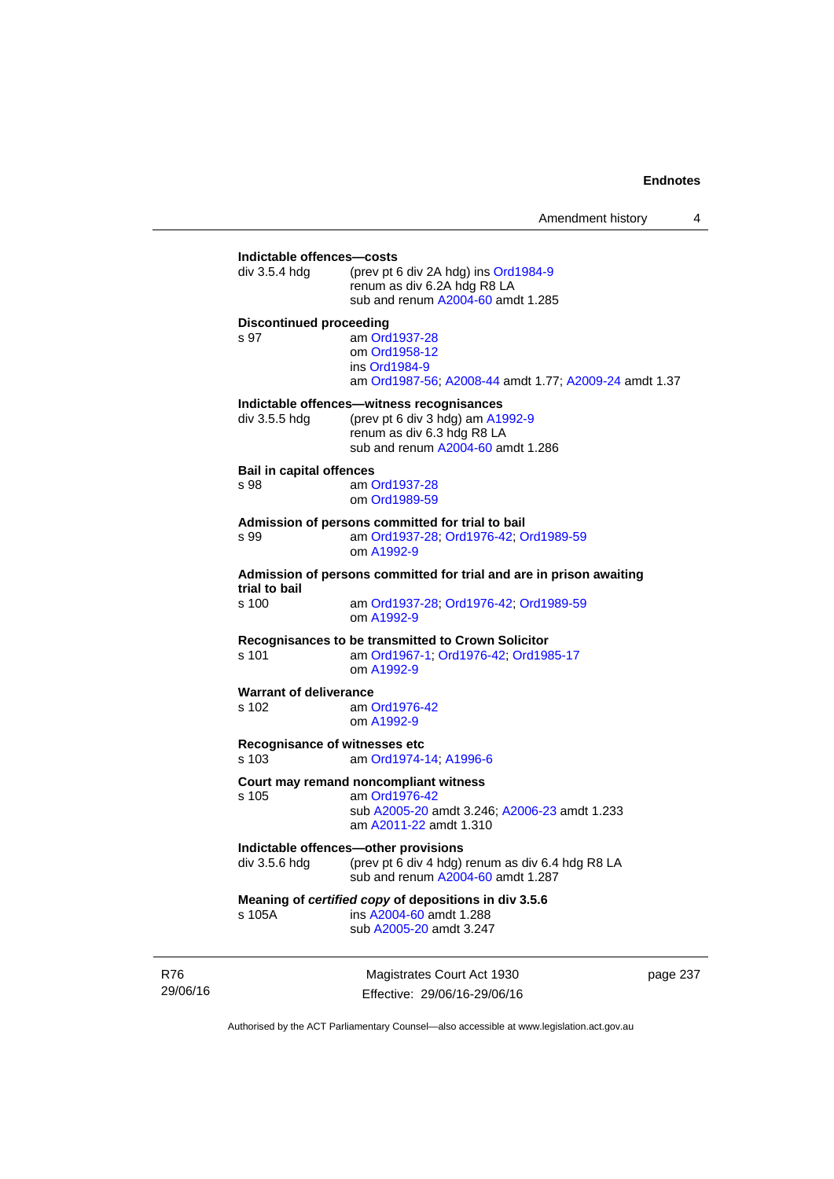**Indictable offences—costs**

div 3.5.4 hdg (prev pt 6 div 2A hdg) ins Ord1984-9
renum as div 6.2A hdg R8 LA
sub and renum A2004-60 amdt 1.285

**Discontinued proceeding**

s 97 am Ord1937-28
om Ord1958-12
ins Ord1984-9
am Ord1987-56; A2008-44 amdt 1.77; A2009-24 amdt 1.37

**Indictable offences—witness recognisances**

div 3.5.5 hdg (prev pt 6 div 3 hdg) am A1992-9
renum as div 6.3 hdg R8 LA
sub and renum A2004-60 amdt 1.286

**Bail in capital offences**

s 98 am Ord1937-28
om Ord1989-59

**Admission of persons committed for trial to bail**

s 99 am Ord1937-28; Ord1976-42; Ord1989-59
om A1992-9

**Admission of persons committed for trial and are in prison awaiting trial to bail**

s 100 am Ord1937-28; Ord1976-42; Ord1989-59
om A1992-9

**Recognisances to be transmitted to Crown Solicitor**

s 101 am Ord1967-1; Ord1976-42; Ord1985-17
om A1992-9

**Warrant of deliverance**

s 102 am Ord1976-42
om A1992-9

**Recognisance of witnesses etc**

s 103 am Ord1974-14; A1996-6

**Court may remand noncompliant witness**

s 105 am Ord1976-42
sub A2005-20 amdt 3.246; A2006-23 amdt 1.233
am A2011-22 amdt 1.310

**Indictable offences—other provisions**

div 3.5.6 hdg (prev pt 6 div 4 hdg) renum as div 6.4 hdg R8 LA
sub and renum A2004-60 amdt 1.287

**Meaning of *certified copy* of depositions in div 3.5.6**

s 105A ins A2004-60 amdt 1.288
sub A2005-20 amdt 3.247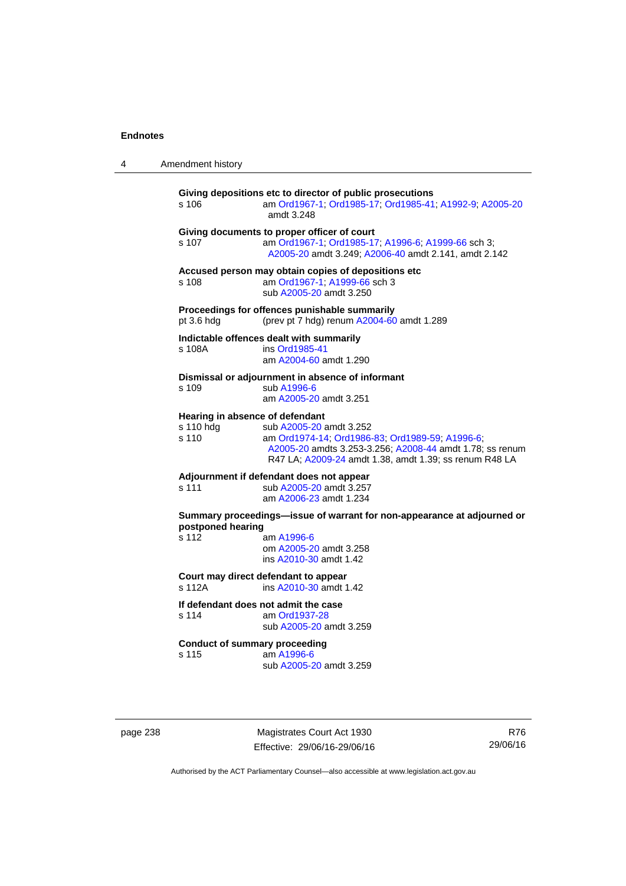**Giving depositions etc to director of public prosecutions**

s 106 am Ord1967-1; Ord1985-17; Ord1985-41; A1992-9; A2005-20 amdt 3.248

**Giving documents to proper officer of court**

s 107 am Ord1967-1; Ord1985-17; A1996-6; A1999-66 sch 3; A2005-20 amdt 3.249; A2006-40 amdt 2.141, amdt 2.142

**Accused person may obtain copies of depositions etc**

s 108 am Ord1967-1; A1999-66 sch 3
sub A2005-20 amdt 3.250

**Proceedings for offences punishable summarily**

pt 3.6 hdg (prev pt 7 hdg) renum A2004-60 amdt 1.289

**Indictable offences dealt with summarily**

s 108A ins Ord1985-41
am A2004-60 amdt 1.290

**Dismissal or adjournment in absence of informant**

s 109 sub A1996-6
am A2005-20 amdt 3.251

**Hearing in absence of defendant**

s 110 hdg sub A2005-20 amdt 3.252
s 110 am Ord1974-14; Ord1986-83; Ord1989-59; A1996-6; A2005-20 amdts 3.253-3.256; A2008-44 amdt 1.78; ss renum R47 LA; A2009-24 amdt 1.38, amdt 1.39; ss renum R48 LA

**Adjournment if defendant does not appear**

s 111 sub A2005-20 amdt 3.257
am A2006-23 amdt 1.234

**Summary proceedings—issue of warrant for non-appearance at adjourned or postponed hearing**

s 112 am A1996-6
om A2005-20 amdt 3.258
ins A2010-30 amdt 1.42

**Court may direct defendant to appear**

s 112A ins A2010-30 amdt 1.42

**If defendant does not admit the case**

s 114 am Ord1937-28
sub A2005-20 amdt 3.259

**Conduct of summary proceeding**

s 115 am A1996-6
sub A2005-20 amdt 3.259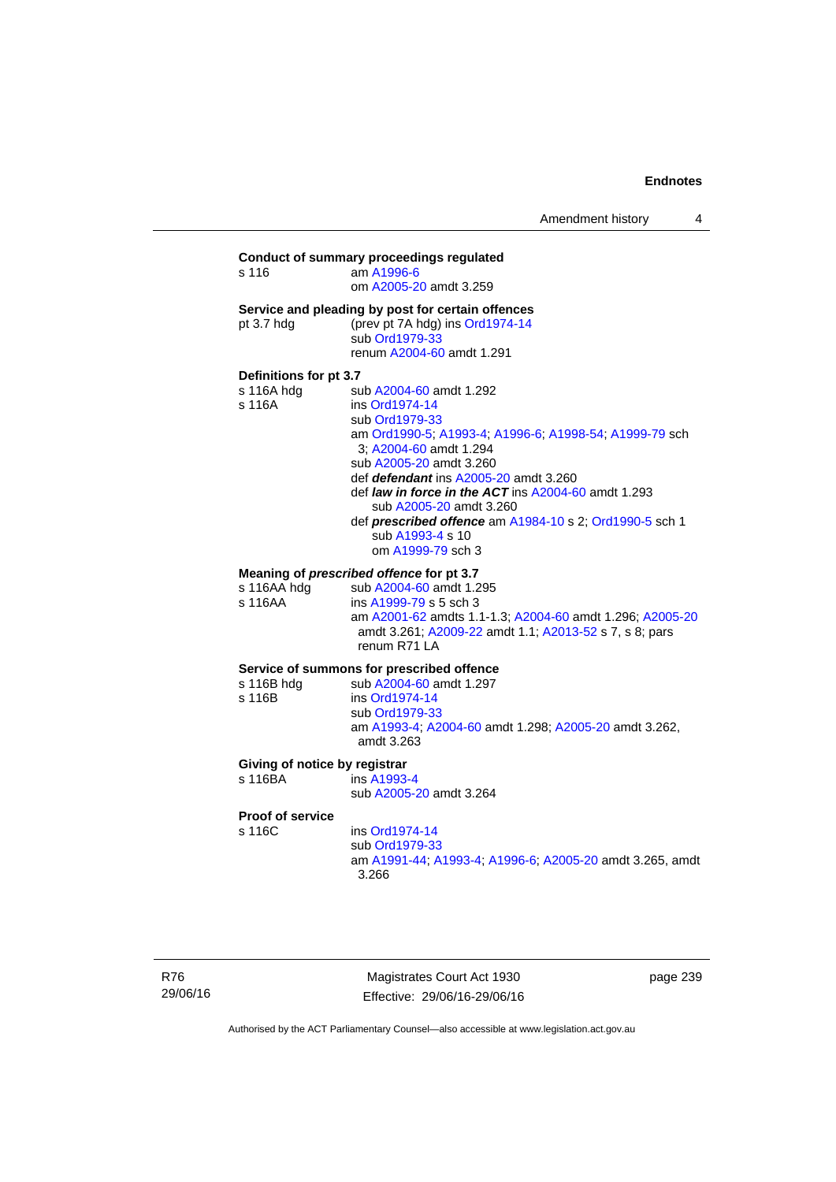**Conduct of summary proceedings regulated**

s 116 — am A1996-6
om A2005-20 amdt 3.259

**Service and pleading by post for certain offences**

pt 3.7 hdg — (prev pt 7A hdg) ins Ord1974-14
sub Ord1979-33
renum A2004-60 amdt 1.291

**Definitions for pt 3.7**

s 116A hdg — sub A2004-60 amdt 1.292

s 116A — ins Ord1974-14
sub Ord1979-33
am Ord1990-5; A1993-4; A1996-6; A1998-54; A1999-79 sch 3; A2004-60 amdt 1.294
sub A2005-20 amdt 3.260
def ***defendant*** ins A2005-20 amdt 3.260
def ***law in force in the ACT*** ins A2004-60 amdt 1.293
sub A2005-20 amdt 3.260
def ***prescribed offence*** am A1984-10 s 2; Ord1990-5 sch 1
sub A1993-4 s 10
om A1999-79 sch 3

**Meaning of *prescribed offence* for pt 3.7**

s 116AA hdg — sub A2004-60 amdt 1.295

s 116AA — ins A1999-79 s 5 sch 3
am A2001-62 amdts 1.1-1.3; A2004-60 amdt 1.296; A2005-20 amdt 3.261; A2009-22 amdt 1.1; A2013-52 s 7, s 8; pars renum R71 LA

**Service of summons for prescribed offence**

s 116B hdg — sub A2004-60 amdt 1.297

s 116B — ins Ord1974-14
sub Ord1979-33
am A1993-4; A2004-60 amdt 1.298; A2005-20 amdt 3.262, amdt 3.263

**Giving of notice by registrar**

s 116BA — ins A1993-4
sub A2005-20 amdt 3.264

**Proof of service**

s 116C — ins Ord1974-14
sub Ord1979-33
am A1991-44; A1993-4; A1996-6; A2005-20 amdt 3.265, amdt 3.266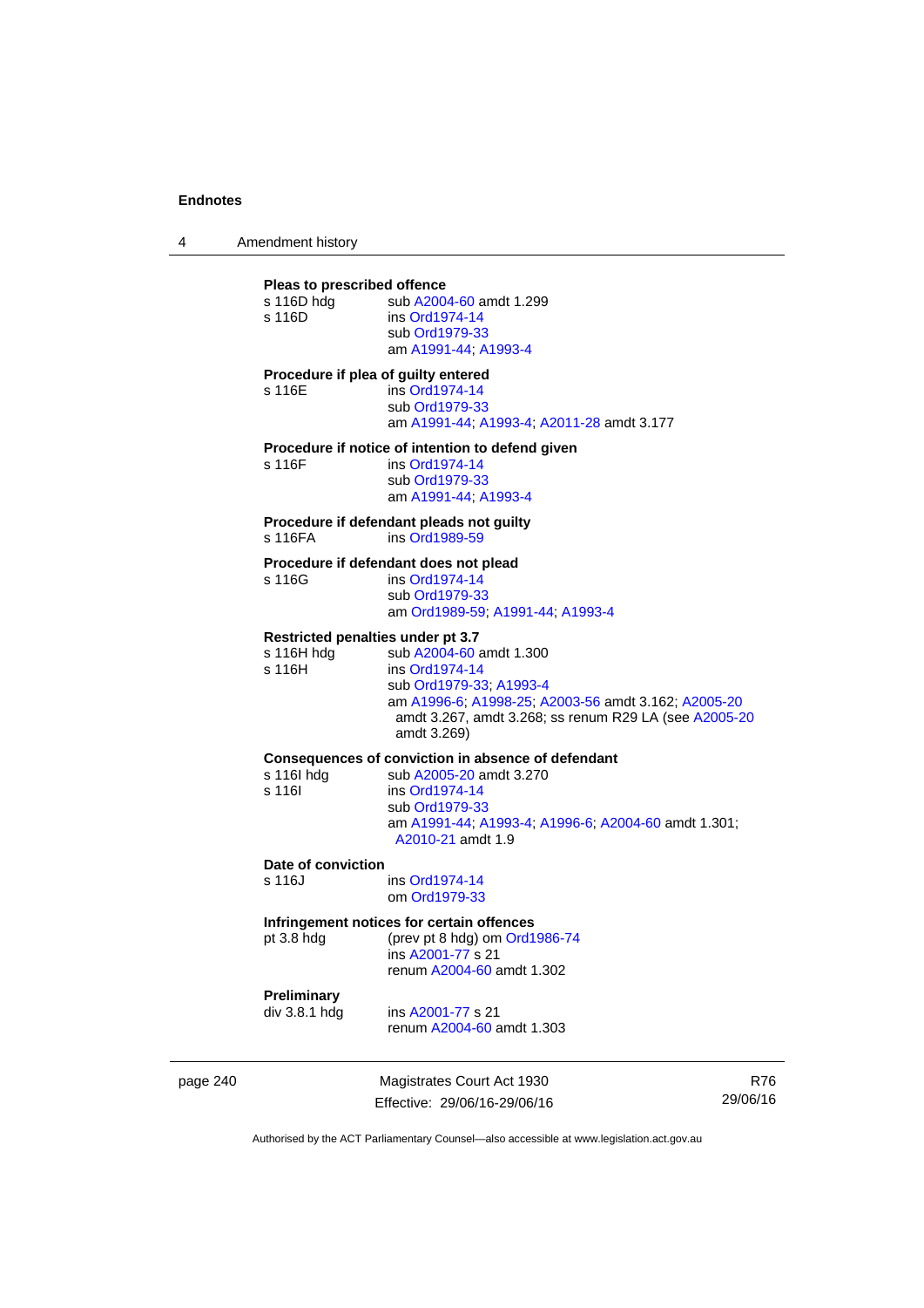**Pleas to prescribed offence**

s 116D hdg sub A2004-60 amdt 1.299

s 116D ins Ord1974-14
sub Ord1979-33
am A1991-44; A1993-4

**Procedure if plea of guilty entered**

s 116E ins Ord1974-14
sub Ord1979-33
am A1991-44; A1993-4; A2011-28 amdt 3.177

**Procedure if notice of intention to defend given**

s 116F ins Ord1974-14
sub Ord1979-33
am A1991-44; A1993-4

**Procedure if defendant pleads not guilty**

s 116FA ins Ord1989-59

**Procedure if defendant does not plead**

s 116G ins Ord1974-14
sub Ord1979-33
am Ord1989-59; A1991-44; A1993-4

**Restricted penalties under pt 3.7**

s 116H hdg sub A2004-60 amdt 1.300

s 116H ins Ord1974-14
sub Ord1979-33; A1993-4
am A1996-6; A1998-25; A2003-56 amdt 3.162; A2005-20 amdt 3.267, amdt 3.268; ss renum R29 LA (see A2005-20 amdt 3.269)

**Consequences of conviction in absence of defendant**

s 116I hdg sub A2005-20 amdt 3.270

s 116I ins Ord1974-14
sub Ord1979-33
am A1991-44; A1993-4; A1996-6; A2004-60 amdt 1.301; A2010-21 amdt 1.9

**Date of conviction**

s 116J ins Ord1974-14
om Ord1979-33

**Infringement notices for certain offences**

pt 3.8 hdg (prev pt 8 hdg) om Ord1986-74
ins A2001-77 s 21
renum A2004-60 amdt 1.302

**Preliminary**

div 3.8.1 hdg ins A2001-77 s 21
renum A2004-60 amdt 1.303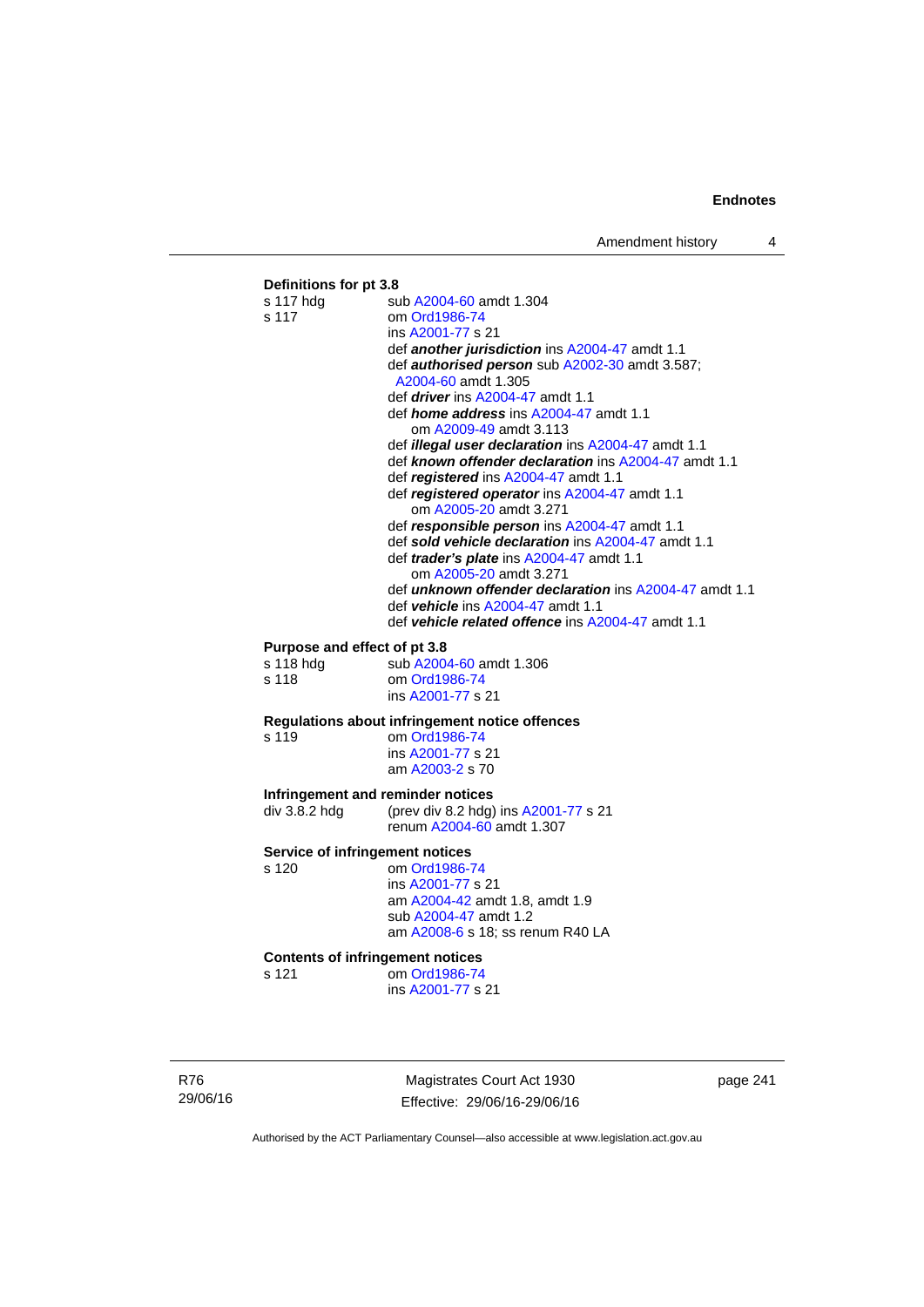**Definitions for pt 3.8**

| | |
|---|---|
| s 117 hdg | sub A2004-60 amdt 1.304 |
| s 117 | om Ord1986-74 |
| | ins A2001-77 s 21 |
| | def ***another jurisdiction*** ins A2004-47 amdt 1.1 |
| | def ***authorised person*** sub A2002-30 amdt 3.587; A2004-60 amdt 1.305 |
| | def ***driver*** ins A2004-47 amdt 1.1 |
| | def ***home address*** ins A2004-47 amdt 1.1 |
| | om A2009-49 amdt 3.113 |
| | def ***illegal user declaration*** ins A2004-47 amdt 1.1 |
| | def ***known offender declaration*** ins A2004-47 amdt 1.1 |
| | def ***registered*** ins A2004-47 amdt 1.1 |
| | def ***registered operator*** ins A2004-47 amdt 1.1 |
| | om A2005-20 amdt 3.271 |
| | def ***responsible person*** ins A2004-47 amdt 1.1 |
| | def ***sold vehicle declaration*** ins A2004-47 amdt 1.1 |
| | def ***trader's plate*** ins A2004-47 amdt 1.1 |
| | om A2005-20 amdt 3.271 |
| | def ***unknown offender declaration*** ins A2004-47 amdt 1.1 |
| | def ***vehicle*** ins A2004-47 amdt 1.1 |
| | def ***vehicle related offence*** ins A2004-47 amdt 1.1 |

**Purpose and effect of pt 3.8**

| | |
|---|---|
| s 118 hdg | sub A2004-60 amdt 1.306 |
| s 118 | om Ord1986-74 |
| | ins A2001-77 s 21 |

**Regulations about infringement notice offences**

| | |
|---|---|
| s 119 | om Ord1986-74 |
| | ins A2001-77 s 21 |
| | am A2003-2 s 70 |

**Infringement and reminder notices**

| | |
|---|---|
| div 3.8.2 hdg | (prev div 8.2 hdg) ins A2001-77 s 21 |
| | renum A2004-60 amdt 1.307 |

**Service of infringement notices**

| | |
|---|---|
| s 120 | om Ord1986-74 |
| | ins A2001-77 s 21 |
| | am A2004-42 amdt 1.8, amdt 1.9 |
| | sub A2004-47 amdt 1.2 |
| | am A2008-6 s 18; ss renum R40 LA |

**Contents of infringement notices**

| | |
|---|---|
| s 121 | om Ord1986-74 |
| | ins A2001-77 s 21 |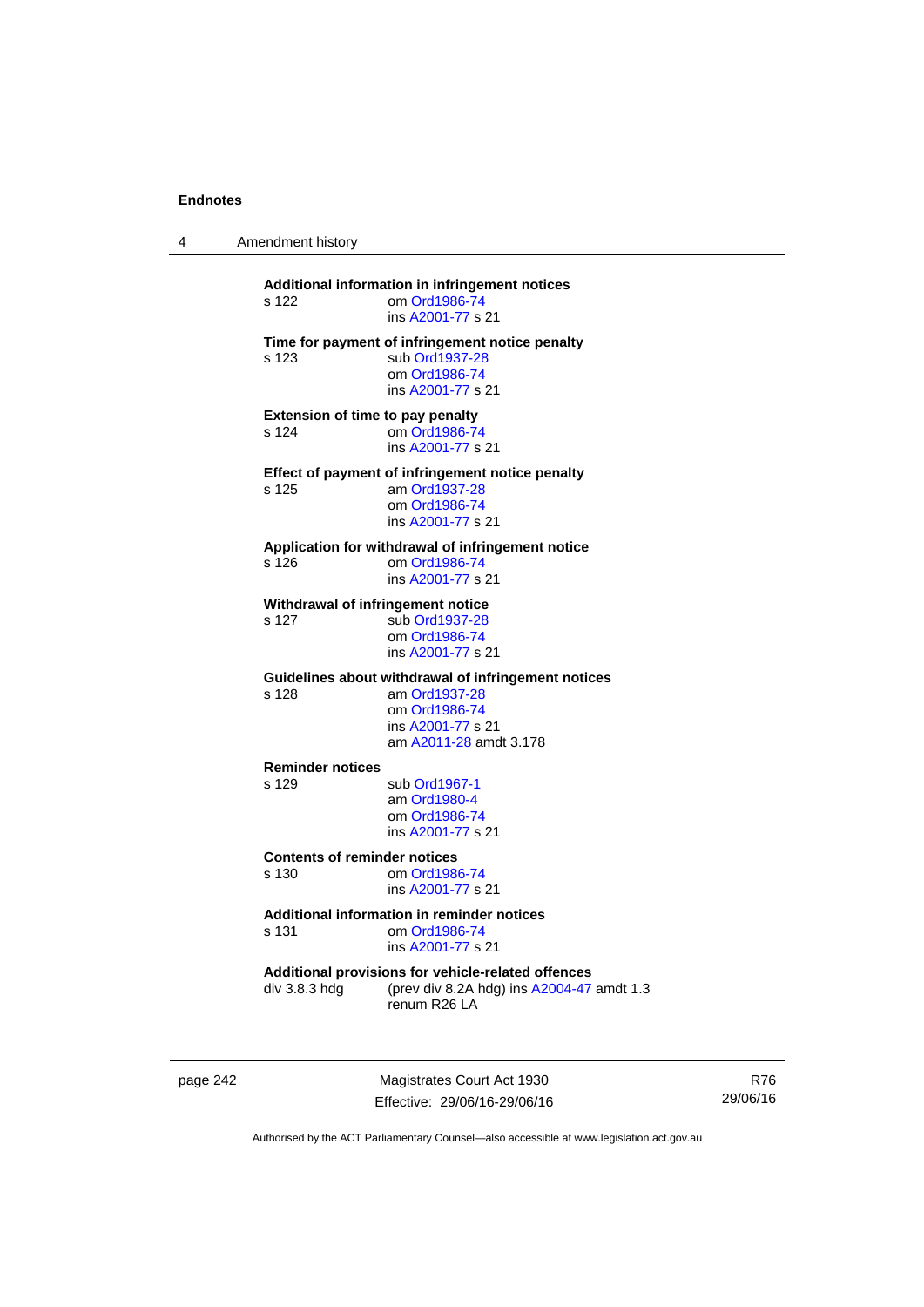**Additional information in infringement notices**

s 122 — om Ord1986-74
ins A2001-77 s 21

**Time for payment of infringement notice penalty**

s 123 — sub Ord1937-28
om Ord1986-74
ins A2001-77 s 21

**Extension of time to pay penalty**

s 124 — om Ord1986-74
ins A2001-77 s 21

**Effect of payment of infringement notice penalty**

s 125 — am Ord1937-28
om Ord1986-74
ins A2001-77 s 21

**Application for withdrawal of infringement notice**

s 126 — om Ord1986-74
ins A2001-77 s 21

**Withdrawal of infringement notice**

s 127 — sub Ord1937-28
om Ord1986-74
ins A2001-77 s 21

**Guidelines about withdrawal of infringement notices**

s 128 — am Ord1937-28
om Ord1986-74
ins A2001-77 s 21
am A2011-28 amdt 3.178

**Reminder notices**

s 129 — sub Ord1967-1
am Ord1980-4
om Ord1986-74
ins A2001-77 s 21

**Contents of reminder notices**

s 130 — om Ord1986-74
ins A2001-77 s 21

**Additional information in reminder notices**

s 131 — om Ord1986-74
ins A2001-77 s 21

**Additional provisions for vehicle-related offences**

div 3.8.3 hdg — (prev div 8.2A hdg) ins A2004-47 amdt 1.3
renum R26 LA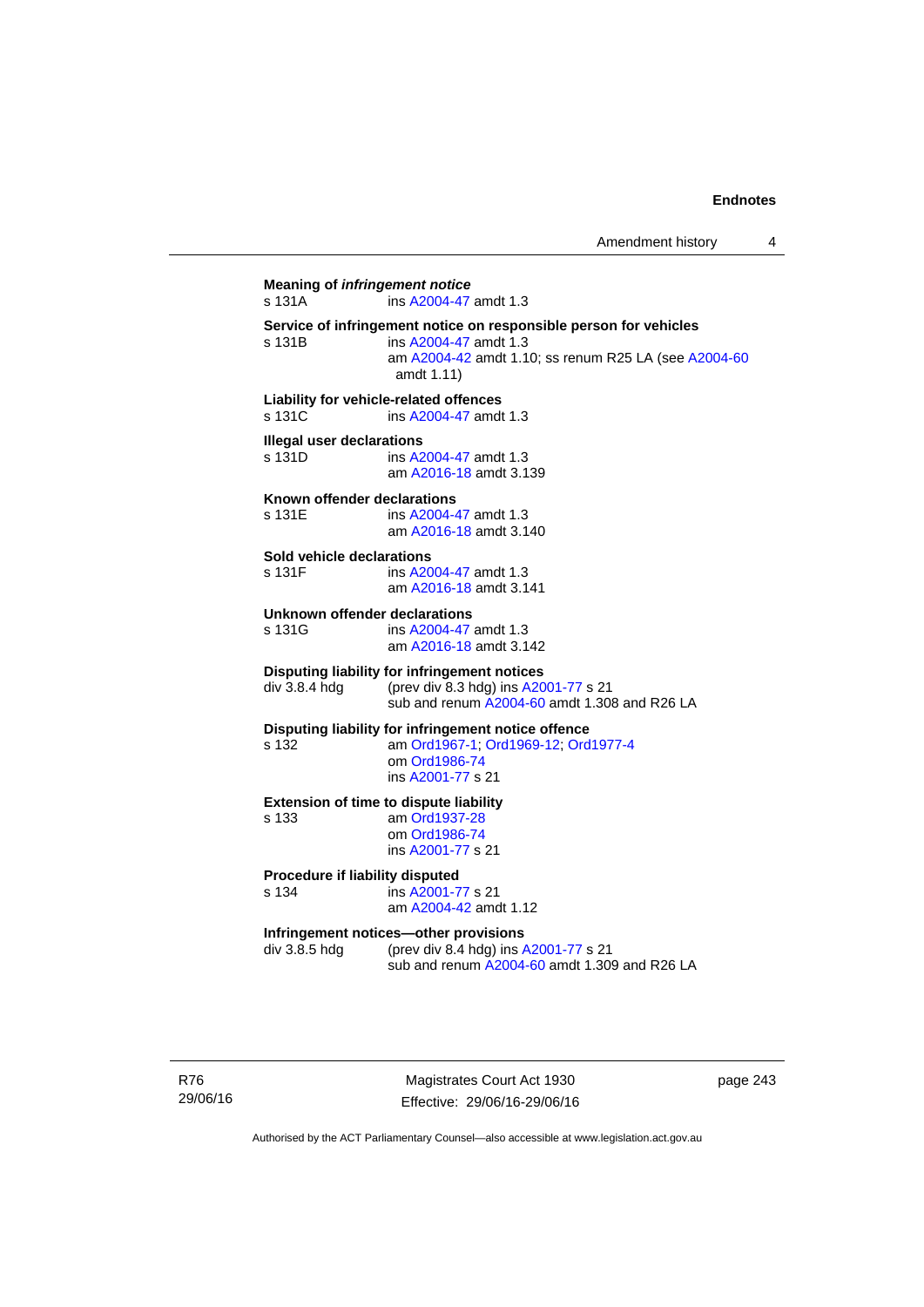**Meaning of *infringement notice***
s 131A ins A2004-47 amdt 1.3

**Service of infringement notice on responsible person for vehicles**
s 131B ins A2004-47 amdt 1.3
am A2004-42 amdt 1.10; ss renum R25 LA (see A2004-60 amdt 1.11)

**Liability for vehicle-related offences**
s 131C ins A2004-47 amdt 1.3

**Illegal user declarations**
s 131D ins A2004-47 amdt 1.3
am A2016-18 amdt 3.139

**Known offender declarations**
s 131E ins A2004-47 amdt 1.3
am A2016-18 amdt 3.140

**Sold vehicle declarations**
s 131F ins A2004-47 amdt 1.3
am A2016-18 amdt 3.141

**Unknown offender declarations**
s 131G ins A2004-47 amdt 1.3
am A2016-18 amdt 3.142

**Disputing liability for infringement notices**
div 3.8.4 hdg (prev div 8.3 hdg) ins A2001-77 s 21
sub and renum A2004-60 amdt 1.308 and R26 LA

**Disputing liability for infringement notice offence**
s 132 am Ord1967-1; Ord1969-12; Ord1977-4
om Ord1986-74
ins A2001-77 s 21

**Extension of time to dispute liability**
s 133 am Ord1937-28
om Ord1986-74
ins A2001-77 s 21

**Procedure if liability disputed**
s 134 ins A2001-77 s 21
am A2004-42 amdt 1.12

**Infringement notices—other provisions**
div 3.8.5 hdg (prev div 8.4 hdg) ins A2001-77 s 21
sub and renum A2004-60 amdt 1.309 and R26 LA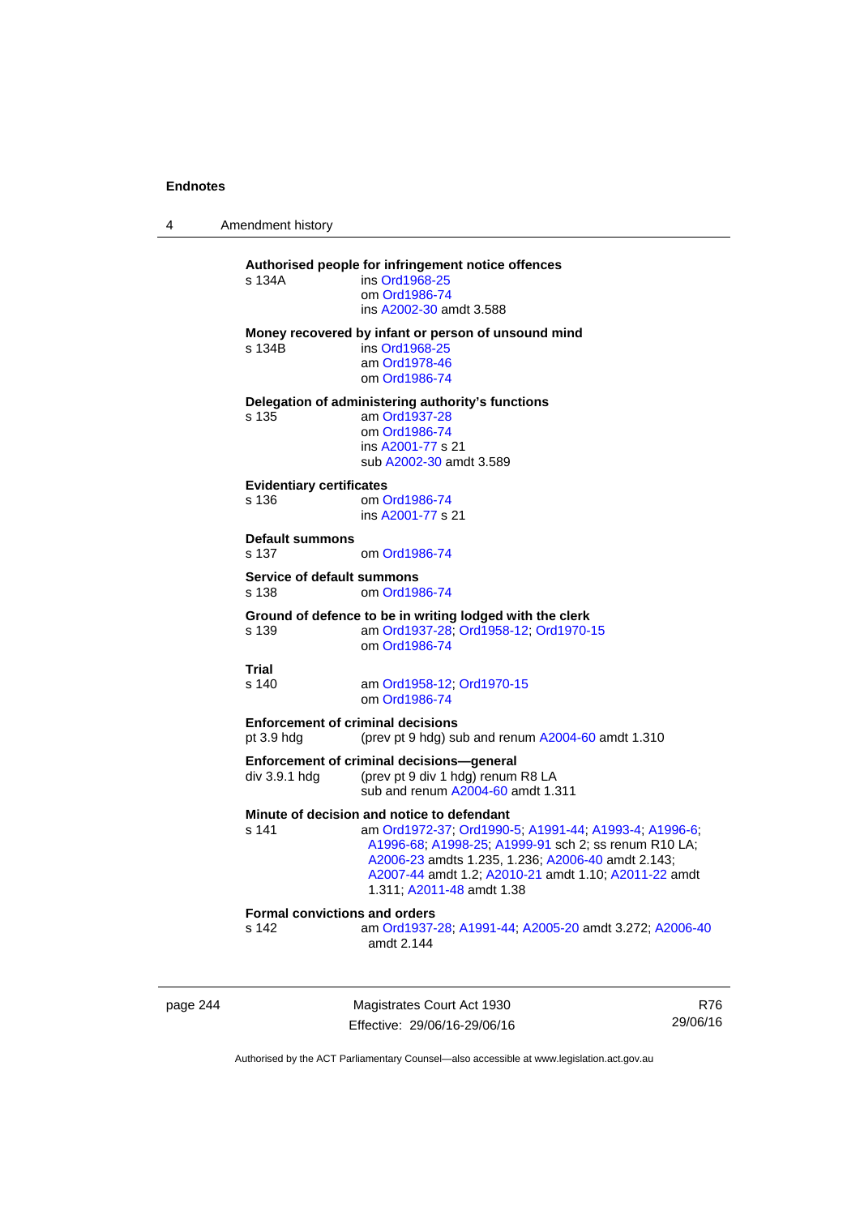**Authorised people for infringement notice offences**

s 134A ins Ord1968-25
om Ord1986-74
ins A2002-30 amdt 3.588

**Money recovered by infant or person of unsound mind**

s 134B ins Ord1968-25
am Ord1978-46
om Ord1986-74

**Delegation of administering authority's functions**

s 135 am Ord1937-28
om Ord1986-74
ins A2001-77 s 21
sub A2002-30 amdt 3.589

**Evidentiary certificates**

s 136 om Ord1986-74
ins A2001-77 s 21

**Default summons**

s 137 om Ord1986-74

**Service of default summons**

s 138 om Ord1986-74

**Ground of defence to be in writing lodged with the clerk**

s 139 am Ord1937-28; Ord1958-12; Ord1970-15
om Ord1986-74

**Trial**

s 140 am Ord1958-12; Ord1970-15
om Ord1986-74

**Enforcement of criminal decisions**

pt 3.9 hdg (prev pt 9 hdg) sub and renum A2004-60 amdt 1.310

**Enforcement of criminal decisions—general**

div 3.9.1 hdg (prev pt 9 div 1 hdg) renum R8 LA
sub and renum A2004-60 amdt 1.311

**Minute of decision and notice to defendant**

s 141 am Ord1972-37; Ord1990-5; A1991-44; A1993-4; A1996-6; A1996-68; A1998-25; A1999-91 sch 2; ss renum R10 LA; A2006-23 amdts 1.235, 1.236; A2006-40 amdt 2.143; A2007-44 amdt 1.2; A2010-21 amdt 1.10; A2011-22 amdt 1.311; A2011-48 amdt 1.38

**Formal convictions and orders**

s 142 am Ord1937-28; A1991-44; A2005-20 amdt 3.272; A2006-40 amdt 2.144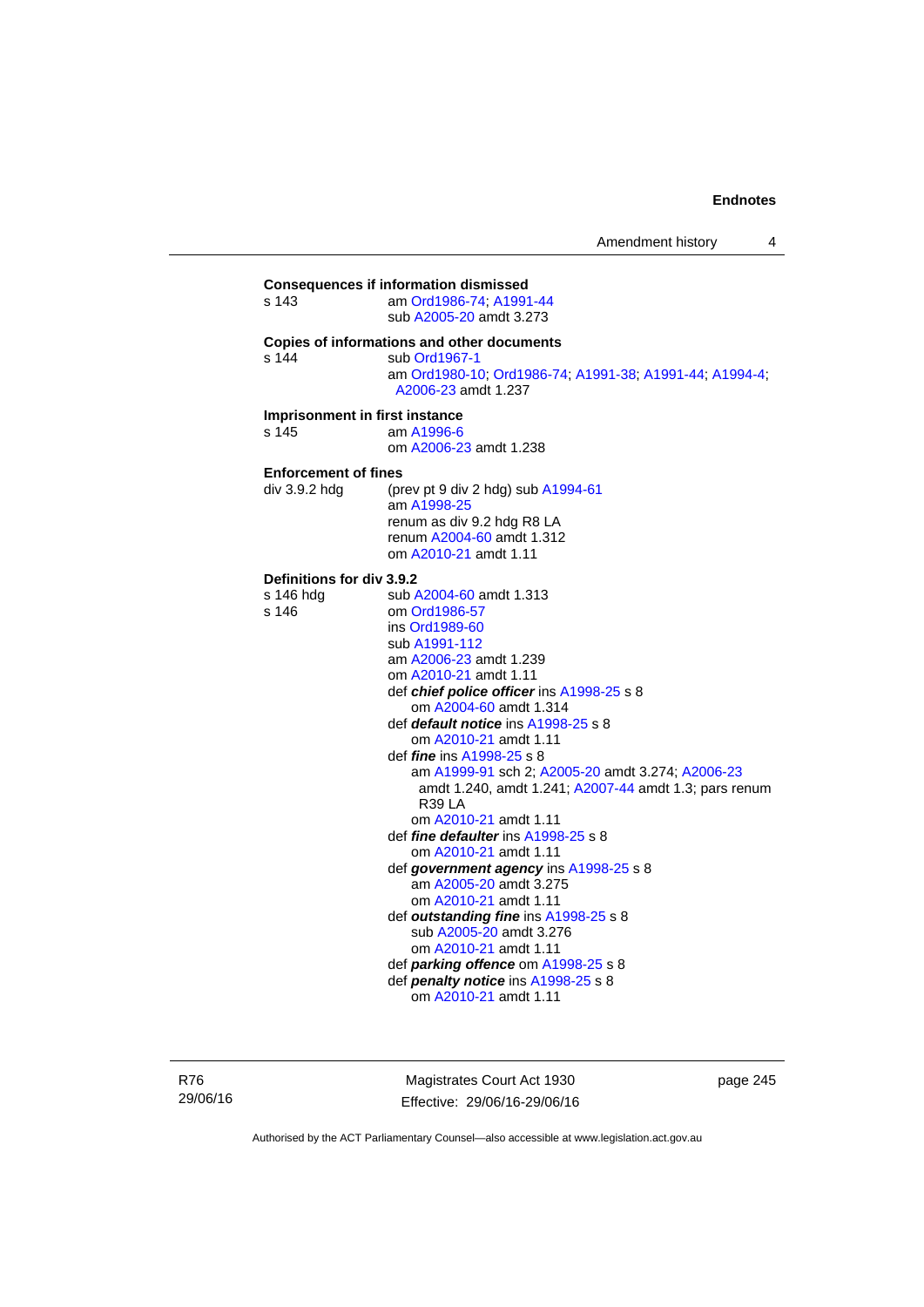**Consequences if information dismissed**

s 143 am Ord1986-74; A1991-44
sub A2005-20 amdt 3.273

**Copies of informations and other documents**

s 144 sub Ord1967-1
am Ord1980-10; Ord1986-74; A1991-38; A1991-44; A1994-4; A2006-23 amdt 1.237

**Imprisonment in first instance**

s 145 am A1996-6
om A2006-23 amdt 1.238

**Enforcement of fines**

div 3.9.2 hdg (prev pt 9 div 2 hdg) sub A1994-61
am A1998-25
renum as div 9.2 hdg R8 LA
renum A2004-60 amdt 1.312
om A2010-21 amdt 1.11

**Definitions for div 3.9.2**

s 146 hdg sub A2004-60 amdt 1.313

s 146 om Ord1986-57
ins Ord1989-60
sub A1991-112
am A2006-23 amdt 1.239
om A2010-21 amdt 1.11
def ***chief police officer*** ins A1998-25 s 8
om A2004-60 amdt 1.314
def ***default notice*** ins A1998-25 s 8
om A2010-21 amdt 1.11
def ***fine*** ins A1998-25 s 8
am A1999-91 sch 2; A2005-20 amdt 3.274; A2006-23 amdt 1.240, amdt 1.241; A2007-44 amdt 1.3; pars renum R39 LA
om A2010-21 amdt 1.11
def ***fine defaulter*** ins A1998-25 s 8
om A2010-21 amdt 1.11
def ***government agency*** ins A1998-25 s 8
am A2005-20 amdt 3.275
om A2010-21 amdt 1.11
def ***outstanding fine*** ins A1998-25 s 8
sub A2005-20 amdt 3.276
om A2010-21 amdt 1.11
def ***parking offence*** om A1998-25 s 8
def ***penalty notice*** ins A1998-25 s 8
om A2010-21 amdt 1.11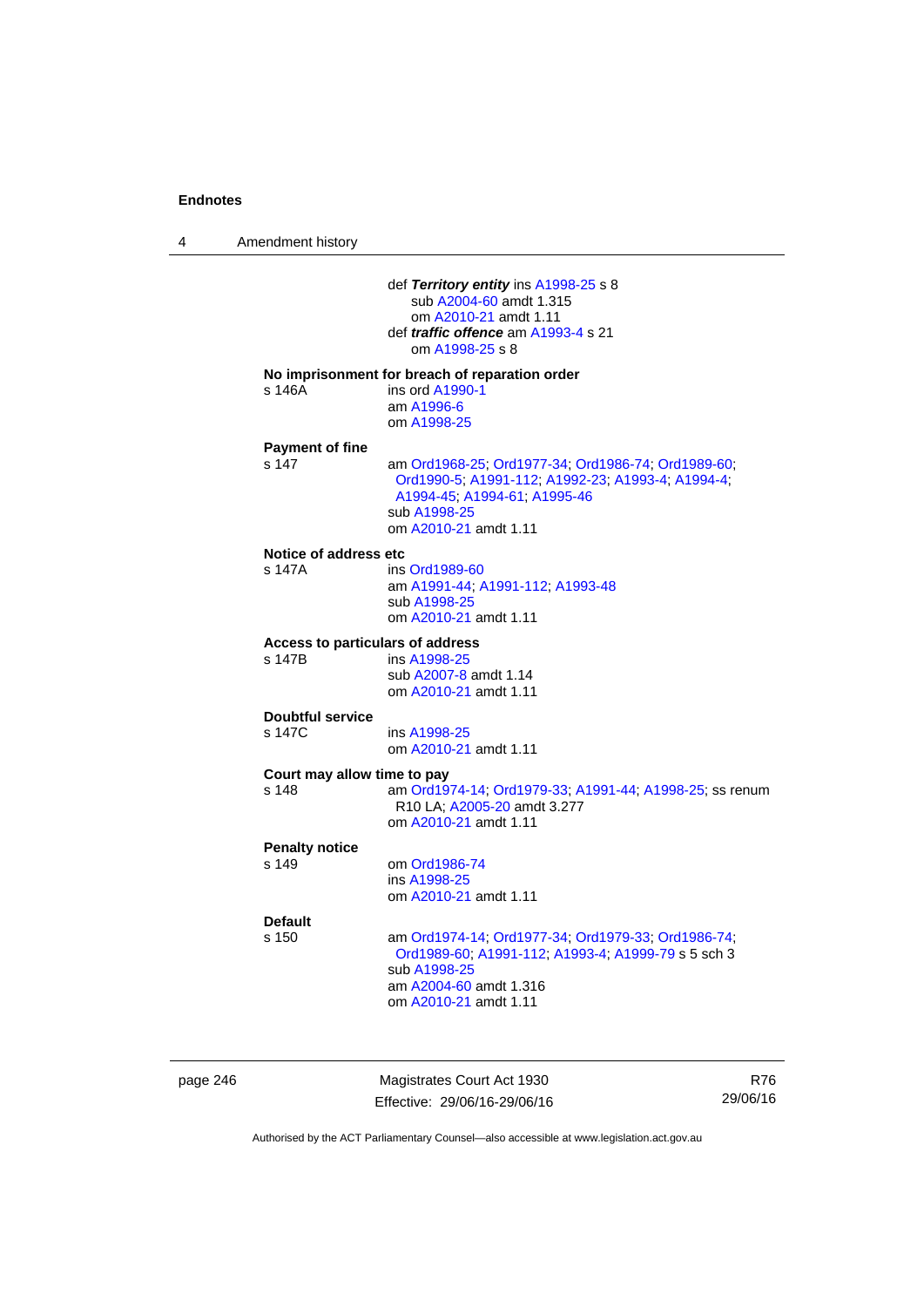def ***Territory entity*** ins A1998-25 s 8
sub A2004-60 amdt 1.315
om A2010-21 amdt 1.11
def ***traffic offence*** am A1993-4 s 21
om A1998-25 s 8

**No imprisonment for breach of reparation order**

s 146A ins ord A1990-1
am A1996-6
om A1998-25

**Payment of fine**

s 147 am Ord1968-25; Ord1977-34; Ord1986-74; Ord1989-60; Ord1990-5; A1991-112; A1992-23; A1993-4; A1994-4; A1994-45; A1994-61; A1995-46
sub A1998-25
om A2010-21 amdt 1.11

**Notice of address etc**

s 147A ins Ord1989-60
am A1991-44; A1991-112; A1993-48
sub A1998-25
om A2010-21 amdt 1.11

**Access to particulars of address**

s 147B ins A1998-25
sub A2007-8 amdt 1.14
om A2010-21 amdt 1.11

**Doubtful service**

s 147C ins A1998-25
om A2010-21 amdt 1.11

**Court may allow time to pay**

s 148 am Ord1974-14; Ord1979-33; A1991-44; A1998-25; ss renum R10 LA; A2005-20 amdt 3.277
om A2010-21 amdt 1.11

**Penalty notice**

s 149 om Ord1986-74
ins A1998-25
om A2010-21 amdt 1.11

**Default**

s 150 am Ord1974-14; Ord1977-34; Ord1979-33; Ord1986-74; Ord1989-60; A1991-112; A1993-4; A1999-79 s 5 sch 3
sub A1998-25
am A2004-60 amdt 1.316
om A2010-21 amdt 1.11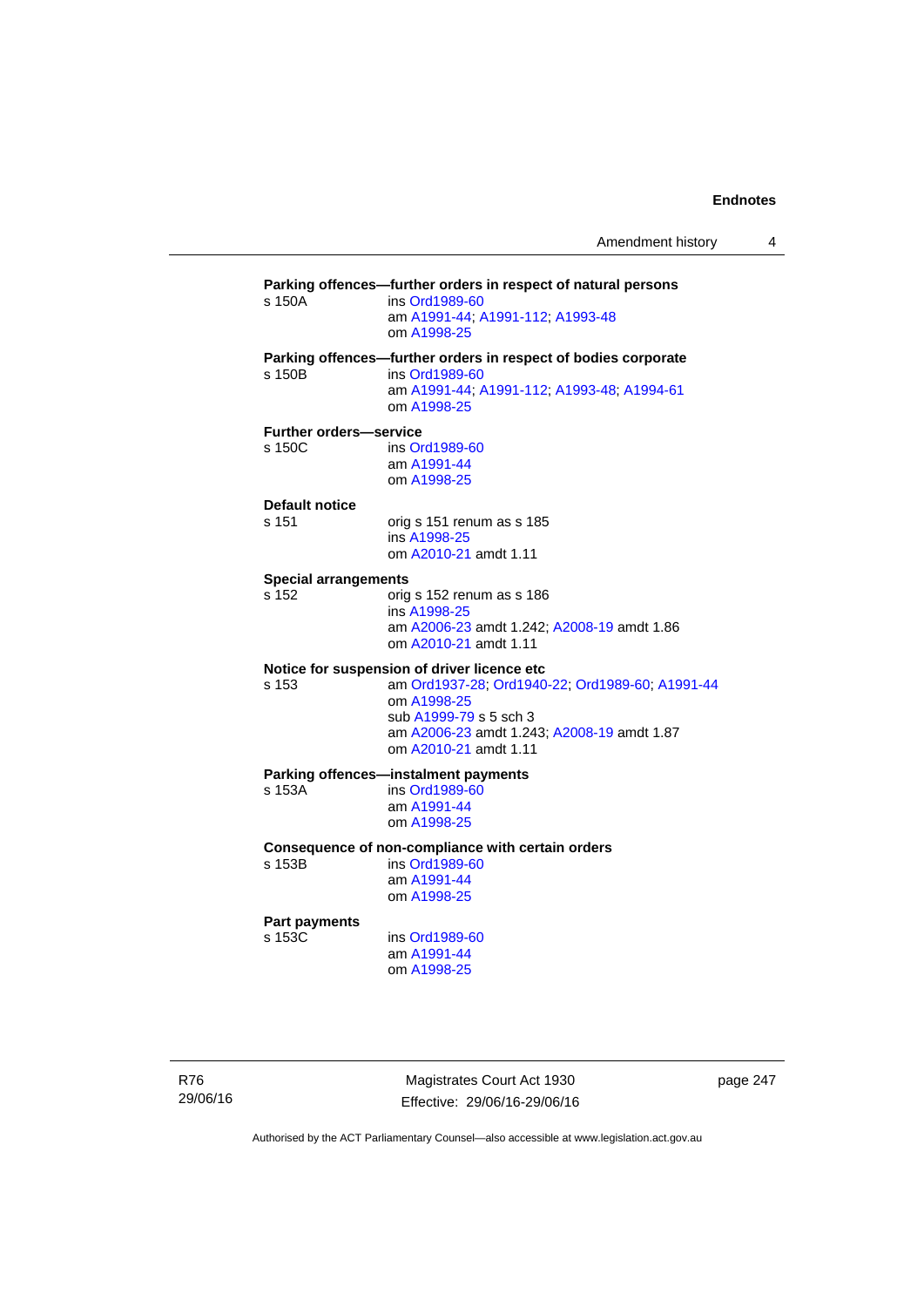**Parking offences—further orders in respect of natural persons**

s 150A ins Ord1989-60
am A1991-44; A1991-112; A1993-48
om A1998-25

**Parking offences—further orders in respect of bodies corporate**

s 150B ins Ord1989-60
am A1991-44; A1991-112; A1993-48; A1994-61
om A1998-25

**Further orders—service**

s 150C ins Ord1989-60
am A1991-44
om A1998-25

**Default notice**

s 151 orig s 151 renum as s 185
ins A1998-25
om A2010-21 amdt 1.11

**Special arrangements**

s 152 orig s 152 renum as s 186
ins A1998-25
am A2006-23 amdt 1.242; A2008-19 amdt 1.86
om A2010-21 amdt 1.11

**Notice for suspension of driver licence etc**

s 153 am Ord1937-28; Ord1940-22; Ord1989-60; A1991-44
om A1998-25
sub A1999-79 s 5 sch 3
am A2006-23 amdt 1.243; A2008-19 amdt 1.87
om A2010-21 amdt 1.11

**Parking offences—instalment payments**

s 153A ins Ord1989-60
am A1991-44
om A1998-25

**Consequence of non-compliance with certain orders**

s 153B ins Ord1989-60
am A1991-44
om A1998-25

**Part payments**

s 153C ins Ord1989-60
am A1991-44
om A1998-25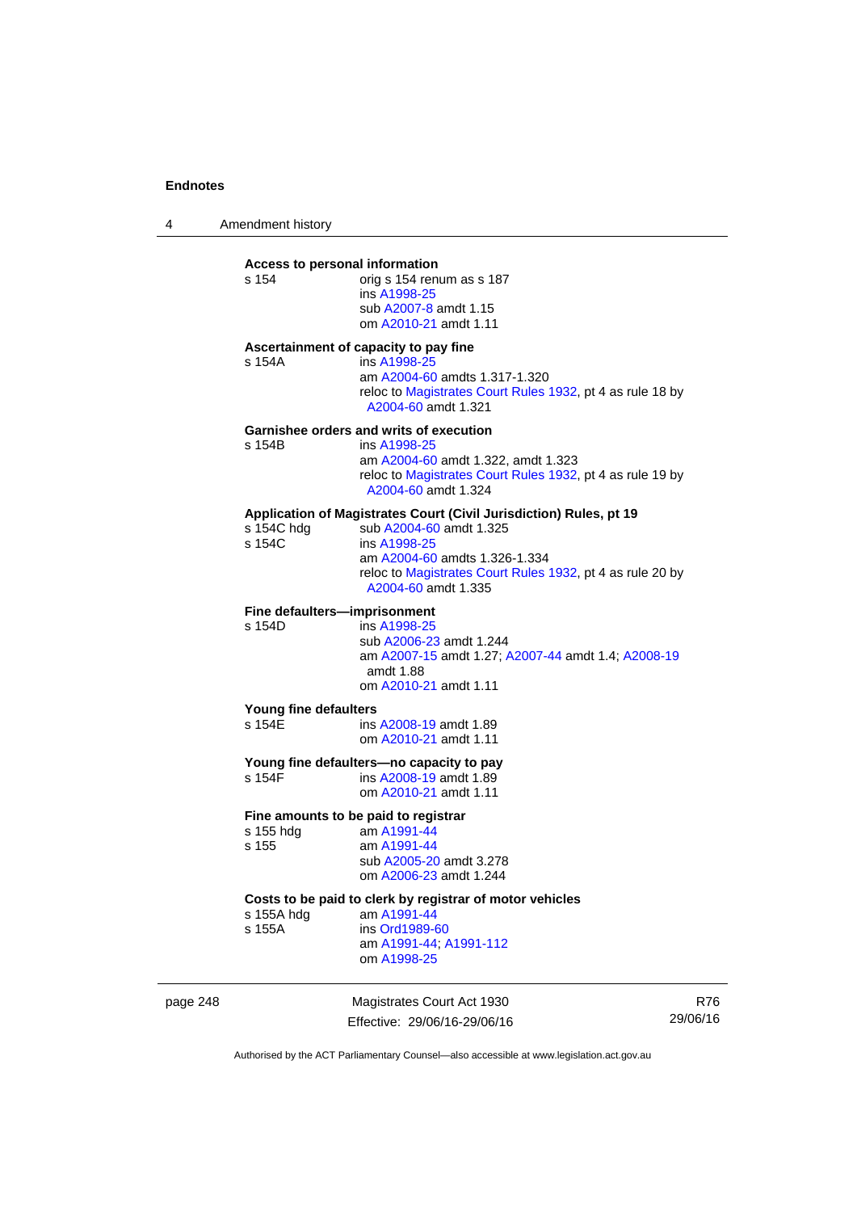**Access to personal information**

s 154 orig s 154 renum as s 187
ins A1998-25
sub A2007-8 amdt 1.15
om A2010-21 amdt 1.11

**Ascertainment of capacity to pay fine**

s 154A ins A1998-25
am A2004-60 amdts 1.317-1.320
reloc to Magistrates Court Rules 1932, pt 4 as rule 18 by A2004-60 amdt 1.321

**Garnishee orders and writs of execution**

s 154B ins A1998-25
am A2004-60 amdt 1.322, amdt 1.323
reloc to Magistrates Court Rules 1932, pt 4 as rule 19 by A2004-60 amdt 1.324

**Application of Magistrates Court (Civil Jurisdiction) Rules, pt 19**

s 154C hdg sub A2004-60 amdt 1.325
s 154C ins A1998-25
am A2004-60 amdts 1.326-1.334
reloc to Magistrates Court Rules 1932, pt 4 as rule 20 by A2004-60 amdt 1.335

**Fine defaulters—imprisonment**

s 154D ins A1998-25
sub A2006-23 amdt 1.244
am A2007-15 amdt 1.27; A2007-44 amdt 1.4; A2008-19 amdt 1.88
om A2010-21 amdt 1.11

**Young fine defaulters**

s 154E ins A2008-19 amdt 1.89
om A2010-21 amdt 1.11

**Young fine defaulters—no capacity to pay**

s 154F ins A2008-19 amdt 1.89
om A2010-21 amdt 1.11

**Fine amounts to be paid to registrar**

s 155 hdg am A1991-44
s 155 am A1991-44
sub A2005-20 amdt 3.278
om A2006-23 amdt 1.244

**Costs to be paid to clerk by registrar of motor vehicles**

s 155A hdg am A1991-44
s 155A ins Ord1989-60
am A1991-44; A1991-112
om A1998-25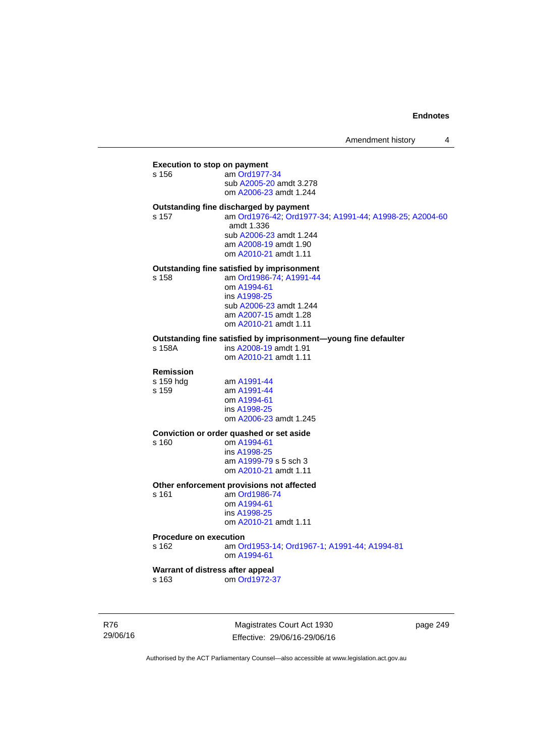**Execution to stop on payment**

s 156 am Ord1977-34
sub A2005-20 amdt 3.278
om A2006-23 amdt 1.244

**Outstanding fine discharged by payment**

s 157 am Ord1976-42; Ord1977-34; A1991-44; A1998-25; A2004-60 amdt 1.336
sub A2006-23 amdt 1.244
am A2008-19 amdt 1.90
om A2010-21 amdt 1.11

**Outstanding fine satisfied by imprisonment**

s 158 am Ord1986-74; A1991-44
om A1994-61
ins A1998-25
sub A2006-23 amdt 1.244
am A2007-15 amdt 1.28
om A2010-21 amdt 1.11

**Outstanding fine satisfied by imprisonment—young fine defaulter**

s 158A ins A2008-19 amdt 1.91
om A2010-21 amdt 1.11

**Remission**

s 159 hdg am A1991-44
s 159 am A1991-44
om A1994-61
ins A1998-25
om A2006-23 amdt 1.245

**Conviction or order quashed or set aside**

s 160 om A1994-61
ins A1998-25
am A1999-79 s 5 sch 3
om A2010-21 amdt 1.11

**Other enforcement provisions not affected**

s 161 am Ord1986-74
om A1994-61
ins A1998-25
om A2010-21 amdt 1.11

**Procedure on execution**

s 162 am Ord1953-14; Ord1967-1; A1991-44; A1994-81
om A1994-61

**Warrant of distress after appeal**

s 163 om Ord1972-37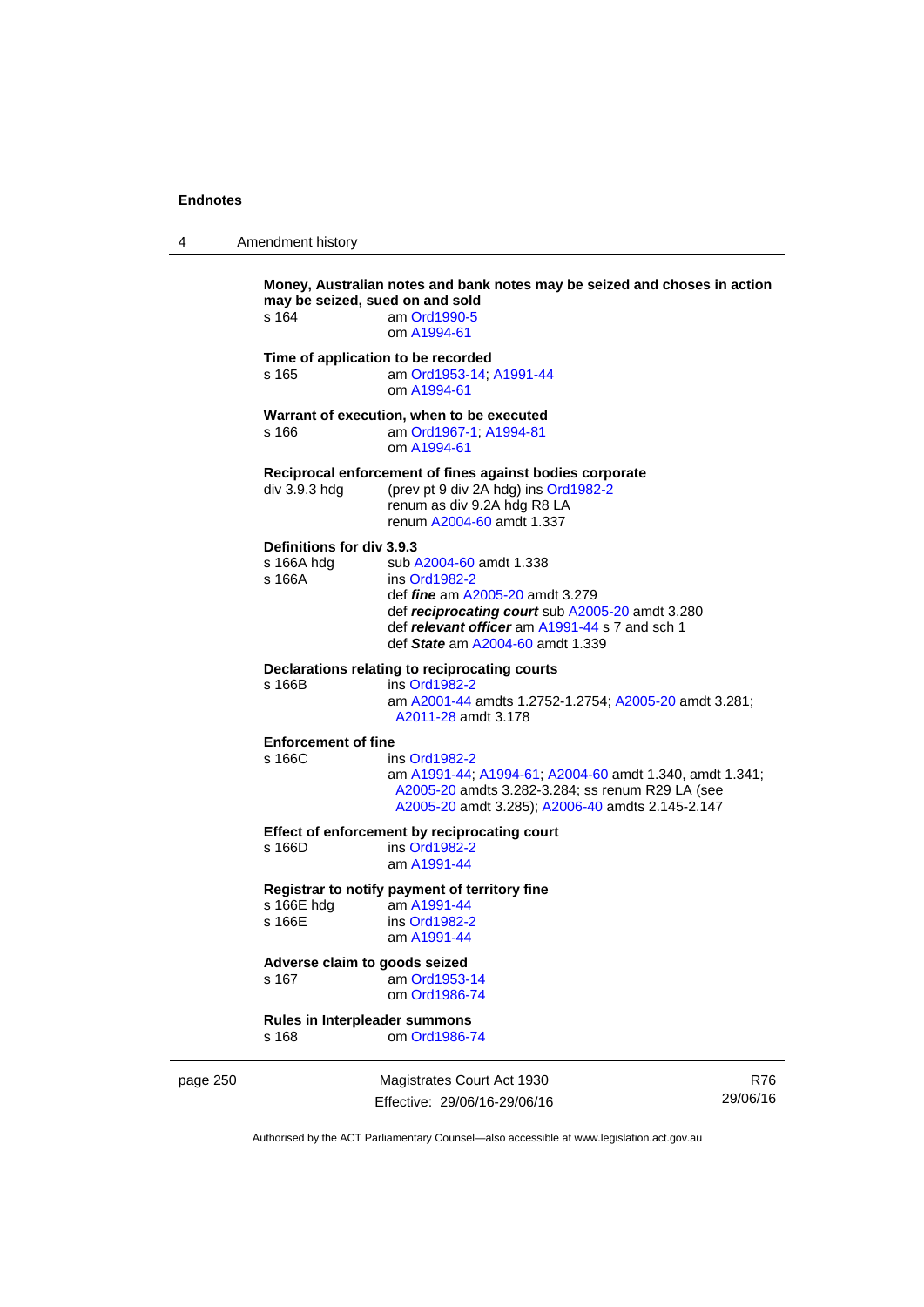**Money, Australian notes and bank notes may be seized and choses in action may be seized, sued on and sold**

s 164 — am Ord1990-5
om A1994-61

**Time of application to be recorded**

s 165 — am Ord1953-14; A1991-44
om A1994-61

**Warrant of execution, when to be executed**

s 166 — am Ord1967-1; A1994-81
om A1994-61

**Reciprocal enforcement of fines against bodies corporate**

div 3.9.3 hdg — (prev pt 9 div 2A hdg) ins Ord1982-2
renum as div 9.2A hdg R8 LA
renum A2004-60 amdt 1.337

**Definitions for div 3.9.3**

s 166A hdg — sub A2004-60 amdt 1.338

s 166A — ins Ord1982-2
def ***fine*** am A2005-20 amdt 3.279
def ***reciprocating court*** sub A2005-20 amdt 3.280
def ***relevant officer*** am A1991-44 s 7 and sch 1
def ***State*** am A2004-60 amdt 1.339

**Declarations relating to reciprocating courts**

s 166B — ins Ord1982-2
am A2001-44 amdts 1.2752-1.2754; A2005-20 amdt 3.281; A2011-28 amdt 3.178

**Enforcement of fine**

s 166C — ins Ord1982-2
am A1991-44; A1994-61; A2004-60 amdt 1.340, amdt 1.341; A2005-20 amdts 3.282-3.284; ss renum R29 LA (see A2005-20 amdt 3.285); A2006-40 amdts 2.145-2.147

**Effect of enforcement by reciprocating court**

s 166D — ins Ord1982-2
am A1991-44

**Registrar to notify payment of territory fine**

s 166E hdg — am A1991-44

s 166E — ins Ord1982-2
am A1991-44

**Adverse claim to goods seized**

s 167 — am Ord1953-14
om Ord1986-74

**Rules in Interpleader summons**

s 168 — om Ord1986-74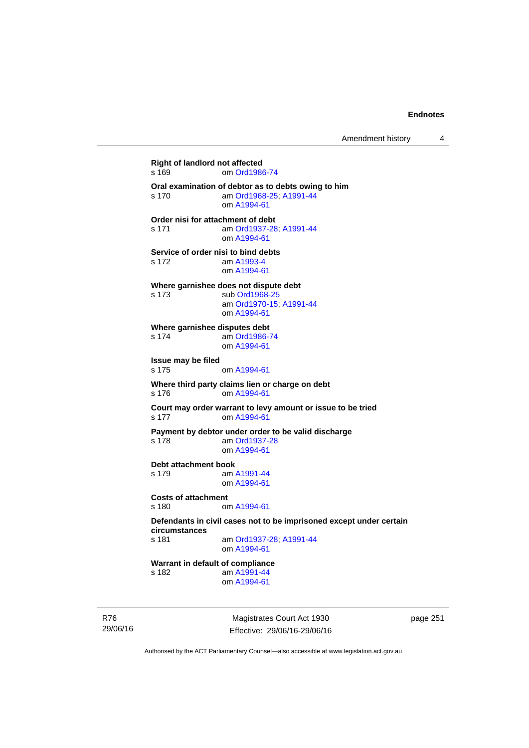**Right of landlord not affected**
s 169 om Ord1986-74

**Oral examination of debtor as to debts owing to him**
s 170 am Ord1968-25; A1991-44
om A1994-61

**Order nisi for attachment of debt**
s 171 am Ord1937-28; A1991-44
om A1994-61

**Service of order nisi to bind debts**
s 172 am A1993-4
om A1994-61

**Where garnishee does not dispute debt**
s 173 sub Ord1968-25
am Ord1970-15; A1991-44
om A1994-61

**Where garnishee disputes debt**
s 174 am Ord1986-74
om A1994-61

**Issue may be filed**
s 175 om A1994-61

**Where third party claims lien or charge on debt**
s 176 om A1994-61

**Court may order warrant to levy amount or issue to be tried**
s 177 om A1994-61

**Payment by debtor under order to be valid discharge**
s 178 am Ord1937-28
om A1994-61

**Debt attachment book**
s 179 am A1991-44
om A1994-61

**Costs of attachment**
s 180 om A1994-61

**Defendants in civil cases not to be imprisoned except under certain circumstances**
s 181 am Ord1937-28; A1991-44
om A1994-61

**Warrant in default of compliance**
s 182 am A1991-44
om A1994-61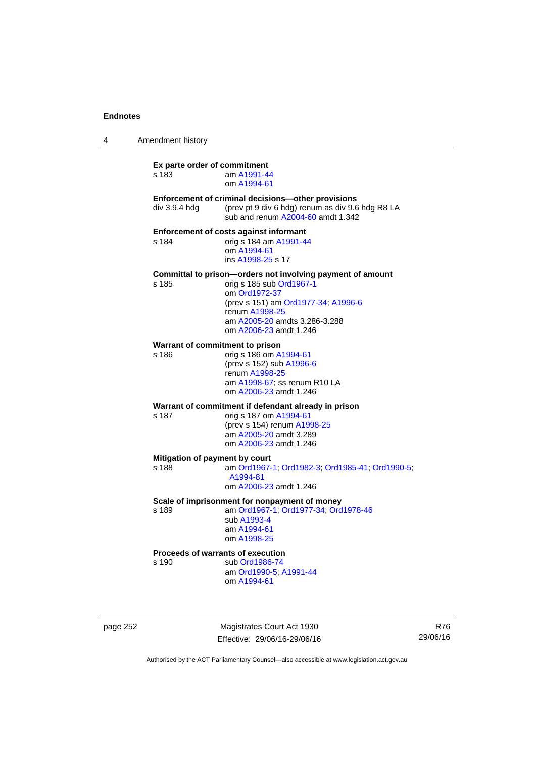**Ex parte order of commitment**

s 183 am A1991-44
om A1994-61

**Enforcement of criminal decisions—other provisions**

div 3.9.4 hdg (prev pt 9 div 6 hdg) renum as div 9.6 hdg R8 LA
sub and renum A2004-60 amdt 1.342

**Enforcement of costs against informant**

s 184 orig s 184 am A1991-44
om A1994-61
ins A1998-25 s 17

**Committal to prison—orders not involving payment of amount**

s 185 orig s 185 sub Ord1967-1
om Ord1972-37
(prev s 151) am Ord1977-34; A1996-6
renum A1998-25
am A2005-20 amdts 3.286-3.288
om A2006-23 amdt 1.246

**Warrant of commitment to prison**

s 186 orig s 186 om A1994-61
(prev s 152) sub A1996-6
renum A1998-25
am A1998-67; ss renum R10 LA
om A2006-23 amdt 1.246

**Warrant of commitment if defendant already in prison**

s 187 orig s 187 om A1994-61
(prev s 154) renum A1998-25
am A2005-20 amdt 3.289
om A2006-23 amdt 1.246

**Mitigation of payment by court**

s 188 am Ord1967-1; Ord1982-3; Ord1985-41; Ord1990-5; A1994-81
om A2006-23 amdt 1.246

**Scale of imprisonment for nonpayment of money**

s 189 am Ord1967-1; Ord1977-34; Ord1978-46
sub A1993-4
am A1994-61
om A1998-25

**Proceeds of warrants of execution**

s 190 sub Ord1986-74
am Ord1990-5; A1991-44
om A1994-61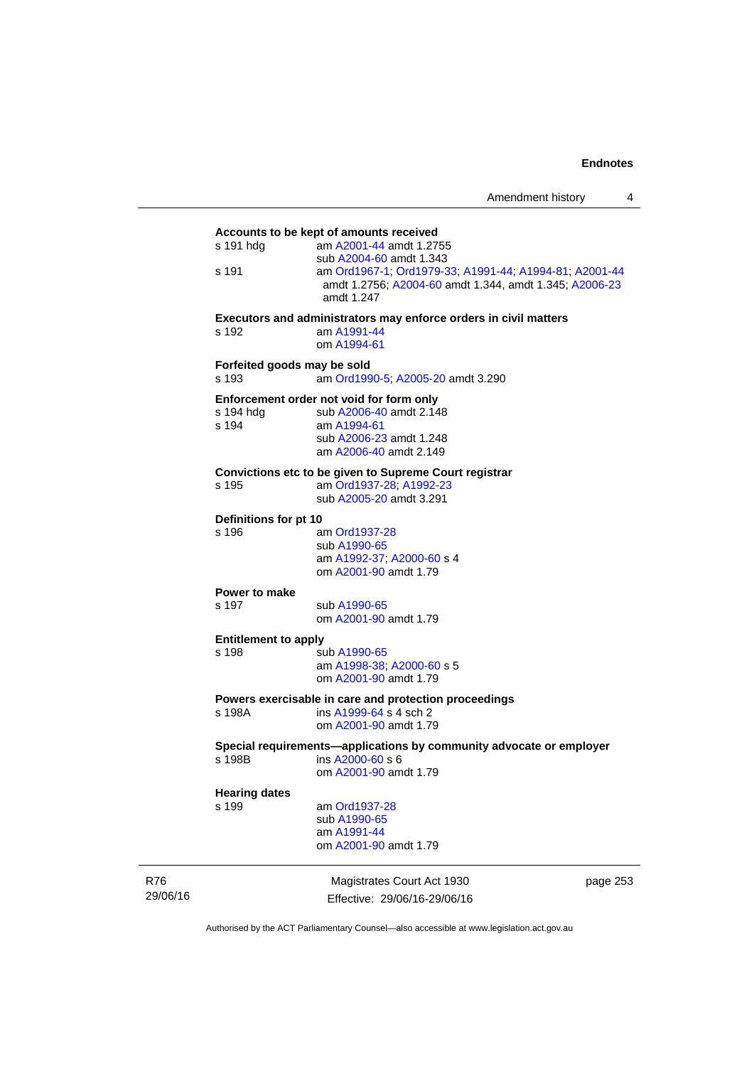**Accounts to be kept of amounts received**

s 191 hdg am A2001-44 amdt 1.2755
sub A2004-60 amdt 1.343

s 191 am Ord1967-1; Ord1979-33; A1991-44; A1994-81; A2001-44 amdt 1.2756; A2004-60 amdt 1.344, amdt 1.345; A2006-23 amdt 1.247

**Executors and administrators may enforce orders in civil matters**

s 192 am A1991-44
om A1994-61

**Forfeited goods may be sold**

s 193 am Ord1990-5; A2005-20 amdt 3.290

**Enforcement order not void for form only**

s 194 hdg sub A2006-40 amdt 2.148

s 194 am A1994-61
sub A2006-23 amdt 1.248
am A2006-40 amdt 2.149

**Convictions etc to be given to Supreme Court registrar**

s 195 am Ord1937-28; A1992-23
sub A2005-20 amdt 3.291

**Definitions for pt 10**

s 196 am Ord1937-28
sub A1990-65
am A1992-37; A2000-60 s 4
om A2001-90 amdt 1.79

**Power to make**

s 197 sub A1990-65
om A2001-90 amdt 1.79

**Entitlement to apply**

s 198 sub A1990-65
am A1998-38; A2000-60 s 5
om A2001-90 amdt 1.79

**Powers exercisable in care and protection proceedings**

s 198A ins A1999-64 s 4 sch 2
om A2001-90 amdt 1.79

**Special requirements—applications by community advocate or employer**

s 198B ins A2000-60 s 6
om A2001-90 amdt 1.79

**Hearing dates**

s 199 am Ord1937-28
sub A1990-65
am A1991-44
om A2001-90 amdt 1.79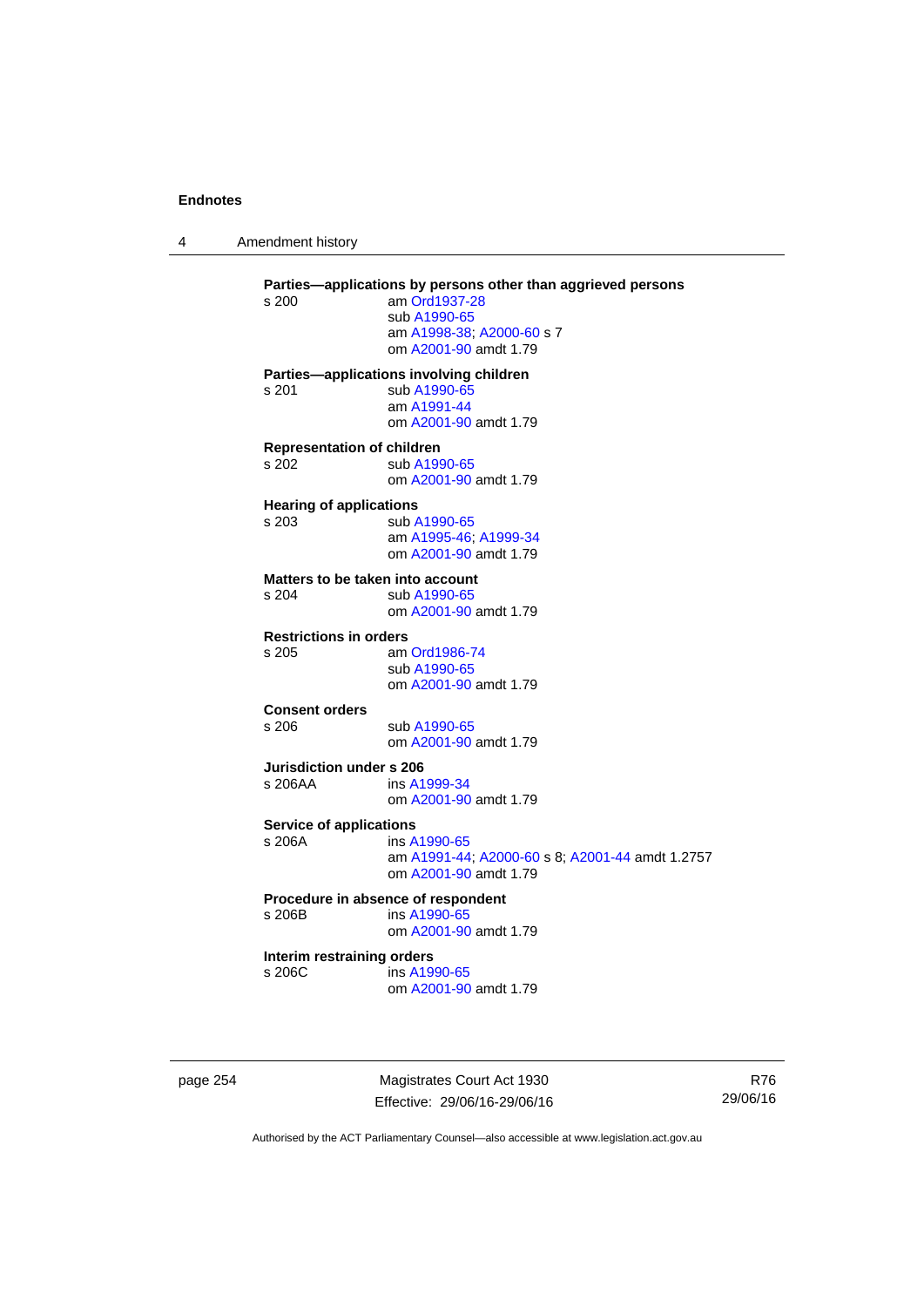**Parties—applications by persons other than aggrieved persons**

s 200 am Ord1937-28
sub A1990-65
am A1998-38; A2000-60 s 7
om A2001-90 amdt 1.79

**Parties—applications involving children**

s 201 sub A1990-65
am A1991-44
om A2001-90 amdt 1.79

**Representation of children**

s 202 sub A1990-65
om A2001-90 amdt 1.79

**Hearing of applications**

s 203 sub A1990-65
am A1995-46; A1999-34
om A2001-90 amdt 1.79

**Matters to be taken into account**

s 204 sub A1990-65
om A2001-90 amdt 1.79

**Restrictions in orders**

s 205 am Ord1986-74
sub A1990-65
om A2001-90 amdt 1.79

**Consent orders**

s 206 sub A1990-65
om A2001-90 amdt 1.79

**Jurisdiction under s 206**

s 206AA ins A1999-34
om A2001-90 amdt 1.79

**Service of applications**

s 206A ins A1990-65
am A1991-44; A2000-60 s 8; A2001-44 amdt 1.2757
om A2001-90 amdt 1.79

**Procedure in absence of respondent**

s 206B ins A1990-65
om A2001-90 amdt 1.79

**Interim restraining orders**

s 206C ins A1990-65
om A2001-90 amdt 1.79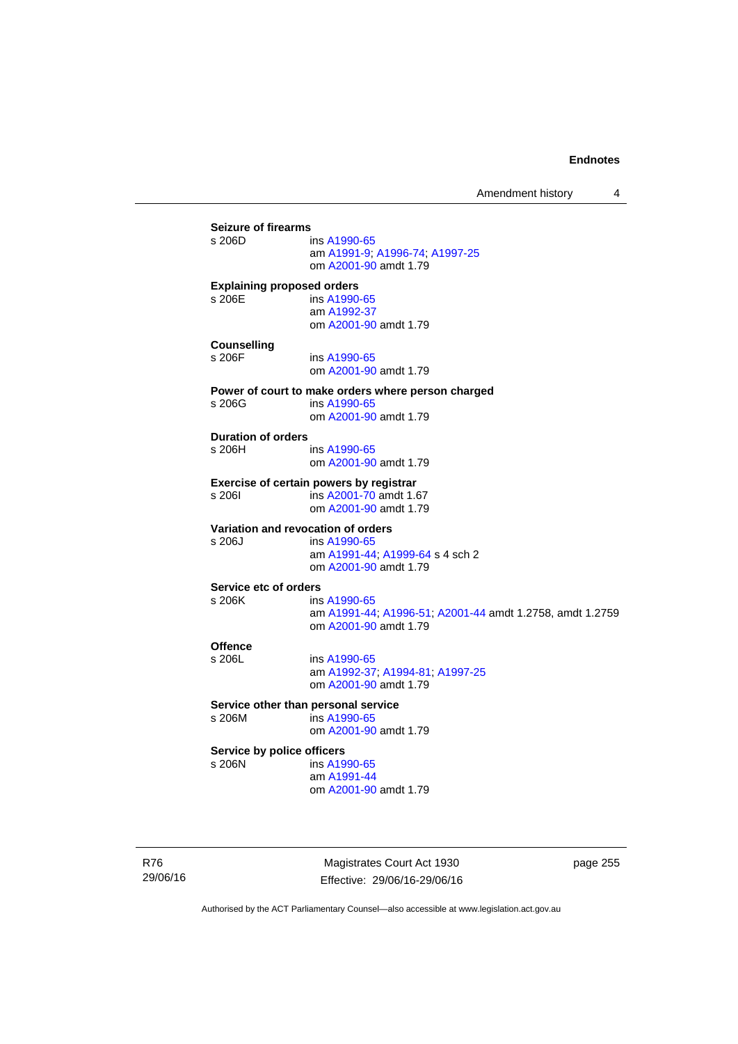**Seizure of firearms**
s 206D ins A1990-65
am A1991-9; A1996-74; A1997-25
om A2001-90 amdt 1.79

**Explaining proposed orders**
s 206E ins A1990-65
am A1992-37
om A2001-90 amdt 1.79

**Counselling**
s 206F ins A1990-65
om A2001-90 amdt 1.79

**Power of court to make orders where person charged**
s 206G ins A1990-65
om A2001-90 amdt 1.79

**Duration of orders**
s 206H ins A1990-65
om A2001-90 amdt 1.79

**Exercise of certain powers by registrar**
s 206I ins A2001-70 amdt 1.67
om A2001-90 amdt 1.79

**Variation and revocation of orders**
s 206J ins A1990-65
am A1991-44; A1999-64 s 4 sch 2
om A2001-90 amdt 1.79

**Service etc of orders**
s 206K ins A1990-65
am A1991-44; A1996-51; A2001-44 amdt 1.2758, amdt 1.2759
om A2001-90 amdt 1.79

**Offence**
s 206L ins A1990-65
am A1992-37; A1994-81; A1997-25
om A2001-90 amdt 1.79

**Service other than personal service**
s 206M ins A1990-65
om A2001-90 amdt 1.79

**Service by police officers**
s 206N ins A1990-65
am A1991-44
om A2001-90 amdt 1.79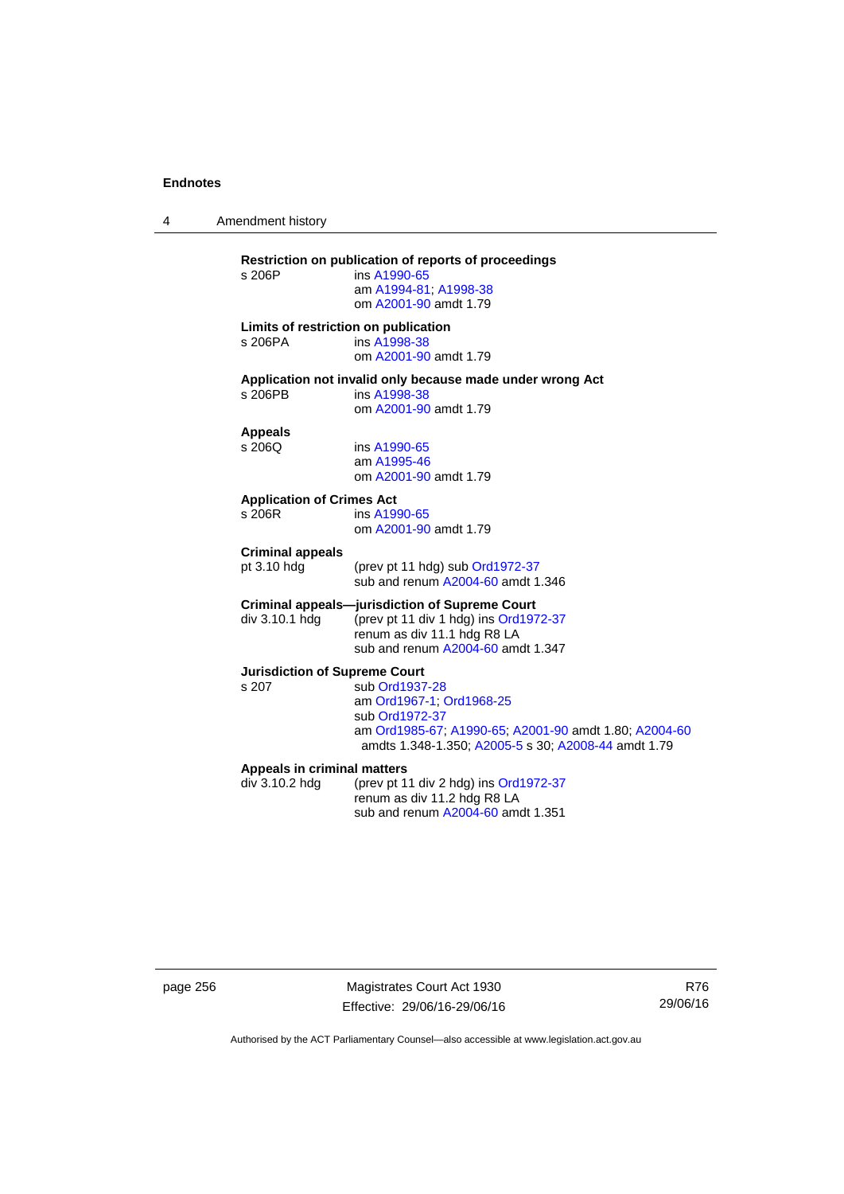**Restriction on publication of reports of proceedings**

s 206P ins A1990-65
am A1994-81; A1998-38
om A2001-90 amdt 1.79

**Limits of restriction on publication**

s 206PA ins A1998-38
om A2001-90 amdt 1.79

**Application not invalid only because made under wrong Act**

s 206PB ins A1998-38
om A2001-90 amdt 1.79

**Appeals**

s 206Q ins A1990-65
am A1995-46
om A2001-90 amdt 1.79

**Application of Crimes Act**

s 206R ins A1990-65
om A2001-90 amdt 1.79

**Criminal appeals**

pt 3.10 hdg (prev pt 11 hdg) sub Ord1972-37
sub and renum A2004-60 amdt 1.346

**Criminal appeals—jurisdiction of Supreme Court**

div 3.10.1 hdg (prev pt 11 div 1 hdg) ins Ord1972-37
renum as div 11.1 hdg R8 LA
sub and renum A2004-60 amdt 1.347

**Jurisdiction of Supreme Court**

s 207 sub Ord1937-28
am Ord1967-1; Ord1968-25
sub Ord1972-37
am Ord1985-67; A1990-65; A2001-90 amdt 1.80; A2004-60 amdts 1.348-1.350; A2005-5 s 30; A2008-44 amdt 1.79

**Appeals in criminal matters**

div 3.10.2 hdg (prev pt 11 div 2 hdg) ins Ord1972-37
renum as div 11.2 hdg R8 LA
sub and renum A2004-60 amdt 1.351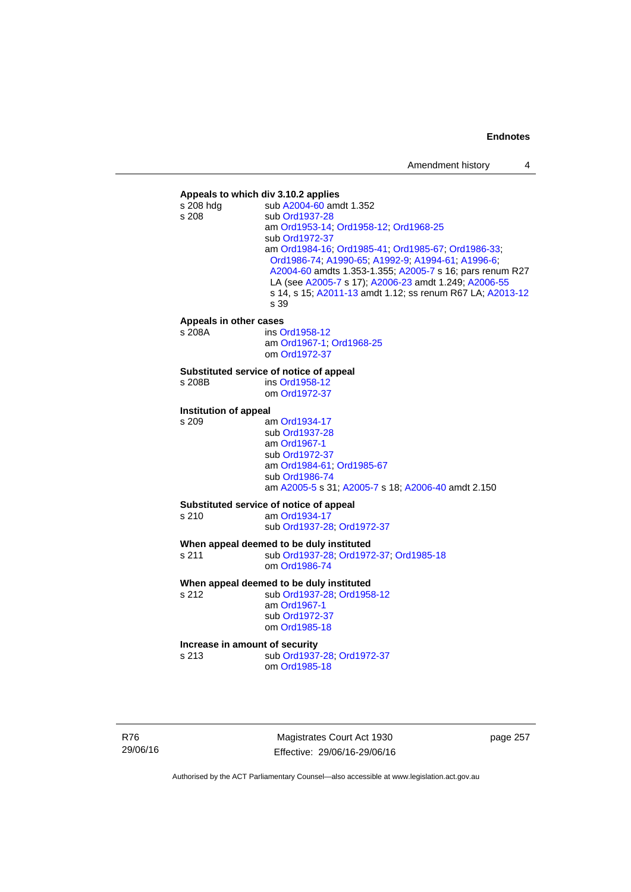**Appeals to which div 3.10.2 applies**

s 208 hdg sub A2004-60 amdt 1.352

s 208 sub Ord1937-28
am Ord1953-14; Ord1958-12; Ord1968-25
sub Ord1972-37
am Ord1984-16; Ord1985-41; Ord1985-67; Ord1986-33; Ord1986-74; A1990-65; A1992-9; A1994-61; A1996-6; A2004-60 amdts 1.353-1.355; A2005-7 s 16; pars renum R27 LA (see A2005-7 s 17); A2006-23 amdt 1.249; A2006-55 s 14, s 15; A2011-13 amdt 1.12; ss renum R67 LA; A2013-12 s 39

**Appeals in other cases**

s 208A ins Ord1958-12
am Ord1967-1; Ord1968-25
om Ord1972-37

**Substituted service of notice of appeal**

s 208B ins Ord1958-12
om Ord1972-37

**Institution of appeal**

s 209 am Ord1934-17
sub Ord1937-28
am Ord1967-1
sub Ord1972-37
am Ord1984-61; Ord1985-67
sub Ord1986-74
am A2005-5 s 31; A2005-7 s 18; A2006-40 amdt 2.150

**Substituted service of notice of appeal**

s 210 am Ord1934-17
sub Ord1937-28; Ord1972-37

**When appeal deemed to be duly instituted**

s 211 sub Ord1937-28; Ord1972-37; Ord1985-18
om Ord1986-74

**When appeal deemed to be duly instituted**

s 212 sub Ord1937-28; Ord1958-12
am Ord1967-1
sub Ord1972-37
om Ord1985-18

**Increase in amount of security**

s 213 sub Ord1937-28; Ord1972-37
om Ord1985-18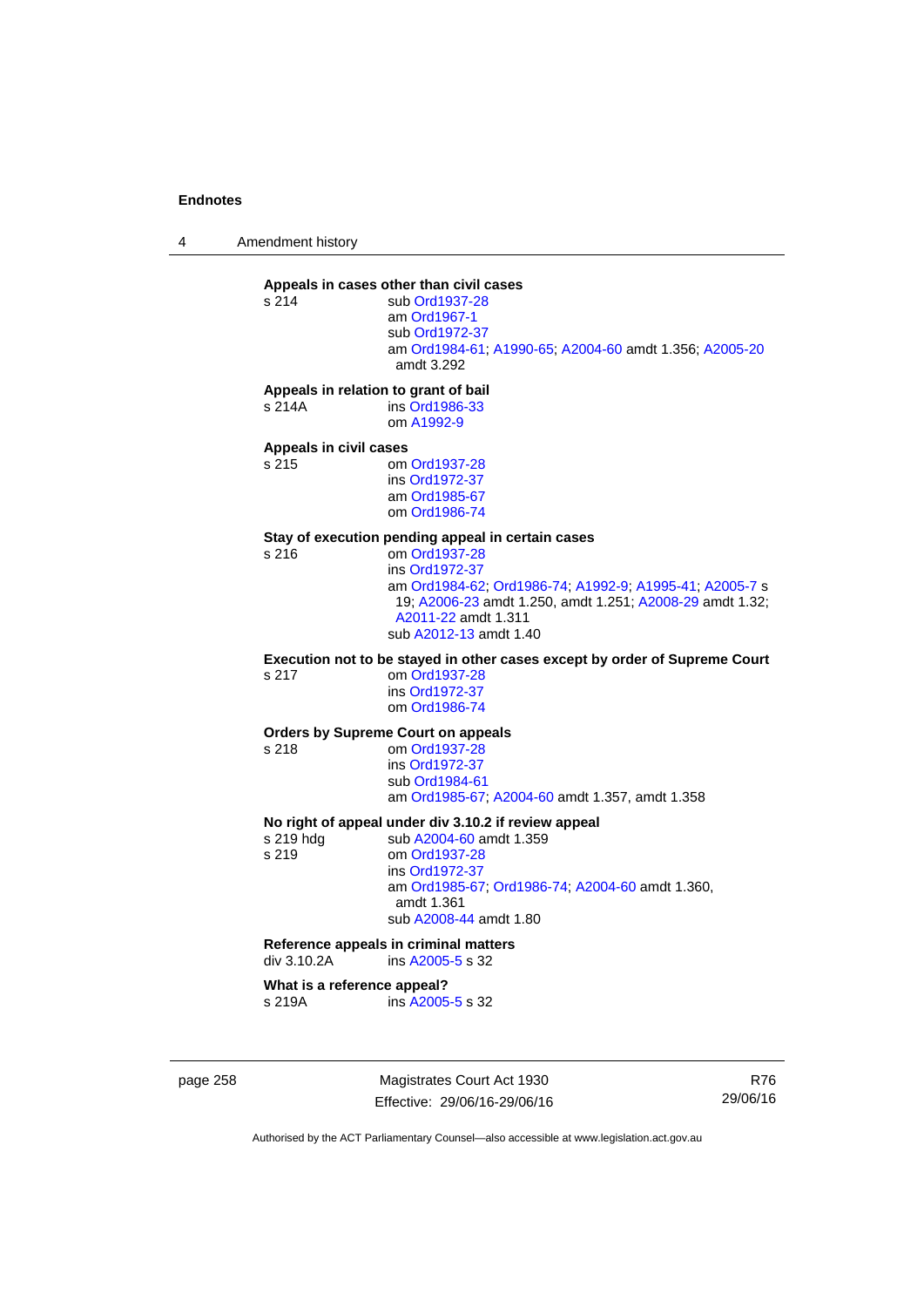**Appeals in cases other than civil cases**
s 214 sub Ord1937-28
am Ord1967-1
sub Ord1972-37
am Ord1984-61; A1990-65; A2004-60 amdt 1.356; A2005-20 amdt 3.292

**Appeals in relation to grant of bail**
s 214A ins Ord1986-33
om A1992-9

**Appeals in civil cases**
s 215 om Ord1937-28
ins Ord1972-37
am Ord1985-67
om Ord1986-74

**Stay of execution pending appeal in certain cases**
s 216 om Ord1937-28
ins Ord1972-37
am Ord1984-62; Ord1986-74; A1992-9; A1995-41; A2005-7 s 19; A2006-23 amdt 1.250, amdt 1.251; A2008-29 amdt 1.32; A2011-22 amdt 1.311
sub A2012-13 amdt 1.40

**Execution not to be stayed in other cases except by order of Supreme Court**
s 217 om Ord1937-28
ins Ord1972-37
om Ord1986-74

**Orders by Supreme Court on appeals**
s 218 om Ord1937-28
ins Ord1972-37
sub Ord1984-61
am Ord1985-67; A2004-60 amdt 1.357, amdt 1.358

**No right of appeal under div 3.10.2 if review appeal**
s 219 hdg sub A2004-60 amdt 1.359
s 219 om Ord1937-28
ins Ord1972-37
am Ord1985-67; Ord1986-74; A2004-60 amdt 1.360, amdt 1.361
sub A2008-44 amdt 1.80

**Reference appeals in criminal matters**
div 3.10.2A ins A2005-5 s 32

**What is a reference appeal?**
s 219A ins A2005-5 s 32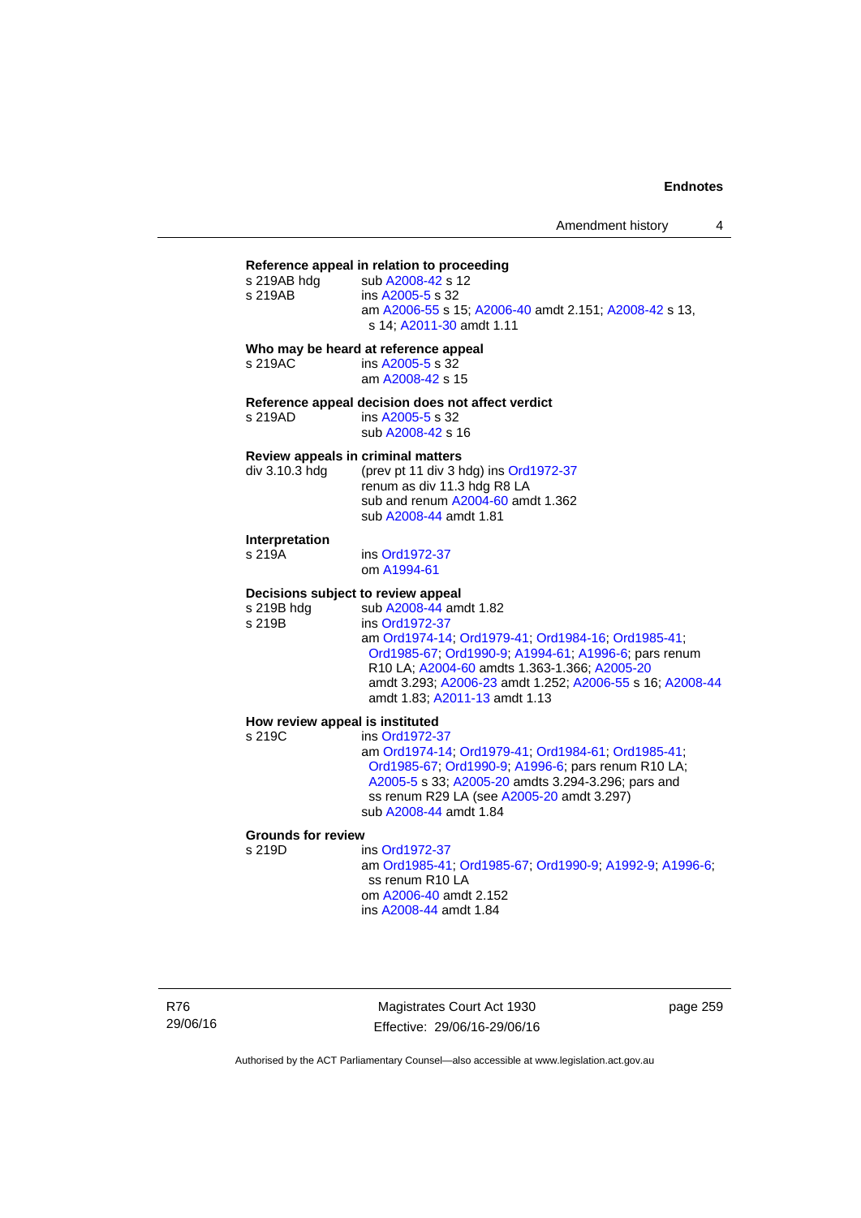**Reference appeal in relation to proceeding**

s 219AB hdg sub A2008-42 s 12

s 219AB ins A2005-5 s 32
am A2006-55 s 15; A2006-40 amdt 2.151; A2008-42 s 13, s 14; A2011-30 amdt 1.11

**Who may be heard at reference appeal**

s 219AC ins A2005-5 s 32
am A2008-42 s 15

**Reference appeal decision does not affect verdict**

s 219AD ins A2005-5 s 32
sub A2008-42 s 16

**Review appeals in criminal matters**

div 3.10.3 hdg (prev pt 11 div 3 hdg) ins Ord1972-37
renum as div 11.3 hdg R8 LA
sub and renum A2004-60 amdt 1.362
sub A2008-44 amdt 1.81

**Interpretation**

s 219A ins Ord1972-37
om A1994-61

**Decisions subject to review appeal**

s 219B hdg sub A2008-44 amdt 1.82

s 219B ins Ord1972-37
am Ord1974-14; Ord1979-41; Ord1984-16; Ord1985-41; Ord1985-67; Ord1990-9; A1994-61; A1996-6; pars renum R10 LA; A2004-60 amdts 1.363-1.366; A2005-20 amdt 3.293; A2006-23 amdt 1.252; A2006-55 s 16; A2008-44 amdt 1.83; A2011-13 amdt 1.13

**How review appeal is instituted**

s 219C ins Ord1972-37
am Ord1974-14; Ord1979-41; Ord1984-61; Ord1985-41; Ord1985-67; Ord1990-9; A1996-6; pars renum R10 LA; A2005-5 s 33; A2005-20 amdts 3.294-3.296; pars and ss renum R29 LA (see A2005-20 amdt 3.297)
sub A2008-44 amdt 1.84

**Grounds for review**

s 219D ins Ord1972-37
am Ord1985-41; Ord1985-67; Ord1990-9; A1992-9; A1996-6; ss renum R10 LA
om A2006-40 amdt 2.152
ins A2008-44 amdt 1.84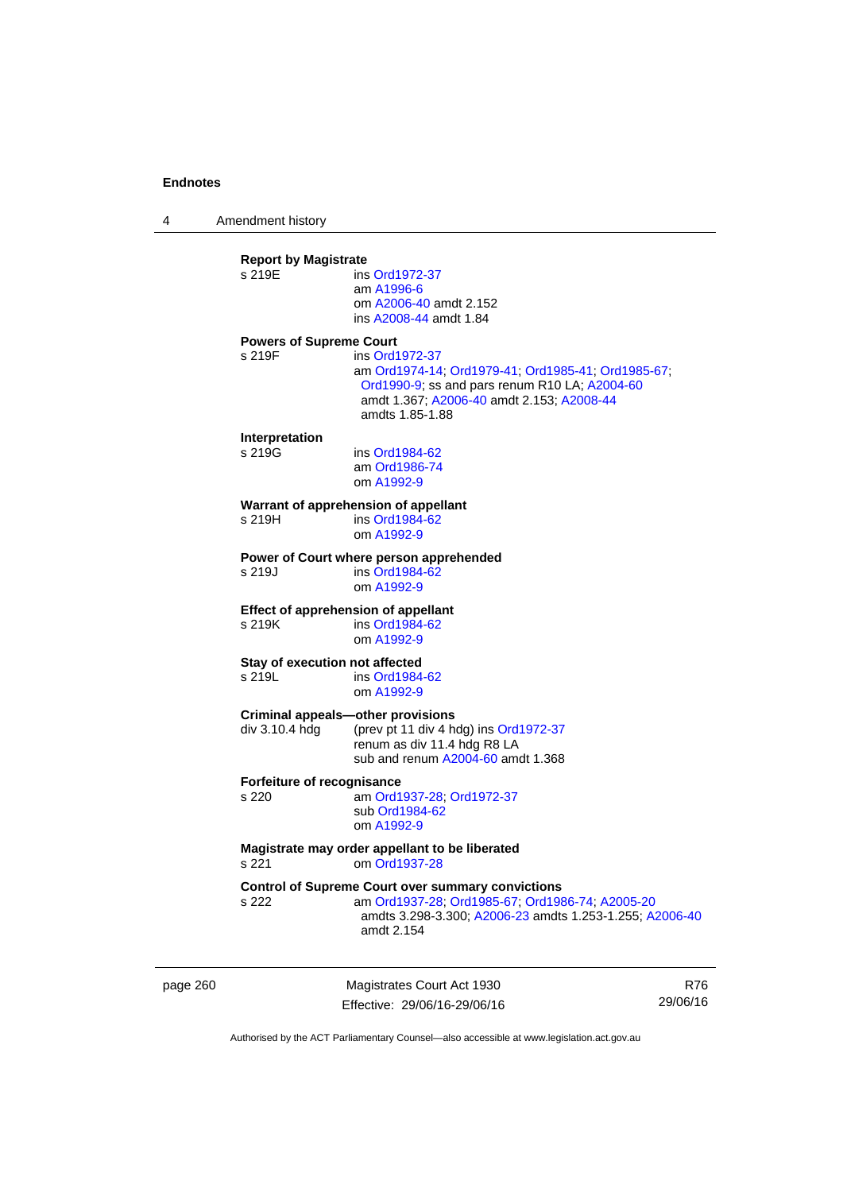**Report by Magistrate**
s 219E ins Ord1972-37
am A1996-6
om A2006-40 amdt 2.152
ins A2008-44 amdt 1.84

**Powers of Supreme Court**
s 219F ins Ord1972-37
am Ord1974-14; Ord1979-41; Ord1985-41; Ord1985-67; Ord1990-9; ss and pars renum R10 LA; A2004-60 amdt 1.367; A2006-40 amdt 2.153; A2008-44 amdts 1.85-1.88

**Interpretation**
s 219G ins Ord1984-62
am Ord1986-74
om A1992-9

**Warrant of apprehension of appellant**
s 219H ins Ord1984-62
om A1992-9

**Power of Court where person apprehended**
s 219J ins Ord1984-62
om A1992-9

**Effect of apprehension of appellant**
s 219K ins Ord1984-62
om A1992-9

**Stay of execution not affected**
s 219L ins Ord1984-62
om A1992-9

**Criminal appeals—other provisions**
div 3.10.4 hdg (prev pt 11 div 4 hdg) ins Ord1972-37
renum as div 11.4 hdg R8 LA
sub and renum A2004-60 amdt 1.368

**Forfeiture of recognisance**
s 220 am Ord1937-28; Ord1972-37
sub Ord1984-62
om A1992-9

**Magistrate may order appellant to be liberated**
s 221 om Ord1937-28

**Control of Supreme Court over summary convictions**
s 222 am Ord1937-28; Ord1985-67; Ord1986-74; A2005-20 amdts 3.298-3.300; A2006-23 amdts 1.253-1.255; A2006-40 amdt 2.154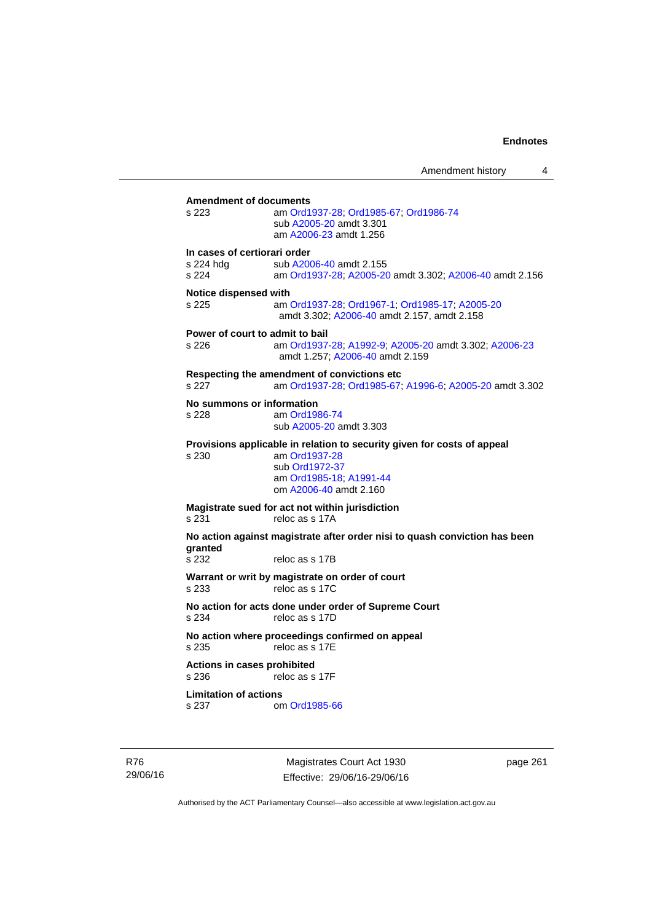**Amendment of documents**

s 223 am Ord1937-28; Ord1985-67; Ord1986-74
sub A2005-20 amdt 3.301
am A2006-23 amdt 1.256

**In cases of certiorari order**

s 224 hdg sub A2006-40 amdt 2.155
s 224 am Ord1937-28; A2005-20 amdt 3.302; A2006-40 amdt 2.156

**Notice dispensed with**

s 225 am Ord1937-28; Ord1967-1; Ord1985-17; A2005-20 amdt 3.302; A2006-40 amdt 2.157, amdt 2.158

**Power of court to admit to bail**

s 226 am Ord1937-28; A1992-9; A2005-20 amdt 3.302; A2006-23 amdt 1.257; A2006-40 amdt 2.159

**Respecting the amendment of convictions etc**

s 227 am Ord1937-28; Ord1985-67; A1996-6; A2005-20 amdt 3.302

**No summons or information**

s 228 am Ord1986-74
sub A2005-20 amdt 3.303

**Provisions applicable in relation to security given for costs of appeal**

s 230 am Ord1937-28
sub Ord1972-37
am Ord1985-18; A1991-44
om A2006-40 amdt 2.160

**Magistrate sued for act not within jurisdiction**

s 231 reloc as s 17A

**No action against magistrate after order nisi to quash conviction has been granted**

s 232 reloc as s 17B

**Warrant or writ by magistrate on order of court**

s 233 reloc as s 17C

**No action for acts done under order of Supreme Court**

s 234 reloc as s 17D

**No action where proceedings confirmed on appeal**

s 235 reloc as s 17E

**Actions in cases prohibited**

s 236 reloc as s 17F

**Limitation of actions**

s 237 om Ord1985-66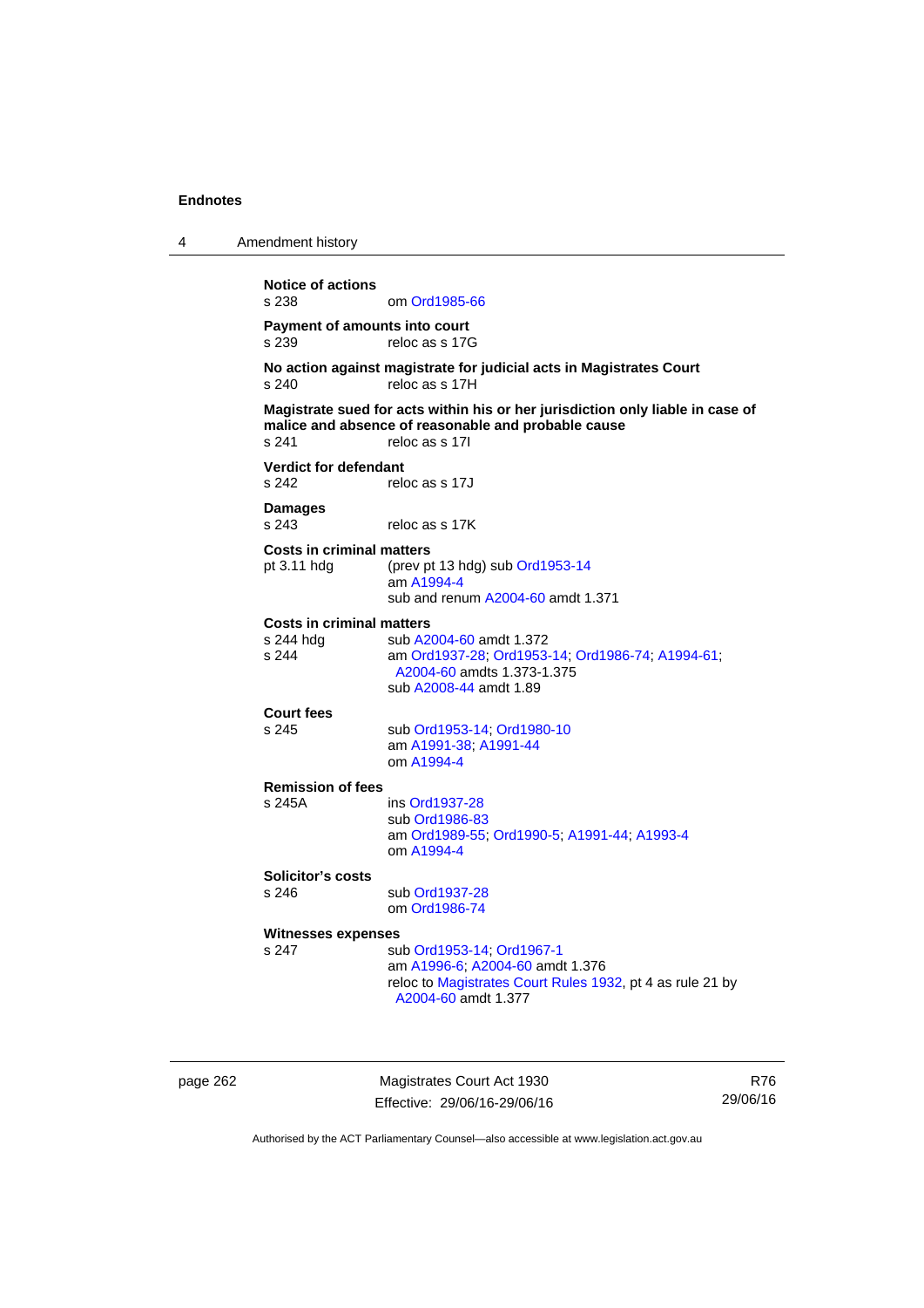**Notice of actions**
s 238 om Ord1985-66

**Payment of amounts into court**
s 239 reloc as s 17G

**No action against magistrate for judicial acts in Magistrates Court**
s 240 reloc as s 17H

**Magistrate sued for acts within his or her jurisdiction only liable in case of malice and absence of reasonable and probable cause**
s 241 reloc as s 17I

**Verdict for defendant**
s 242 reloc as s 17J

**Damages**
s 243 reloc as s 17K

**Costs in criminal matters**
pt 3.11 hdg (prev pt 13 hdg) sub Ord1953-14
am A1994-4
sub and renum A2004-60 amdt 1.371

**Costs in criminal matters**
s 244 hdg sub A2004-60 amdt 1.372
s 244 am Ord1937-28; Ord1953-14; Ord1986-74; A1994-61; A2004-60 amdts 1.373-1.375
sub A2008-44 amdt 1.89

**Court fees**
s 245 sub Ord1953-14; Ord1980-10
am A1991-38; A1991-44
om A1994-4

**Remission of fees**
s 245A ins Ord1937-28
sub Ord1986-83
am Ord1989-55; Ord1990-5; A1991-44; A1993-4
om A1994-4

**Solicitor's costs**
s 246 sub Ord1937-28
om Ord1986-74

**Witnesses expenses**
s 247 sub Ord1953-14; Ord1967-1
am A1996-6; A2004-60 amdt 1.376
reloc to Magistrates Court Rules 1932, pt 4 as rule 21 by A2004-60 amdt 1.377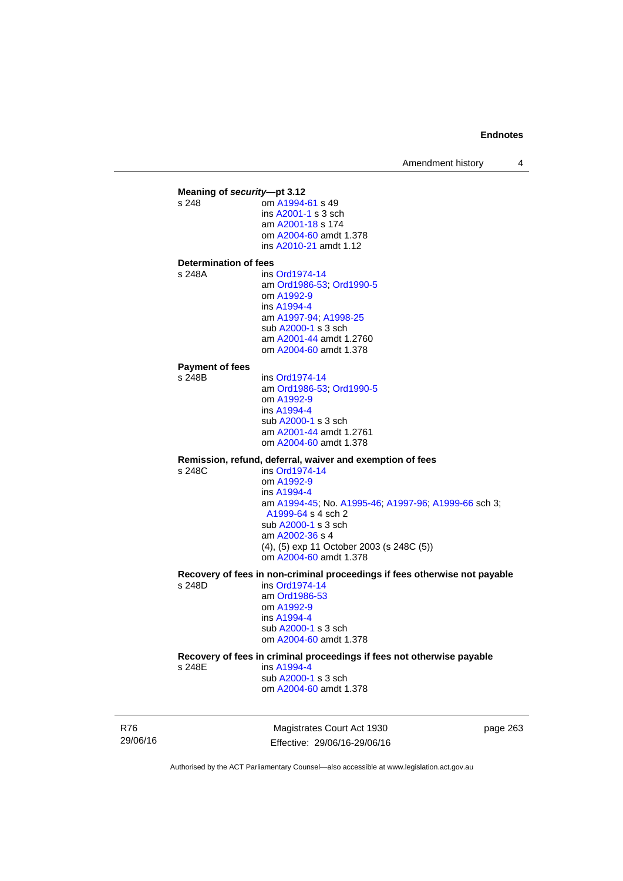**Meaning of *security*—pt 3.12**

s 248
om A1994-61 s 49
ins A2001-1 s 3 sch
am A2001-18 s 174
om A2004-60 amdt 1.378
ins A2010-21 amdt 1.12

**Determination of fees**

s 248A
ins Ord1974-14
am Ord1986-53; Ord1990-5
om A1992-9
ins A1994-4
am A1997-94; A1998-25
sub A2000-1 s 3 sch
am A2001-44 amdt 1.2760
om A2004-60 amdt 1.378

**Payment of fees**

s 248B
ins Ord1974-14
am Ord1986-53; Ord1990-5
om A1992-9
ins A1994-4
sub A2000-1 s 3 sch
am A2001-44 amdt 1.2761
om A2004-60 amdt 1.378

**Remission, refund, deferral, waiver and exemption of fees**

s 248C
ins Ord1974-14
om A1992-9
ins A1994-4
am A1994-45; No. A1995-46; A1997-96; A1999-66 sch 3; A1999-64 s 4 sch 2
sub A2000-1 s 3 sch
am A2002-36 s 4
(4), (5) exp 11 October 2003 (s 248C (5))
om A2004-60 amdt 1.378

**Recovery of fees in non-criminal proceedings if fees otherwise not payable**

s 248D
ins Ord1974-14
am Ord1986-53
om A1992-9
ins A1994-4
sub A2000-1 s 3 sch
om A2004-60 amdt 1.378

**Recovery of fees in criminal proceedings if fees not otherwise payable**

s 248E
ins A1994-4
sub A2000-1 s 3 sch
om A2004-60 amdt 1.378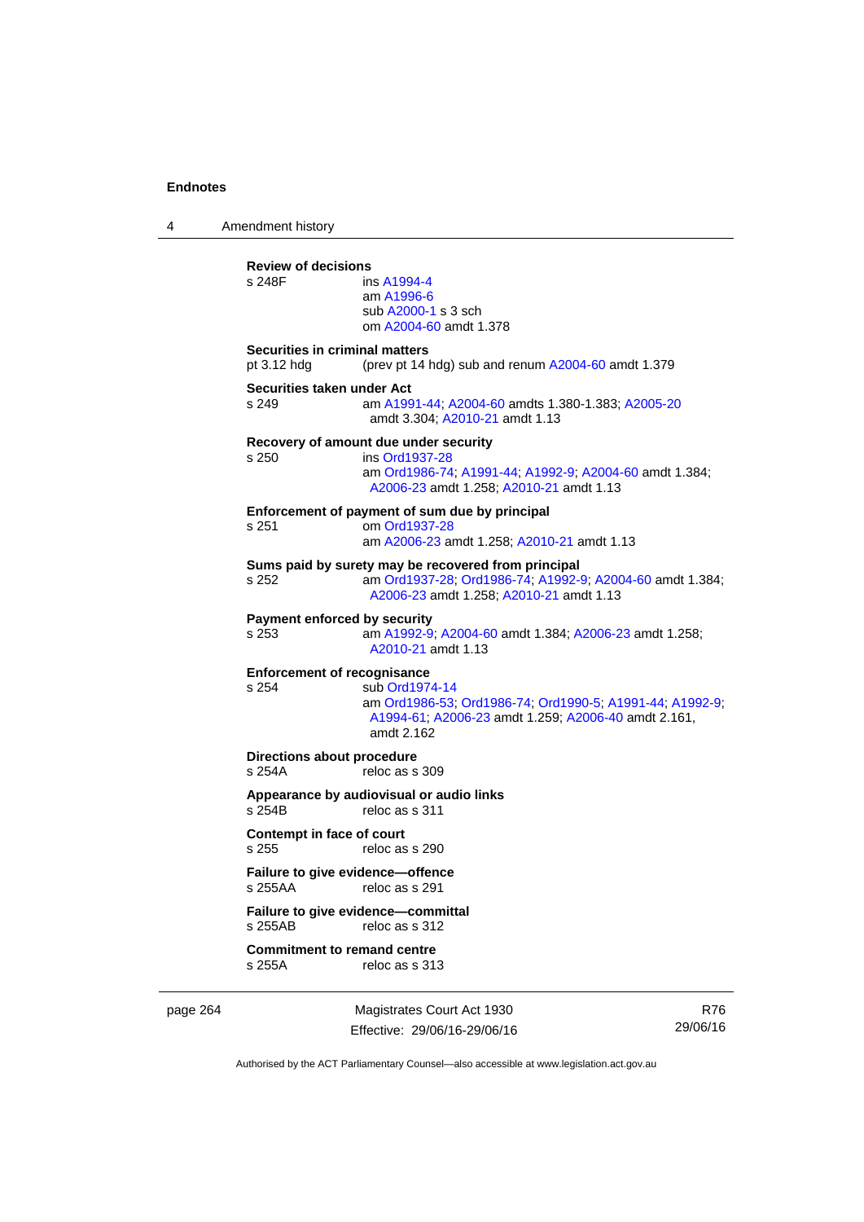**Review of decisions**

s 248F ins A1994-4
am A1996-6
sub A2000-1 s 3 sch
om A2004-60 amdt 1.378

**Securities in criminal matters**

pt 3.12 hdg (prev pt 14 hdg) sub and renum A2004-60 amdt 1.379

**Securities taken under Act**

s 249 am A1991-44; A2004-60 amdts 1.380-1.383; A2005-20 amdt 3.304; A2010-21 amdt 1.13

**Recovery of amount due under security**

s 250 ins Ord1937-28
am Ord1986-74; A1991-44; A1992-9; A2004-60 amdt 1.384; A2006-23 amdt 1.258; A2010-21 amdt 1.13

**Enforcement of payment of sum due by principal**

s 251 om Ord1937-28
am A2006-23 amdt 1.258; A2010-21 amdt 1.13

**Sums paid by surety may be recovered from principal**

s 252 am Ord1937-28; Ord1986-74; A1992-9; A2004-60 amdt 1.384; A2006-23 amdt 1.258; A2010-21 amdt 1.13

**Payment enforced by security**

s 253 am A1992-9; A2004-60 amdt 1.384; A2006-23 amdt 1.258; A2010-21 amdt 1.13

**Enforcement of recognisance**

s 254 sub Ord1974-14
am Ord1986-53; Ord1986-74; Ord1990-5; A1991-44; A1992-9; A1994-61; A2006-23 amdt 1.259; A2006-40 amdt 2.161, amdt 2.162

**Directions about procedure**

s 254A reloc as s 309

**Appearance by audiovisual or audio links**

s 254B reloc as s 311

**Contempt in face of court**

s 255 reloc as s 290

**Failure to give evidence—offence**

s 255AA reloc as s 291

**Failure to give evidence—committal**

s 255AB reloc as s 312

**Commitment to remand centre**

s 255A reloc as s 313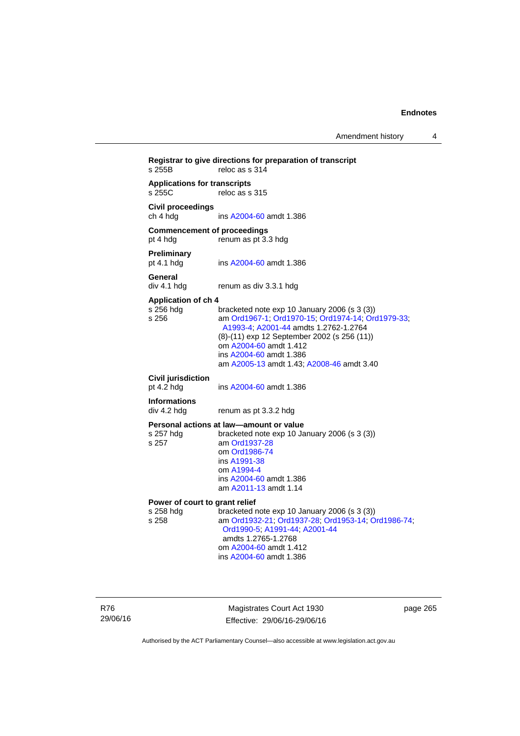**Registrar to give directions for preparation of transcript**
s 255B reloc as s 314

**Applications for transcripts**
s 255C reloc as s 315

**Civil proceedings**
ch 4 hdg ins A2004-60 amdt 1.386

**Commencement of proceedings**
pt 4 hdg renum as pt 3.3 hdg

**Preliminary**
pt 4.1 hdg ins A2004-60 amdt 1.386

**General**
div 4.1 hdg renum as div 3.3.1 hdg

**Application of ch 4**
s 256 hdg bracketed note exp 10 January 2006 (s 3 (3))
s 256 am Ord1967-1; Ord1970-15; Ord1974-14; Ord1979-33; A1993-4; A2001-44 amdts 1.2762-1.2764
(8)-(11) exp 12 September 2002 (s 256 (11))
om A2004-60 amdt 1.412
ins A2004-60 amdt 1.386
am A2005-13 amdt 1.43; A2008-46 amdt 3.40

**Civil jurisdiction**
pt 4.2 hdg ins A2004-60 amdt 1.386

**Informations**
div 4.2 hdg renum as pt 3.3.2 hdg

**Personal actions at law—amount or value**
s 257 hdg bracketed note exp 10 January 2006 (s 3 (3))
s 257 am Ord1937-28
om Ord1986-74
ins A1991-38
om A1994-4
ins A2004-60 amdt 1.386
am A2011-13 amdt 1.14

**Power of court to grant relief**
s 258 hdg bracketed note exp 10 January 2006 (s 3 (3))
s 258 am Ord1932-21; Ord1937-28; Ord1953-14; Ord1986-74; Ord1990-5; A1991-44; A2001-44 amdts 1.2765-1.2768
om A2004-60 amdt 1.412
ins A2004-60 amdt 1.386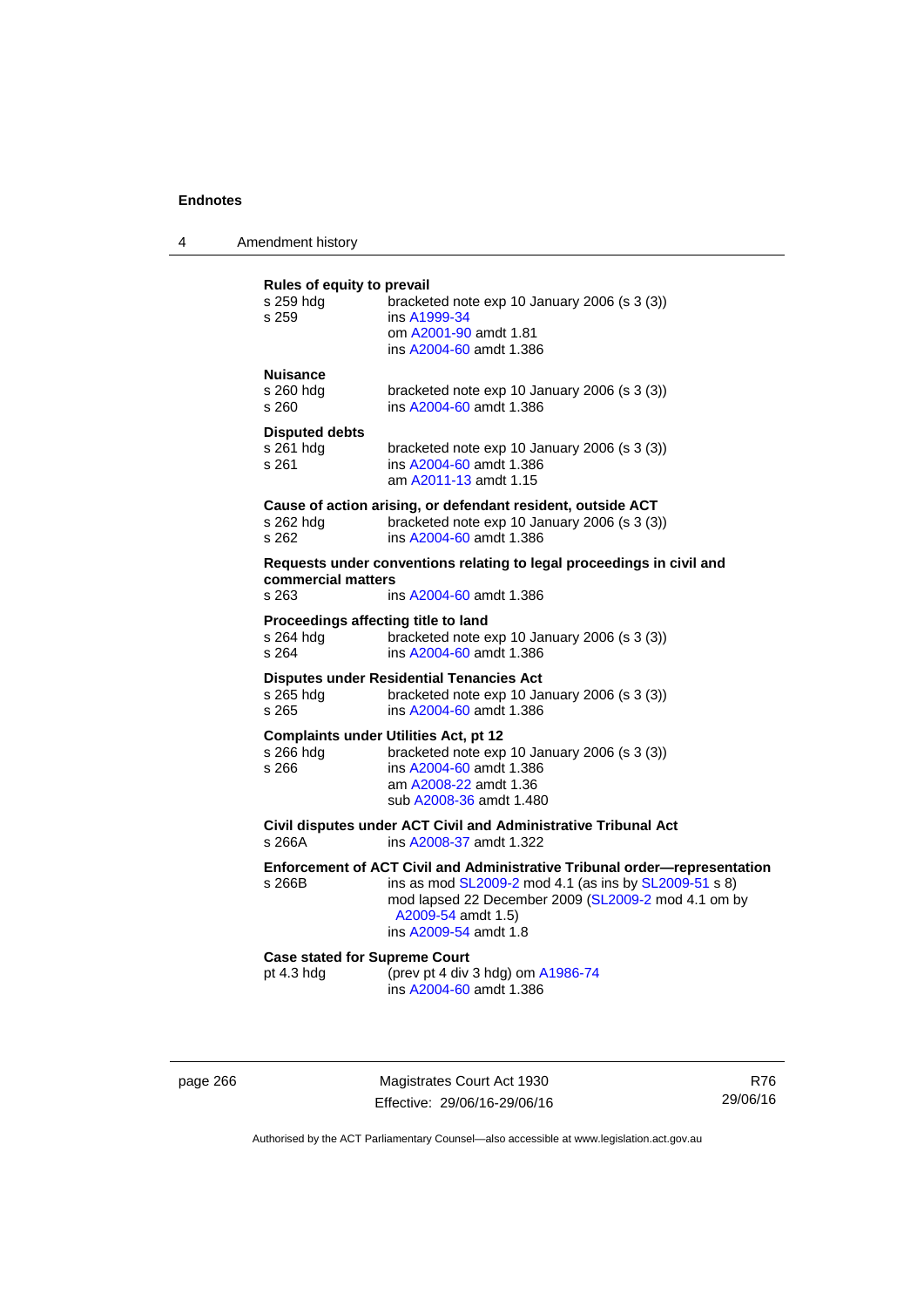**Rules of equity to prevail**

s 259 hdg bracketed note exp 10 January 2006 (s 3 (3))
s 259 ins A1999-34
om A2001-90 amdt 1.81
ins A2004-60 amdt 1.386

**Nuisance**

s 260 hdg bracketed note exp 10 January 2006 (s 3 (3))
s 260 ins A2004-60 amdt 1.386

**Disputed debts**

s 261 hdg bracketed note exp 10 January 2006 (s 3 (3))
s 261 ins A2004-60 amdt 1.386
am A2011-13 amdt 1.15

**Cause of action arising, or defendant resident, outside ACT**

s 262 hdg bracketed note exp 10 January 2006 (s 3 (3))
s 262 ins A2004-60 amdt 1.386

**Requests under conventions relating to legal proceedings in civil and commercial matters**

s 263 ins A2004-60 amdt 1.386

**Proceedings affecting title to land**

s 264 hdg bracketed note exp 10 January 2006 (s 3 (3))
s 264 ins A2004-60 amdt 1.386

**Disputes under Residential Tenancies Act**

s 265 hdg bracketed note exp 10 January 2006 (s 3 (3))
s 265 ins A2004-60 amdt 1.386

**Complaints under Utilities Act, pt 12**

s 266 hdg bracketed note exp 10 January 2006 (s 3 (3))
s 266 ins A2004-60 amdt 1.386
am A2008-22 amdt 1.36
sub A2008-36 amdt 1.480

**Civil disputes under ACT Civil and Administrative Tribunal Act**

s 266A ins A2008-37 amdt 1.322

**Enforcement of ACT Civil and Administrative Tribunal order—representation**

s 266B ins as mod SL2009-2 mod 4.1 (as ins by SL2009-51 s 8)
mod lapsed 22 December 2009 (SL2009-2 mod 4.1 om by A2009-54 amdt 1.5)
ins A2009-54 amdt 1.8

**Case stated for Supreme Court**

pt 4.3 hdg (prev pt 4 div 3 hdg) om A1986-74
ins A2004-60 amdt 1.386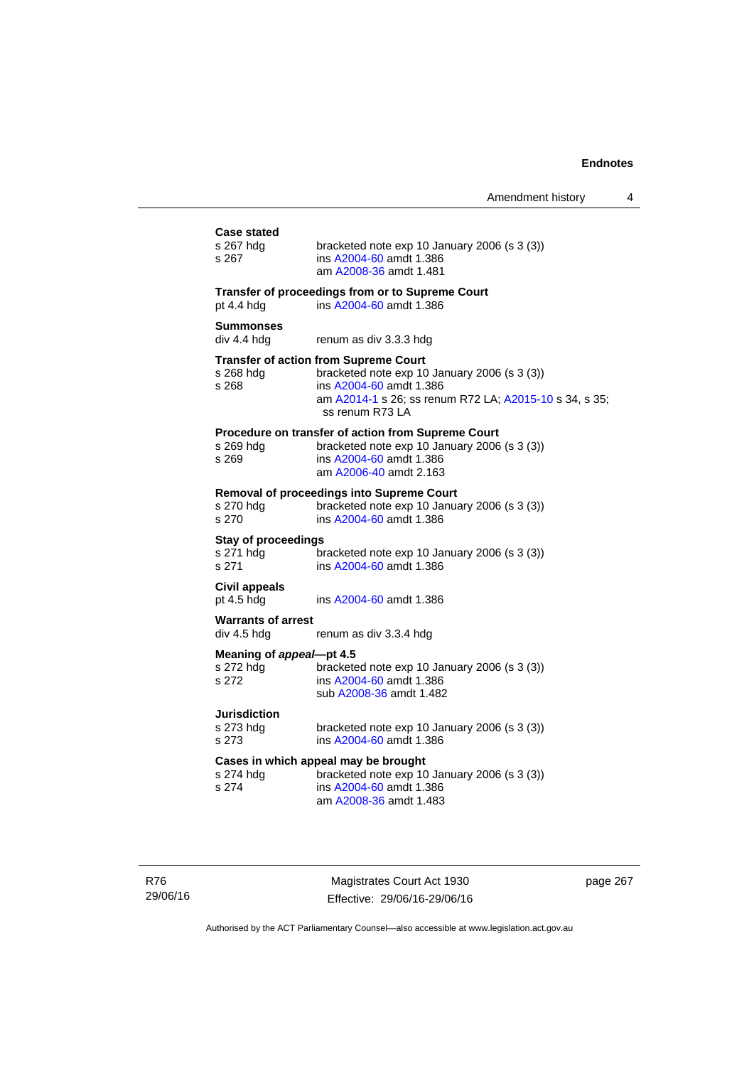**Case stated**

s 267 hdg	bracketed note exp 10 January 2006 (s 3 (3))
s 267	ins A2004-60 amdt 1.386
	am A2008-36 amdt 1.481

**Transfer of proceedings from or to Supreme Court**

pt 4.4 hdg	ins A2004-60 amdt 1.386

**Summonses**

div 4.4 hdg	renum as div 3.3.3 hdg

**Transfer of action from Supreme Court**

s 268 hdg	bracketed note exp 10 January 2006 (s 3 (3))
s 268	ins A2004-60 amdt 1.386
	am A2014-1 s 26; ss renum R72 LA; A2015-10 s 34, s 35; ss renum R73 LA

**Procedure on transfer of action from Supreme Court**

s 269 hdg	bracketed note exp 10 January 2006 (s 3 (3))
s 269	ins A2004-60 amdt 1.386
	am A2006-40 amdt 2.163

**Removal of proceedings into Supreme Court**

s 270 hdg	bracketed note exp 10 January 2006 (s 3 (3))
s 270	ins A2004-60 amdt 1.386

**Stay of proceedings**

s 271 hdg	bracketed note exp 10 January 2006 (s 3 (3))
s 271	ins A2004-60 amdt 1.386

**Civil appeals**

pt 4.5 hdg	ins A2004-60 amdt 1.386

**Warrants of arrest**

div 4.5 hdg	renum as div 3.3.4 hdg

**Meaning of *appeal*—pt 4.5**

s 272 hdg	bracketed note exp 10 January 2006 (s 3 (3))
s 272	ins A2004-60 amdt 1.386
	sub A2008-36 amdt 1.482

**Jurisdiction**

s 273 hdg	bracketed note exp 10 January 2006 (s 3 (3))
s 273	ins A2004-60 amdt 1.386

**Cases in which appeal may be brought**

s 274 hdg	bracketed note exp 10 January 2006 (s 3 (3))
s 274	ins A2004-60 amdt 1.386
	am A2008-36 amdt 1.483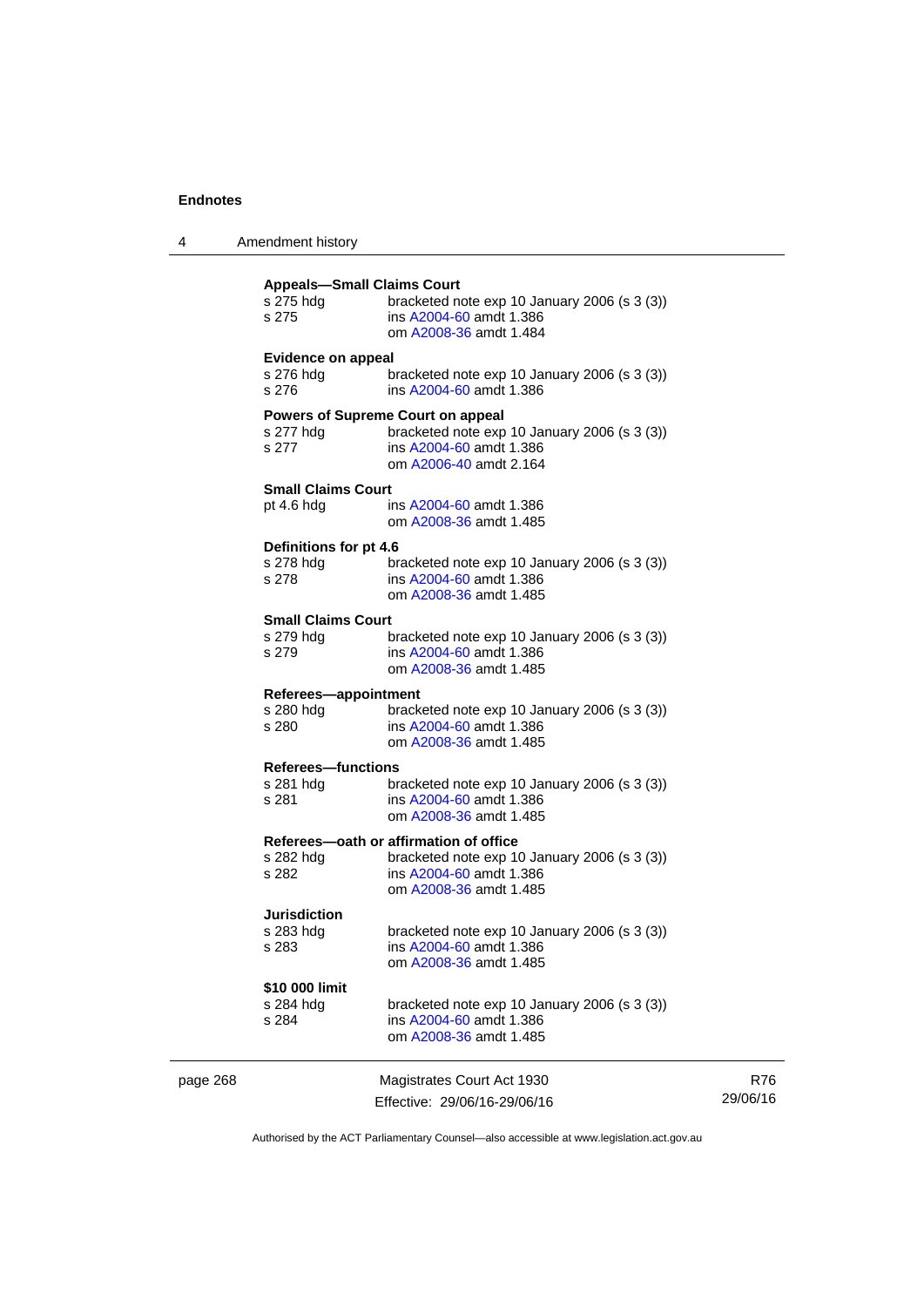**Appeals—Small Claims Court**

s 275 hdg bracketed note exp 10 January 2006 (s 3 (3))
s 275 ins A2004-60 amdt 1.386
om A2008-36 amdt 1.484

**Evidence on appeal**

s 276 hdg bracketed note exp 10 January 2006 (s 3 (3))
s 276 ins A2004-60 amdt 1.386

**Powers of Supreme Court on appeal**

s 277 hdg bracketed note exp 10 January 2006 (s 3 (3))
s 277 ins A2004-60 amdt 1.386
om A2006-40 amdt 2.164

**Small Claims Court**

pt 4.6 hdg ins A2004-60 amdt 1.386
om A2008-36 amdt 1.485

**Definitions for pt 4.6**

s 278 hdg bracketed note exp 10 January 2006 (s 3 (3))
s 278 ins A2004-60 amdt 1.386
om A2008-36 amdt 1.485

**Small Claims Court**

s 279 hdg bracketed note exp 10 January 2006 (s 3 (3))
s 279 ins A2004-60 amdt 1.386
om A2008-36 amdt 1.485

**Referees—appointment**

s 280 hdg bracketed note exp 10 January 2006 (s 3 (3))
s 280 ins A2004-60 amdt 1.386
om A2008-36 amdt 1.485

**Referees—functions**

s 281 hdg bracketed note exp 10 January 2006 (s 3 (3))
s 281 ins A2004-60 amdt 1.386
om A2008-36 amdt 1.485

**Referees—oath or affirmation of office**

s 282 hdg bracketed note exp 10 January 2006 (s 3 (3))
s 282 ins A2004-60 amdt 1.386
om A2008-36 amdt 1.485

**Jurisdiction**

s 283 hdg bracketed note exp 10 January 2006 (s 3 (3))
s 283 ins A2004-60 amdt 1.386
om A2008-36 amdt 1.485

**$10 000 limit**

s 284 hdg bracketed note exp 10 January 2006 (s 3 (3))
s 284 ins A2004-60 amdt 1.386
om A2008-36 amdt 1.485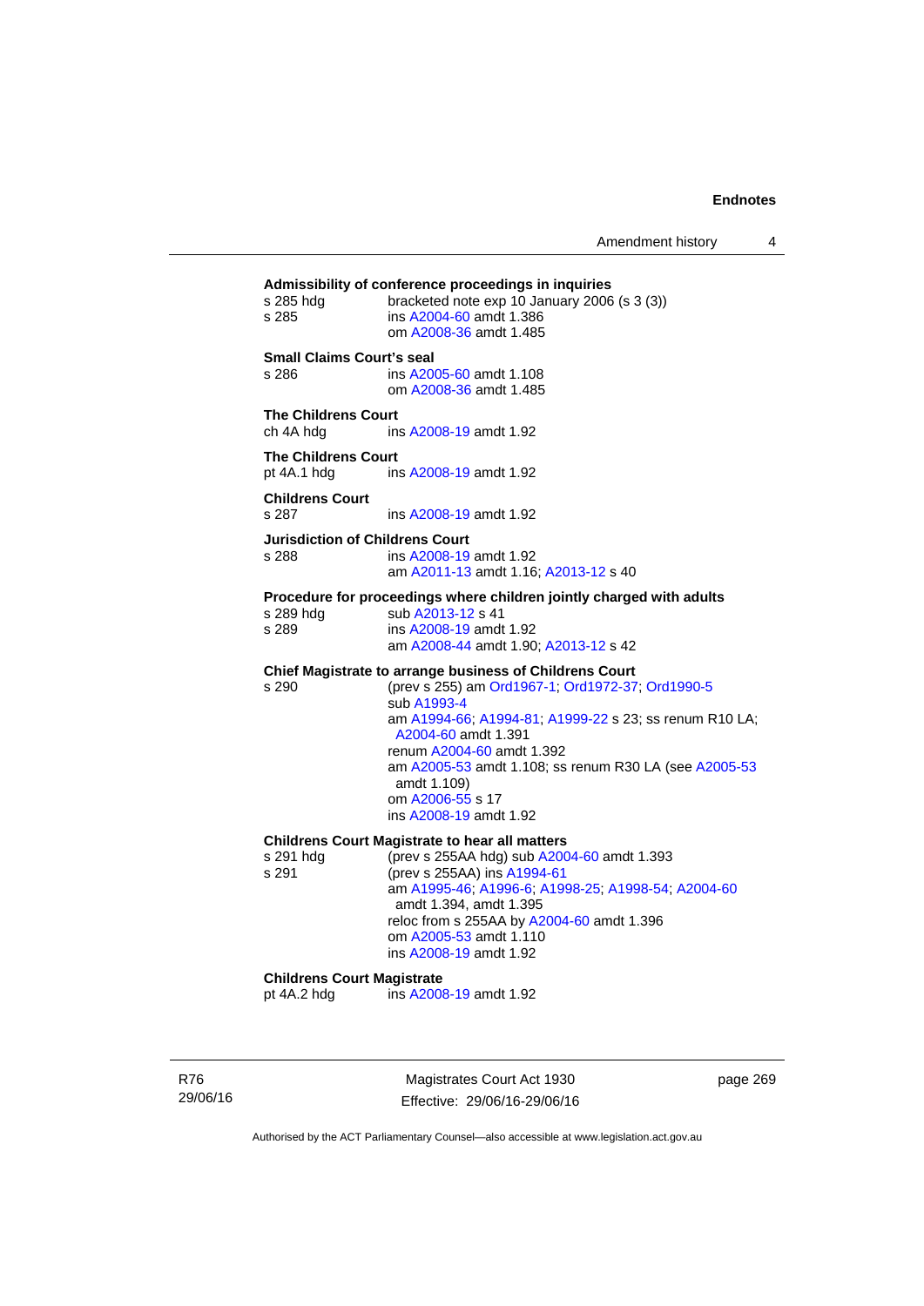**Admissibility of conference proceedings in inquiries**

s 285 hdg bracketed note exp 10 January 2006 (s 3 (3))
s 285 ins A2004-60 amdt 1.386
om A2008-36 amdt 1.485

**Small Claims Court's seal**

s 286 ins A2005-60 amdt 1.108
om A2008-36 amdt 1.485

**The Childrens Court**

ch 4A hdg ins A2008-19 amdt 1.92

**The Childrens Court**

pt 4A.1 hdg ins A2008-19 amdt 1.92

**Childrens Court**

s 287 ins A2008-19 amdt 1.92

**Jurisdiction of Childrens Court**

s 288 ins A2008-19 amdt 1.92
am A2011-13 amdt 1.16; A2013-12 s 40

**Procedure for proceedings where children jointly charged with adults**

s 289 hdg sub A2013-12 s 41
s 289 ins A2008-19 amdt 1.92
am A2008-44 amdt 1.90; A2013-12 s 42

**Chief Magistrate to arrange business of Childrens Court**

s 290 (prev s 255) am Ord1967-1; Ord1972-37; Ord1990-5
sub A1993-4
am A1994-66; A1994-81; A1999-22 s 23; ss renum R10 LA; A2004-60 amdt 1.391
renum A2004-60 amdt 1.392
am A2005-53 amdt 1.108; ss renum R30 LA (see A2005-53 amdt 1.109)
om A2006-55 s 17
ins A2008-19 amdt 1.92

**Childrens Court Magistrate to hear all matters**

s 291 hdg (prev s 255AA hdg) sub A2004-60 amdt 1.393
s 291 (prev s 255AA) ins A1994-61
am A1995-46; A1996-6; A1998-25; A1998-54; A2004-60 amdt 1.394, amdt 1.395
reloc from s 255AA by A2004-60 amdt 1.396
om A2005-53 amdt 1.110
ins A2008-19 amdt 1.92

**Childrens Court Magistrate**

pt 4A.2 hdg ins A2008-19 amdt 1.92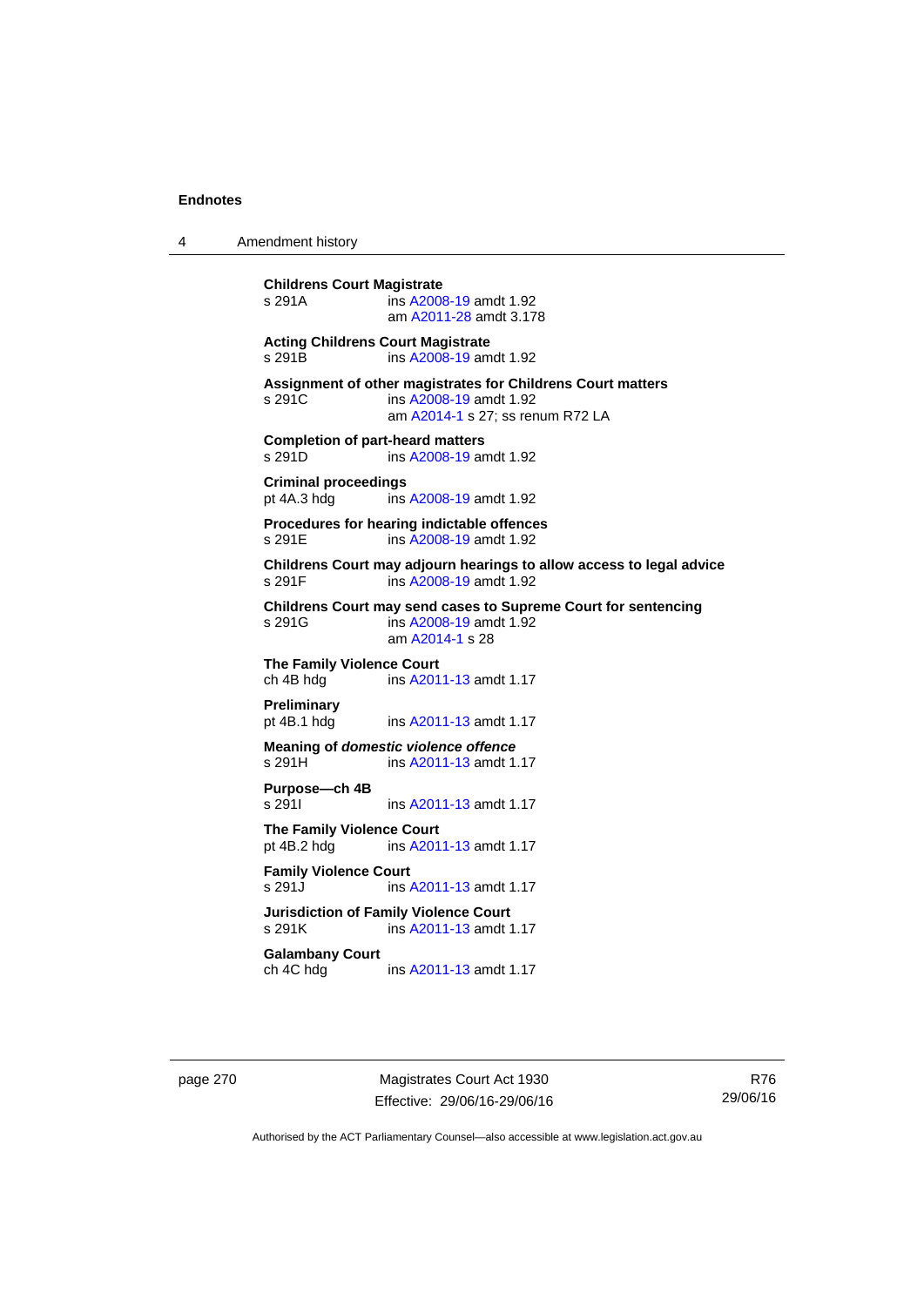**Childrens Court Magistrate**
s 291A ins A2008-19 amdt 1.92
am A2011-28 amdt 3.178

**Acting Childrens Court Magistrate**
s 291B ins A2008-19 amdt 1.92

**Assignment of other magistrates for Childrens Court matters**
s 291C ins A2008-19 amdt 1.92
am A2014-1 s 27; ss renum R72 LA

**Completion of part-heard matters**
s 291D ins A2008-19 amdt 1.92

**Criminal proceedings**
pt 4A.3 hdg ins A2008-19 amdt 1.92

**Procedures for hearing indictable offences**
s 291E ins A2008-19 amdt 1.92

**Childrens Court may adjourn hearings to allow access to legal advice**
s 291F ins A2008-19 amdt 1.92

**Childrens Court may send cases to Supreme Court for sentencing**
s 291G ins A2008-19 amdt 1.92
am A2014-1 s 28

**The Family Violence Court**
ch 4B hdg ins A2011-13 amdt 1.17

**Preliminary**
pt 4B.1 hdg ins A2011-13 amdt 1.17

**Meaning of *domestic violence offence***
s 291H ins A2011-13 amdt 1.17

**Purpose—ch 4B**
s 291I ins A2011-13 amdt 1.17

**The Family Violence Court**
pt 4B.2 hdg ins A2011-13 amdt 1.17

**Family Violence Court**
s 291J ins A2011-13 amdt 1.17

**Jurisdiction of Family Violence Court**
s 291K ins A2011-13 amdt 1.17

**Galambany Court**
ch 4C hdg ins A2011-13 amdt 1.17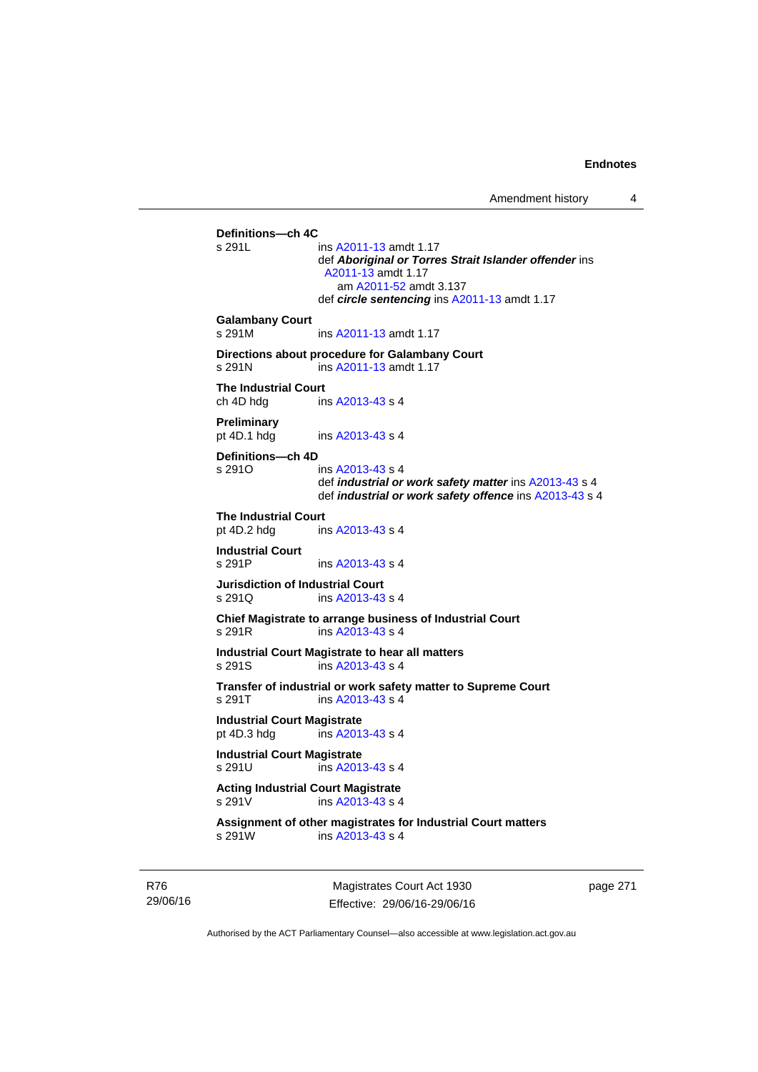**Definitions—ch 4C**

s 291L ins A2011-13 amdt 1.17
def ***Aboriginal or Torres Strait Islander offender*** ins A2011-13 amdt 1.17
am A2011-52 amdt 3.137
def ***circle sentencing*** ins A2011-13 amdt 1.17

**Galambany Court**

s 291M ins A2011-13 amdt 1.17

**Directions about procedure for Galambany Court**

s 291N ins A2011-13 amdt 1.17

**The Industrial Court**

ch 4D hdg ins A2013-43 s 4

**Preliminary**

pt 4D.1 hdg ins A2013-43 s 4

**Definitions—ch 4D**

s 291O ins A2013-43 s 4
def ***industrial or work safety matter*** ins A2013-43 s 4
def ***industrial or work safety offence*** ins A2013-43 s 4

**The Industrial Court**

pt 4D.2 hdg ins A2013-43 s 4

**Industrial Court**

s 291P ins A2013-43 s 4

**Jurisdiction of Industrial Court**

s 291Q ins A2013-43 s 4

**Chief Magistrate to arrange business of Industrial Court**

s 291R ins A2013-43 s 4

**Industrial Court Magistrate to hear all matters**

s 291S ins A2013-43 s 4

**Transfer of industrial or work safety matter to Supreme Court**

s 291T ins A2013-43 s 4

**Industrial Court Magistrate**

pt 4D.3 hdg ins A2013-43 s 4

**Industrial Court Magistrate**

s 291U ins A2013-43 s 4

**Acting Industrial Court Magistrate**

s 291V ins A2013-43 s 4

**Assignment of other magistrates for Industrial Court matters**

s 291W ins A2013-43 s 4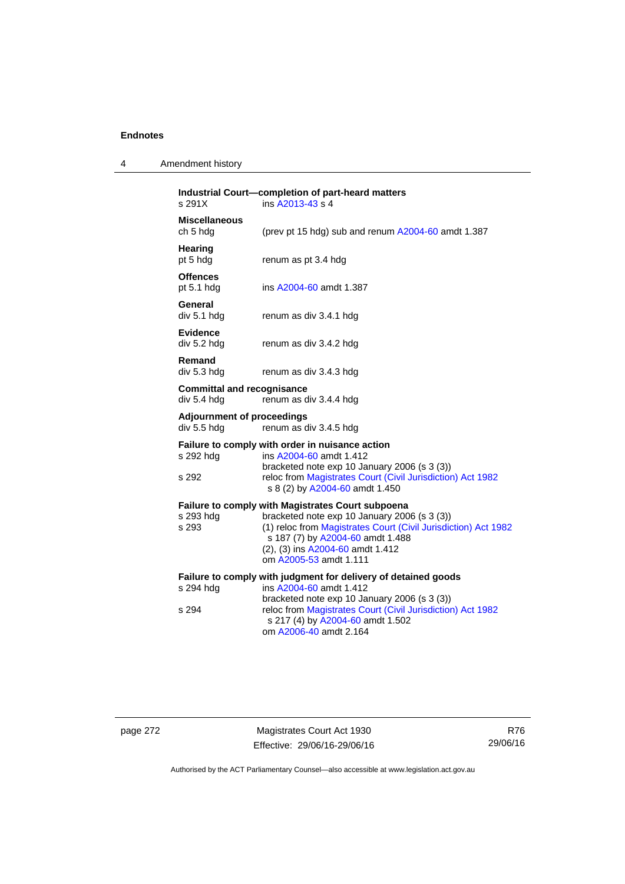**Industrial Court—completion of part-heard matters**

s 291X ins A2013-43 s 4

**Miscellaneous**

ch 5 hdg (prev pt 15 hdg) sub and renum A2004-60 amdt 1.387

**Hearing**

pt 5 hdg renum as pt 3.4 hdg

**Offences**

pt 5.1 hdg ins A2004-60 amdt 1.387

**General**

div 5.1 hdg renum as div 3.4.1 hdg

**Evidence**

div 5.2 hdg renum as div 3.4.2 hdg

**Remand**

div 5.3 hdg renum as div 3.4.3 hdg

**Committal and recognisance**

div 5.4 hdg renum as div 3.4.4 hdg

**Adjournment of proceedings**

div 5.5 hdg renum as div 3.4.5 hdg

**Failure to comply with order in nuisance action**

s 292 hdg ins A2004-60 amdt 1.412
bracketed note exp 10 January 2006 (s 3 (3))

s 292 reloc from Magistrates Court (Civil Jurisdiction) Act 1982 s 8 (2) by A2004-60 amdt 1.450

**Failure to comply with Magistrates Court subpoena**

s 293 hdg bracketed note exp 10 January 2006 (s 3 (3))

s 293 (1) reloc from Magistrates Court (Civil Jurisdiction) Act 1982 s 187 (7) by A2004-60 amdt 1.488
(2), (3) ins A2004-60 amdt 1.412
om A2005-53 amdt 1.111

**Failure to comply with judgment for delivery of detained goods**

s 294 hdg ins A2004-60 amdt 1.412
bracketed note exp 10 January 2006 (s 3 (3))

s 294 reloc from Magistrates Court (Civil Jurisdiction) Act 1982 s 217 (4) by A2004-60 amdt 1.502
om A2006-40 amdt 2.164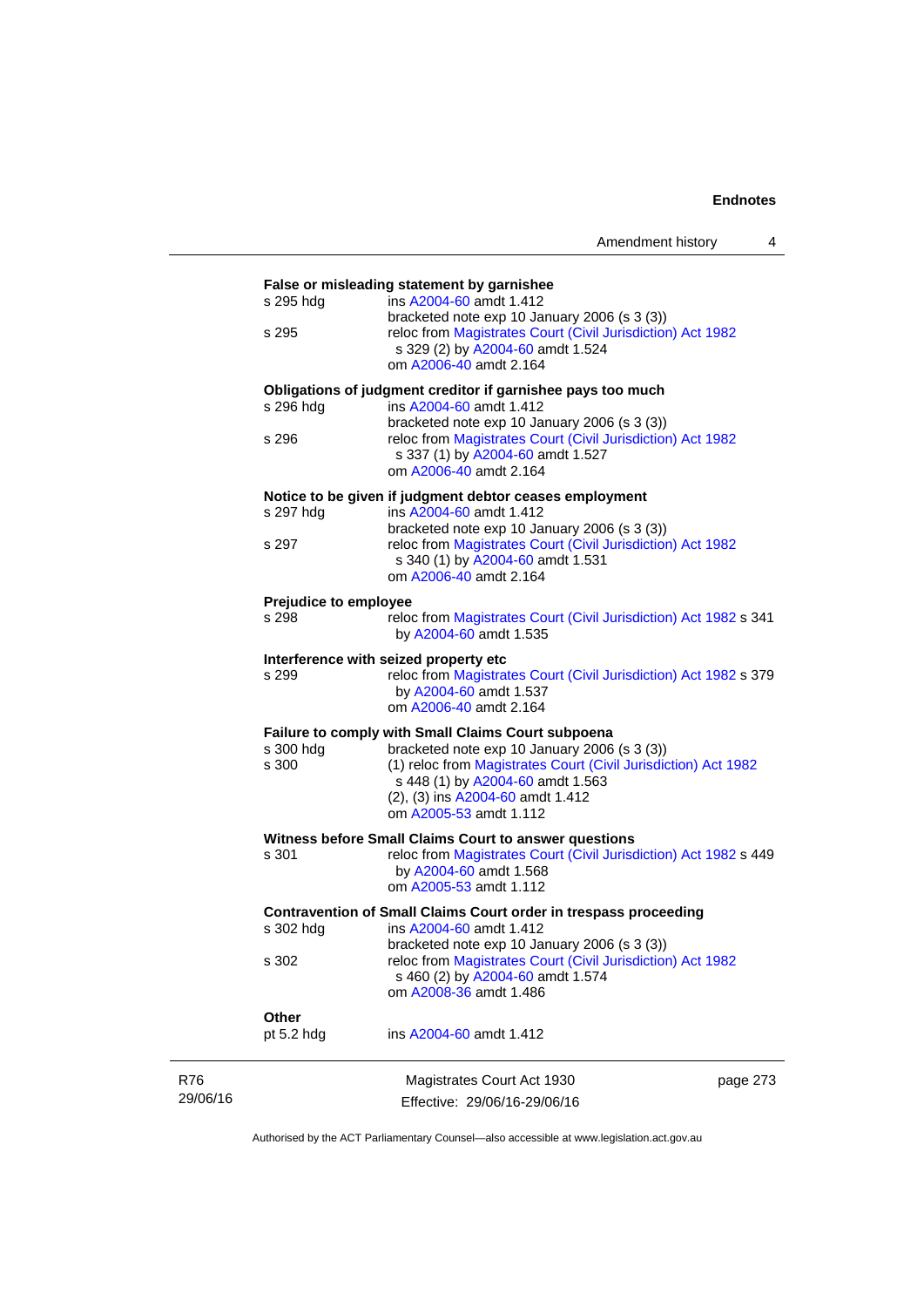**False or misleading statement by garnishee**

s 295 hdg ins A2004-60 amdt 1.412
bracketed note exp 10 January 2006 (s 3 (3))

s 295 reloc from Magistrates Court (Civil Jurisdiction) Act 1982 s 329 (2) by A2004-60 amdt 1.524
om A2006-40 amdt 2.164

**Obligations of judgment creditor if garnishee pays too much**

s 296 hdg ins A2004-60 amdt 1.412
bracketed note exp 10 January 2006 (s 3 (3))

s 296 reloc from Magistrates Court (Civil Jurisdiction) Act 1982 s 337 (1) by A2004-60 amdt 1.527
om A2006-40 amdt 2.164

**Notice to be given if judgment debtor ceases employment**

s 297 hdg ins A2004-60 amdt 1.412
bracketed note exp 10 January 2006 (s 3 (3))

s 297 reloc from Magistrates Court (Civil Jurisdiction) Act 1982 s 340 (1) by A2004-60 amdt 1.531
om A2006-40 amdt 2.164

**Prejudice to employee**

s 298 reloc from Magistrates Court (Civil Jurisdiction) Act 1982 s 341 by A2004-60 amdt 1.535

**Interference with seized property etc**

s 299 reloc from Magistrates Court (Civil Jurisdiction) Act 1982 s 379 by A2004-60 amdt 1.537
om A2006-40 amdt 2.164

**Failure to comply with Small Claims Court subpoena**

s 300 hdg bracketed note exp 10 January 2006 (s 3 (3))

s 300 (1) reloc from Magistrates Court (Civil Jurisdiction) Act 1982 s 448 (1) by A2004-60 amdt 1.563
(2), (3) ins A2004-60 amdt 1.412
om A2005-53 amdt 1.112

**Witness before Small Claims Court to answer questions**

s 301 reloc from Magistrates Court (Civil Jurisdiction) Act 1982 s 449 by A2004-60 amdt 1.568
om A2005-53 amdt 1.112

**Contravention of Small Claims Court order in trespass proceeding**

s 302 hdg ins A2004-60 amdt 1.412
bracketed note exp 10 January 2006 (s 3 (3))

s 302 reloc from Magistrates Court (Civil Jurisdiction) Act 1982 s 460 (2) by A2004-60 amdt 1.574
om A2008-36 amdt 1.486

**Other**

pt 5.2 hdg ins A2004-60 amdt 1.412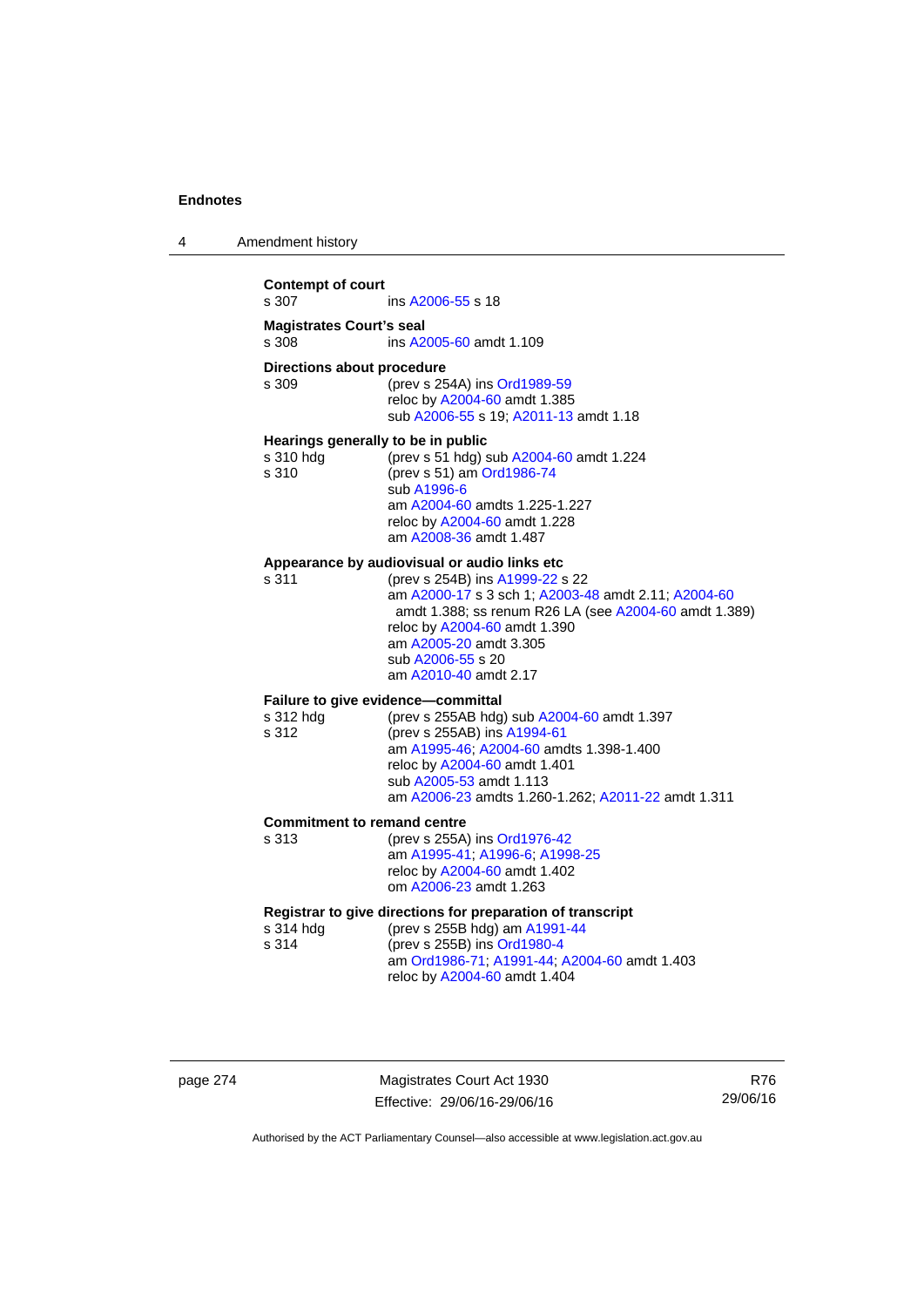**Contempt of court**

s 307 ins A2006-55 s 18

**Magistrates Court's seal**

s 308 ins A2005-60 amdt 1.109

**Directions about procedure**

s 309 (prev s 254A) ins Ord1989-59
reloc by A2004-60 amdt 1.385
sub A2006-55 s 19; A2011-13 amdt 1.18

**Hearings generally to be in public**

s 310 hdg (prev s 51 hdg) sub A2004-60 amdt 1.224

s 310 (prev s 51) am Ord1986-74
sub A1996-6
am A2004-60 amdts 1.225-1.227
reloc by A2004-60 amdt 1.228
am A2008-36 amdt 1.487

**Appearance by audiovisual or audio links etc**

s 311 (prev s 254B) ins A1999-22 s 22
am A2000-17 s 3 sch 1; A2003-48 amdt 2.11; A2004-60 amdt 1.388; ss renum R26 LA (see A2004-60 amdt 1.389)
reloc by A2004-60 amdt 1.390
am A2005-20 amdt 3.305
sub A2006-55 s 20
am A2010-40 amdt 2.17

**Failure to give evidence—committal**

s 312 hdg (prev s 255AB hdg) sub A2004-60 amdt 1.397

s 312 (prev s 255AB) ins A1994-61
am A1995-46; A2004-60 amdts 1.398-1.400
reloc by A2004-60 amdt 1.401
sub A2005-53 amdt 1.113
am A2006-23 amdts 1.260-1.262; A2011-22 amdt 1.311

**Commitment to remand centre**

s 313 (prev s 255A) ins Ord1976-42
am A1995-41; A1996-6; A1998-25
reloc by A2004-60 amdt 1.402
om A2006-23 amdt 1.263

**Registrar to give directions for preparation of transcript**

s 314 hdg (prev s 255B hdg) am A1991-44

s 314 (prev s 255B) ins Ord1980-4
am Ord1986-71; A1991-44; A2004-60 amdt 1.403
reloc by A2004-60 amdt 1.404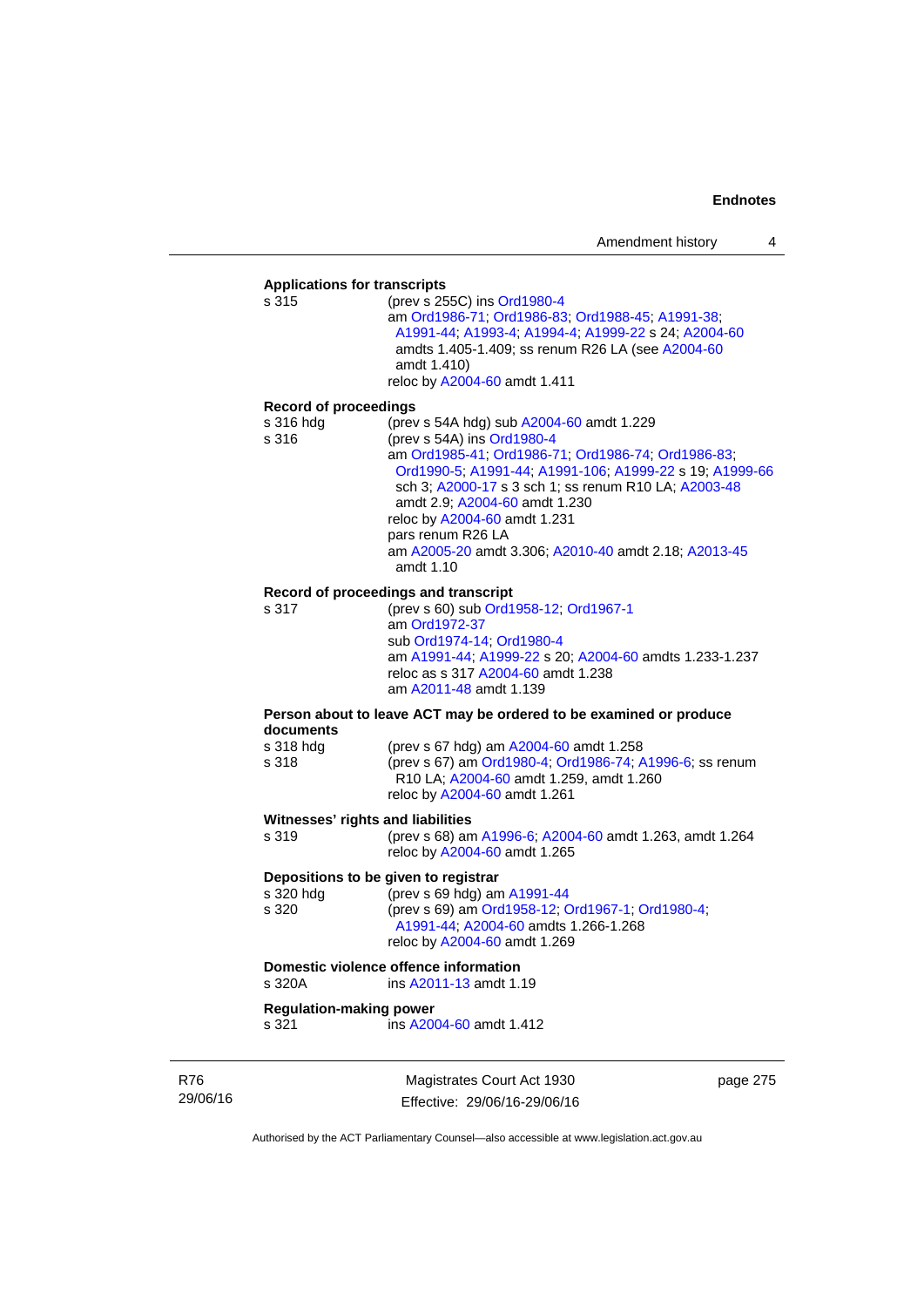**Applications for transcripts**

s 315 (prev s 255C) ins Ord1980-4
am Ord1986-71; Ord1986-83; Ord1988-45; A1991-38; A1991-44; A1993-4; A1994-4; A1999-22 s 24; A2004-60 amdts 1.405-1.409; ss renum R26 LA (see A2004-60 amdt 1.410)
reloc by A2004-60 amdt 1.411

**Record of proceedings**

s 316 hdg (prev s 54A hdg) sub A2004-60 amdt 1.229
s 316 (prev s 54A) ins Ord1980-4
am Ord1985-41; Ord1986-71; Ord1986-74; Ord1986-83; Ord1990-5; A1991-44; A1991-106; A1999-22 s 19; A1999-66 sch 3; A2000-17 s 3 sch 1; ss renum R10 LA; A2003-48 amdt 2.9; A2004-60 amdt 1.230
reloc by A2004-60 amdt 1.231
pars renum R26 LA
am A2005-20 amdt 3.306; A2010-40 amdt 2.18; A2013-45 amdt 1.10

**Record of proceedings and transcript**

s 317 (prev s 60) sub Ord1958-12; Ord1967-1
am Ord1972-37
sub Ord1974-14; Ord1980-4
am A1991-44; A1999-22 s 20; A2004-60 amdts 1.233-1.237
reloc as s 317 A2004-60 amdt 1.238
am A2011-48 amdt 1.139

**Person about to leave ACT may be ordered to be examined or produce documents**

s 318 hdg (prev s 67 hdg) am A2004-60 amdt 1.258
s 318 (prev s 67) am Ord1980-4; Ord1986-74; A1996-6; ss renum R10 LA; A2004-60 amdt 1.259, amdt 1.260
reloc by A2004-60 amdt 1.261

**Witnesses' rights and liabilities**

s 319 (prev s 68) am A1996-6; A2004-60 amdt 1.263, amdt 1.264
reloc by A2004-60 amdt 1.265

**Depositions to be given to registrar**

s 320 hdg (prev s 69 hdg) am A1991-44
s 320 (prev s 69) am Ord1958-12; Ord1967-1; Ord1980-4; A1991-44; A2004-60 amdts 1.266-1.268
reloc by A2004-60 amdt 1.269

**Domestic violence offence information**

s 320A ins A2011-13 amdt 1.19

**Regulation-making power**

s 321 ins A2004-60 amdt 1.412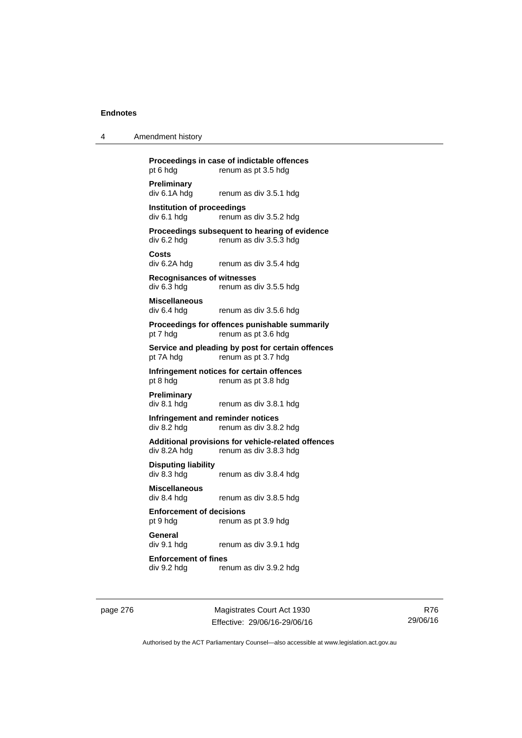**Proceedings in case of indictable offences**
pt 6 hdg    renum as pt 3.5 hdg

**Preliminary**
div 6.1A hdg    renum as div 3.5.1 hdg

**Institution of proceedings**
div 6.1 hdg    renum as div 3.5.2 hdg

**Proceedings subsequent to hearing of evidence**
div 6.2 hdg    renum as div 3.5.3 hdg

**Costs**
div 6.2A hdg    renum as div 3.5.4 hdg

**Recognisances of witnesses**
div 6.3 hdg    renum as div 3.5.5 hdg

**Miscellaneous**
div 6.4 hdg    renum as div 3.5.6 hdg

**Proceedings for offences punishable summarily**
pt 7 hdg    renum as pt 3.6 hdg

**Service and pleading by post for certain offences**
pt 7A hdg    renum as pt 3.7 hdg

**Infringement notices for certain offences**
pt 8 hdg    renum as pt 3.8 hdg

**Preliminary**
div 8.1 hdg    renum as div 3.8.1 hdg

**Infringement and reminder notices**
div 8.2 hdg    renum as div 3.8.2 hdg

**Additional provisions for vehicle-related offences**
div 8.2A hdg    renum as div 3.8.3 hdg

**Disputing liability**
div 8.3 hdg    renum as div 3.8.4 hdg

**Miscellaneous**
div 8.4 hdg    renum as div 3.8.5 hdg

**Enforcement of decisions**
pt 9 hdg    renum as pt 3.9 hdg

**General**
div 9.1 hdg    renum as div 3.9.1 hdg

**Enforcement of fines**
div 9.2 hdg    renum as div 3.9.2 hdg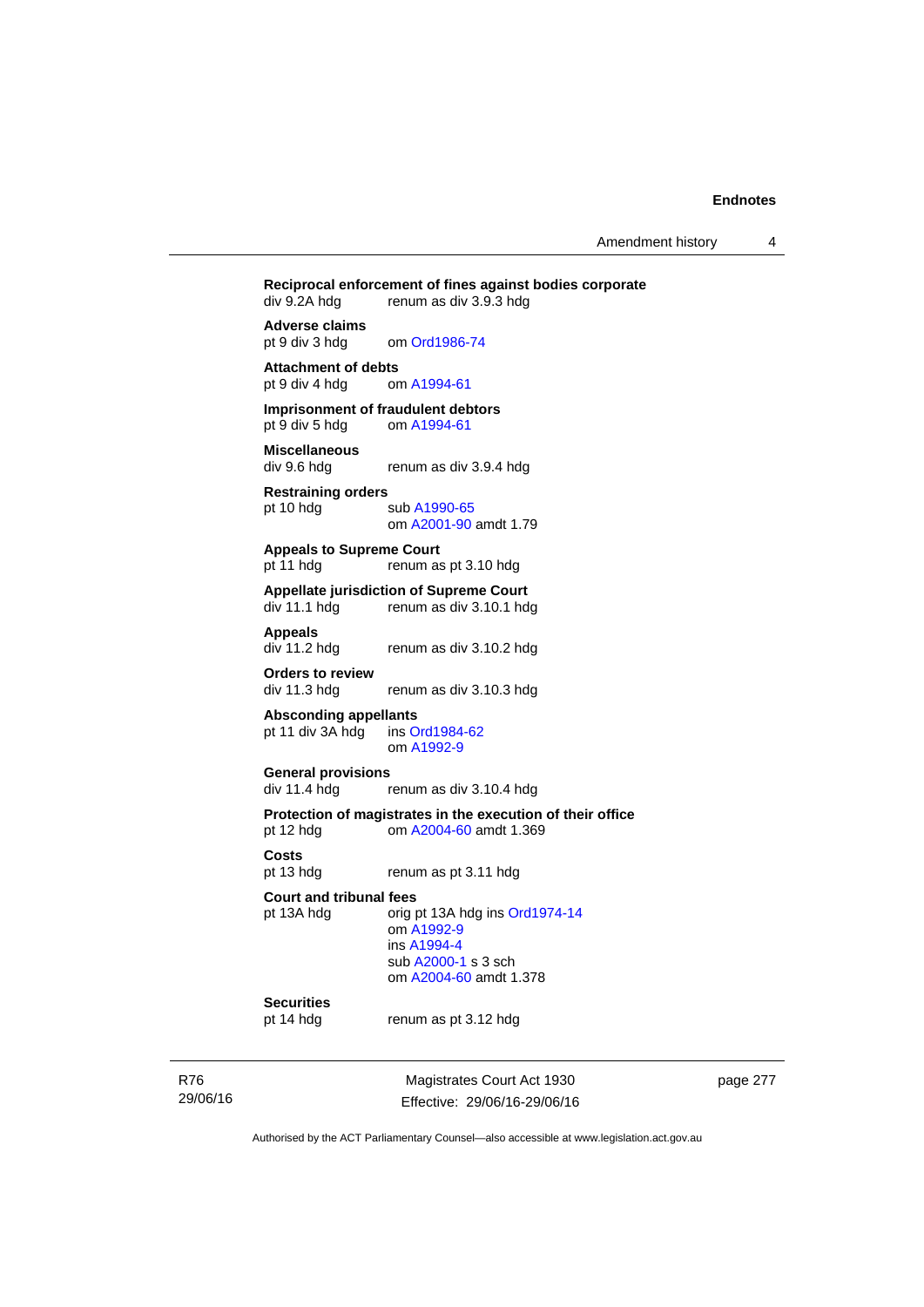**Reciprocal enforcement of fines against bodies corporate**
div 9.2A hdg renum as div 3.9.3 hdg

**Adverse claims**
pt 9 div 3 hdg om Ord1986-74

**Attachment of debts**
pt 9 div 4 hdg om A1994-61

**Imprisonment of fraudulent debtors**
pt 9 div 5 hdg om A1994-61

**Miscellaneous**
div 9.6 hdg renum as div 3.9.4 hdg

**Restraining orders**
pt 10 hdg sub A1990-65
om A2001-90 amdt 1.79

**Appeals to Supreme Court**
pt 11 hdg renum as pt 3.10 hdg

**Appellate jurisdiction of Supreme Court**
div 11.1 hdg renum as div 3.10.1 hdg

**Appeals**
div 11.2 hdg renum as div 3.10.2 hdg

**Orders to review**
div 11.3 hdg renum as div 3.10.3 hdg

**Absconding appellants**
pt 11 div 3A hdg ins Ord1984-62
om A1992-9

**General provisions**
div 11.4 hdg renum as div 3.10.4 hdg

**Protection of magistrates in the execution of their office**
pt 12 hdg om A2004-60 amdt 1.369

**Costs**
pt 13 hdg renum as pt 3.11 hdg

**Court and tribunal fees**
pt 13A hdg orig pt 13A hdg ins Ord1974-14
om A1992-9
ins A1994-4
sub A2000-1 s 3 sch
om A2004-60 amdt 1.378

**Securities**
pt 14 hdg renum as pt 3.12 hdg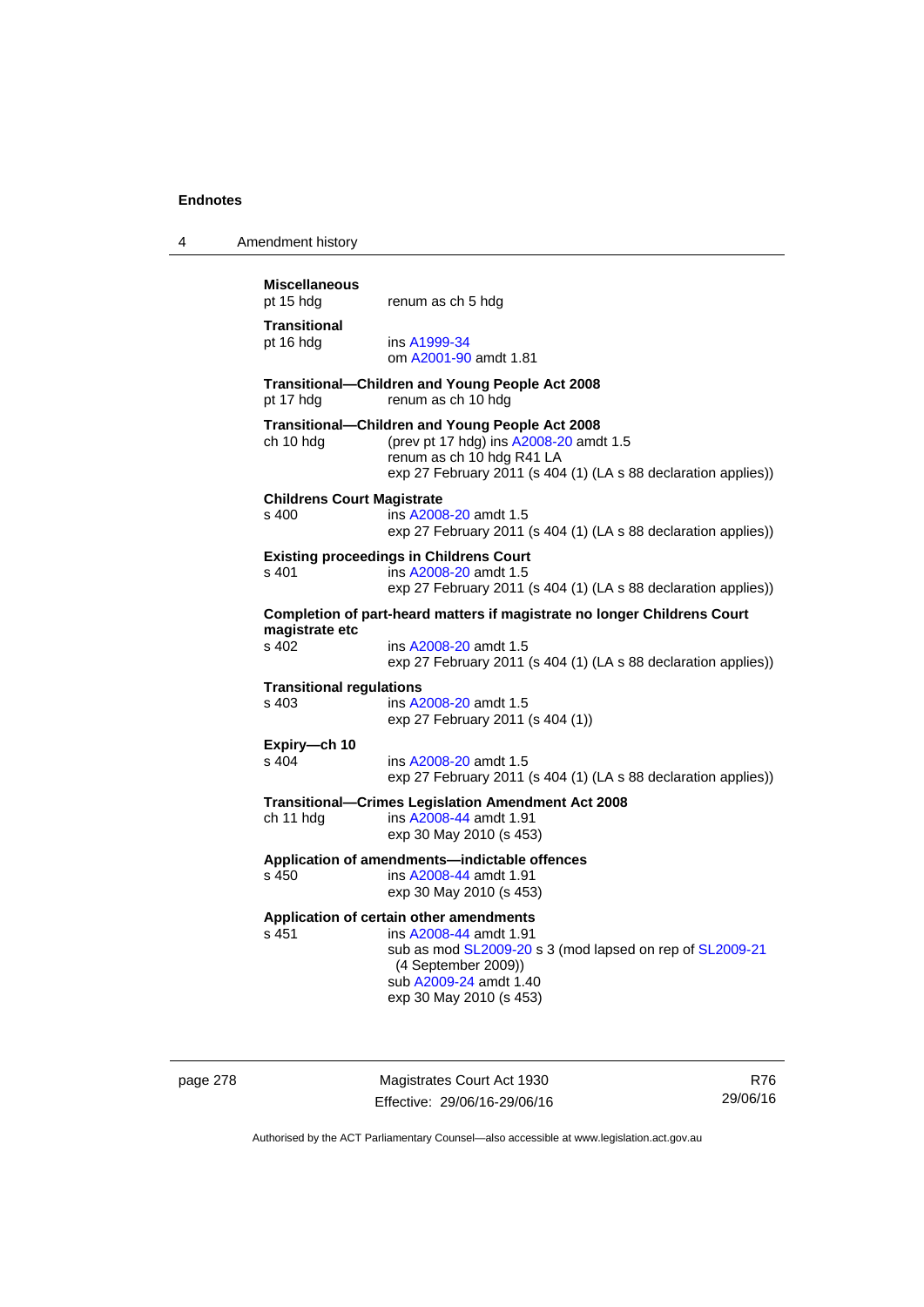**Miscellaneous**
pt 15 hdg renum as ch 5 hdg

**Transitional**
pt 16 hdg ins A1999-34
om A2001-90 amdt 1.81

**Transitional—Children and Young People Act 2008**
pt 17 hdg renum as ch 10 hdg

**Transitional—Children and Young People Act 2008**
ch 10 hdg (prev pt 17 hdg) ins A2008-20 amdt 1.5
renum as ch 10 hdg R41 LA
exp 27 February 2011 (s 404 (1) (LA s 88 declaration applies))

**Childrens Court Magistrate**
s 400 ins A2008-20 amdt 1.5
exp 27 February 2011 (s 404 (1) (LA s 88 declaration applies))

**Existing proceedings in Childrens Court**
s 401 ins A2008-20 amdt 1.5
exp 27 February 2011 (s 404 (1) (LA s 88 declaration applies))

**Completion of part-heard matters if magistrate no longer Childrens Court magistrate etc**
s 402 ins A2008-20 amdt 1.5
exp 27 February 2011 (s 404 (1) (LA s 88 declaration applies))

**Transitional regulations**
s 403 ins A2008-20 amdt 1.5
exp 27 February 2011 (s 404 (1))

**Expiry—ch 10**
s 404 ins A2008-20 amdt 1.5
exp 27 February 2011 (s 404 (1) (LA s 88 declaration applies))

**Transitional—Crimes Legislation Amendment Act 2008**
ch 11 hdg ins A2008-44 amdt 1.91
exp 30 May 2010 (s 453)

**Application of amendments—indictable offences**
s 450 ins A2008-44 amdt 1.91
exp 30 May 2010 (s 453)

**Application of certain other amendments**
s 451 ins A2008-44 amdt 1.91
sub as mod SL2009-20 s 3 (mod lapsed on rep of SL2009-21 (4 September 2009))
sub A2009-24 amdt 1.40
exp 30 May 2010 (s 453)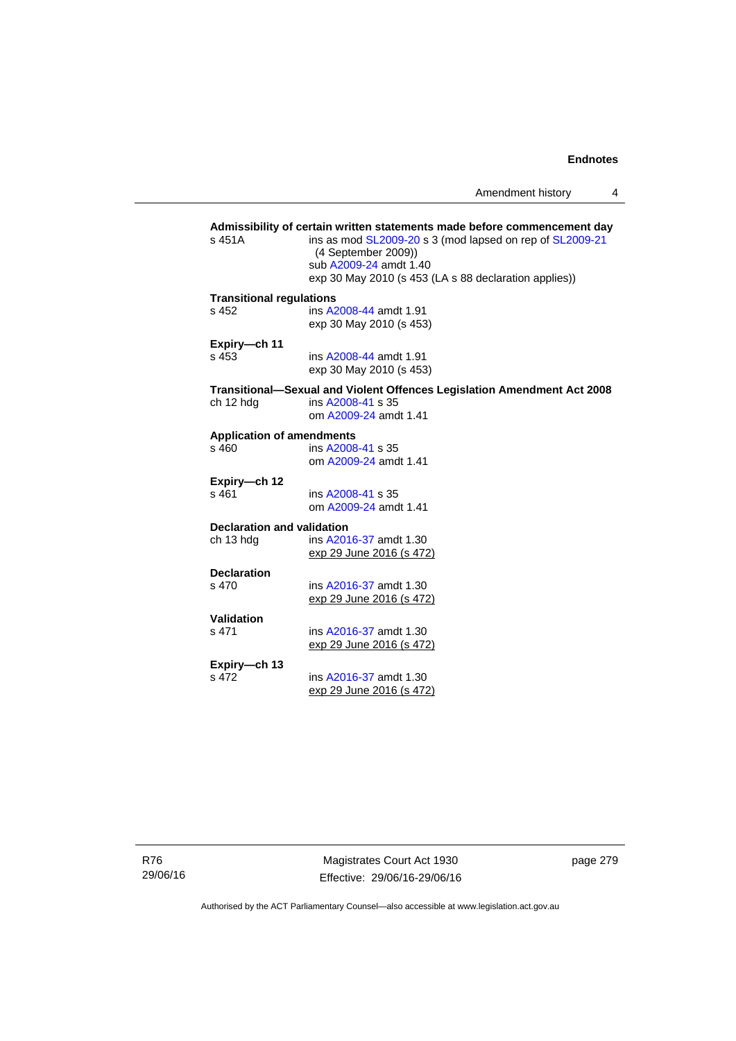**Admissibility of certain written statements made before commencement day**

s 451A ins as mod SL2009-20 s 3 (mod lapsed on rep of SL2009-21 (4 September 2009))
sub A2009-24 amdt 1.40
exp 30 May 2010 (s 453 (LA s 88 declaration applies))

**Transitional regulations**

s 452 ins A2008-44 amdt 1.91
exp 30 May 2010 (s 453)

**Expiry—ch 11**

s 453 ins A2008-44 amdt 1.91
exp 30 May 2010 (s 453)

**Transitional—Sexual and Violent Offences Legislation Amendment Act 2008**

ch 12 hdg ins A2008-41 s 35
om A2009-24 amdt 1.41

**Application of amendments**

s 460 ins A2008-41 s 35
om A2009-24 amdt 1.41

**Expiry—ch 12**

s 461 ins A2008-41 s 35
om A2009-24 amdt 1.41

**Declaration and validation**

ch 13 hdg ins A2016-37 amdt 1.30
exp 29 June 2016 (s 472)

**Declaration**

s 470 ins A2016-37 amdt 1.30
exp 29 June 2016 (s 472)

**Validation**

s 471 ins A2016-37 amdt 1.30
exp 29 June 2016 (s 472)

**Expiry—ch 13**

s 472 ins A2016-37 amdt 1.30
exp 29 June 2016 (s 472)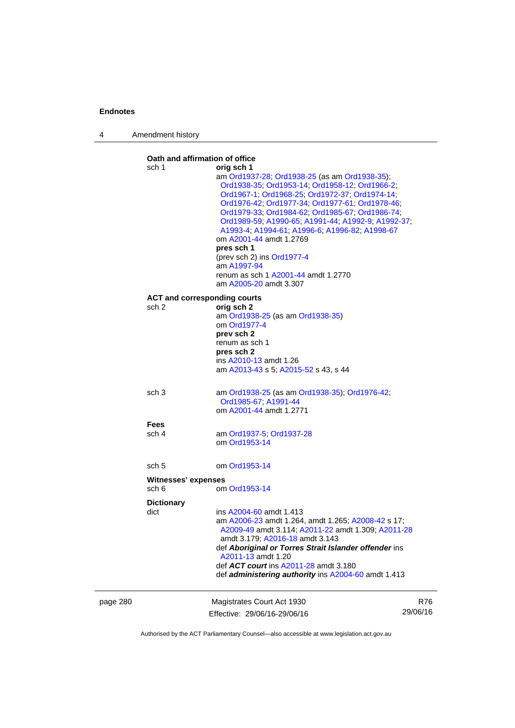**Oath and affirmation of office**

sch 1 — **orig sch 1**
am Ord1937-28; Ord1938-25 (as am Ord1938-35); Ord1938-35; Ord1953-14; Ord1958-12; Ord1966-2; Ord1967-1; Ord1968-25; Ord1972-37; Ord1974-14; Ord1976-42; Ord1977-34; Ord1977-61; Ord1978-46; Ord1979-33; Ord1984-62; Ord1985-67; Ord1986-74; Ord1989-59; A1990-65; A1991-44; A1992-9; A1992-37; A1993-4; A1994-61; A1996-6; A1996-82; A1998-67
om A2001-44 amdt 1.2769
**pres sch 1**
(prev sch 2) ins Ord1977-4
am A1997-94
renum as sch 1 A2001-44 amdt 1.2770
am A2005-20 amdt 3.307

**ACT and corresponding courts**

sch 2 — **orig sch 2**
am Ord1938-25 (as am Ord1938-35)
om Ord1977-4
**prev sch 2**
renum as sch 1
**pres sch 2**
ins A2010-13 amdt 1.26
am A2013-43 s 5; A2015-52 s 43, s 44

sch 3 — am Ord1938-25 (as am Ord1938-35); Ord1976-42; Ord1985-67; A1991-44
om A2001-44 amdt 1.2771

**Fees**

sch 4 — am Ord1937-5; Ord1937-28
om Ord1953-14

sch 5 — om Ord1953-14

**Witnesses' expenses**

sch 6 — om Ord1953-14

**Dictionary**

dict — ins A2004-60 amdt 1.413
am A2006-23 amdt 1.264, amdt 1.265; A2008-42 s 17; A2009-49 amdt 3.114; A2011-22 amdt 1.309; A2011-28 amdt 3.179; A2016-18 amdt 3.143
def ***Aboriginal or Torres Strait Islander offender*** ins A2011-13 amdt 1.20
def ***ACT court*** ins A2011-28 amdt 3.180
def ***administering authority*** ins A2004-60 amdt 1.413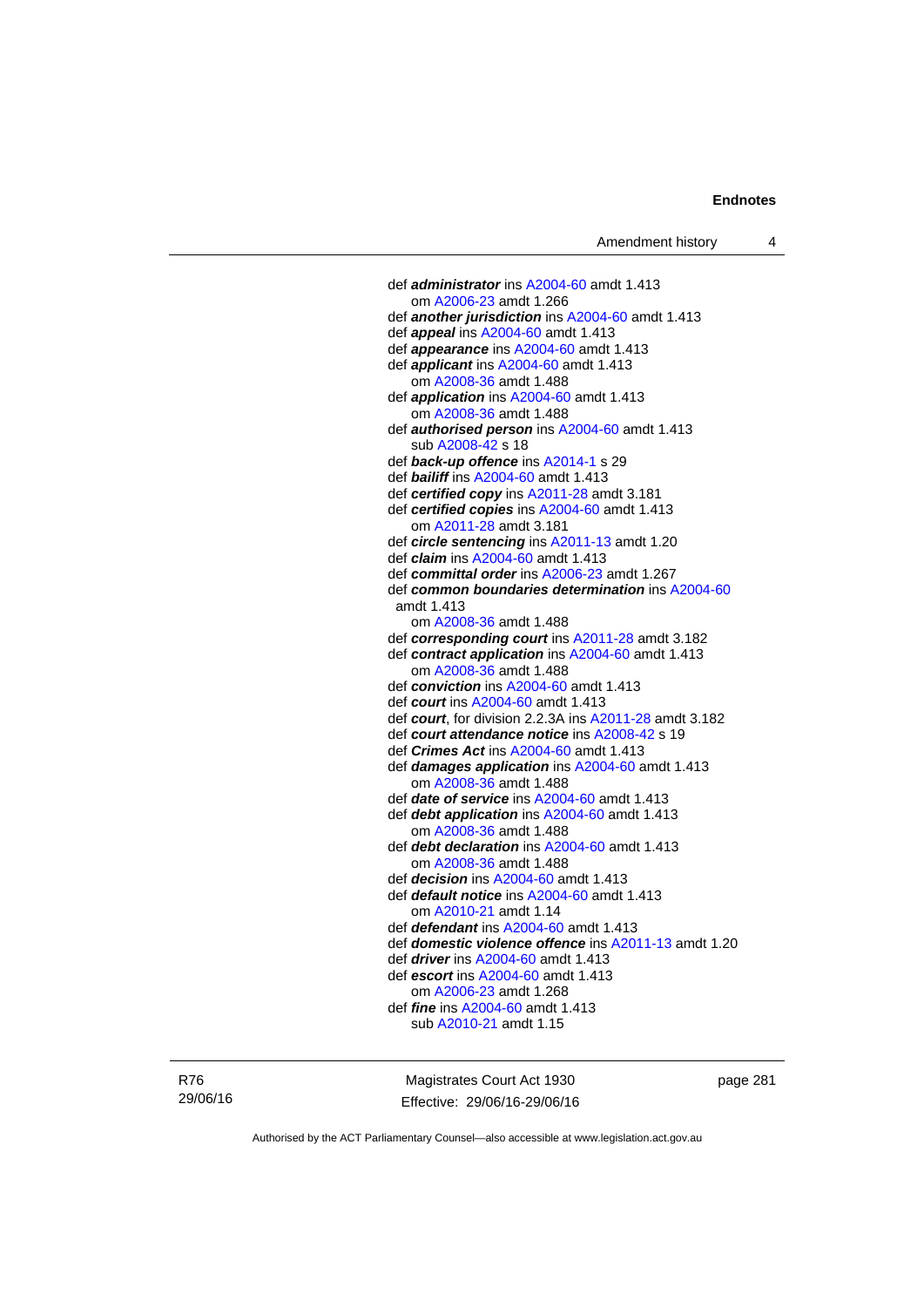def ***administrator*** ins A2004-60 amdt 1.413
om A2006-23 amdt 1.266

def ***another jurisdiction*** ins A2004-60 amdt 1.413

def ***appeal*** ins A2004-60 amdt 1.413

def ***appearance*** ins A2004-60 amdt 1.413

def ***applicant*** ins A2004-60 amdt 1.413
om A2008-36 amdt 1.488

def ***application*** ins A2004-60 amdt 1.413
om A2008-36 amdt 1.488

def ***authorised person*** ins A2004-60 amdt 1.413
sub A2008-42 s 18

def ***back-up offence*** ins A2014-1 s 29

def ***bailiff*** ins A2004-60 amdt 1.413

def ***certified copy*** ins A2011-28 amdt 3.181

def ***certified copies*** ins A2004-60 amdt 1.413
om A2011-28 amdt 3.181

def ***circle sentencing*** ins A2011-13 amdt 1.20

def ***claim*** ins A2004-60 amdt 1.413

def ***committal order*** ins A2006-23 amdt 1.267

def ***common boundaries determination*** ins A2004-60 amdt 1.413
om A2008-36 amdt 1.488

def ***corresponding court*** ins A2011-28 amdt 3.182

def ***contract application*** ins A2004-60 amdt 1.413
om A2008-36 amdt 1.488

def ***conviction*** ins A2004-60 amdt 1.413

def ***court*** ins A2004-60 amdt 1.413

def ***court***, for division 2.2.3A ins A2011-28 amdt 3.182

def ***court attendance notice*** ins A2008-42 s 19

def ***Crimes Act*** ins A2004-60 amdt 1.413

def ***damages application*** ins A2004-60 amdt 1.413
om A2008-36 amdt 1.488

def ***date of service*** ins A2004-60 amdt 1.413

def ***debt application*** ins A2004-60 amdt 1.413
om A2008-36 amdt 1.488

def ***debt declaration*** ins A2004-60 amdt 1.413
om A2008-36 amdt 1.488

def ***decision*** ins A2004-60 amdt 1.413

def ***default notice*** ins A2004-60 amdt 1.413
om A2010-21 amdt 1.14

def ***defendant*** ins A2004-60 amdt 1.413

def ***domestic violence offence*** ins A2011-13 amdt 1.20

def ***driver*** ins A2004-60 amdt 1.413

def ***escort*** ins A2004-60 amdt 1.413
om A2006-23 amdt 1.268

def ***fine*** ins A2004-60 amdt 1.413
sub A2010-21 amdt 1.15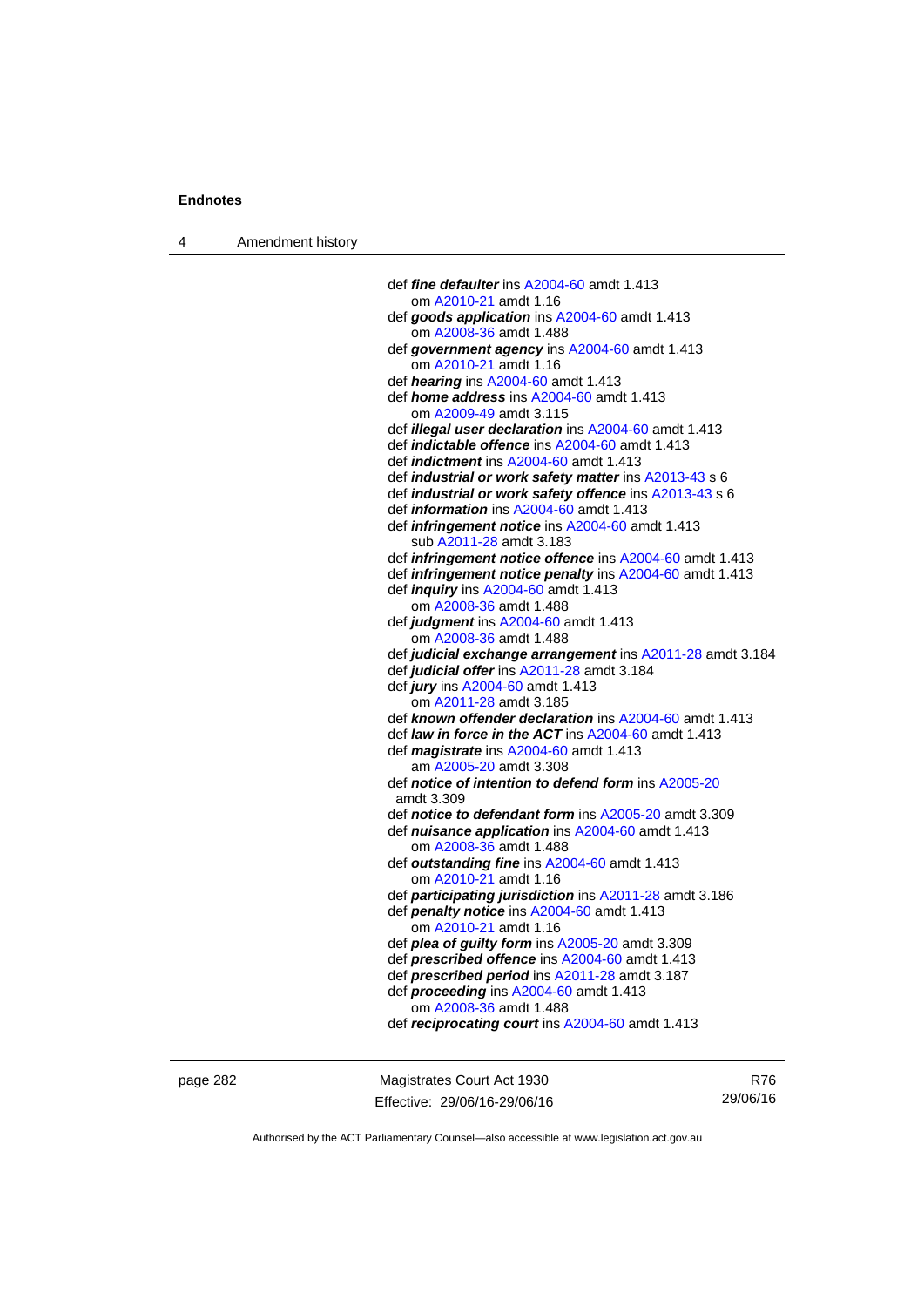def ***fine defaulter*** ins A2004-60 amdt 1.413
om A2010-21 amdt 1.16
def ***goods application*** ins A2004-60 amdt 1.413
om A2008-36 amdt 1.488
def ***government agency*** ins A2004-60 amdt 1.413
om A2010-21 amdt 1.16
def ***hearing*** ins A2004-60 amdt 1.413
def ***home address*** ins A2004-60 amdt 1.413
om A2009-49 amdt 3.115
def ***illegal user declaration*** ins A2004-60 amdt 1.413
def ***indictable offence*** ins A2004-60 amdt 1.413
def ***indictment*** ins A2004-60 amdt 1.413
def ***industrial or work safety matter*** ins A2013-43 s 6
def ***industrial or work safety offence*** ins A2013-43 s 6
def ***information*** ins A2004-60 amdt 1.413
def ***infringement notice*** ins A2004-60 amdt 1.413
sub A2011-28 amdt 3.183
def ***infringement notice offence*** ins A2004-60 amdt 1.413
def ***infringement notice penalty*** ins A2004-60 amdt 1.413
def ***inquiry*** ins A2004-60 amdt 1.413
om A2008-36 amdt 1.488
def ***judgment*** ins A2004-60 amdt 1.413
om A2008-36 amdt 1.488
def ***judicial exchange arrangement*** ins A2011-28 amdt 3.184
def ***judicial offer*** ins A2011-28 amdt 3.184
def ***jury*** ins A2004-60 amdt 1.413
om A2011-28 amdt 3.185
def ***known offender declaration*** ins A2004-60 amdt 1.413
def ***law in force in the ACT*** ins A2004-60 amdt 1.413
def ***magistrate*** ins A2004-60 amdt 1.413
am A2005-20 amdt 3.308
def ***notice of intention to defend form*** ins A2005-20 amdt 3.309
def ***notice to defendant form*** ins A2005-20 amdt 3.309
def ***nuisance application*** ins A2004-60 amdt 1.413
om A2008-36 amdt 1.488
def ***outstanding fine*** ins A2004-60 amdt 1.413
om A2010-21 amdt 1.16
def ***participating jurisdiction*** ins A2011-28 amdt 3.186
def ***penalty notice*** ins A2004-60 amdt 1.413
om A2010-21 amdt 1.16
def ***plea of guilty form*** ins A2005-20 amdt 3.309
def ***prescribed offence*** ins A2004-60 amdt 1.413
def ***prescribed period*** ins A2011-28 amdt 3.187
def ***proceeding*** ins A2004-60 amdt 1.413
om A2008-36 amdt 1.488
def ***reciprocating court*** ins A2004-60 amdt 1.413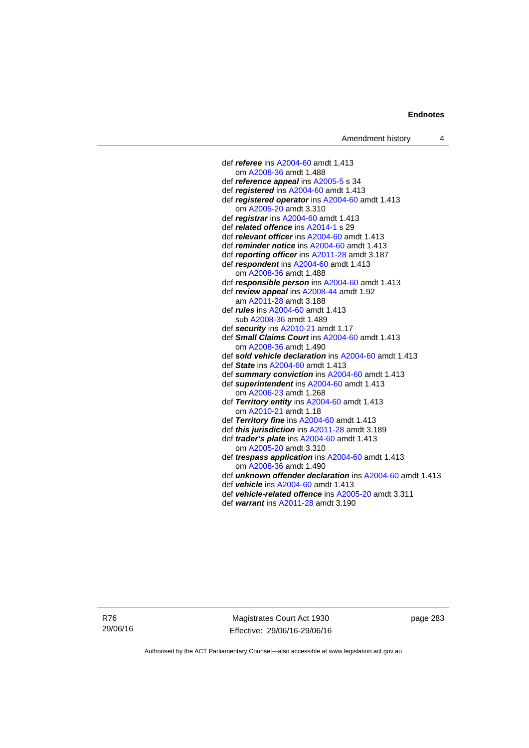def ***referee*** ins A2004-60 amdt 1.413
 om A2008-36 amdt 1.488
def ***reference appeal*** ins A2005-5 s 34
def ***registered*** ins A2004-60 amdt 1.413
def ***registered operator*** ins A2004-60 amdt 1.413
 om A2005-20 amdt 3.310
def ***registrar*** ins A2004-60 amdt 1.413
def ***related offence*** ins A2014-1 s 29
def ***relevant officer*** ins A2004-60 amdt 1.413
def ***reminder notice*** ins A2004-60 amdt 1.413
def ***reporting officer*** ins A2011-28 amdt 3.187
def ***respondent*** ins A2004-60 amdt 1.413
 om A2008-36 amdt 1.488
def ***responsible person*** ins A2004-60 amdt 1.413
def ***review appeal*** ins A2008-44 amdt 1.92
 am A2011-28 amdt 3.188
def ***rules*** ins A2004-60 amdt 1.413
 sub A2008-36 amdt 1.489
def ***security*** ins A2010-21 amdt 1.17
def ***Small Claims Court*** ins A2004-60 amdt 1.413
 om A2008-36 amdt 1.490
def ***sold vehicle declaration*** ins A2004-60 amdt 1.413
def ***State*** ins A2004-60 amdt 1.413
def ***summary conviction*** ins A2004-60 amdt 1.413
def ***superintendent*** ins A2004-60 amdt 1.413
 om A2006-23 amdt 1.268
def ***Territory entity*** ins A2004-60 amdt 1.413
 om A2010-21 amdt 1.18
def ***Territory fine*** ins A2004-60 amdt 1.413
def ***this jurisdiction*** ins A2011-28 amdt 3.189
def ***trader's plate*** ins A2004-60 amdt 1.413
 om A2005-20 amdt 3.310
def ***trespass application*** ins A2004-60 amdt 1.413
 om A2008-36 amdt 1.490
def ***unknown offender declaration*** ins A2004-60 amdt 1.413
def ***vehicle*** ins A2004-60 amdt 1.413
def ***vehicle-related offence*** ins A2005-20 amdt 3.311
def ***warrant*** ins A2011-28 amdt 3.190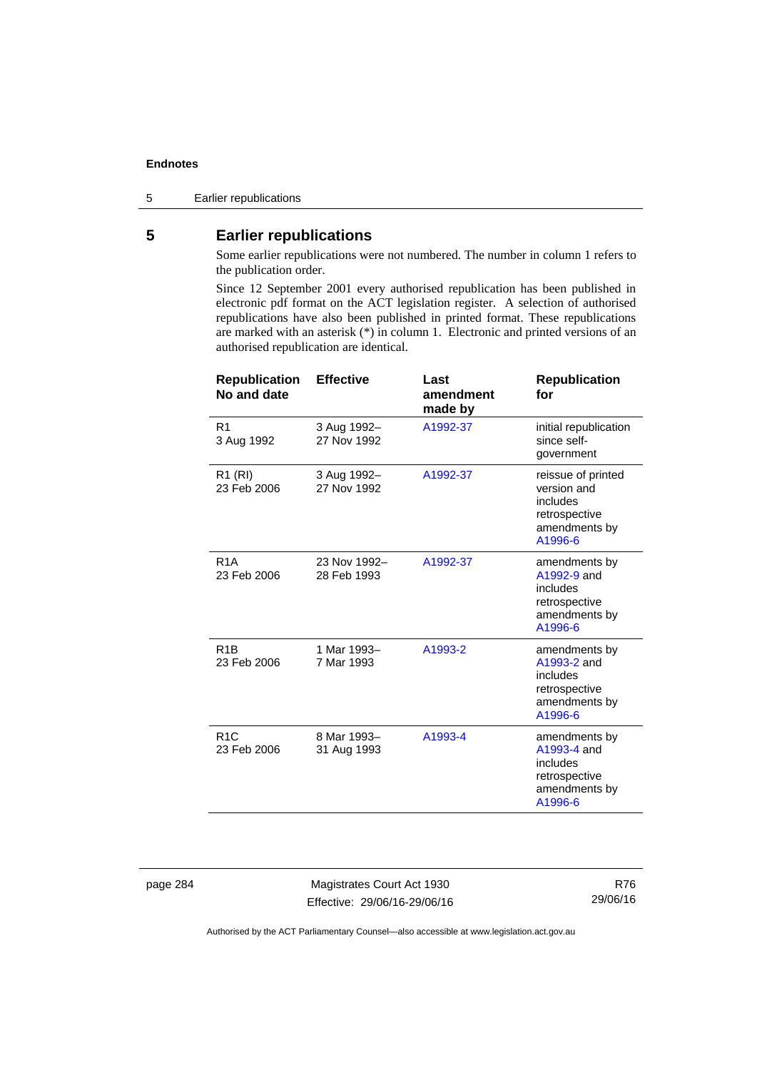## 5 Earlier republications

Some earlier republications were not numbered. The number in column 1 refers to the publication order.

Since 12 September 2001 every authorised republication has been published in electronic pdf format on the ACT legislation register. A selection of authorised republications have also been published in printed format. These republications are marked with an asterisk (*) in column 1. Electronic and printed versions of an authorised republication are identical.

| Republication No and date | Effective | Last amendment made by | Republication for |
|---|---|---|---|
| R1<br>3 Aug 1992 | 3 Aug 1992–<br>27 Nov 1992 | A1992-37 | initial republication since self-government |
| R1 (RI)<br>23 Feb 2006 | 3 Aug 1992–<br>27 Nov 1992 | A1992-37 | reissue of printed version and includes retrospective amendments by A1996-6 |
| R1A<br>23 Feb 2006 | 23 Nov 1992–<br>28 Feb 1993 | A1992-37 | amendments by A1992-9 and includes retrospective amendments by A1996-6 |
| R1B<br>23 Feb 2006 | 1 Mar 1993–<br>7 Mar 1993 | A1993-2 | amendments by A1993-2 and includes retrospective amendments by A1996-6 |
| R1C<br>23 Feb 2006 | 8 Mar 1993–<br>31 Aug 1993 | A1993-4 | amendments by A1993-4 and includes retrospective amendments by A1996-6 |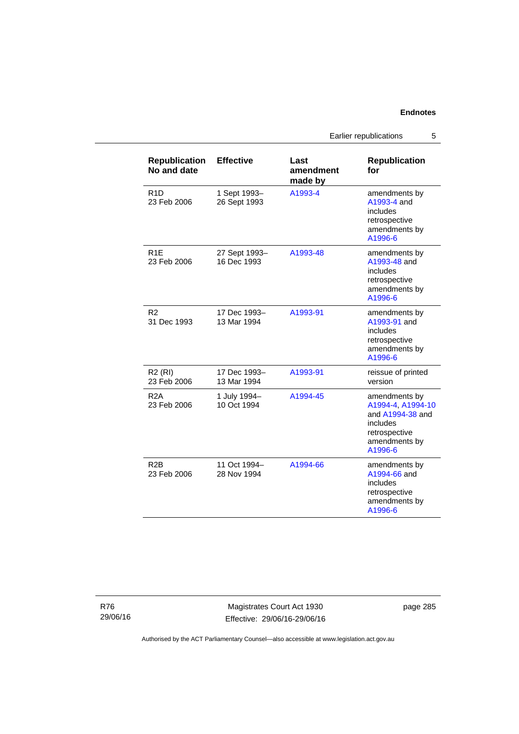| Republication No and date | Effective | Last amendment made by | Republication for |
|---|---|---|---|
| R1D 23 Feb 2006 | 1 Sept 1993– 26 Sept 1993 | A1993-4 | amendments by A1993-4 and includes retrospective amendments by A1996-6 |
| R1E 23 Feb 2006 | 27 Sept 1993– 16 Dec 1993 | A1993-48 | amendments by A1993-48 and includes retrospective amendments by A1996-6 |
| R2 31 Dec 1993 | 17 Dec 1993– 13 Mar 1994 | A1993-91 | amendments by A1993-91 and includes retrospective amendments by A1996-6 |
| R2 (RI) 23 Feb 2006 | 17 Dec 1993– 13 Mar 1994 | A1993-91 | reissue of printed version |
| R2A 23 Feb 2006 | 1 July 1994– 10 Oct 1994 | A1994-45 | amendments by A1994-4, A1994-10 and A1994-38 and includes retrospective amendments by A1996-6 |
| R2B 23 Feb 2006 | 11 Oct 1994– 28 Nov 1994 | A1994-66 | amendments by A1994-66 and includes retrospective amendments by A1996-6 |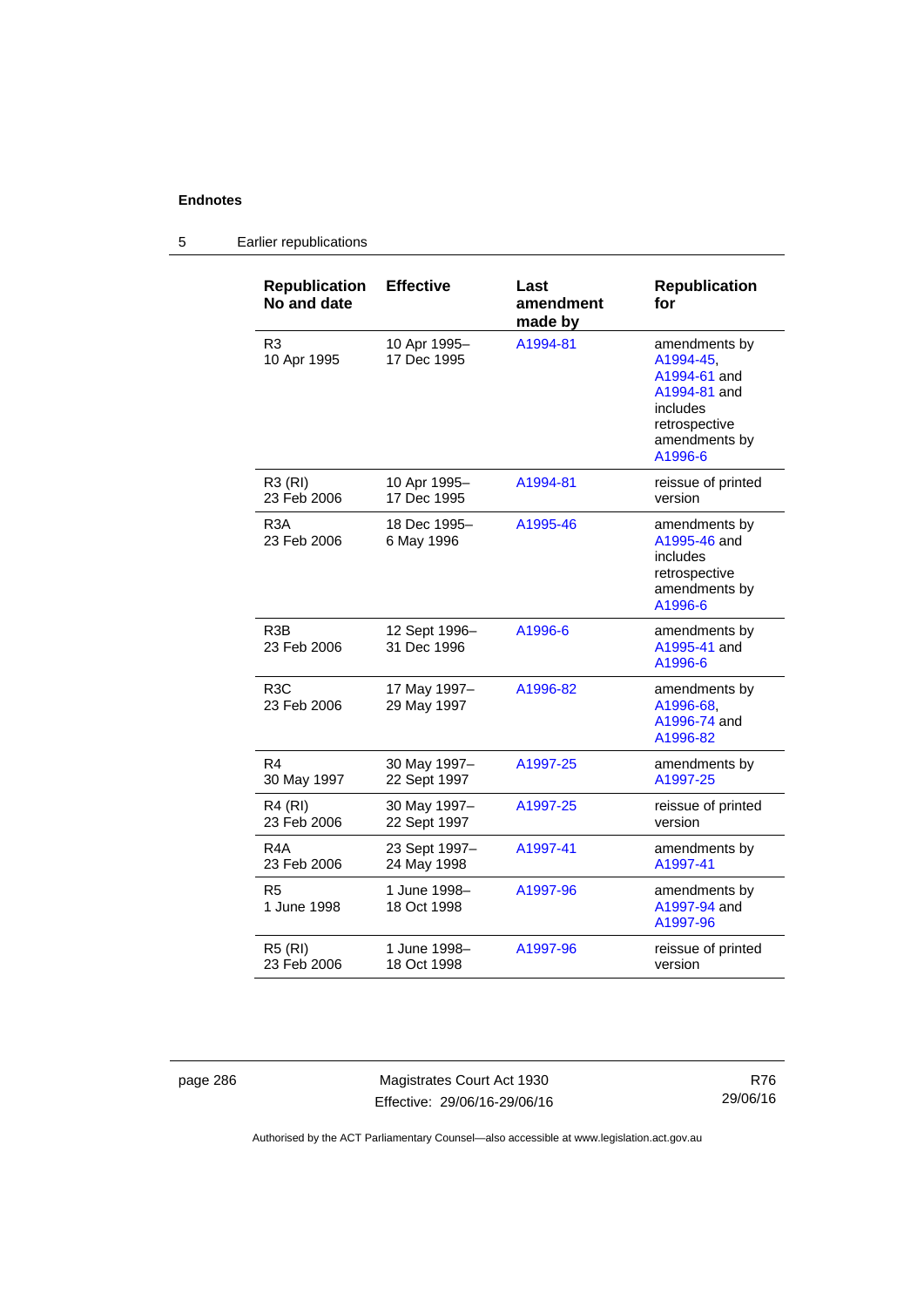## 5 Earlier republications

| Republication No and date | Effective | Last amendment made by | Republication for |
|---|---|---|---|
| R3 10 Apr 1995 | 10 Apr 1995– 17 Dec 1995 | A1994-81 | amendments by A1994-45, A1994-61 and A1994-81 and includes retrospective amendments by A1996-6 |
| R3 (RI) 23 Feb 2006 | 10 Apr 1995– 17 Dec 1995 | A1994-81 | reissue of printed version |
| R3A 23 Feb 2006 | 18 Dec 1995– 6 May 1996 | A1995-46 | amendments by A1995-46 and includes retrospective amendments by A1996-6 |
| R3B 23 Feb 2006 | 12 Sept 1996– 31 Dec 1996 | A1996-6 | amendments by A1995-41 and A1996-6 |
| R3C 23 Feb 2006 | 17 May 1997– 29 May 1997 | A1996-82 | amendments by A1996-68, A1996-74 and A1996-82 |
| R4 30 May 1997 | 30 May 1997– 22 Sept 1997 | A1997-25 | amendments by A1997-25 |
| R4 (RI) 23 Feb 2006 | 30 May 1997– 22 Sept 1997 | A1997-25 | reissue of printed version |
| R4A 23 Feb 2006 | 23 Sept 1997– 24 May 1998 | A1997-41 | amendments by A1997-41 |
| R5 1 June 1998 | 1 June 1998– 18 Oct 1998 | A1997-96 | amendments by A1997-94 and A1997-96 |
| R5 (RI) 23 Feb 2006 | 1 June 1998– 18 Oct 1998 | A1997-96 | reissue of printed version |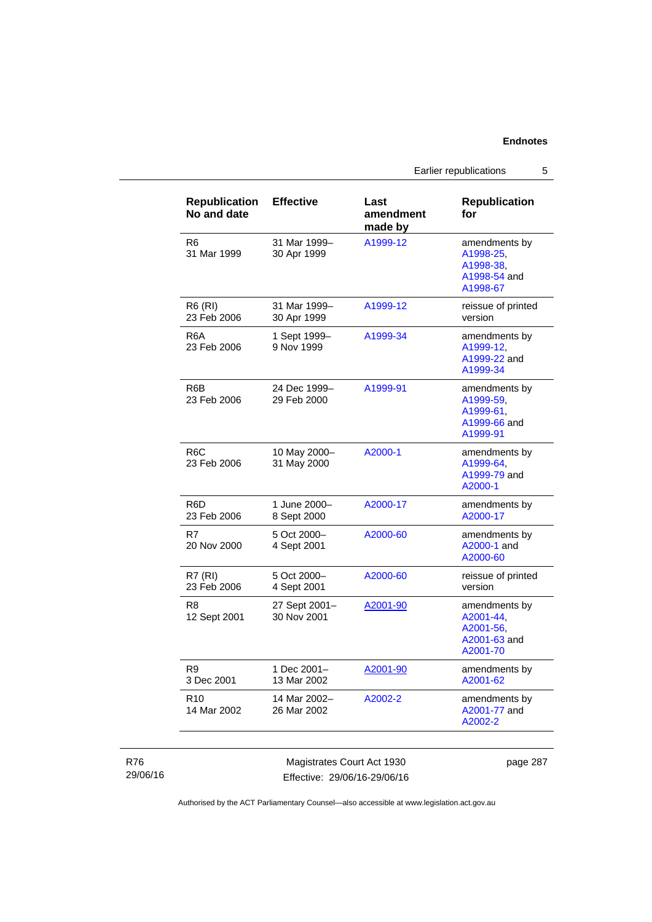| Republication No and date | Effective | Last amendment made by | Republication for |
|---|---|---|---|
| R6<br>31 Mar 1999 | 31 Mar 1999–<br>30 Apr 1999 | A1999-12 | amendments by A1998-25, A1998-38, A1998-54 and A1998-67 |
| R6 (RI)<br>23 Feb 2006 | 31 Mar 1999–<br>30 Apr 1999 | A1999-12 | reissue of printed version |
| R6A<br>23 Feb 2006 | 1 Sept 1999–<br>9 Nov 1999 | A1999-34 | amendments by A1999-12, A1999-22 and A1999-34 |
| R6B<br>23 Feb 2006 | 24 Dec 1999–<br>29 Feb 2000 | A1999-91 | amendments by A1999-59, A1999-61, A1999-66 and A1999-91 |
| R6C<br>23 Feb 2006 | 10 May 2000–<br>31 May 2000 | A2000-1 | amendments by A1999-64, A1999-79 and A2000-1 |
| R6D<br>23 Feb 2006 | 1 June 2000–<br>8 Sept 2000 | A2000-17 | amendments by A2000-17 |
| R7<br>20 Nov 2000 | 5 Oct 2000–<br>4 Sept 2001 | A2000-60 | amendments by A2000-1 and A2000-60 |
| R7 (RI)<br>23 Feb 2006 | 5 Oct 2000–<br>4 Sept 2001 | A2000-60 | reissue of printed version |
| R8<br>12 Sept 2001 | 27 Sept 2001–<br>30 Nov 2001 | A2001-90 | amendments by A2001-44, A2001-56, A2001-63 and A2001-70 |
| R9<br>3 Dec 2001 | 1 Dec 2001–<br>13 Mar 2002 | A2001-90 | amendments by A2001-62 |
| R10<br>14 Mar 2002 | 14 Mar 2002–<br>26 Mar 2002 | A2002-2 | amendments by A2001-77 and A2002-2 |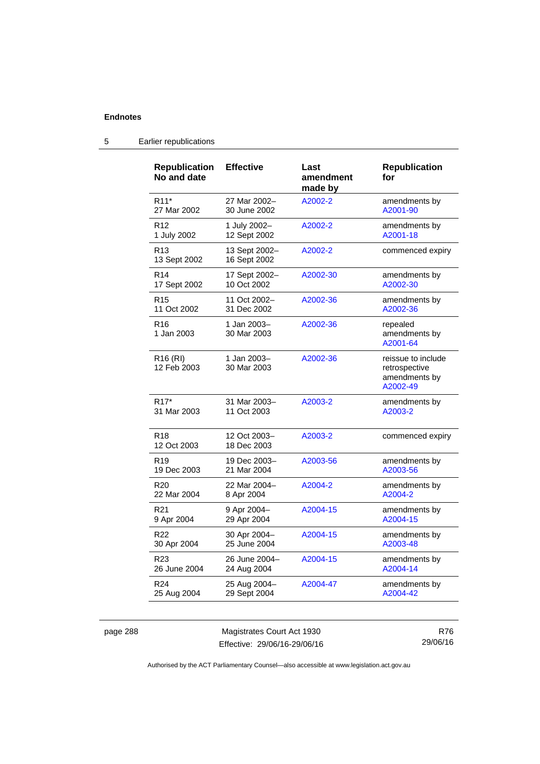## Endnotes

### 5 Earlier republications

| Republication No and date | Effective | Last amendment made by | Republication for |
|---|---|---|---|
| R11* 27 Mar 2002 | 27 Mar 2002– 30 June 2002 | A2002-2 | amendments by A2001-90 |
| R12 1 July 2002 | 1 July 2002– 12 Sept 2002 | A2002-2 | amendments by A2001-18 |
| R13 13 Sept 2002 | 13 Sept 2002– 16 Sept 2002 | A2002-2 | commenced expiry |
| R14 17 Sept 2002 | 17 Sept 2002– 10 Oct 2002 | A2002-30 | amendments by A2002-30 |
| R15 11 Oct 2002 | 11 Oct 2002– 31 Dec 2002 | A2002-36 | amendments by A2002-36 |
| R16 1 Jan 2003 | 1 Jan 2003– 30 Mar 2003 | A2002-36 | repealed amendments by A2001-64 |
| R16 (RI) 12 Feb 2003 | 1 Jan 2003– 30 Mar 2003 | A2002-36 | reissue to include retrospective amendments by A2002-49 |
| R17* 31 Mar 2003 | 31 Mar 2003– 11 Oct 2003 | A2003-2 | amendments by A2003-2 |
| R18 12 Oct 2003 | 12 Oct 2003– 18 Dec 2003 | A2003-2 | commenced expiry |
| R19 19 Dec 2003 | 19 Dec 2003– 21 Mar 2004 | A2003-56 | amendments by A2003-56 |
| R20 22 Mar 2004 | 22 Mar 2004– 8 Apr 2004 | A2004-2 | amendments by A2004-2 |
| R21 9 Apr 2004 | 9 Apr 2004– 29 Apr 2004 | A2004-15 | amendments by A2004-15 |
| R22 30 Apr 2004 | 30 Apr 2004– 25 June 2004 | A2004-15 | amendments by A2003-48 |
| R23 26 June 2004 | 26 June 2004– 24 Aug 2004 | A2004-15 | amendments by A2004-14 |
| R24 25 Aug 2004 | 25 Aug 2004– 29 Sept 2004 | A2004-47 | amendments by A2004-42 |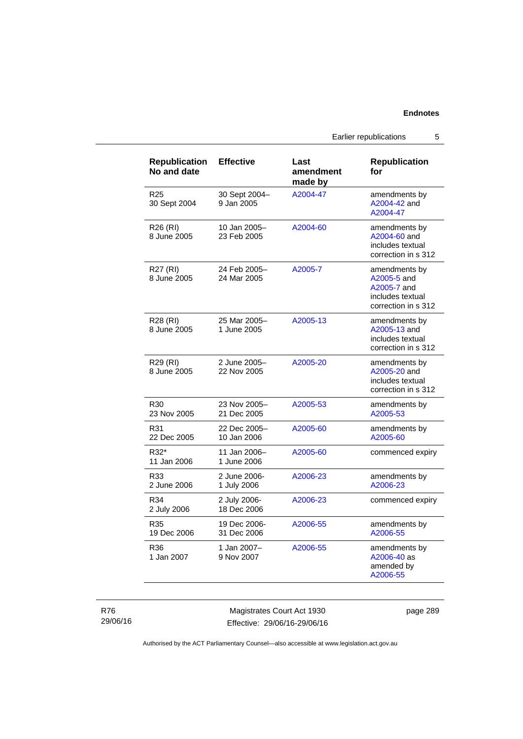| Republication No and date | Effective | Last amendment made by | Republication for |
|---|---|---|---|
| R25<br>30 Sept 2004 | 30 Sept 2004–<br>9 Jan 2005 | A2004-47 | amendments by A2004-42 and A2004-47 |
| R26 (RI)<br>8 June 2005 | 10 Jan 2005–<br>23 Feb 2005 | A2004-60 | amendments by A2004-60 and includes textual correction in s 312 |
| R27 (RI)<br>8 June 2005 | 24 Feb 2005–<br>24 Mar 2005 | A2005-7 | amendments by A2005-5 and A2005-7 and includes textual correction in s 312 |
| R28 (RI)<br>8 June 2005 | 25 Mar 2005–<br>1 June 2005 | A2005-13 | amendments by A2005-13 and includes textual correction in s 312 |
| R29 (RI)<br>8 June 2005 | 2 June 2005–<br>22 Nov 2005 | A2005-20 | amendments by A2005-20 and includes textual correction in s 312 |
| R30<br>23 Nov 2005 | 23 Nov 2005–<br>21 Dec 2005 | A2005-53 | amendments by A2005-53 |
| R31<br>22 Dec 2005 | 22 Dec 2005–<br>10 Jan 2006 | A2005-60 | amendments by A2005-60 |
| R32*<br>11 Jan 2006 | 11 Jan 2006–<br>1 June 2006 | A2005-60 | commenced expiry |
| R33<br>2 June 2006 | 2 June 2006-<br>1 July 2006 | A2006-23 | amendments by A2006-23 |
| R34<br>2 July 2006 | 2 July 2006-<br>18 Dec 2006 | A2006-23 | commenced expiry |
| R35<br>19 Dec 2006 | 19 Dec 2006-<br>31 Dec 2006 | A2006-55 | amendments by A2006-55 |
| R36<br>1 Jan 2007 | 1 Jan 2007–<br>9 Nov 2007 | A2006-55 | amendments by A2006-40 as amended by A2006-55 |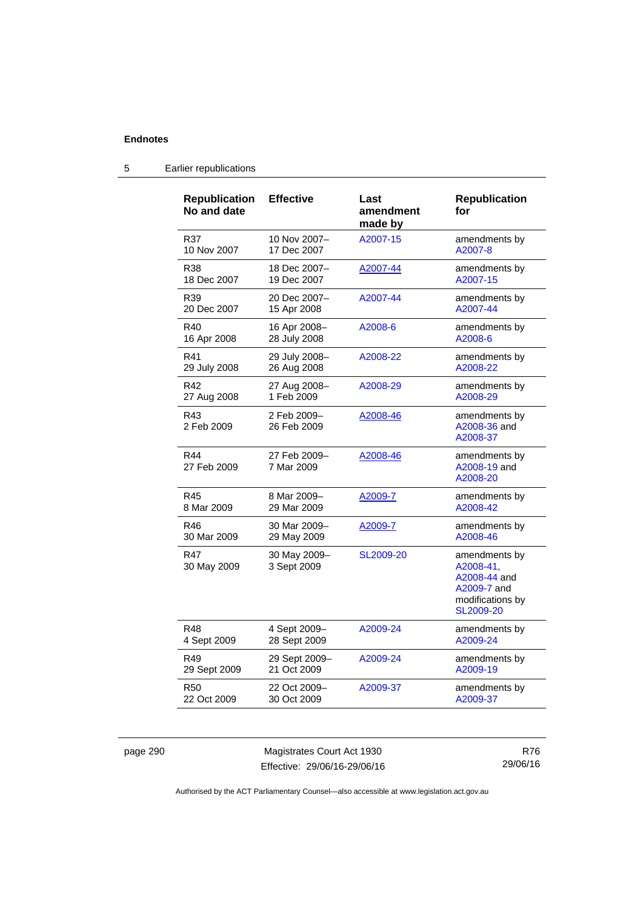**Endnotes**

## 5 Earlier republications

| Republication No and date | Effective | Last amendment made by | Republication for |
|---|---|---|---|
| R37 10 Nov 2007 | 10 Nov 2007– 17 Dec 2007 | A2007-15 | amendments by A2007-8 |
| R38 18 Dec 2007 | 18 Dec 2007– 19 Dec 2007 | A2007-44 | amendments by A2007-15 |
| R39 20 Dec 2007 | 20 Dec 2007– 15 Apr 2008 | A2007-44 | amendments by A2007-44 |
| R40 16 Apr 2008 | 16 Apr 2008– 28 July 2008 | A2008-6 | amendments by A2008-6 |
| R41 29 July 2008 | 29 July 2008– 26 Aug 2008 | A2008-22 | amendments by A2008-22 |
| R42 27 Aug 2008 | 27 Aug 2008– 1 Feb 2009 | A2008-29 | amendments by A2008-29 |
| R43 2 Feb 2009 | 2 Feb 2009– 26 Feb 2009 | A2008-46 | amendments by A2008-36 and A2008-37 |
| R44 27 Feb 2009 | 27 Feb 2009– 7 Mar 2009 | A2008-46 | amendments by A2008-19 and A2008-20 |
| R45 8 Mar 2009 | 8 Mar 2009– 29 Mar 2009 | A2009-7 | amendments by A2008-42 |
| R46 30 Mar 2009 | 30 Mar 2009– 29 May 2009 | A2009-7 | amendments by A2008-46 |
| R47 30 May 2009 | 30 May 2009– 3 Sept 2009 | SL2009-20 | amendments by A2008-41, A2008-44 and A2009-7 and modifications by SL2009-20 |
| R48 4 Sept 2009 | 4 Sept 2009– 28 Sept 2009 | A2009-24 | amendments by A2009-24 |
| R49 29 Sept 2009 | 29 Sept 2009– 21 Oct 2009 | A2009-24 | amendments by A2009-19 |
| R50 22 Oct 2009 | 22 Oct 2009– 30 Oct 2009 | A2009-37 | amendments by A2009-37 |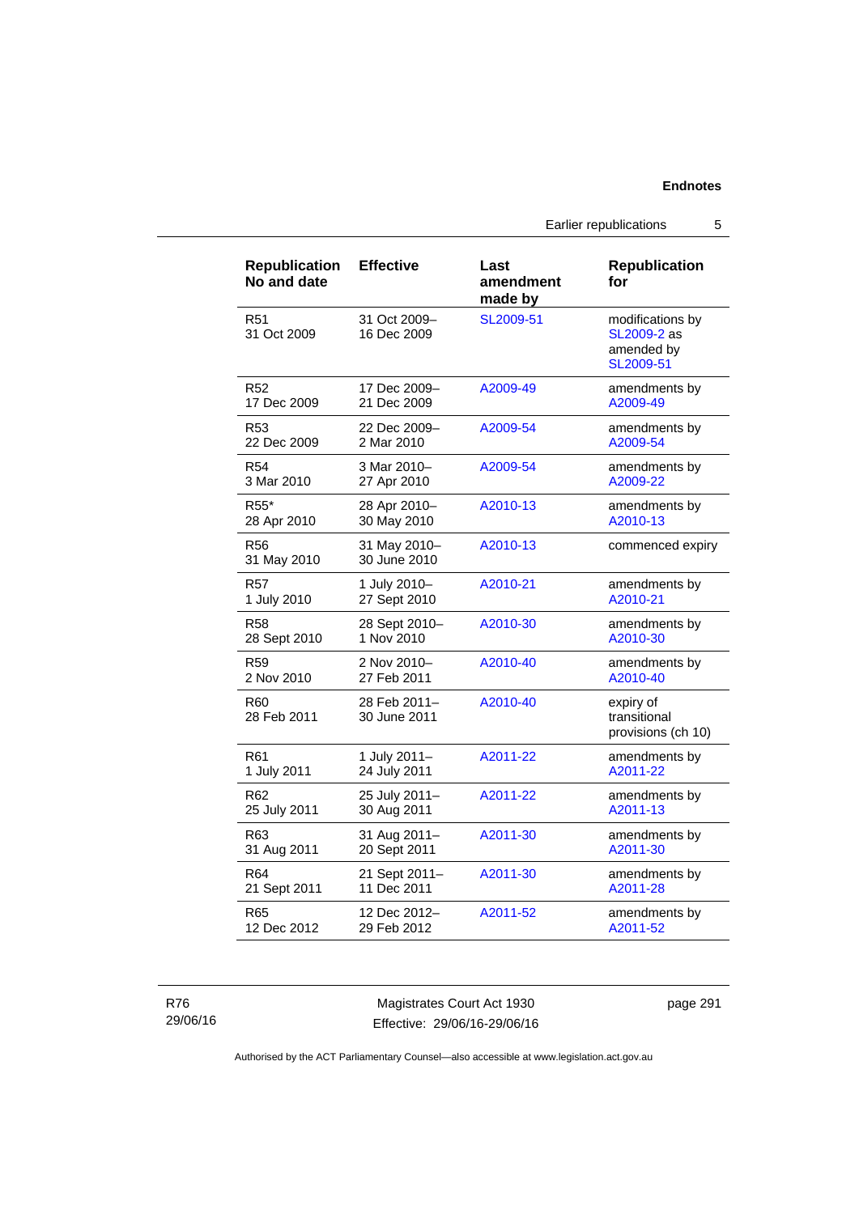| Republication No and date | Effective | Last amendment made by | Republication for |
|---|---|---|---|
| R51 31 Oct 2009 | 31 Oct 2009– 16 Dec 2009 | SL2009-51 | modifications by SL2009-2 as amended by SL2009-51 |
| R52 17 Dec 2009 | 17 Dec 2009– 21 Dec 2009 | A2009-49 | amendments by A2009-49 |
| R53 22 Dec 2009 | 22 Dec 2009– 2 Mar 2010 | A2009-54 | amendments by A2009-54 |
| R54 3 Mar 2010 | 3 Mar 2010– 27 Apr 2010 | A2009-54 | amendments by A2009-22 |
| R55* 28 Apr 2010 | 28 Apr 2010– 30 May 2010 | A2010-13 | amendments by A2010-13 |
| R56 31 May 2010 | 31 May 2010– 30 June 2010 | A2010-13 | commenced expiry |
| R57 1 July 2010 | 1 July 2010– 27 Sept 2010 | A2010-21 | amendments by A2010-21 |
| R58 28 Sept 2010 | 28 Sept 2010– 1 Nov 2010 | A2010-30 | amendments by A2010-30 |
| R59 2 Nov 2010 | 2 Nov 2010– 27 Feb 2011 | A2010-40 | amendments by A2010-40 |
| R60 28 Feb 2011 | 28 Feb 2011– 30 June 2011 | A2010-40 | expiry of transitional provisions (ch 10) |
| R61 1 July 2011 | 1 July 2011– 24 July 2011 | A2011-22 | amendments by A2011-22 |
| R62 25 July 2011 | 25 July 2011– 30 Aug 2011 | A2011-22 | amendments by A2011-13 |
| R63 31 Aug 2011 | 31 Aug 2011– 20 Sept 2011 | A2011-30 | amendments by A2011-30 |
| R64 21 Sept 2011 | 21 Sept 2011– 11 Dec 2011 | A2011-30 | amendments by A2011-28 |
| R65 12 Dec 2012 | 12 Dec 2012– 29 Feb 2012 | A2011-52 | amendments by A2011-52 |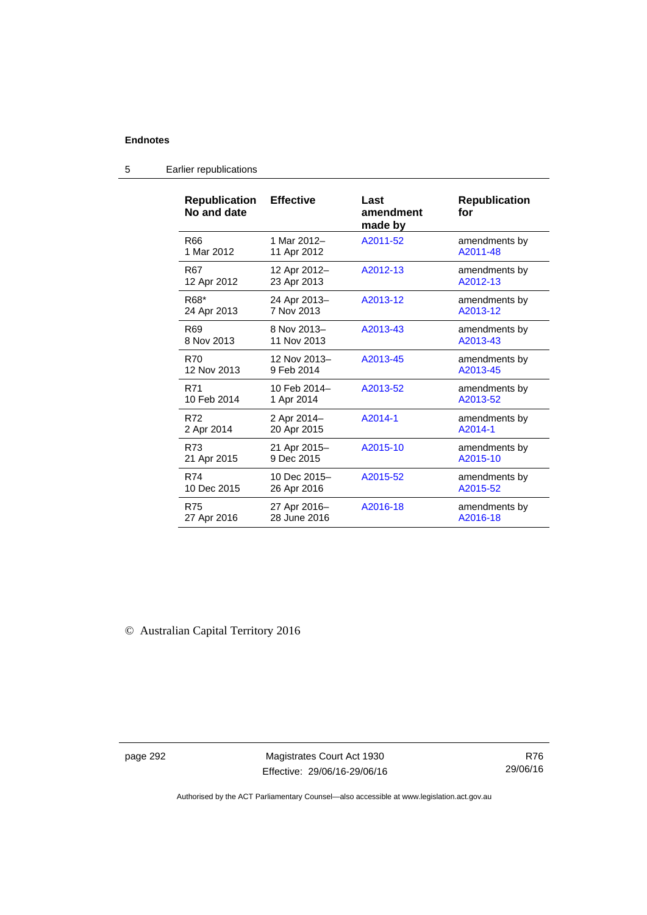## Endnotes

5 Earlier republications

| Republication No and date | Effective | Last amendment made by | Republication for |
|---|---|---|---|
| R66<br>1 Mar 2012 | 1 Mar 2012–<br>11 Apr 2012 | A2011-52 | amendments by A2011-48 |
| R67<br>12 Apr 2012 | 12 Apr 2012–<br>23 Apr 2013 | A2012-13 | amendments by A2012-13 |
| R68*<br>24 Apr 2013 | 24 Apr 2013–<br>7 Nov 2013 | A2013-12 | amendments by A2013-12 |
| R69<br>8 Nov 2013 | 8 Nov 2013–<br>11 Nov 2013 | A2013-43 | amendments by A2013-43 |
| R70<br>12 Nov 2013 | 12 Nov 2013–<br>9 Feb 2014 | A2013-45 | amendments by A2013-45 |
| R71<br>10 Feb 2014 | 10 Feb 2014–<br>1 Apr 2014 | A2013-52 | amendments by A2013-52 |
| R72<br>2 Apr 2014 | 2 Apr 2014–<br>20 Apr 2015 | A2014-1 | amendments by A2014-1 |
| R73<br>21 Apr 2015 | 21 Apr 2015–<br>9 Dec 2015 | A2015-10 | amendments by A2015-10 |
| R74<br>10 Dec 2015 | 10 Dec 2015–<br>26 Apr 2016 | A2015-52 | amendments by A2015-52 |
| R75<br>27 Apr 2016 | 27 Apr 2016–<br>28 June 2016 | A2016-18 | amendments by A2016-18 |

© Australian Capital Territory 2016